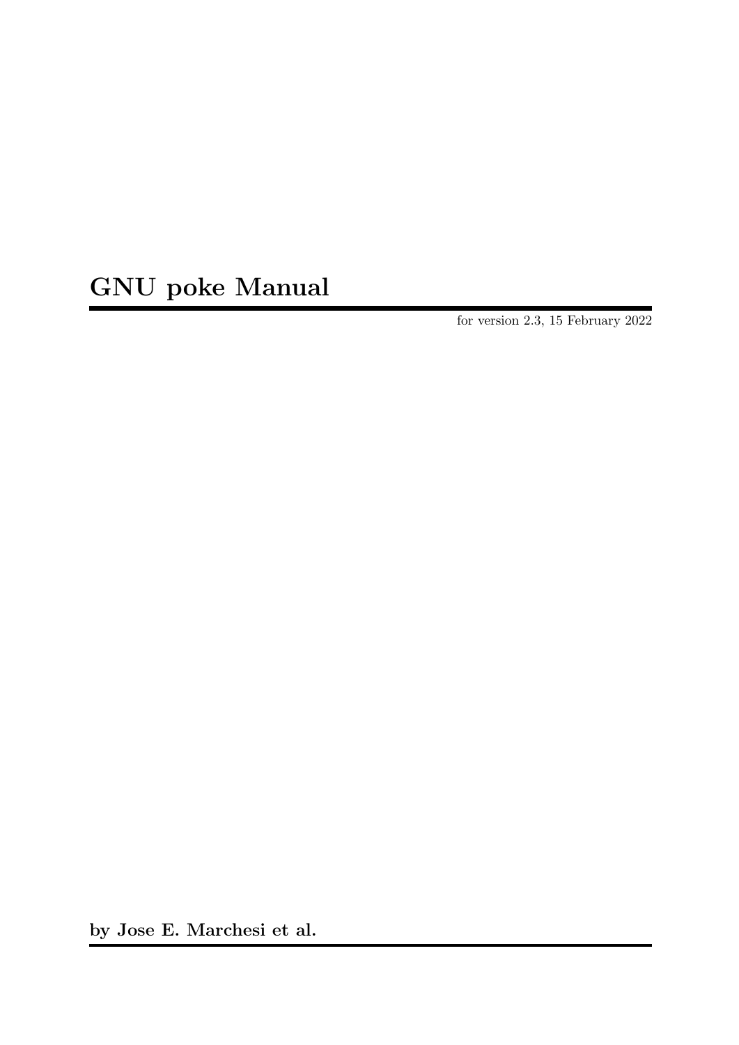# GNU poke Manual

for version 2.3, 15 February 2022

**by Jose E. Marchesi et al.**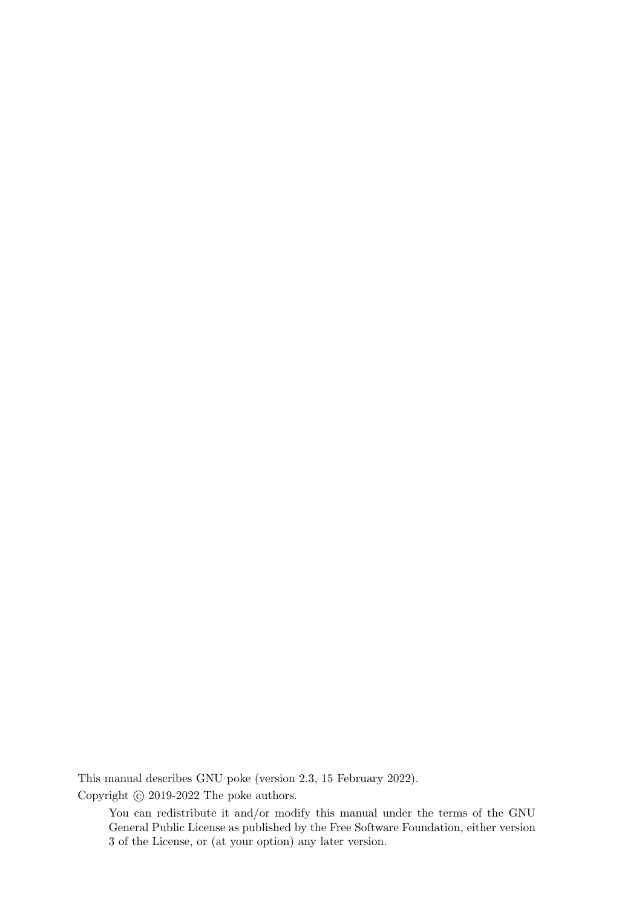This manual describes GNU poke (version 2.3, 15 February 2022).

Copyright © 2019-2022 The poke authors.

> You can redistribute it and/or modify this manual under the terms of the GNU General Public License as published by the Free Software Foundation, either version 3 of the License, or (at your option) any later version.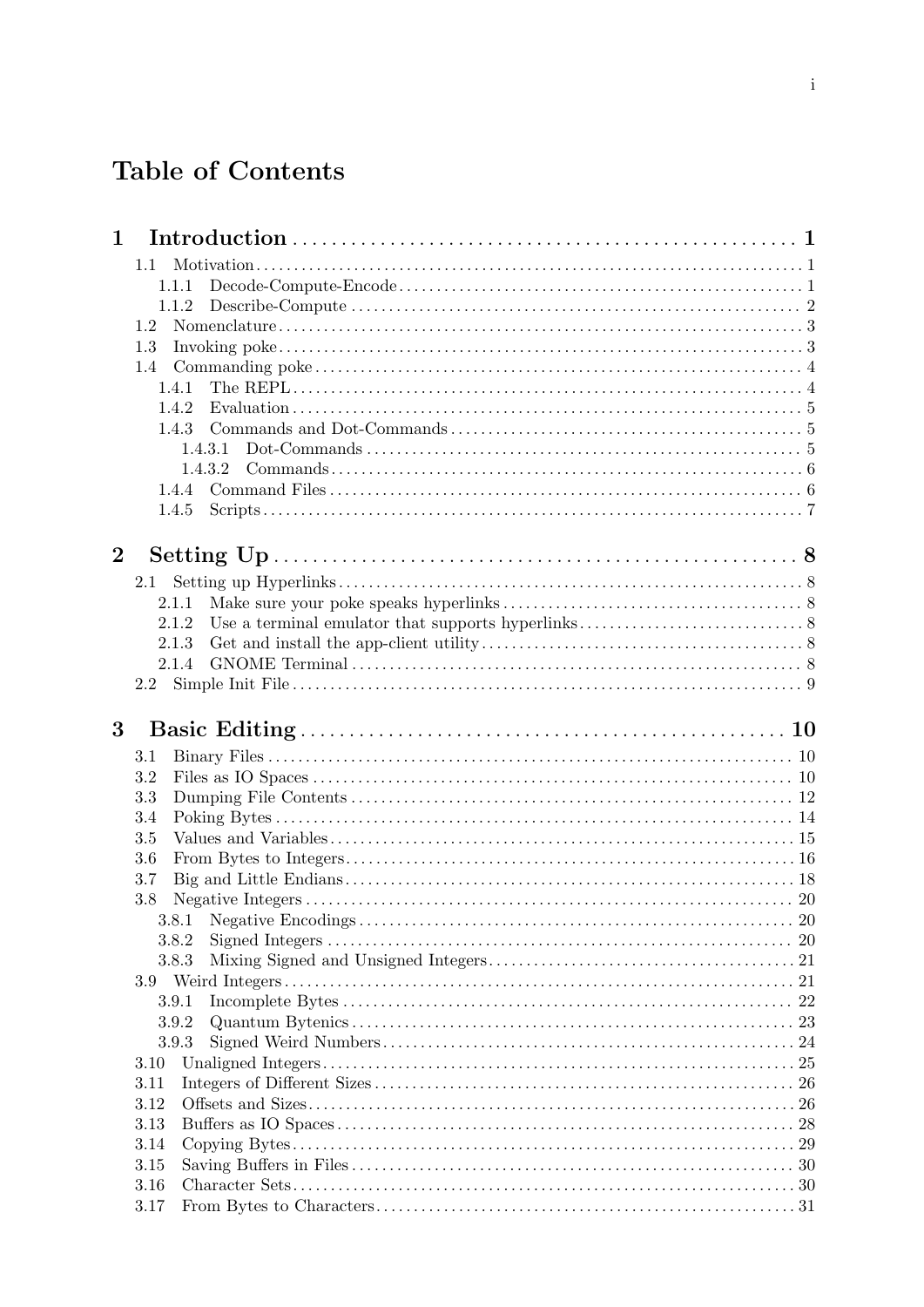# Table of Contents

**1 Introduction** .................................................... **1**

- 1.1 Motivation ........................................................ 1
  - 1.1.1 Decode-Compute-Encode ................................... 1
  - 1.1.2 Describe-Compute ......................................... 2
- 1.2 Nomenclature ..................................................... 3
- 1.3 Invoking poke ..................................................... 3
- 1.4 Commanding poke ............................................... 4
  - 1.4.1 The REPL ................................................... 4
  - 1.4.2 Evaluation ................................................. 5
  - 1.4.3 Commands and Dot-Commands ........................... 5
    - 1.4.3.1 Dot-Commands ........................................ 5
    - 1.4.3.2 Commands ............................................. 6
  - 1.4.4 Command Files ............................................ 6
  - 1.4.5 Scripts ....................................................... 7

**2 Setting Up** ...................................................... **8**

- 2.1 Setting up Hyperlinks ........................................... 8
  - 2.1.1 Make sure your poke speaks hyperlinks ................. 8
  - 2.1.2 Use a terminal emulator that supports hyperlinks ...... 8
  - 2.1.3 Get and install the app-client utility .................... 8
  - 2.1.4 GNOME Terminal ........................................... 8
- 2.2 Simple Init File .................................................. 9

**3 Basic Editing** ................................................. **10**

- 3.1 Binary Files ..................................................... 10
- 3.2 Files as IO Spaces .............................................. 10
- 3.3 Dumping File Contents ......................................... 12
- 3.4 Poking Bytes ..................................................... 14
- 3.5 Values and Variables ............................................ 15
- 3.6 From Bytes to Integers .......................................... 16
- 3.7 Big and Little Endians .......................................... 18
- 3.8 Negative Integers ............................................... 20
  - 3.8.1 Negative Encodings ....................................... 20
  - 3.8.2 Signed Integers ............................................ 20
  - 3.8.3 Mixing Signed and Unsigned Integers .................... 21
- 3.9 Weird Integers ................................................... 21
  - 3.9.1 Incomplete Bytes .......................................... 22
  - 3.9.2 Quantum Bytenics ......................................... 23
  - 3.9.3 Signed Weird Numbers .................................... 24
- 3.10 Unaligned Integers ............................................. 25
- 3.11 Integers of Different Sizes .................................... 26
- 3.12 Offsets and Sizes ............................................... 26
- 3.13 Buffers as IO Spaces .......................................... 28
- 3.14 Copying Bytes .................................................. 29
- 3.15 Saving Buffers in Files ........................................ 30
- 3.16 Character Sets .................................................. 30
- 3.17 From Bytes to Characters ..................................... 31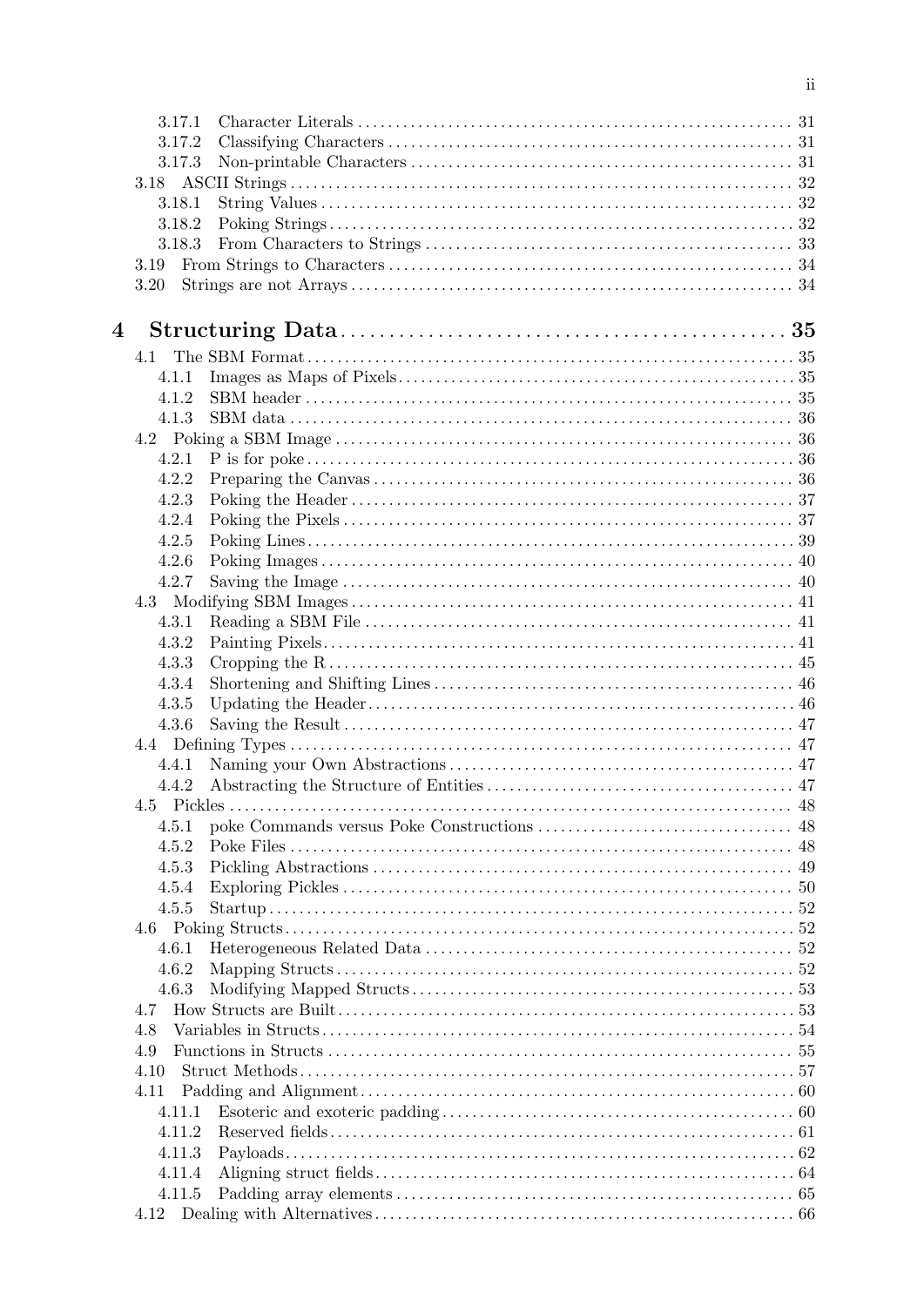3.17.1 Character Literals ........................................................... 31
3.17.2 Classifying Characters ....................................................... 31
3.17.3 Non-printable Characters ..................................................... 31
3.18 ASCII Strings .................................................................. 32
3.18.1 String Values ................................................................ 32
3.18.2 Poking Strings ............................................................... 32
3.18.3 From Characters to Strings ................................................... 33
3.19 From Strings to Characters ..................................................... 34
3.20 Strings are not Arrays .......................................................... 34

**4 Structuring Data ............................................... 35**

4.1 The SBM Format ................................................................... 35
4.1.1 Images as Maps of Pixels ...................................................... 35
4.1.2 SBM header ...................................................................... 35
4.1.3 SBM data ........................................................................ 36
4.2 Poking a SBM Image ................................................................ 36
4.2.1 P is for poke .................................................................... 36
4.2.2 Preparing the Canvas ........................................................... 36
4.2.3 Poking the Header .............................................................. 37
4.2.4 Poking the Pixels ............................................................... 37
4.2.5 Poking Lines ..................................................................... 39
4.2.6 Poking Images ................................................................... 40
4.2.7 Saving the Image ................................................................ 40
4.3 Modifying SBM Images ............................................................. 41
4.3.1 Reading a SBM File ............................................................. 41
4.3.2 Painting Pixels .................................................................. 41
4.3.3 Cropping the R .................................................................. 45
4.3.4 Shortening and Shifting Lines .................................................. 46
4.3.5 Updating the Header ............................................................ 46
4.3.6 Saving the Result ............................................................... 47
4.4 Defining Types ..................................................................... 47
4.4.1 Naming your Own Abstractions ................................................ 47
4.4.2 Abstracting the Structure of Entities .......................................... 47
4.5 Pickles ............................................................................ 48
4.5.1 poke Commands versus Poke Constructions .................................... 48
4.5.2 Poke Files ........................................................................ 48
4.5.3 Pickling Abstractions ............................................................ 49
4.5.4 Exploring Pickles ................................................................ 50
4.5.5 Startup ........................................................................... 52
4.6 Poking Structs ..................................................................... 52
4.6.1 Heterogeneous Related Data .................................................... 52
4.6.2 Mapping Structs ................................................................. 52
4.6.3 Modifying Mapped Structs ...................................................... 53
4.7 How Structs are Built .............................................................. 53
4.8 Variables in Structs ................................................................ 54
4.9 Functions in Structs ................................................................ 55
4.10 Struct Methods .................................................................... 57
4.11 Padding and Alignment ........................................................... 60
4.11.1 Esoteric and exoteric padding ................................................. 60
4.11.2 Reserved fields ................................................................. 61
4.11.3 Payloads ........................................................................ 62
4.11.4 Aligning struct fields .......................................................... 64
4.11.5 Padding array elements ....................................................... 65
4.12 Dealing with Alternatives ........................................................ 66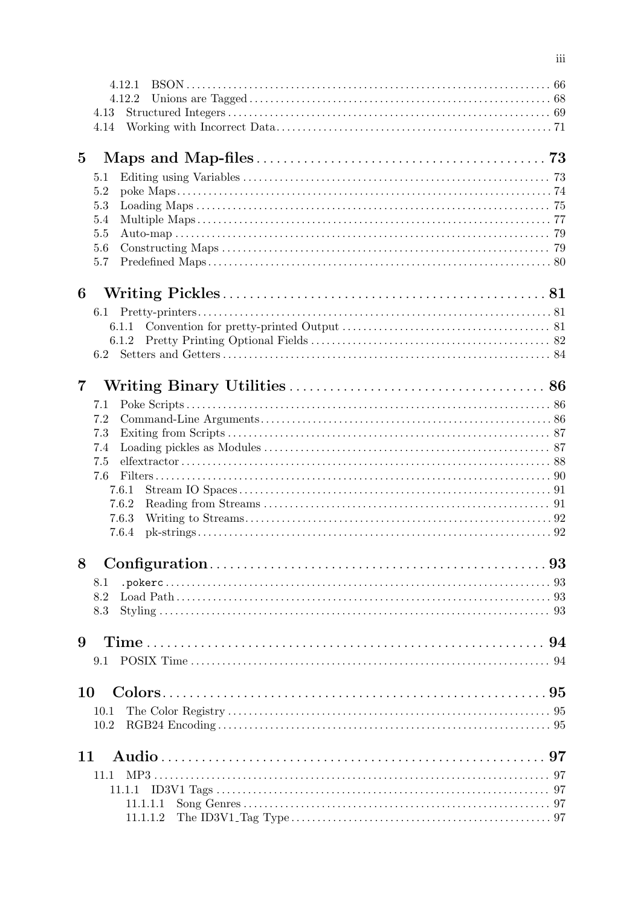4.12.1 BSON ..... 66
4.12.2 Unions are Tagged ..... 68
4.13 Structured Integers ..... 69
4.14 Working with Incorrect Data ..... 71

**5 Maps and Map-files ..... 73**

5.1 Editing using Variables ..... 73
5.2 poke Maps ..... 74
5.3 Loading Maps ..... 75
5.4 Multiple Maps ..... 77
5.5 Auto-map ..... 79
5.6 Constructing Maps ..... 79
5.7 Predefined Maps ..... 80

**6 Writing Pickles ..... 81**

6.1 Pretty-printers ..... 81
6.1.1 Convention for pretty-printed Output ..... 81
6.1.2 Pretty Printing Optional Fields ..... 82
6.2 Setters and Getters ..... 84

**7 Writing Binary Utilities ..... 86**

7.1 Poke Scripts ..... 86
7.2 Command-Line Arguments ..... 86
7.3 Exiting from Scripts ..... 87
7.4 Loading pickles as Modules ..... 87
7.5 elfextractor ..... 88
7.6 Filters ..... 90
7.6.1 Stream IO Spaces ..... 91
7.6.2 Reading from Streams ..... 91
7.6.3 Writing to Streams ..... 92
7.6.4 pk-strings ..... 92

**8 Configuration ..... 93**

8.1 `.pokerc` ..... 93
8.2 Load Path ..... 93
8.3 Styling ..... 93

**9 Time ..... 94**

9.1 POSIX Time ..... 94

**10 Colors ..... 95**

10.1 The Color Registry ..... 95
10.2 RGB24 Encoding ..... 95

**11 Audio ..... 97**

11.1 MP3 ..... 97
11.1.1 ID3V1 Tags ..... 97
11.1.1.1 Song Genres ..... 97
11.1.1.2 The ID3V1_Tag Type ..... 97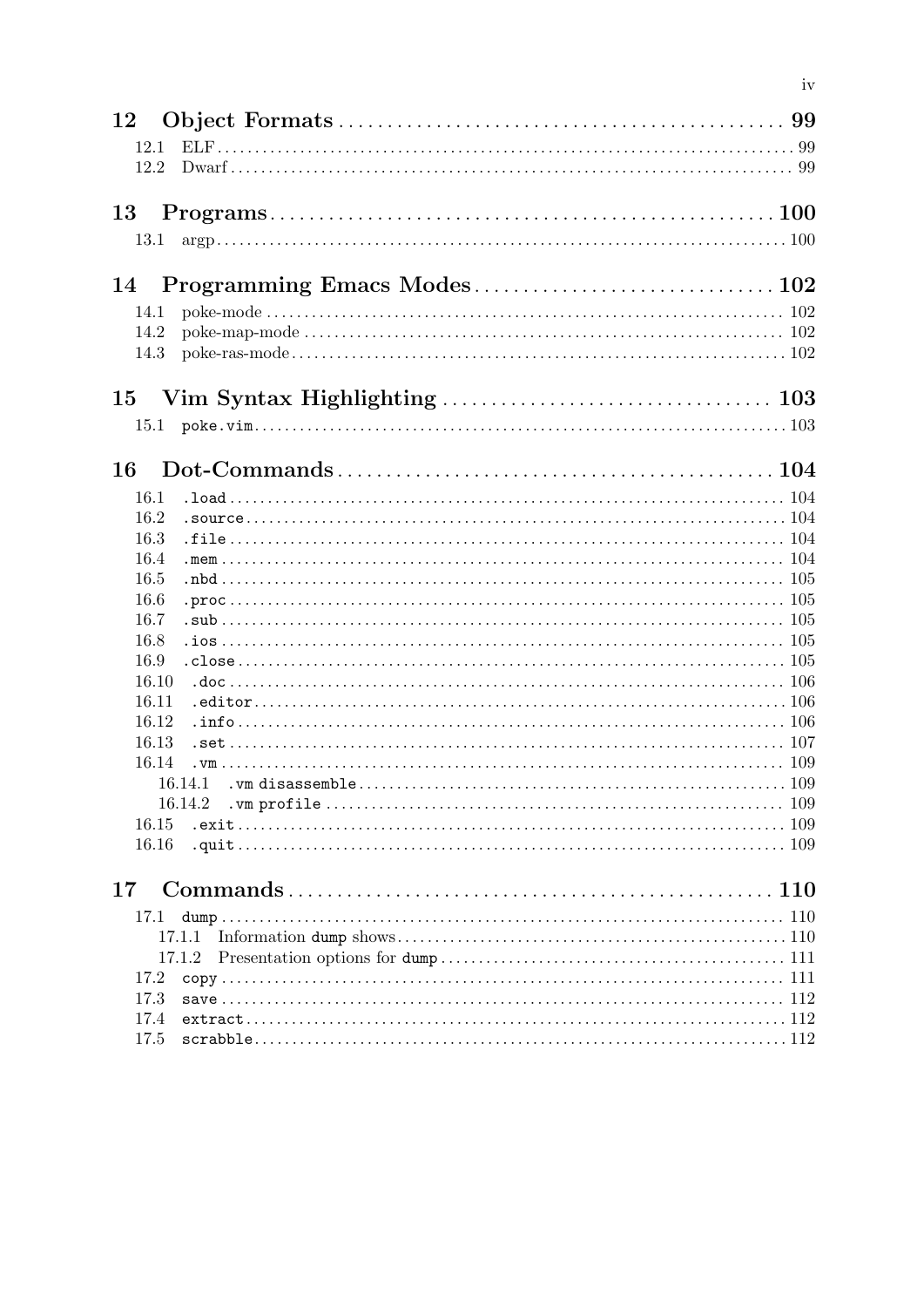**12 Object Formats** .......... 99

- 12.1 ELF .......... 99
- 12.2 Dwarf .......... 99

**13 Programs** .......... 100

- 13.1 argp .......... 100

**14 Programming Emacs Modes** .......... 102

- 14.1 poke-mode .......... 102
- 14.2 poke-map-mode .......... 102
- 14.3 poke-ras-mode .......... 102

**15 Vim Syntax Highlighting** .......... 103

- 15.1 `poke.vim` .......... 103

**16 Dot-Commands** .......... 104

- 16.1 `.load` .......... 104
- 16.2 `.source` .......... 104
- 16.3 `.file` .......... 104
- 16.4 `.mem` .......... 104
- 16.5 `.nbd` .......... 105
- 16.6 `.proc` .......... 105
- 16.7 `.sub` .......... 105
- 16.8 `.ios` .......... 105
- 16.9 `.close` .......... 105
- 16.10 `.doc` .......... 106
- 16.11 `.editor` .......... 106
- 16.12 `.info` .......... 106
- 16.13 `.set` .......... 107
- 16.14 `.vm` .......... 109
  - 16.14.1 `.vm disassemble` .......... 109
  - 16.14.2 `.vm profile` .......... 109
- 16.15 `.exit` .......... 109
- 16.16 `.quit` .......... 109

**17 Commands** .......... 110

- 17.1 `dump` .......... 110
  - 17.1.1 Information `dump` shows .......... 110
  - 17.1.2 Presentation options for `dump` .......... 111
- 17.2 `copy` .......... 111
- 17.3 `save` .......... 112
- 17.4 `extract` .......... 112
- 17.5 `scrabble` .......... 112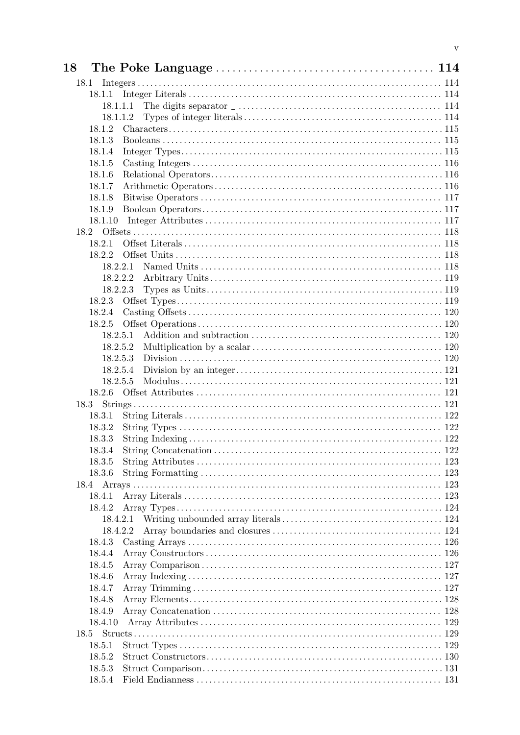**18 The Poke Language** ........ 114

- 18.1 Integers ........ 114
  - 18.1.1 Integer Literals ........ 114
    - 18.1.1.1 The digits separator _ ........ 114
    - 18.1.1.2 Types of integer literals ........ 114
  - 18.1.2 Characters ........ 115
  - 18.1.3 Booleans ........ 115
  - 18.1.4 Integer Types ........ 115
  - 18.1.5 Casting Integers ........ 116
  - 18.1.6 Relational Operators ........ 116
  - 18.1.7 Arithmetic Operators ........ 116
  - 18.1.8 Bitwise Operators ........ 117
  - 18.1.9 Boolean Operators ........ 117
  - 18.1.10 Integer Attributes ........ 117
- 18.2 Offsets ........ 118
  - 18.2.1 Offset Literals ........ 118
  - 18.2.2 Offset Units ........ 118
    - 18.2.2.1 Named Units ........ 118
    - 18.2.2.2 Arbitrary Units ........ 119
    - 18.2.2.3 Types as Units ........ 119
  - 18.2.3 Offset Types ........ 119
  - 18.2.4 Casting Offsets ........ 120
  - 18.2.5 Offset Operations ........ 120
    - 18.2.5.1 Addition and subtraction ........ 120
    - 18.2.5.2 Multiplication by a scalar ........ 120
    - 18.2.5.3 Division ........ 120
    - 18.2.5.4 Division by an integer ........ 121
    - 18.2.5.5 Modulus ........ 121
  - 18.2.6 Offset Attributes ........ 121
- 18.3 Strings ........ 121
  - 18.3.1 String Literals ........ 122
  - 18.3.2 String Types ........ 122
  - 18.3.3 String Indexing ........ 122
  - 18.3.4 String Concatenation ........ 122
  - 18.3.5 String Attributes ........ 123
  - 18.3.6 String Formatting ........ 123
- 18.4 Arrays ........ 123
  - 18.4.1 Array Literals ........ 123
  - 18.4.2 Array Types ........ 124
    - 18.4.2.1 Writing unbounded array literals ........ 124
    - 18.4.2.2 Array boundaries and closures ........ 124
  - 18.4.3 Casting Arrays ........ 126
  - 18.4.4 Array Constructors ........ 126
  - 18.4.5 Array Comparison ........ 127
  - 18.4.6 Array Indexing ........ 127
  - 18.4.7 Array Trimming ........ 127
  - 18.4.8 Array Elements ........ 128
  - 18.4.9 Array Concatenation ........ 128
  - 18.4.10 Array Attributes ........ 129
- 18.5 Structs ........ 129
  - 18.5.1 Struct Types ........ 129
  - 18.5.2 Struct Constructors ........ 130
  - 18.5.3 Struct Comparison ........ 131
  - 18.5.4 Field Endianness ........ 131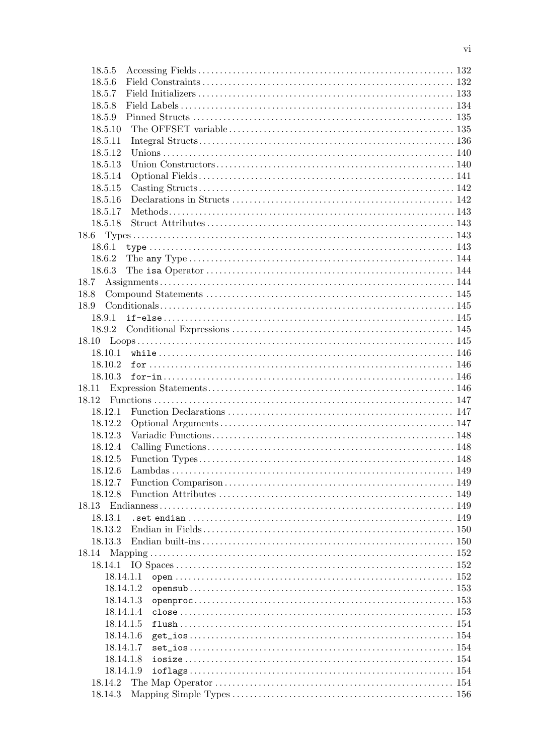- 18.5.5 Accessing Fields ... 132
- 18.5.6 Field Constraints ... 132
- 18.5.7 Field Initializers ... 133
- 18.5.8 Field Labels ... 134
- 18.5.9 Pinned Structs ... 135
- 18.5.10 The OFFSET variable ... 135
- 18.5.11 Integral Structs ... 136
- 18.5.12 Unions ... 140
- 18.5.13 Union Constructors ... 140
- 18.5.14 Optional Fields ... 141
- 18.5.15 Casting Structs ... 142
- 18.5.16 Declarations in Structs ... 142
- 18.5.17 Methods ... 143
- 18.5.18 Struct Attributes ... 143

18.6 Types ... 143
- 18.6.1 `type` ... 143
- 18.6.2 The `any` Type ... 144
- 18.6.3 The `isa` Operator ... 144

18.7 Assignments ... 144

18.8 Compound Statements ... 145

18.9 Conditionals ... 145
- 18.9.1 `if-else` ... 145
- 18.9.2 Conditional Expressions ... 145

18.10 Loops ... 145
- 18.10.1 `while` ... 146
- 18.10.2 `for` ... 146
- 18.10.3 `for-in` ... 146

18.11 Expression Statements ... 146

18.12 Functions ... 147
- 18.12.1 Function Declarations ... 147
- 18.12.2 Optional Arguments ... 147
- 18.12.3 Variadic Functions ... 148
- 18.12.4 Calling Functions ... 148
- 18.12.5 Function Types ... 148
- 18.12.6 Lambdas ... 149
- 18.12.7 Function Comparison ... 149
- 18.12.8 Function Attributes ... 149

18.13 Endianness ... 149
- 18.13.1 `.set endian` ... 149
- 18.13.2 Endian in Fields ... 150
- 18.13.3 Endian built-ins ... 150

18.14 Mapping ... 152
- 18.14.1 IO Spaces ... 152
  - 18.14.1.1 `open` ... 152
  - 18.14.1.2 `opensub` ... 153
  - 18.14.1.3 `openproc` ... 153
  - 18.14.1.4 `close` ... 153
  - 18.14.1.5 `flush` ... 154
  - 18.14.1.6 `get_ios` ... 154
  - 18.14.1.7 `set_ios` ... 154
  - 18.14.1.8 `iosize` ... 154
  - 18.14.1.9 `ioflags` ... 154
- 18.14.2 The Map Operator ... 154
- 18.14.3 Mapping Simple Types ... 156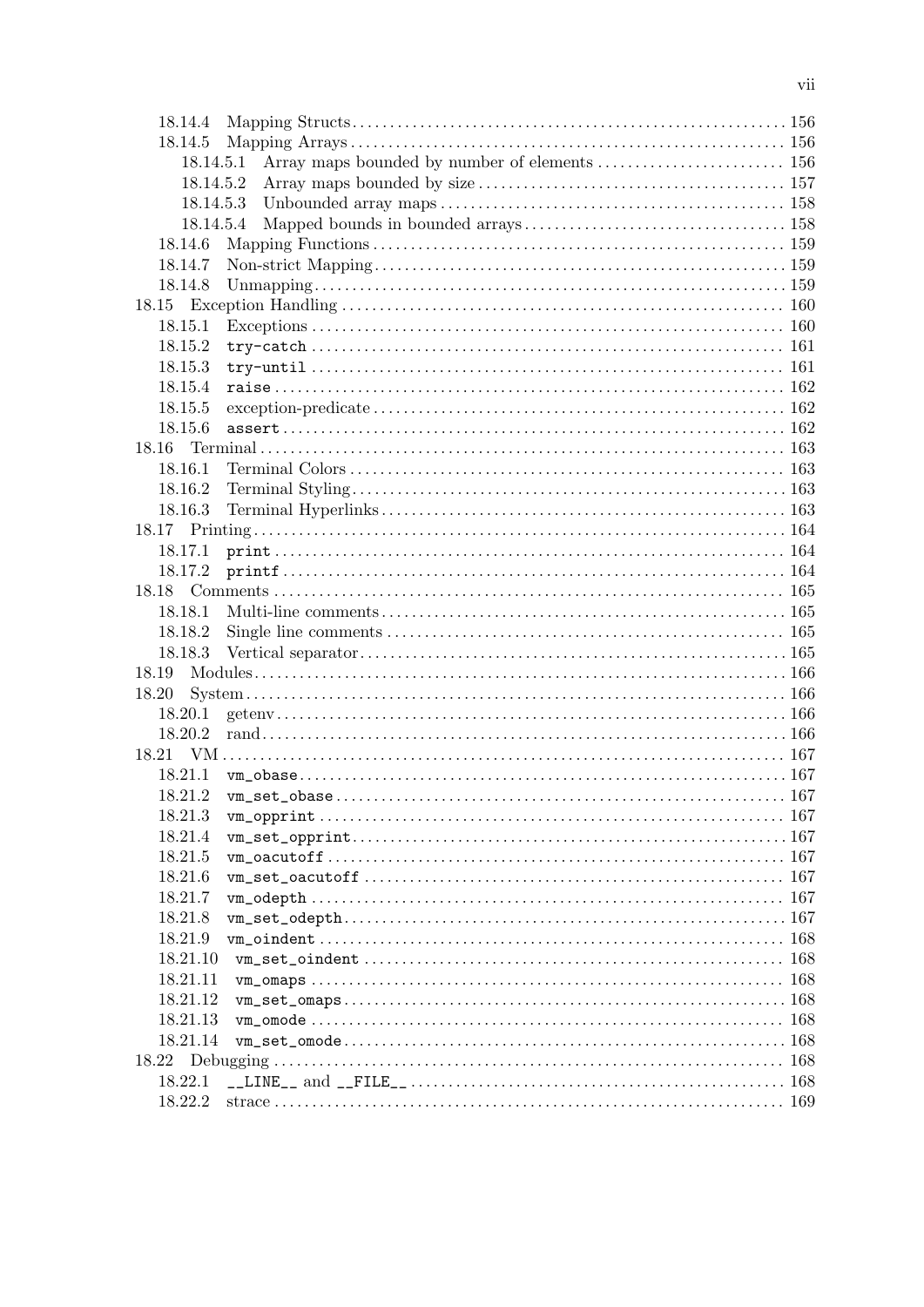- 18.14.4 Mapping Structs ..... 156
- 18.14.5 Mapping Arrays ..... 156
  - 18.14.5.1 Array maps bounded by number of elements ..... 156
  - 18.14.5.2 Array maps bounded by size ..... 157
  - 18.14.5.3 Unbounded array maps ..... 158
  - 18.14.5.4 Mapped bounds in bounded arrays ..... 158
- 18.14.6 Mapping Functions ..... 159
- 18.14.7 Non-strict Mapping ..... 159
- 18.14.8 Unmapping ..... 159

18.15 Exception Handling ..... 160
- 18.15.1 Exceptions ..... 160
- 18.15.2 `try-catch` ..... 161
- 18.15.3 `try-until` ..... 161
- 18.15.4 `raise` ..... 162
- 18.15.5 exception-predicate ..... 162
- 18.15.6 `assert` ..... 162

18.16 Terminal ..... 163
- 18.16.1 Terminal Colors ..... 163
- 18.16.2 Terminal Styling ..... 163
- 18.16.3 Terminal Hyperlinks ..... 163

18.17 Printing ..... 164
- 18.17.1 `print` ..... 164
- 18.17.2 `printf` ..... 164

18.18 Comments ..... 165
- 18.18.1 Multi-line comments ..... 165
- 18.18.2 Single line comments ..... 165
- 18.18.3 Vertical separator ..... 165

18.19 Modules ..... 166

18.20 System ..... 166
- 18.20.1 getenv ..... 166
- 18.20.2 rand ..... 166

18.21 VM ..... 167
- 18.21.1 `vm_obase` ..... 167
- 18.21.2 `vm_set_obase` ..... 167
- 18.21.3 `vm_opprint` ..... 167
- 18.21.4 `vm_set_opprint` ..... 167
- 18.21.5 `vm_oacutoff` ..... 167
- 18.21.6 `vm_set_oacutoff` ..... 167
- 18.21.7 `vm_odepth` ..... 167
- 18.21.8 `vm_set_odepth` ..... 167
- 18.21.9 `vm_oindent` ..... 168
- 18.21.10 `vm_set_oindent` ..... 168
- 18.21.11 `vm_omaps` ..... 168
- 18.21.12 `vm_set_omaps` ..... 168
- 18.21.13 `vm_omode` ..... 168
- 18.21.14 `vm_set_omode` ..... 168

18.22 Debugging ..... 168
- 18.22.1 `__LINE__` and `__FILE__` ..... 168
- 18.22.2 strace ..... 169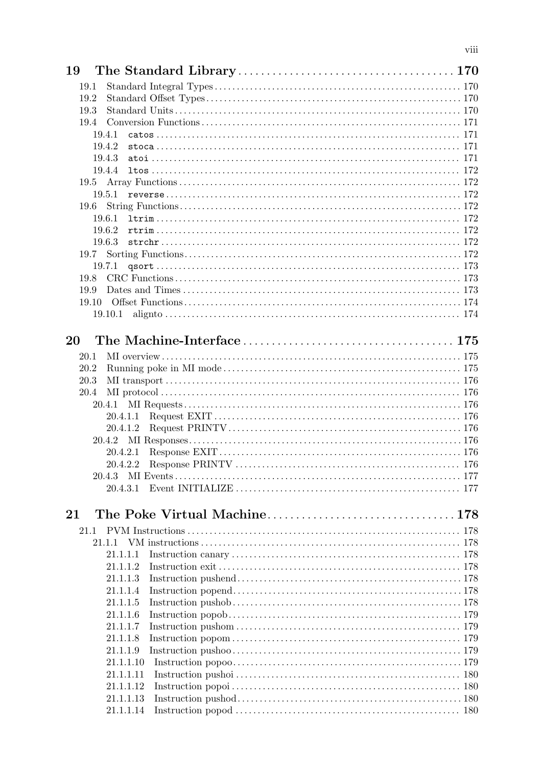**19 The Standard Library** . . . . . . . . . . . . . . . . . . . . . . . . . . . . . . . . . . . . . . 170

- 19.1 Standard Integral Types . . . . . . . . . . . . . . . . . . . . . . . . . . . . . . . . . . . . . . . . 170
- 19.2 Standard Offset Types . . . . . . . . . . . . . . . . . . . . . . . . . . . . . . . . . . . . . . . . . 170
- 19.3 Standard Units . . . . . . . . . . . . . . . . . . . . . . . . . . . . . . . . . . . . . . . . . . . . . . . 170
- 19.4 Conversion Functions . . . . . . . . . . . . . . . . . . . . . . . . . . . . . . . . . . . . . . . . . . 171
  - 19.4.1 `catos` . . . . . . . . . . . . . . . . . . . . . . . . . . . . . . . . . . . . . . . . . . . . . . . . 171
  - 19.4.2 `stoca` . . . . . . . . . . . . . . . . . . . . . . . . . . . . . . . . . . . . . . . . . . . . . . . . 171
  - 19.4.3 `atoi` . . . . . . . . . . . . . . . . . . . . . . . . . . . . . . . . . . . . . . . . . . . . . . . . . 171
  - 19.4.4 `ltos` . . . . . . . . . . . . . . . . . . . . . . . . . . . . . . . . . . . . . . . . . . . . . . . . . 172
- 19.5 Array Functions . . . . . . . . . . . . . . . . . . . . . . . . . . . . . . . . . . . . . . . . . . . . . 172
  - 19.5.1 `reverse` . . . . . . . . . . . . . . . . . . . . . . . . . . . . . . . . . . . . . . . . . . . . . . 172
- 19.6 String Functions . . . . . . . . . . . . . . . . . . . . . . . . . . . . . . . . . . . . . . . . . . . . . 172
  - 19.6.1 `ltrim` . . . . . . . . . . . . . . . . . . . . . . . . . . . . . . . . . . . . . . . . . . . . . . . . 172
  - 19.6.2 `rtrim` . . . . . . . . . . . . . . . . . . . . . . . . . . . . . . . . . . . . . . . . . . . . . . . . 172
  - 19.6.3 `strchr` . . . . . . . . . . . . . . . . . . . . . . . . . . . . . . . . . . . . . . . . . . . . . . . 172
- 19.7 Sorting Functions . . . . . . . . . . . . . . . . . . . . . . . . . . . . . . . . . . . . . . . . . . . . 172
  - 19.7.1 `qsort` . . . . . . . . . . . . . . . . . . . . . . . . . . . . . . . . . . . . . . . . . . . . . . . . 173
- 19.8 CRC Functions . . . . . . . . . . . . . . . . . . . . . . . . . . . . . . . . . . . . . . . . . . . . . . 173
- 19.9 Dates and Times . . . . . . . . . . . . . . . . . . . . . . . . . . . . . . . . . . . . . . . . . . . . 173
- 19.10 Offset Functions . . . . . . . . . . . . . . . . . . . . . . . . . . . . . . . . . . . . . . . . . . . . 174
  - 19.10.1 alignto . . . . . . . . . . . . . . . . . . . . . . . . . . . . . . . . . . . . . . . . . . . . . . . 174

**20 The Machine-Interface** . . . . . . . . . . . . . . . . . . . . . . . . . . . . . . . . . . . . 175

- 20.1 MI overview . . . . . . . . . . . . . . . . . . . . . . . . . . . . . . . . . . . . . . . . . . . . . . . . . 175
- 20.2 Running poke in MI mode . . . . . . . . . . . . . . . . . . . . . . . . . . . . . . . . . . . . . . 175
- 20.3 MI transport . . . . . . . . . . . . . . . . . . . . . . . . . . . . . . . . . . . . . . . . . . . . . . . . 176
- 20.4 MI protocol . . . . . . . . . . . . . . . . . . . . . . . . . . . . . . . . . . . . . . . . . . . . . . . . . 176
  - 20.4.1 MI Requests . . . . . . . . . . . . . . . . . . . . . . . . . . . . . . . . . . . . . . . . . . . . . 176
    - 20.4.1.1 Request EXIT . . . . . . . . . . . . . . . . . . . . . . . . . . . . . . . . . . . . . . . 176
    - 20.4.1.2 Request PRINTV . . . . . . . . . . . . . . . . . . . . . . . . . . . . . . . . . . . . 176
  - 20.4.2 MI Responses . . . . . . . . . . . . . . . . . . . . . . . . . . . . . . . . . . . . . . . . . . . 176
    - 20.4.2.1 Response EXIT . . . . . . . . . . . . . . . . . . . . . . . . . . . . . . . . . . . . . . 176
    - 20.4.2.2 Response PRINTV . . . . . . . . . . . . . . . . . . . . . . . . . . . . . . . . . . . 176
  - 20.4.3 MI Events . . . . . . . . . . . . . . . . . . . . . . . . . . . . . . . . . . . . . . . . . . . . . . 177
    - 20.4.3.1 Event INITIALIZE . . . . . . . . . . . . . . . . . . . . . . . . . . . . . . . . . . . 177

**21 The Poke Virtual Machine** . . . . . . . . . . . . . . . . . . . . . . . . . . . . . . . . 178

- 21.1 PVM Instructions . . . . . . . . . . . . . . . . . . . . . . . . . . . . . . . . . . . . . . . . . . . . 178
  - 21.1.1 VM instructions . . . . . . . . . . . . . . . . . . . . . . . . . . . . . . . . . . . . . . . . . . 178
    - 21.1.1.1 Instruction canary . . . . . . . . . . . . . . . . . . . . . . . . . . . . . . . . . . . . 178
    - 21.1.1.2 Instruction exit . . . . . . . . . . . . . . . . . . . . . . . . . . . . . . . . . . . . . . . 178
    - 21.1.1.3 Instruction pushend . . . . . . . . . . . . . . . . . . . . . . . . . . . . . . . . . . . 178
    - 21.1.1.4 Instruction popend . . . . . . . . . . . . . . . . . . . . . . . . . . . . . . . . . . . . 178
    - 21.1.1.5 Instruction pushob . . . . . . . . . . . . . . . . . . . . . . . . . . . . . . . . . . . . 178
    - 21.1.1.6 Instruction popob . . . . . . . . . . . . . . . . . . . . . . . . . . . . . . . . . . . . . 179
    - 21.1.1.7 Instruction pushom . . . . . . . . . . . . . . . . . . . . . . . . . . . . . . . . . . . 179
    - 21.1.1.8 Instruction popom . . . . . . . . . . . . . . . . . . . . . . . . . . . . . . . . . . . . 179
    - 21.1.1.9 Instruction pushoo . . . . . . . . . . . . . . . . . . . . . . . . . . . . . . . . . . . . 179
    - 21.1.1.10 Instruction popoo . . . . . . . . . . . . . . . . . . . . . . . . . . . . . . . . . . . 179
    - 21.1.1.11 Instruction pushoi . . . . . . . . . . . . . . . . . . . . . . . . . . . . . . . . . . . 180
    - 21.1.1.12 Instruction popoi . . . . . . . . . . . . . . . . . . . . . . . . . . . . . . . . . . . . 180
    - 21.1.1.13 Instruction pushod . . . . . . . . . . . . . . . . . . . . . . . . . . . . . . . . . . 180
    - 21.1.1.14 Instruction popod . . . . . . . . . . . . . . . . . . . . . . . . . . . . . . . . . . . 180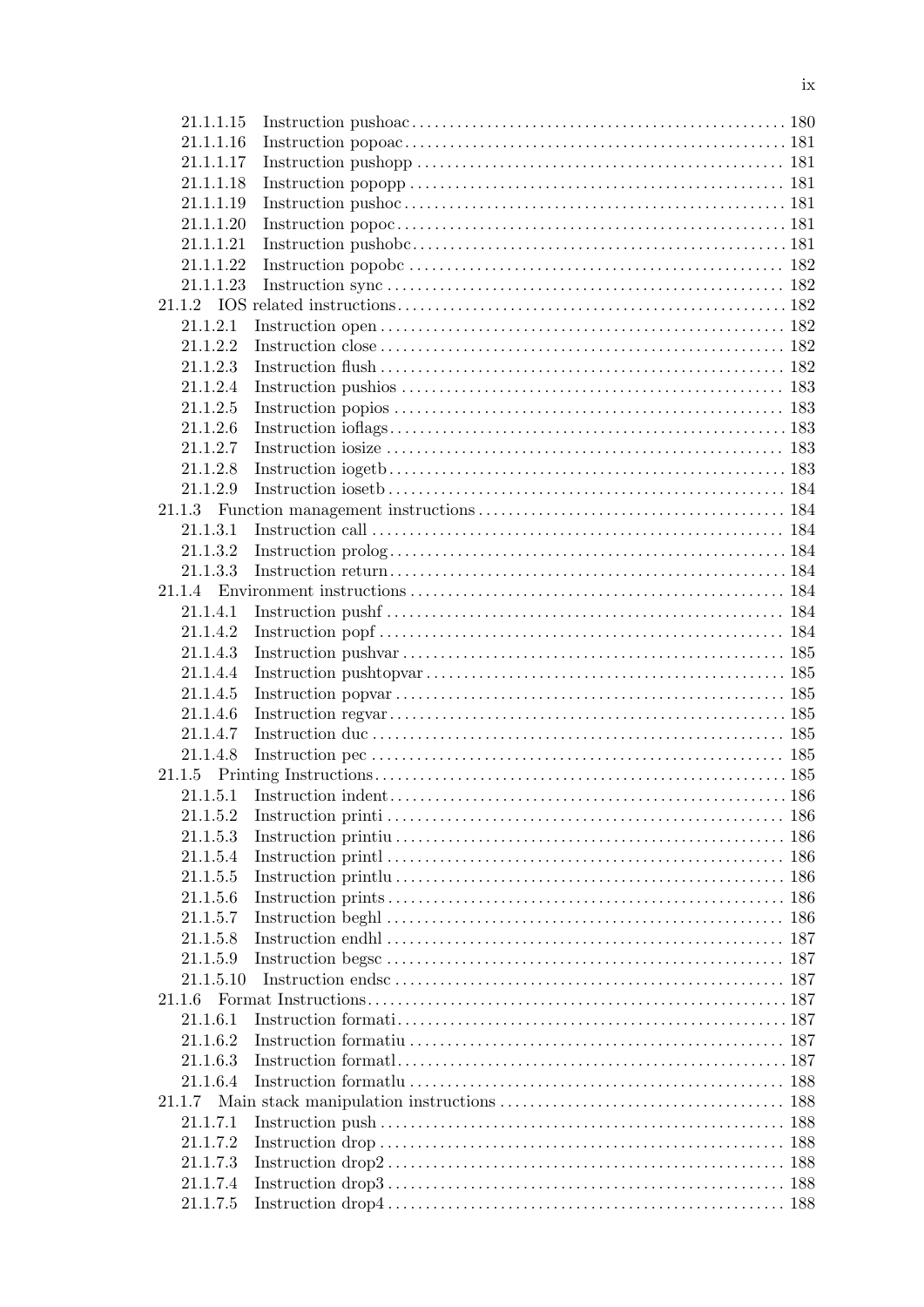21.1.1.15 Instruction pushoac ..... 180
21.1.1.16 Instruction popoac ..... 181
21.1.1.17 Instruction pushopp ..... 181
21.1.1.18 Instruction popopp ..... 181
21.1.1.19 Instruction pushoc ..... 181
21.1.1.20 Instruction popoc ..... 181
21.1.1.21 Instruction pushobc ..... 181
21.1.1.22 Instruction popobc ..... 182
21.1.1.23 Instruction sync ..... 182
21.1.2 IOS related instructions ..... 182
21.1.2.1 Instruction open ..... 182
21.1.2.2 Instruction close ..... 182
21.1.2.3 Instruction flush ..... 182
21.1.2.4 Instruction pushios ..... 183
21.1.2.5 Instruction popios ..... 183
21.1.2.6 Instruction ioflags ..... 183
21.1.2.7 Instruction iosize ..... 183
21.1.2.8 Instruction iogetb ..... 183
21.1.2.9 Instruction iosetb ..... 184
21.1.3 Function management instructions ..... 184
21.1.3.1 Instruction call ..... 184
21.1.3.2 Instruction prolog ..... 184
21.1.3.3 Instruction return ..... 184
21.1.4 Environment instructions ..... 184
21.1.4.1 Instruction pushf ..... 184
21.1.4.2 Instruction popf ..... 184
21.1.4.3 Instruction pushvar ..... 185
21.1.4.4 Instruction pushtopvar ..... 185
21.1.4.5 Instruction popvar ..... 185
21.1.4.6 Instruction regvar ..... 185
21.1.4.7 Instruction duc ..... 185
21.1.4.8 Instruction pec ..... 185
21.1.5 Printing Instructions ..... 185
21.1.5.1 Instruction indent ..... 186
21.1.5.2 Instruction printi ..... 186
21.1.5.3 Instruction printiu ..... 186
21.1.5.4 Instruction printl ..... 186
21.1.5.5 Instruction printlu ..... 186
21.1.5.6 Instruction prints ..... 186
21.1.5.7 Instruction beghl ..... 186
21.1.5.8 Instruction endhl ..... 187
21.1.5.9 Instruction begsc ..... 187
21.1.5.10 Instruction endsc ..... 187
21.1.6 Format Instructions ..... 187
21.1.6.1 Instruction formati ..... 187
21.1.6.2 Instruction formatiu ..... 187
21.1.6.3 Instruction formatl ..... 187
21.1.6.4 Instruction formatlu ..... 188
21.1.7 Main stack manipulation instructions ..... 188
21.1.7.1 Instruction push ..... 188
21.1.7.2 Instruction drop ..... 188
21.1.7.3 Instruction drop2 ..... 188
21.1.7.4 Instruction drop3 ..... 188
21.1.7.5 Instruction drop4 ..... 188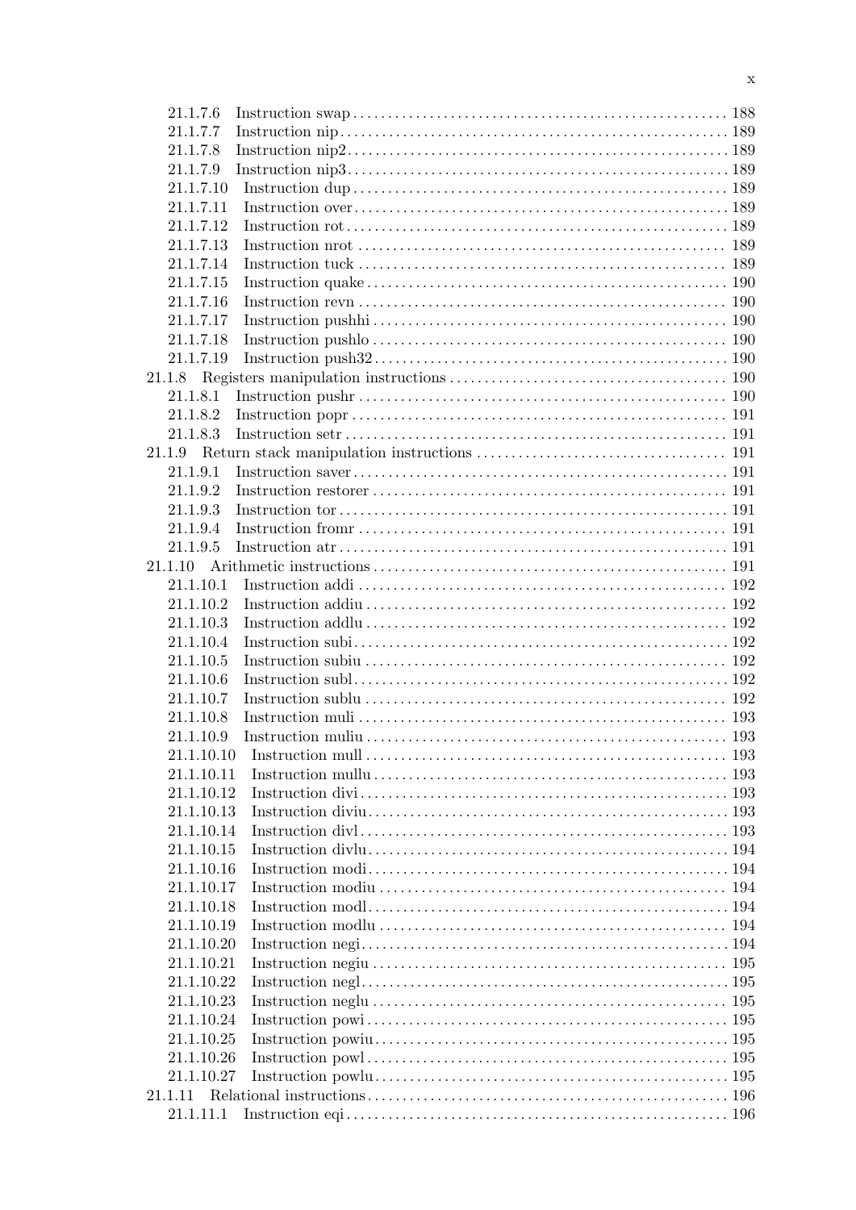21.1.7.6 Instruction swap ..... 188
21.1.7.7 Instruction nip ..... 189
21.1.7.8 Instruction nip2 ..... 189
21.1.7.9 Instruction nip3 ..... 189
21.1.7.10 Instruction dup ..... 189
21.1.7.11 Instruction over ..... 189
21.1.7.12 Instruction rot ..... 189
21.1.7.13 Instruction nrot ..... 189
21.1.7.14 Instruction tuck ..... 189
21.1.7.15 Instruction quake ..... 190
21.1.7.16 Instruction revn ..... 190
21.1.7.17 Instruction pushhi ..... 190
21.1.7.18 Instruction pushlo ..... 190
21.1.7.19 Instruction push32 ..... 190
21.1.8 Registers manipulation instructions ..... 190
21.1.8.1 Instruction pushr ..... 190
21.1.8.2 Instruction popr ..... 191
21.1.8.3 Instruction setr ..... 191
21.1.9 Return stack manipulation instructions ..... 191
21.1.9.1 Instruction saver ..... 191
21.1.9.2 Instruction restorer ..... 191
21.1.9.3 Instruction tor ..... 191
21.1.9.4 Instruction fromr ..... 191
21.1.9.5 Instruction atr ..... 191
21.1.10 Arithmetic instructions ..... 191
21.1.10.1 Instruction addi ..... 192
21.1.10.2 Instruction addiu ..... 192
21.1.10.3 Instruction addlu ..... 192
21.1.10.4 Instruction subi ..... 192
21.1.10.5 Instruction subiu ..... 192
21.1.10.6 Instruction subl ..... 192
21.1.10.7 Instruction sublu ..... 192
21.1.10.8 Instruction muli ..... 193
21.1.10.9 Instruction muliu ..... 193
21.1.10.10 Instruction mull ..... 193
21.1.10.11 Instruction mullu ..... 193
21.1.10.12 Instruction divi ..... 193
21.1.10.13 Instruction diviu ..... 193
21.1.10.14 Instruction divl ..... 193
21.1.10.15 Instruction divlu ..... 194
21.1.10.16 Instruction modi ..... 194
21.1.10.17 Instruction modiu ..... 194
21.1.10.18 Instruction modl ..... 194
21.1.10.19 Instruction modlu ..... 194
21.1.10.20 Instruction negi ..... 194
21.1.10.21 Instruction negiu ..... 195
21.1.10.22 Instruction negl ..... 195
21.1.10.23 Instruction neglu ..... 195
21.1.10.24 Instruction powi ..... 195
21.1.10.25 Instruction powiu ..... 195
21.1.10.26 Instruction powl ..... 195
21.1.10.27 Instruction powlu ..... 195
21.1.11 Relational instructions ..... 196
21.1.11.1 Instruction eqi ..... 196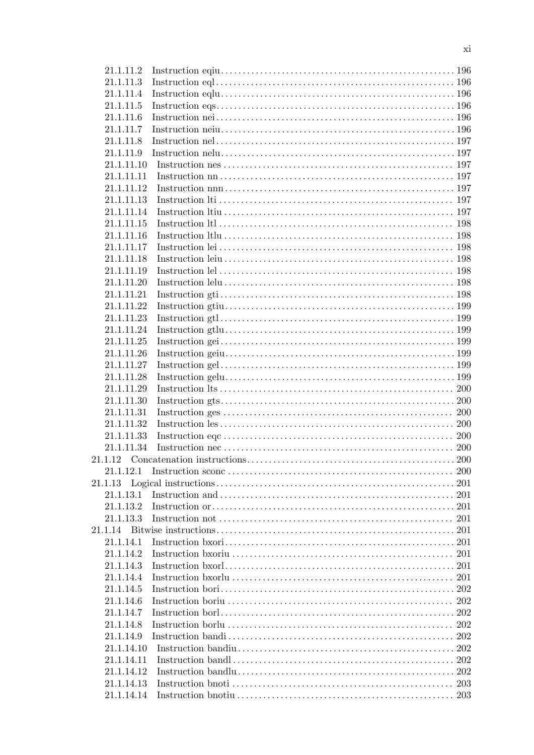21.1.11.2 Instruction eqiu ..... 196
21.1.11.3 Instruction eql ..... 196
21.1.11.4 Instruction eqlu ..... 196
21.1.11.5 Instruction eqs ..... 196
21.1.11.6 Instruction nei ..... 196
21.1.11.7 Instruction neiu ..... 196
21.1.11.8 Instruction nel ..... 197
21.1.11.9 Instruction nelu ..... 197
21.1.11.10 Instruction nes ..... 197
21.1.11.11 Instruction nn ..... 197
21.1.11.12 Instruction nnn ..... 197
21.1.11.13 Instruction lti ..... 197
21.1.11.14 Instruction ltiu ..... 197
21.1.11.15 Instruction ltl ..... 198
21.1.11.16 Instruction ltlu ..... 198
21.1.11.17 Instruction lei ..... 198
21.1.11.18 Instruction leiu ..... 198
21.1.11.19 Instruction lel ..... 198
21.1.11.20 Instruction lelu ..... 198
21.1.11.21 Instruction gti ..... 198
21.1.11.22 Instruction gtiu ..... 199
21.1.11.23 Instruction gtl ..... 199
21.1.11.24 Instruction gtlu ..... 199
21.1.11.25 Instruction gei ..... 199
21.1.11.26 Instruction geiu ..... 199
21.1.11.27 Instruction gel ..... 199
21.1.11.28 Instruction gelu ..... 199
21.1.11.29 Instruction lts ..... 200
21.1.11.30 Instruction gts ..... 200
21.1.11.31 Instruction ges ..... 200
21.1.11.32 Instruction les ..... 200
21.1.11.33 Instruction eqc ..... 200
21.1.11.34 Instruction nec ..... 200
21.1.12 Concatenation instructions ..... 200
21.1.12.1 Instruction sconc ..... 200
21.1.13 Logical instructions ..... 201
21.1.13.1 Instruction and ..... 201
21.1.13.2 Instruction or ..... 201
21.1.13.3 Instruction not ..... 201
21.1.14 Bitwise instructions ..... 201
21.1.14.1 Instruction bxori ..... 201
21.1.14.2 Instruction bxoriu ..... 201
21.1.14.3 Instruction bxorl ..... 201
21.1.14.4 Instruction bxorlu ..... 201
21.1.14.5 Instruction bori ..... 202
21.1.14.6 Instruction boriu ..... 202
21.1.14.7 Instruction borl ..... 202
21.1.14.8 Instruction borlu ..... 202
21.1.14.9 Instruction bandi ..... 202
21.1.14.10 Instruction bandiu ..... 202
21.1.14.11 Instruction bandl ..... 202
21.1.14.12 Instruction bandlu ..... 202
21.1.14.13 Instruction bnoti ..... 203
21.1.14.14 Instruction bnotiu ..... 203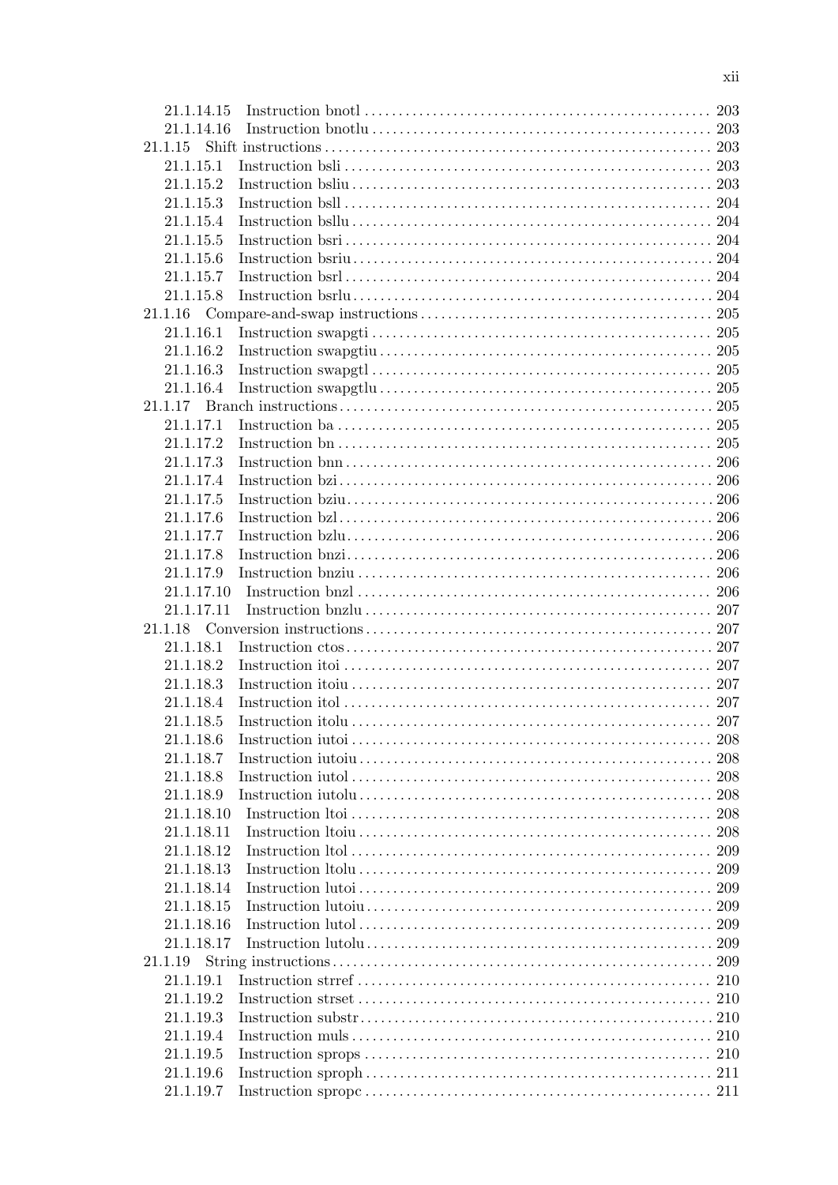21.1.14.15 Instruction bnotl ........ 203
21.1.14.16 Instruction bnotlu ........ 203
21.1.15 Shift instructions ........ 203
21.1.15.1 Instruction bsli ........ 203
21.1.15.2 Instruction bsliu ........ 203
21.1.15.3 Instruction bsll ........ 204
21.1.15.4 Instruction bsllu ........ 204
21.1.15.5 Instruction bsri ........ 204
21.1.15.6 Instruction bsriu ........ 204
21.1.15.7 Instruction bsrl ........ 204
21.1.15.8 Instruction bsrlu ........ 204
21.1.16 Compare-and-swap instructions ........ 205
21.1.16.1 Instruction swapgti ........ 205
21.1.16.2 Instruction swapgtiu ........ 205
21.1.16.3 Instruction swapgtl ........ 205
21.1.16.4 Instruction swapgtlu ........ 205
21.1.17 Branch instructions ........ 205
21.1.17.1 Instruction ba ........ 205
21.1.17.2 Instruction bn ........ 205
21.1.17.3 Instruction bnn ........ 206
21.1.17.4 Instruction bzi ........ 206
21.1.17.5 Instruction bziu ........ 206
21.1.17.6 Instruction bzl ........ 206
21.1.17.7 Instruction bzlu ........ 206
21.1.17.8 Instruction bnzi ........ 206
21.1.17.9 Instruction bnziu ........ 206
21.1.17.10 Instruction bnzl ........ 206
21.1.17.11 Instruction bnzlu ........ 207
21.1.18 Conversion instructions ........ 207
21.1.18.1 Instruction ctos ........ 207
21.1.18.2 Instruction itoi ........ 207
21.1.18.3 Instruction itoiu ........ 207
21.1.18.4 Instruction itol ........ 207
21.1.18.5 Instruction itolu ........ 207
21.1.18.6 Instruction iutoi ........ 208
21.1.18.7 Instruction iutoiu ........ 208
21.1.18.8 Instruction iutol ........ 208
21.1.18.9 Instruction iutolu ........ 208
21.1.18.10 Instruction ltoi ........ 208
21.1.18.11 Instruction ltoiu ........ 208
21.1.18.12 Instruction ltol ........ 209
21.1.18.13 Instruction ltolu ........ 209
21.1.18.14 Instruction lutoi ........ 209
21.1.18.15 Instruction lutoiu ........ 209
21.1.18.16 Instruction lutol ........ 209
21.1.18.17 Instruction lutolu ........ 209
21.1.19 String instructions ........ 209
21.1.19.1 Instruction strref ........ 210
21.1.19.2 Instruction strset ........ 210
21.1.19.3 Instruction substr ........ 210
21.1.19.4 Instruction muls ........ 210
21.1.19.5 Instruction sprops ........ 210
21.1.19.6 Instruction sproph ........ 211
21.1.19.7 Instruction spropc ........ 211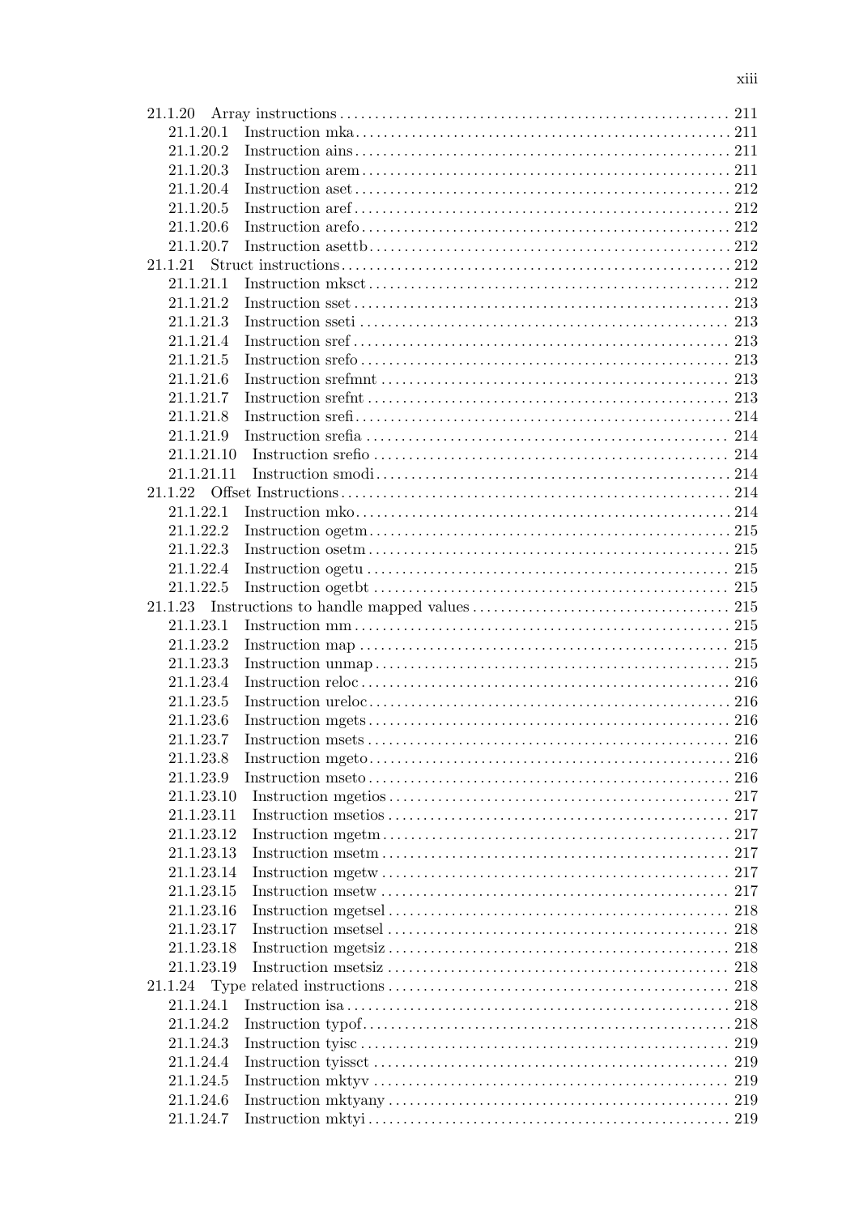- 21.1.20 Array instructions . . . . . 211
  - 21.1.20.1 Instruction mka . . . . . 211
  - 21.1.20.2 Instruction ains . . . . . 211
  - 21.1.20.3 Instruction arem . . . . . 211
  - 21.1.20.4 Instruction aset . . . . . 212
  - 21.1.20.5 Instruction aref . . . . . 212
  - 21.1.20.6 Instruction arefo . . . . . 212
  - 21.1.20.7 Instruction asettb . . . . . 212
- 21.1.21 Struct instructions . . . . . 212
  - 21.1.21.1 Instruction mksct . . . . . 212
  - 21.1.21.2 Instruction sset . . . . . 213
  - 21.1.21.3 Instruction sseti . . . . . 213
  - 21.1.21.4 Instruction sref . . . . . 213
  - 21.1.21.5 Instruction srefo . . . . . 213
  - 21.1.21.6 Instruction srefmnt . . . . . 213
  - 21.1.21.7 Instruction srefnt . . . . . 213
  - 21.1.21.8 Instruction srefi . . . . . 214
  - 21.1.21.9 Instruction srefia . . . . . 214
  - 21.1.21.10 Instruction srefio . . . . . 214
  - 21.1.21.11 Instruction smodi . . . . . 214
- 21.1.22 Offset Instructions . . . . . 214
  - 21.1.22.1 Instruction mko . . . . . 214
  - 21.1.22.2 Instruction ogetm . . . . . 215
  - 21.1.22.3 Instruction osetm . . . . . 215
  - 21.1.22.4 Instruction ogetu . . . . . 215
  - 21.1.22.5 Instruction ogetbt . . . . . 215
- 21.1.23 Instructions to handle mapped values . . . . . 215
  - 21.1.23.1 Instruction mm . . . . . 215
  - 21.1.23.2 Instruction map . . . . . 215
  - 21.1.23.3 Instruction unmap . . . . . 215
  - 21.1.23.4 Instruction reloc . . . . . 216
  - 21.1.23.5 Instruction ureloc . . . . . 216
  - 21.1.23.6 Instruction mgets . . . . . 216
  - 21.1.23.7 Instruction msets . . . . . 216
  - 21.1.23.8 Instruction mgeto . . . . . 216
  - 21.1.23.9 Instruction mseto . . . . . 216
  - 21.1.23.10 Instruction mgetios . . . . . 217
  - 21.1.23.11 Instruction msetios . . . . . 217
  - 21.1.23.12 Instruction mgetm . . . . . 217
  - 21.1.23.13 Instruction msetm . . . . . 217
  - 21.1.23.14 Instruction mgetw . . . . . 217
  - 21.1.23.15 Instruction msetw . . . . . 217
  - 21.1.23.16 Instruction mgetsel . . . . . 218
  - 21.1.23.17 Instruction msetsel . . . . . 218
  - 21.1.23.18 Instruction mgetsiz . . . . . 218
  - 21.1.23.19 Instruction msetsiz . . . . . 218
- 21.1.24 Type related instructions . . . . . 218
  - 21.1.24.1 Instruction isa . . . . . 218
  - 21.1.24.2 Instruction typof . . . . . 218
  - 21.1.24.3 Instruction tyisc . . . . . 219
  - 21.1.24.4 Instruction tyissct . . . . . 219
  - 21.1.24.5 Instruction mktyv . . . . . 219
  - 21.1.24.6 Instruction mktyany . . . . . 219
  - 21.1.24.7 Instruction mktyi . . . . . 219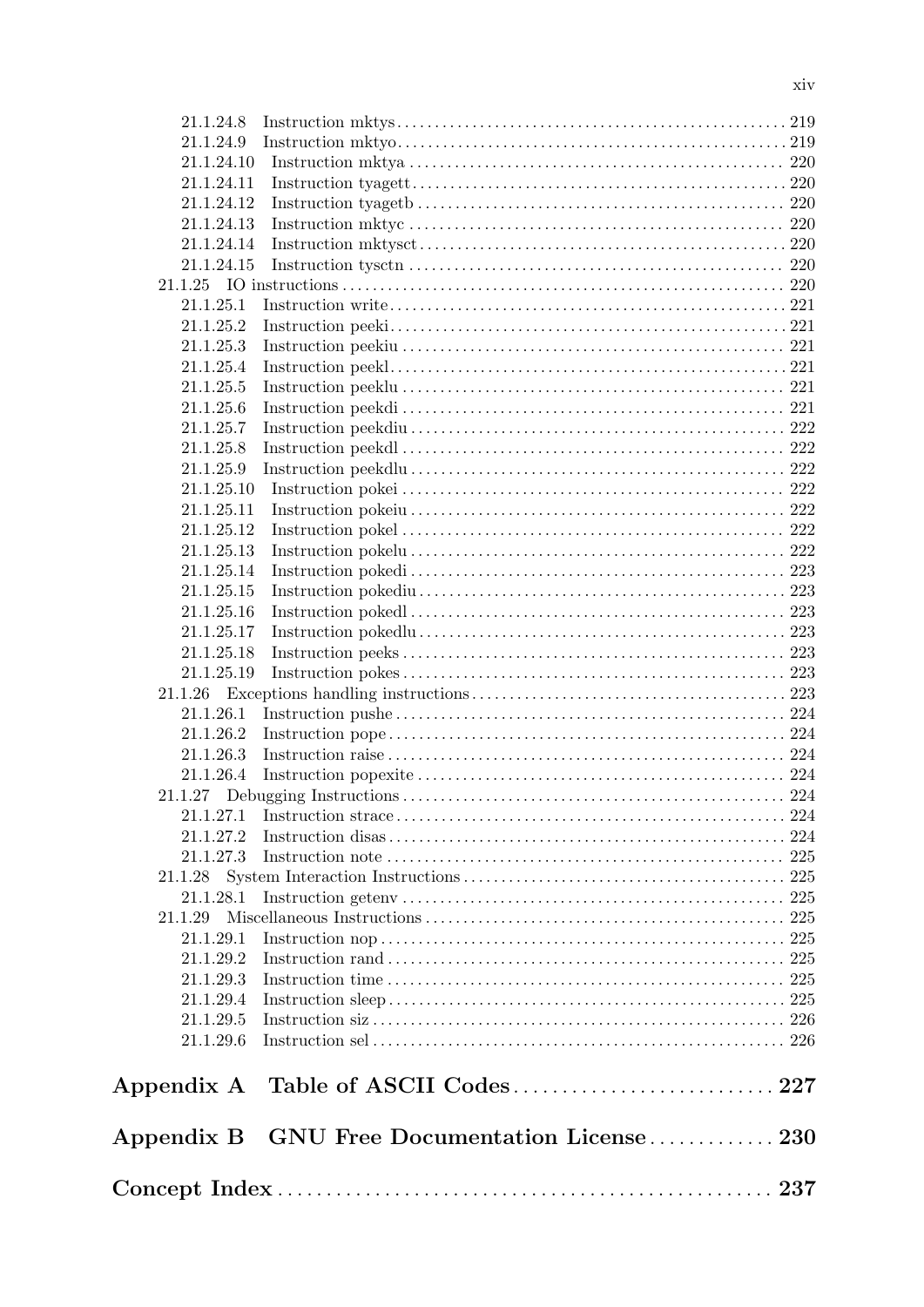21.1.24.8 Instruction mktys . . . . . . . . . . . . . . . . . . . . . . . . . . . . . . . . . . . . . . . . . . . . . . . . 219
21.1.24.9 Instruction mktyo . . . . . . . . . . . . . . . . . . . . . . . . . . . . . . . . . . . . . . . . . . . . . . . . 219
21.1.24.10 Instruction mktya . . . . . . . . . . . . . . . . . . . . . . . . . . . . . . . . . . . . . . . . . . . . . . . 220
21.1.24.11 Instruction tyagett . . . . . . . . . . . . . . . . . . . . . . . . . . . . . . . . . . . . . . . . . . . . . . 220
21.1.24.12 Instruction tyagetb . . . . . . . . . . . . . . . . . . . . . . . . . . . . . . . . . . . . . . . . . . . . . . 220
21.1.24.13 Instruction mktyc . . . . . . . . . . . . . . . . . . . . . . . . . . . . . . . . . . . . . . . . . . . . . . . 220
21.1.24.14 Instruction mktysct . . . . . . . . . . . . . . . . . . . . . . . . . . . . . . . . . . . . . . . . . . . . . . 220
21.1.24.15 Instruction tysctn . . . . . . . . . . . . . . . . . . . . . . . . . . . . . . . . . . . . . . . . . . . . . . . 220
21.1.25 IO instructions . . . . . . . . . . . . . . . . . . . . . . . . . . . . . . . . . . . . . . . . . . . . . . . . . . . . 220
21.1.25.1 Instruction write . . . . . . . . . . . . . . . . . . . . . . . . . . . . . . . . . . . . . . . . . . . . . . . . . 221
21.1.25.2 Instruction peeki . . . . . . . . . . . . . . . . . . . . . . . . . . . . . . . . . . . . . . . . . . . . . . . . . 221
21.1.25.3 Instruction peekiu . . . . . . . . . . . . . . . . . . . . . . . . . . . . . . . . . . . . . . . . . . . . . . . . 221
21.1.25.4 Instruction peekl . . . . . . . . . . . . . . . . . . . . . . . . . . . . . . . . . . . . . . . . . . . . . . . . . 221
21.1.25.5 Instruction peeklu . . . . . . . . . . . . . . . . . . . . . . . . . . . . . . . . . . . . . . . . . . . . . . . . 221
21.1.25.6 Instruction peekdi . . . . . . . . . . . . . . . . . . . . . . . . . . . . . . . . . . . . . . . . . . . . . . . . 221
21.1.25.7 Instruction peekdiu . . . . . . . . . . . . . . . . . . . . . . . . . . . . . . . . . . . . . . . . . . . . . . . 222
21.1.25.8 Instruction peekdl . . . . . . . . . . . . . . . . . . . . . . . . . . . . . . . . . . . . . . . . . . . . . . . . 222
21.1.25.9 Instruction peekdlu . . . . . . . . . . . . . . . . . . . . . . . . . . . . . . . . . . . . . . . . . . . . . . . 222
21.1.25.10 Instruction pokei . . . . . . . . . . . . . . . . . . . . . . . . . . . . . . . . . . . . . . . . . . . . . . . . 222
21.1.25.11 Instruction pokeiu . . . . . . . . . . . . . . . . . . . . . . . . . . . . . . . . . . . . . . . . . . . . . . . 222
21.1.25.12 Instruction pokel . . . . . . . . . . . . . . . . . . . . . . . . . . . . . . . . . . . . . . . . . . . . . . . . 222
21.1.25.13 Instruction pokelu . . . . . . . . . . . . . . . . . . . . . . . . . . . . . . . . . . . . . . . . . . . . . . . 222
21.1.25.14 Instruction pokedi . . . . . . . . . . . . . . . . . . . . . . . . . . . . . . . . . . . . . . . . . . . . . . . 223
21.1.25.15 Instruction pokediu . . . . . . . . . . . . . . . . . . . . . . . . . . . . . . . . . . . . . . . . . . . . . . 223
21.1.25.16 Instruction pokedl . . . . . . . . . . . . . . . . . . . . . . . . . . . . . . . . . . . . . . . . . . . . . . . 223
21.1.25.17 Instruction pokedlu . . . . . . . . . . . . . . . . . . . . . . . . . . . . . . . . . . . . . . . . . . . . . . 223
21.1.25.18 Instruction peeks . . . . . . . . . . . . . . . . . . . . . . . . . . . . . . . . . . . . . . . . . . . . . . . . 223
21.1.25.19 Instruction pokes . . . . . . . . . . . . . . . . . . . . . . . . . . . . . . . . . . . . . . . . . . . . . . . . 223
21.1.26 Exceptions handling instructions . . . . . . . . . . . . . . . . . . . . . . . . . . . . . . . . . . . . . . 223
21.1.26.1 Instruction pushe . . . . . . . . . . . . . . . . . . . . . . . . . . . . . . . . . . . . . . . . . . . . . . . . 224
21.1.26.2 Instruction pope . . . . . . . . . . . . . . . . . . . . . . . . . . . . . . . . . . . . . . . . . . . . . . . . . 224
21.1.26.3 Instruction raise . . . . . . . . . . . . . . . . . . . . . . . . . . . . . . . . . . . . . . . . . . . . . . . . . 224
21.1.26.4 Instruction popexite . . . . . . . . . . . . . . . . . . . . . . . . . . . . . . . . . . . . . . . . . . . . . . 224
21.1.27 Debugging Instructions . . . . . . . . . . . . . . . . . . . . . . . . . . . . . . . . . . . . . . . . . . . . . . 224
21.1.27.1 Instruction strace . . . . . . . . . . . . . . . . . . . . . . . . . . . . . . . . . . . . . . . . . . . . . . . . 224
21.1.27.2 Instruction disas . . . . . . . . . . . . . . . . . . . . . . . . . . . . . . . . . . . . . . . . . . . . . . . . . 224
21.1.27.3 Instruction note . . . . . . . . . . . . . . . . . . . . . . . . . . . . . . . . . . . . . . . . . . . . . . . . . 225
21.1.28 System Interaction Instructions . . . . . . . . . . . . . . . . . . . . . . . . . . . . . . . . . . . . . . . 225
21.1.28.1 Instruction getenv . . . . . . . . . . . . . . . . . . . . . . . . . . . . . . . . . . . . . . . . . . . . . . . . 225
21.1.29 Miscellaneous Instructions . . . . . . . . . . . . . . . . . . . . . . . . . . . . . . . . . . . . . . . . . . . 225
21.1.29.1 Instruction nop . . . . . . . . . . . . . . . . . . . . . . . . . . . . . . . . . . . . . . . . . . . . . . . . . . 225
21.1.29.2 Instruction rand . . . . . . . . . . . . . . . . . . . . . . . . . . . . . . . . . . . . . . . . . . . . . . . . . 225
21.1.29.3 Instruction time . . . . . . . . . . . . . . . . . . . . . . . . . . . . . . . . . . . . . . . . . . . . . . . . . 225
21.1.29.4 Instruction sleep . . . . . . . . . . . . . . . . . . . . . . . . . . . . . . . . . . . . . . . . . . . . . . . . . 225
21.1.29.5 Instruction siz . . . . . . . . . . . . . . . . . . . . . . . . . . . . . . . . . . . . . . . . . . . . . . . . . . . 226
21.1.29.6 Instruction sel . . . . . . . . . . . . . . . . . . . . . . . . . . . . . . . . . . . . . . . . . . . . . . . . . . . 226

**Appendix A Table of ASCII Codes . . . . . . . . . . . . . . . . . . . . . . . . . . . 227**

**Appendix B GNU Free Documentation License . . . . . . . . . . . . . 230**

**Concept Index . . . . . . . . . . . . . . . . . . . . . . . . . . . . . . . . . . . . . . . . . . . . . . . . . . . 237**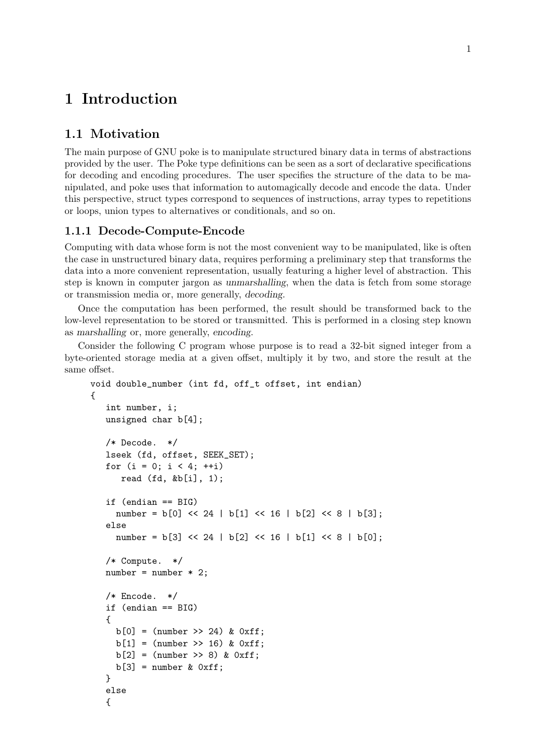# 1 Introduction

## 1.1 Motivation

The main purpose of GNU poke is to manipulate structured binary data in terms of abstractions provided by the user. The Poke type definitions can be seen as a sort of declarative specifications for decoding and encoding procedures. The user specifies the structure of the data to be manipulated, and poke uses that information to automagically decode and encode the data. Under this perspective, struct types correspond to sequences of instructions, array types to repetitions or loops, union types to alternatives or conditionals, and so on.

### 1.1.1 Decode-Compute-Encode

Computing with data whose form is not the most convenient way to be manipulated, like is often the case in unstructured binary data, requires performing a preliminary step that transforms the data into a more convenient representation, usually featuring a higher level of abstraction. This step is known in computer jargon as *unmarshalling*, when the data is fetch from some storage or transmission media or, more generally, *decoding*.

Once the computation has been performed, the result should be transformed back to the low-level representation to be stored or transmitted. This is performed in a closing step known as *marshalling* or, more generally, *encoding*.

Consider the following C program whose purpose is to read a 32-bit signed integer from a byte-oriented storage media at a given offset, multiply it by two, and store the result at the same offset.

```
void double_number (int fd, off_t offset, int endian)
{
   int number, i;
   unsigned char b[4];

   /* Decode.  */
   lseek (fd, offset, SEEK_SET);
   for (i = 0; i < 4; ++i)
      read (fd, &b[i], 1);

   if (endian == BIG)
     number = b[0] << 24 | b[1] << 16 | b[2] << 8 | b[3];
   else
     number = b[3] << 24 | b[2] << 16 | b[1] << 8 | b[0];

   /* Compute.  */
   number = number * 2;

   /* Encode.  */
   if (endian == BIG)
   {
     b[0] = (number >> 24) & 0xff;
     b[1] = (number >> 16) & 0xff;
     b[2] = (number >> 8) & 0xff;
     b[3] = number & 0xff;
   }
   else
   {
```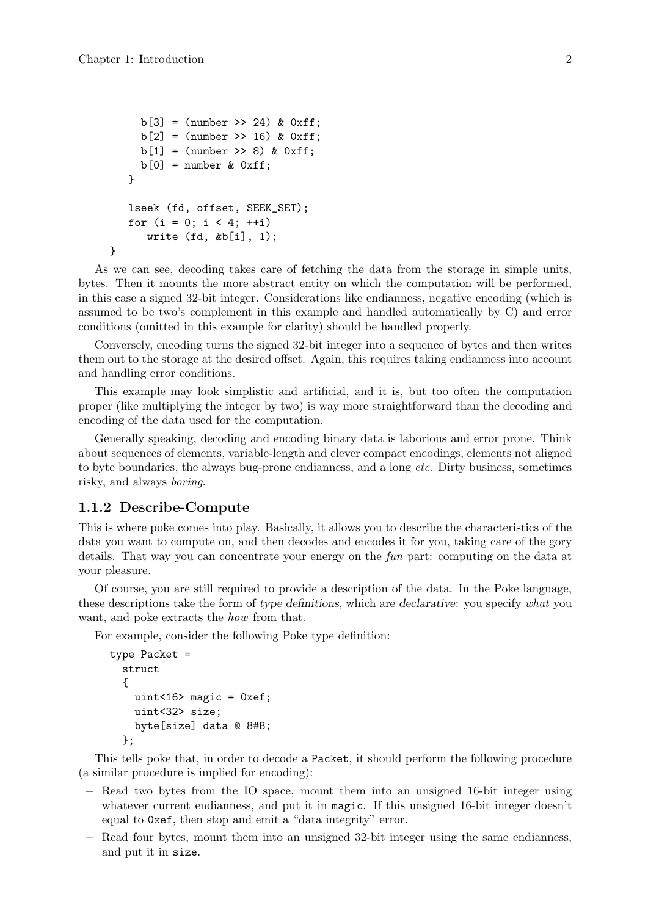```
      b[3] = (number >> 24) & 0xff;
      b[2] = (number >> 16) & 0xff;
      b[1] = (number >> 8) & 0xff;
      b[0] = number & 0xff;
    }

    lseek (fd, offset, SEEK_SET);
    for (i = 0; i < 4; ++i)
       write (fd, &b[i], 1);
}
```

As we can see, decoding takes care of fetching the data from the storage in simple units, bytes. Then it mounts the more abstract entity on which the computation will be performed, in this case a signed 32-bit integer. Considerations like endianness, negative encoding (which is assumed to be two's complement in this example and handled automatically by C) and error conditions (omitted in this example for clarity) should be handled properly.

Conversely, encoding turns the signed 32-bit integer into a sequence of bytes and then writes them out to the storage at the desired offset. Again, this requires taking endianness into account and handling error conditions.

This example may look simplistic and artificial, and it is, but too often the computation proper (like multiplying the integer by two) is way more straightforward than the decoding and encoding of the data used for the computation.

Generally speaking, decoding and encoding binary data is laborious and error prone. Think about sequences of elements, variable-length and clever compact encodings, elements not aligned to byte boundaries, the always bug-prone endianness, and a long *etc*. Dirty business, sometimes risky, and always *boring*.

### 1.1.2 Describe-Compute

This is where poke comes into play. Basically, it allows you to describe the characteristics of the data you want to compute on, and then decodes and encodes it for you, taking care of the gory details. That way you can concentrate your energy on the *fun* part: computing on the data at your pleasure.

Of course, you are still required to provide a description of the data. In the Poke language, these descriptions take the form of *type definitions*, which are *declarative*: you specify *what* you want, and poke extracts the *how* from that.

For example, consider the following Poke type definition:

```
type Packet =
  struct
  {
    uint<16> magic = 0xef;
    uint<32> size;
    byte[size] data @ 8#B;
  };
```

This tells poke that, in order to decode a `Packet`, it should perform the following procedure (a similar procedure is implied for encoding):

- Read two bytes from the IO space, mount them into an unsigned 16-bit integer using whatever current endianness, and put it in `magic`. If this unsigned 16-bit integer doesn't equal to `0xef`, then stop and emit a "data integrity" error.
- Read four bytes, mount them into an unsigned 32-bit integer using the same endianness, and put it in `size`.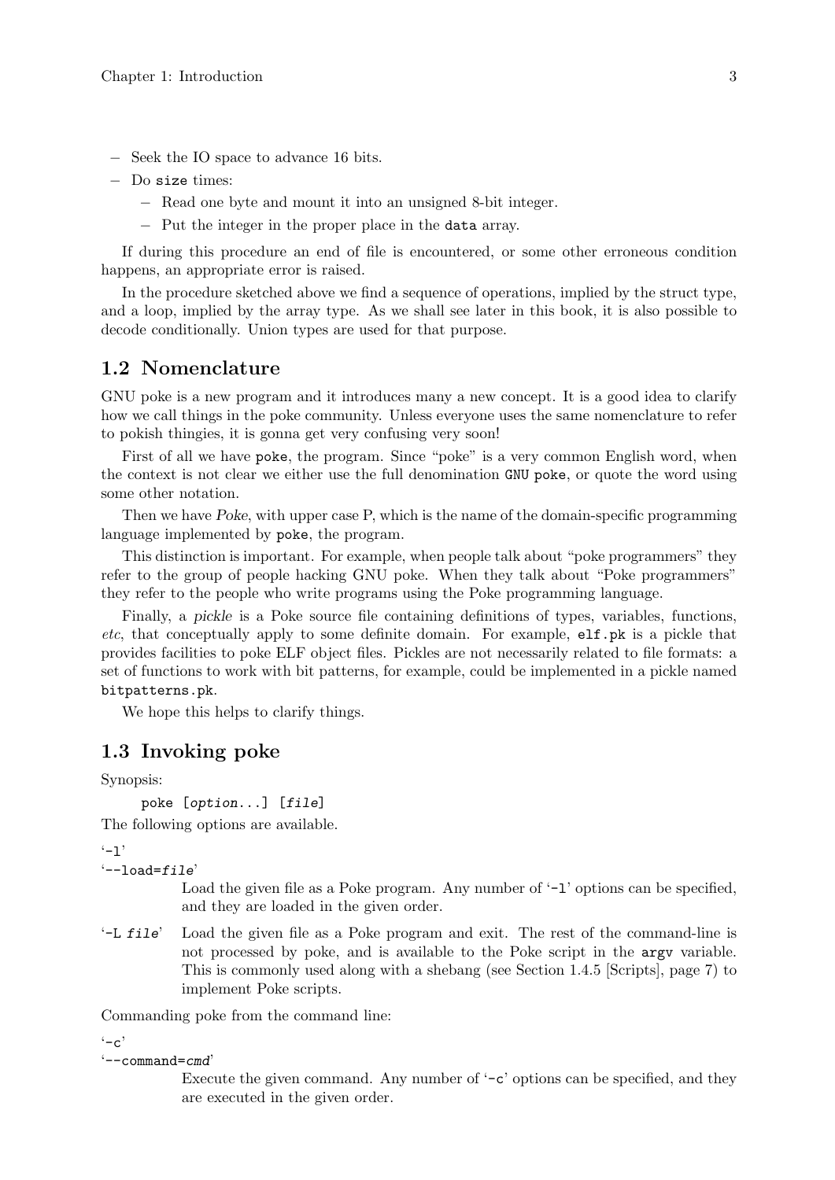– Seek the IO space to advance 16 bits.
– Do `size` times:
    – Read one byte and mount it into an unsigned 8-bit integer.
    – Put the integer in the proper place in the `data` array.

If during this procedure an end of file is encountered, or some other erroneous condition happens, an appropriate error is raised.

In the procedure sketched above we find a sequence of operations, implied by the struct type, and a loop, implied by the array type. As we shall see later in this book, it is also possible to decode conditionally. Union types are used for that purpose.

## 1.2 Nomenclature

GNU poke is a new program and it introduces many a new concept. It is a good idea to clarify how we call things in the poke community. Unless everyone uses the same nomenclature to refer to pokish thingies, it is gonna get very confusing very soon!

First of all we have `poke`, the program. Since "poke" is a very common English word, when the context is not clear we either use the full denomination `GNU poke`, or quote the word using some other notation.

Then we have *Poke*, with upper case P, which is the name of the domain-specific programming language implemented by `poke`, the program.

This distinction is important. For example, when people talk about "poke programmers" they refer to the group of people hacking GNU poke. When they talk about "Poke programmers" they refer to the people who write programs using the Poke programming language.

Finally, a *pickle* is a Poke source file containing definitions of types, variables, functions, *etc*, that conceptually apply to some definite domain. For example, `elf.pk` is a pickle that provides facilities to poke ELF object files. Pickles are not necessarily related to file formats: a set of functions to work with bit patterns, for example, could be implemented in a pickle named `bitpatterns.pk`.

We hope this helps to clarify things.

## 1.3 Invoking poke

Synopsis:

```
poke [option...] [file]
```

The following options are available.

'`-l`'
'`--load=file`'
: Load the given file as a Poke program. Any number of '`-l`' options can be specified, and they are loaded in the given order.

'`-L file`'
: Load the given file as a Poke program and exit. The rest of the command-line is not processed by poke, and is available to the Poke script in the `argv` variable. This is commonly used along with a shebang (see Section 1.4.5 [Scripts], page 7) to implement Poke scripts.

Commanding poke from the command line:

'`-c`'
'`--command=cmd`'
: Execute the given command. Any number of '`-c`' options can be specified, and they are executed in the given order.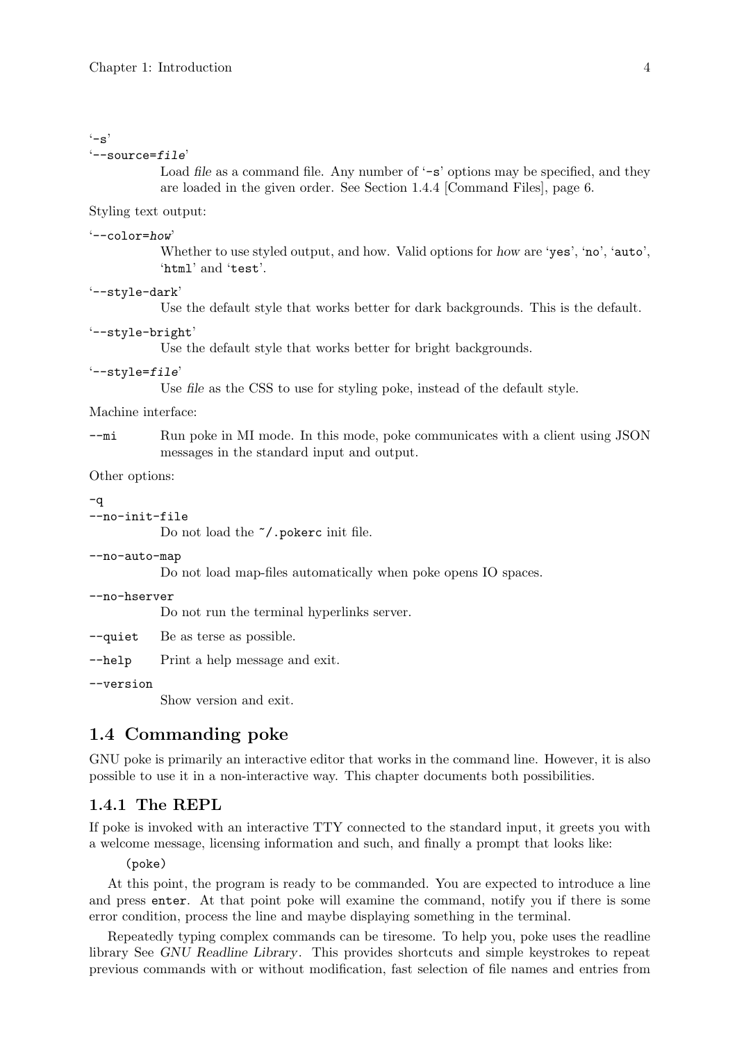'-s'
'--source=*file*'

Load *file* as a command file. Any number of '-s' options may be specified, and they are loaded in the given order. See Section 1.4.4 [Command Files], page 6.

Styling text output:

'--color=*how*'

Whether to use styled output, and how. Valid options for *how* are 'yes', 'no', 'auto', 'html' and 'test'.

'--style-dark'

Use the default style that works better for dark backgrounds. This is the default.

'--style-bright'

Use the default style that works better for bright backgrounds.

'--style=*file*'

Use *file* as the CSS to use for styling poke, instead of the default style.

Machine interface:

`--mi` Run poke in MI mode. In this mode, poke communicates with a client using JSON messages in the standard input and output.

Other options:

`-q`
`--no-init-file`

Do not load the `~/.pokerc` init file.

`--no-auto-map`

Do not load map-files automatically when poke opens IO spaces.

`--no-hserver`

Do not run the terminal hyperlinks server.

`--quiet` Be as terse as possible.

`--help` Print a help message and exit.

`--version`

Show version and exit.

## 1.4 Commanding poke

GNU poke is primarily an interactive editor that works in the command line. However, it is also possible to use it in a non-interactive way. This chapter documents both possibilities.

### 1.4.1 The REPL

If poke is invoked with an interactive TTY connected to the standard input, it greets you with a welcome message, licensing information and such, and finally a prompt that looks like:

```
(poke)
```

At this point, the program is ready to be commanded. You are expected to introduce a line and press `enter`. At that point poke will examine the command, notify you if there is some error condition, process the line and maybe displaying something in the terminal.

Repeatedly typing complex commands can be tiresome. To help you, poke uses the readline library See *GNU Readline Library*. This provides shortcuts and simple keystrokes to repeat previous commands with or without modification, fast selection of file names and entries from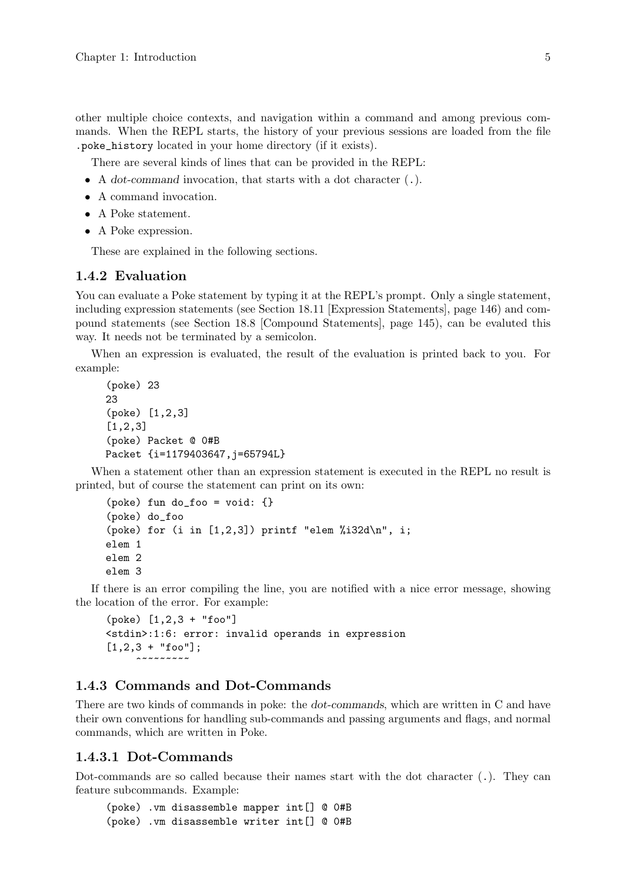other multiple choice contexts, and navigation within a command and among previous commands. When the REPL starts, the history of your previous sessions are loaded from the file `.poke_history` located in your home directory (if it exists).

There are several kinds of lines that can be provided in the REPL:

- A *dot-command* invocation, that starts with a dot character (`.`).
- A command invocation.
- A Poke statement.
- A Poke expression.

These are explained in the following sections.

### 1.4.2 Evaluation

You can evaluate a Poke statement by typing it at the REPL's prompt. Only a single statement, including expression statements (see Section 18.11 [Expression Statements], page 146) and compound statements (see Section 18.8 [Compound Statements], page 145), can be evaluted this way. It needs not be terminated by a semicolon.

When an expression is evaluated, the result of the evaluation is printed back to you. For example:

```
(poke) 23
23
(poke) [1,2,3]
[1,2,3]
(poke) Packet @ 0#B
Packet {i=1179403647,j=65794L}
```

When a statement other than an expression statement is executed in the REPL no result is printed, but of course the statement can print on its own:

```
(poke) fun do_foo = void: {}
(poke) do_foo
(poke) for (i in [1,2,3]) printf "elem %i32d\n", i;
elem 1
elem 2
elem 3
```

If there is an error compiling the line, you are notified with a nice error message, showing the location of the error. For example:

```
(poke) [1,2,3 + "foo"]
<stdin>:1:6: error: invalid operands in expression
[1,2,3 + "foo"];
     ^~~~~~~~~
```

### 1.4.3 Commands and Dot-Commands

There are two kinds of commands in poke: the *dot-commands*, which are written in C and have their own conventions for handling sub-commands and passing arguments and flags, and normal commands, which are written in Poke.

#### 1.4.3.1 Dot-Commands

Dot-commands are so called because their names start with the dot character (`.`). They can feature subcommands. Example:

```
(poke) .vm disassemble mapper int[] @ 0#B
(poke) .vm disassemble writer int[] @ 0#B
```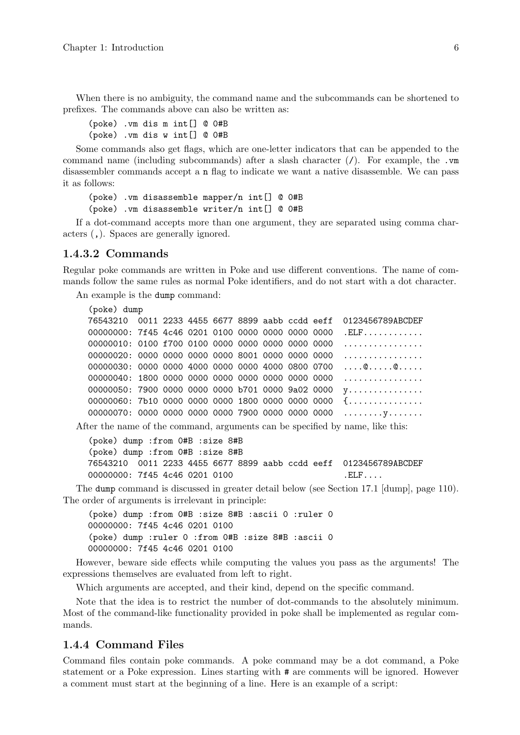When there is no ambiguity, the command name and the subcommands can be shortened to prefixes. The commands above can also be written as:

```
(poke) .vm dis m int[] @ 0#B
(poke) .vm dis w int[] @ 0#B
```

Some commands also get flags, which are one-letter indicators that can be appended to the command name (including subcommands) after a slash character (/). For example, the .vm disassembler commands accept a n flag to indicate we want a native disassemble. We can pass it as follows:

```
(poke) .vm disassemble mapper/n int[] @ 0#B
(poke) .vm disassemble writer/n int[] @ 0#B
```

If a dot-command accepts more than one argument, they are separated using comma characters (,). Spaces are generally ignored.

### 1.4.3.2 Commands

Regular poke commands are written in Poke and use different conventions. The name of commands follow the same rules as normal Poke identifiers, and do not start with a dot character.

An example is the dump command:

```
(poke) dump
76543210  0011 2233 4455 6677 8899 aabb ccdd eeff  0123456789ABCDEF
00000000: 7f45 4c46 0201 0100 0000 0000 0000 0000  .ELF............
00000010: 0100 f700 0100 0000 0000 0000 0000 0000  ................
00000020: 0000 0000 0000 0000 8001 0000 0000 0000  ................
00000030: 0000 0000 4000 0000 0000 4000 0800 0700  ....@.....@.....
00000040: 1800 0000 0000 0000 0000 0000 0000 0000  ................
00000050: 7900 0000 0000 0000 b701 0000 9a02 0000  y...............
00000060: 7b10 0000 0000 0000 1800 0000 0000 0000  {...............
00000070: 0000 0000 0000 0000 7900 0000 0000 0000  ........y.......
```

After the name of the command, arguments can be specified by name, like this:

```
(poke) dump :from 0#B :size 8#B
(poke) dump :from 0#B :size 8#B
76543210  0011 2233 4455 6677 8899 aabb ccdd eeff  0123456789ABCDEF
00000000: 7f45 4c46 0201 0100                      .ELF....
```

The dump command is discussed in greater detail below (see Section 17.1 [dump], page 110). The order of arguments is irrelevant in principle:

```
(poke) dump :from 0#B :size 8#B :ascii 0 :ruler 0
00000000: 7f45 4c46 0201 0100
(poke) dump :ruler 0 :from 0#B :size 8#B :ascii 0
00000000: 7f45 4c46 0201 0100
```

However, beware side effects while computing the values you pass as the arguments! The expressions themselves are evaluated from left to right.

Which arguments are accepted, and their kind, depend on the specific command.

Note that the idea is to restrict the number of dot-commands to the absolutely minimum. Most of the command-like functionality provided in poke shall be implemented as regular commands.

## 1.4.4 Command Files

Command files contain poke commands. A poke command may be a dot command, a Poke statement or a Poke expression. Lines starting with # are comments will be ignored. However a comment must start at the beginning of a line. Here is an example of a script: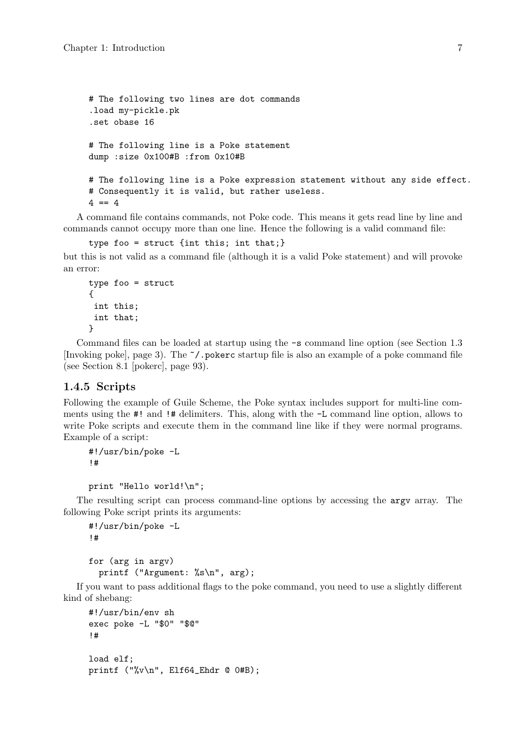```
# The following two lines are dot commands
.load my-pickle.pk
.set obase 16

# The following line is a Poke statement
dump :size 0x100#B :from 0x10#B

# The following line is a Poke expression statement without any side effect.
# Consequently it is valid, but rather useless.
4 == 4
```

A command file contains commands, not Poke code. This means it gets read line by line and commands cannot occupy more than one line. Hence the following is a valid command file:

```
type foo = struct {int this; int that;}
```

but this is not valid as a command file (although it is a valid Poke statement) and will provoke an error:

```
type foo = struct
{
 int this;
 int that;
}
```

Command files can be loaded at startup using the `-s` command line option (see Section 1.3 [Invoking poke], page 3). The `~/.pokerc` startup file is also an example of a poke command file (see Section 8.1 [pokerc], page 93).

### 1.4.5 Scripts

Following the example of Guile Scheme, the Poke syntax includes support for multi-line comments using the `#!` and `!#` delimiters. This, along with the `-L` command line option, allows to write Poke scripts and execute them in the command line like if they were normal programs. Example of a script:

```
#!/usr/bin/poke -L
!#

print "Hello world!\n";
```

The resulting script can process command-line options by accessing the `argv` array. The following Poke script prints its arguments:

```
#!/usr/bin/poke -L
!#

for (arg in argv)
  printf ("Argument: %s\n", arg);
```

If you want to pass additional flags to the poke command, you need to use a slightly different kind of shebang:

```
#!/usr/bin/env sh
exec poke -L "$0" "$@"
!#

load elf;
printf ("%v\n", Elf64_Ehdr @ 0#B);
```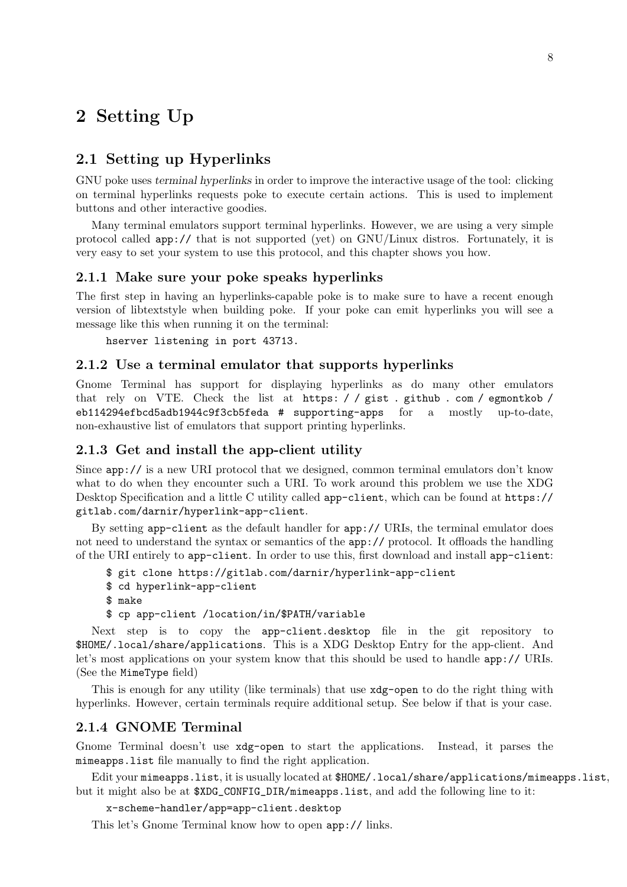# 2 Setting Up

## 2.1 Setting up Hyperlinks

GNU poke uses *terminal hyperlinks* in order to improve the interactive usage of the tool: clicking on terminal hyperlinks requests poke to execute certain actions. This is used to implement buttons and other interactive goodies.

Many terminal emulators support terminal hyperlinks. However, we are using a very simple protocol called `app://` that is not supported (yet) on GNU/Linux distros. Fortunately, it is very easy to set your system to use this protocol, and this chapter shows you how.

### 2.1.1 Make sure your poke speaks hyperlinks

The first step in having an hyperlinks-capable poke is to make sure to have a recent enough version of libtextstyle when building poke. If your poke can emit hyperlinks you will see a message like this when running it on the terminal:

```
hserver listening in port 43713.
```

### 2.1.2 Use a terminal emulator that supports hyperlinks

Gnome Terminal has support for displaying hyperlinks as do many other emulators that rely on VTE. Check the list at `https://gist.github.com/egmontkob/eb114294efbcd5adb1944c9f3cb5feda#supporting-apps` for a mostly up-to-date, non-exhaustive list of emulators that support printing hyperlinks.

### 2.1.3 Get and install the app-client utility

Since `app://` is a new URI protocol that we designed, common terminal emulators don't know what to do when they encounter such a URI. To work around this problem we use the XDG Desktop Specification and a little C utility called `app-client`, which can be found at `https://gitlab.com/darnir/hyperlink-app-client`.

By setting `app-client` as the default handler for `app://` URIs, the terminal emulator does not need to understand the syntax or semantics of the `app://` protocol. It offloads the handling of the URI entirely to `app-client`. In order to use this, first download and install `app-client`:

```
$ git clone https://gitlab.com/darnir/hyperlink-app-client
$ cd hyperlink-app-client
$ make
$ cp app-client /location/in/$PATH/variable
```

Next step is to copy the `app-client.desktop` file in the git repository to `$HOME/.local/share/applications`. This is a XDG Desktop Entry for the app-client. And let's most applications on your system know that this should be used to handle `app://` URIs. (See the `MimeType` field)

This is enough for any utility (like terminals) that use `xdg-open` to do the right thing with hyperlinks. However, certain terminals require additional setup. See below if that is your case.

### 2.1.4 GNOME Terminal

Gnome Terminal doesn't use `xdg-open` to start the applications. Instead, it parses the `mimeapps.list` file manually to find the right application.

Edit your `mimeapps.list`, it is usually located at `$HOME/.local/share/applications/mimeapps.list`, but it might also be at `$XDG_CONFIG_DIR/mimeapps.list`, and add the following line to it:

```
x-scheme-handler/app=app-client.desktop
```

This let's Gnome Terminal know how to open `app://` links.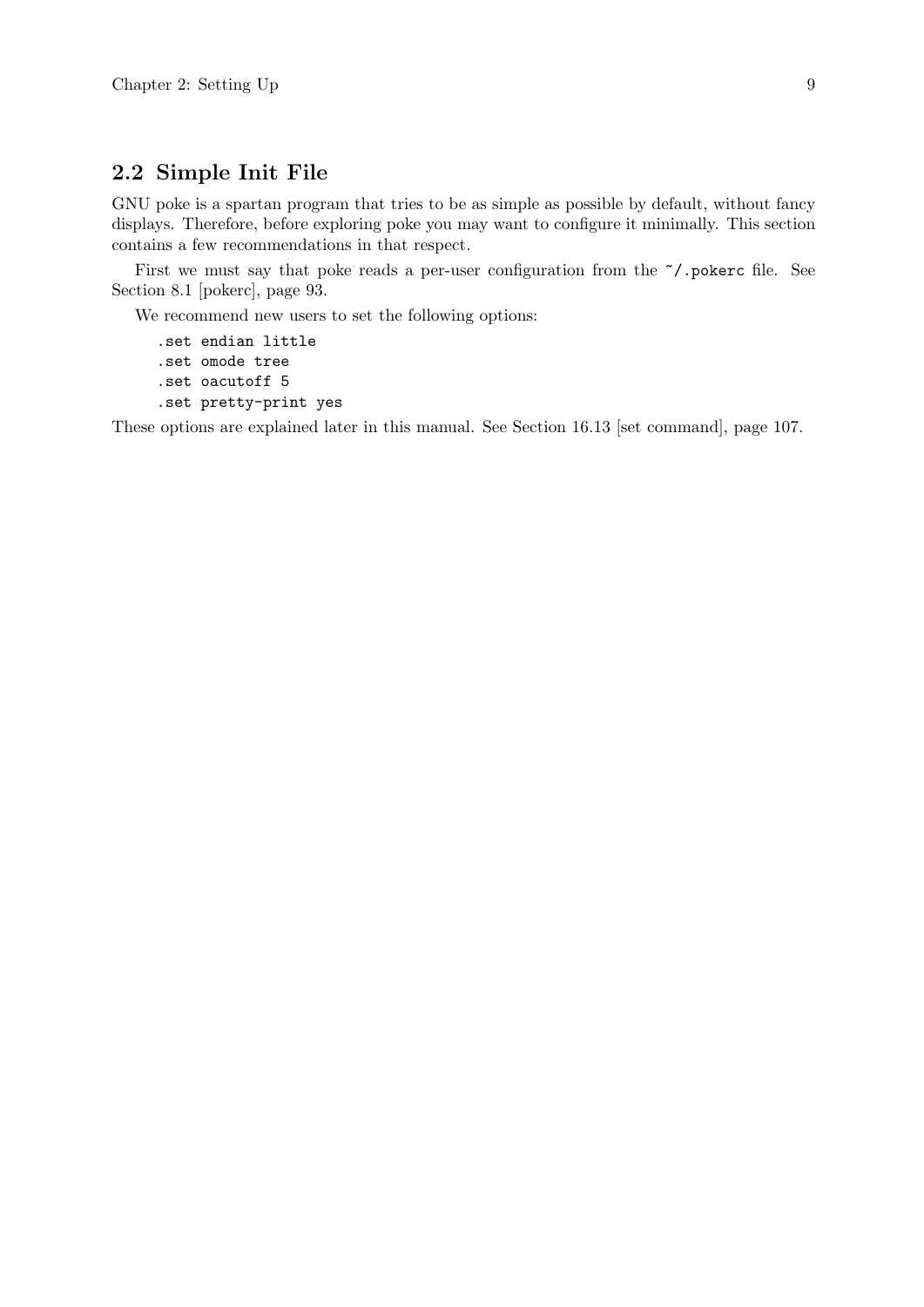## 2.2 Simple Init File

GNU poke is a spartan program that tries to be as simple as possible by default, without fancy displays. Therefore, before exploring poke you may want to configure it minimally. This section contains a few recommendations in that respect.

First we must say that poke reads a per-user configuration from the `~/.pokerc` file. See Section 8.1 [pokerc], page 93.

We recommend new users to set the following options:

```
.set endian little
.set omode tree
.set oacutoff 5
.set pretty-print yes
```

These options are explained later in this manual. See Section 16.13 [set command], page 107.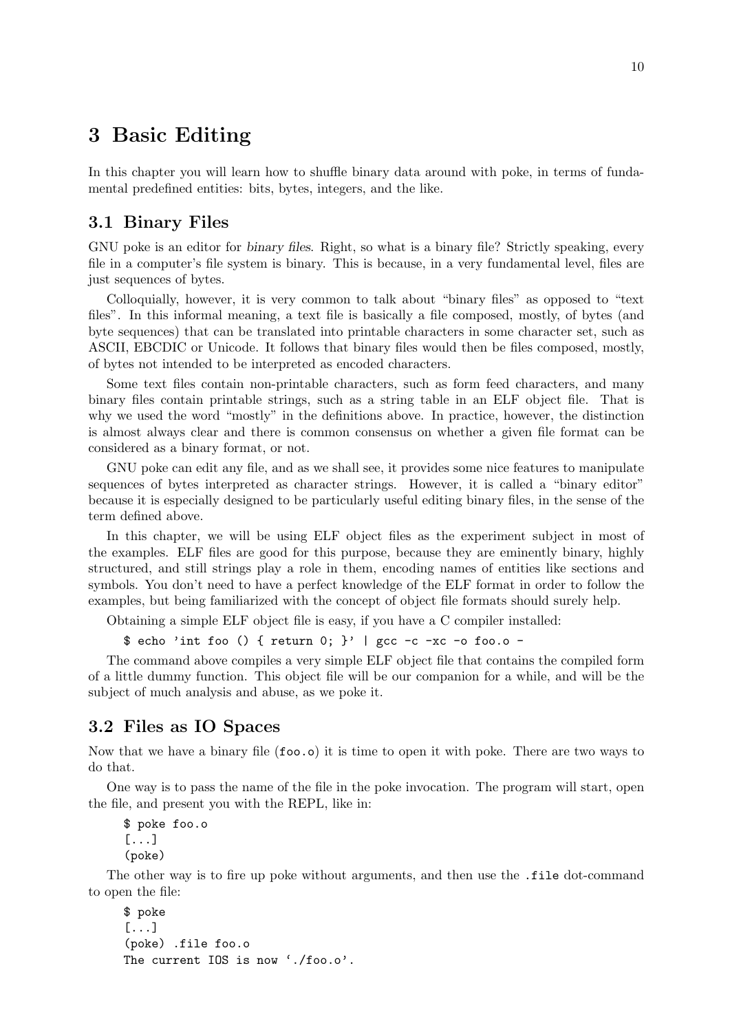# 3 Basic Editing

In this chapter you will learn how to shuffle binary data around with poke, in terms of fundamental predefined entities: bits, bytes, integers, and the like.

## 3.1 Binary Files

GNU poke is an editor for *binary files*. Right, so what is a binary file? Strictly speaking, every file in a computer's file system is binary. This is because, in a very fundamental level, files are just sequences of bytes.

Colloquially, however, it is very common to talk about "binary files" as opposed to "text files". In this informal meaning, a text file is basically a file composed, mostly, of bytes (and byte sequences) that can be translated into printable characters in some character set, such as ASCII, EBCDIC or Unicode. It follows that binary files would then be files composed, mostly, of bytes not intended to be interpreted as encoded characters.

Some text files contain non-printable characters, such as form feed characters, and many binary files contain printable strings, such as a string table in an ELF object file. That is why we used the word "mostly" in the definitions above. In practice, however, the distinction is almost always clear and there is common consensus on whether a given file format can be considered as a binary format, or not.

GNU poke can edit any file, and as we shall see, it provides some nice features to manipulate sequences of bytes interpreted as character strings. However, it is called a "binary editor" because it is especially designed to be particularly useful editing binary files, in the sense of the term defined above.

In this chapter, we will be using ELF object files as the experiment subject in most of the examples. ELF files are good for this purpose, because they are eminently binary, highly structured, and still strings play a role in them, encoding names of entities like sections and symbols. You don't need to have a perfect knowledge of the ELF format in order to follow the examples, but being familiarized with the concept of object file formats should surely help.

Obtaining a simple ELF object file is easy, if you have a C compiler installed:

```
$ echo 'int foo () { return 0; }' | gcc -c -xc -o foo.o -
```

The command above compiles a very simple ELF object file that contains the compiled form of a little dummy function. This object file will be our companion for a while, and will be the subject of much analysis and abuse, as we poke it.

## 3.2 Files as IO Spaces

Now that we have a binary file (`foo.o`) it is time to open it with poke. There are two ways to do that.

One way is to pass the name of the file in the poke invocation. The program will start, open the file, and present you with the REPL, like in:

```
$ poke foo.o
[...]
(poke)
```

The other way is to fire up poke without arguments, and then use the `.file` dot-command to open the file:

```
$ poke
[...]
(poke) .file foo.o
The current IOS is now './foo.o'.
```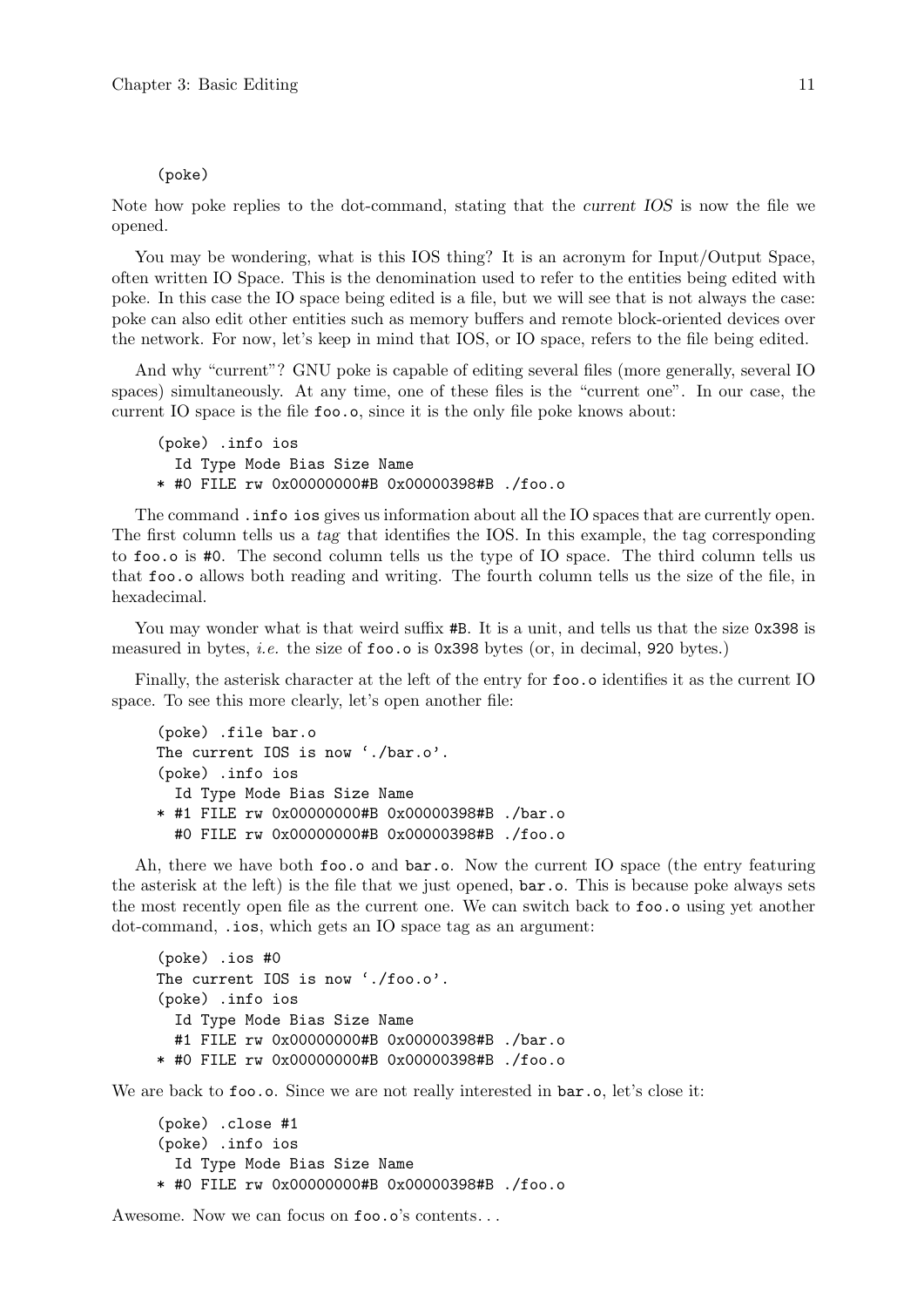```
(poke)
```

Note how poke replies to the dot-command, stating that the *current IOS* is now the file we opened.

You may be wondering, what is this IOS thing? It is an acronym for Input/Output Space, often written IO Space. This is the denomination used to refer to the entities being edited with poke. In this case the IO space being edited is a file, but we will see that is not always the case: poke can also edit other entities such as memory buffers and remote block-oriented devices over the network. For now, let's keep in mind that IOS, or IO space, refers to the file being edited.

And why "current"? GNU poke is capable of editing several files (more generally, several IO spaces) simultaneously. At any time, one of these files is the "current one". In our case, the current IO space is the file `foo.o`, since it is the only file poke knows about:

```
(poke) .info ios
  Id Type Mode Bias Size Name
* #0 FILE rw 0x00000000#B 0x00000398#B ./foo.o
```

The command `.info ios` gives us information about all the IO spaces that are currently open. The first column tells us a *tag* that identifies the IOS. In this example, the tag corresponding to `foo.o` is `#0`. The second column tells us the type of IO space. The third column tells us that `foo.o` allows both reading and writing. The fourth column tells us the size of the file, in hexadecimal.

You may wonder what is that weird suffix `#B`. It is a unit, and tells us that the size `0x398` is measured in bytes, *i.e.* the size of `foo.o` is `0x398` bytes (or, in decimal, `920` bytes.)

Finally, the asterisk character at the left of the entry for `foo.o` identifies it as the current IO space. To see this more clearly, let's open another file:

```
(poke) .file bar.o
The current IOS is now './bar.o'.
(poke) .info ios
  Id Type Mode Bias Size Name
* #1 FILE rw 0x00000000#B 0x00000398#B ./bar.o
  #0 FILE rw 0x00000000#B 0x00000398#B ./foo.o
```

Ah, there we have both `foo.o` and `bar.o`. Now the current IO space (the entry featuring the asterisk at the left) is the file that we just opened, `bar.o`. This is because poke always sets the most recently open file as the current one. We can switch back to `foo.o` using yet another dot-command, `.ios`, which gets an IO space tag as an argument:

```
(poke) .ios #0
The current IOS is now './foo.o'.
(poke) .info ios
  Id Type Mode Bias Size Name
  #1 FILE rw 0x00000000#B 0x00000398#B ./bar.o
* #0 FILE rw 0x00000000#B 0x00000398#B ./foo.o
```

We are back to `foo.o`. Since we are not really interested in `bar.o`, let's close it:

```
(poke) .close #1
(poke) .info ios
  Id Type Mode Bias Size Name
* #0 FILE rw 0x00000000#B 0x00000398#B ./foo.o
```

Awesome. Now we can focus on `foo.o`'s contents...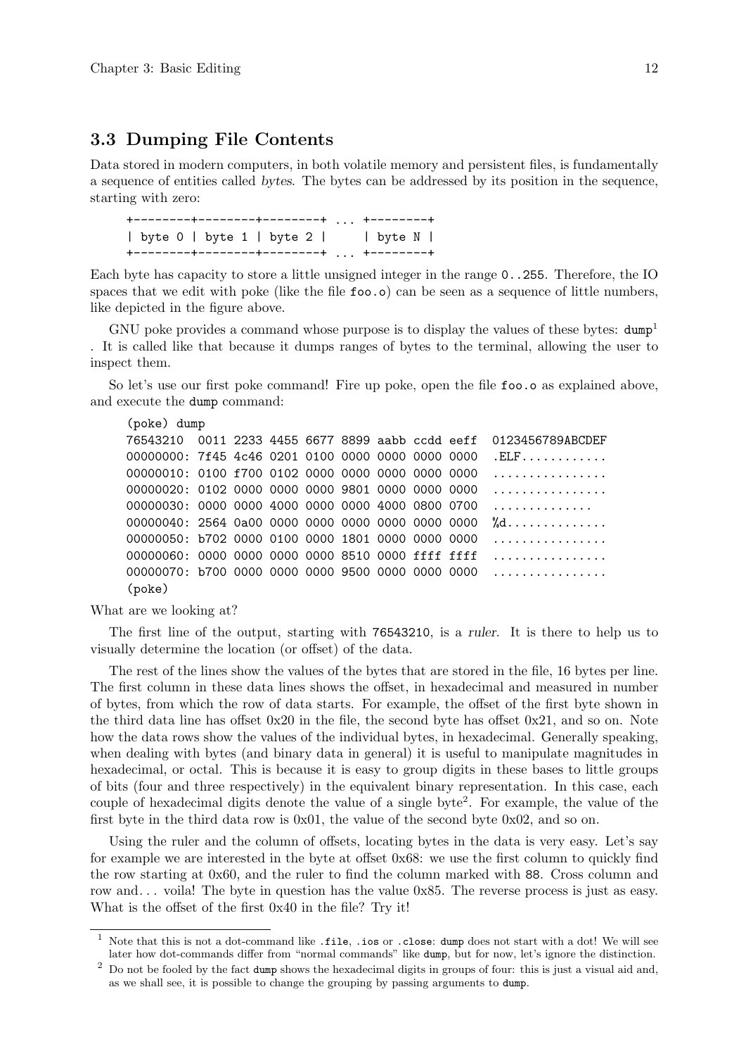## 3.3 Dumping File Contents

Data stored in modern computers, in both volatile memory and persistent files, is fundamentally a sequence of entities called *bytes*. The bytes can be addressed by its position in the sequence, starting with zero:

```
+--------+--------+--------+ ... +--------+
| byte 0 | byte 1 | byte 2 |     | byte N |
+--------+--------+--------+ ... +--------+
```

Each byte has capacity to store a little unsigned integer in the range `0..255`. Therefore, the IO spaces that we edit with poke (like the file `foo.o`) can be seen as a sequence of little numbers, like depicted in the figure above.

GNU poke provides a command whose purpose is to display the values of these bytes: `dump`[1] . It is called like that because it dumps ranges of bytes to the terminal, allowing the user to inspect them.

So let's use our first poke command! Fire up poke, open the file `foo.o` as explained above, and execute the `dump` command:

```
(poke) dump
76543210  0011 2233 4455 6677 8899 aabb ccdd eeff  0123456789ABCDEF
00000000: 7f45 4c46 0201 0100 0000 0000 0000 0000  .ELF............
00000010: 0100 f700 0102 0000 0000 0000 0000 0000  ................
00000020: 0102 0000 0000 0000 9801 0000 0000 0000  ................
00000030: 0000 0000 4000 0000 0000 4000 0800 0700  ..............
00000040: 2564 0a00 0000 0000 0000 0000 0000 0000  %d..............
00000050: b702 0000 0100 0000 1801 0000 0000 0000  ................
00000060: 0000 0000 0000 0000 8510 0000 ffff ffff  ................
00000070: b700 0000 0000 0000 9500 0000 0000 0000  ................
(poke)
```

What are we looking at?

The first line of the output, starting with `76543210`, is a *ruler*. It is there to help us to visually determine the location (or offset) of the data.

The rest of the lines show the values of the bytes that are stored in the file, 16 bytes per line. The first column in these data lines shows the offset, in hexadecimal and measured in number of bytes, from which the row of data starts. For example, the offset of the first byte shown in the third data line has offset 0x20 in the file, the second byte has offset 0x21, and so on. Note how the data rows show the values of the individual bytes, in hexadecimal. Generally speaking, when dealing with bytes (and binary data in general) it is useful to manipulate magnitudes in hexadecimal, or octal. This is because it is easy to group digits in these bases to little groups of bits (four and three respectively) in the equivalent binary representation. In this case, each couple of hexadecimal digits denote the value of a single byte[2]. For example, the value of the first byte in the third data row is 0x01, the value of the second byte 0x02, and so on.

Using the ruler and the column of offsets, locating bytes in the data is very easy. Let's say for example we are interested in the byte at offset 0x68: we use the first column to quickly find the row starting at 0x60, and the ruler to find the column marked with `88`. Cross column and row and... voila! The byte in question has the value 0x85. The reverse process is just as easy. What is the offset of the first 0x40 in the file? Try it!

---

[1] Note that this is not a dot-command like `.file`, `.ios` or `.close`: `dump` does not start with a dot! We will see later how dot-commands differ from "normal commands" like `dump`, but for now, let's ignore the distinction.

[2] Do not be fooled by the fact `dump` shows the hexadecimal digits in groups of four: this is just a visual aid and, as we shall see, it is possible to change the grouping by passing arguments to `dump`.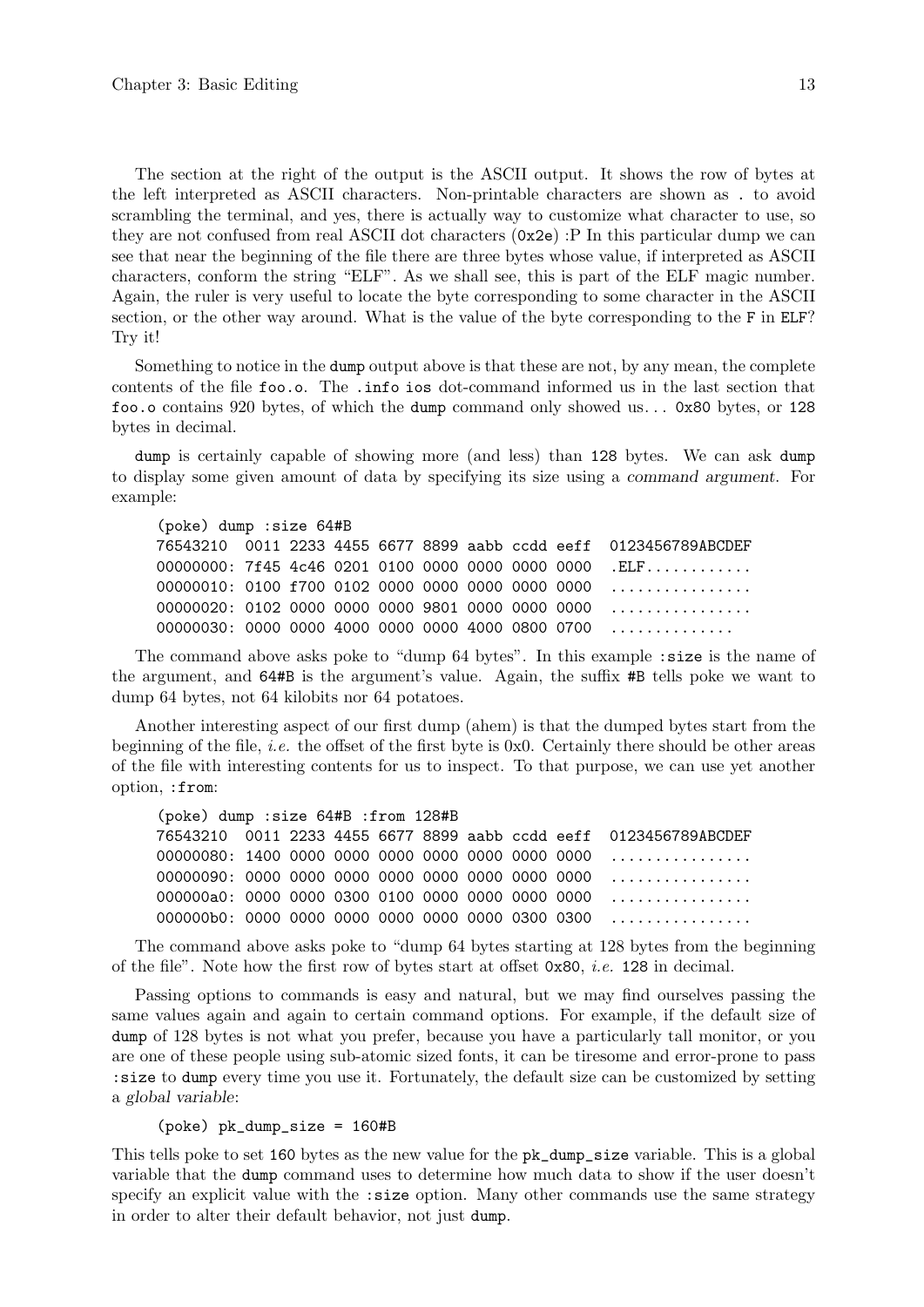The section at the right of the output is the ASCII output. It shows the row of bytes at the left interpreted as ASCII characters. Non-printable characters are shown as `.` to avoid scrambling the terminal, and yes, there is actually way to customize what character to use, so they are not confused from real ASCII dot characters (`0x2e`) :P In this particular dump we can see that near the beginning of the file there are three bytes whose value, if interpreted as ASCII characters, conform the string "ELF". As we shall see, this is part of the ELF magic number. Again, the ruler is very useful to locate the byte corresponding to some character in the ASCII section, or the other way around. What is the value of the byte corresponding to the `F` in `ELF`? Try it!

Something to notice in the `dump` output above is that these are not, by any mean, the complete contents of the file `foo.o`. The `.info ios` dot-command informed us in the last section that `foo.o` contains 920 bytes, of which the `dump` command only showed us... `0x80` bytes, or `128` bytes in decimal.

`dump` is certainly capable of showing more (and less) than `128` bytes. We can ask `dump` to display some given amount of data by specifying its size using a *command argument*. For example:

```
(poke) dump :size 64#B
76543210  0011 2233 4455 6677 8899 aabb ccdd eeff  0123456789ABCDEF
00000000: 7f45 4c46 0201 0100 0000 0000 0000 0000  .ELF............
00000010: 0100 f700 0102 0000 0000 0000 0000 0000  ................
00000020: 0102 0000 0000 0000 9801 0000 0000 0000  ................
00000030: 0000 0000 4000 0000 0000 4000 0800 0700  ..............
```

The command above asks poke to "dump 64 bytes". In this example `:size` is the name of the argument, and `64#B` is the argument's value. Again, the suffix `#B` tells poke we want to dump 64 bytes, not 64 kilobits nor 64 potatoes.

Another interesting aspect of our first dump (ahem) is that the dumped bytes start from the beginning of the file, *i.e.* the offset of the first byte is 0x0. Certainly there should be other areas of the file with interesting contents for us to inspect. To that purpose, we can use yet another option, `:from`:

```
(poke) dump :size 64#B :from 128#B
76543210  0011 2233 4455 6677 8899 aabb ccdd eeff  0123456789ABCDEF
00000080: 1400 0000 0000 0000 0000 0000 0000 0000  ................
00000090: 0000 0000 0000 0000 0000 0000 0000 0000  ................
000000a0: 0000 0000 0300 0100 0000 0000 0000 0000  ................
000000b0: 0000 0000 0000 0000 0000 0000 0300 0300  ................
```

The command above asks poke to "dump 64 bytes starting at 128 bytes from the beginning of the file". Note how the first row of bytes start at offset `0x80`, *i.e.* `128` in decimal.

Passing options to commands is easy and natural, but we may find ourselves passing the same values again and again to certain command options. For example, if the default size of `dump` of 128 bytes is not what you prefer, because you have a particularly tall monitor, or you are one of these people using sub-atomic sized fonts, it can be tiresome and error-prone to pass `:size` to `dump` every time you use it. Fortunately, the default size can be customized by setting a *global variable*:

```
(poke) pk_dump_size = 160#B
```

This tells poke to set `160` bytes as the new value for the `pk_dump_size` variable. This is a global variable that the `dump` command uses to determine how much data to show if the user doesn't specify an explicit value with the `:size` option. Many other commands use the same strategy in order to alter their default behavior, not just `dump`.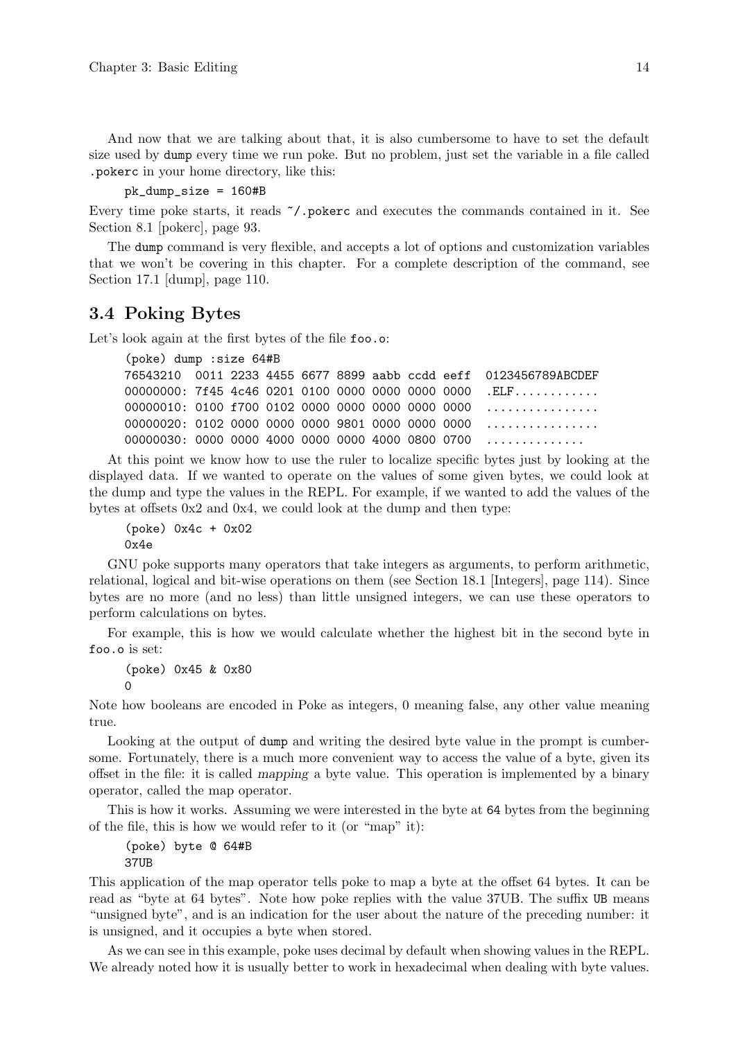And now that we are talking about that, it is also cumbersome to have to set the default size used by `dump` every time we run poke. But no problem, just set the variable in a file called `.pokerc` in your home directory, like this:

```
pk_dump_size = 160#B
```

Every time poke starts, it reads `~/.pokerc` and executes the commands contained in it. See Section 8.1 [pokerc], page 93.

The `dump` command is very flexible, and accepts a lot of options and customization variables that we won't be covering in this chapter. For a complete description of the command, see Section 17.1 [dump], page 110.

## 3.4 Poking Bytes

Let's look again at the first bytes of the file `foo.o`:

```
(poke) dump :size 64#B
76543210  0011 2233 4455 6677 8899 aabb ccdd eeff  0123456789ABCDEF
00000000: 7f45 4c46 0201 0100 0000 0000 0000 0000  .ELF............
00000010: 0100 f700 0102 0000 0000 0000 0000 0000  ................
00000020: 0102 0000 0000 0000 9801 0000 0000 0000  ................
00000030: 0000 0000 4000 0000 0000 4000 0800 0700  .............
```

At this point we know how to use the ruler to localize specific bytes just by looking at the displayed data. If we wanted to operate on the values of some given bytes, we could look at the dump and type the values in the REPL. For example, if we wanted to add the values of the bytes at offsets 0x2 and 0x4, we could look at the dump and then type:

```
(poke) 0x4c + 0x02
0x4e
```

GNU poke supports many operators that take integers as arguments, to perform arithmetic, relational, logical and bit-wise operations on them (see Section 18.1 [Integers], page 114). Since bytes are no more (and no less) than little unsigned integers, we can use these operators to perform calculations on bytes.

For example, this is how we would calculate whether the highest bit in the second byte in `foo.o` is set:

```
(poke) 0x45 & 0x80
0
```

Note how booleans are encoded in Poke as integers, 0 meaning false, any other value meaning true.

Looking at the output of `dump` and writing the desired byte value in the prompt is cumbersome. Fortunately, there is a much more convenient way to access the value of a byte, given its offset in the file: it is called *mapping* a byte value. This operation is implemented by a binary operator, called the map operator.

This is how it works. Assuming we were interested in the byte at `64` bytes from the beginning of the file, this is how we would refer to it (or "map" it):

```
(poke) byte @ 64#B
37UB
```

This application of the map operator tells poke to map a byte at the offset 64 bytes. It can be read as "byte at 64 bytes". Note how poke replies with the value 37UB. The suffix `UB` means "unsigned byte", and is an indication for the user about the nature of the preceding number: it is unsigned, and it occupies a byte when stored.

As we can see in this example, poke uses decimal by default when showing values in the REPL. We already noted how it is usually better to work in hexadecimal when dealing with byte values.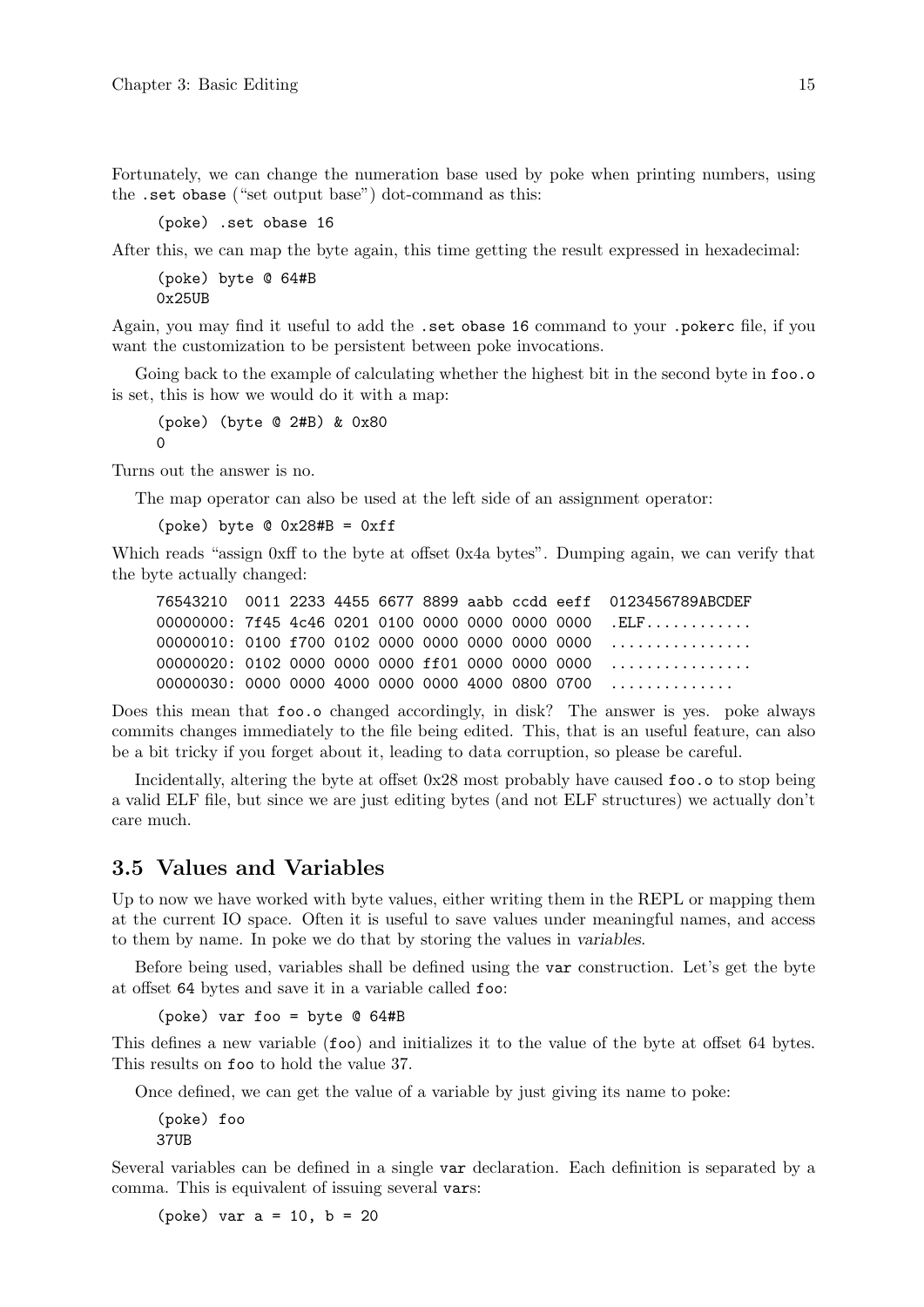Fortunately, we can change the numeration base used by poke when printing numbers, using the `.set obase` ("set output base") dot-command as this:

```
(poke) .set obase 16
```

After this, we can map the byte again, this time getting the result expressed in hexadecimal:

```
(poke) byte @ 64#B
0x25UB
```

Again, you may find it useful to add the `.set obase 16` command to your `.pokerc` file, if you want the customization to be persistent between poke invocations.

Going back to the example of calculating whether the highest bit in the second byte in `foo.o` is set, this is how we would do it with a map:

```
(poke) (byte @ 2#B) & 0x80
0
```

Turns out the answer is no.

The map operator can also be used at the left side of an assignment operator:

```
(poke) byte @ 0x28#B = 0xff
```

Which reads "assign 0xff to the byte at offset 0x4a bytes". Dumping again, we can verify that the byte actually changed:

```
76543210  0011 2233 4455 6677 8899 aabb ccdd eeff  0123456789ABCDEF
00000000: 7f45 4c46 0201 0100 0000 0000 0000 0000  .ELF............
00000010: 0100 f700 0102 0000 0000 0000 0000 0000  ................
00000020: 0102 0000 0000 0000 ff01 0000 0000 0000  ................
00000030: 0000 0000 4000 0000 0000 4000 0800 0700  .............
```

Does this mean that `foo.o` changed accordingly, in disk? The answer is yes. poke always commits changes immediately to the file being edited. This, that is an useful feature, can also be a bit tricky if you forget about it, leading to data corruption, so please be careful.

Incidentally, altering the byte at offset 0x28 most probably have caused `foo.o` to stop being a valid ELF file, but since we are just editing bytes (and not ELF structures) we actually don't care much.

## 3.5 Values and Variables

Up to now we have worked with byte values, either writing them in the REPL or mapping them at the current IO space. Often it is useful to save values under meaningful names, and access to them by name. In poke we do that by storing the values in *variables*.

Before being used, variables shall be defined using the `var` construction. Let's get the byte at offset `64` bytes and save it in a variable called `foo`:

```
(poke) var foo = byte @ 64#B
```

This defines a new variable (`foo`) and initializes it to the value of the byte at offset 64 bytes. This results on `foo` to hold the value 37.

Once defined, we can get the value of a variable by just giving its name to poke:

```
(poke) foo
37UB
```

Several variables can be defined in a single `var` declaration. Each definition is separated by a comma. This is equivalent of issuing several `var`s:

```
(poke) var a = 10, b = 20
```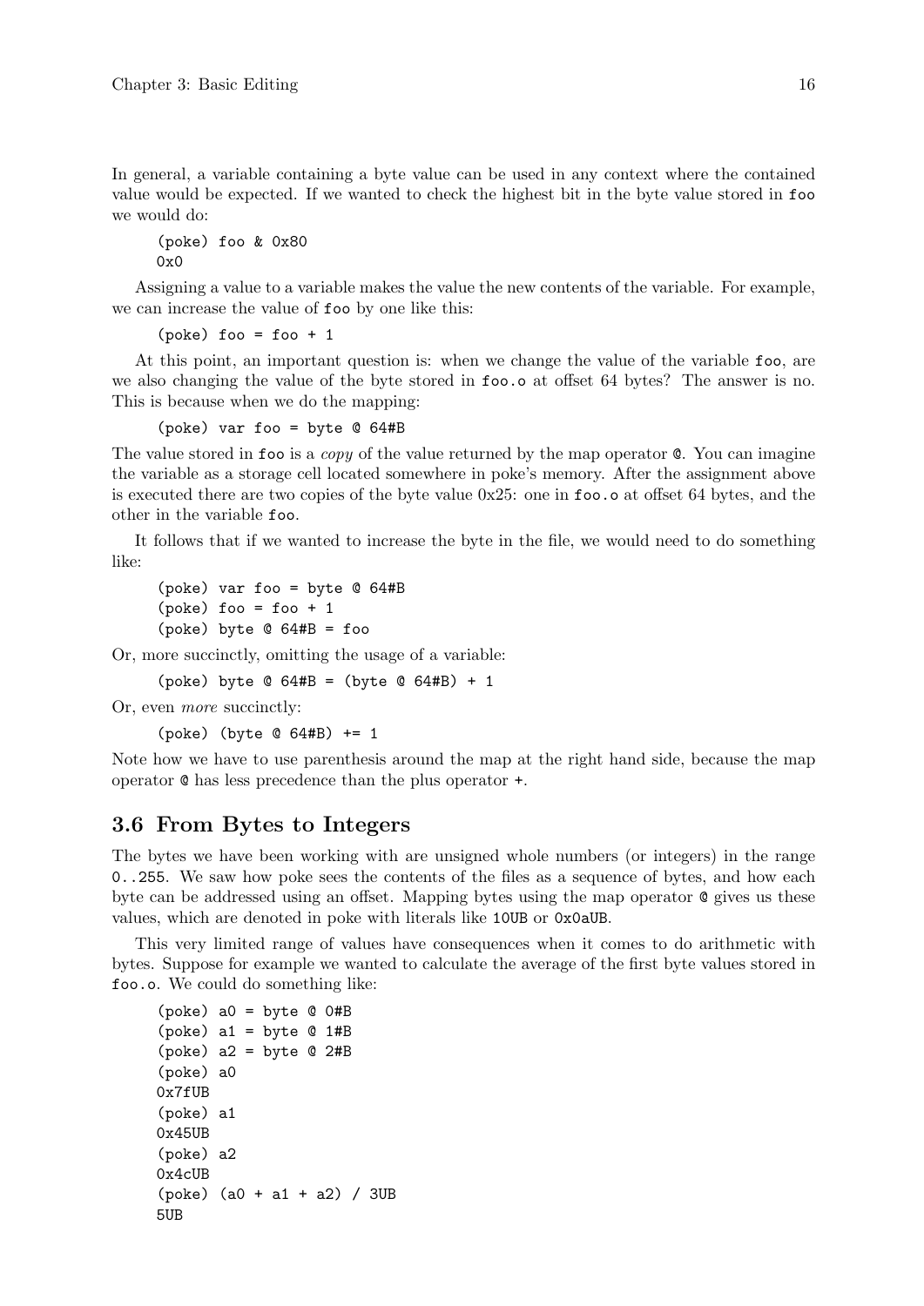In general, a variable containing a byte value can be used in any context where the contained value would be expected. If we wanted to check the highest bit in the byte value stored in `foo` we would do:

```
(poke) foo & 0x80
0x0
```

Assigning a value to a variable makes the value the new contents of the variable. For example, we can increase the value of `foo` by one like this:

```
(poke) foo = foo + 1
```

At this point, an important question is: when we change the value of the variable `foo`, are we also changing the value of the byte stored in `foo.o` at offset 64 bytes? The answer is no. This is because when we do the mapping:

```
(poke) var foo = byte @ 64#B
```

The value stored in `foo` is a *copy* of the value returned by the map operator `@`. You can imagine the variable as a storage cell located somewhere in poke's memory. After the assignment above is executed there are two copies of the byte value 0x25: one in `foo.o` at offset 64 bytes, and the other in the variable `foo`.

It follows that if we wanted to increase the byte in the file, we would need to do something like:

```
(poke) var foo = byte @ 64#B
(poke) foo = foo + 1
(poke) byte @ 64#B = foo
```

Or, more succinctly, omitting the usage of a variable:

```
(poke) byte @ 64#B = (byte @ 64#B) + 1
```

Or, even *more* succinctly:

```
(poke) (byte @ 64#B) += 1
```

Note how we have to use parenthesis around the map at the right hand side, because the map operator `@` has less precedence than the plus operator `+`.

## 3.6 From Bytes to Integers

The bytes we have been working with are unsigned whole numbers (or integers) in the range `0..255`. We saw how poke sees the contents of the files as a sequence of bytes, and how each byte can be addressed using an offset. Mapping bytes using the map operator `@` gives us these values, which are denoted in poke with literals like `10UB` or `0x0aUB`.

This very limited range of values have consequences when it comes to do arithmetic with bytes. Suppose for example we wanted to calculate the average of the first byte values stored in `foo.o`. We could do something like:

```
(poke) a0 = byte @ 0#B
(poke) a1 = byte @ 1#B
(poke) a2 = byte @ 2#B
(poke) a0
0x7fUB
(poke) a1
0x45UB
(poke) a2
0x4cUB
(poke) (a0 + a1 + a2) / 3UB
5UB
```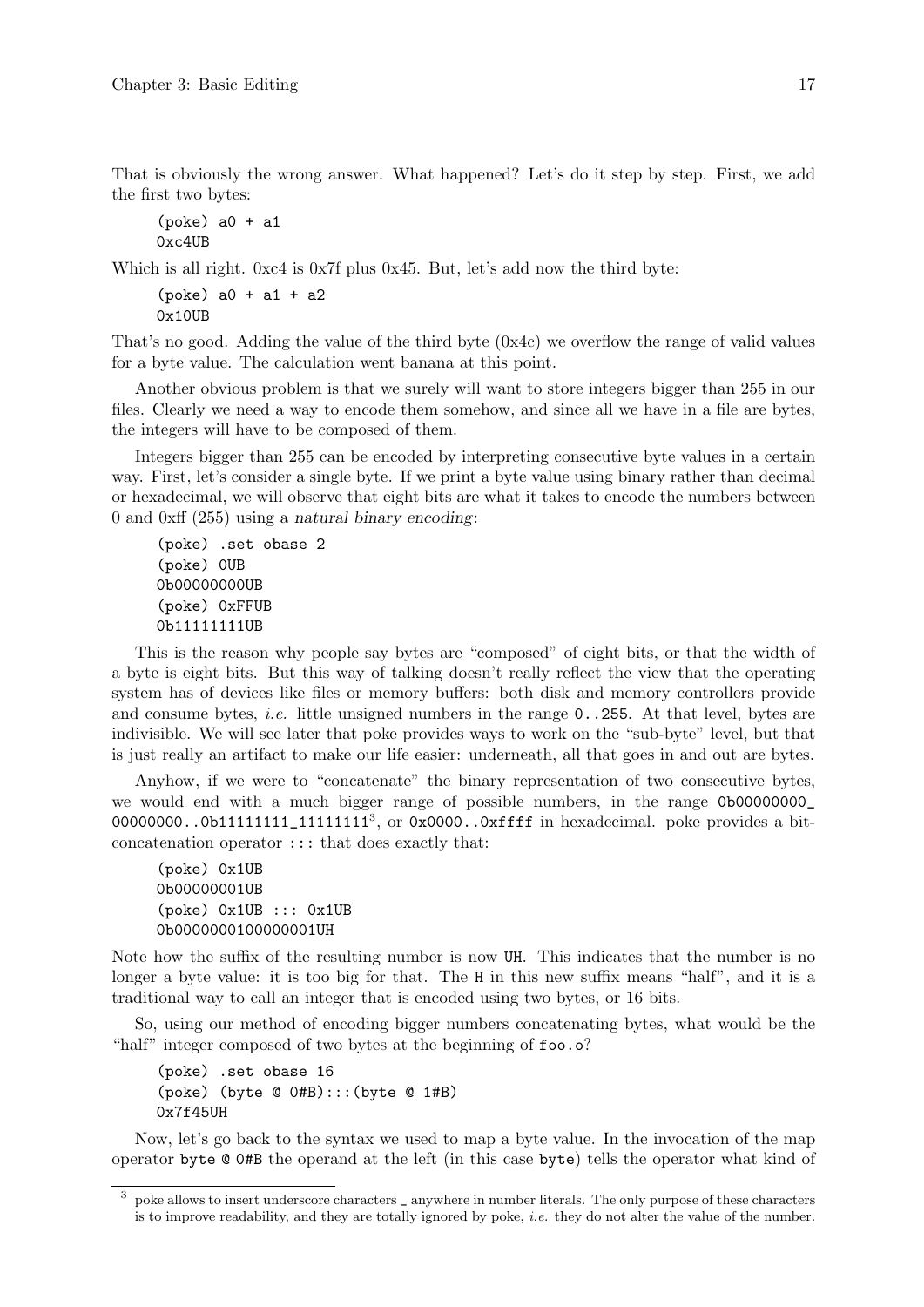That is obviously the wrong answer. What happened? Let's do it step by step. First, we add the first two bytes:

```
(poke) a0 + a1
0xc4UB
```

Which is all right. 0xc4 is 0x7f plus 0x45. But, let's add now the third byte:

```
(poke) a0 + a1 + a2
0x10UB
```

That's no good. Adding the value of the third byte (0x4c) we overflow the range of valid values for a byte value. The calculation went banana at this point.

Another obvious problem is that we surely will want to store integers bigger than 255 in our files. Clearly we need a way to encode them somehow, and since all we have in a file are bytes, the integers will have to be composed of them.

Integers bigger than 255 can be encoded by interpreting consecutive byte values in a certain way. First, let's consider a single byte. If we print a byte value using binary rather than decimal or hexadecimal, we will observe that eight bits are what it takes to encode the numbers between 0 and 0xff (255) using a *natural binary encoding*:

```
(poke) .set obase 2
(poke) 0UB
0b00000000UB
(poke) 0xFFUB
0b11111111UB
```

This is the reason why people say bytes are "composed" of eight bits, or that the width of a byte is eight bits. But this way of talking doesn't really reflect the view that the operating system has of devices like files or memory buffers: both disk and memory controllers provide and consume bytes, *i.e.* little unsigned numbers in the range `0..255`. At that level, bytes are indivisible. We will see later that poke provides ways to work on the "sub-byte" level, but that is just really an artifact to make our life easier: underneath, all that goes in and out are bytes.

Anyhow, if we were to "concatenate" the binary representation of two consecutive bytes, we would end with a much bigger range of possible numbers, in the range `0b00000000_00000000..0b11111111_11111111`[3], or `0x0000..0xffff` in hexadecimal. poke provides a bit-concatenation operator `:::` that does exactly that:

```
(poke) 0x1UB
0b00000001UB
(poke) 0x1UB ::: 0x1UB
0b0000000100000001UH
```

Note how the suffix of the resulting number is now `UH`. This indicates that the number is no longer a byte value: it is too big for that. The `H` in this new suffix means "half", and it is a traditional way to call an integer that is encoded using two bytes, or 16 bits.

So, using our method of encoding bigger numbers concatenating bytes, what would be the "half" integer composed of two bytes at the beginning of `foo.o`?

```
(poke) .set obase 16
(poke) (byte @ 0#B):::(byte @ 1#B)
0x7f45UH
```

Now, let's go back to the syntax we used to map a byte value. In the invocation of the map operator `byte @ 0#B` the operand at the left (in this case `byte`) tells the operator what kind of

[3] poke allows to insert underscore characters `_` anywhere in number literals. The only purpose of these characters is to improve readability, and they are totally ignored by poke, *i.e.* they do not alter the value of the number.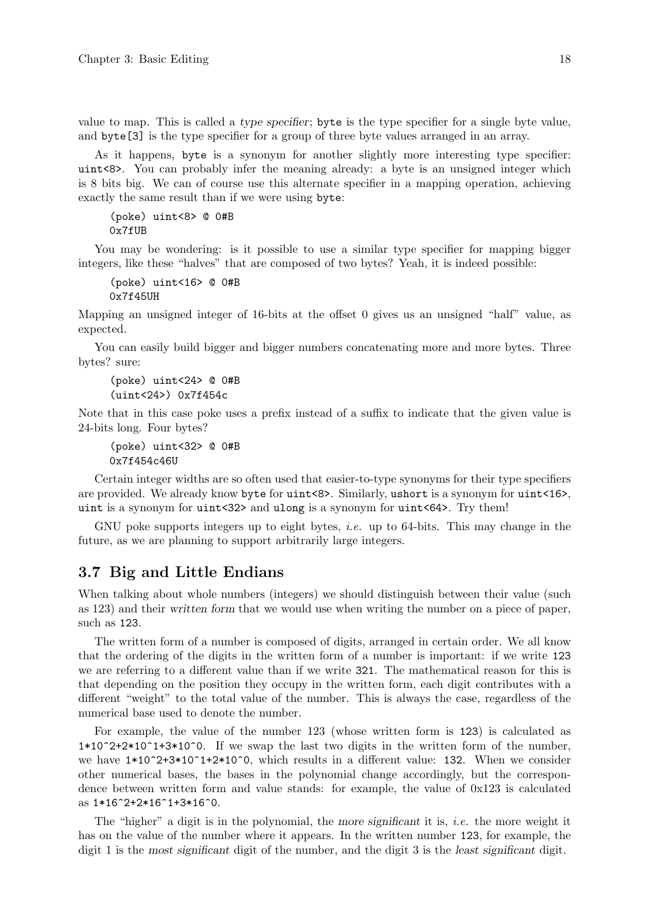value to map. This is called a *type specifier*; `byte` is the type specifier for a single byte value, and `byte[3]` is the type specifier for a group of three byte values arranged in an array.

As it happens, `byte` is a synonym for another slightly more interesting type specifier: `uint<8>`. You can probably infer the meaning already: a byte is an unsigned integer which is 8 bits big. We can of course use this alternate specifier in a mapping operation, achieving exactly the same result than if we were using `byte`:

```
(poke) uint<8> @ 0#B
0x7fUB
```

You may be wondering: is it possible to use a similar type specifier for mapping bigger integers, like these "halves" that are composed of two bytes? Yeah, it is indeed possible:

```
(poke) uint<16> @ 0#B
0x7f45UH
```

Mapping an unsigned integer of 16-bits at the offset 0 gives us an unsigned "half" value, as expected.

You can easily build bigger and bigger numbers concatenating more and more bytes. Three bytes? sure:

```
(poke) uint<24> @ 0#B
(uint<24>) 0x7f454c
```

Note that in this case poke uses a prefix instead of a suffix to indicate that the given value is 24-bits long. Four bytes?

```
(poke) uint<32> @ 0#B
0x7f454c46U
```

Certain integer widths are so often used that easier-to-type synonyms for their type specifiers are provided. We already know `byte` for `uint<8>`. Similarly, `ushort` is a synonym for `uint<16>`, `uint` is a synonym for `uint<32>` and `ulong` is a synonym for `uint<64>`. Try them!

GNU poke supports integers up to eight bytes, *i.e.* up to 64-bits. This may change in the future, as we are planning to support arbitrarily large integers.

## 3.7 Big and Little Endians

When talking about whole numbers (integers) we should distinguish between their value (such as 123) and their *written form* that we would use when writing the number on a piece of paper, such as `123`.

The written form of a number is composed of digits, arranged in certain order. We all know that the ordering of the digits in the written form of a number is important: if we write `123` we are referring to a different value than if we write `321`. The mathematical reason for this is that depending on the position they occupy in the written form, each digit contributes with a different "weight" to the total value of the number. This is always the case, regardless of the numerical base used to denote the number.

For example, the value of the number 123 (whose written form is `123`) is calculated as `1*10^2+2*10^1+3*10^0`. If we swap the last two digits in the written form of the number, we have `1*10^2+3*10^1+2*10^0`, which results in a different value: `132`. When we consider other numerical bases, the bases in the polynomial change accordingly, but the correspondence between written form and value stands: for example, the value of 0x123 is calculated as `1*16^2+2*16^1+3*16^0`.

The "higher" a digit is in the polynomial, the *more significant* it is, *i.e.* the more weight it has on the value of the number where it appears. In the written number `123`, for example, the digit 1 is the *most significant* digit of the number, and the digit 3 is the *least significant* digit.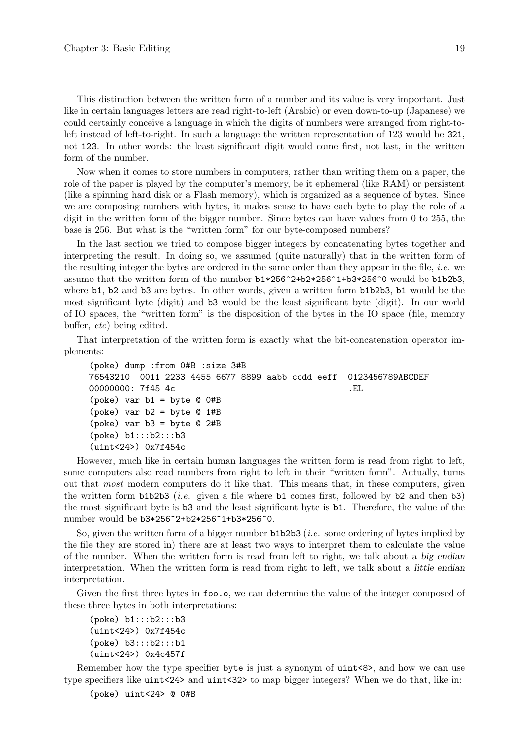This distinction between the written form of a number and its value is very important. Just like in certain languages letters are read right-to-left (Arabic) or even down-to-up (Japanese) we could certainly conceive a language in which the digits of numbers were arranged from right-to-left instead of left-to-right. In such a language the written representation of 123 would be `321`, not `123`. In other words: the least significant digit would come first, not last, in the written form of the number.

Now when it comes to store numbers in computers, rather than writing them on a paper, the role of the paper is played by the computer's memory, be it ephemeral (like RAM) or persistent (like a spinning hard disk or a Flash memory), which is organized as a sequence of bytes. Since we are composing numbers with bytes, it makes sense to have each byte to play the role of a digit in the written form of the bigger number. Since bytes can have values from 0 to 255, the base is 256. But what is the "written form" for our byte-composed numbers?

In the last section we tried to compose bigger integers by concatenating bytes together and interpreting the result. In doing so, we assumed (quite naturally) that in the written form of the resulting integer the bytes are ordered in the same order than they appear in the file, *i.e.* we assume that the written form of the number `b1*256^2+b2*256^1+b3*256^0` would be `b1b2b3`, where `b1`, `b2` and `b3` are bytes. In other words, given a written form `b1b2b3`, `b1` would be the most significant byte (digit) and `b3` would be the least significant byte (digit). In our world of IO spaces, the "written form" is the disposition of the bytes in the IO space (file, memory buffer, *etc*) being edited.

That interpretation of the written form is exactly what the bit-concatenation operator implements:

```
(poke) dump :from 0#B :size 3#B
76543210  0011 2233 4455 6677 8899 aabb ccdd eeff  0123456789ABCDEF
00000000: 7f45 4c                                  .EL
(poke) var b1 = byte @ 0#B
(poke) var b2 = byte @ 1#B
(poke) var b3 = byte @ 2#B
(poke) b1:::b2:::b3
(uint<24>) 0x7f454c
```

However, much like in certain human languages the written form is read from right to left, some computers also read numbers from right to left in their "written form". Actually, turns out that *most* modern computers do it like that. This means that, in these computers, given the written form `b1b2b3` (*i.e.* given a file where `b1` comes first, followed by `b2` and then `b3`) the most significant byte is `b3` and the least significant byte is `b1`. Therefore, the value of the number would be `b3*256^2+b2*256^1+b3*256^0`.

So, given the written form of a bigger number `b1b2b3` (*i.e.* some ordering of bytes implied by the file they are stored in) there are at least two ways to interpret them to calculate the value of the number. When the written form is read from left to right, we talk about a *big endian* interpretation. When the written form is read from right to left, we talk about a *little endian* interpretation.

Given the first three bytes in `foo.o`, we can determine the value of the integer composed of these three bytes in both interpretations:

```
(poke) b1:::b2:::b3
(uint<24>) 0x7f454c
(poke) b3:::b2:::b1
(uint<24>) 0x4c457f
```

Remember how the type specifier `byte` is just a synonym of `uint<8>`, and how we can use type specifiers like `uint<24>` and `uint<32>` to map bigger integers? When we do that, like in:

```
(poke) uint<24> @ 0#B
```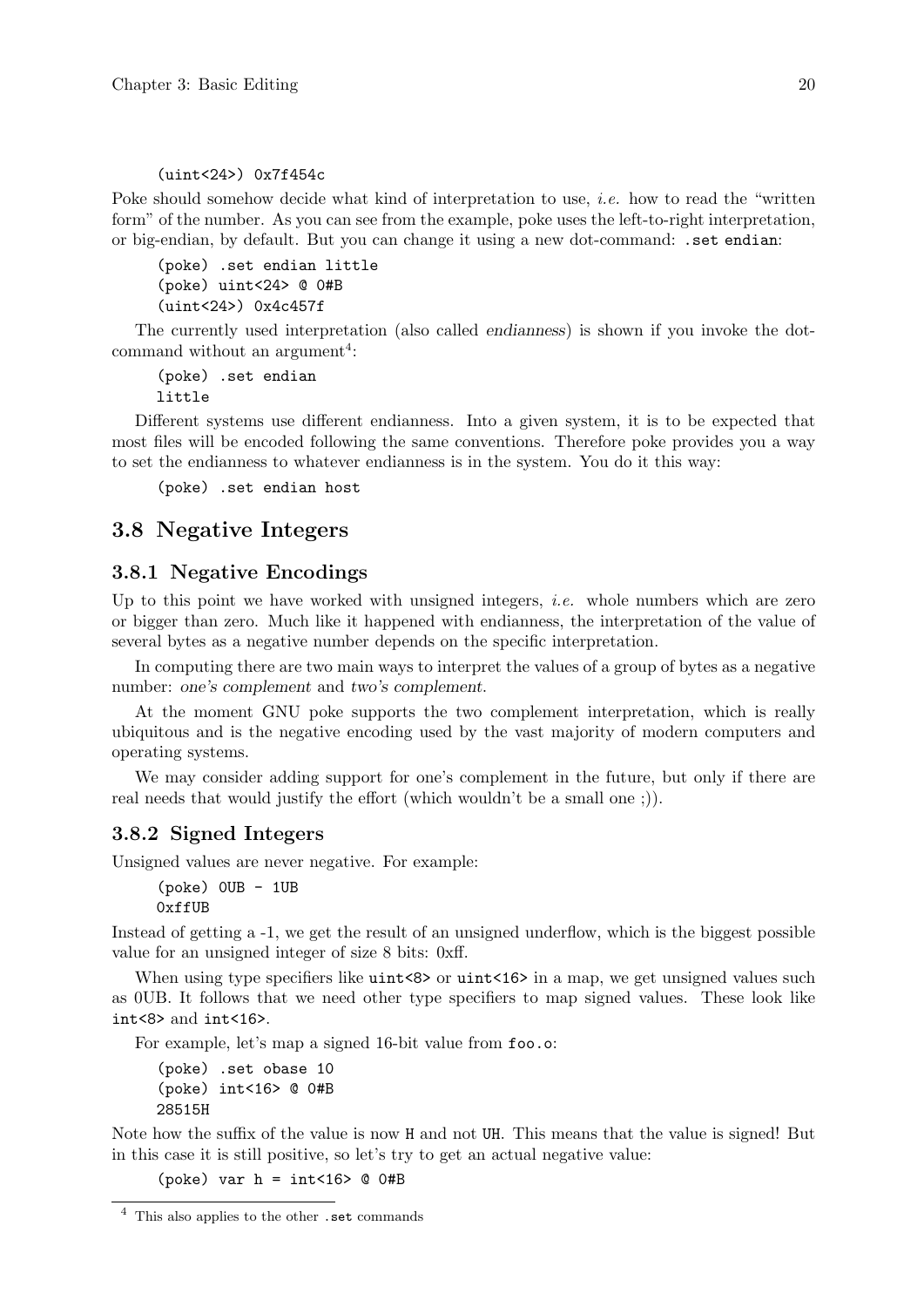```
(uint<24>) 0x7f454c
```

Poke should somehow decide what kind of interpretation to use, *i.e.* how to read the "written form" of the number. As you can see from the example, poke uses the left-to-right interpretation, or big-endian, by default. But you can change it using a new dot-command: `.set endian`:

```
(poke) .set endian little
(poke) uint<24> @ 0#B
(uint<24>) 0x4c457f
```

The currently used interpretation (also called *endianness*) is shown if you invoke the dot-command without an argument[4]:

```
(poke) .set endian
little
```

Different systems use different endianness. Into a given system, it is to be expected that most files will be encoded following the same conventions. Therefore poke provides you a way to set the endianness to whatever endianness is in the system. You do it this way:

```
(poke) .set endian host
```

## 3.8 Negative Integers

### 3.8.1 Negative Encodings

Up to this point we have worked with unsigned integers, *i.e.* whole numbers which are zero or bigger than zero. Much like it happened with endianness, the interpretation of the value of several bytes as a negative number depends on the specific interpretation.

In computing there are two main ways to interpret the values of a group of bytes as a negative number: *one's complement* and *two's complement*.

At the moment GNU poke supports the two complement interpretation, which is really ubiquitous and is the negative encoding used by the vast majority of modern computers and operating systems.

We may consider adding support for one's complement in the future, but only if there are real needs that would justify the effort (which wouldn't be a small one ;)).

### 3.8.2 Signed Integers

Unsigned values are never negative. For example:

```
(poke) 0UB - 1UB
0xffUB
```

Instead of getting a -1, we get the result of an unsigned underflow, which is the biggest possible value for an unsigned integer of size 8 bits: 0xff.

When using type specifiers like `uint<8>` or `uint<16>` in a map, we get unsigned values such as 0UB. It follows that we need other type specifiers to map signed values. These look like `int<8>` and `int<16>`.

For example, let's map a signed 16-bit value from `foo.o`:

```
(poke) .set obase 10
(poke) int<16> @ 0#B
28515H
```

Note how the suffix of the value is now `H` and not `UH`. This means that the value is signed! But in this case it is still positive, so let's try to get an actual negative value:

```
(poke) var h = int<16> @ 0#B
```

[4] This also applies to the other `.set` commands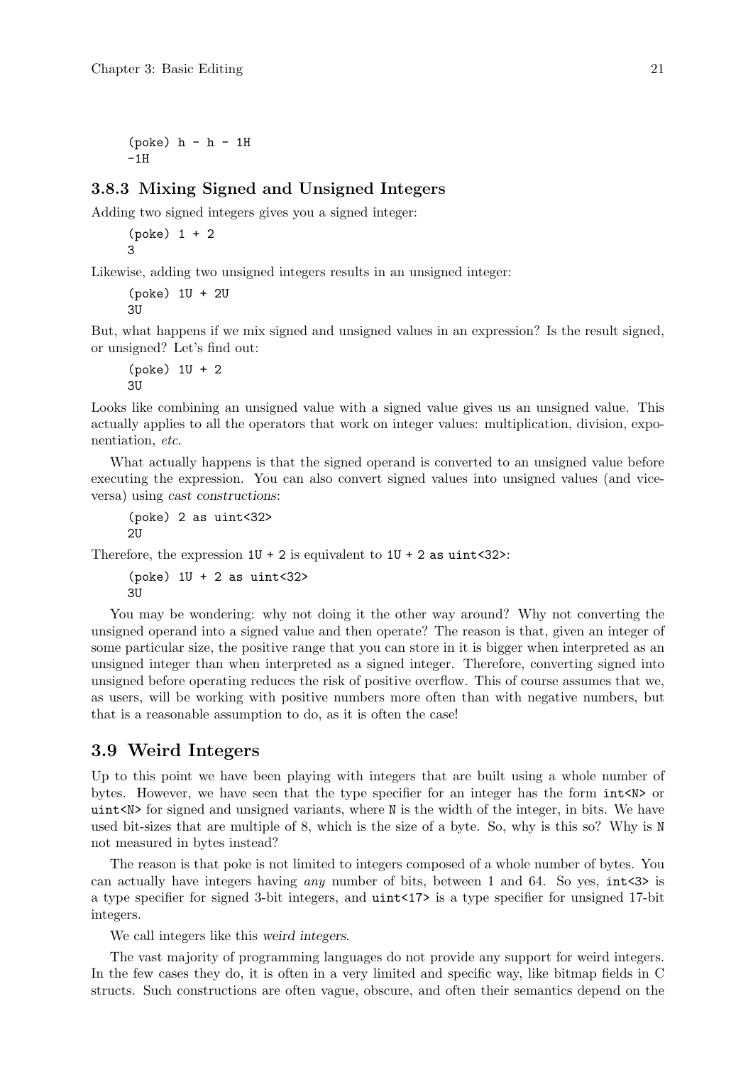```
(poke) h - h - 1H
-1H
```

### 3.8.3 Mixing Signed and Unsigned Integers

Adding two signed integers gives you a signed integer:

```
(poke) 1 + 2
3
```

Likewise, adding two unsigned integers results in an unsigned integer:

```
(poke) 1U + 2U
3U
```

But, what happens if we mix signed and unsigned values in an expression? Is the result signed, or unsigned? Let's find out:

```
(poke) 1U + 2
3U
```

Looks like combining an unsigned value with a signed value gives us an unsigned value. This actually applies to all the operators that work on integer values: multiplication, division, exponentiation, *etc*.

What actually happens is that the signed operand is converted to an unsigned value before executing the expression. You can also convert signed values into unsigned values (and vice-versa) using *cast constructions*:

```
(poke) 2 as uint<32>
2U
```

Therefore, the expression `1U + 2` is equivalent to `1U + 2 as uint<32>`:

```
(poke) 1U + 2 as uint<32>
3U
```

You may be wondering: why not doing it the other way around? Why not converting the unsigned operand into a signed value and then operate? The reason is that, given an integer of some particular size, the positive range that you can store in it is bigger when interpreted as an unsigned integer than when interpreted as a signed integer. Therefore, converting signed into unsigned before operating reduces the risk of positive overflow. This of course assumes that we, as users, will be working with positive numbers more often than with negative numbers, but that is a reasonable assumption to do, as it is often the case!

## 3.9 Weird Integers

Up to this point we have been playing with integers that are built using a whole number of bytes. However, we have seen that the type specifier for an integer has the form `int<N>` or `uint<N>` for signed and unsigned variants, where `N` is the width of the integer, in bits. We have used bit-sizes that are multiple of 8, which is the size of a byte. So, why is this so? Why is `N` not measured in bytes instead?

The reason is that poke is not limited to integers composed of a whole number of bytes. You can actually have integers having *any* number of bits, between 1 and 64. So yes, `int<3>` is a type specifier for signed 3-bit integers, and `uint<17>` is a type specifier for unsigned 17-bit integers.

We call integers like this *weird integers*.

The vast majority of programming languages do not provide any support for weird integers. In the few cases they do, it is often in a very limited and specific way, like bitmap fields in C structs. Such constructions are often vague, obscure, and often their semantics depend on the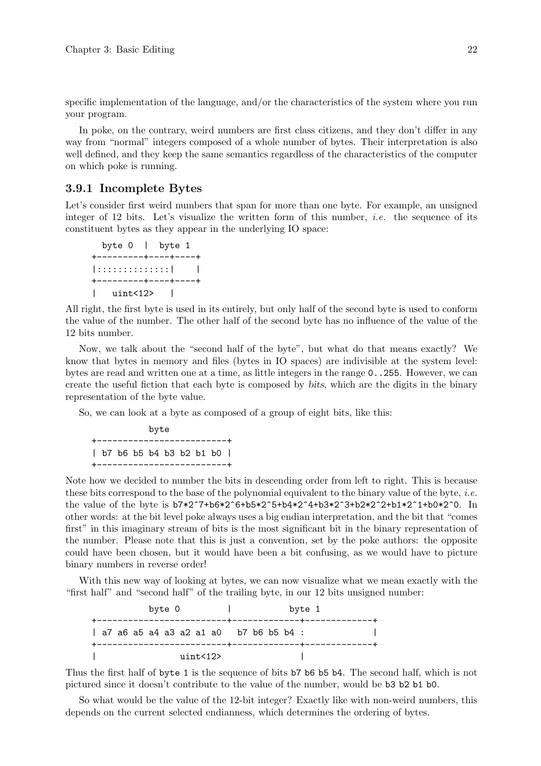specific implementation of the language, and/or the characteristics of the system where you run your program.

In poke, on the contrary, weird numbers are first class citizens, and they don't differ in any way from "normal" integers composed of a whole number of bytes. Their interpretation is also well defined, and they keep the same semantics regardless of the characteristics of the computer on which poke is running.

### 3.9.1 Incomplete Bytes

Let's consider first weird numbers that span for more than one byte. For example, an unsigned integer of 12 bits. Let's visualize the written form of this number, *i.e.* the sequence of its constituent bytes as they appear in the underlying IO space:

```
  byte 0  |  byte 1
+---------+----+----+
|::::::::::::::|    |
+---------+----+----+
|   uint<12>   |
```

All right, the first byte is used in its entirely, but only half of the second byte is used to conform the value of the number. The other half of the second byte has no influence of the value of the 12 bits number.

Now, we talk about the "second half of the byte", but what do that means exactly? We know that bytes in memory and files (bytes in IO spaces) are indivisible at the system level: bytes are read and written one at a time, as little integers in the range `0..255`. However, we can create the useful fiction that each byte is composed by *bits*, which are the digits in the binary representation of the byte value.

So, we can look at a byte as composed of a group of eight bits, like this:

```
           byte
+-------------------------+
| b7 b6 b5 b4 b3 b2 b1 b0 |
+-------------------------+
```

Note how we decided to number the bits in descending order from left to right. This is because these bits correspond to the base of the polynomial equivalent to the binary value of the byte, *i.e.* the value of the byte is `b7*2^7+b6*2^6+b5*2^5+b4*2^4+b3*2^3+b2*2^2+b1*2^1+b0*2^0`. In other words: at the bit level poke always uses a big endian interpretation, and the bit that "comes first" in this imaginary stream of bits is the most significant bit in the binary representation of the number. Please note that this is just a convention, set by the poke authors: the opposite could have been chosen, but it would have been a bit confusing, as we would have to picture binary numbers in reverse order!

With this new way of looking at bytes, we can now visualize what we mean exactly with the "first half" and "second half" of the trailing byte, in our 12 bits unsigned number:

```
           byte 0         |           byte 1
+-------------------------+-------------+-------------+
| a7 a6 a5 a4 a3 a2 a1 a0   b7 b6 b5 b4 :             |
+-------------------------+-------------+-------------+
|               uint<12>                |
```

Thus the first half of `byte 1` is the sequence of bits `b7 b6 b5 b4`. The second half, which is not pictured since it doesn't contribute to the value of the number, would be `b3 b2 b1 b0`.

So what would be the value of the 12-bit integer? Exactly like with non-weird numbers, this depends on the current selected endianness, which determines the ordering of bytes.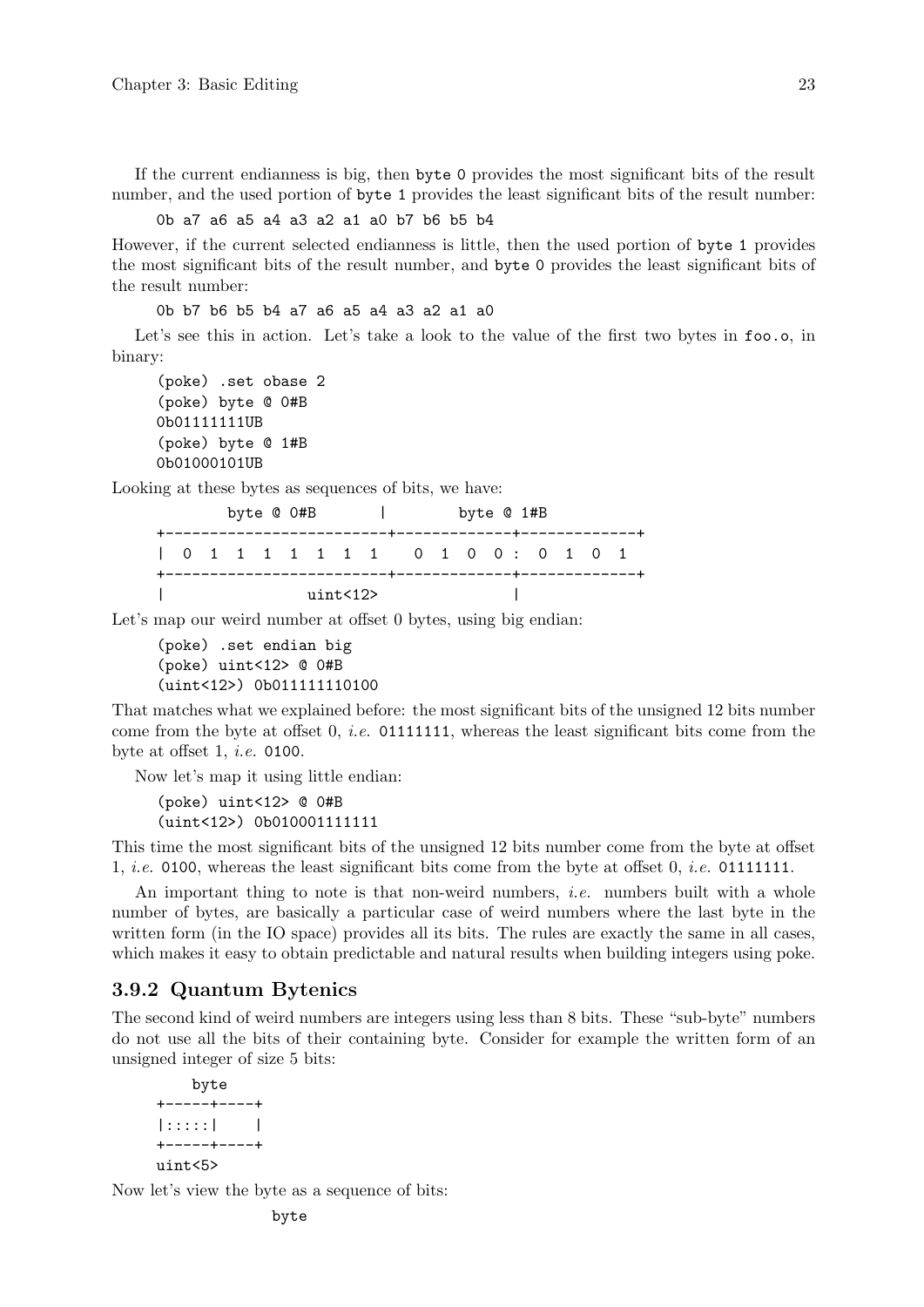If the current endianness is big, then `byte 0` provides the most significant bits of the result number, and the used portion of `byte 1` provides the least significant bits of the result number:

```
0b a7 a6 a5 a4 a3 a2 a1 a0 b7 b6 b5 b4
```

However, if the current selected endianness is little, then the used portion of `byte 1` provides the most significant bits of the result number, and `byte 0` provides the least significant bits of the result number:

```
0b b7 b6 b5 b4 a7 a6 a5 a4 a3 a2 a1 a0
```

Let's see this in action. Let's take a look to the value of the first two bytes in `foo.o`, in binary:

```
(poke) .set obase 2
(poke) byte @ 0#B
0b01111111UB
(poke) byte @ 1#B
0b01000101UB
```

Looking at these bytes as sequences of bits, we have:

```
        byte @ 0#B       |        byte @ 1#B
+-------------------------+-------------+-------------+
|  0  1  1  1  1  1  1  1    0  1  0  0 :  0  1  0  1
+-------------------------+-------------+-------------+
|                uint<12>               |
```

Let's map our weird number at offset 0 bytes, using big endian:

```
(poke) .set endian big
(poke) uint<12> @ 0#B
(uint<12>) 0b011111110100
```

That matches what we explained before: the most significant bits of the unsigned 12 bits number come from the byte at offset 0, *i.e.* `01111111`, whereas the least significant bits come from the byte at offset 1, *i.e.* `0100`.

Now let's map it using little endian:

```
(poke) uint<12> @ 0#B
(uint<12>) 0b010001111111
```

This time the most significant bits of the unsigned 12 bits number come from the byte at offset 1, *i.e.* `0100`, whereas the least significant bits come from the byte at offset 0, *i.e.* `01111111`.

An important thing to note is that non-weird numbers, *i.e.* numbers built with a whole number of bytes, are basically a particular case of weird numbers where the last byte in the written form (in the IO space) provides all its bits. The rules are exactly the same in all cases, which makes it easy to obtain predictable and natural results when building integers using poke.

### 3.9.2 Quantum Bytenics

The second kind of weird numbers are integers using less than 8 bits. These "sub-byte" numbers do not use all the bits of their containing byte. Consider for example the written form of an unsigned integer of size 5 bits:

```
     byte
+-----+----+
|:::::|    |
+-----+----+
uint<5>
```

Now let's view the byte as a sequence of bits:

```
               byte
```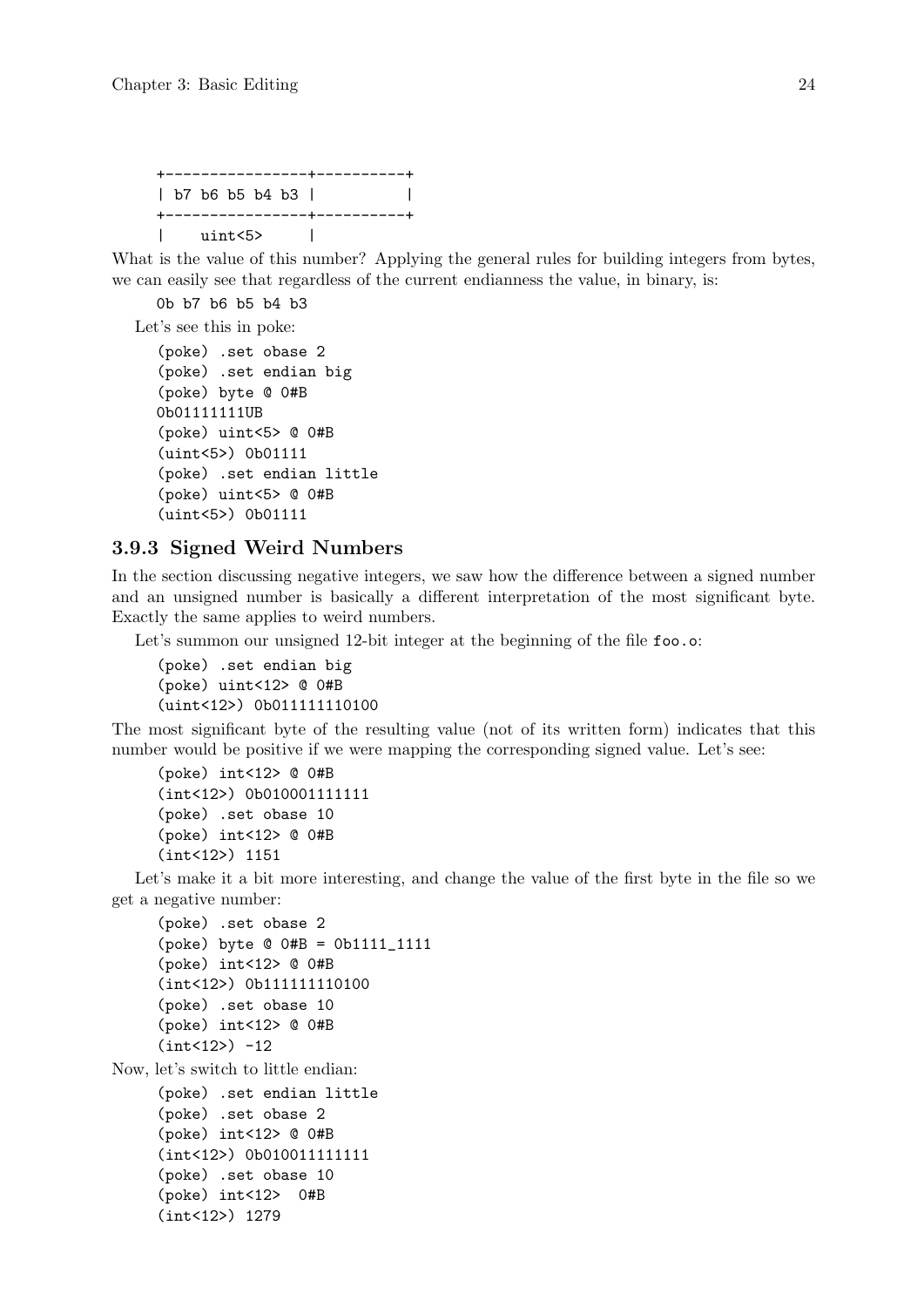```
+----------------+----------+
| b7 b6 b5 b4 b3 |          |
+----------------+----------+
|    uint<5>     |
```

What is the value of this number? Applying the general rules for building integers from bytes, we can easily see that regardless of the current endianness the value, in binary, is:

```
0b b7 b6 b5 b4 b3
```

Let's see this in poke:

```
(poke) .set obase 2
(poke) .set endian big
(poke) byte @ 0#B
0b01111111UB
(poke) uint<5> @ 0#B
(uint<5>) 0b01111
(poke) .set endian little
(poke) uint<5> @ 0#B
(uint<5>) 0b01111
```

### 3.9.3 Signed Weird Numbers

In the section discussing negative integers, we saw how the difference between a signed number and an unsigned number is basically a different interpretation of the most significant byte. Exactly the same applies to weird numbers.

Let's summon our unsigned 12-bit integer at the beginning of the file `foo.o`:

```
(poke) .set endian big
(poke) uint<12> @ 0#B
(uint<12>) 0b011111110100
```

The most significant byte of the resulting value (not of its written form) indicates that this number would be positive if we were mapping the corresponding signed value. Let's see:

```
(poke) int<12> @ 0#B
(int<12>) 0b010001111111
(poke) .set obase 10
(poke) int<12> @ 0#B
(int<12>) 1151
```

Let's make it a bit more interesting, and change the value of the first byte in the file so we get a negative number:

```
(poke) .set obase 2
(poke) byte @ 0#B = 0b1111_1111
(poke) int<12> @ 0#B
(int<12>) 0b111111110100
(poke) .set obase 10
(poke) int<12> @ 0#B
(int<12>) -12
```

Now, let's switch to little endian:

```
(poke) .set endian little
(poke) .set obase 2
(poke) int<12> @ 0#B
(int<12>) 0b010011111111
(poke) .set obase 10
(poke) int<12>  0#B
(int<12>) 1279
```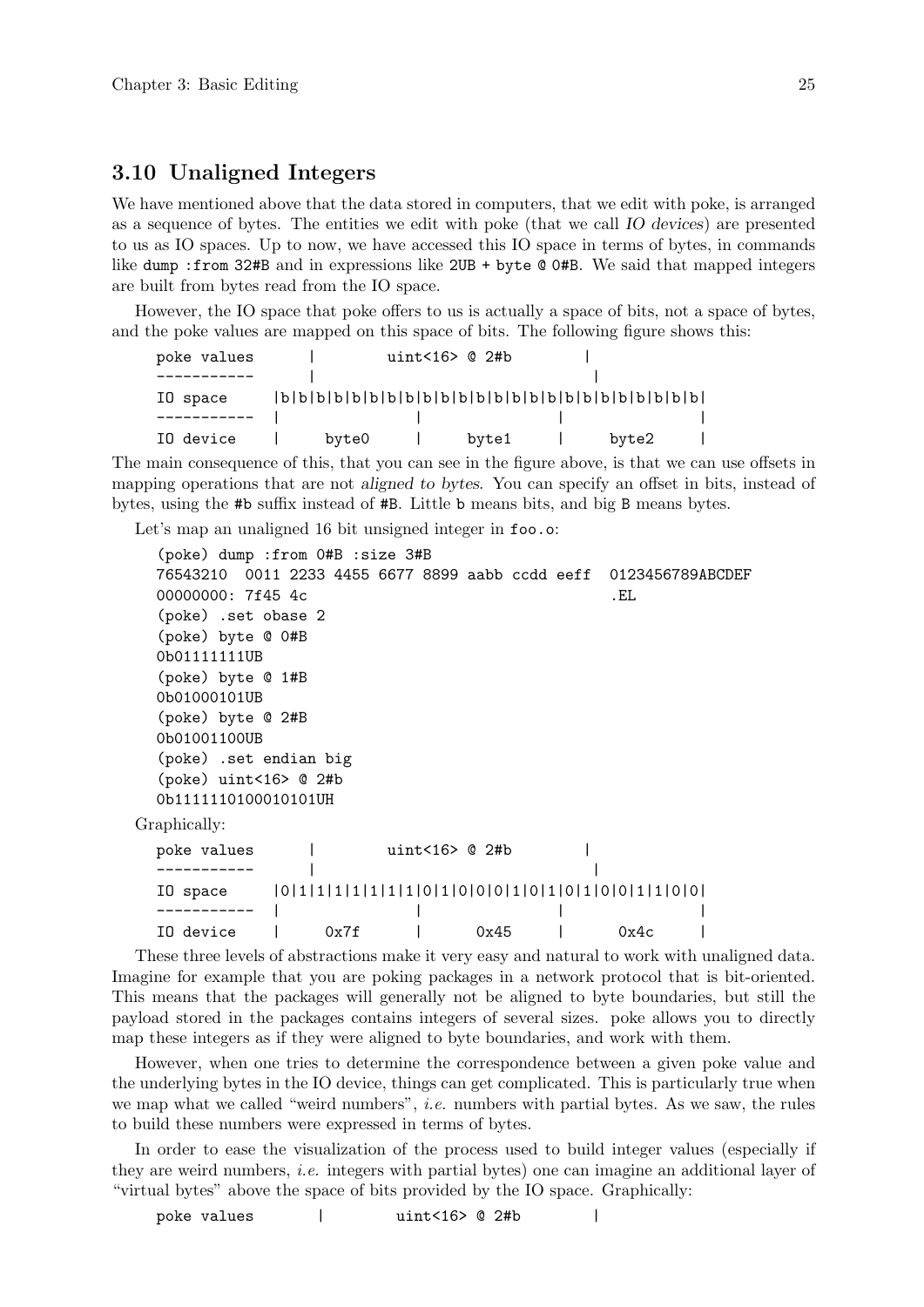## 3.10 Unaligned Integers

We have mentioned above that the data stored in computers, that we edit with poke, is arranged as a sequence of bytes. The entities we edit with poke (that we call *IO devices*) are presented to us as IO spaces. Up to now, we have accessed this IO space in terms of bytes, in commands like `dump :from 32#B` and in expressions like `2UB + byte @ 0#B`. We said that mapped integers are built from bytes read from the IO space.

However, the IO space that poke offers to us is actually a space of bits, not a space of bytes, and the poke values are mapped on this space of bits. The following figure shows this:

```
poke values      |        uint<16> @ 2#b        |
-----------      |                              |
IO space     |b|b|b|b|b|b|b|b|b|b|b|b|b|b|b|b|b|b|b|b|b|b|b|b|
-----------  |               |               |               |
IO device    |     byte0     |     byte1     |     byte2     |
```

The main consequence of this, that you can see in the figure above, is that we can use offsets in mapping operations that are not *aligned to bytes*. You can specify an offset in bits, instead of bytes, using the `#b` suffix instead of `#B`. Little `b` means bits, and big `B` means bytes.

Let's map an unaligned 16 bit unsigned integer in `foo.o`:

```
(poke) dump :from 0#B :size 3#B
76543210  0011 2233 4455 6677 8899 aabb ccdd eeff  0123456789ABCDEF
00000000: 7f45 4c                                  .EL
(poke) .set obase 2
(poke) byte @ 0#B
0b01111111UB
(poke) byte @ 1#B
0b01000101UB
(poke) byte @ 2#B
0b01001100UB
(poke) .set endian big
(poke) uint<16> @ 2#b
0b1111110100010101UH
```

Graphically:

```
poke values      |        uint<16> @ 2#b        |
-----------      |                              |
IO space     |0|1|1|1|1|1|1|1|0|1|0|0|0|1|0|1|0|1|0|0|1|1|0|0|
-----------  |               |               |               |
IO device    |     0x7f      |     0x45      |     0x4c      |
```

These three levels of abstractions make it very easy and natural to work with unaligned data. Imagine for example that you are poking packages in a network protocol that is bit-oriented. This means that the packages will generally not be aligned to byte boundaries, but still the payload stored in the packages contains integers of several sizes. poke allows you to directly map these integers as if they were aligned to byte boundaries, and work with them.

However, when one tries to determine the correspondence between a given poke value and the underlying bytes in the IO device, things can get complicated. This is particularly true when we map what we called "weird numbers", *i.e.* numbers with partial bytes. As we saw, the rules to build these numbers were expressed in terms of bytes.

In order to ease the visualization of the process used to build integer values (especially if they are weird numbers, *i.e.* integers with partial bytes) one can imagine an additional layer of "virtual bytes" above the space of bits provided by the IO space. Graphically:

```
poke values      |        uint<16> @ 2#b        |
```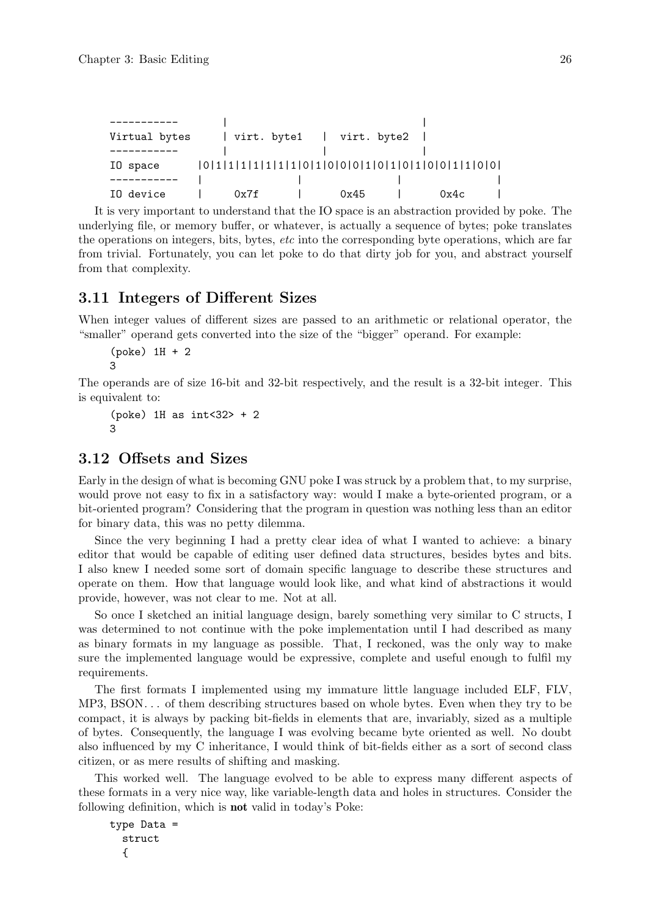```
-----------       |                               |
Virtual bytes     | virt. byte1   |  virt. byte2  |
-----------       |               |               |
IO space      |0|1|1|1|1|1|1|1|0|1|0|0|0|1|0|1|0|1|0|0|1|1|0|0|
-----------   |               |               |               |
IO device     |     0x7f      |     0x45      |     0x4c      |
```

It is very important to understand that the IO space is an abstraction provided by poke. The underlying file, or memory buffer, or whatever, is actually a sequence of bytes; poke translates the operations on integers, bits, bytes, *etc* into the corresponding byte operations, which are far from trivial. Fortunately, you can let poke to do that dirty job for you, and abstract yourself from that complexity.

## 3.11 Integers of Different Sizes

When integer values of different sizes are passed to an arithmetic or relational operator, the "smaller" operand gets converted into the size of the "bigger" operand. For example:

```
(poke) 1H + 2
3
```

The operands are of size 16-bit and 32-bit respectively, and the result is a 32-bit integer. This is equivalent to:

```
(poke) 1H as int<32> + 2
3
```

## 3.12 Offsets and Sizes

Early in the design of what is becoming GNU poke I was struck by a problem that, to my surprise, would prove not easy to fix in a satisfactory way: would I make a byte-oriented program, or a bit-oriented program? Considering that the program in question was nothing less than an editor for binary data, this was no petty dilemma.

Since the very beginning I had a pretty clear idea of what I wanted to achieve: a binary editor that would be capable of editing user defined data structures, besides bytes and bits. I also knew I needed some sort of domain specific language to describe these structures and operate on them. How that language would look like, and what kind of abstractions it would provide, however, was not clear to me. Not at all.

So once I sketched an initial language design, barely something very similar to C structs, I was determined to not continue with the poke implementation until I had described as many as binary formats in my language as possible. That, I reckoned, was the only way to make sure the implemented language would be expressive, complete and useful enough to fulfil my requirements.

The first formats I implemented using my immature little language included ELF, FLV, MP3, BSON. . . of them describing structures based on whole bytes. Even when they try to be compact, it is always by packing bit-fields in elements that are, invariably, sized as a multiple of bytes. Consequently, the language I was evolving became byte oriented as well. No doubt also influenced by my C inheritance, I would think of bit-fields either as a sort of second class citizen, or as mere results of shifting and masking.

This worked well. The language evolved to be able to express many different aspects of these formats in a very nice way, like variable-length data and holes in structures. Consider the following definition, which is **not** valid in today's Poke:

```
type Data =
  struct
  {
```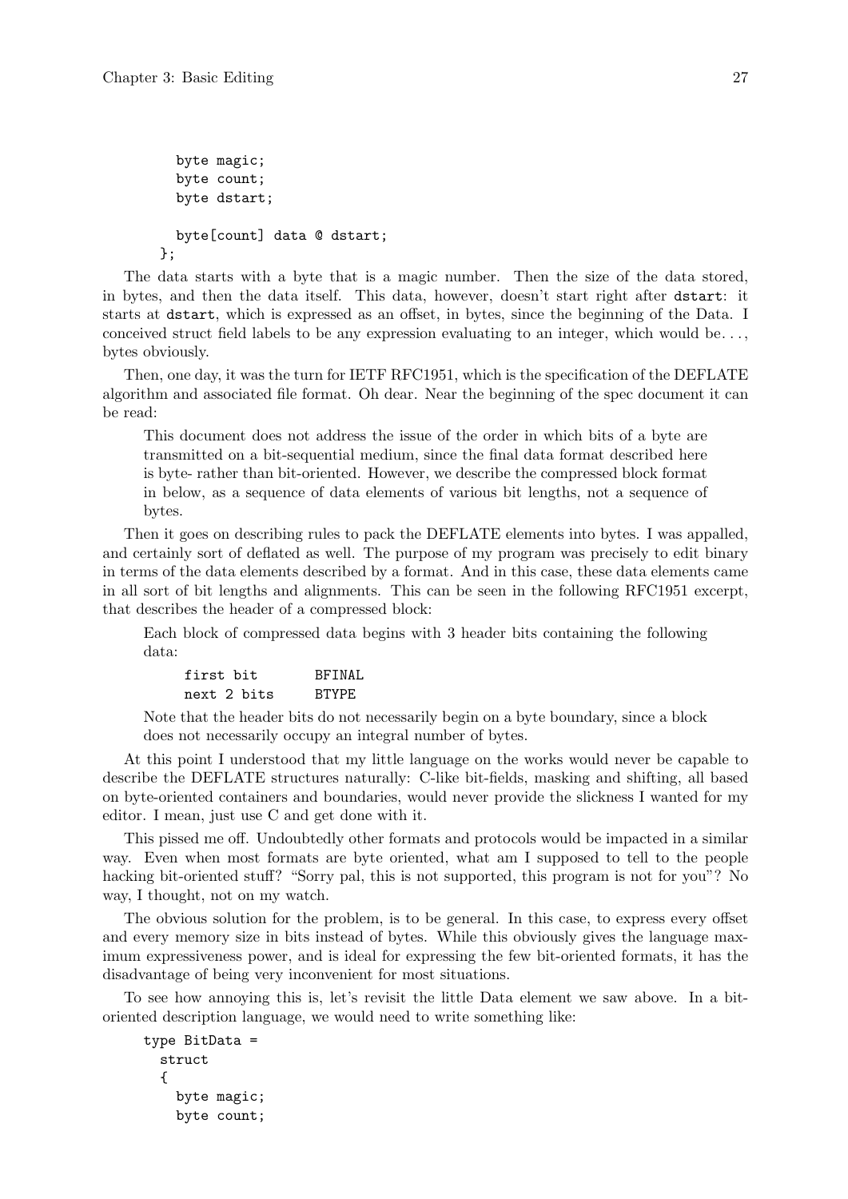```
  byte magic;
  byte count;
  byte dstart;

  byte[count] data @ dstart;
};
```

The data starts with a byte that is a magic number. Then the size of the data stored, in bytes, and then the data itself. This data, however, doesn't start right after `dstart`: it starts at `dstart`, which is expressed as an offset, in bytes, since the beginning of the Data. I conceived struct field labels to be any expression evaluating to an integer, which would be. . . , bytes obviously.

Then, one day, it was the turn for IETF RFC1951, which is the specification of the DEFLATE algorithm and associated file format. Oh dear. Near the beginning of the spec document it can be read:

> This document does not address the issue of the order in which bits of a byte are transmitted on a bit-sequential medium, since the final data format described here is byte- rather than bit-oriented. However, we describe the compressed block format in below, as a sequence of data elements of various bit lengths, not a sequence of bytes.

Then it goes on describing rules to pack the DEFLATE elements into bytes. I was appalled, and certainly sort of deflated as well. The purpose of my program was precisely to edit binary in terms of the data elements described by a format. And in this case, these data elements came in all sort of bit lengths and alignments. This can be seen in the following RFC1951 excerpt, that describes the header of a compressed block:

> Each block of compressed data begins with 3 header bits containing the following data:
>
> ```
> first bit       BFINAL
> next 2 bits     BTYPE
> ```
>
> Note that the header bits do not necessarily begin on a byte boundary, since a block does not necessarily occupy an integral number of bytes.

At this point I understood that my little language on the works would never be capable to describe the DEFLATE structures naturally: C-like bit-fields, masking and shifting, all based on byte-oriented containers and boundaries, would never provide the slickness I wanted for my editor. I mean, just use C and get done with it.

This pissed me off. Undoubtedly other formats and protocols would be impacted in a similar way. Even when most formats are byte oriented, what am I supposed to tell to the people hacking bit-oriented stuff? "Sorry pal, this is not supported, this program is not for you"? No way, I thought, not on my watch.

The obvious solution for the problem, is to be general. In this case, to express every offset and every memory size in bits instead of bytes. While this obviously gives the language maximum expressiveness power, and is ideal for expressing the few bit-oriented formats, it has the disadvantage of being very inconvenient for most situations.

To see how annoying this is, let's revisit the little Data element we saw above. In a bit-oriented description language, we would need to write something like:

```
type BitData =
  struct
  {
    byte magic;
    byte count;
```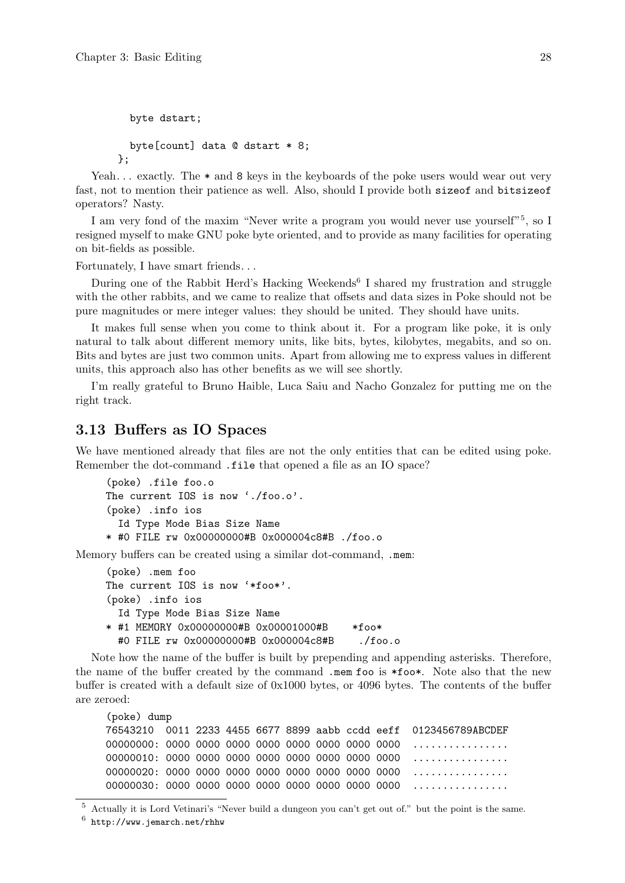```
  byte dstart;

  byte[count] data @ dstart * 8;
};
```

Yeah... exactly. The * and 8 keys in the keyboards of the poke users would wear out very fast, not to mention their patience as well. Also, should I provide both `sizeof` and `bitsizeof` operators? Nasty.

I am very fond of the maxim "Never write a program you would never use yourself"[5], so I resigned myself to make GNU poke byte oriented, and to provide as many facilities for operating on bit-fields as possible.

Fortunately, I have smart friends...

During one of the Rabbit Herd's Hacking Weekends[6] I shared my frustration and struggle with the other rabbits, and we came to realize that offsets and data sizes in Poke should not be pure magnitudes or mere integer values: they should be united. They should have units.

It makes full sense when you come to think about it. For a program like poke, it is only natural to talk about different memory units, like bits, bytes, kilobytes, megabits, and so on. Bits and bytes are just two common units. Apart from allowing me to express values in different units, this approach also has other benefits as we will see shortly.

I'm really grateful to Bruno Haible, Luca Saiu and Nacho Gonzalez for putting me on the right track.

## 3.13 Buffers as IO Spaces

We have mentioned already that files are not the only entities that can be edited using poke. Remember the dot-command `.file` that opened a file as an IO space?

```
(poke) .file foo.o
The current IOS is now './foo.o'.
(poke) .info ios
  Id Type Mode Bias Size Name
* #0 FILE rw 0x00000000#B 0x000004c8#B ./foo.o
```

Memory buffers can be created using a similar dot-command, `.mem`:

```
(poke) .mem foo
The current IOS is now '*foo*'.
(poke) .info ios
  Id Type Mode Bias Size Name
* #1 MEMORY 0x00000000#B 0x00001000#B    *foo*
  #0 FILE rw 0x00000000#B 0x000004c8#B    ./foo.o
```

Note how the name of the buffer is built by prepending and appending asterisks. Therefore, the name of the buffer created by the command `.mem foo` is `*foo*`. Note also that the new buffer is created with a default size of 0x1000 bytes, or 4096 bytes. The contents of the buffer are zeroed:

```
(poke) dump
76543210  0011 2233 4455 6677 8899 aabb ccdd eeff  0123456789ABCDEF
00000000: 0000 0000 0000 0000 0000 0000 0000 0000  ................
00000010: 0000 0000 0000 0000 0000 0000 0000 0000  ................
00000020: 0000 0000 0000 0000 0000 0000 0000 0000  ................
00000030: 0000 0000 0000 0000 0000 0000 0000 0000  ................
```

---

[5] Actually it is Lord Vetinari's "Never build a dungeon you can't get out of." but the point is the same.

[6] `http://www.jemarch.net/rhhw`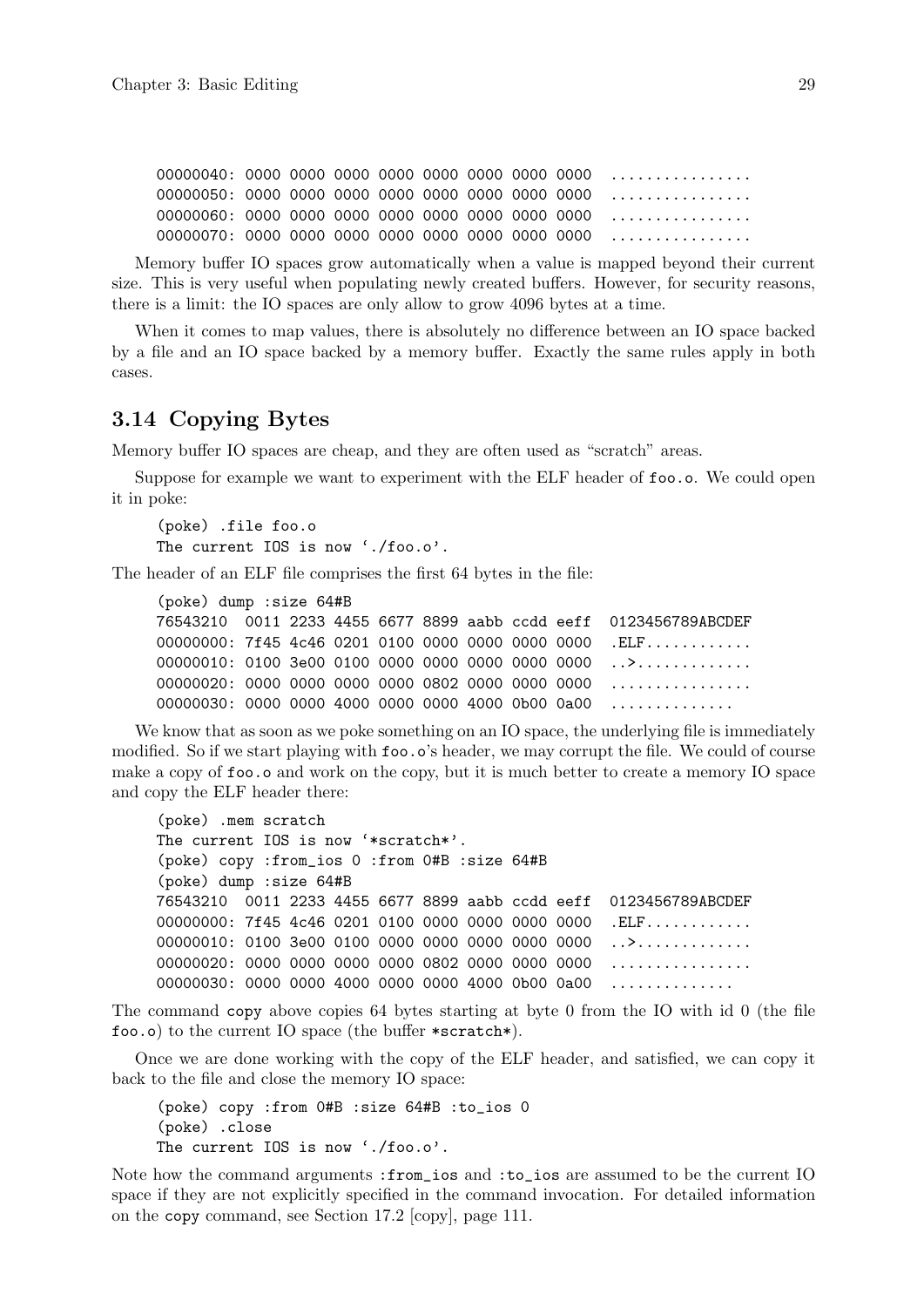```
00000040: 0000 0000 0000 0000 0000 0000 0000 0000  ................
00000050: 0000 0000 0000 0000 0000 0000 0000 0000  ................
00000060: 0000 0000 0000 0000 0000 0000 0000 0000  ................
00000070: 0000 0000 0000 0000 0000 0000 0000 0000  ................
```

Memory buffer IO spaces grow automatically when a value is mapped beyond their current size. This is very useful when populating newly created buffers. However, for security reasons, there is a limit: the IO spaces are only allow to grow 4096 bytes at a time.

When it comes to map values, there is absolutely no difference between an IO space backed by a file and an IO space backed by a memory buffer. Exactly the same rules apply in both cases.

## 3.14 Copying Bytes

Memory buffer IO spaces are cheap, and they are often used as "scratch" areas.

Suppose for example we want to experiment with the ELF header of `foo.o`. We could open it in poke:

```
(poke) .file foo.o
The current IOS is now './foo.o'.
```

The header of an ELF file comprises the first 64 bytes in the file:

```
(poke) dump :size 64#B
76543210  0011 2233 4455 6677 8899 aabb ccdd eeff  0123456789ABCDEF
00000000: 7f45 4c46 0201 0100 0000 0000 0000 0000  .ELF............
00000010: 0100 3e00 0100 0000 0000 0000 0000 0000  ..>.............
00000020: 0000 0000 0000 0000 0802 0000 0000 0000  ................
00000030: 0000 0000 4000 0000 0000 4000 0b00 0a00  ..............
```

We know that as soon as we poke something on an IO space, the underlying file is immediately modified. So if we start playing with `foo.o`'s header, we may corrupt the file. We could of course make a copy of `foo.o` and work on the copy, but it is much better to create a memory IO space and copy the ELF header there:

```
(poke) .mem scratch
The current IOS is now '*scratch*'.
(poke) copy :from_ios 0 :from 0#B :size 64#B
(poke) dump :size 64#B
76543210  0011 2233 4455 6677 8899 aabb ccdd eeff  0123456789ABCDEF
00000000: 7f45 4c46 0201 0100 0000 0000 0000 0000  .ELF............
00000010: 0100 3e00 0100 0000 0000 0000 0000 0000  ..>.............
00000020: 0000 0000 0000 0000 0802 0000 0000 0000  ................
00000030: 0000 0000 4000 0000 0000 4000 0b00 0a00  ..............
```

The command `copy` above copies 64 bytes starting at byte 0 from the IO with id 0 (the file `foo.o`) to the current IO space (the buffer `*scratch*`).

Once we are done working with the copy of the ELF header, and satisfied, we can copy it back to the file and close the memory IO space:

```
(poke) copy :from 0#B :size 64#B :to_ios 0
(poke) .close
The current IOS is now './foo.o'.
```

Note how the command arguments `:from_ios` and `:to_ios` are assumed to be the current IO space if they are not explicitly specified in the command invocation. For detailed information on the `copy` command, see Section 17.2 [copy], page 111.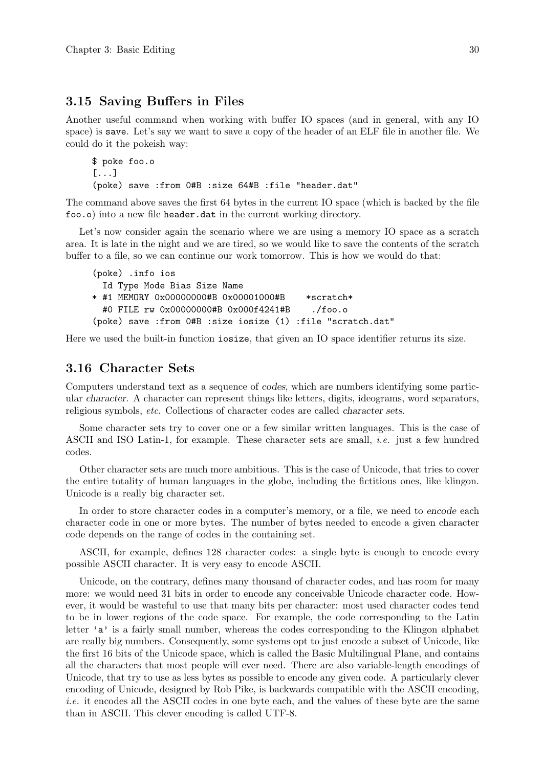## 3.15 Saving Buffers in Files

Another useful command when working with buffer IO spaces (and in general, with any IO space) is `save`. Let's say we want to save a copy of the header of an ELF file in another file. We could do it the pokeish way:

```
$ poke foo.o
[...]
(poke) save :from 0#B :size 64#B :file "header.dat"
```

The command above saves the first 64 bytes in the current IO space (which is backed by the file `foo.o`) into a new file `header.dat` in the current working directory.

Let's now consider again the scenario where we are using a memory IO space as a scratch area. It is late in the night and we are tired, so we would like to save the contents of the scratch buffer to a file, so we can continue our work tomorrow. This is how we would do that:

```
(poke) .info ios
  Id Type Mode Bias Size Name
* #1 MEMORY 0x00000000#B 0x00001000#B    *scratch*
  #0 FILE rw 0x00000000#B 0x000f4241#B    ./foo.o
(poke) save :from 0#B :size iosize (1) :file "scratch.dat"
```

Here we used the built-in function `iosize`, that given an IO space identifier returns its size.

## 3.16 Character Sets

Computers understand text as a sequence of *codes*, which are numbers identifying some particular *character*. A character can represent things like letters, digits, ideograms, word separators, religious symbols, *etc*. Collections of character codes are called *character sets*.

Some character sets try to cover one or a few similar written languages. This is the case of ASCII and ISO Latin-1, for example. These character sets are small, *i.e.* just a few hundred codes.

Other character sets are much more ambitious. This is the case of Unicode, that tries to cover the entire totality of human languages in the globe, including the fictitious ones, like klingon. Unicode is a really big character set.

In order to store character codes in a computer's memory, or a file, we need to *encode* each character code in one or more bytes. The number of bytes needed to encode a given character code depends on the range of codes in the containing set.

ASCII, for example, defines 128 character codes: a single byte is enough to encode every possible ASCII character. It is very easy to encode ASCII.

Unicode, on the contrary, defines many thousand of character codes, and has room for many more: we would need 31 bits in order to encode any conceivable Unicode character code. However, it would be wasteful to use that many bits per character: most used character codes tend to be in lower regions of the code space. For example, the code corresponding to the Latin letter `'a'` is a fairly small number, whereas the codes corresponding to the Klingon alphabet are really big numbers. Consequently, some systems opt to just encode a subset of Unicode, like the first 16 bits of the Unicode space, which is called the Basic Multilingual Plane, and contains all the characters that most people will ever need. There are also variable-length encodings of Unicode, that try to use as less bytes as possible to encode any given code. A particularly clever encoding of Unicode, designed by Rob Pike, is backwards compatible with the ASCII encoding, *i.e.* it encodes all the ASCII codes in one byte each, and the values of these byte are the same than in ASCII. This clever encoding is called UTF-8.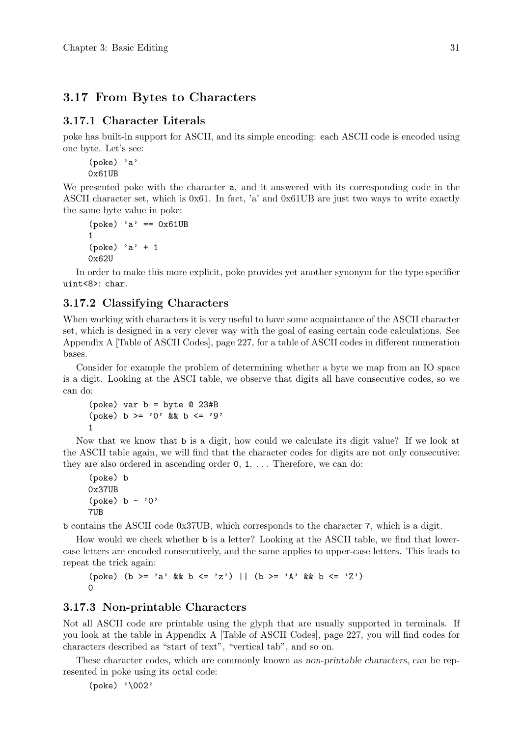## 3.17 From Bytes to Characters

### 3.17.1 Character Literals

poke has built-in support for ASCII, and its simple encoding: each ASCII code is encoded using one byte. Let's see:

```
(poke) 'a'
0x61UB
```

We presented poke with the character `a`, and it answered with its corresponding code in the ASCII character set, which is 0x61. In fact, 'a' and 0x61UB are just two ways to write exactly the same byte value in poke:

```
(poke) 'a' == 0x61UB
1
(poke) 'a' + 1
0x62U
```

In order to make this more explicit, poke provides yet another synonym for the type specifier `uint<8>`: `char`.

### 3.17.2 Classifying Characters

When working with characters it is very useful to have some acquaintance of the ASCII character set, which is designed in a very clever way with the goal of easing certain code calculations. See Appendix A [Table of ASCII Codes], page 227, for a table of ASCII codes in different numeration bases.

Consider for example the problem of determining whether a byte we map from an IO space is a digit. Looking at the ASCI table, we observe that digits all have consecutive codes, so we can do:

```
(poke) var b = byte @ 23#B
(poke) b >= '0' && b <= '9'
1
```

Now that we know that `b` is a digit, how could we calculate its digit value? If we look at the ASCII table again, we will find that the character codes for digits are not only consecutive: they are also ordered in ascending order `0`, `1`, ... Therefore, we can do:

```
(poke) b
0x37UB
(poke) b - '0'
7UB
```

`b` contains the ASCII code 0x37UB, which corresponds to the character `7`, which is a digit.

How would we check whether `b` is a letter? Looking at the ASCII table, we find that lower-case letters are encoded consecutively, and the same applies to upper-case letters. This leads to repeat the trick again:

```
(poke) (b >= 'a' && b <= 'z') || (b >= 'A' && b <= 'Z')
0
```

### 3.17.3 Non-printable Characters

Not all ASCII code are printable using the glyph that are usually supported in terminals. If you look at the table in Appendix A [Table of ASCII Codes], page 227, you will find codes for characters described as "start of text", "vertical tab", and so on.

These character codes, which are commonly known as *non-printable characters*, can be represented in poke using its octal code:

```
(poke) '\002'
```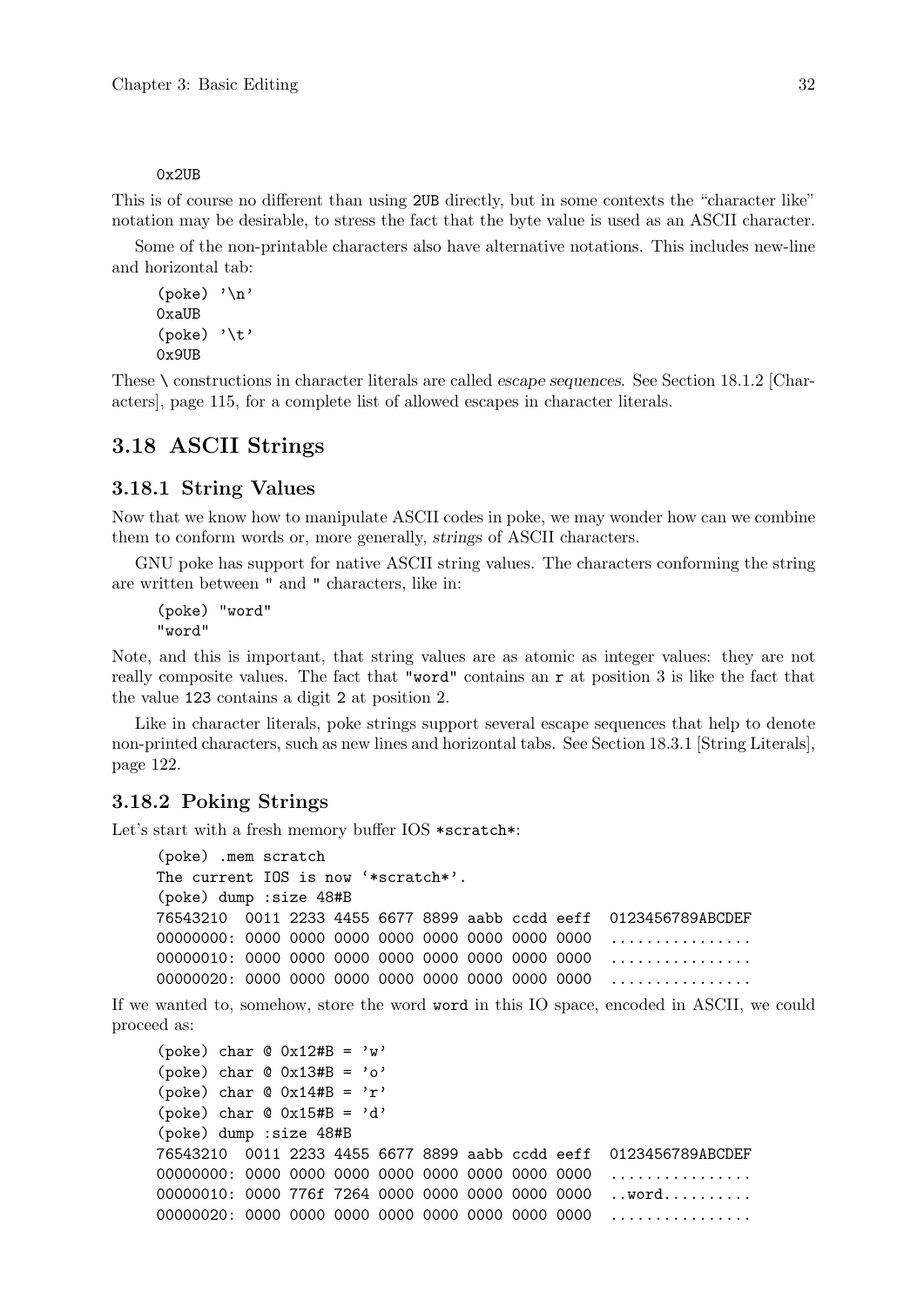```
0x2UB
```

This is of course no different than using `2UB` directly, but in some contexts the "character like" notation may be desirable, to stress the fact that the byte value is used as an ASCII character.

Some of the non-printable characters also have alternative notations. This includes new-line and horizontal tab:

```
(poke) '\n'
0xaUB
(poke) '\t'
0x9UB
```

These `\` constructions in character literals are called *escape sequences*. See Section 18.1.2 [Characters], page 115, for a complete list of allowed escapes in character literals.

## 3.18 ASCII Strings

### 3.18.1 String Values

Now that we know how to manipulate ASCII codes in poke, we may wonder how can we combine them to conform words or, more generally, *strings* of ASCII characters.

GNU poke has support for native ASCII string values. The characters conforming the string are written between `"` and `"` characters, like in:

```
(poke) "word"
"word"
```

Note, and this is important, that string values are as atomic as integer values: they are not really composite values. The fact that `"word"` contains an `r` at position 3 is like the fact that the value `123` contains a digit `2` at position 2.

Like in character literals, poke strings support several escape sequences that help to denote non-printed characters, such as new lines and horizontal tabs. See Section 18.3.1 [String Literals], page 122.

### 3.18.2 Poking Strings

Let's start with a fresh memory buffer IOS `*scratch*`:

```
(poke) .mem scratch
The current IOS is now '*scratch*'.
(poke) dump :size 48#B
76543210  0011 2233 4455 6677 8899 aabb ccdd eeff  0123456789ABCDEF
00000000: 0000 0000 0000 0000 0000 0000 0000 0000  ................
00000010: 0000 0000 0000 0000 0000 0000 0000 0000  ................
00000020: 0000 0000 0000 0000 0000 0000 0000 0000  ................
```

If we wanted to, somehow, store the word `word` in this IO space, encoded in ASCII, we could proceed as:

```
(poke) char @ 0x12#B = 'w'
(poke) char @ 0x13#B = 'o'
(poke) char @ 0x14#B = 'r'
(poke) char @ 0x15#B = 'd'
(poke) dump :size 48#B
76543210  0011 2233 4455 6677 8899 aabb ccdd eeff  0123456789ABCDEF
00000000: 0000 0000 0000 0000 0000 0000 0000 0000  ................
00000010: 0000 776f 7264 0000 0000 0000 0000 0000  ..word..........
00000020: 0000 0000 0000 0000 0000 0000 0000 0000  ................
```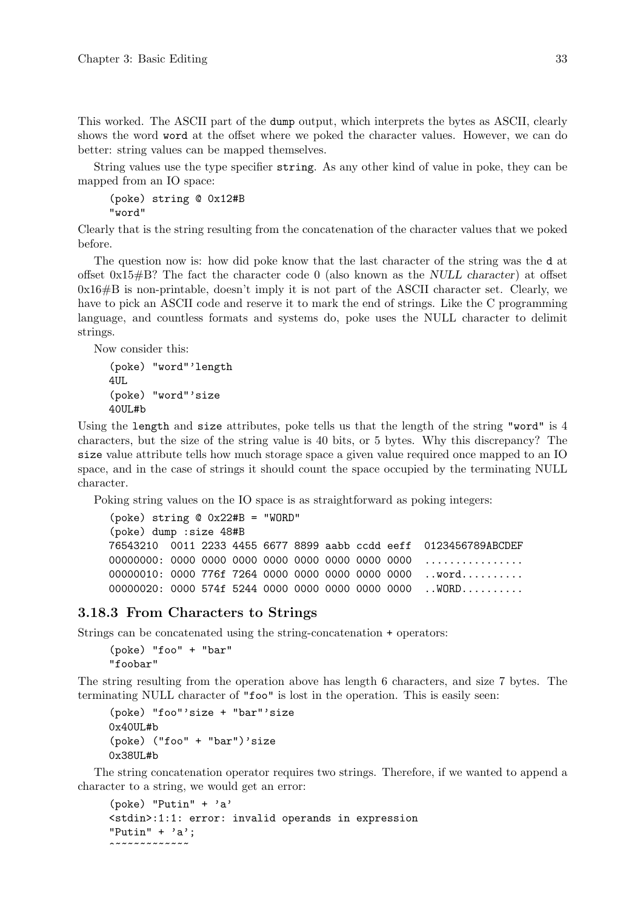This worked. The ASCII part of the `dump` output, which interprets the bytes as ASCII, clearly shows the word `word` at the offset where we poked the character values. However, we can do better: string values can be mapped themselves.

String values use the type specifier `string`. As any other kind of value in poke, they can be mapped from an IO space:

```
(poke) string @ 0x12#B
"word"
```

Clearly that is the string resulting from the concatenation of the character values that we poked before.

The question now is: how did poke know that the last character of the string was the `d` at offset 0x15#B? The fact the character code 0 (also known as the *NULL character*) at offset 0x16#B is non-printable, doesn't imply it is not part of the ASCII character set. Clearly, we have to pick an ASCII code and reserve it to mark the end of strings. Like the C programming language, and countless formats and systems do, poke uses the NULL character to delimit strings.

Now consider this:

```
(poke) "word"'length
4UL
(poke) "word"'size
40UL#b
```

Using the `length` and `size` attributes, poke tells us that the length of the string `"word"` is 4 characters, but the size of the string value is 40 bits, or 5 bytes. Why this discrepancy? The `size` value attribute tells how much storage space a given value required once mapped to an IO space, and in the case of strings it should count the space occupied by the terminating NULL character.

Poking string values on the IO space is as straightforward as poking integers:

```
(poke) string @ 0x22#B = "WORD"
(poke) dump :size 48#B
76543210  0011 2233 4455 6677 8899 aabb ccdd eeff  0123456789ABCDEF
00000000: 0000 0000 0000 0000 0000 0000 0000 0000  ................
00000010: 0000 776f 7264 0000 0000 0000 0000 0000  ..word..........
00000020: 0000 574f 5244 0000 0000 0000 0000 0000  ..WORD..........
```

### 3.18.3 From Characters to Strings

Strings can be concatenated using the string-concatenation `+` operators:

```
(poke) "foo" + "bar"
"foobar"
```

The string resulting from the operation above has length 6 characters, and size 7 bytes. The terminating NULL character of `"foo"` is lost in the operation. This is easily seen:

```
(poke) "foo"'size + "bar"'size
0x40UL#b
(poke) ("foo" + "bar")'size
0x38UL#b
```

The string concatenation operator requires two strings. Therefore, if we wanted to append a character to a string, we would get an error:

```
(poke) "Putin" + 'a'
<stdin>:1:1: error: invalid operands in expression
"Putin" + 'a';
^~~~~~~~~~~~~
```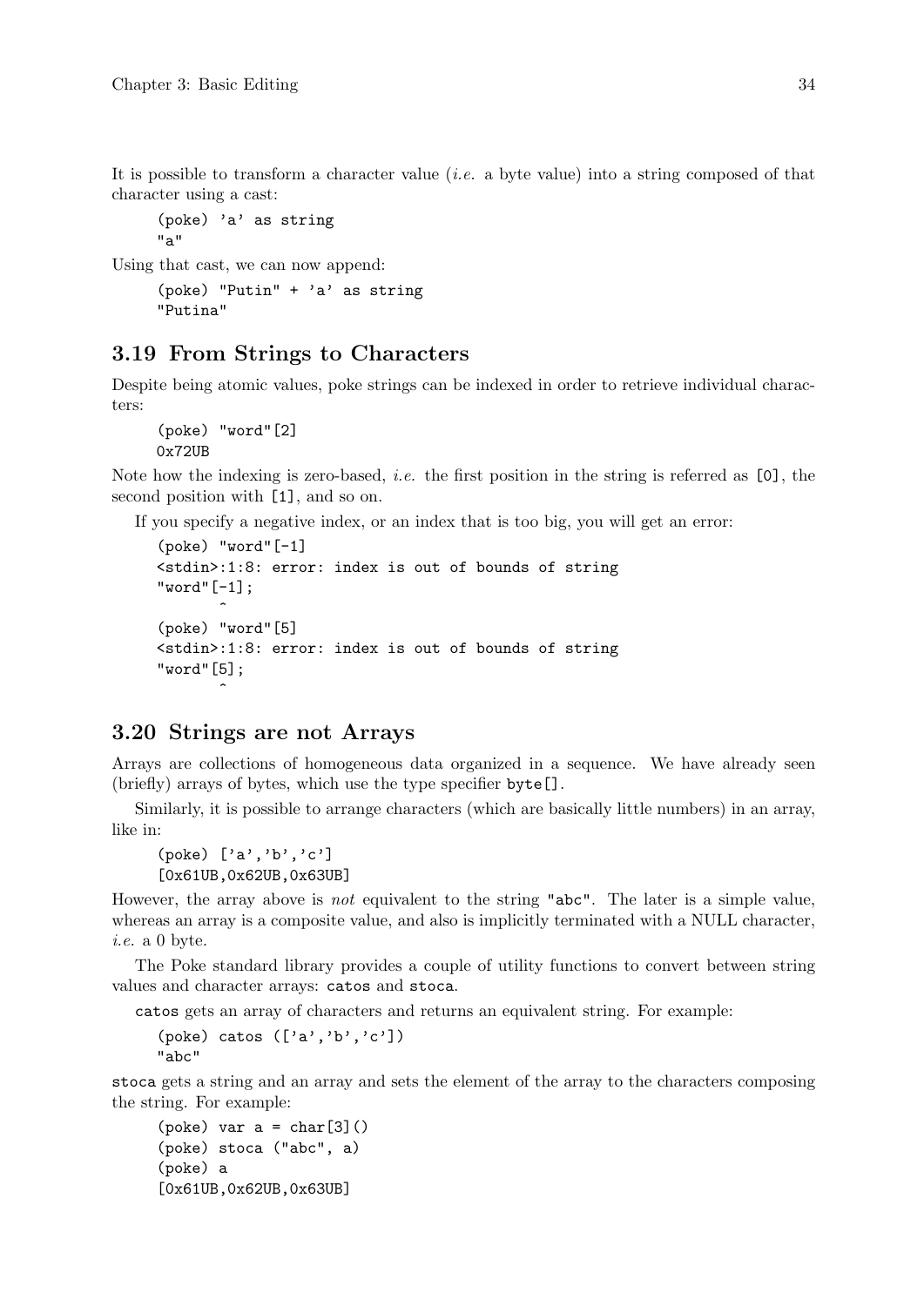It is possible to transform a character value (*i.e.* a byte value) into a string composed of that character using a cast:

```
(poke) 'a' as string
"a"
```

Using that cast, we can now append:

```
(poke) "Putin" + 'a' as string
"Putina"
```

## 3.19 From Strings to Characters

Despite being atomic values, poke strings can be indexed in order to retrieve individual characters:

```
(poke) "word"[2]
0x72UB
```

Note how the indexing is zero-based, *i.e.* the first position in the string is referred as `[0]`, the second position with `[1]`, and so on.

If you specify a negative index, or an index that is too big, you will get an error:

```
(poke) "word"[-1]
<stdin>:1:8: error: index is out of bounds of string
"word"[-1];
       ^
(poke) "word"[5]
<stdin>:1:8: error: index is out of bounds of string
"word"[5];
       ^
```

## 3.20 Strings are not Arrays

Arrays are collections of homogeneous data organized in a sequence. We have already seen (briefly) arrays of bytes, which use the type specifier `byte[]`.

Similarly, it is possible to arrange characters (which are basically little numbers) in an array, like in:

```
(poke) ['a','b','c']
[0x61UB,0x62UB,0x63UB]
```

However, the array above is *not* equivalent to the string `"abc"`. The later is a simple value, whereas an array is a composite value, and also is implicitly terminated with a NULL character, *i.e.* a 0 byte.

The Poke standard library provides a couple of utility functions to convert between string values and character arrays: `catos` and `stoca`.

`catos` gets an array of characters and returns an equivalent string. For example:

```
(poke) catos (['a','b','c'])
"abc"
```

`stoca` gets a string and an array and sets the element of the array to the characters composing the string. For example:

```
(poke) var a = char[3]()
(poke) stoca ("abc", a)
(poke) a
[0x61UB,0x62UB,0x63UB]
```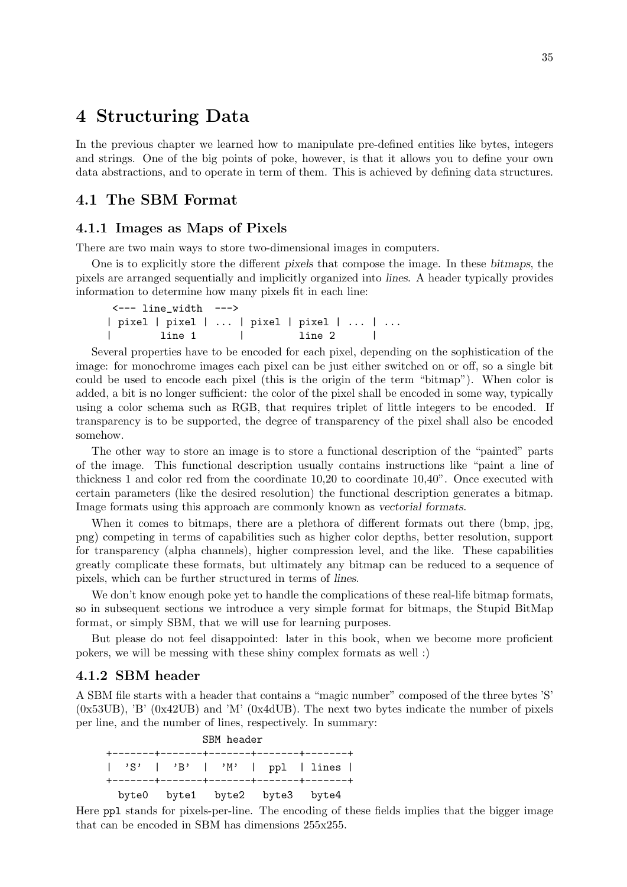# 4 Structuring Data

In the previous chapter we learned how to manipulate pre-defined entities like bytes, integers and strings. One of the big points of poke, however, is that it allows you to define your own data abstractions, and to operate in term of them. This is achieved by defining data structures.

## 4.1 The SBM Format

### 4.1.1 Images as Maps of Pixels

There are two main ways to store two-dimensional images in computers.

One is to explicitly store the different *pixels* that compose the image. In these *bitmaps*, the pixels are arranged sequentially and implicitly organized into *lines*. A header typically provides information to determine how many pixels fit in each line:

```
 <--- line_width  --->
| pixel | pixel | ... | pixel | pixel | ... | ...
|        line 1       |         line 2      |
```

Several properties have to be encoded for each pixel, depending on the sophistication of the image: for monochrome images each pixel can be just either switched on or off, so a single bit could be used to encode each pixel (this is the origin of the term "bitmap"). When color is added, a bit is no longer sufficient: the color of the pixel shall be encoded in some way, typically using a color schema such as RGB, that requires triplet of little integers to be encoded. If transparency is to be supported, the degree of transparency of the pixel shall also be encoded somehow.

The other way to store an image is to store a functional description of the "painted" parts of the image. This functional description usually contains instructions like "paint a line of thickness 1 and color red from the coordinate 10,20 to coordinate 10,40". Once executed with certain parameters (like the desired resolution) the functional description generates a bitmap. Image formats using this approach are commonly known as *vectorial formats*.

When it comes to bitmaps, there are a plethora of different formats out there (bmp, jpg, png) competing in terms of capabilities such as higher color depths, better resolution, support for transparency (alpha channels), higher compression level, and the like. These capabilities greatly complicate these formats, but ultimately any bitmap can be reduced to a sequence of pixels, which can be further structured in terms of *lines*.

We don't know enough poke yet to handle the complications of these real-life bitmap formats, so in subsequent sections we introduce a very simple format for bitmaps, the Stupid BitMap format, or simply SBM, that we will use for learning purposes.

But please do not feel disappointed: later in this book, when we become more proficient pokers, we will be messing with these shiny complex formats as well :)

### 4.1.2 SBM header

A SBM file starts with a header that contains a "magic number" composed of the three bytes 'S' (0x53UB), 'B' (0x42UB) and 'M' (0x4dUB). The next two bytes indicate the number of pixels per line, and the number of lines, respectively. In summary:

```
                 SBM header
+-------+-------+-------+-------+-------+
|  'S'  |  'B'  |  'M'  |  ppl  | lines |
+-------+-------+-------+-------+-------+
  byte0   byte1   byte2   byte3   byte4
```

Here `ppl` stands for pixels-per-line. The encoding of these fields implies that the bigger image that can be encoded in SBM has dimensions 255x255.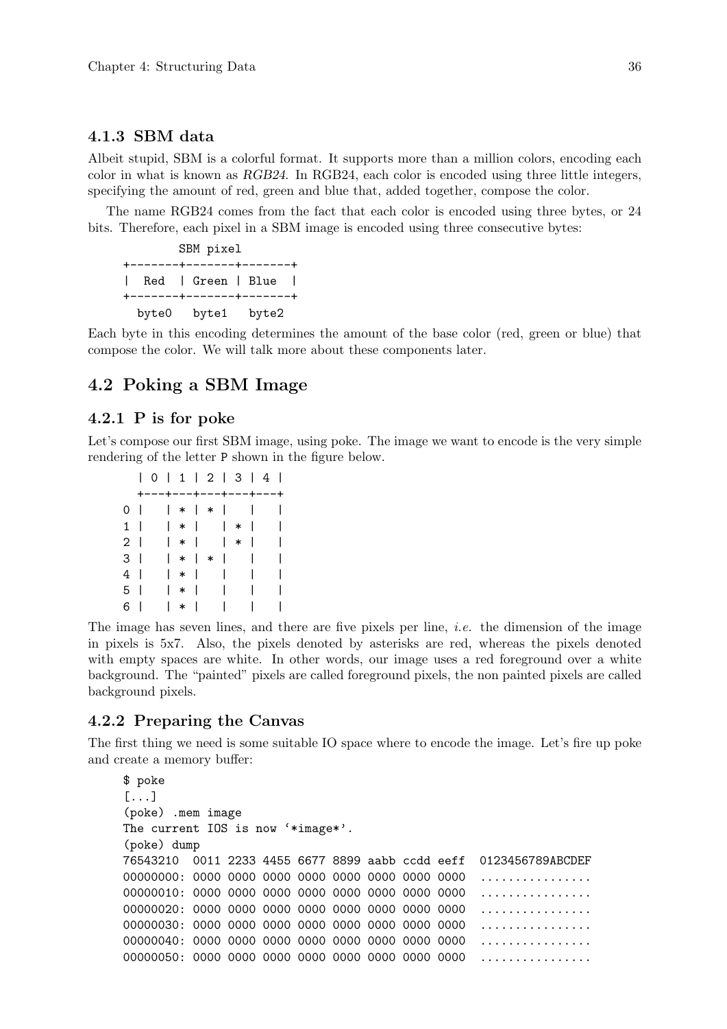### 4.1.3 SBM data

Albeit stupid, SBM is a colorful format. It supports more than a million colors, encoding each color in what is known as *RGB24*. In RGB24, each color is encoded using three little integers, specifying the amount of red, green and blue that, added together, compose the color.

The name RGB24 comes from the fact that each color is encoded using three bytes, or 24 bits. Therefore, each pixel in a SBM image is encoded using three consecutive bytes:

```
          SBM pixel
+-------+-------+-------+
|  Red  | Green | Blue  |
+-------+-------+-------+
  byte0   byte1   byte2
```

Each byte in this encoding determines the amount of the base color (red, green or blue) that compose the color. We will talk more about these components later.

## 4.2 Poking a SBM Image

### 4.2.1 P is for poke

Let's compose our first SBM image, using poke. The image we want to encode is the very simple rendering of the letter `P` shown in the figure below.

```
   | 0 | 1 | 2 | 3 | 4 |
   +---+---+---+---+---+
 0 |   | * | * |   |   |
 1 |   | * |   | * |   |
 2 |   | * |   | * |   |
 3 |   | * | * |   |   |
 4 |   | * |   |   |   |
 5 |   | * |   |   |   |
 6 |   | * |   |   |   |
```

The image has seven lines, and there are five pixels per line, *i.e.* the dimension of the image in pixels is 5x7. Also, the pixels denoted by asterisks are red, whereas the pixels denoted with empty spaces are white. In other words, our image uses a red foreground over a white background. The "painted" pixels are called foreground pixels, the non painted pixels are called background pixels.

### 4.2.2 Preparing the Canvas

The first thing we need is some suitable IO space where to encode the image. Let's fire up poke and create a memory buffer:

```
$ poke
[...]
(poke) .mem image
The current IOS is now '*image*'.
(poke) dump
76543210  0011 2233 4455 6677 8899 aabb ccdd eeff  0123456789ABCDEF
00000000: 0000 0000 0000 0000 0000 0000 0000 0000  ................
00000010: 0000 0000 0000 0000 0000 0000 0000 0000  ................
00000020: 0000 0000 0000 0000 0000 0000 0000 0000  ................
00000030: 0000 0000 0000 0000 0000 0000 0000 0000  ................
00000040: 0000 0000 0000 0000 0000 0000 0000 0000  ................
00000050: 0000 0000 0000 0000 0000 0000 0000 0000  ................
```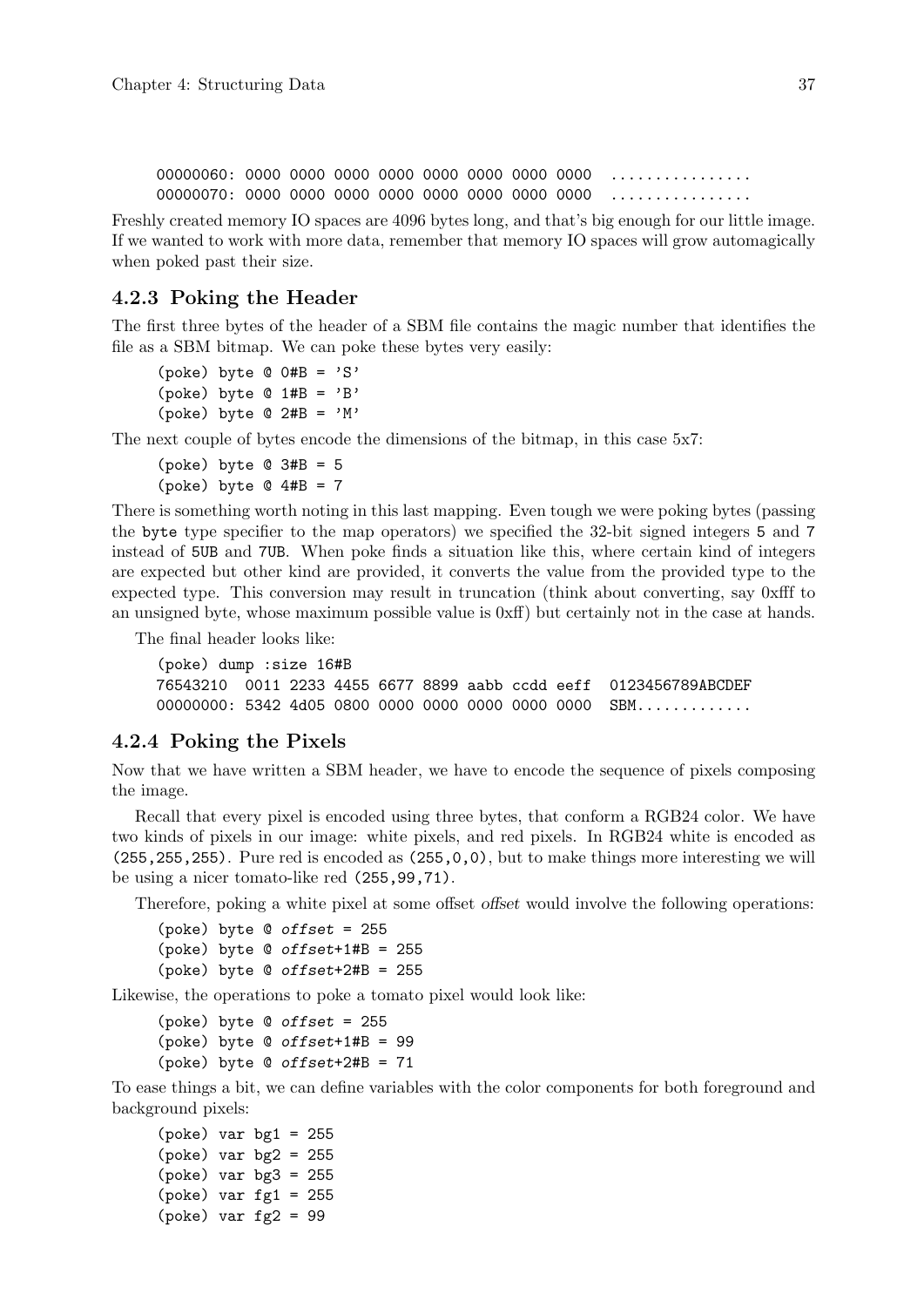```
00000060: 0000 0000 0000 0000 0000 0000 0000 0000  ................
00000070: 0000 0000 0000 0000 0000 0000 0000 0000  ................
```

Freshly created memory IO spaces are 4096 bytes long, and that's big enough for our little image. If we wanted to work with more data, remember that memory IO spaces will grow automagically when poked past their size.

### 4.2.3 Poking the Header

The first three bytes of the header of a SBM file contains the magic number that identifies the file as a SBM bitmap. We can poke these bytes very easily:

```
(poke) byte @ 0#B = 'S'
(poke) byte @ 1#B = 'B'
(poke) byte @ 2#B = 'M'
```

The next couple of bytes encode the dimensions of the bitmap, in this case 5x7:

```
(poke) byte @ 3#B = 5
(poke) byte @ 4#B = 7
```

There is something worth noting in this last mapping. Even tough we were poking bytes (passing the `byte` type specifier to the map operators) we specified the 32-bit signed integers `5` and `7` instead of `5UB` and `7UB`. When poke finds a situation like this, where certain kind of integers are expected but other kind are provided, it converts the value from the provided type to the expected type. This conversion may result in truncation (think about converting, say 0xfff to an unsigned byte, whose maximum possible value is 0xff) but certainly not in the case at hands.

The final header looks like:

```
(poke) dump :size 16#B
76543210  0011 2233 4455 6677 8899 aabb ccdd eeff  0123456789ABCDEF
00000000: 5342 4d05 0800 0000 0000 0000 0000 0000  SBM.............
```

### 4.2.4 Poking the Pixels

Now that we have written a SBM header, we have to encode the sequence of pixels composing the image.

Recall that every pixel is encoded using three bytes, that conform a RGB24 color. We have two kinds of pixels in our image: white pixels, and red pixels. In RGB24 white is encoded as `(255,255,255)`. Pure red is encoded as `(255,0,0)`, but to make things more interesting we will be using a nicer tomato-like red `(255,99,71)`.

Therefore, poking a white pixel at some offset *offset* would involve the following operations:

```
(poke) byte @ offset = 255
(poke) byte @ offset+1#B = 255
(poke) byte @ offset+2#B = 255
```

Likewise, the operations to poke a tomato pixel would look like:

```
(poke) byte @ offset = 255
(poke) byte @ offset+1#B = 99
(poke) byte @ offset+2#B = 71
```

To ease things a bit, we can define variables with the color components for both foreground and background pixels:

```
(poke) var bg1 = 255
(poke) var bg2 = 255
(poke) var bg3 = 255
(poke) var fg1 = 255
(poke) var fg2 = 99
```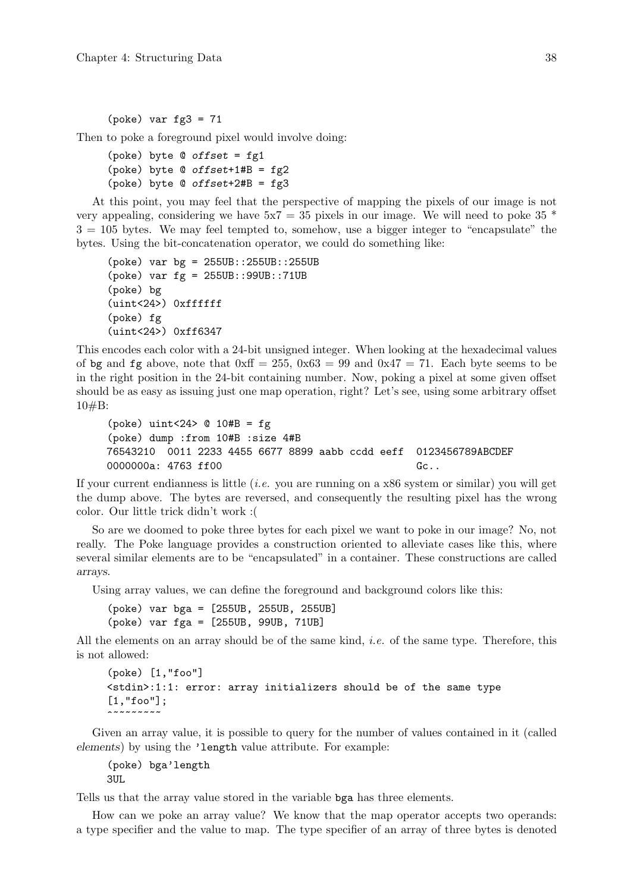```
(poke) var fg3 = 71
```

Then to poke a foreground pixel would involve doing:

```
(poke) byte @ offset = fg1
(poke) byte @ offset+1#B = fg2
(poke) byte @ offset+2#B = fg3
```

At this point, you may feel that the perspective of mapping the pixels of our image is not very appealing, considering we have 5x7 = 35 pixels in our image. We will need to poke 35 * 3 = 105 bytes. We may feel tempted to, somehow, use a bigger integer to "encapsulate" the bytes. Using the bit-concatenation operator, we could do something like:

```
(poke) var bg = 255UB::255UB::255UB
(poke) var fg = 255UB::99UB::71UB
(poke) bg
(uint<24>) 0xffffff
(poke) fg
(uint<24>) 0xff6347
```

This encodes each color with a 24-bit unsigned integer. When looking at the hexadecimal values of `bg` and `fg` above, note that 0xff = 255, 0x63 = 99 and 0x47 = 71. Each byte seems to be in the right position in the 24-bit containing number. Now, poking a pixel at some given offset should be as easy as issuing just one map operation, right? Let's see, using some arbitrary offset 10#B:

```
(poke) uint<24> @ 10#B = fg
(poke) dump :from 10#B :size 4#B
76543210  0011 2233 4455 6677 8899 aabb ccdd eeff  0123456789ABCDEF
0000000a: 4763 ff00                                Gc..
```

If your current endianness is little (*i.e.* you are running on a x86 system or similar) you will get the dump above. The bytes are reversed, and consequently the resulting pixel has the wrong color. Our little trick didn't work :(

So are we doomed to poke three bytes for each pixel we want to poke in our image? No, not really. The Poke language provides a construction oriented to alleviate cases like this, where several similar elements are to be "encapsulated" in a container. These constructions are called *arrays*.

Using array values, we can define the foreground and background colors like this:

```
(poke) var bga = [255UB, 255UB, 255UB]
(poke) var fga = [255UB, 99UB, 71UB]
```

All the elements on an array should be of the same kind, *i.e.* of the same type. Therefore, this is not allowed:

```
(poke) [1,"foo"]
<stdin>:1:1: error: array initializers should be of the same type
[1,"foo"];
^~~~~~~~~
```

Given an array value, it is possible to query for the number of values contained in it (called *elements*) by using the `'length` value attribute. For example:

```
(poke) bga'length
3UL
```

Tells us that the array value stored in the variable `bga` has three elements.

How can we poke an array value? We know that the map operator accepts two operands: a type specifier and the value to map. The type specifier of an array of three bytes is denoted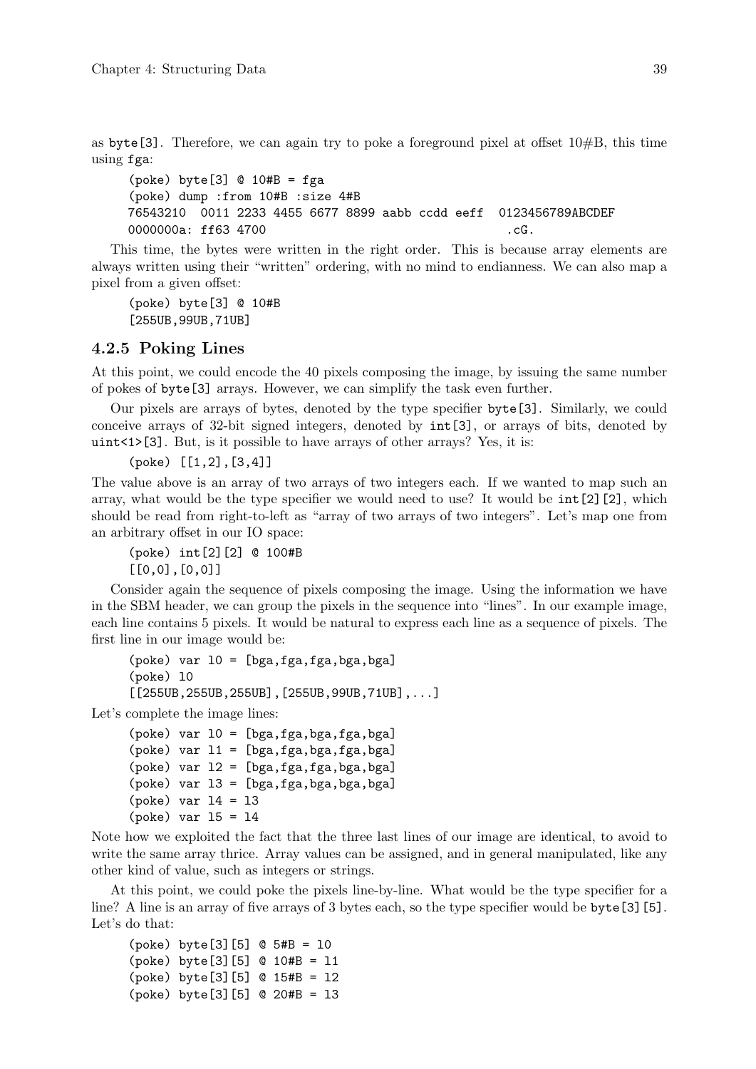as `byte[3]`. Therefore, we can again try to poke a foreground pixel at offset 10#B, this time using `fga`:

```
(poke) byte[3] @ 10#B = fga
(poke) dump :from 10#B :size 4#B
76543210  0011 2233 4455 6677 8899 aabb ccdd eeff  0123456789ABCDEF
0000000a: ff63 4700                                .cG.
```

This time, the bytes were written in the right order. This is because array elements are always written using their "written" ordering, with no mind to endianness. We can also map a pixel from a given offset:

```
(poke) byte[3] @ 10#B
[255UB,99UB,71UB]
```

### 4.2.5 Poking Lines

At this point, we could encode the 40 pixels composing the image, by issuing the same number of pokes of `byte[3]` arrays. However, we can simplify the task even further.

Our pixels are arrays of bytes, denoted by the type specifier `byte[3]`. Similarly, we could conceive arrays of 32-bit signed integers, denoted by `int[3]`, or arrays of bits, denoted by `uint<1>[3]`. But, is it possible to have arrays of other arrays? Yes, it is:

```
(poke) [[1,2],[3,4]]
```

The value above is an array of two arrays of two integers each. If we wanted to map such an array, what would be the type specifier we would need to use? It would be `int[2][2]`, which should be read from right-to-left as "array of two arrays of two integers". Let's map one from an arbitrary offset in our IO space:

```
(poke) int[2][2] @ 100#B
[[0,0],[0,0]]
```

Consider again the sequence of pixels composing the image. Using the information we have in the SBM header, we can group the pixels in the sequence into "lines". In our example image, each line contains 5 pixels. It would be natural to express each line as a sequence of pixels. The first line in our image would be:

```
(poke) var l0 = [bga,fga,fga,bga,bga]
(poke) l0
[[255UB,255UB,255UB],[255UB,99UB,71UB],...]
```

Let's complete the image lines:

```
(poke) var l0 = [bga,fga,bga,fga,bga]
(poke) var l1 = [bga,fga,bga,fga,bga]
(poke) var l2 = [bga,fga,fga,bga,bga]
(poke) var l3 = [bga,fga,bga,bga,bga]
(poke) var l4 = l3
(poke) var l5 = l4
```

Note how we exploited the fact that the three last lines of our image are identical, to avoid to write the same array thrice. Array values can be assigned, and in general manipulated, like any other kind of value, such as integers or strings.

At this point, we could poke the pixels line-by-line. What would be the type specifier for a line? A line is an array of five arrays of 3 bytes each, so the type specifier would be `byte[3][5]`. Let's do that:

```
(poke) byte[3][5] @ 5#B = l0
(poke) byte[3][5] @ 10#B = l1
(poke) byte[3][5] @ 15#B = l2
(poke) byte[3][5] @ 20#B = l3
```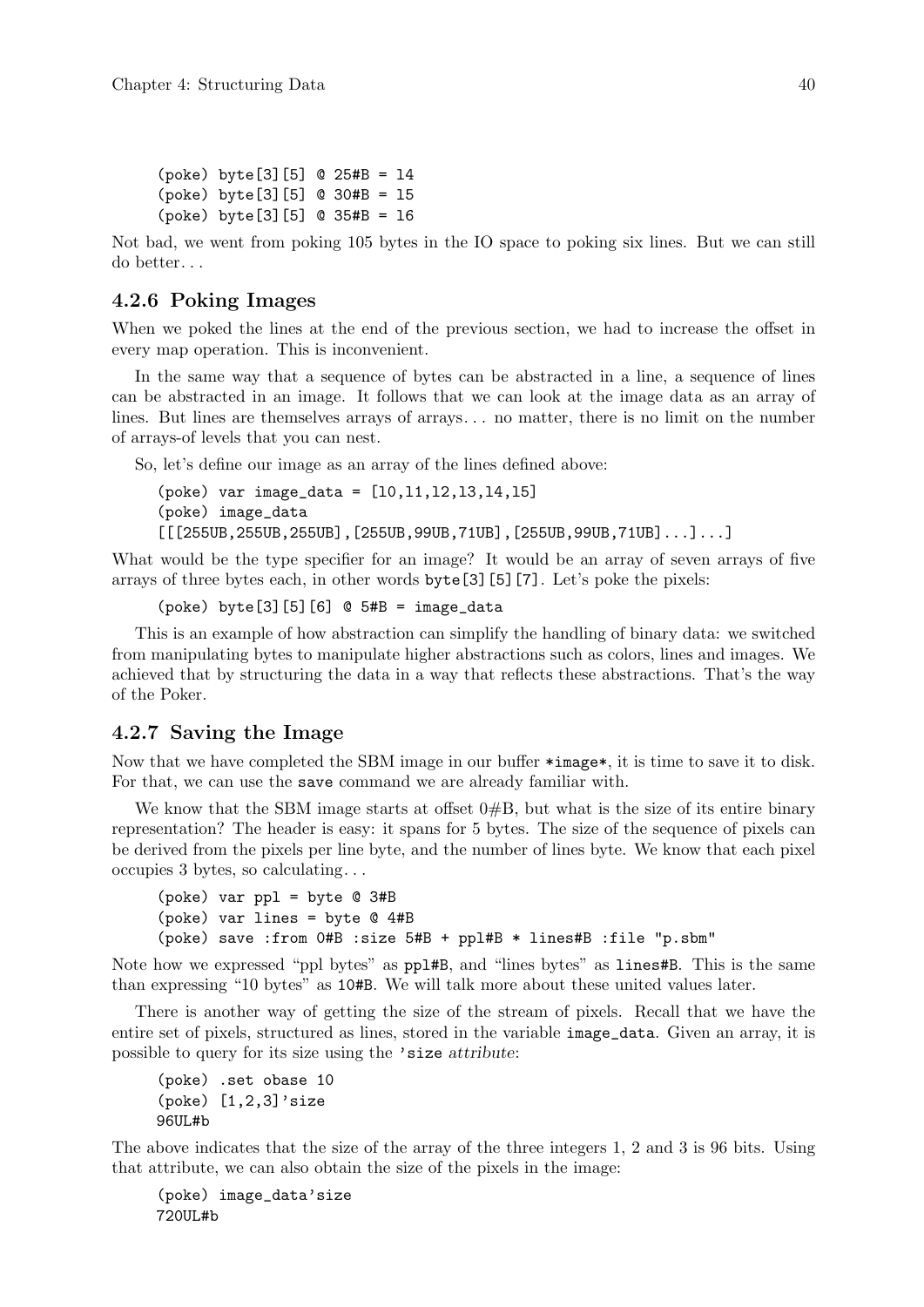```
(poke) byte[3][5] @ 25#B = l4
(poke) byte[3][5] @ 30#B = l5
(poke) byte[3][5] @ 35#B = l6
```

Not bad, we went from poking 105 bytes in the IO space to poking six lines. But we can still do better…

### 4.2.6 Poking Images

When we poked the lines at the end of the previous section, we had to increase the offset in every map operation. This is inconvenient.

In the same way that a sequence of bytes can be abstracted in a line, a sequence of lines can be abstracted in an image. It follows that we can look at the image data as an array of lines. But lines are themselves arrays of arrays… no matter, there is no limit on the number of arrays-of levels that you can nest.

So, let's define our image as an array of the lines defined above:

```
(poke) var image_data = [l0,l1,l2,l3,l4,l5]
(poke) image_data
[[[255UB,255UB,255UB],[255UB,99UB,71UB],[255UB,99UB,71UB]...]...]
```

What would be the type specifier for an image? It would be an array of seven arrays of five arrays of three bytes each, in other words `byte[3][5][7]`. Let's poke the pixels:

```
(poke) byte[3][5][6] @ 5#B = image_data
```

This is an example of how abstraction can simplify the handling of binary data: we switched from manipulating bytes to manipulate higher abstractions such as colors, lines and images. We achieved that by structuring the data in a way that reflects these abstractions. That's the way of the Poker.

### 4.2.7 Saving the Image

Now that we have completed the SBM image in our buffer `*image*`, it is time to save it to disk. For that, we can use the `save` command we are already familiar with.

We know that the SBM image starts at offset 0#B, but what is the size of its entire binary representation? The header is easy: it spans for 5 bytes. The size of the sequence of pixels can be derived from the pixels per line byte, and the number of lines byte. We know that each pixel occupies 3 bytes, so calculating…

```
(poke) var ppl = byte @ 3#B
(poke) var lines = byte @ 4#B
(poke) save :from 0#B :size 5#B + ppl#B * lines#B :file "p.sbm"
```

Note how we expressed "ppl bytes" as `ppl#B`, and "lines bytes" as `lines#B`. This is the same than expressing "10 bytes" as `10#B`. We will talk more about these united values later.

There is another way of getting the size of the stream of pixels. Recall that we have the entire set of pixels, structured as lines, stored in the variable `image_data`. Given an array, it is possible to query for its size using the `'size` *attribute*:

```
(poke) .set obase 10
(poke) [1,2,3]'size
96UL#b
```

The above indicates that the size of the array of the three integers 1, 2 and 3 is 96 bits. Using that attribute, we can also obtain the size of the pixels in the image:

```
(poke) image_data'size
720UL#b
```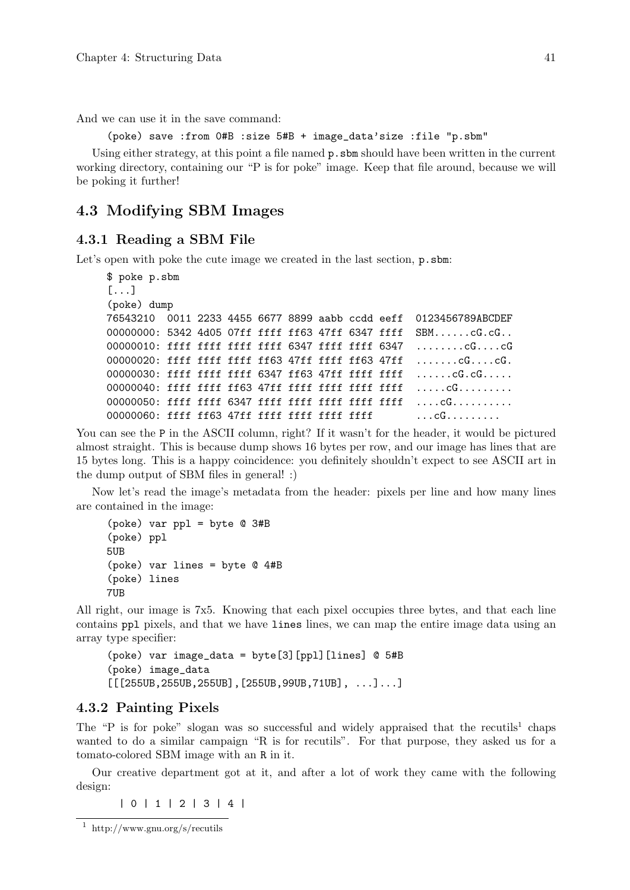And we can use it in the save command:

```
(poke) save :from 0#B :size 5#B + image_data'size :file "p.sbm"
```

Using either strategy, at this point a file named `p.sbm` should have been written in the current working directory, containing our "P is for poke" image. Keep that file around, because we will be poking it further!

## 4.3 Modifying SBM Images

### 4.3.1 Reading a SBM File

Let's open with poke the cute image we created in the last section, `p.sbm`:

```
$ poke p.sbm
[...]
(poke) dump
76543210  0011 2233 4455 6677 8899 aabb ccdd eeff  0123456789ABCDEF
00000000: 5342 4d05 07ff ffff ff63 47ff 6347 ffff  SBM......cG.cG..
00000010: ffff ffff ffff ffff 6347 ffff ffff 6347  ........cG....cG
00000020: ffff ffff ffff ff63 47ff ffff ff63 47ff  .......cG....cG.
00000030: ffff ffff ffff 6347 ff63 47ff ffff ffff  ......cG.cG.....
00000040: ffff ffff ff63 47ff ffff ffff ffff ffff  .....cG.........
00000050: ffff ffff 6347 ffff ffff ffff ffff ffff  ....cG..........
00000060: ffff ff63 47ff ffff ffff ffff ffff       ...cG.........
```

You can see the `P` in the ASCII column, right? If it wasn't for the header, it would be pictured almost straight. This is because dump shows 16 bytes per row, and our image has lines that are 15 bytes long. This is a happy coincidence: you definitely shouldn't expect to see ASCII art in the dump output of SBM files in general! :)

Now let's read the image's metadata from the header: pixels per line and how many lines are contained in the image:

```
(poke) var ppl = byte @ 3#B
(poke) ppl
5UB
(poke) var lines = byte @ 4#B
(poke) lines
7UB
```

All right, our image is 7x5. Knowing that each pixel occupies three bytes, and that each line contains `ppl` pixels, and that we have `lines` lines, we can map the entire image data using an array type specifier:

```
(poke) var image_data = byte[3][ppl][lines] @ 5#B
(poke) image_data
[[[255UB,255UB,255UB],[255UB,99UB,71UB], ...]...]
```

### 4.3.2 Painting Pixels

The "P is for poke" slogan was so successful and widely appraised that the recutils[1] chaps wanted to do a similar campaign "R is for recutils". For that purpose, they asked us for a tomato-colored SBM image with an R in it.

Our creative department got at it, and after a lot of work they came with the following design:

```
| 0 | 1 | 2 | 3 | 4 |
```

[1] http://www.gnu.org/s/recutils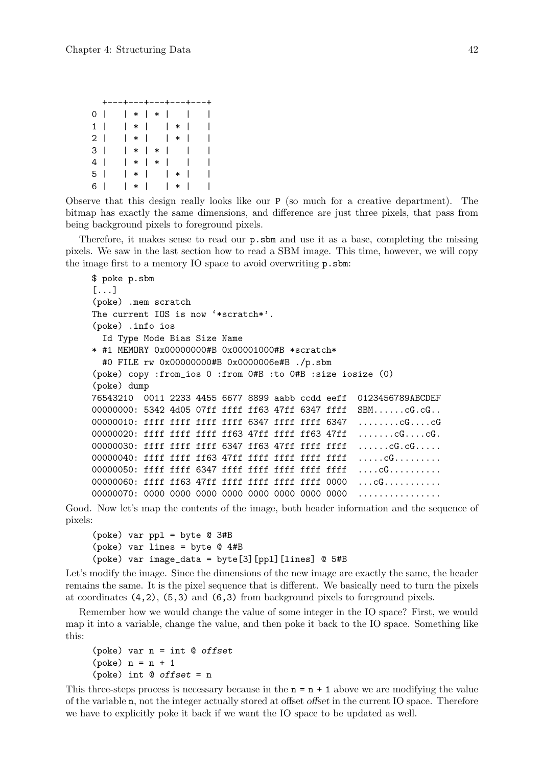```
   +---+---+---+---+---+
0 |   | * | * |   |   |
1 |   | * |   | * |   |
2 |   | * |   | * |   |
3 |   | * | * |   |   |
4 |   | * | * |   |   |
5 |   | * |   | * |   |
6 |   | * |   | * |   |
```

Observe that this design really looks like our P (so much for a creative department). The bitmap has exactly the same dimensions, and difference are just three pixels, that pass from being background pixels to foreground pixels.

Therefore, it makes sense to read our `p.sbm` and use it as a base, completing the missing pixels. We saw in the last section how to read a SBM image. This time, however, we will copy the image first to a memory IO space to avoid overwriting `p.sbm`:

```
$ poke p.sbm
[...]
(poke) .mem scratch
The current IOS is now '*scratch*'.
(poke) .info ios
  Id Type Mode Bias Size Name
* #1 MEMORY 0x00000000#B 0x00001000#B *scratch*
  #0 FILE rw 0x00000000#B 0x0000006e#B ./p.sbm
(poke) copy :from_ios 0 :from 0#B :to 0#B :size iosize (0)
(poke) dump
76543210  0011 2233 4455 6677 8899 aabb ccdd eeff  0123456789ABCDEF
00000000: 5342 4d05 07ff ffff ff63 47ff 6347 ffff  SBM......cG.cG..
00000010: ffff ffff ffff ffff 6347 ffff ffff 6347  ........cG....cG
00000020: ffff ffff ffff ff63 47ff ffff ff63 47ff  .......cG....cG.
00000030: ffff ffff ffff 6347 ff63 47ff ffff ffff  ......cG.cG.....
00000040: ffff ffff ff63 47ff ffff ffff ffff ffff  .....cG.........
00000050: ffff ffff 6347 ffff ffff ffff ffff ffff  ....cG..........
00000060: ffff ff63 47ff ffff ffff ffff ffff 0000  ...cG...........
00000070: 0000 0000 0000 0000 0000 0000 0000 0000  ................
```

Good. Now let's map the contents of the image, both header information and the sequence of pixels:

```
(poke) var ppl = byte @ 3#B
(poke) var lines = byte @ 4#B
(poke) var image_data = byte[3][ppl][lines] @ 5#B
```

Let's modify the image. Since the dimensions of the new image are exactly the same, the header remains the same. It is the pixel sequence that is different. We basically need to turn the pixels at coordinates `(4,2)`, `(5,3)` and `(6,3)` from background pixels to foreground pixels.

Remember how we would change the value of some integer in the IO space? First, we would map it into a variable, change the value, and then poke it back to the IO space. Something like this:

```
(poke) var n = int @ offset
(poke) n = n + 1
(poke) int @ offset = n
```

This three-steps process is necessary because in the `n = n + 1` above we are modifying the value of the variable `n`, not the integer actually stored at offset *offset* in the current IO space. Therefore we have to explicitly poke it back if we want the IO space to be updated as well.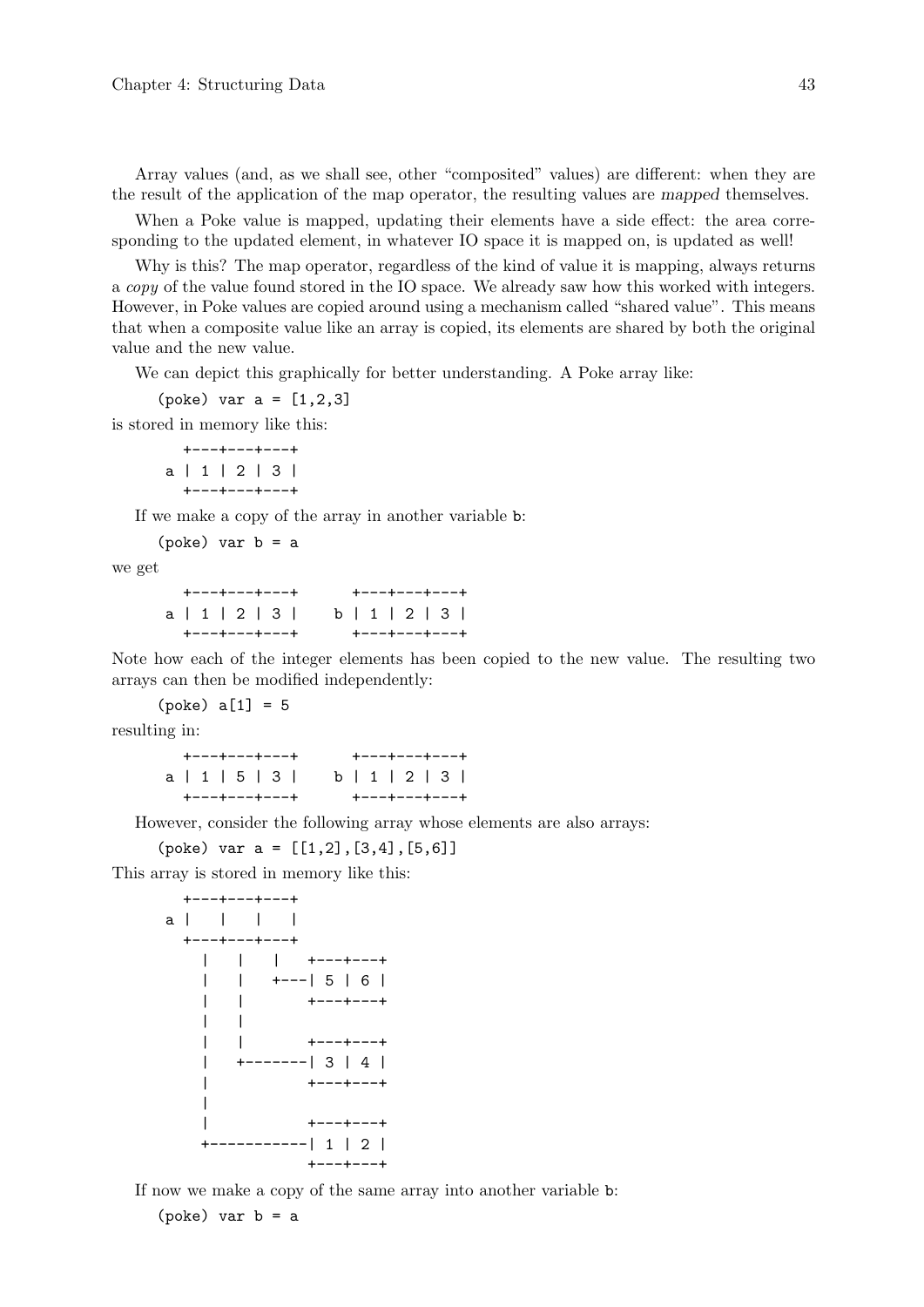Array values (and, as we shall see, other "composited" values) are different: when they are the result of the application of the map operator, the resulting values are *mapped* themselves.

When a Poke value is mapped, updating their elements have a side effect: the area corresponding to the updated element, in whatever IO space it is mapped on, is updated as well!

Why is this? The map operator, regardless of the kind of value it is mapping, always returns a *copy* of the value found stored in the IO space. We already saw how this worked with integers. However, in Poke values are copied around using a mechanism called "shared value". This means that when a composite value like an array is copied, its elements are shared by both the original value and the new value.

We can depict this graphically for better understanding. A Poke array like:

```
(poke) var a = [1,2,3]
```

is stored in memory like this:

```
  +---+---+---+
a | 1 | 2 | 3 |
  +---+---+---+
```

If we make a copy of the array in another variable b:

```
(poke) var b = a
```

we get

```
  +---+---+---+       +---+---+---+
a | 1 | 2 | 3 |     b | 1 | 2 | 3 |
  +---+---+---+       +---+---+---+
```

Note how each of the integer elements has been copied to the new value. The resulting two arrays can then be modified independently:

```
(poke) a[1] = 5
```

resulting in:

```
  +---+---+---+       +---+---+---+
a | 1 | 5 | 3 |     b | 1 | 2 | 3 |
  +---+---+---+       +---+---+---+
```

However, consider the following array whose elements are also arrays:

```
(poke) var a = [[1,2],[3,4],[5,6]]
```

This array is stored in memory like this:

```
  +---+---+---+
a |   |   |   |
  +---+---+---+
    |   |   |   +---+---+
    |   |   +---| 5 | 6 |
    |   |       +---+---+
    |   |
    |   |       +---+---+
    |   +-------| 3 | 4 |
    |           +---+---+
    |
    |           +---+---+
    +-----------| 1 | 2 |
                +---+---+
```

If now we make a copy of the same array into another variable b:

```
(poke) var b = a
```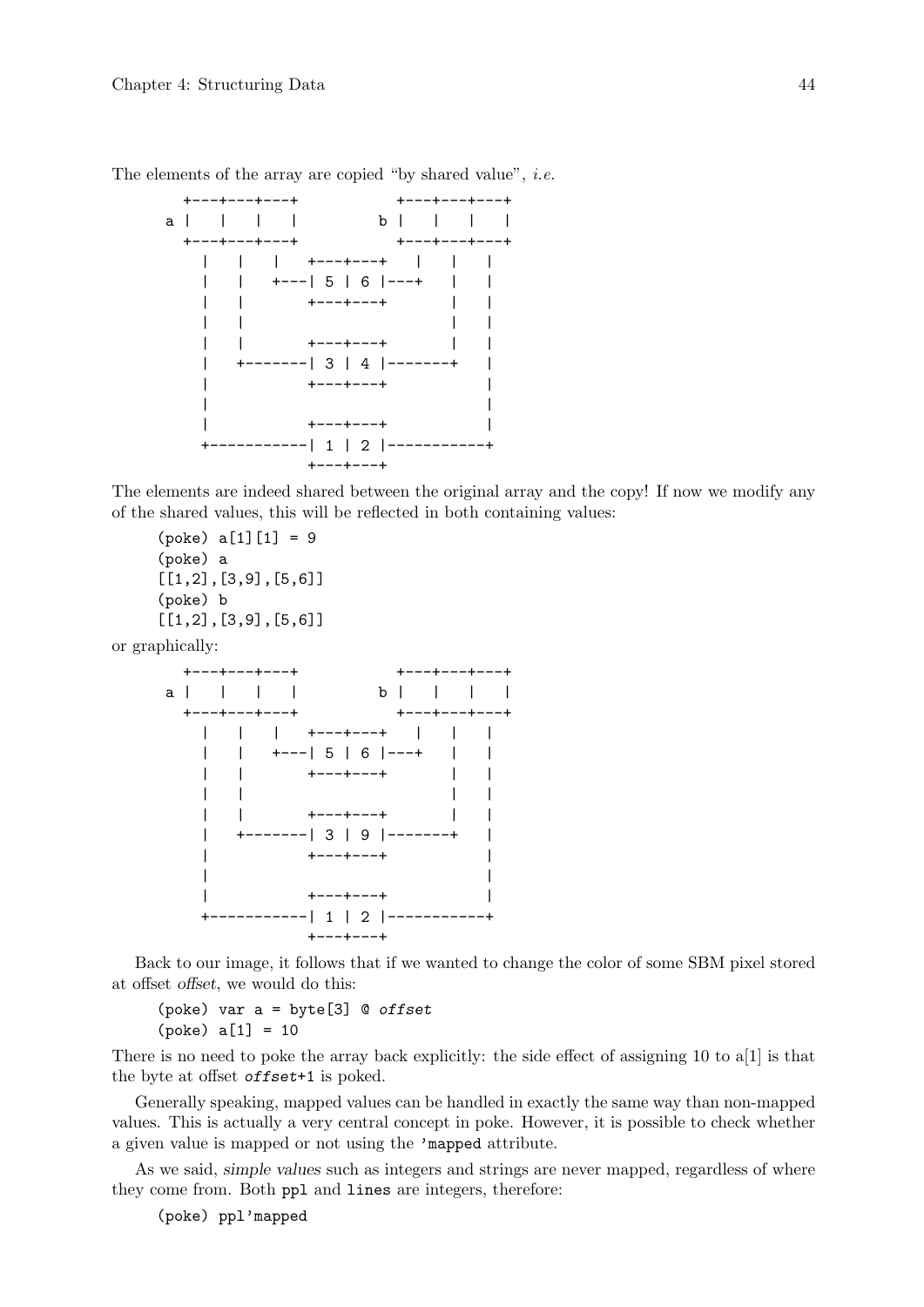The elements of the array are copied "by shared value", *i.e.*

```
   +---+---+---+           +---+---+---+
 a |   |   |   |         b |   |   |   |
   +---+---+---+           +---+---+---+
     |   |   |   +---+---+   |   |   |
     |   |   +---| 5 | 6 |---+   |   |
     |   |       +---+---+       |   |
     |   |                       |   |
     |   |       +---+---+       |   |
     |   +-------| 3 | 4 |-------+   |
     |           +---+---+           |
     |                               |
     |           +---+---+           |
     +-----------| 1 | 2 |-----------+
                 +---+---+
```

The elements are indeed shared between the original array and the copy! If now we modify any of the shared values, this will be reflected in both containing values:

```
(poke) a[1][1] = 9
(poke) a
[[1,2],[3,9],[5,6]]
(poke) b
[[1,2],[3,9],[5,6]]
```

or graphically:

```
   +---+---+---+           +---+---+---+
 a |   |   |   |         b |   |   |   |
   +---+---+---+           +---+---+---+
     |   |   |   +---+---+   |   |   |
     |   |   +---| 5 | 6 |---+   |   |
     |   |       +---+---+       |   |
     |   |                       |   |
     |   |       +---+---+       |   |
     |   +-------| 3 | 9 |-------+   |
     |           +---+---+           |
     |                               |
     |           +---+---+           |
     +-----------| 1 | 2 |-----------+
                 +---+---+
```

Back to our image, it follows that if we wanted to change the color of some SBM pixel stored at offset *offset*, we would do this:

```
(poke) var a = byte[3] @ offset
(poke) a[1] = 10
```

There is no need to poke the array back explicitly: the side effect of assigning 10 to a[1] is that the byte at offset *offset*+1 is poked.

Generally speaking, mapped values can be handled in exactly the same way than non-mapped values. This is actually a very central concept in poke. However, it is possible to check whether a given value is mapped or not using the `'mapped` attribute.

As we said, *simple values* such as integers and strings are never mapped, regardless of where they come from. Both `ppl` and `lines` are integers, therefore:

```
(poke) ppl'mapped
```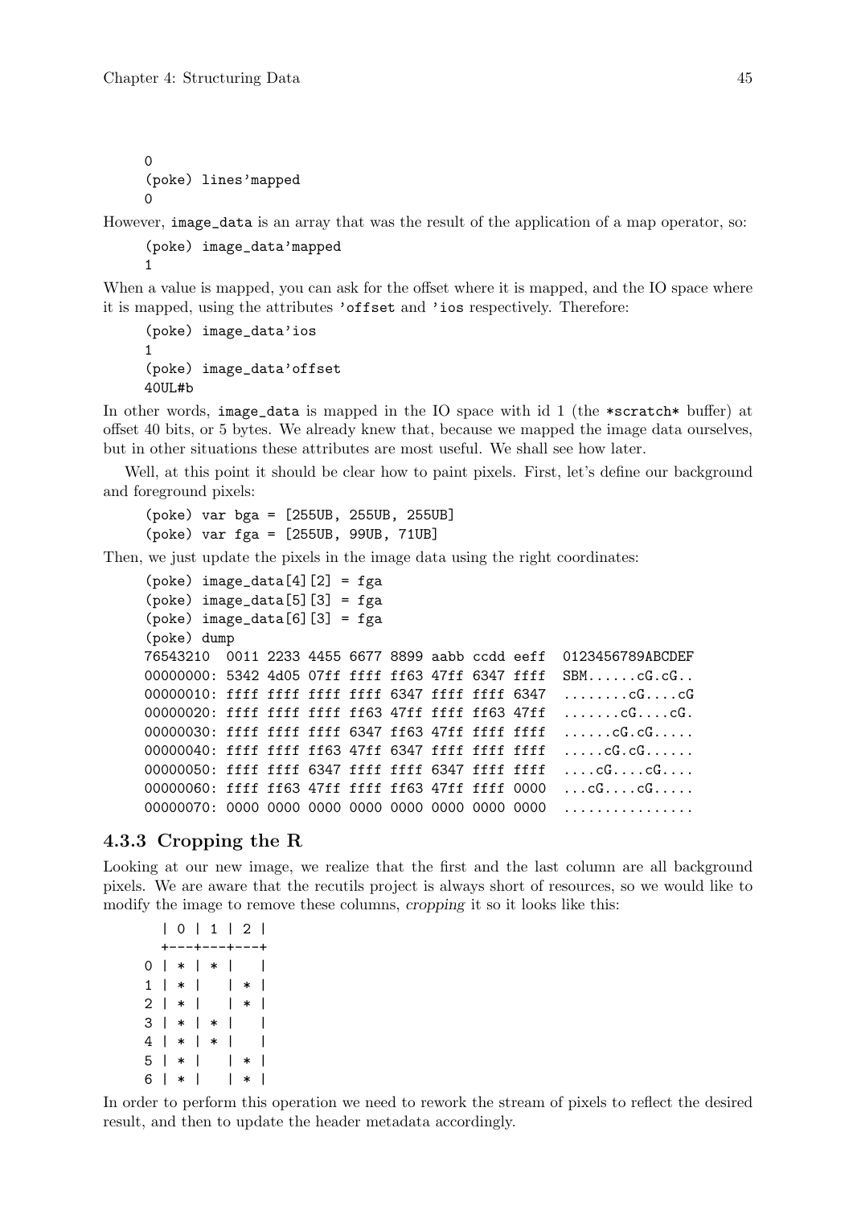```
0
(poke) lines'mapped
0
```

However, `image_data` is an array that was the result of the application of a map operator, so:

```
(poke) image_data'mapped
1
```

When a value is mapped, you can ask for the offset where it is mapped, and the IO space where it is mapped, using the attributes `'offset` and `'ios` respectively. Therefore:

```
(poke) image_data'ios
1
(poke) image_data'offset
40UL#b
```

In other words, `image_data` is mapped in the IO space with id 1 (the `*scratch*` buffer) at offset 40 bits, or 5 bytes. We already knew that, because we mapped the image data ourselves, but in other situations these attributes are most useful. We shall see how later.

Well, at this point it should be clear how to paint pixels. First, let's define our background and foreground pixels:

```
(poke) var bga = [255UB, 255UB, 255UB]
(poke) var fga = [255UB, 99UB, 71UB]
```

Then, we just update the pixels in the image data using the right coordinates:

```
(poke) image_data[4][2] = fga
(poke) image_data[5][3] = fga
(poke) image_data[6][3] = fga
(poke) dump
76543210  0011 2233 4455 6677 8899 aabb ccdd eeff  0123456789ABCDEF
00000000: 5342 4d05 07ff ffff ff63 47ff 6347 ffff  SBM......cG.cG..
00000010: ffff ffff ffff ffff 6347 ffff ffff 6347  ........cG....cG
00000020: ffff ffff ffff ff63 47ff ffff ff63 47ff  .......cG....cG.
00000030: ffff ffff ffff 6347 ff63 47ff ffff ffff  ......cG.cG.....
00000040: ffff ffff ff63 47ff 6347 ffff ffff ffff  .....cG.cG......
00000050: ffff ffff 6347 ffff ffff 6347 ffff ffff  ....cG....cG....
00000060: ffff ff63 47ff ffff ff63 47ff ffff 0000  ...cG....cG.....
00000070: 0000 0000 0000 0000 0000 0000 0000 0000  ................
```

### 4.3.3 Cropping the R

Looking at our new image, we realize that the first and the last column are all background pixels. We are aware that the recutils project is always short of resources, so we would like to modify the image to remove these columns, *cropping* it so it looks like this:

```
  | 0 | 1 | 2 |
  +---+---+---+
0 | * | * |   |
1 | * |   | * |
2 | * |   | * |
3 | * | * |   |
4 | * | * |   |
5 | * |   | * |
6 | * |   | * |
```

In order to perform this operation we need to rework the stream of pixels to reflect the desired result, and then to update the header metadata accordingly.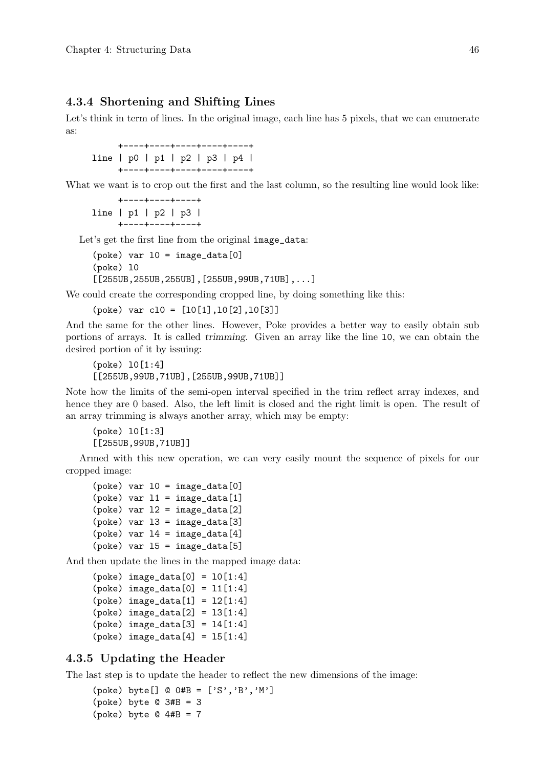### 4.3.4 Shortening and Shifting Lines

Let's think in term of lines. In the original image, each line has 5 pixels, that we can enumerate as:

```
     +----+----+----+----+----+
line | p0 | p1 | p2 | p3 | p4 |
     +----+----+----+----+----+
```

What we want is to crop out the first and the last column, so the resulting line would look like:

```
     +----+----+----+
line | p1 | p2 | p3 |
     +----+----+----+
```

Let's get the first line from the original `image_data`:

```
(poke) var l0 = image_data[0]
(poke) l0
[[255UB,255UB,255UB],[255UB,99UB,71UB],...]
```

We could create the corresponding cropped line, by doing something like this:

```
(poke) var cl0 = [l0[1],l0[2],l0[3]]
```

And the same for the other lines. However, Poke provides a better way to easily obtain sub portions of arrays. It is called *trimming*. Given an array like the line `l0`, we can obtain the desired portion of it by issuing:

```
(poke) l0[1:4]
[[255UB,99UB,71UB],[255UB,99UB,71UB]]
```

Note how the limits of the semi-open interval specified in the trim reflect array indexes, and hence they are 0 based. Also, the left limit is closed and the right limit is open. The result of an array trimming is always another array, which may be empty:

```
(poke) l0[1:3]
[[255UB,99UB,71UB]]
```

Armed with this new operation, we can very easily mount the sequence of pixels for our cropped image:

```
(poke) var l0 = image_data[0]
(poke) var l1 = image_data[1]
(poke) var l2 = image_data[2]
(poke) var l3 = image_data[3]
(poke) var l4 = image_data[4]
(poke) var l5 = image_data[5]
```

And then update the lines in the mapped image data:

```
(poke) image_data[0] = l0[1:4]
(poke) image_data[0] = l1[1:4]
(poke) image_data[1] = l2[1:4]
(poke) image_data[2] = l3[1:4]
(poke) image_data[3] = l4[1:4]
(poke) image_data[4] = l5[1:4]
```

### 4.3.5 Updating the Header

The last step is to update the header to reflect the new dimensions of the image:

```
(poke) byte[] @ 0#B = ['S','B','M']
(poke) byte @ 3#B = 3
(poke) byte @ 4#B = 7
```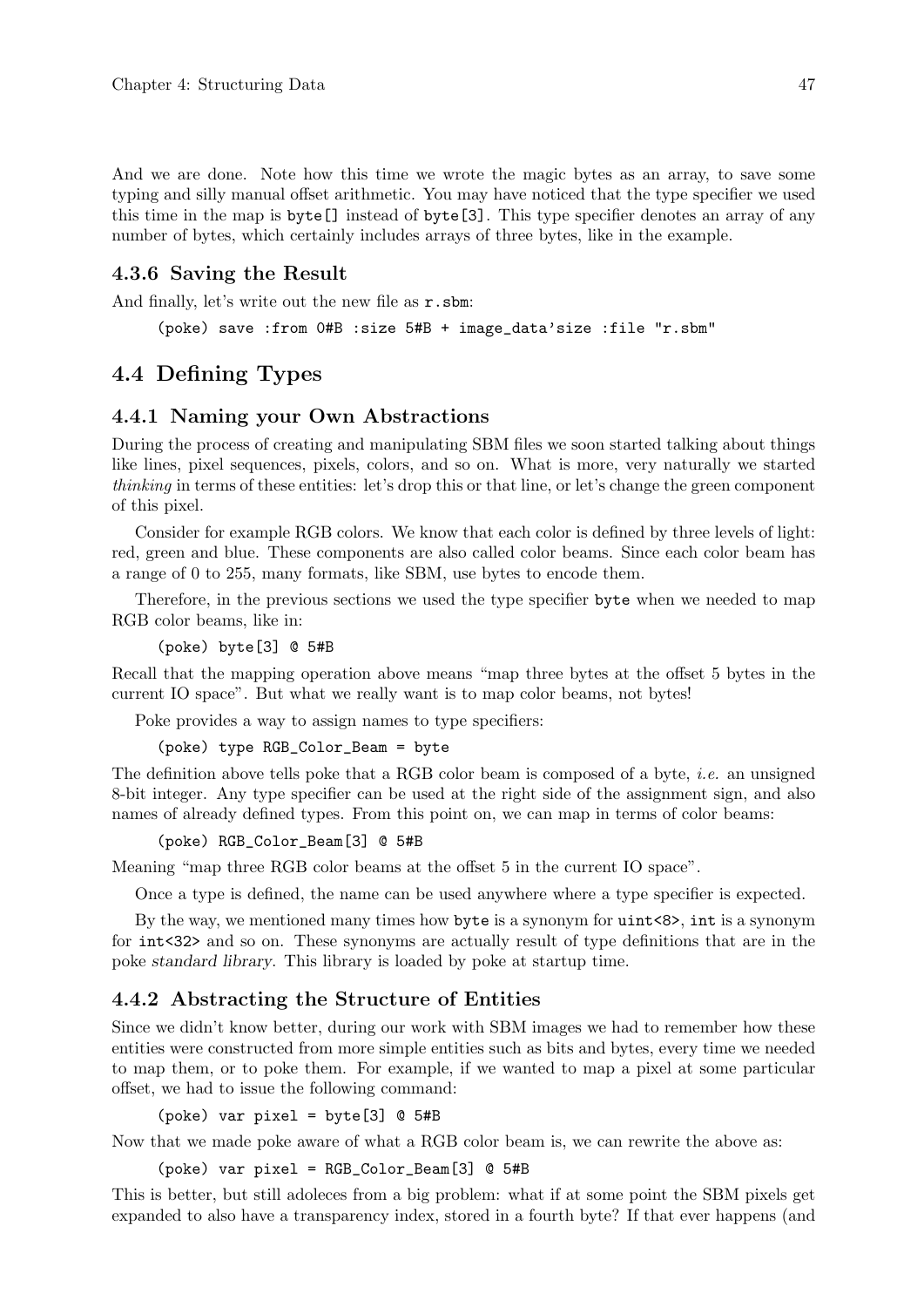And we are done. Note how this time we wrote the magic bytes as an array, to save some typing and silly manual offset arithmetic. You may have noticed that the type specifier we used this time in the map is `byte[]` instead of `byte[3]`. This type specifier denotes an array of any number of bytes, which certainly includes arrays of three bytes, like in the example.

### 4.3.6 Saving the Result

And finally, let's write out the new file as `r.sbm`:

```
(poke) save :from 0#B :size 5#B + image_data'size :file "r.sbm"
```

## 4.4 Defining Types

### 4.4.1 Naming your Own Abstractions

During the process of creating and manipulating SBM files we soon started talking about things like lines, pixel sequences, pixels, colors, and so on. What is more, very naturally we started *thinking* in terms of these entities: let's drop this or that line, or let's change the green component of this pixel.

Consider for example RGB colors. We know that each color is defined by three levels of light: red, green and blue. These components are also called color beams. Since each color beam has a range of 0 to 255, many formats, like SBM, use bytes to encode them.

Therefore, in the previous sections we used the type specifier `byte` when we needed to map RGB color beams, like in:

```
(poke) byte[3] @ 5#B
```

Recall that the mapping operation above means "map three bytes at the offset 5 bytes in the current IO space". But what we really want is to map color beams, not bytes!

Poke provides a way to assign names to type specifiers:

```
(poke) type RGB_Color_Beam = byte
```

The definition above tells poke that a RGB color beam is composed of a byte, *i.e.* an unsigned 8-bit integer. Any type specifier can be used at the right side of the assignment sign, and also names of already defined types. From this point on, we can map in terms of color beams:

```
(poke) RGB_Color_Beam[3] @ 5#B
```

Meaning "map three RGB color beams at the offset 5 in the current IO space".

Once a type is defined, the name can be used anywhere where a type specifier is expected.

By the way, we mentioned many times how `byte` is a synonym for `uint<8>`, `int` is a synonym for `int<32>` and so on. These synonyms are actually result of type definitions that are in the poke *standard library*. This library is loaded by poke at startup time.

### 4.4.2 Abstracting the Structure of Entities

Since we didn't know better, during our work with SBM images we had to remember how these entities were constructed from more simple entities such as bits and bytes, every time we needed to map them, or to poke them. For example, if we wanted to map a pixel at some particular offset, we had to issue the following command:

```
(poke) var pixel = byte[3] @ 5#B
```

Now that we made poke aware of what a RGB color beam is, we can rewrite the above as:

```
(poke) var pixel = RGB_Color_Beam[3] @ 5#B
```

This is better, but still adoleces from a big problem: what if at some point the SBM pixels get expanded to also have a transparency index, stored in a fourth byte? If that ever happens (and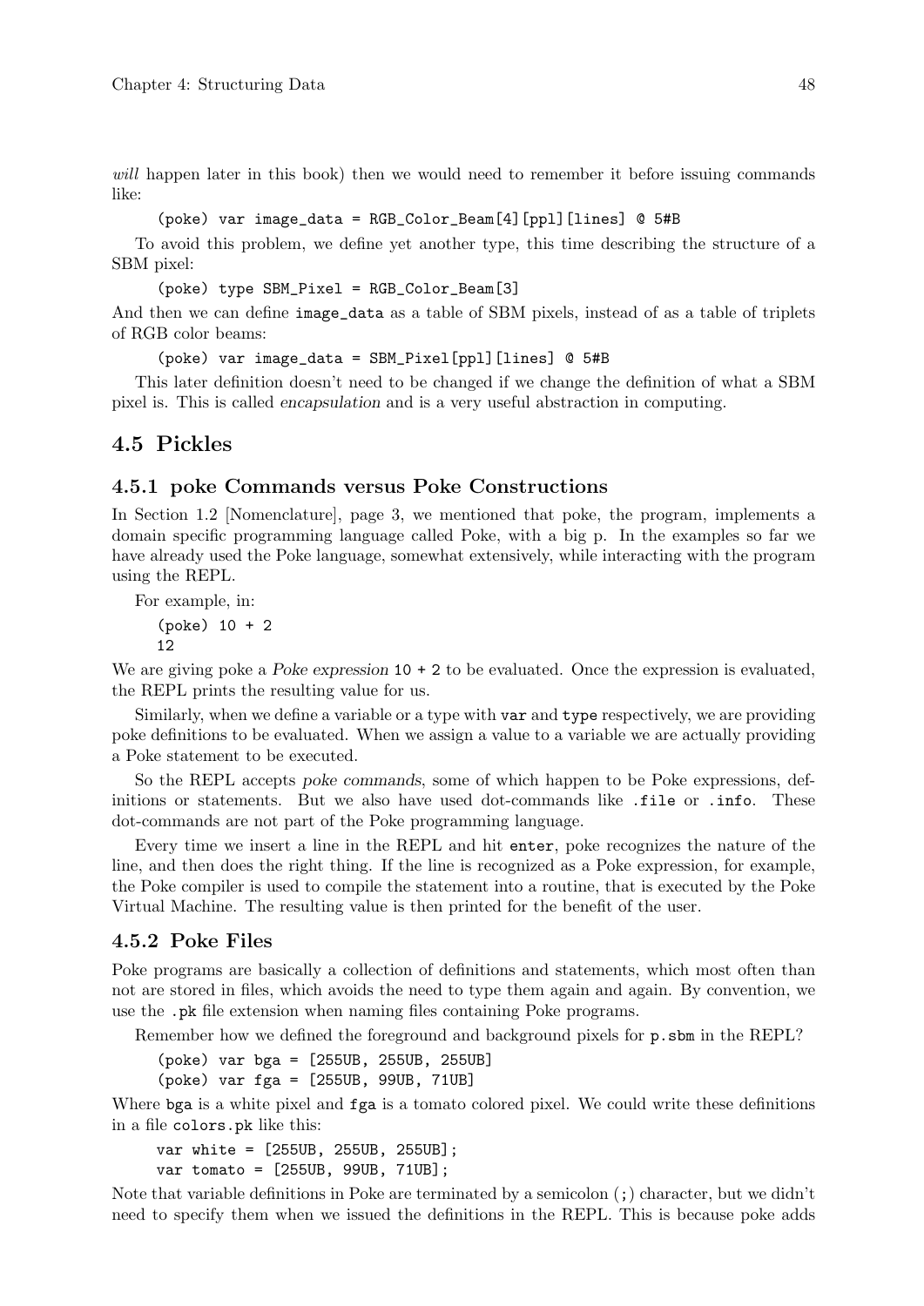*will* happen later in this book) then we would need to remember it before issuing commands like:

```
(poke) var image_data = RGB_Color_Beam[4][ppl][lines] @ 5#B
```

To avoid this problem, we define yet another type, this time describing the structure of a SBM pixel:

```
(poke) type SBM_Pixel = RGB_Color_Beam[3]
```

And then we can define `image_data` as a table of SBM pixels, instead of as a table of triplets of RGB color beams:

```
(poke) var image_data = SBM_Pixel[ppl][lines] @ 5#B
```

This later definition doesn't need to be changed if we change the definition of what a SBM pixel is. This is called *encapsulation* and is a very useful abstraction in computing.

## 4.5 Pickles

### 4.5.1 poke Commands versus Poke Constructions

In Section 1.2 [Nomenclature], page 3, we mentioned that poke, the program, implements a domain specific programming language called Poke, with a big p. In the examples so far we have already used the Poke language, somewhat extensively, while interacting with the program using the REPL.

For example, in:

```
(poke) 10 + 2
12
```

We are giving poke a *Poke expression* `10 + 2` to be evaluated. Once the expression is evaluated, the REPL prints the resulting value for us.

Similarly, when we define a variable or a type with `var` and `type` respectively, we are providing poke definitions to be evaluated. When we assign a value to a variable we are actually providing a Poke statement to be executed.

So the REPL accepts *poke commands*, some of which happen to be Poke expressions, definitions or statements. But we also have used dot-commands like `.file` or `.info`. These dot-commands are not part of the Poke programming language.

Every time we insert a line in the REPL and hit `enter`, poke recognizes the nature of the line, and then does the right thing. If the line is recognized as a Poke expression, for example, the Poke compiler is used to compile the statement into a routine, that is executed by the Poke Virtual Machine. The resulting value is then printed for the benefit of the user.

### 4.5.2 Poke Files

Poke programs are basically a collection of definitions and statements, which most often than not are stored in files, which avoids the need to type them again and again. By convention, we use the `.pk` file extension when naming files containing Poke programs.

Remember how we defined the foreground and background pixels for `p.sbm` in the REPL?

```
(poke) var bga = [255UB, 255UB, 255UB]
(poke) var fga = [255UB, 99UB, 71UB]
```

Where `bga` is a white pixel and `fga` is a tomato colored pixel. We could write these definitions in a file `colors.pk` like this:

```
var white = [255UB, 255UB, 255UB];
var tomato = [255UB, 99UB, 71UB];
```

Note that variable definitions in Poke are terminated by a semicolon (`;`) character, but we didn't need to specify them when we issued the definitions in the REPL. This is because poke adds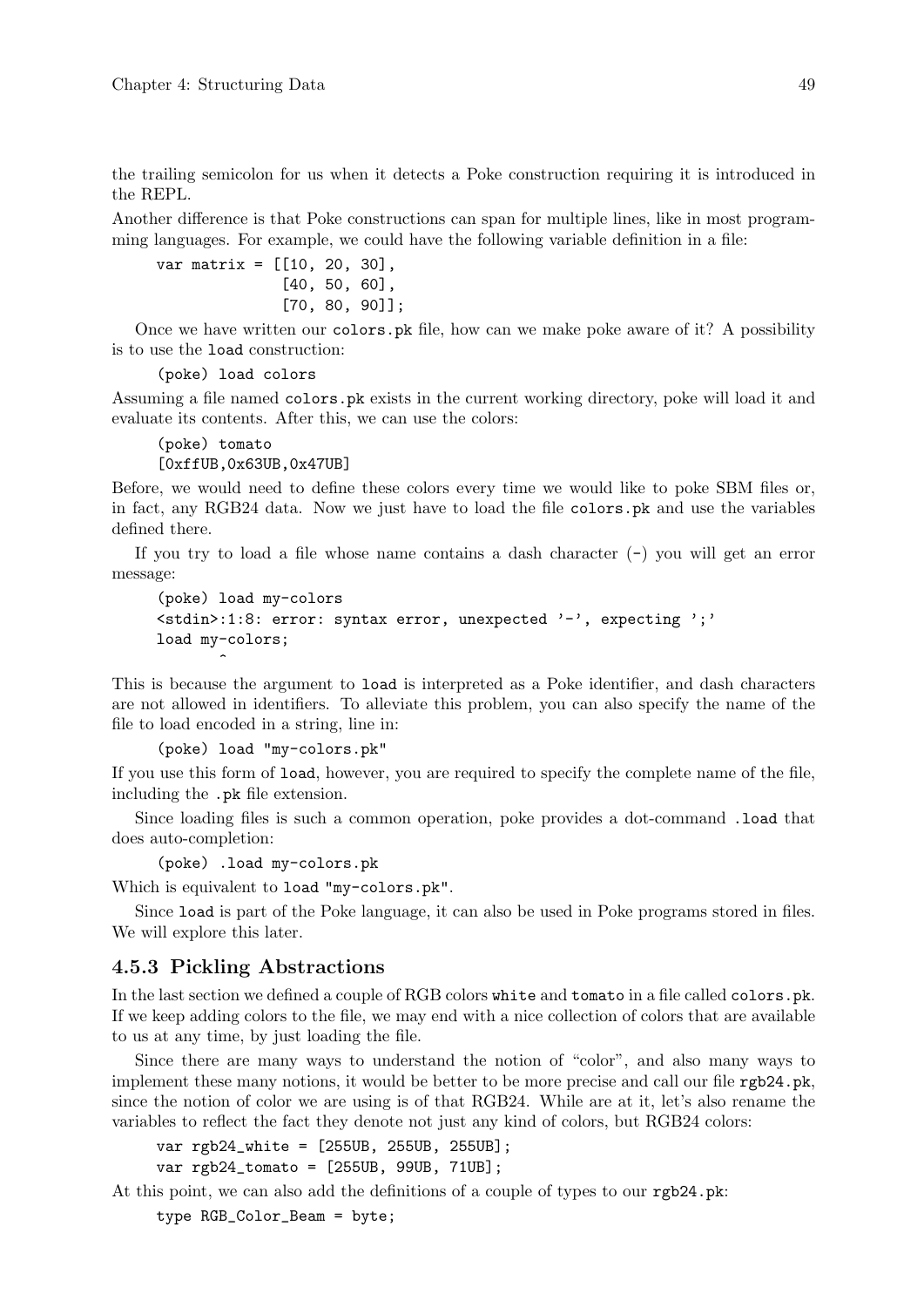the trailing semicolon for us when it detects a Poke construction requiring it is introduced in the REPL.

Another difference is that Poke constructions can span for multiple lines, like in most programming languages. For example, we could have the following variable definition in a file:

```
var matrix = [[10, 20, 30],
              [40, 50, 60],
              [70, 80, 90]];
```

Once we have written our `colors.pk` file, how can we make poke aware of it? A possibility is to use the `load` construction:

```
(poke) load colors
```

Assuming a file named `colors.pk` exists in the current working directory, poke will load it and evaluate its contents. After this, we can use the colors:

```
(poke) tomato
[0xffUB,0x63UB,0x47UB]
```

Before, we would need to define these colors every time we would like to poke SBM files or, in fact, any RGB24 data. Now we just have to load the file `colors.pk` and use the variables defined there.

If you try to load a file whose name contains a dash character (`-`) you will get an error message:

```
(poke) load my-colors
<stdin>:1:8: error: syntax error, unexpected '-', expecting ';'
load my-colors;
       ^
```

This is because the argument to `load` is interpreted as a Poke identifier, and dash characters are not allowed in identifiers. To alleviate this problem, you can also specify the name of the file to load encoded in a string, line in:

```
(poke) load "my-colors.pk"
```

If you use this form of `load`, however, you are required to specify the complete name of the file, including the `.pk` file extension.

Since loading files is such a common operation, poke provides a dot-command `.load` that does auto-completion:

```
(poke) .load my-colors.pk
```

Which is equivalent to `load "my-colors.pk"`.

Since `load` is part of the Poke language, it can also be used in Poke programs stored in files. We will explore this later.

### 4.5.3 Pickling Abstractions

In the last section we defined a couple of RGB colors `white` and `tomato` in a file called `colors.pk`. If we keep adding colors to the file, we may end with a nice collection of colors that are available to us at any time, by just loading the file.

Since there are many ways to understand the notion of "color", and also many ways to implement these many notions, it would be better to be more precise and call our file `rgb24.pk`, since the notion of color we are using is of that RGB24. While are at it, let's also rename the variables to reflect the fact they denote not just any kind of colors, but RGB24 colors:

```
var rgb24_white = [255UB, 255UB, 255UB];
var rgb24_tomato = [255UB, 99UB, 71UB];
```

At this point, we can also add the definitions of a couple of types to our `rgb24.pk`:

```
type RGB_Color_Beam = byte;
```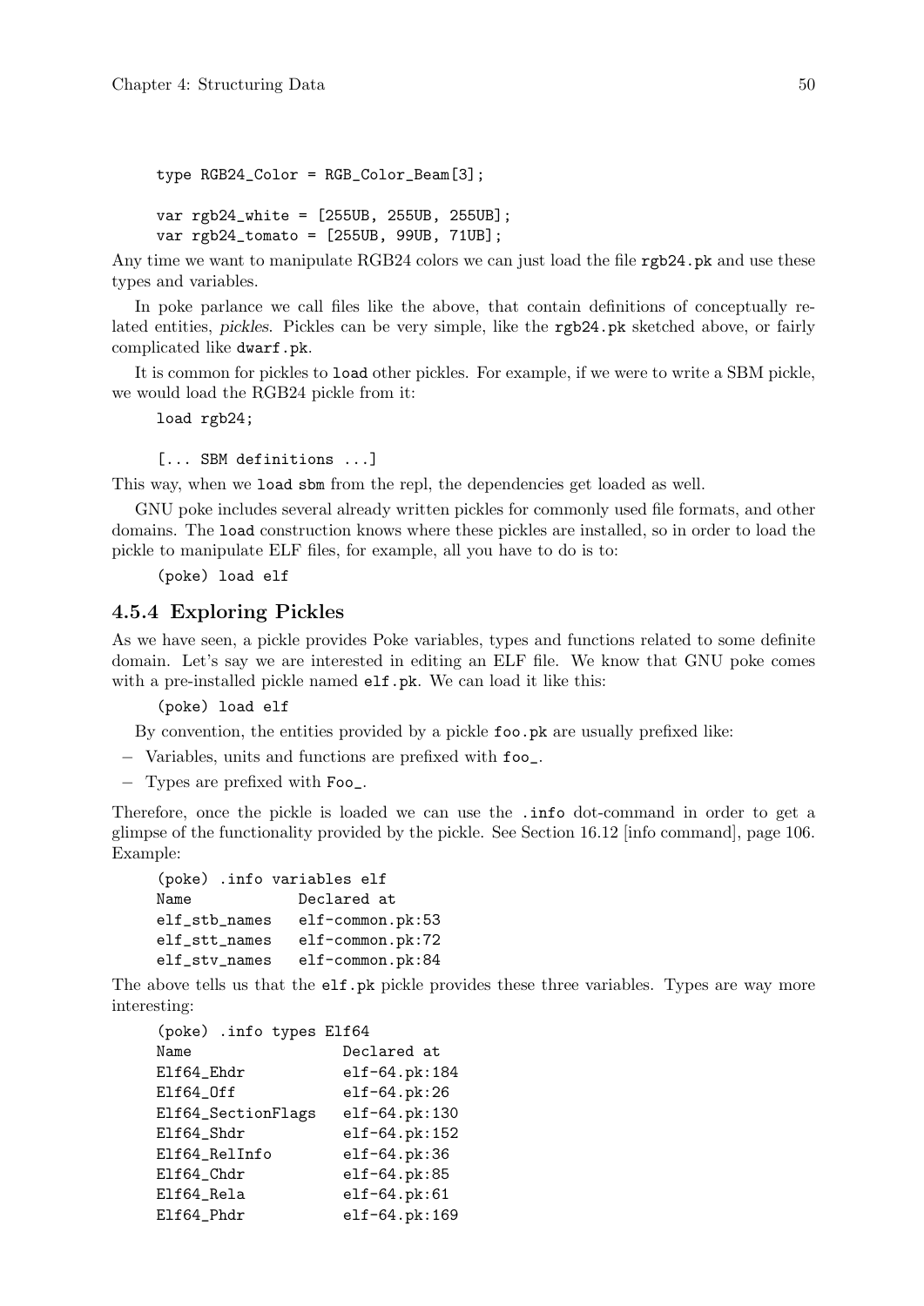```
type RGB24_Color = RGB_Color_Beam[3];

var rgb24_white = [255UB, 255UB, 255UB];
var rgb24_tomato = [255UB, 99UB, 71UB];
```

Any time we want to manipulate RGB24 colors we can just load the file `rgb24.pk` and use these types and variables.

In poke parlance we call files like the above, that contain definitions of conceptually related entities, *pickles*. Pickles can be very simple, like the `rgb24.pk` sketched above, or fairly complicated like `dwarf.pk`.

It is common for pickles to `load` other pickles. For example, if we were to write a SBM pickle, we would load the RGB24 pickle from it:

```
load rgb24;

[... SBM definitions ...]
```

This way, when we `load sbm` from the repl, the dependencies get loaded as well.

GNU poke includes several already written pickles for commonly used file formats, and other domains. The `load` construction knows where these pickles are installed, so in order to load the pickle to manipulate ELF files, for example, all you have to do is to:

```
(poke) load elf
```

### 4.5.4 Exploring Pickles

As we have seen, a pickle provides Poke variables, types and functions related to some definite domain. Let's say we are interested in editing an ELF file. We know that GNU poke comes with a pre-installed pickle named `elf.pk`. We can load it like this:

```
(poke) load elf
```

By convention, the entities provided by a pickle `foo.pk` are usually prefixed like:

- Variables, units and functions are prefixed with `foo_`.
- Types are prefixed with `Foo_`.

Therefore, once the pickle is loaded we can use the `.info` dot-command in order to get a glimpse of the functionality provided by the pickle. See Section 16.12 [info command], page 106. Example:

```
(poke) .info variables elf
Name            Declared at
elf_stb_names   elf-common.pk:53
elf_stt_names   elf-common.pk:72
elf_stv_names   elf-common.pk:84
```

The above tells us that the `elf.pk` pickle provides these three variables. Types are way more interesting:

```
(poke) .info types Elf64
Name                Declared at
Elf64_Ehdr          elf-64.pk:184
Elf64_Off           elf-64.pk:26
Elf64_SectionFlags  elf-64.pk:130
Elf64_Shdr          elf-64.pk:152
Elf64_RelInfo       elf-64.pk:36
Elf64_Chdr          elf-64.pk:85
Elf64_Rela          elf-64.pk:61
Elf64_Phdr          elf-64.pk:169
```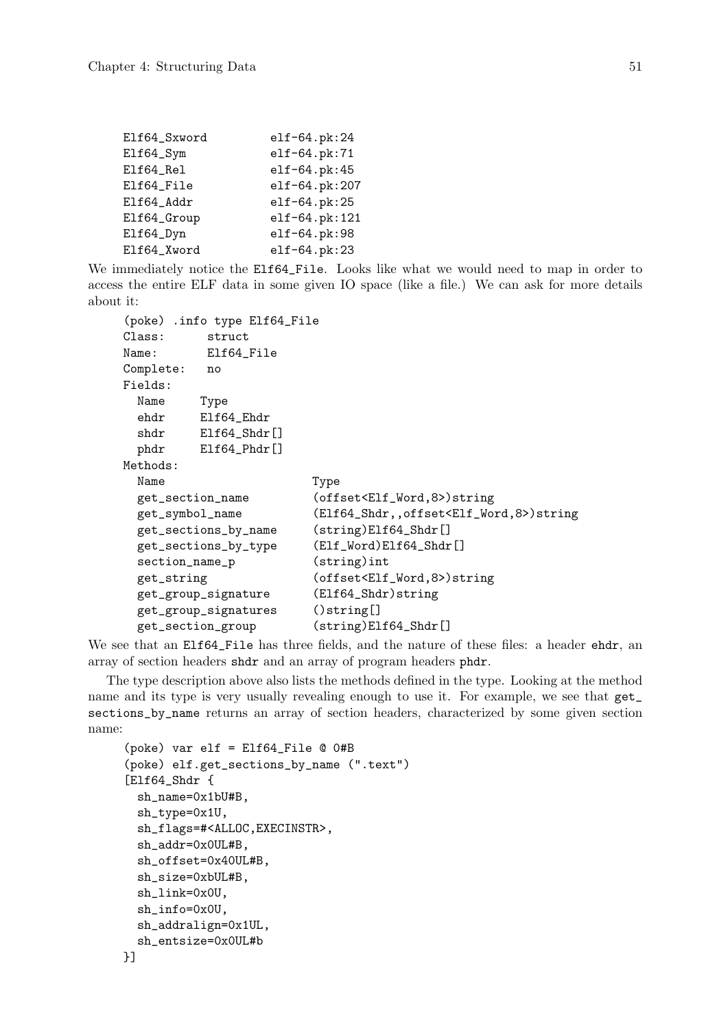```
Elf64_Sxword         elf-64.pk:24
Elf64_Sym            elf-64.pk:71
Elf64_Rel            elf-64.pk:45
Elf64_File           elf-64.pk:207
Elf64_Addr           elf-64.pk:25
Elf64_Group          elf-64.pk:121
Elf64_Dyn            elf-64.pk:98
Elf64_Xword          elf-64.pk:23
```

We immediately notice the `Elf64_File`. Looks like what we would need to map in order to access the entire ELF data in some given IO space (like a file.) We can ask for more details about it:

```
(poke) .info type Elf64_File
Class:      struct
Name:       Elf64_File
Complete:   no
Fields:
  Name     Type
  ehdr     Elf64_Ehdr
  shdr     Elf64_Shdr[]
  phdr     Elf64_Phdr[]
Methods:
  Name                     Type
  get_section_name         (offset<Elf_Word,8>)string
  get_symbol_name          (Elf64_Shdr,,offset<Elf_Word,8>)string
  get_sections_by_name     (string)Elf64_Shdr[]
  get_sections_by_type     (Elf_Word)Elf64_Shdr[]
  section_name_p           (string)int
  get_string               (offset<Elf_Word,8>)string
  get_group_signature      (Elf64_Shdr)string
  get_group_signatures     ()string[]
  get_section_group        (string)Elf64_Shdr[]
```

We see that an `Elf64_File` has three fields, and the nature of these files: a header `ehdr`, an array of section headers `shdr` and an array of program headers `phdr`.

The type description above also lists the methods defined in the type. Looking at the method name and its type is very usually revealing enough to use it. For example, we see that `get_sections_by_name` returns an array of section headers, characterized by some given section name:

```
(poke) var elf = Elf64_File @ 0#B
(poke) elf.get_sections_by_name (".text")
[Elf64_Shdr {
  sh_name=0x1bU#B,
  sh_type=0x1U,
  sh_flags=#<ALLOC,EXECINSTR>,
  sh_addr=0x0UL#B,
  sh_offset=0x40UL#B,
  sh_size=0xbUL#B,
  sh_link=0x0U,
  sh_info=0x0U,
  sh_addralign=0x1UL,
  sh_entsize=0x0UL#b
}]
```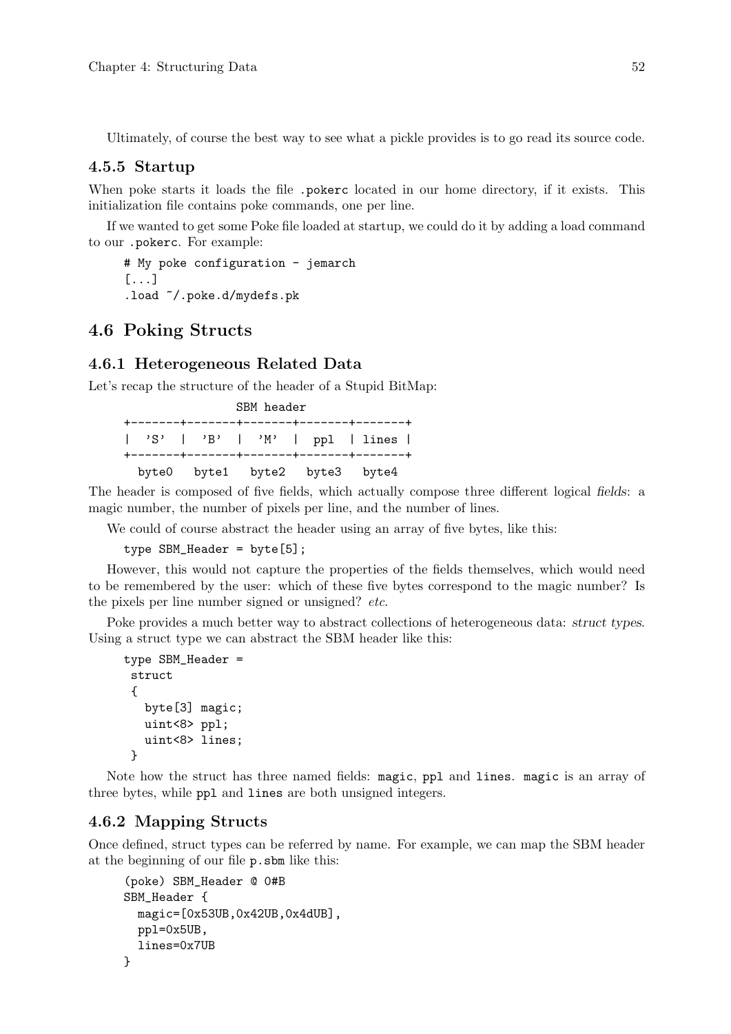Ultimately, of course the best way to see what a pickle provides is to go read its source code.

### 4.5.5 Startup

When poke starts it loads the file `.pokerc` located in our home directory, if it exists. This initialization file contains poke commands, one per line.

If we wanted to get some Poke file loaded at startup, we could do it by adding a load command to our `.pokerc`. For example:

```
# My poke configuration - jemarch
[...]
.load ~/.poke.d/mydefs.pk
```

## 4.6 Poking Structs

### 4.6.1 Heterogeneous Related Data

Let's recap the structure of the header of a Stupid BitMap:

```
                SBM header
+-------+-------+-------+-------+-------+
|  'S'  |  'B'  |  'M'  |  ppl  | lines |
+-------+-------+-------+-------+-------+
  byte0   byte1   byte2   byte3   byte4
```

The header is composed of five fields, which actually compose three different logical *fields*: a magic number, the number of pixels per line, and the number of lines.

We could of course abstract the header using an array of five bytes, like this:

```
type SBM_Header = byte[5];
```

However, this would not capture the properties of the fields themselves, which would need to be remembered by the user: which of these five bytes correspond to the magic number? Is the pixels per line number signed or unsigned? *etc.*

Poke provides a much better way to abstract collections of heterogeneous data: *struct types*. Using a struct type we can abstract the SBM header like this:

```
type SBM_Header =
 struct
 {
   byte[3] magic;
   uint<8> ppl;
   uint<8> lines;
 }
```

Note how the struct has three named fields: `magic`, `ppl` and `lines`. `magic` is an array of three bytes, while `ppl` and `lines` are both unsigned integers.

### 4.6.2 Mapping Structs

Once defined, struct types can be referred by name. For example, we can map the SBM header at the beginning of our file `p.sbm` like this:

```
(poke) SBM_Header @ 0#B
SBM_Header {
  magic=[0x53UB,0x42UB,0x4dUB],
  ppl=0x5UB,
  lines=0x7UB
}
```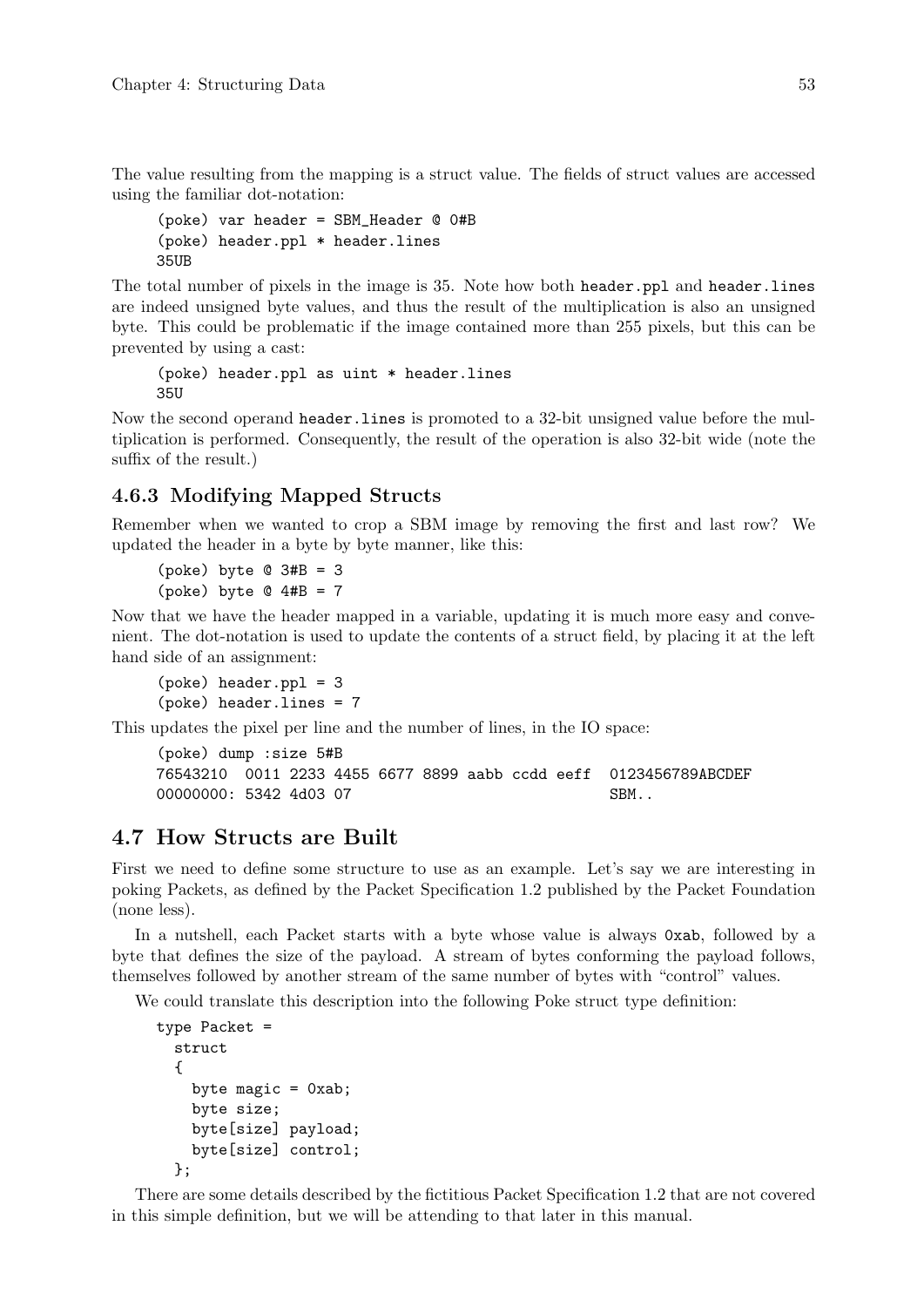The value resulting from the mapping is a struct value. The fields of struct values are accessed using the familiar dot-notation:

```
(poke) var header = SBM_Header @ 0#B
(poke) header.ppl * header.lines
35UB
```

The total number of pixels in the image is 35. Note how both `header.ppl` and `header.lines` are indeed unsigned byte values, and thus the result of the multiplication is also an unsigned byte. This could be problematic if the image contained more than 255 pixels, but this can be prevented by using a cast:

```
(poke) header.ppl as uint * header.lines
35U
```

Now the second operand `header.lines` is promoted to a 32-bit unsigned value before the multiplication is performed. Consequently, the result of the operation is also 32-bit wide (note the suffix of the result.)

### 4.6.3 Modifying Mapped Structs

Remember when we wanted to crop a SBM image by removing the first and last row? We updated the header in a byte by byte manner, like this:

```
(poke) byte @ 3#B = 3
(poke) byte @ 4#B = 7
```

Now that we have the header mapped in a variable, updating it is much more easy and convenient. The dot-notation is used to update the contents of a struct field, by placing it at the left hand side of an assignment:

```
(poke) header.ppl = 3
(poke) header.lines = 7
```

This updates the pixel per line and the number of lines, in the IO space:

```
(poke) dump :size 5#B
76543210  0011 2233 4455 6677 8899 aabb ccdd eeff  0123456789ABCDEF
00000000: 5342 4d03 07                             SBM..
```

## 4.7 How Structs are Built

First we need to define some structure to use as an example. Let's say we are interesting in poking Packets, as defined by the Packet Specification 1.2 published by the Packet Foundation (none less).

In a nutshell, each Packet starts with a byte whose value is always `0xab`, followed by a byte that defines the size of the payload. A stream of bytes conforming the payload follows, themselves followed by another stream of the same number of bytes with "control" values.

We could translate this description into the following Poke struct type definition:

```
type Packet =
  struct
  {
    byte magic = 0xab;
    byte size;
    byte[size] payload;
    byte[size] control;
  };
```

There are some details described by the fictitious Packet Specification 1.2 that are not covered in this simple definition, but we will be attending to that later in this manual.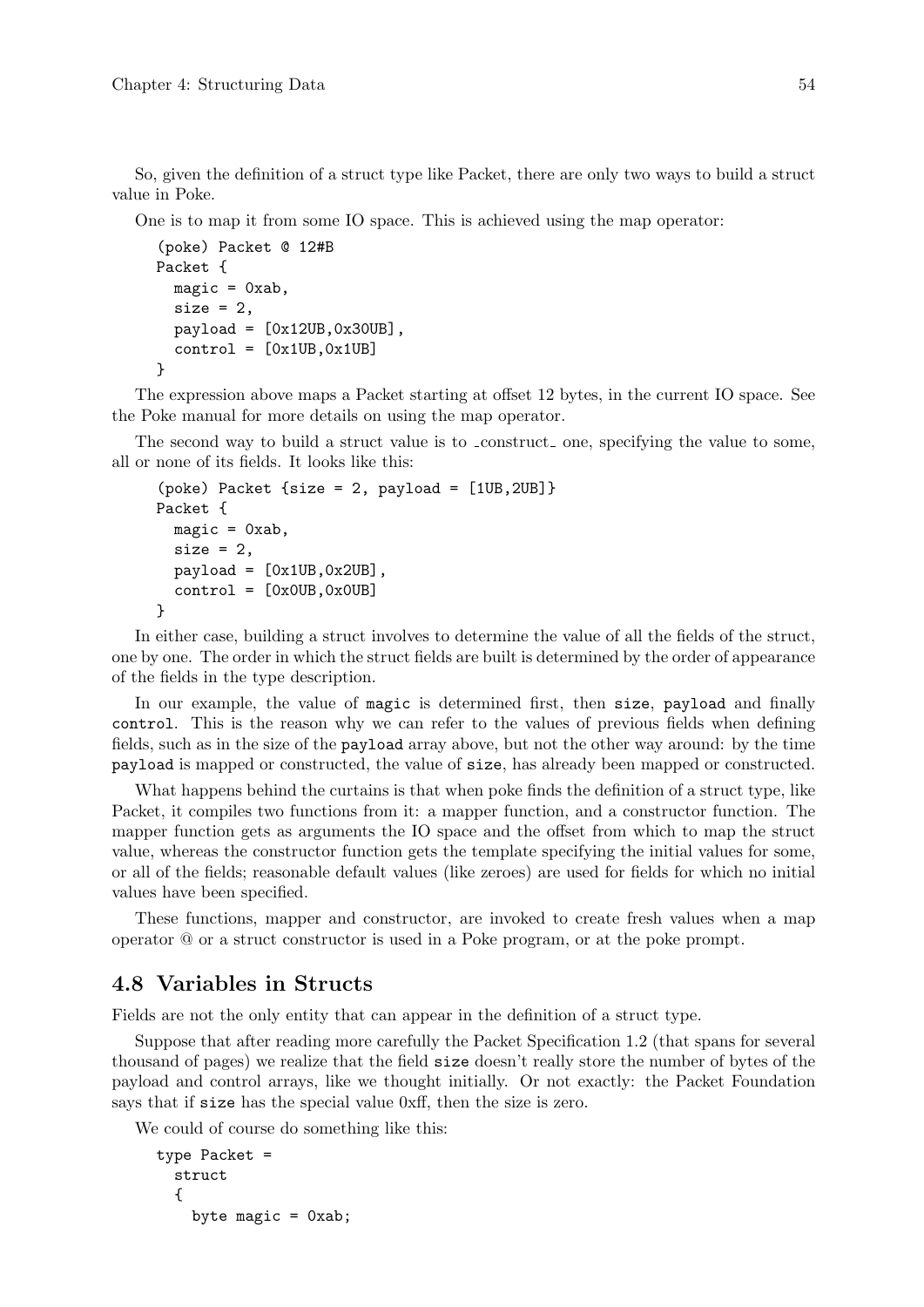So, given the definition of a struct type like Packet, there are only two ways to build a struct value in Poke.

One is to map it from some IO space. This is achieved using the map operator:

```
(poke) Packet @ 12#B
Packet {
  magic = 0xab,
  size = 2,
  payload = [0x12UB,0x30UB],
  control = [0x1UB,0x1UB]
}
```

The expression above maps a Packet starting at offset 12 bytes, in the current IO space. See the Poke manual for more details on using the map operator.

The second way to build a struct value is to _construct_ one, specifying the value to some, all or none of its fields. It looks like this:

```
(poke) Packet {size = 2, payload = [1UB,2UB]}
Packet {
  magic = 0xab,
  size = 2,
  payload = [0x1UB,0x2UB],
  control = [0x0UB,0x0UB]
}
```

In either case, building a struct involves to determine the value of all the fields of the struct, one by one. The order in which the struct fields are built is determined by the order of appearance of the fields in the type description.

In our example, the value of `magic` is determined first, then `size`, `payload` and finally `control`. This is the reason why we can refer to the values of previous fields when defining fields, such as in the size of the `payload` array above, but not the other way around: by the time `payload` is mapped or constructed, the value of `size`, has already been mapped or constructed.

What happens behind the curtains is that when poke finds the definition of a struct type, like Packet, it compiles two functions from it: a mapper function, and a constructor function. The mapper function gets as arguments the IO space and the offset from which to map the struct value, whereas the constructor function gets the template specifying the initial values for some, or all of the fields; reasonable default values (like zeroes) are used for fields for which no initial values have been specified.

These functions, mapper and constructor, are invoked to create fresh values when a map operator @ or a struct constructor is used in a Poke program, or at the poke prompt.

## 4.8 Variables in Structs

Fields are not the only entity that can appear in the definition of a struct type.

Suppose that after reading more carefully the Packet Specification 1.2 (that spans for several thousand of pages) we realize that the field `size` doesn't really store the number of bytes of the payload and control arrays, like we thought initially. Or not exactly: the Packet Foundation says that if `size` has the special value 0xff, then the size is zero.

We could of course do something like this:

```
type Packet =
  struct
  {
    byte magic = 0xab;
```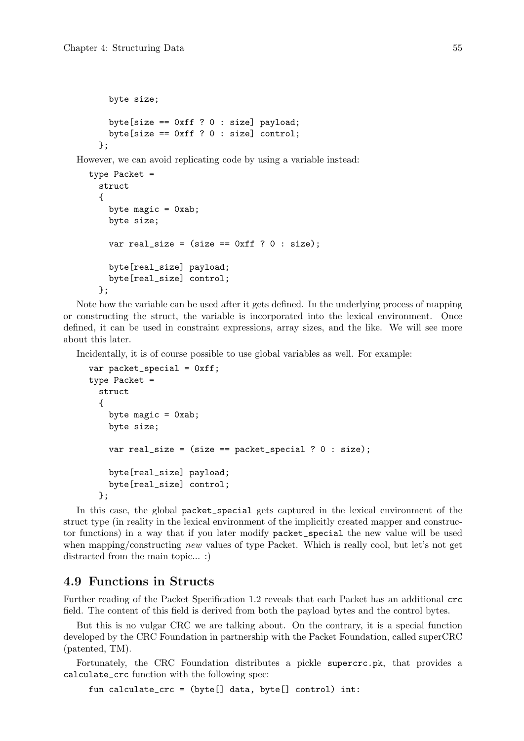```
    byte size;

    byte[size == 0xff ? 0 : size] payload;
    byte[size == 0xff ? 0 : size] control;
  };
```

However, we can avoid replicating code by using a variable instead:

```
type Packet =
  struct
  {
    byte magic = 0xab;
    byte size;

    var real_size = (size == 0xff ? 0 : size);

    byte[real_size] payload;
    byte[real_size] control;
  };
```

Note how the variable can be used after it gets defined. In the underlying process of mapping or constructing the struct, the variable is incorporated into the lexical environment. Once defined, it can be used in constraint expressions, array sizes, and the like. We will see more about this later.

Incidentally, it is of course possible to use global variables as well. For example:

```
var packet_special = 0xff;
type Packet =
  struct
  {
    byte magic = 0xab;
    byte size;

    var real_size = (size == packet_special ? 0 : size);

    byte[real_size] payload;
    byte[real_size] control;
  };
```

In this case, the global `packet_special` gets captured in the lexical environment of the struct type (in reality in the lexical environment of the implicitly created mapper and constructor functions) in a way that if you later modify `packet_special` the new value will be used when mapping/constructing *new* values of type Packet. Which is really cool, but let's not get distracted from the main topic... :)

## 4.9 Functions in Structs

Further reading of the Packet Specification 1.2 reveals that each Packet has an additional `crc` field. The content of this field is derived from both the payload bytes and the control bytes.

But this is no vulgar CRC we are talking about. On the contrary, it is a special function developed by the CRC Foundation in partnership with the Packet Foundation, called superCRC (patented, TM).

Fortunately, the CRC Foundation distributes a pickle `supercrc.pk`, that provides a `calculate_crc` function with the following spec:

```
fun calculate_crc = (byte[] data, byte[] control) int:
```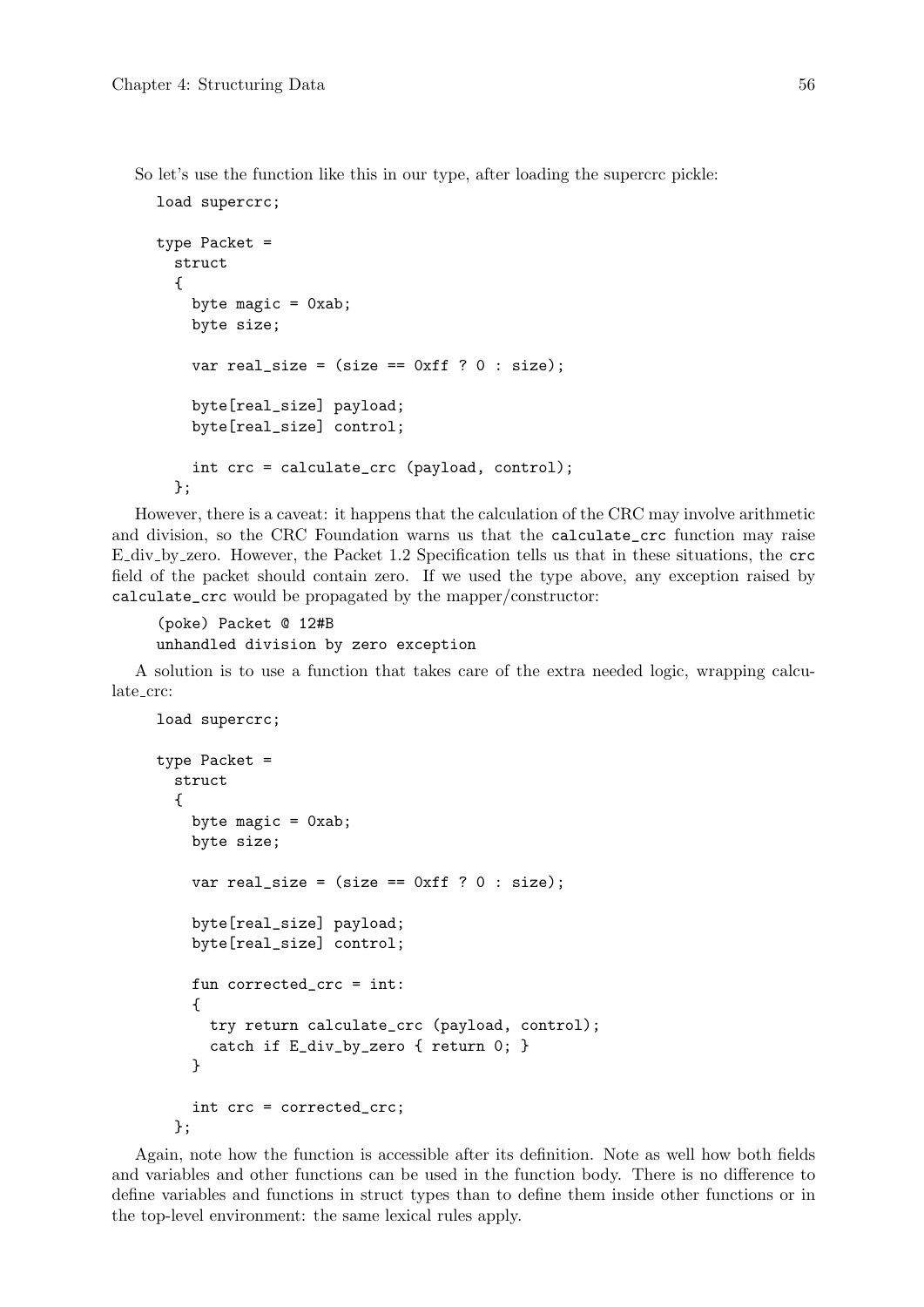So let's use the function like this in our type, after loading the supercrc pickle:

```
load supercrc;

type Packet =
  struct
  {
    byte magic = 0xab;
    byte size;

    var real_size = (size == 0xff ? 0 : size);

    byte[real_size] payload;
    byte[real_size] control;

    int crc = calculate_crc (payload, control);
  };
```

However, there is a caveat: it happens that the calculation of the CRC may involve arithmetic and division, so the CRC Foundation warns us that the `calculate_crc` function may raise E_div_by_zero. However, the Packet 1.2 Specification tells us that in these situations, the `crc` field of the packet should contain zero. If we used the type above, any exception raised by `calculate_crc` would be propagated by the mapper/constructor:

```
(poke) Packet @ 12#B
unhandled division by zero exception
```

A solution is to use a function that takes care of the extra needed logic, wrapping calculate_crc:

```
load supercrc;

type Packet =
  struct
  {
    byte magic = 0xab;
    byte size;

    var real_size = (size == 0xff ? 0 : size);

    byte[real_size] payload;
    byte[real_size] control;

    fun corrected_crc = int:
    {
      try return calculate_crc (payload, control);
      catch if E_div_by_zero { return 0; }
    }

    int crc = corrected_crc;
  };
```

Again, note how the function is accessible after its definition. Note as well how both fields and variables and other functions can be used in the function body. There is no difference to define variables and functions in struct types than to define them inside other functions or in the top-level environment: the same lexical rules apply.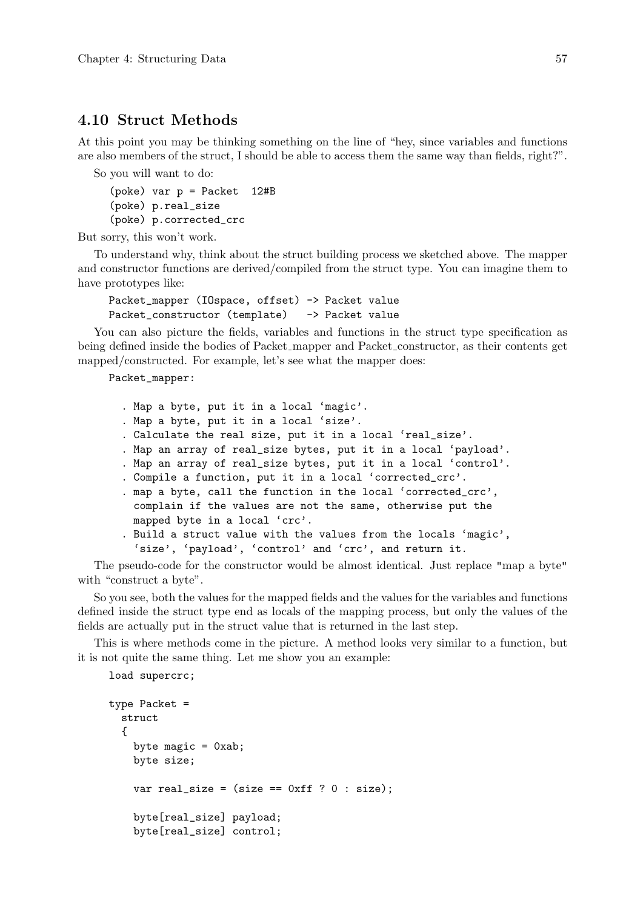## 4.10 Struct Methods

At this point you may be thinking something on the line of "hey, since variables and functions are also members of the struct, I should be able to access them the same way than fields, right?".

So you will want to do:

```
(poke) var p = Packet  12#B
(poke) p.real_size
(poke) p.corrected_crc
```

But sorry, this won't work.

To understand why, think about the struct building process we sketched above. The mapper and constructor functions are derived/compiled from the struct type. You can imagine them to have prototypes like:

```
Packet_mapper (IOspace, offset) -> Packet value
Packet_constructor (template)   -> Packet value
```

You can also picture the fields, variables and functions in the struct type specification as being defined inside the bodies of Packet_mapper and Packet_constructor, as their contents get mapped/constructed. For example, let's see what the mapper does:

```
Packet_mapper:

  . Map a byte, put it in a local 'magic'.
  . Map a byte, put it in a local 'size'.
  . Calculate the real size, put it in a local 'real_size'.
  . Map an array of real_size bytes, put it in a local 'payload'.
  . Map an array of real_size bytes, put it in a local 'control'.
  . Compile a function, put it in a local 'corrected_crc'.
  . map a byte, call the function in the local 'corrected_crc',
    complain if the values are not the same, otherwise put the
    mapped byte in a local 'crc'.
  . Build a struct value with the values from the locals 'magic',
    'size', 'payload', 'control' and 'crc', and return it.
```

The pseudo-code for the constructor would be almost identical. Just replace "map a byte" with "construct a byte".

So you see, both the values for the mapped fields and the values for the variables and functions defined inside the struct type end as locals of the mapping process, but only the values of the fields are actually put in the struct value that is returned in the last step.

This is where methods come in the picture. A method looks very similar to a function, but it is not quite the same thing. Let me show you an example:

```
load supercrc;

type Packet =
  struct
  {
    byte magic = 0xab;
    byte size;

    var real_size = (size == 0xff ? 0 : size);

    byte[real_size] payload;
    byte[real_size] control;
```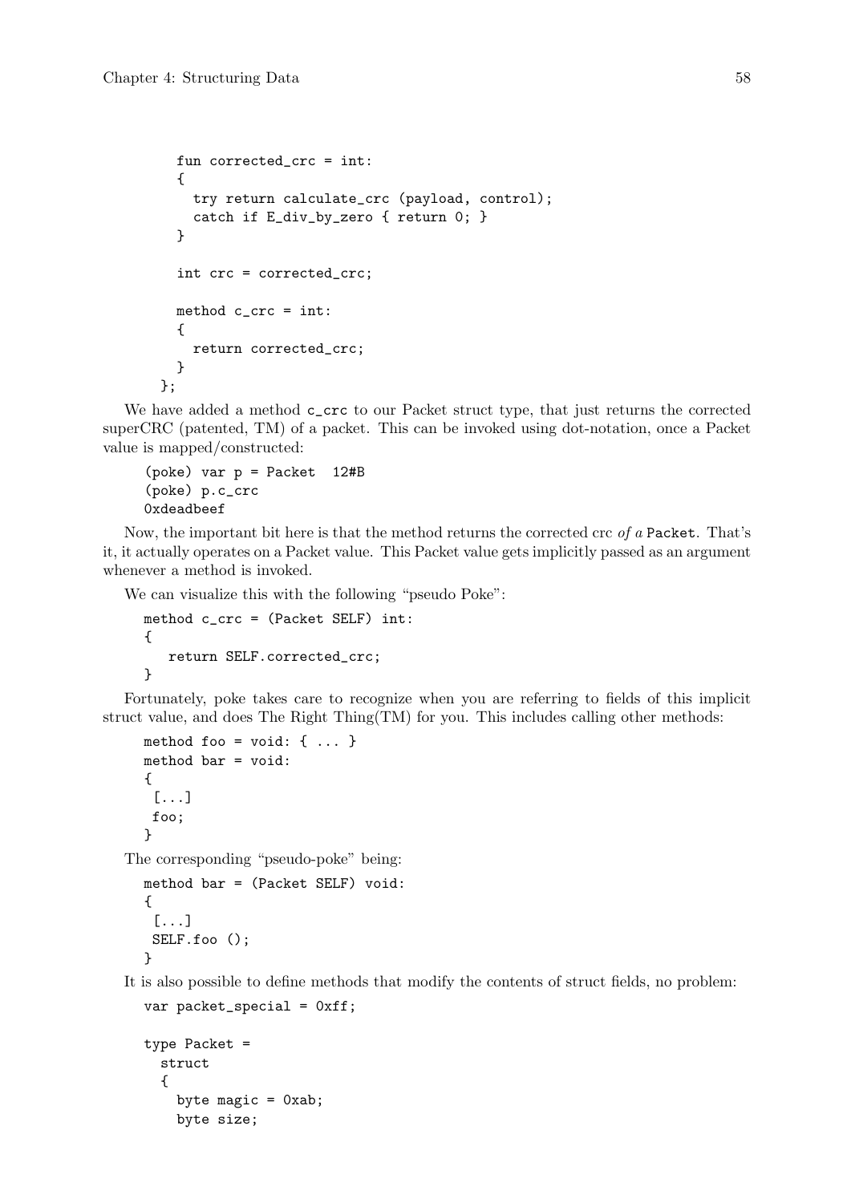```
    fun corrected_crc = int:
    {
      try return calculate_crc (payload, control);
      catch if E_div_by_zero { return 0; }
    }

    int crc = corrected_crc;

    method c_crc = int:
    {
      return corrected_crc;
    }
  };
```

We have added a method `c_crc` to our Packet struct type, that just returns the corrected superCRC (patented, TM) of a packet. This can be invoked using dot-notation, once a Packet value is mapped/constructed:

```
(poke) var p = Packet  12#B
(poke) p.c_crc
0xdeadbeef
```

Now, the important bit here is that the method returns the corrected crc *of a* `Packet`. That's it, it actually operates on a Packet value. This Packet value gets implicitly passed as an argument whenever a method is invoked.

We can visualize this with the following "pseudo Poke":

```
method c_crc = (Packet SELF) int:
{
   return SELF.corrected_crc;
}
```

Fortunately, poke takes care to recognize when you are referring to fields of this implicit struct value, and does The Right Thing(TM) for you. This includes calling other methods:

```
method foo = void: { ... }
method bar = void:
{
 [...]
 foo;
}
```

The corresponding "pseudo-poke" being:

```
method bar = (Packet SELF) void:
{
 [...]
 SELF.foo ();
}
```

It is also possible to define methods that modify the contents of struct fields, no problem:

```
var packet_special = 0xff;

type Packet =
  struct
  {
    byte magic = 0xab;
    byte size;
```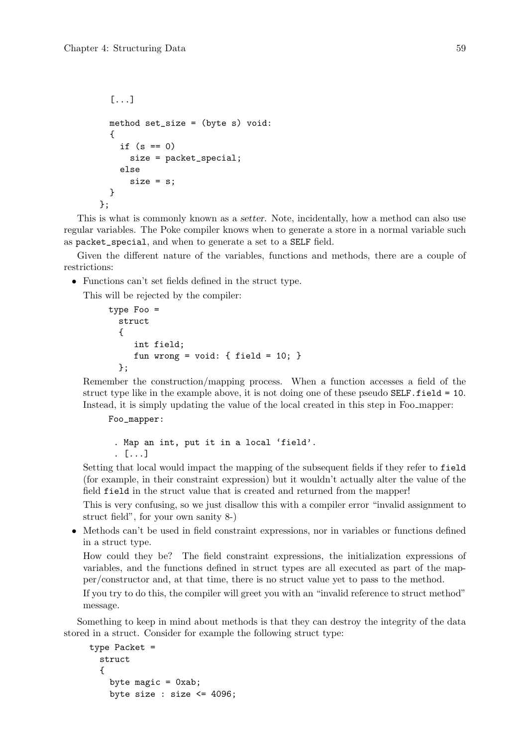```
  [...]

  method set_size = (byte s) void:
  {
    if (s == 0)
      size = packet_special;
    else
      size = s;
  }
};
```

This is what is commonly known as a *setter*. Note, incidentally, how a method can also use regular variables. The Poke compiler knows when to generate a store in a normal variable such as `packet_special`, and when to generate a set to a `SELF` field.

Given the different nature of the variables, functions and methods, there are a couple of restrictions:

- Functions can't set fields defined in the struct type.

  This will be rejected by the compiler:

  ```
  type Foo =
    struct
    {
       int field;
       fun wrong = void: { field = 10; }
    };
  ```

  Remember the construction/mapping process. When a function accesses a field of the struct type like in the example above, it is not doing one of these pseudo `SELF.field = 10`. Instead, it is simply updating the value of the local created in this step in Foo_mapper:

  ```
  Foo_mapper:

   . Map an int, put it in a local 'field'.
   . [...]
  ```

  Setting that local would impact the mapping of the subsequent fields if they refer to `field` (for example, in their constraint expression) but it wouldn't actually alter the value of the field `field` in the struct value that is created and returned from the mapper!

  This is very confusing, so we just disallow this with a compiler error "invalid assignment to struct field", for your own sanity 8-)

- Methods can't be used in field constraint expressions, nor in variables or functions defined in a struct type.

  How could they be? The field constraint expressions, the initialization expressions of variables, and the functions defined in struct types are all executed as part of the mapper/constructor and, at that time, there is no struct value yet to pass to the method.

  If you try to do this, the compiler will greet you with an "invalid reference to struct method" message.

Something to keep in mind about methods is that they can destroy the integrity of the data stored in a struct. Consider for example the following struct type:

```
type Packet =
  struct
  {
    byte magic = 0xab;
    byte size : size <= 4096;
```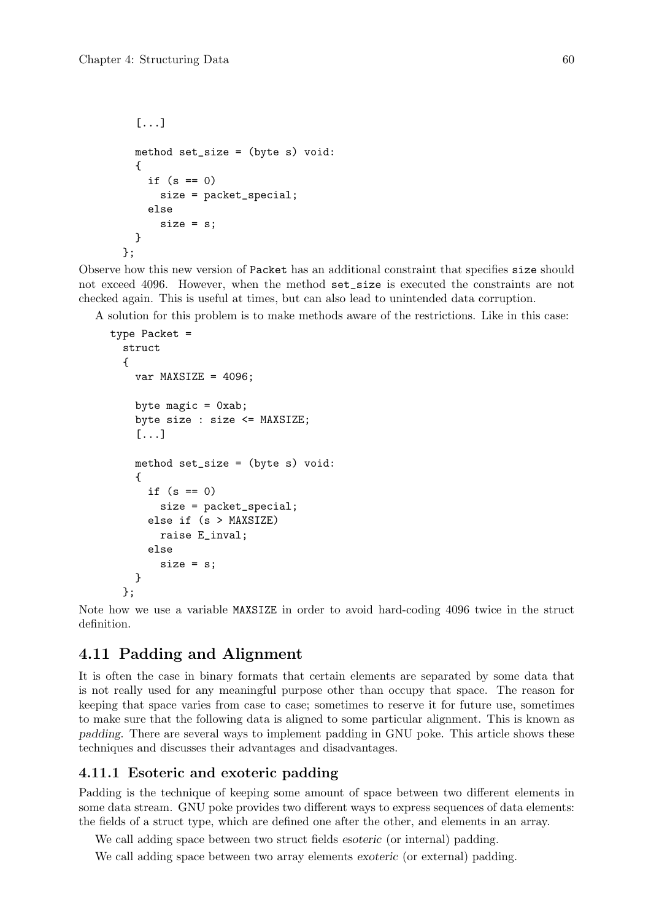```
  [...]

  method set_size = (byte s) void:
  {
    if (s == 0)
      size = packet_special;
    else
      size = s;
  }
};
```

Observe how this new version of `Packet` has an additional constraint that specifies `size` should not exceed 4096. However, when the method `set_size` is executed the constraints are not checked again. This is useful at times, but can also lead to unintended data corruption.

A solution for this problem is to make methods aware of the restrictions. Like in this case:

```
type Packet =
  struct
  {
    var MAXSIZE = 4096;

    byte magic = 0xab;
    byte size : size <= MAXSIZE;
    [...]

    method set_size = (byte s) void:
    {
      if (s == 0)
        size = packet_special;
      else if (s > MAXSIZE)
        raise E_inval;
      else
        size = s;
    }
  };
```

Note how we use a variable `MAXSIZE` in order to avoid hard-coding 4096 twice in the struct definition.

## 4.11 Padding and Alignment

It is often the case in binary formats that certain elements are separated by some data that is not really used for any meaningful purpose other than occupy that space. The reason for keeping that space varies from case to case; sometimes to reserve it for future use, sometimes to make sure that the following data is aligned to some particular alignment. This is known as *padding*. There are several ways to implement padding in GNU poke. This article shows these techniques and discusses their advantages and disadvantages.

### 4.11.1 Esoteric and exoteric padding

Padding is the technique of keeping some amount of space between two different elements in some data stream. GNU poke provides two different ways to express sequences of data elements: the fields of a struct type, which are defined one after the other, and elements in an array.

We call adding space between two struct fields *esoteric* (or internal) padding.

We call adding space between two array elements *exoteric* (or external) padding.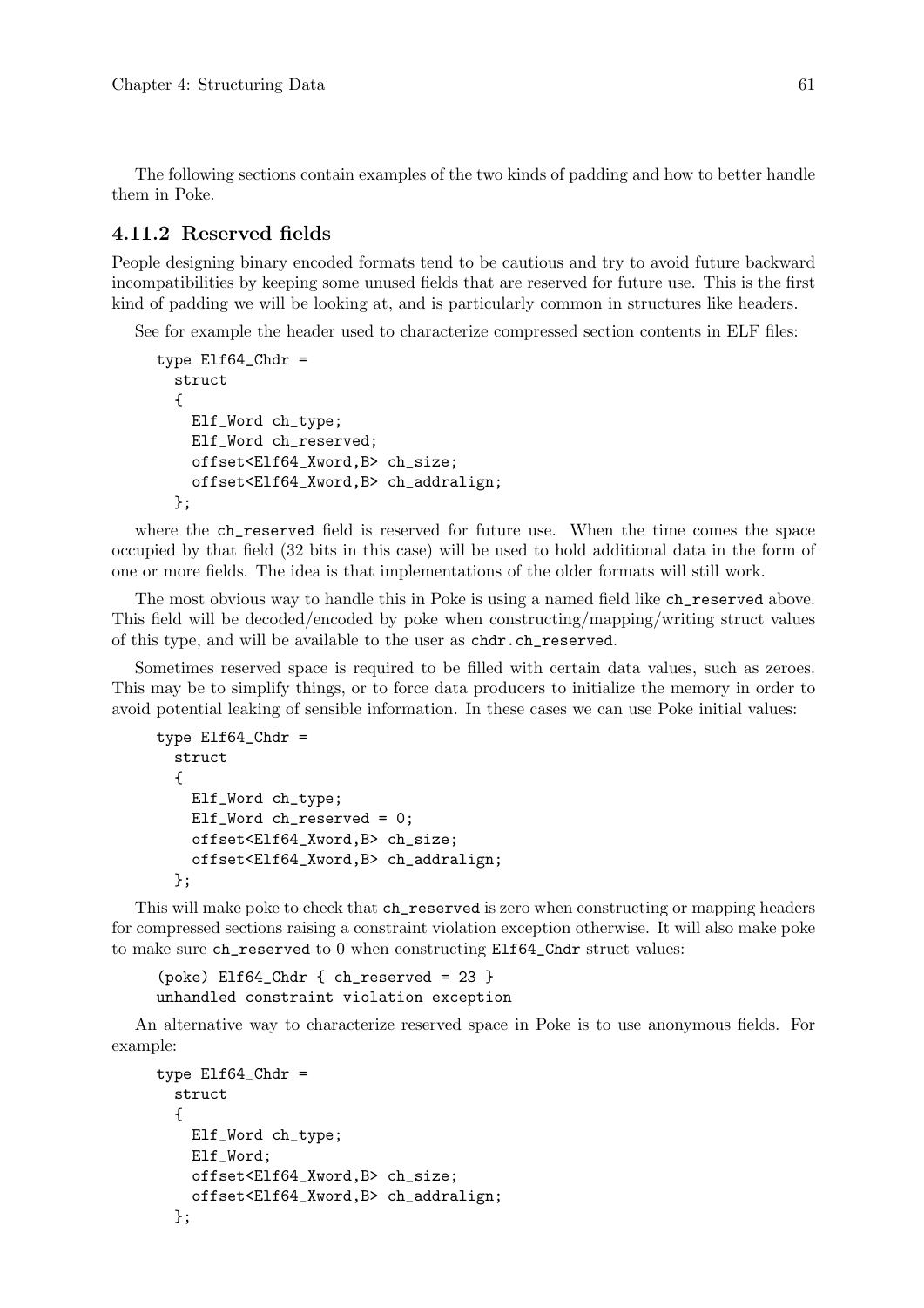The following sections contain examples of the two kinds of padding and how to better handle them in Poke.

### 4.11.2 Reserved fields

People designing binary encoded formats tend to be cautious and try to avoid future backward incompatibilities by keeping some unused fields that are reserved for future use. This is the first kind of padding we will be looking at, and is particularly common in structures like headers.

See for example the header used to characterize compressed section contents in ELF files:

```
type Elf64_Chdr =
  struct
  {
    Elf_Word ch_type;
    Elf_Word ch_reserved;
    offset<Elf64_Xword,B> ch_size;
    offset<Elf64_Xword,B> ch_addralign;
  };
```

where the `ch_reserved` field is reserved for future use. When the time comes the space occupied by that field (32 bits in this case) will be used to hold additional data in the form of one or more fields. The idea is that implementations of the older formats will still work.

The most obvious way to handle this in Poke is using a named field like `ch_reserved` above. This field will be decoded/encoded by poke when constructing/mapping/writing struct values of this type, and will be available to the user as `chdr.ch_reserved`.

Sometimes reserved space is required to be filled with certain data values, such as zeroes. This may be to simplify things, or to force data producers to initialize the memory in order to avoid potential leaking of sensible information. In these cases we can use Poke initial values:

```
type Elf64_Chdr =
  struct
  {
    Elf_Word ch_type;
    Elf_Word ch_reserved = 0;
    offset<Elf64_Xword,B> ch_size;
    offset<Elf64_Xword,B> ch_addralign;
  };
```

This will make poke to check that `ch_reserved` is zero when constructing or mapping headers for compressed sections raising a constraint violation exception otherwise. It will also make poke to make sure `ch_reserved` to 0 when constructing `Elf64_Chdr` struct values:

```
(poke) Elf64_Chdr { ch_reserved = 23 }
unhandled constraint violation exception
```

An alternative way to characterize reserved space in Poke is to use anonymous fields. For example:

```
type Elf64_Chdr =
  struct
  {
    Elf_Word ch_type;
    Elf_Word;
    offset<Elf64_Xword,B> ch_size;
    offset<Elf64_Xword,B> ch_addralign;
  };
```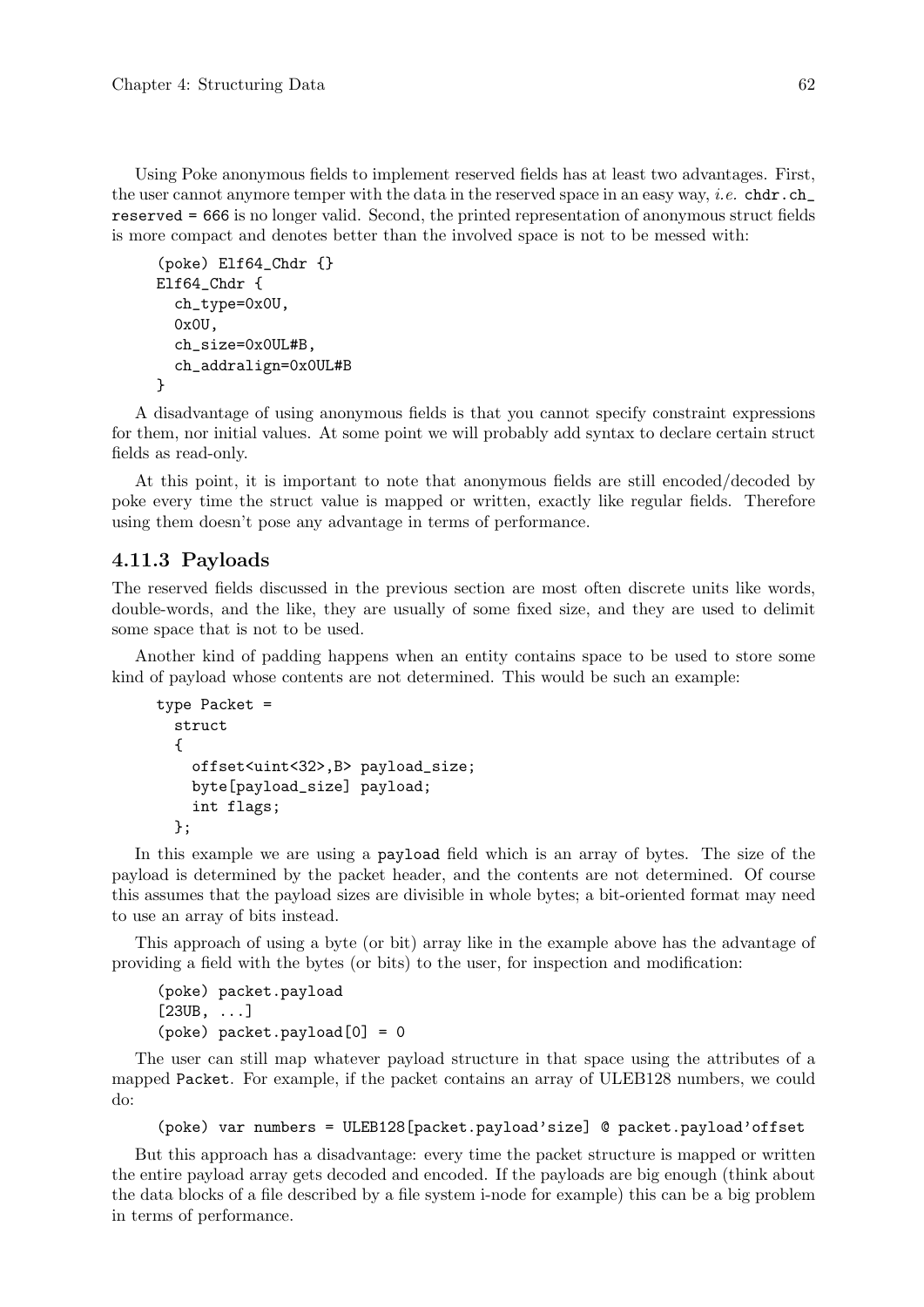Using Poke anonymous fields to implement reserved fields has at least two advantages. First, the user cannot anymore temper with the data in the reserved space in an easy way, *i.e.* `chdr.ch_reserved = 666` is no longer valid. Second, the printed representation of anonymous struct fields is more compact and denotes better than the involved space is not to be messed with:

```
(poke) Elf64_Chdr {}
Elf64_Chdr {
  ch_type=0x0U,
  0x0U,
  ch_size=0x0UL#B,
  ch_addralign=0x0UL#B
}
```

A disadvantage of using anonymous fields is that you cannot specify constraint expressions for them, nor initial values. At some point we will probably add syntax to declare certain struct fields as read-only.

At this point, it is important to note that anonymous fields are still encoded/decoded by poke every time the struct value is mapped or written, exactly like regular fields. Therefore using them doesn't pose any advantage in terms of performance.

### 4.11.3 Payloads

The reserved fields discussed in the previous section are most often discrete units like words, double-words, and the like, they are usually of some fixed size, and they are used to delimit some space that is not to be used.

Another kind of padding happens when an entity contains space to be used to store some kind of payload whose contents are not determined. This would be such an example:

```
type Packet =
  struct
  {
    offset<uint<32>,B> payload_size;
    byte[payload_size] payload;
    int flags;
  };
```

In this example we are using a `payload` field which is an array of bytes. The size of the payload is determined by the packet header, and the contents are not determined. Of course this assumes that the payload sizes are divisible in whole bytes; a bit-oriented format may need to use an array of bits instead.

This approach of using a byte (or bit) array like in the example above has the advantage of providing a field with the bytes (or bits) to the user, for inspection and modification:

```
(poke) packet.payload
[23UB, ...]
(poke) packet.payload[0] = 0
```

The user can still map whatever payload structure in that space using the attributes of a mapped `Packet`. For example, if the packet contains an array of ULEB128 numbers, we could do:

```
(poke) var numbers = ULEB128[packet.payload'size] @ packet.payload'offset
```

But this approach has a disadvantage: every time the packet structure is mapped or written the entire payload array gets decoded and encoded. If the payloads are big enough (think about the data blocks of a file described by a file system i-node for example) this can be a big problem in terms of performance.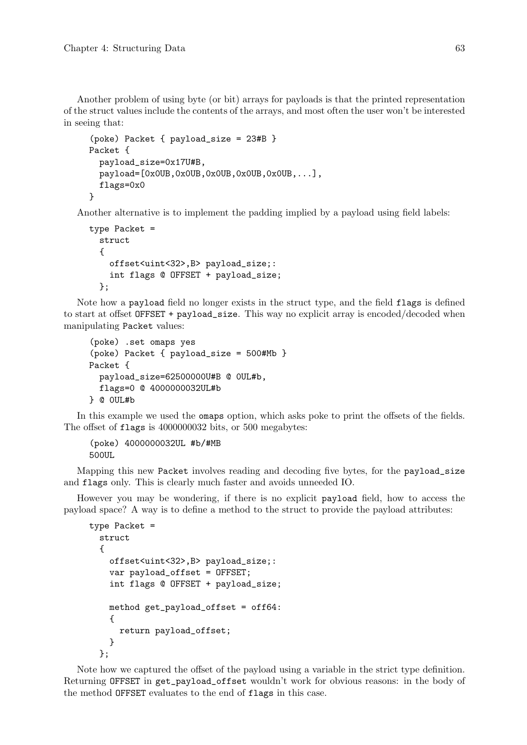Another problem of using byte (or bit) arrays for payloads is that the printed representation of the struct values include the contents of the arrays, and most often the user won't be interested in seeing that:

```
(poke) Packet { payload_size = 23#B }
Packet {
  payload_size=0x17U#B,
  payload=[0x0UB,0x0UB,0x0UB,0x0UB,0x0UB,...],
  flags=0x0
}
```

Another alternative is to implement the padding implied by a payload using field labels:

```
type Packet =
  struct
  {
    offset<uint<32>,B> payload_size;:
    int flags @ OFFSET + payload_size;
  };
```

Note how a `payload` field no longer exists in the struct type, and the field `flags` is defined to start at offset `OFFSET + payload_size`. This way no explicit array is encoded/decoded when manipulating `Packet` values:

```
(poke) .set omaps yes
(poke) Packet { payload_size = 500#Mb }
Packet {
  payload_size=62500000U#B @ 0UL#b,
  flags=0 @ 4000000032UL#b
} @ 0UL#b
```

In this example we used the `omaps` option, which asks poke to print the offsets of the fields. The offset of `flags` is 4000000032 bits, or 500 megabytes:

```
(poke) 4000000032UL #b/#MB
500UL
```

Mapping this new `Packet` involves reading and decoding five bytes, for the `payload_size` and `flags` only. This is clearly much faster and avoids unneeded IO.

However you may be wondering, if there is no explicit `payload` field, how to access the payload space? A way is to define a method to the struct to provide the payload attributes:

```
type Packet =
  struct
  {
    offset<uint<32>,B> payload_size;:
    var payload_offset = OFFSET;
    int flags @ OFFSET + payload_size;

    method get_payload_offset = off64:
    {
      return payload_offset;
    }
  };
```

Note how we captured the offset of the payload using a variable in the strict type definition. Returning `OFFSET` in `get_payload_offset` wouldn't work for obvious reasons: in the body of the method `OFFSET` evaluates to the end of `flags` in this case.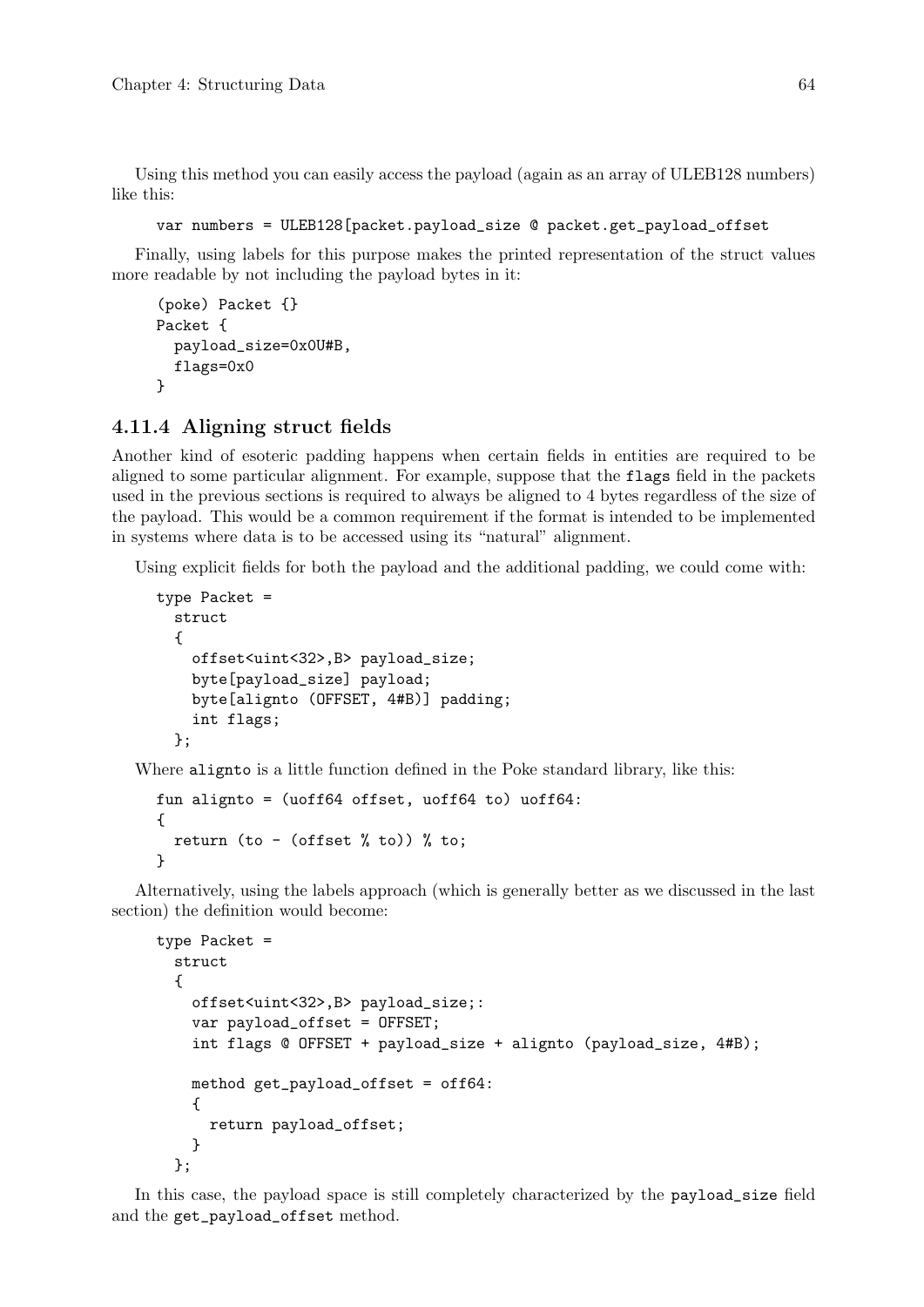Using this method you can easily access the payload (again as an array of ULEB128 numbers) like this:

```
var numbers = ULEB128[packet.payload_size @ packet.get_payload_offset
```

Finally, using labels for this purpose makes the printed representation of the struct values more readable by not including the payload bytes in it:

```
(poke) Packet {}
Packet {
  payload_size=0x0U#B,
  flags=0x0
}
```

### 4.11.4 Aligning struct fields

Another kind of esoteric padding happens when certain fields in entities are required to be aligned to some particular alignment. For example, suppose that the `flags` field in the packets used in the previous sections is required to always be aligned to 4 bytes regardless of the size of the payload. This would be a common requirement if the format is intended to be implemented in systems where data is to be accessed using its "natural" alignment.

Using explicit fields for both the payload and the additional padding, we could come with:

```
type Packet =
  struct
  {
    offset<uint<32>,B> payload_size;
    byte[payload_size] payload;
    byte[alignto (OFFSET, 4#B)] padding;
    int flags;
  };
```

Where `alignto` is a little function defined in the Poke standard library, like this:

```
fun alignto = (uoff64 offset, uoff64 to) uoff64:
{
  return (to - (offset % to)) % to;
}
```

Alternatively, using the labels approach (which is generally better as we discussed in the last section) the definition would become:

```
type Packet =
  struct
  {
    offset<uint<32>,B> payload_size;:
    var payload_offset = OFFSET;
    int flags @ OFFSET + payload_size + alignto (payload_size, 4#B);

    method get_payload_offset = off64:
    {
      return payload_offset;
    }
  };
```

In this case, the payload space is still completely characterized by the `payload_size` field and the `get_payload_offset` method.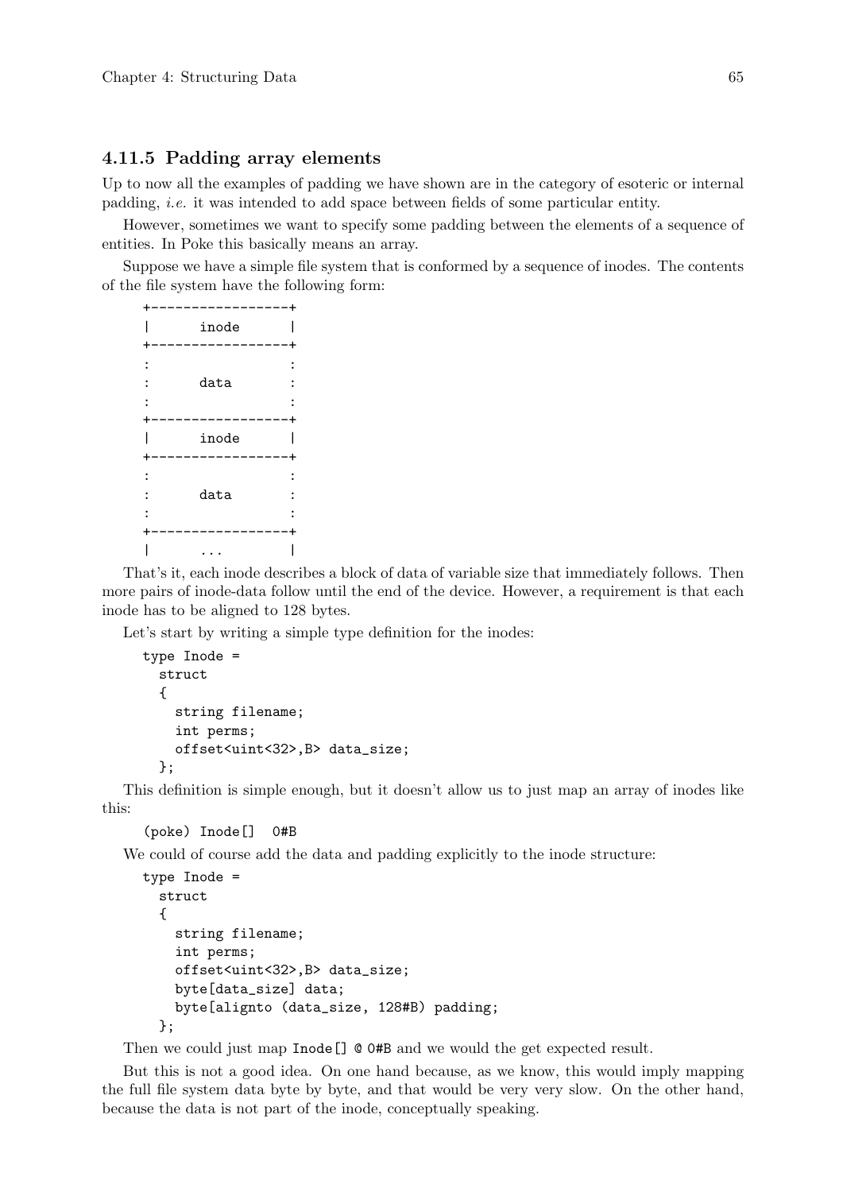### 4.11.5 Padding array elements

Up to now all the examples of padding we have shown are in the category of esoteric or internal padding, *i.e.* it was intended to add space between fields of some particular entity.

However, sometimes we want to specify some padding between the elements of a sequence of entities. In Poke this basically means an array.

Suppose we have a simple file system that is conformed by a sequence of inodes. The contents of the file system have the following form:

```
+-----------------+
|      inode      |
+-----------------+
:                 :
:      data       :
:                 :
+-----------------+
|      inode      |
+-----------------+
:                 :
:      data       :
:                 :
+-----------------+
|       ...       |
```

That's it, each inode describes a block of data of variable size that immediately follows. Then more pairs of inode-data follow until the end of the device. However, a requirement is that each inode has to be aligned to 128 bytes.

Let's start by writing a simple type definition for the inodes:

```
type Inode =
  struct
  {
    string filename;
    int perms;
    offset<uint<32>,B> data_size;
  };
```

This definition is simple enough, but it doesn't allow us to just map an array of inodes like this:

```
(poke) Inode[]  0#B
```

We could of course add the data and padding explicitly to the inode structure:

```
type Inode =
  struct
  {
    string filename;
    int perms;
    offset<uint<32>,B> data_size;
    byte[data_size] data;
    byte[alignto (data_size, 128#B) padding;
  };
```

Then we could just map `Inode[] @ 0#B` and we would the get expected result.

But this is not a good idea. On one hand because, as we know, this would imply mapping the full file system data byte by byte, and that would be very very slow. On the other hand, because the data is not part of the inode, conceptually speaking.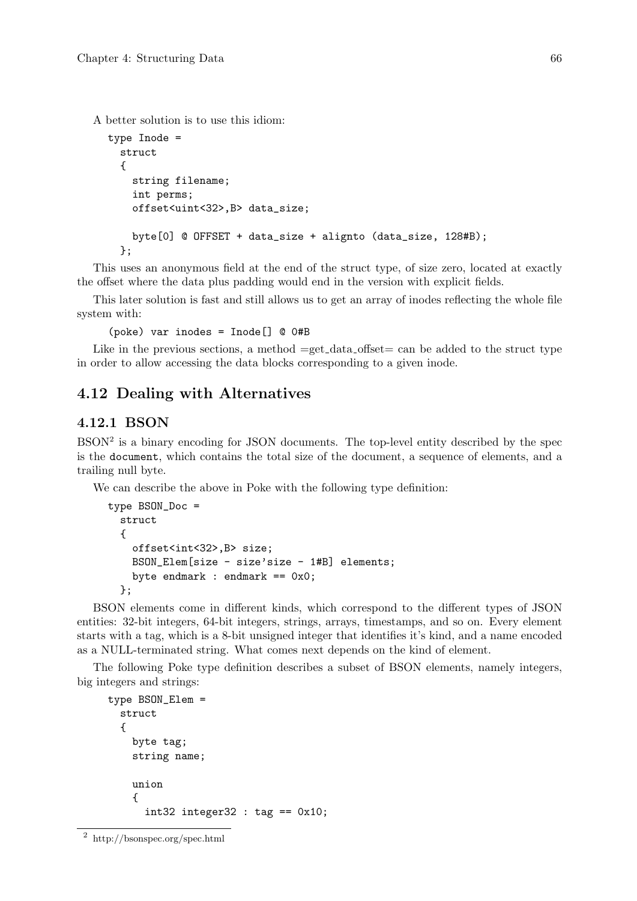A better solution is to use this idiom:

```
type Inode =
  struct
  {
    string filename;
    int perms;
    offset<uint<32>,B> data_size;

    byte[0] @ OFFSET + data_size + alignto (data_size, 128#B);
  };
```

This uses an anonymous field at the end of the struct type, of size zero, located at exactly the offset where the data plus padding would end in the version with explicit fields.

This later solution is fast and still allows us to get an array of inodes reflecting the whole file system with:

```
(poke) var inodes = Inode[] @ 0#B
```

Like in the previous sections, a method =get_data_offset= can be added to the struct type in order to allow accessing the data blocks corresponding to a given inode.

## 4.12 Dealing with Alternatives

### 4.12.1 BSON

BSON[2] is a binary encoding for JSON documents. The top-level entity described by the spec is the `document`, which contains the total size of the document, a sequence of elements, and a trailing null byte.

We can describe the above in Poke with the following type definition:

```
type BSON_Doc =
  struct
  {
    offset<int<32>,B> size;
    BSON_Elem[size - size'size - 1#B] elements;
    byte endmark : endmark == 0x0;
  };
```

BSON elements come in different kinds, which correspond to the different types of JSON entities: 32-bit integers, 64-bit integers, strings, arrays, timestamps, and so on. Every element starts with a tag, which is a 8-bit unsigned integer that identifies it's kind, and a name encoded as a NULL-terminated string. What comes next depends on the kind of element.

The following Poke type definition describes a subset of BSON elements, namely integers, big integers and strings:

```
type BSON_Elem =
  struct
  {
    byte tag;
    string name;

    union
    {
      int32 integer32 : tag == 0x10;
```

[2] http://bsonspec.org/spec.html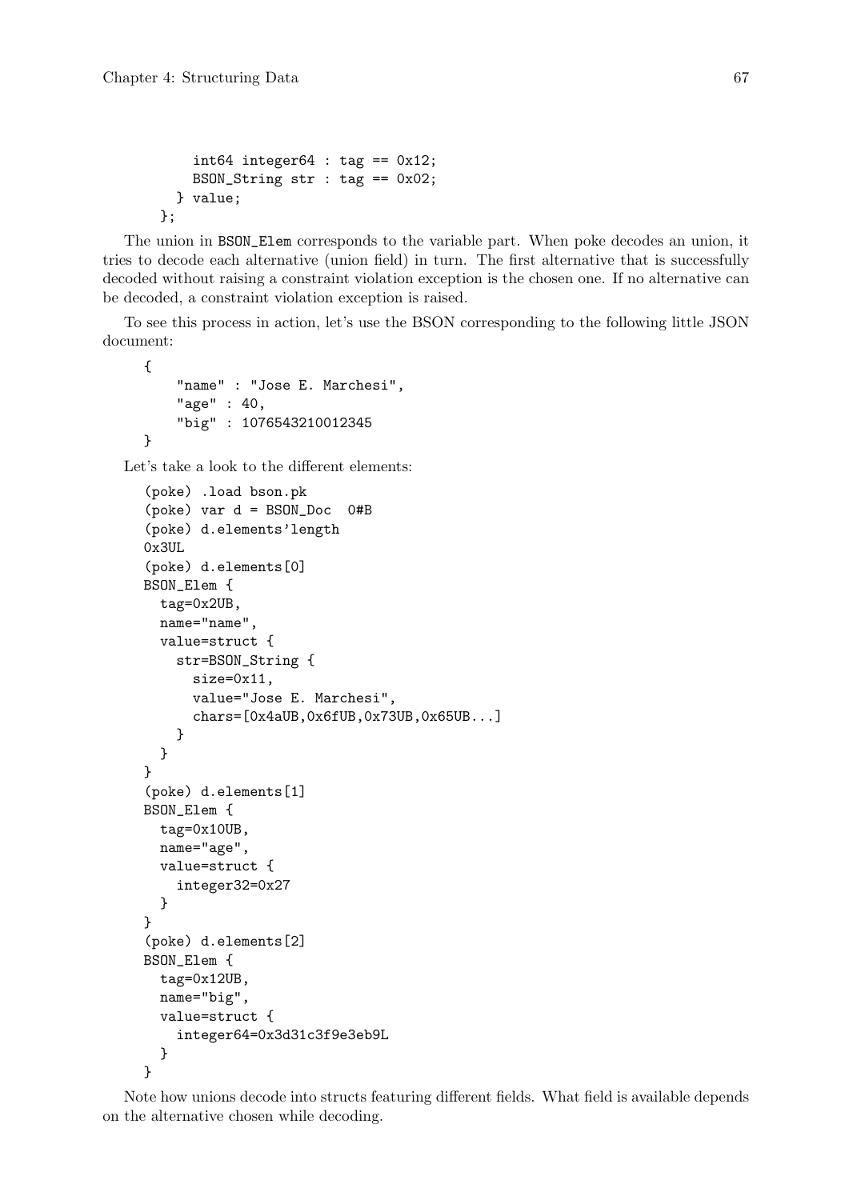```
      int64 integer64 : tag == 0x12;
      BSON_String str : tag == 0x02;
    } value;
  };
```

The union in `BSON_Elem` corresponds to the variable part. When poke decodes an union, it tries to decode each alternative (union field) in turn. The first alternative that is successfully decoded without raising a constraint violation exception is the chosen one. If no alternative can be decoded, a constraint violation exception is raised.

To see this process in action, let's use the BSON corresponding to the following little JSON document:

```
{
    "name" : "Jose E. Marchesi",
    "age" : 40,
    "big" : 1076543210012345
}
```

Let's take a look to the different elements:

```
(poke) .load bson.pk
(poke) var d = BSON_Doc  0#B
(poke) d.elements'length
0x3UL
(poke) d.elements[0]
BSON_Elem {
  tag=0x2UB,
  name="name",
  value=struct {
    str=BSON_String {
      size=0x11,
      value="Jose E. Marchesi",
      chars=[0x4aUB,0x6fUB,0x73UB,0x65UB...]
    }
  }
}
(poke) d.elements[1]
BSON_Elem {
  tag=0x10UB,
  name="age",
  value=struct {
    integer32=0x27
  }
}
(poke) d.elements[2]
BSON_Elem {
  tag=0x12UB,
  name="big",
  value=struct {
    integer64=0x3d31c3f9e3eb9L
  }
}
```

Note how unions decode into structs featuring different fields. What field is available depends on the alternative chosen while decoding.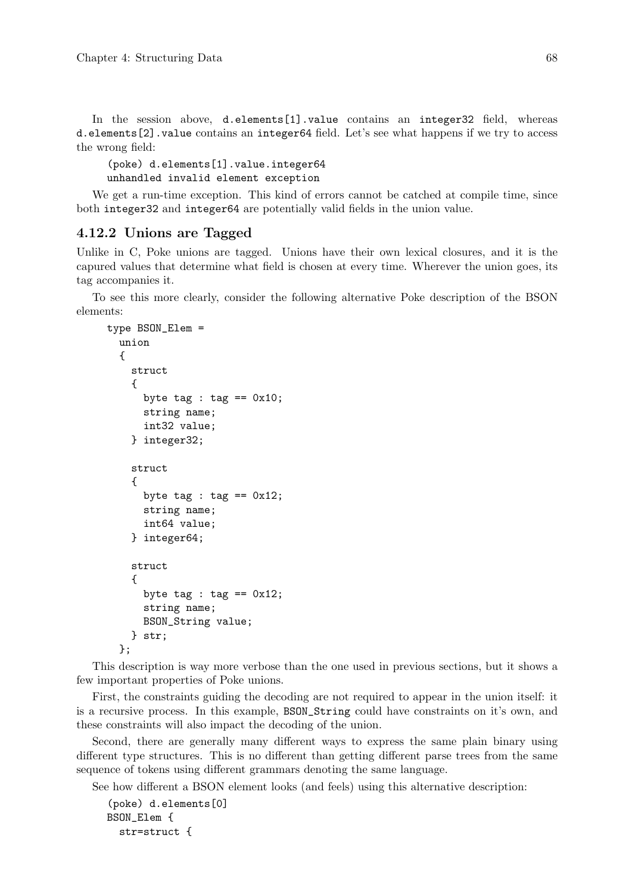In the session above, `d.elements[1].value` contains an `integer32` field, whereas `d.elements[2].value` contains an `integer64` field. Let's see what happens if we try to access the wrong field:

```
(poke) d.elements[1].value.integer64
unhandled invalid element exception
```

We get a run-time exception. This kind of errors cannot be catched at compile time, since both `integer32` and `integer64` are potentially valid fields in the union value.

### 4.12.2 Unions are Tagged

Unlike in C, Poke unions are tagged. Unions have their own lexical closures, and it is the capured values that determine what field is chosen at every time. Wherever the union goes, its tag accompanies it.

To see this more clearly, consider the following alternative Poke description of the BSON elements:

```
type BSON_Elem =
  union
  {
    struct
    {
      byte tag : tag == 0x10;
      string name;
      int32 value;
    } integer32;

    struct
    {
      byte tag : tag == 0x12;
      string name;
      int64 value;
    } integer64;

    struct
    {
      byte tag : tag == 0x12;
      string name;
      BSON_String value;
    } str;
  };
```

This description is way more verbose than the one used in previous sections, but it shows a few important properties of Poke unions.

First, the constraints guiding the decoding are not required to appear in the union itself: it is a recursive process. In this example, `BSON_String` could have constraints on it's own, and these constraints will also impact the decoding of the union.

Second, there are generally many different ways to express the same plain binary using different type structures. This is no different than getting different parse trees from the same sequence of tokens using different grammars denoting the same language.

See how different a BSON element looks (and feels) using this alternative description:

```
(poke) d.elements[0]
BSON_Elem {
  str=struct {
```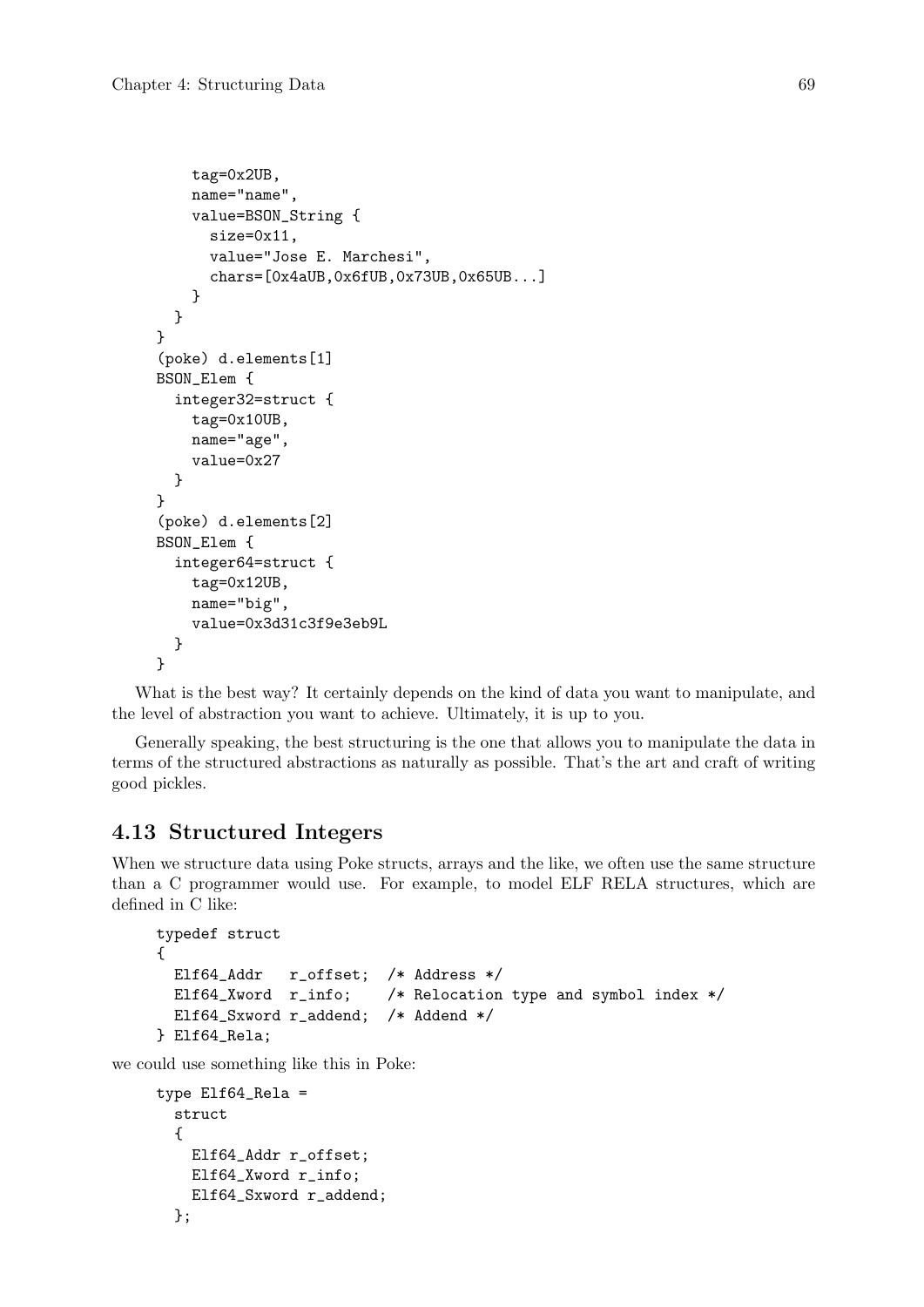```
    tag=0x2UB,
    name="name",
    value=BSON_String {
      size=0x11,
      value="Jose E. Marchesi",
      chars=[0x4aUB,0x6fUB,0x73UB,0x65UB...]
    }
  }
}
(poke) d.elements[1]
BSON_Elem {
  integer32=struct {
    tag=0x10UB,
    name="age",
    value=0x27
  }
}
(poke) d.elements[2]
BSON_Elem {
  integer64=struct {
    tag=0x12UB,
    name="big",
    value=0x3d31c3f9e3eb9L
  }
}
```

What is the best way? It certainly depends on the kind of data you want to manipulate, and the level of abstraction you want to achieve. Ultimately, it is up to you.

Generally speaking, the best structuring is the one that allows you to manipulate the data in terms of the structured abstractions as naturally as possible. That's the art and craft of writing good pickles.

## 4.13 Structured Integers

When we structure data using Poke structs, arrays and the like, we often use the same structure than a C programmer would use. For example, to model ELF RELA structures, which are defined in C like:

```
typedef struct
{
  Elf64_Addr   r_offset;  /* Address */
  Elf64_Xword  r_info;    /* Relocation type and symbol index */
  Elf64_Sxword r_addend;  /* Addend */
} Elf64_Rela;
```

we could use something like this in Poke:

```
type Elf64_Rela =
  struct
  {
    Elf64_Addr r_offset;
    Elf64_Xword r_info;
    Elf64_Sxword r_addend;
  };
```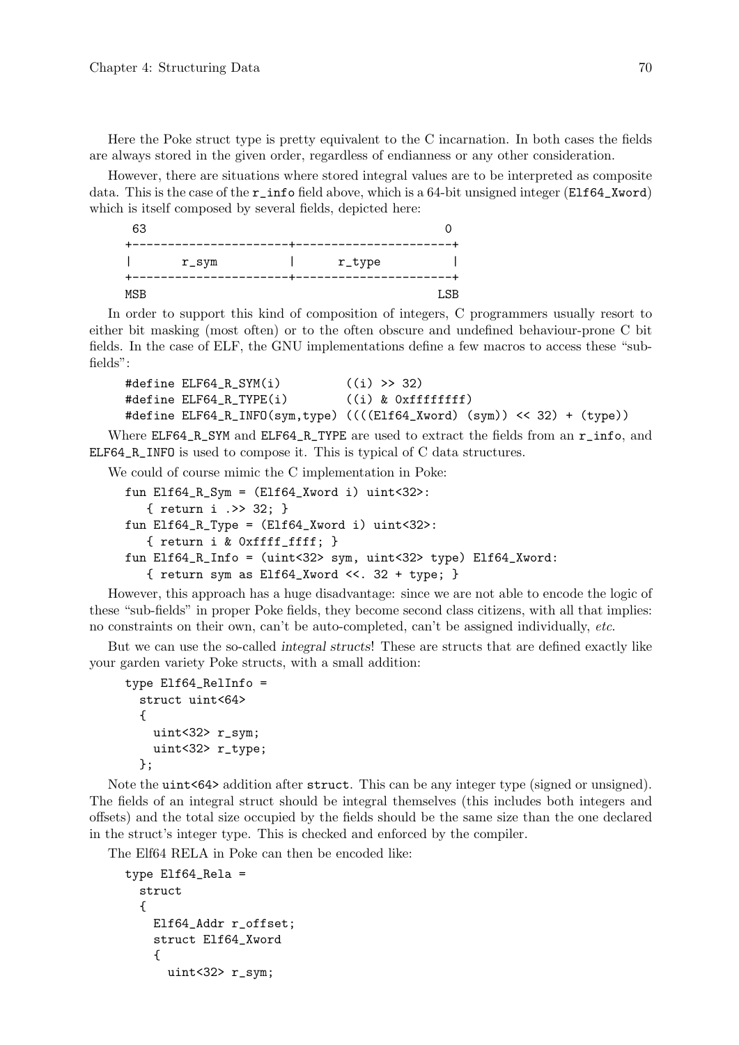Here the Poke struct type is pretty equivalent to the C incarnation. In both cases the fields are always stored in the given order, regardless of endianness or any other consideration.

However, there are situations where stored integral values are to be interpreted as composite data. This is the case of the `r_info` field above, which is a 64-bit unsigned integer (`Elf64_Xword`) which is itself composed by several fields, depicted here:

```
 63                                            0
+----------------------+----------------------+
|       r_sym          |      r_type          |
+----------------------+----------------------+
MSB                                          LSB
```

In order to support this kind of composition of integers, C programmers usually resort to either bit masking (most often) or to the often obscure and undefined behaviour-prone C bit fields. In the case of ELF, the GNU implementations define a few macros to access these "sub-fields":

```
#define ELF64_R_SYM(i)          ((i) >> 32)
#define ELF64_R_TYPE(i)         ((i) & 0xffffffff)
#define ELF64_R_INFO(sym,type) ((((Elf64_Xword) (sym)) << 32) + (type))
```

Where `ELF64_R_SYM` and `ELF64_R_TYPE` are used to extract the fields from an `r_info`, and `ELF64_R_INFO` is used to compose it. This is typical of C data structures.

We could of course mimic the C implementation in Poke:

```
fun Elf64_R_Sym = (Elf64_Xword i) uint<32>:
   { return i .>> 32; }
fun Elf64_R_Type = (Elf64_Xword i) uint<32>:
   { return i & 0xffff_ffff; }
fun Elf64_R_Info = (uint<32> sym, uint<32> type) Elf64_Xword:
   { return sym as Elf64_Xword <<. 32 + type; }
```

However, this approach has a huge disadvantage: since we are not able to encode the logic of these "sub-fields" in proper Poke fields, they become second class citizens, with all that implies: no constraints on their own, can't be auto-completed, can't be assigned individually, *etc.*

But we can use the so-called *integral structs*! These are structs that are defined exactly like your garden variety Poke structs, with a small addition:

```
type Elf64_RelInfo =
  struct uint<64>
  {
    uint<32> r_sym;
    uint<32> r_type;
  };
```

Note the `uint<64>` addition after `struct`. This can be any integer type (signed or unsigned). The fields of an integral struct should be integral themselves (this includes both integers and offsets) and the total size occupied by the fields should be the same size than the one declared in the struct's integer type. This is checked and enforced by the compiler.

The Elf64 RELA in Poke can then be encoded like:

```
type Elf64_Rela =
  struct
  {
    Elf64_Addr r_offset;
    struct Elf64_Xword
    {
      uint<32> r_sym;
```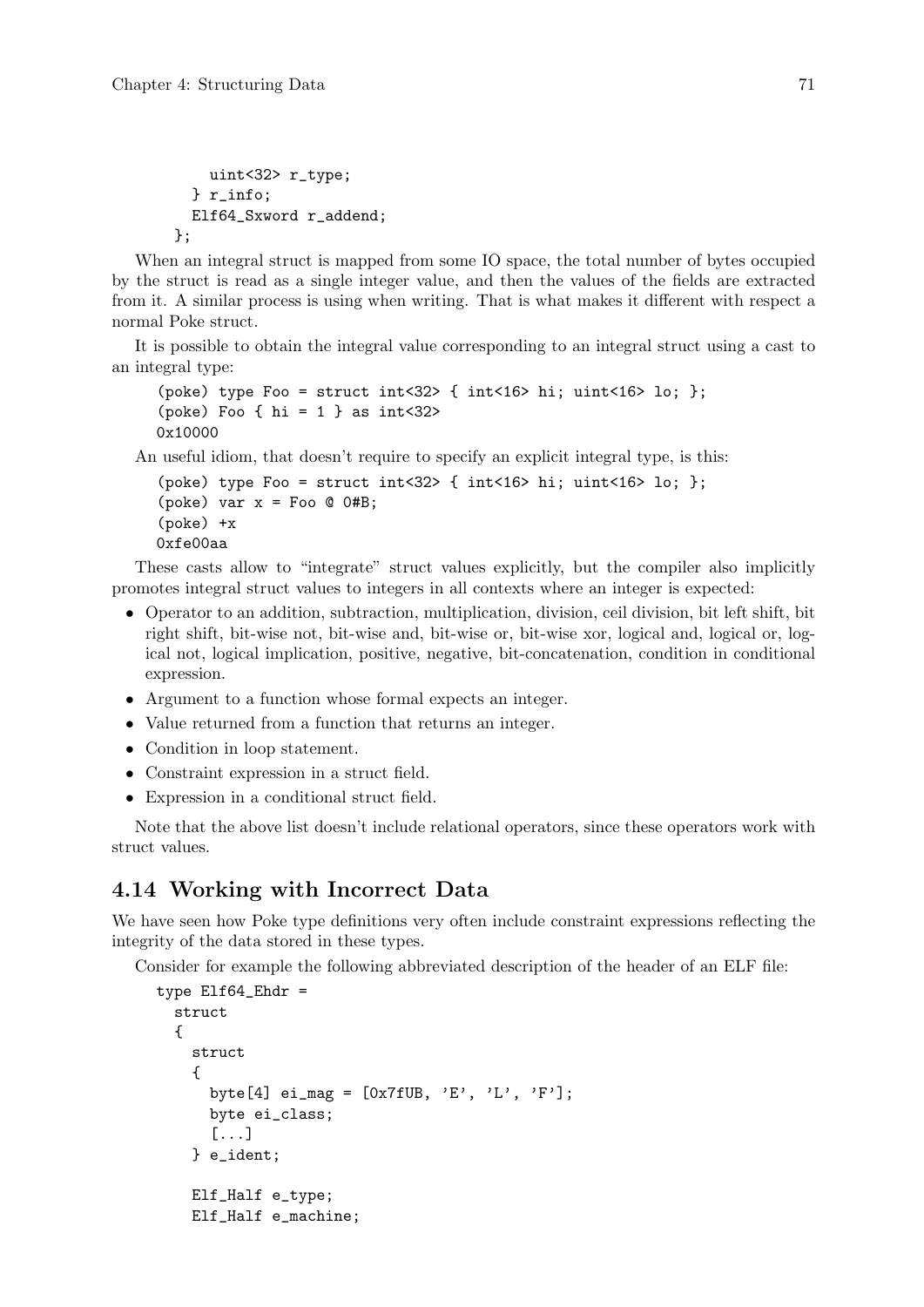```
    uint<32> r_type;
  } r_info;
  Elf64_Sxword r_addend;
};
```

When an integral struct is mapped from some IO space, the total number of bytes occupied by the struct is read as a single integer value, and then the values of the fields are extracted from it. A similar process is using when writing. That is what makes it different with respect a normal Poke struct.

It is possible to obtain the integral value corresponding to an integral struct using a cast to an integral type:

```
(poke) type Foo = struct int<32> { int<16> hi; uint<16> lo; };
(poke) Foo { hi = 1 } as int<32>
0x10000
```

An useful idiom, that doesn't require to specify an explicit integral type, is this:

```
(poke) type Foo = struct int<32> { int<16> hi; uint<16> lo; };
(poke) var x = Foo @ 0#B;
(poke) +x
0xfe00aa
```

These casts allow to "integrate" struct values explicitly, but the compiler also implicitly promotes integral struct values to integers in all contexts where an integer is expected:

- Operator to an addition, subtraction, multiplication, division, ceil division, bit left shift, bit right shift, bit-wise not, bit-wise and, bit-wise or, bit-wise xor, logical and, logical or, logical not, logical implication, positive, negative, bit-concatenation, condition in conditional expression.
- Argument to a function whose formal expects an integer.
- Value returned from a function that returns an integer.
- Condition in loop statement.
- Constraint expression in a struct field.
- Expression in a conditional struct field.

Note that the above list doesn't include relational operators, since these operators work with struct values.

## 4.14 Working with Incorrect Data

We have seen how Poke type definitions very often include constraint expressions reflecting the integrity of the data stored in these types.

Consider for example the following abbreviated description of the header of an ELF file:

```
type Elf64_Ehdr =
  struct
  {
    struct
    {
      byte[4] ei_mag = [0x7fUB, 'E', 'L', 'F'];
      byte ei_class;
      [...]
    } e_ident;

    Elf_Half e_type;
    Elf_Half e_machine;
```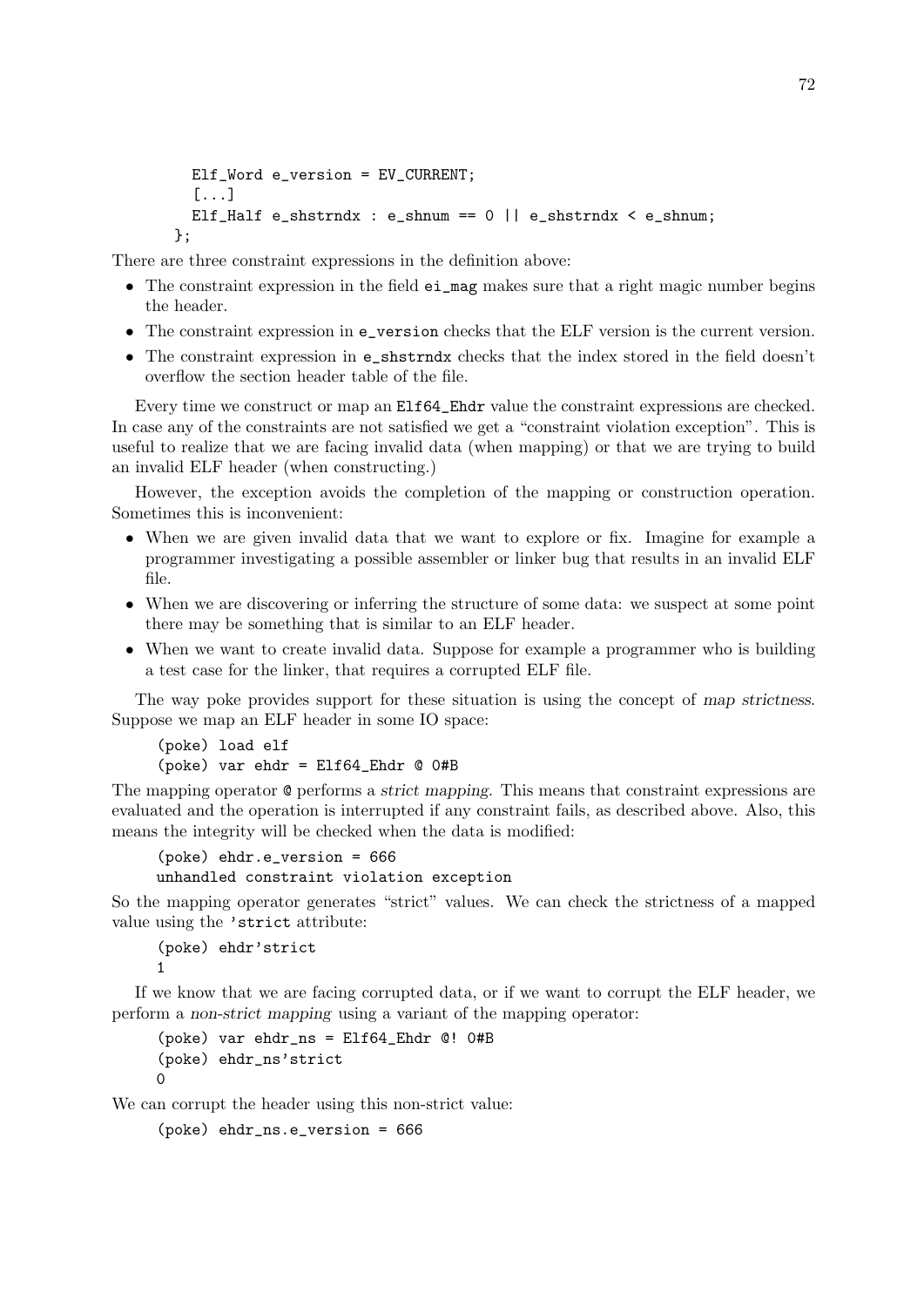```
  Elf_Word e_version = EV_CURRENT;
  [...]
  Elf_Half e_shstrndx : e_shnum == 0 || e_shstrndx < e_shnum;
};
```

There are three constraint expressions in the definition above:

- The constraint expression in the field `ei_mag` makes sure that a right magic number begins the header.
- The constraint expression in `e_version` checks that the ELF version is the current version.
- The constraint expression in `e_shstrndx` checks that the index stored in the field doesn't overflow the section header table of the file.

Every time we construct or map an `Elf64_Ehdr` value the constraint expressions are checked. In case any of the constraints are not satisfied we get a "constraint violation exception". This is useful to realize that we are facing invalid data (when mapping) or that we are trying to build an invalid ELF header (when constructing.)

However, the exception avoids the completion of the mapping or construction operation. Sometimes this is inconvenient:

- When we are given invalid data that we want to explore or fix. Imagine for example a programmer investigating a possible assembler or linker bug that results in an invalid ELF file.
- When we are discovering or inferring the structure of some data: we suspect at some point there may be something that is similar to an ELF header.
- When we want to create invalid data. Suppose for example a programmer who is building a test case for the linker, that requires a corrupted ELF file.

The way poke provides support for these situation is using the concept of *map strictness*. Suppose we map an ELF header in some IO space:

```
(poke) load elf
(poke) var ehdr = Elf64_Ehdr @ 0#B
```

The mapping operator `@` performs a *strict mapping*. This means that constraint expressions are evaluated and the operation is interrupted if any constraint fails, as described above. Also, this means the integrity will be checked when the data is modified:

```
(poke) ehdr.e_version = 666
unhandled constraint violation exception
```

So the mapping operator generates "strict" values. We can check the strictness of a mapped value using the `'strict` attribute:

```
(poke) ehdr'strict
1
```

If we know that we are facing corrupted data, or if we want to corrupt the ELF header, we perform a *non-strict mapping* using a variant of the mapping operator:

```
(poke) var ehdr_ns = Elf64_Ehdr @! 0#B
(poke) ehdr_ns'strict
0
```

We can corrupt the header using this non-strict value:

```
(poke) ehdr_ns.e_version = 666
```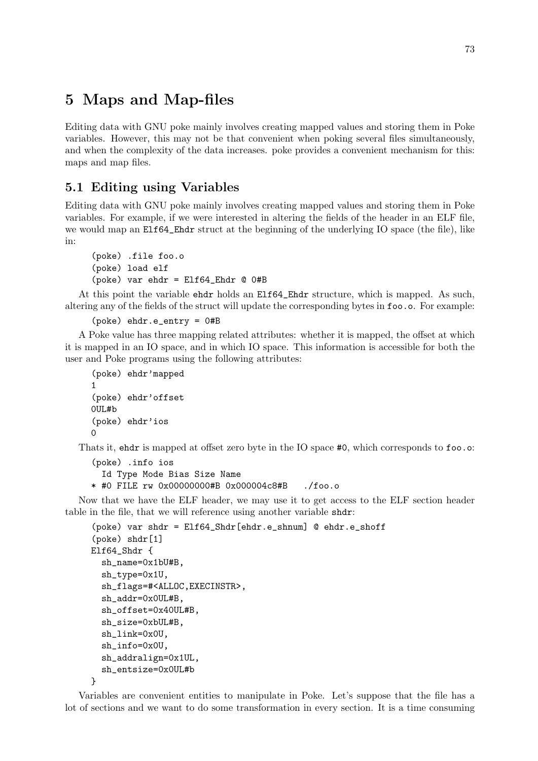# 5 Maps and Map-files

Editing data with GNU poke mainly involves creating mapped values and storing them in Poke variables. However, this may not be that convenient when poking several files simultaneously, and when the complexity of the data increases. poke provides a convenient mechanism for this: maps and map files.

## 5.1 Editing using Variables

Editing data with GNU poke mainly involves creating mapped values and storing them in Poke variables. For example, if we were interested in altering the fields of the header in an ELF file, we would map an `Elf64_Ehdr` struct at the beginning of the underlying IO space (the file), like in:

```
(poke) .file foo.o
(poke) load elf
(poke) var ehdr = Elf64_Ehdr @ 0#B
```

At this point the variable `ehdr` holds an `Elf64_Ehdr` structure, which is mapped. As such, altering any of the fields of the struct will update the corresponding bytes in `foo.o`. For example:

```
(poke) ehdr.e_entry = 0#B
```

A Poke value has three mapping related attributes: whether it is mapped, the offset at which it is mapped in an IO space, and in which IO space. This information is accessible for both the user and Poke programs using the following attributes:

```
(poke) ehdr'mapped
1
(poke) ehdr'offset
0UL#b
(poke) ehdr'ios
0
```

Thats it, `ehdr` is mapped at offset zero byte in the IO space `#0`, which corresponds to `foo.o`:

```
(poke) .info ios
  Id Type Mode Bias Size Name
* #0 FILE rw 0x00000000#B 0x000004c8#B   ./foo.o
```

Now that we have the ELF header, we may use it to get access to the ELF section header table in the file, that we will reference using another variable `shdr`:

```
(poke) var shdr = Elf64_Shdr[ehdr.e_shnum] @ ehdr.e_shoff
(poke) shdr[1]
Elf64_Shdr {
  sh_name=0x1bU#B,
  sh_type=0x1U,
  sh_flags=#<ALLOC,EXECINSTR>,
  sh_addr=0x0UL#B,
  sh_offset=0x40UL#B,
  sh_size=0xbUL#B,
  sh_link=0x0U,
  sh_info=0x0U,
  sh_addralign=0x1UL,
  sh_entsize=0x0UL#b
}
```

Variables are convenient entities to manipulate in Poke. Let's suppose that the file has a lot of sections and we want to do some transformation in every section. It is a time consuming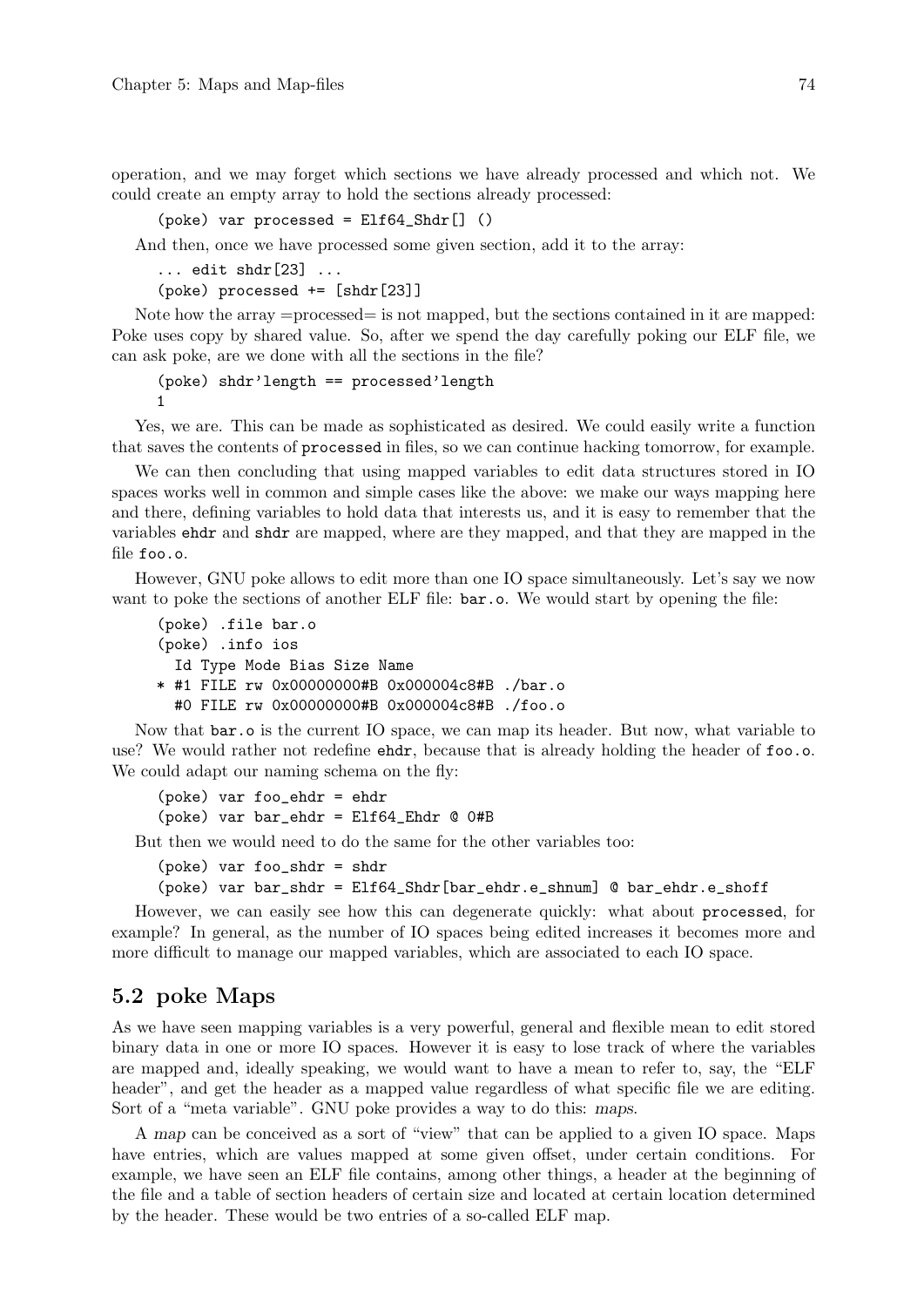operation, and we may forget which sections we have already processed and which not. We could create an empty array to hold the sections already processed:

```
(poke) var processed = Elf64_Shdr[] ()
```

And then, once we have processed some given section, add it to the array:

```
... edit shdr[23] ...
(poke) processed += [shdr[23]]
```

Note how the array =processed= is not mapped, but the sections contained in it are mapped: Poke uses copy by shared value. So, after we spend the day carefully poking our ELF file, we can ask poke, are we done with all the sections in the file?

```
(poke) shdr'length == processed'length
1
```

Yes, we are. This can be made as sophisticated as desired. We could easily write a function that saves the contents of `processed` in files, so we can continue hacking tomorrow, for example.

We can then concluding that using mapped variables to edit data structures stored in IO spaces works well in common and simple cases like the above: we make our ways mapping here and there, defining variables to hold data that interests us, and it is easy to remember that the variables `ehdr` and `shdr` are mapped, where are they mapped, and that they are mapped in the file `foo.o`.

However, GNU poke allows to edit more than one IO space simultaneously. Let's say we now want to poke the sections of another ELF file: `bar.o`. We would start by opening the file:

```
(poke) .file bar.o
(poke) .info ios
  Id Type Mode Bias Size Name
* #1 FILE rw 0x00000000#B 0x000004c8#B ./bar.o
  #0 FILE rw 0x00000000#B 0x000004c8#B ./foo.o
```

Now that `bar.o` is the current IO space, we can map its header. But now, what variable to use? We would rather not redefine `ehdr`, because that is already holding the header of `foo.o`. We could adapt our naming schema on the fly:

```
(poke) var foo_ehdr = ehdr
(poke) var bar_ehdr = Elf64_Ehdr @ 0#B
```

But then we would need to do the same for the other variables too:

```
(poke) var foo_shdr = shdr
(poke) var bar_shdr = Elf64_Shdr[bar_ehdr.e_shnum] @ bar_ehdr.e_shoff
```

However, we can easily see how this can degenerate quickly: what about `processed`, for example? In general, as the number of IO spaces being edited increases it becomes more and more difficult to manage our mapped variables, which are associated to each IO space.

## 5.2 poke Maps

As we have seen mapping variables is a very powerful, general and flexible mean to edit stored binary data in one or more IO spaces. However it is easy to lose track of where the variables are mapped and, ideally speaking, we would want to have a mean to refer to, say, the "ELF header", and get the header as a mapped value regardless of what specific file we are editing. Sort of a "meta variable". GNU poke provides a way to do this: *maps*.

A *map* can be conceived as a sort of "view" that can be applied to a given IO space. Maps have entries, which are values mapped at some given offset, under certain conditions. For example, we have seen an ELF file contains, among other things, a header at the beginning of the file and a table of section headers of certain size and located at certain location determined by the header. These would be two entries of a so-called ELF map.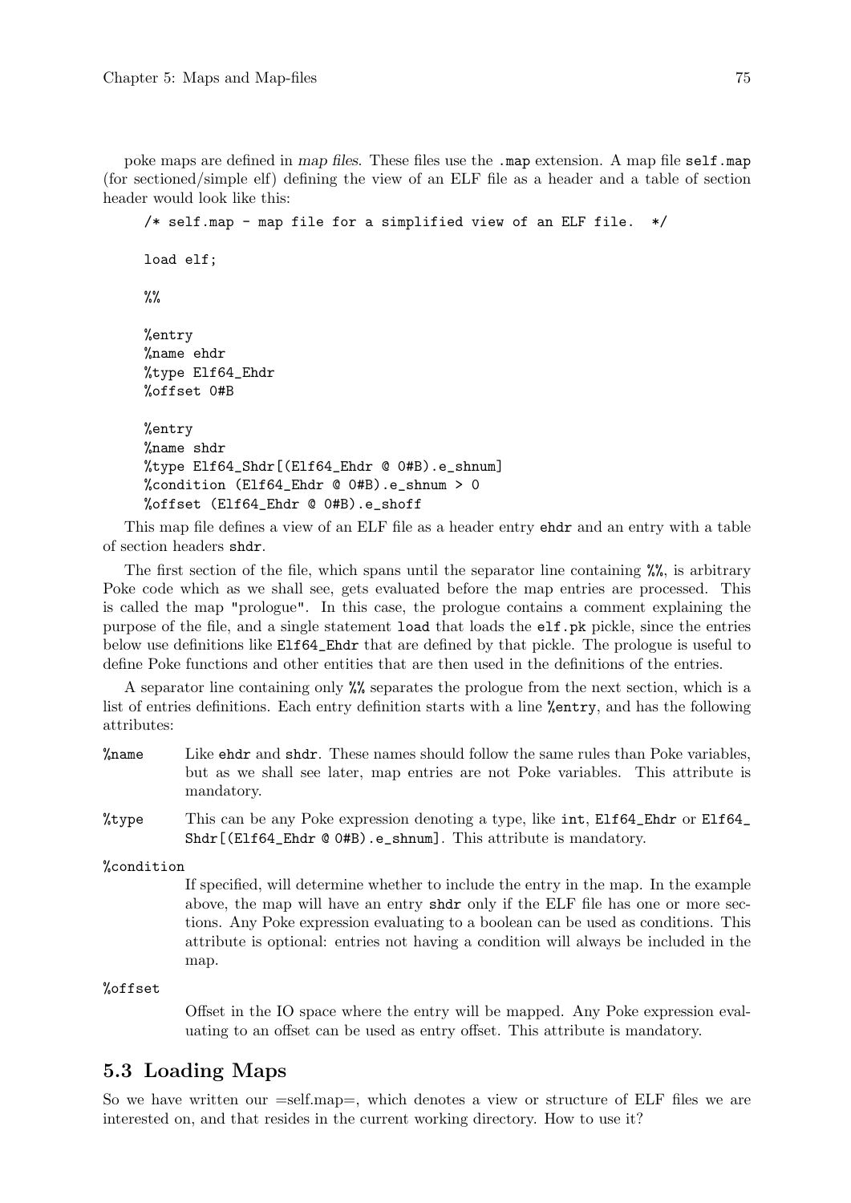poke maps are defined in *map files*. These files use the `.map` extension. A map file `self.map` (for sectioned/simple elf) defining the view of an ELF file as a header and a table of section header would look like this:

```
/* self.map - map file for a simplified view of an ELF file.  */

load elf;

%%

%entry
%name ehdr
%type Elf64_Ehdr
%offset 0#B

%entry
%name shdr
%type Elf64_Shdr[(Elf64_Ehdr @ 0#B).e_shnum]
%condition (Elf64_Ehdr @ 0#B).e_shnum > 0
%offset (Elf64_Ehdr @ 0#B).e_shoff
```

This map file defines a view of an ELF file as a header entry `ehdr` and an entry with a table of section headers `shdr`.

The first section of the file, which spans until the separator line containing `%%`, is arbitrary Poke code which as we shall see, gets evaluated before the map entries are processed. This is called the map "prologue". In this case, the prologue contains a comment explaining the purpose of the file, and a single statement `load` that loads the `elf.pk` pickle, since the entries below use definitions like `Elf64_Ehdr` that are defined by that pickle. The prologue is useful to define Poke functions and other entities that are then used in the definitions of the entries.

A separator line containing only `%%` separates the prologue from the next section, which is a list of entries definitions. Each entry definition starts with a line `%entry`, and has the following attributes:

`%name`
: Like `ehdr` and `shdr`. These names should follow the same rules than Poke variables, but as we shall see later, map entries are not Poke variables. This attribute is mandatory.

`%type`
: This can be any Poke expression denoting a type, like `int`, `Elf64_Ehdr` or `Elf64_Shdr[(Elf64_Ehdr @ 0#B).e_shnum]`. This attribute is mandatory.

`%condition`
: If specified, will determine whether to include the entry in the map. In the example above, the map will have an entry `shdr` only if the ELF file has one or more sections. Any Poke expression evaluating to a boolean can be used as conditions. This attribute is optional: entries not having a condition will always be included in the map.

`%offset`
: Offset in the IO space where the entry will be mapped. Any Poke expression evaluating to an offset can be used as entry offset. This attribute is mandatory.

## 5.3 Loading Maps

So we have written our =self.map=, which denotes a view or structure of ELF files we are interested on, and that resides in the current working directory. How to use it?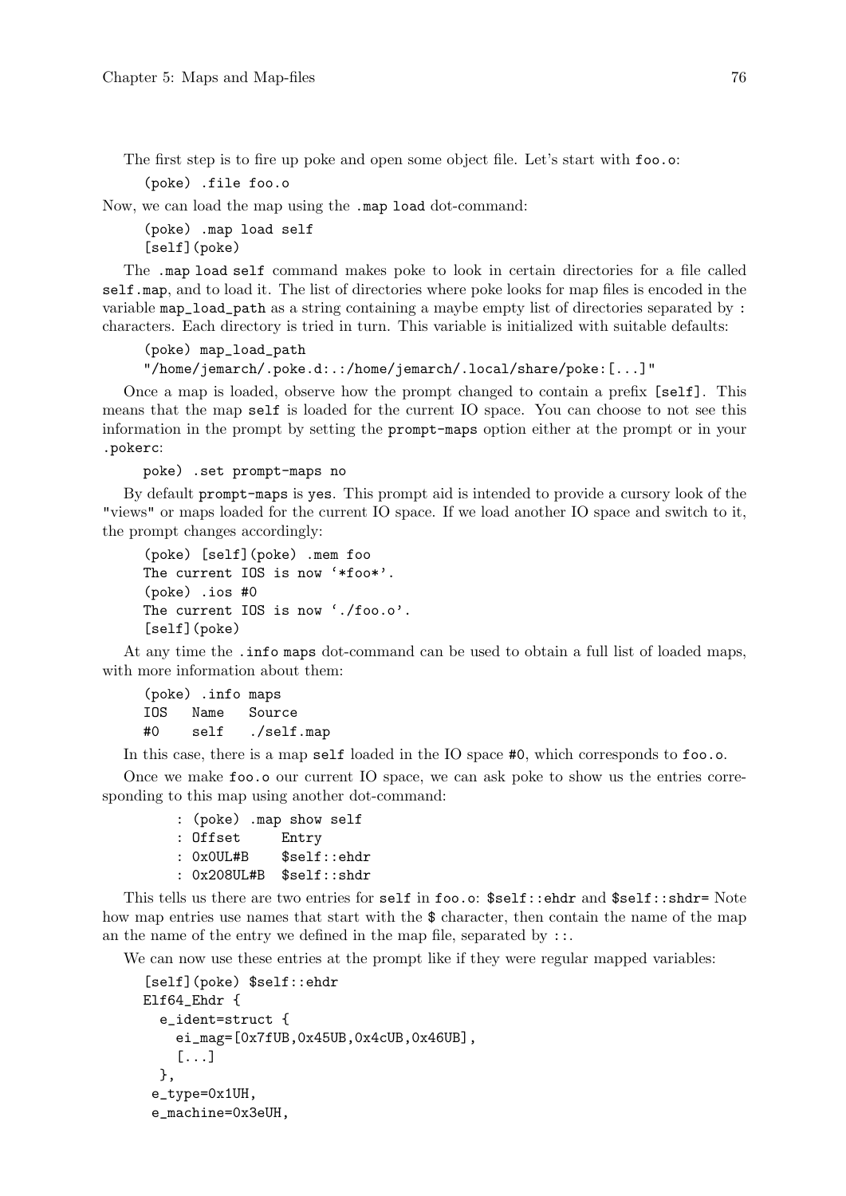The first step is to fire up poke and open some object file. Let's start with `foo.o`:

```
(poke) .file foo.o
```

Now, we can load the map using the `.map load` dot-command:

```
(poke) .map load self
[self](poke)
```

The `.map load self` command makes poke to look in certain directories for a file called `self.map`, and to load it. The list of directories where poke looks for map files is encoded in the variable `map_load_path` as a string containing a maybe empty list of directories separated by `:` characters. Each directory is tried in turn. This variable is initialized with suitable defaults:

```
(poke) map_load_path
"/home/jemarch/.poke.d:.:/home/jemarch/.local/share/poke:[...]"
```

Once a map is loaded, observe how the prompt changed to contain a prefix `[self]`. This means that the map `self` is loaded for the current IO space. You can choose to not see this information in the prompt by setting the `prompt-maps` option either at the prompt or in your `.pokerc`:

```
poke) .set prompt-maps no
```

By default `prompt-maps` is `yes`. This prompt aid is intended to provide a cursory look of the "views" or maps loaded for the current IO space. If we load another IO space and switch to it, the prompt changes accordingly:

```
(poke) [self](poke) .mem foo
The current IOS is now '*foo*'.
(poke) .ios #0
The current IOS is now './foo.o'.
[self](poke)
```

At any time the `.info maps` dot-command can be used to obtain a full list of loaded maps, with more information about them:

```
(poke) .info maps
IOS   Name   Source
#0    self   ./self.map
```

In this case, there is a map `self` loaded in the IO space `#0`, which corresponds to `foo.o`.

Once we make `foo.o` our current IO space, we can ask poke to show us the entries corresponding to this map using another dot-command:

```
: (poke) .map show self
: Offset     Entry
: 0x0UL#B    $self::ehdr
: 0x208UL#B  $self::shdr
```

This tells us there are two entries for `self` in `foo.o`: `$self::ehdr` and `$self::shdr=` Note how map entries use names that start with the `$` character, then contain the name of the map an the name of the entry we defined in the map file, separated by `::`.

We can now use these entries at the prompt like if they were regular mapped variables:

```
[self](poke) $self::ehdr
Elf64_Ehdr {
  e_ident=struct {
    ei_mag=[0x7fUB,0x45UB,0x4cUB,0x46UB],
    [...]
  },
 e_type=0x1UH,
 e_machine=0x3eUH,
```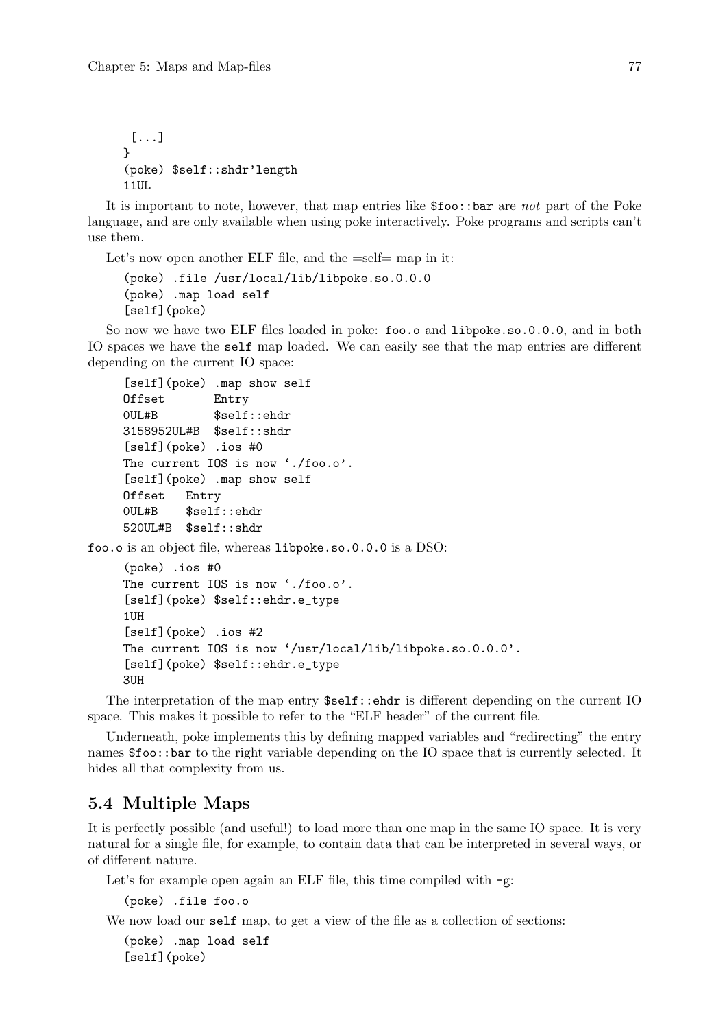```
  [...]
}
(poke) $self::shdr'length
11UL
```

It is important to note, however, that map entries like `$foo::bar` are *not* part of the Poke language, and are only available when using poke interactively. Poke programs and scripts can't use them.

Let's now open another ELF file, and the =self= map in it:

```
(poke) .file /usr/local/lib/libpoke.so.0.0.0
(poke) .map load self
[self](poke)
```

So now we have two ELF files loaded in poke: `foo.o` and `libpoke.so.0.0.0`, and in both IO spaces we have the `self` map loaded. We can easily see that the map entries are different depending on the current IO space:

```
[self](poke) .map show self
Offset       Entry
0UL#B        $self::ehdr
3158952UL#B  $self::shdr
[self](poke) .ios #0
The current IOS is now './foo.o'.
[self](poke) .map show self
Offset   Entry
0UL#B    $self::ehdr
520UL#B  $self::shdr
```

`foo.o` is an object file, whereas `libpoke.so.0.0.0` is a DSO:

```
(poke) .ios #0
The current IOS is now './foo.o'.
[self](poke) $self::ehdr.e_type
1UH
[self](poke) .ios #2
The current IOS is now '/usr/local/lib/libpoke.so.0.0.0'.
[self](poke) $self::ehdr.e_type
3UH
```

The interpretation of the map entry `$self::ehdr` is different depending on the current IO space. This makes it possible to refer to the "ELF header" of the current file.

Underneath, poke implements this by defining mapped variables and "redirecting" the entry names `$foo::bar` to the right variable depending on the IO space that is currently selected. It hides all that complexity from us.

## 5.4 Multiple Maps

It is perfectly possible (and useful!) to load more than one map in the same IO space. It is very natural for a single file, for example, to contain data that can be interpreted in several ways, or of different nature.

Let's for example open again an ELF file, this time compiled with `-g`:

```
(poke) .file foo.o
```

We now load our `self` map, to get a view of the file as a collection of sections:

```
(poke) .map load self
[self](poke)
```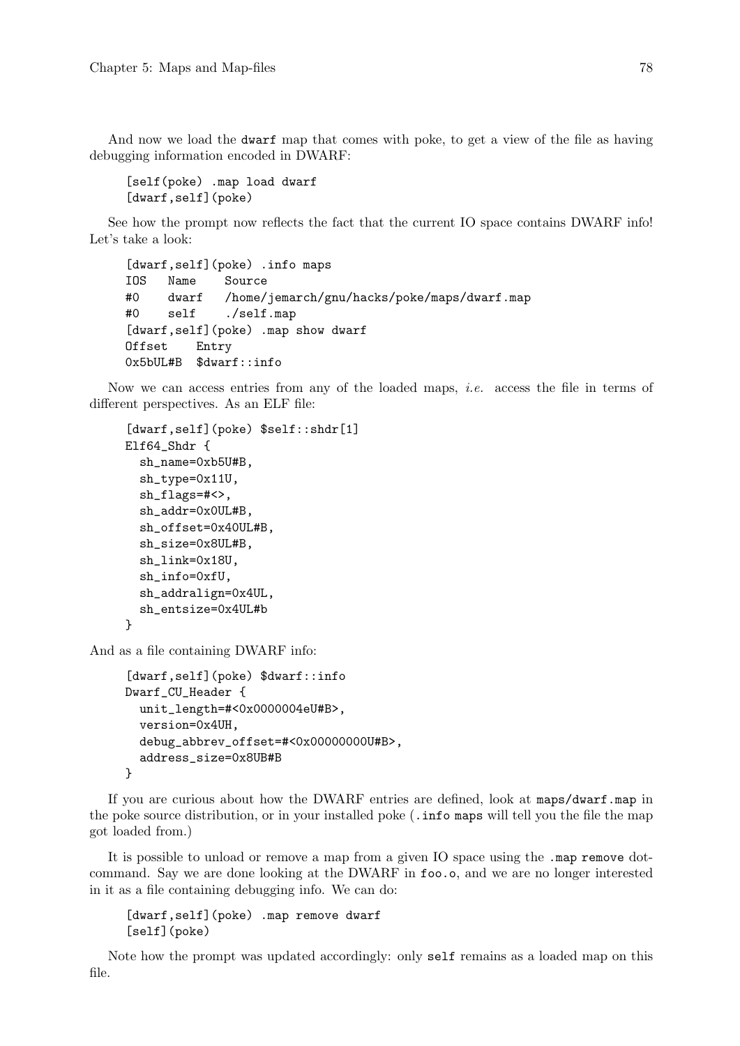And now we load the dwarf map that comes with poke, to get a view of the file as having debugging information encoded in DWARF:

```
[self(poke) .map load dwarf
[dwarf,self](poke)
```

See how the prompt now reflects the fact that the current IO space contains DWARF info! Let's take a look:

```
[dwarf,self](poke) .info maps
IOS   Name    Source
#0    dwarf   /home/jemarch/gnu/hacks/poke/maps/dwarf.map
#0    self    ./self.map
[dwarf,self](poke) .map show dwarf
Offset    Entry
0x5bUL#B  $dwarf::info
```

Now we can access entries from any of the loaded maps, *i.e.* access the file in terms of different perspectives. As an ELF file:

```
[dwarf,self](poke) $self::shdr[1]
Elf64_Shdr {
  sh_name=0xb5U#B,
  sh_type=0x11U,
  sh_flags=#<>,
  sh_addr=0x0UL#B,
  sh_offset=0x40UL#B,
  sh_size=0x8UL#B,
  sh_link=0x18U,
  sh_info=0xfU,
  sh_addralign=0x4UL,
  sh_entsize=0x4UL#b
}
```

And as a file containing DWARF info:

```
[dwarf,self](poke) $dwarf::info
Dwarf_CU_Header {
  unit_length=#<0x0000004eU#B>,
  version=0x4UH,
  debug_abbrev_offset=#<0x00000000U#B>,
  address_size=0x8UB#B
}
```

If you are curious about how the DWARF entries are defined, look at `maps/dwarf.map` in the poke source distribution, or in your installed poke (`.info maps` will tell you the file the map got loaded from.)

It is possible to unload or remove a map from a given IO space using the `.map remove` dot-command. Say we are done looking at the DWARF in `foo.o`, and we are no longer interested in it as a file containing debugging info. We can do:

```
[dwarf,self](poke) .map remove dwarf
[self](poke)
```

Note how the prompt was updated accordingly: only `self` remains as a loaded map on this file.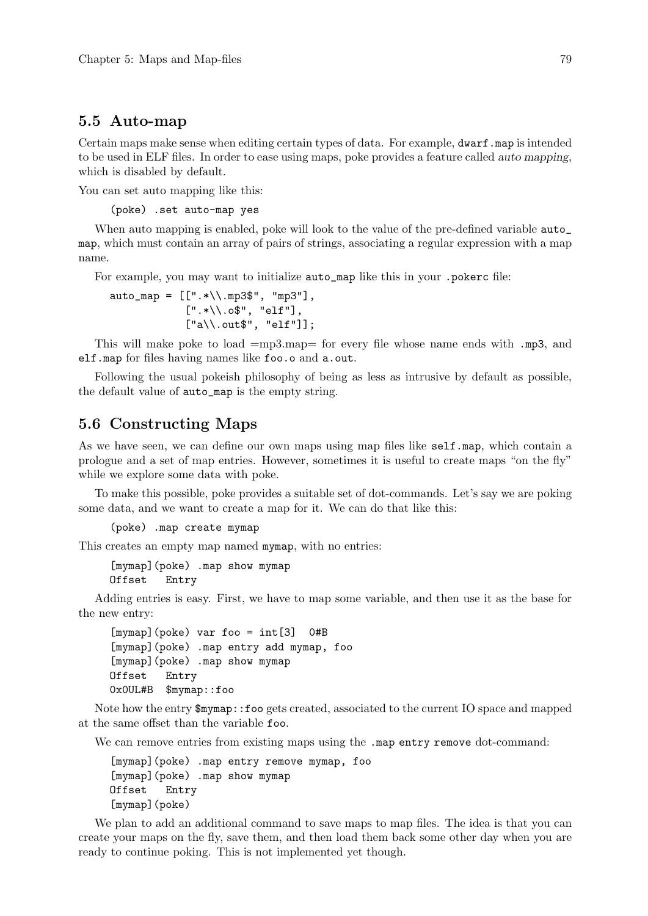## 5.5 Auto-map

Certain maps make sense when editing certain types of data. For example, `dwarf.map` is intended to be used in ELF files. In order to ease using maps, poke provides a feature called *auto mapping*, which is disabled by default.

You can set auto mapping like this:

```
(poke) .set auto-map yes
```

When auto mapping is enabled, poke will look to the value of the pre-defined variable `auto_map`, which must contain an array of pairs of strings, associating a regular expression with a map name.

For example, you may want to initialize `auto_map` like this in your `.pokerc` file:

```
auto_map = [[".*\\.mp3$", "mp3"],
            [".*\\.o$", "elf"],
            ["a\\.out$", "elf"]];
```

This will make poke to load =mp3.map= for every file whose name ends with `.mp3`, and `elf.map` for files having names like `foo.o` and `a.out`.

Following the usual pokeish philosophy of being as less as intrusive by default as possible, the default value of `auto_map` is the empty string.

## 5.6 Constructing Maps

As we have seen, we can define our own maps using map files like `self.map`, which contain a prologue and a set of map entries. However, sometimes it is useful to create maps "on the fly" while we explore some data with poke.

To make this possible, poke provides a suitable set of dot-commands. Let's say we are poking some data, and we want to create a map for it. We can do that like this:

```
(poke) .map create mymap
```

This creates an empty map named `mymap`, with no entries:

```
[mymap](poke) .map show mymap
Offset   Entry
```

Adding entries is easy. First, we have to map some variable, and then use it as the base for the new entry:

```
[mymap](poke) var foo = int[3]  0#B
[mymap](poke) .map entry add mymap, foo
[mymap](poke) .map show mymap
Offset   Entry
0x0UL#B  $mymap::foo
```

Note how the entry `$mymap::foo` gets created, associated to the current IO space and mapped at the same offset than the variable `foo`.

We can remove entries from existing maps using the `.map entry remove` dot-command:

```
[mymap](poke) .map entry remove mymap, foo
[mymap](poke) .map show mymap
Offset   Entry
[mymap](poke)
```

We plan to add an additional command to save maps to map files. The idea is that you can create your maps on the fly, save them, and then load them back some other day when you are ready to continue poking. This is not implemented yet though.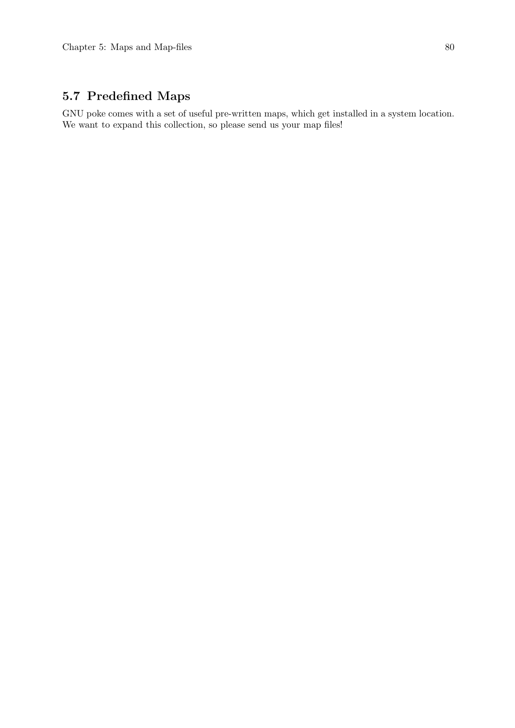## 5.7 Predefined Maps

GNU poke comes with a set of useful pre-written maps, which get installed in a system location. We want to expand this collection, so please send us your map files!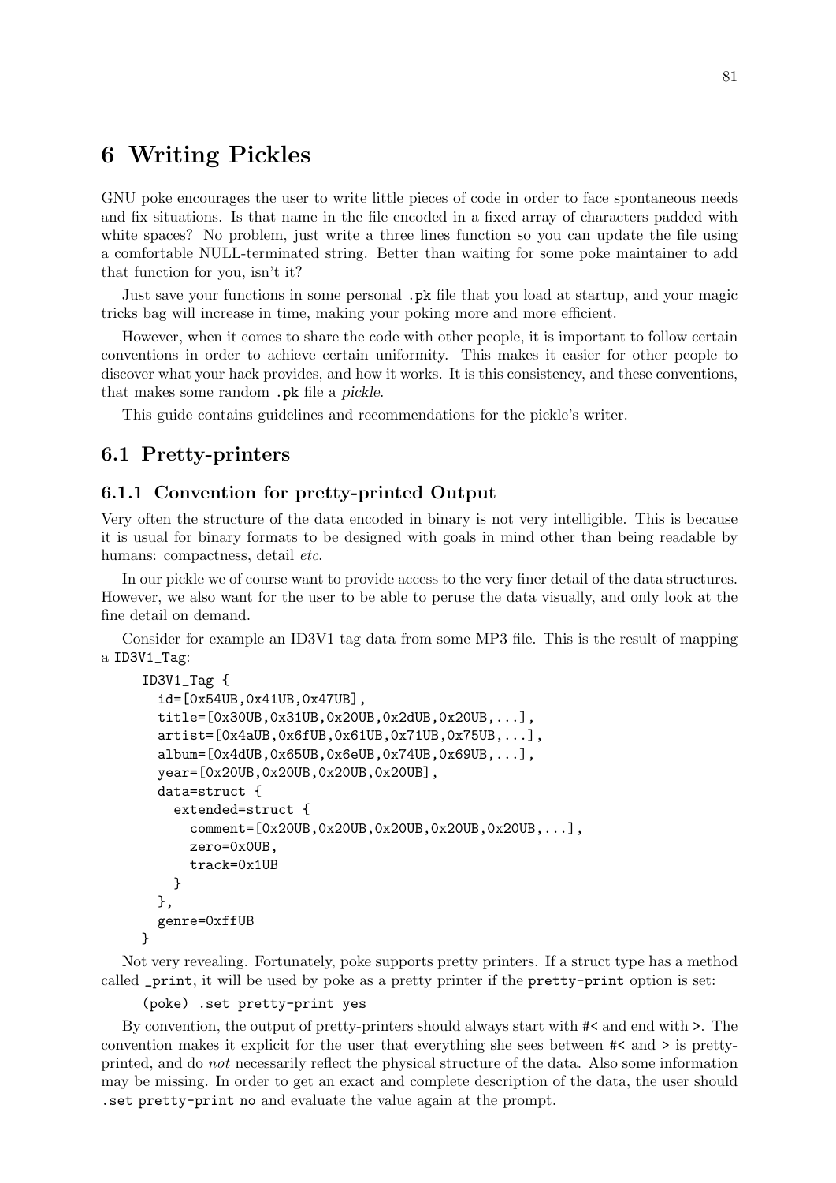# 6 Writing Pickles

GNU poke encourages the user to write little pieces of code in order to face spontaneous needs and fix situations. Is that name in the file encoded in a fixed array of characters padded with white spaces? No problem, just write a three lines function so you can update the file using a comfortable NULL-terminated string. Better than waiting for some poke maintainer to add that function for you, isn't it?

Just save your functions in some personal `.pk` file that you load at startup, and your magic tricks bag will increase in time, making your poking more and more efficient.

However, when it comes to share the code with other people, it is important to follow certain conventions in order to achieve certain uniformity. This makes it easier for other people to discover what your hack provides, and how it works. It is this consistency, and these conventions, that makes some random `.pk` file a *pickle*.

This guide contains guidelines and recommendations for the pickle's writer.

## 6.1 Pretty-printers

### 6.1.1 Convention for pretty-printed Output

Very often the structure of the data encoded in binary is not very intelligible. This is because it is usual for binary formats to be designed with goals in mind other than being readable by humans: compactness, detail *etc*.

In our pickle we of course want to provide access to the very finer detail of the data structures. However, we also want for the user to be able to peruse the data visually, and only look at the fine detail on demand.

Consider for example an ID3V1 tag data from some MP3 file. This is the result of mapping a `ID3V1_Tag`:

```
ID3V1_Tag {
  id=[0x54UB,0x41UB,0x47UB],
  title=[0x30UB,0x31UB,0x20UB,0x2dUB,0x20UB,...],
  artist=[0x4aUB,0x6fUB,0x61UB,0x71UB,0x75UB,...],
  album=[0x4dUB,0x65UB,0x6eUB,0x74UB,0x69UB,...],
  year=[0x20UB,0x20UB,0x20UB,0x20UB],
  data=struct {
    extended=struct {
      comment=[0x20UB,0x20UB,0x20UB,0x20UB,0x20UB,...],
      zero=0x0UB,
      track=0x1UB
    }
  },
  genre=0xffUB
}
```

Not very revealing. Fortunately, poke supports pretty printers. If a struct type has a method called `_print`, it will be used by poke as a pretty printer if the `pretty-print` option is set:

```
(poke) .set pretty-print yes
```

By convention, the output of pretty-printers should always start with `#<` and end with `>`. The convention makes it explicit for the user that everything she sees between `#<` and `>` is pretty-printed, and do *not* necessarily reflect the physical structure of the data. Also some information may be missing. In order to get an exact and complete description of the data, the user should `.set pretty-print no` and evaluate the value again at the prompt.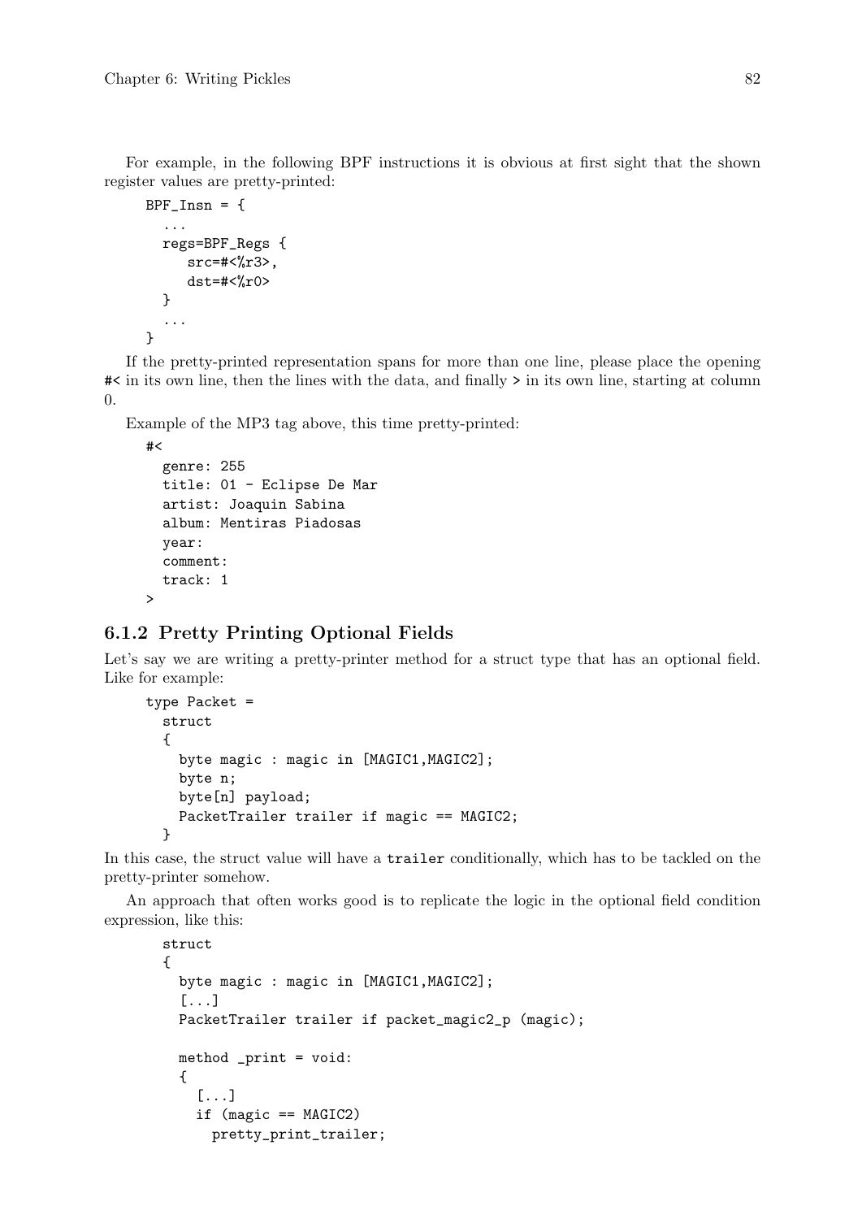For example, in the following BPF instructions it is obvious at first sight that the shown register values are pretty-printed:

```
BPF_Insn = {
  ...
  regs=BPF_Regs {
     src=#<%r3>,
     dst=#<%r0>
  }
  ...
}
```

If the pretty-printed representation spans for more than one line, please place the opening #< in its own line, then the lines with the data, and finally > in its own line, starting at column 0.

Example of the MP3 tag above, this time pretty-printed:

```
#<
  genre: 255
  title: 01 - Eclipse De Mar
  artist: Joaquin Sabina
  album: Mentiras Piadosas
  year:
  comment:
  track: 1
>
```

### 6.1.2 Pretty Printing Optional Fields

Let's say we are writing a pretty-printer method for a struct type that has an optional field. Like for example:

```
type Packet =
  struct
  {
    byte magic : magic in [MAGIC1,MAGIC2];
    byte n;
    byte[n] payload;
    PacketTrailer trailer if magic == MAGIC2;
  }
```

In this case, the struct value will have a `trailer` conditionally, which has to be tackled on the pretty-printer somehow.

An approach that often works good is to replicate the logic in the optional field condition expression, like this:

```
  struct
  {
    byte magic : magic in [MAGIC1,MAGIC2];
    [...]
    PacketTrailer trailer if packet_magic2_p (magic);

    method _print = void:
    {
      [...]
      if (magic == MAGIC2)
        pretty_print_trailer;
```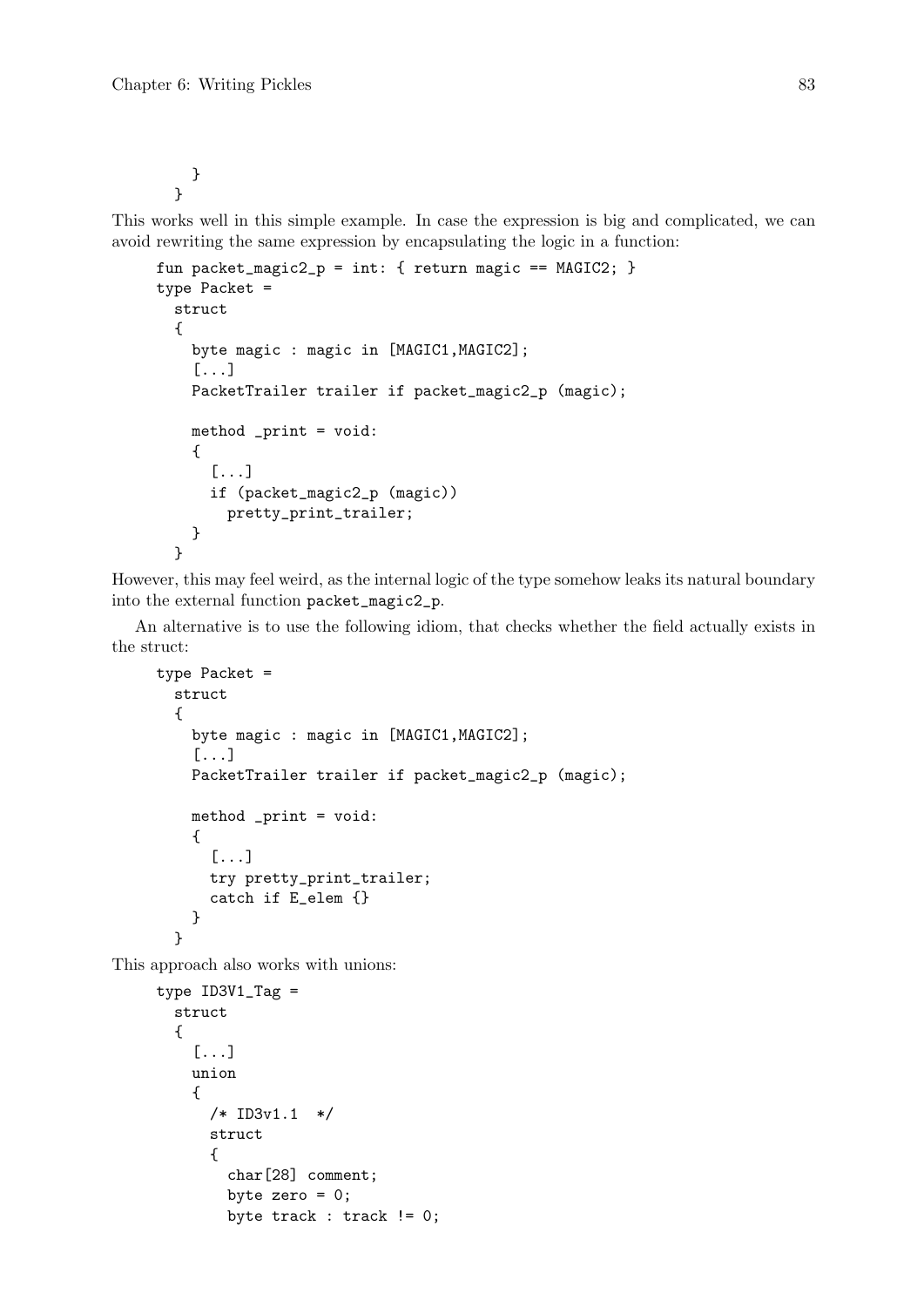```
    }
  }
```

This works well in this simple example. In case the expression is big and complicated, we can avoid rewriting the same expression by encapsulating the logic in a function:

```
fun packet_magic2_p = int: { return magic == MAGIC2; }
type Packet =
  struct
  {
    byte magic : magic in [MAGIC1,MAGIC2];
    [...]
    PacketTrailer trailer if packet_magic2_p (magic);

    method _print = void:
    {
      [...]
      if (packet_magic2_p (magic))
        pretty_print_trailer;
    }
  }
```

However, this may feel weird, as the internal logic of the type somehow leaks its natural boundary into the external function `packet_magic2_p`.

An alternative is to use the following idiom, that checks whether the field actually exists in the struct:

```
type Packet =
  struct
  {
    byte magic : magic in [MAGIC1,MAGIC2];
    [...]
    PacketTrailer trailer if packet_magic2_p (magic);

    method _print = void:
    {
      [...]
      try pretty_print_trailer;
      catch if E_elem {}
    }
  }
```

This approach also works with unions:

```
type ID3V1_Tag =
  struct
  {
    [...]
    union
    {
      /* ID3v1.1  */
      struct
      {
        char[28] comment;
        byte zero = 0;
        byte track : track != 0;
```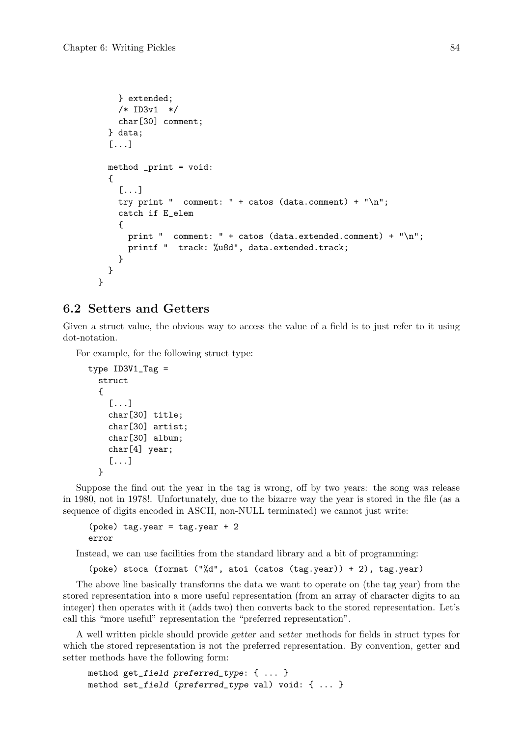```
    } extended;
    /* ID3v1 */
    char[30] comment;
  } data;
  [...]

  method _print = void:
  {
    [...]
    try print "  comment: " + catos (data.comment) + "\n";
    catch if E_elem
    {
      print "  comment: " + catos (data.extended.comment) + "\n";
      printf "  track: %u8d", data.extended.track;
    }
  }
}
```

## 6.2 Setters and Getters

Given a struct value, the obvious way to access the value of a field is to just refer to it using dot-notation.

For example, for the following struct type:

```
type ID3V1_Tag =
  struct
  {
    [...]
    char[30] title;
    char[30] artist;
    char[30] album;
    char[4] year;
    [...]
  }
```

Suppose the find out the year in the tag is wrong, off by two years: the song was release in 1980, not in 1978!. Unfortunately, due to the bizarre way the year is stored in the file (as a sequence of digits encoded in ASCII, non-NULL terminated) we cannot just write:

```
(poke) tag.year = tag.year + 2
error
```

Instead, we can use facilities from the standard library and a bit of programming:

```
(poke) stoca (format ("%d", atoi (catos (tag.year)) + 2), tag.year)
```

The above line basically transforms the data we want to operate on (the tag year) from the stored representation into a more useful representation (from an array of character digits to an integer) then operates with it (adds two) then converts back to the stored representation. Let's call this "more useful" representation the "preferred representation".

A well written pickle should provide *getter* and *setter* methods for fields in struct types for which the stored representation is not the preferred representation. By convention, getter and setter methods have the following form:

```
method get_field preferred_type: { ... }
method set_field (preferred_type val) void: { ... }
```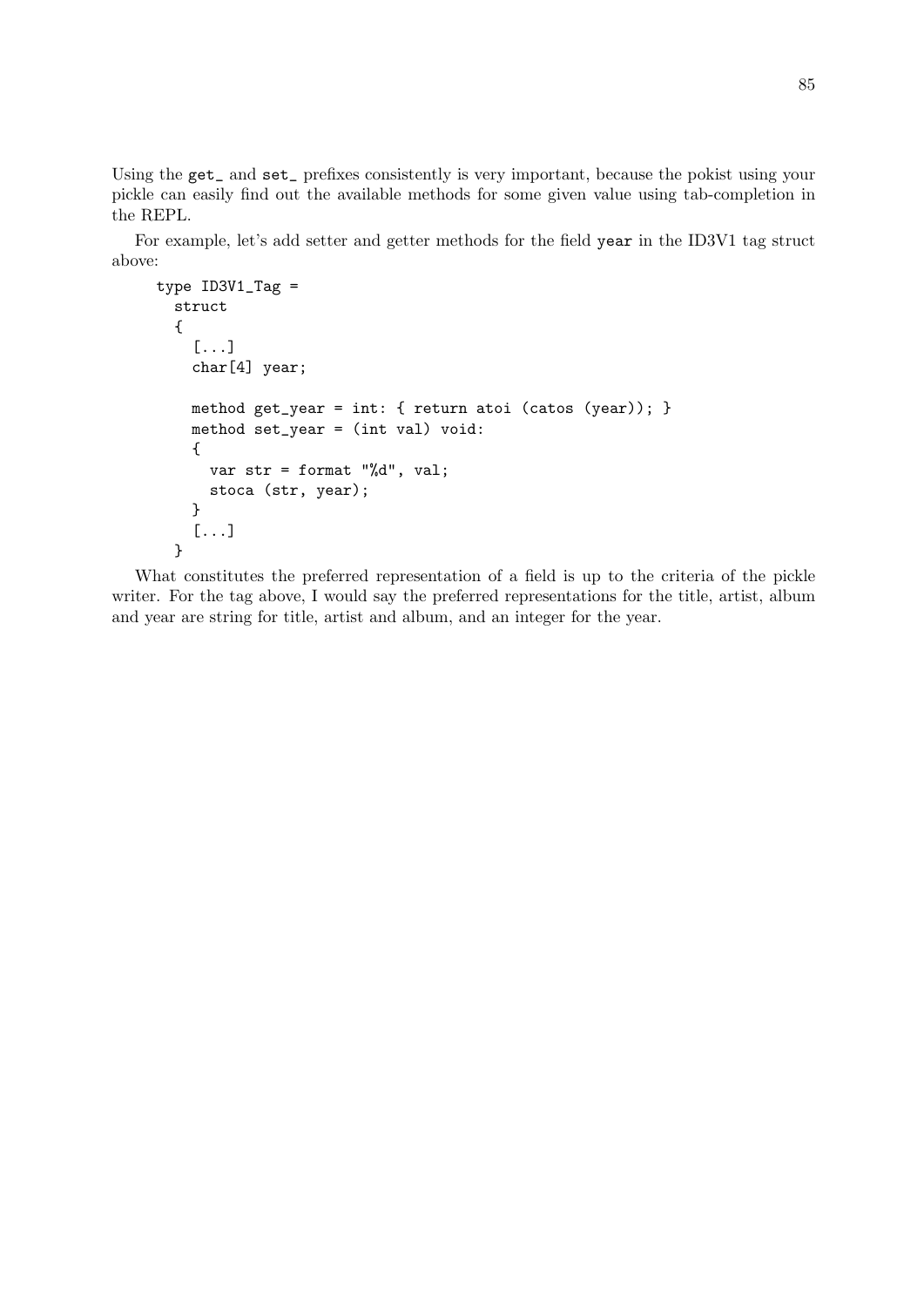Using the `get_` and `set_` prefixes consistently is very important, because the pokist using your pickle can easily find out the available methods for some given value using tab-completion in the REPL.

For example, let's add setter and getter methods for the field `year` in the ID3V1 tag struct above:

```
type ID3V1_Tag =
  struct
  {
    [...]
    char[4] year;

    method get_year = int: { return atoi (catos (year)); }
    method set_year = (int val) void:
    {
      var str = format "%d", val;
      stoca (str, year);
    }
    [...]
  }
```

What constitutes the preferred representation of a field is up to the criteria of the pickle writer. For the tag above, I would say the preferred representations for the title, artist, album and year are string for title, artist and album, and an integer for the year.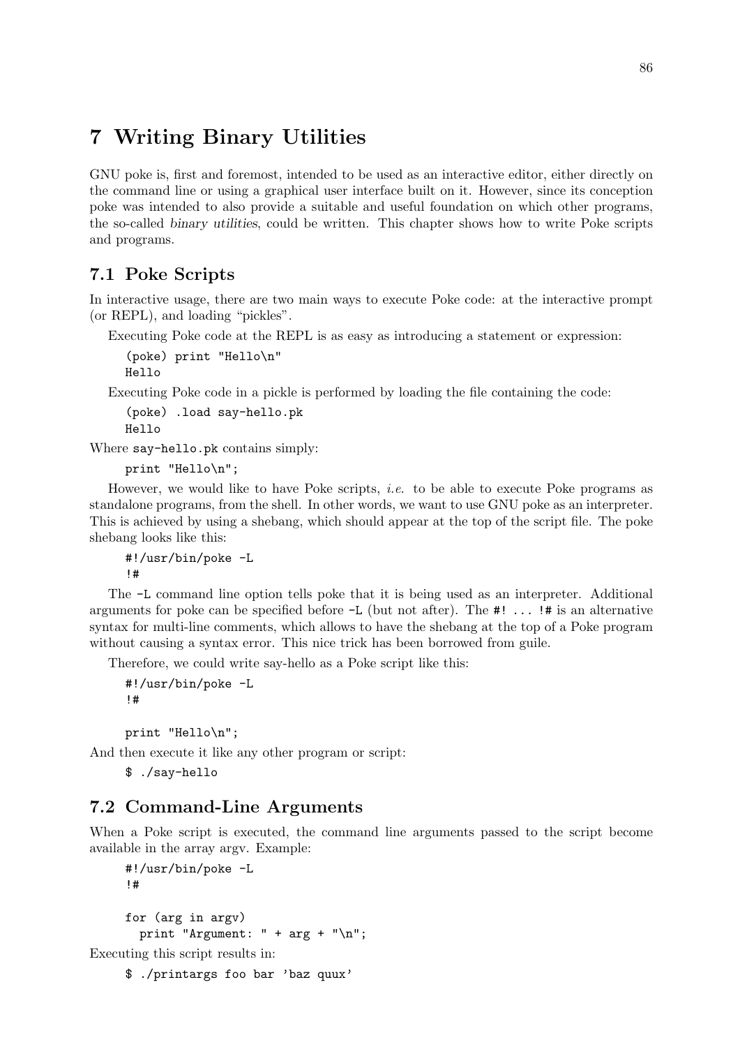# 7 Writing Binary Utilities

GNU poke is, first and foremost, intended to be used as an interactive editor, either directly on the command line or using a graphical user interface built on it. However, since its conception poke was intended to also provide a suitable and useful foundation on which other programs, the so-called *binary utilities*, could be written. This chapter shows how to write Poke scripts and programs.

## 7.1 Poke Scripts

In interactive usage, there are two main ways to execute Poke code: at the interactive prompt (or REPL), and loading "pickles".

Executing Poke code at the REPL is as easy as introducing a statement or expression:

```
(poke) print "Hello\n"
Hello
```

Executing Poke code in a pickle is performed by loading the file containing the code:

```
(poke) .load say-hello.pk
Hello
```

Where `say-hello.pk` contains simply:

```
print "Hello\n";
```

However, we would like to have Poke scripts, *i.e.* to be able to execute Poke programs as standalone programs, from the shell. In other words, we want to use GNU poke as an interpreter. This is achieved by using a shebang, which should appear at the top of the script file. The poke shebang looks like this:

```
#!/usr/bin/poke -L
!#
```

The `-L` command line option tells poke that it is being used as an interpreter. Additional arguments for poke can be specified before `-L` (but not after). The `#! ... !#` is an alternative syntax for multi-line comments, which allows to have the shebang at the top of a Poke program without causing a syntax error. This nice trick has been borrowed from guile.

Therefore, we could write say-hello as a Poke script like this:

```
#!/usr/bin/poke -L
!#

print "Hello\n";
```

And then execute it like any other program or script:

```
$ ./say-hello
```

## 7.2 Command-Line Arguments

When a Poke script is executed, the command line arguments passed to the script become available in the array argv. Example:

```
#!/usr/bin/poke -L
!#

for (arg in argv)
  print "Argument: " + arg + "\n";
```

Executing this script results in:

```
$ ./printargs foo bar 'baz quux'
```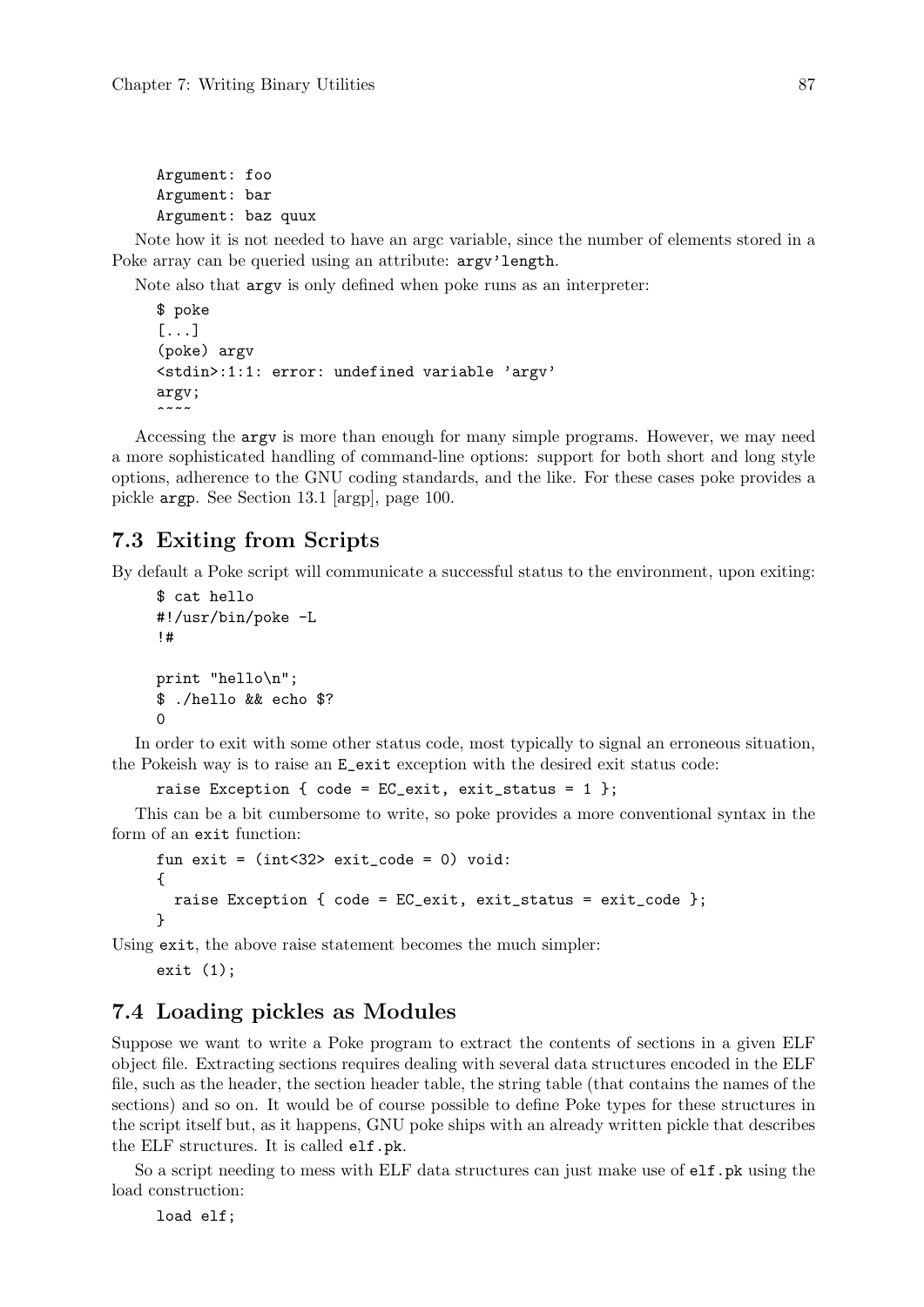```
Argument: foo
Argument: bar
Argument: baz quux
```

Note how it is not needed to have an argc variable, since the number of elements stored in a Poke array can be queried using an attribute: `argv'length`.

Note also that `argv` is only defined when poke runs as an interpreter:

```
$ poke
[...]
(poke) argv
<stdin>:1:1: error: undefined variable 'argv'
argv;
^~~~
```

Accessing the `argv` is more than enough for many simple programs. However, we may need a more sophisticated handling of command-line options: support for both short and long style options, adherence to the GNU coding standards, and the like. For these cases poke provides a pickle `argp`. See Section 13.1 [argp], page 100.

## 7.3 Exiting from Scripts

By default a Poke script will communicate a successful status to the environment, upon exiting:

```
$ cat hello
#!/usr/bin/poke -L
!#

print "hello\n";
$ ./hello && echo $?
0
```

In order to exit with some other status code, most typically to signal an erroneous situation, the Pokeish way is to raise an `E_exit` exception with the desired exit status code:

```
raise Exception { code = EC_exit, exit_status = 1 };
```

This can be a bit cumbersome to write, so poke provides a more conventional syntax in the form of an `exit` function:

```
fun exit = (int<32> exit_code = 0) void:
{
  raise Exception { code = EC_exit, exit_status = exit_code };
}
```

Using `exit`, the above raise statement becomes the much simpler:

```
exit (1);
```

## 7.4 Loading pickles as Modules

Suppose we want to write a Poke program to extract the contents of sections in a given ELF object file. Extracting sections requires dealing with several data structures encoded in the ELF file, such as the header, the section header table, the string table (that contains the names of the sections) and so on. It would be of course possible to define Poke types for these structures in the script itself but, as it happens, GNU poke ships with an already written pickle that describes the ELF structures. It is called `elf.pk`.

So a script needing to mess with ELF data structures can just make use of `elf.pk` using the load construction:

```
load elf;
```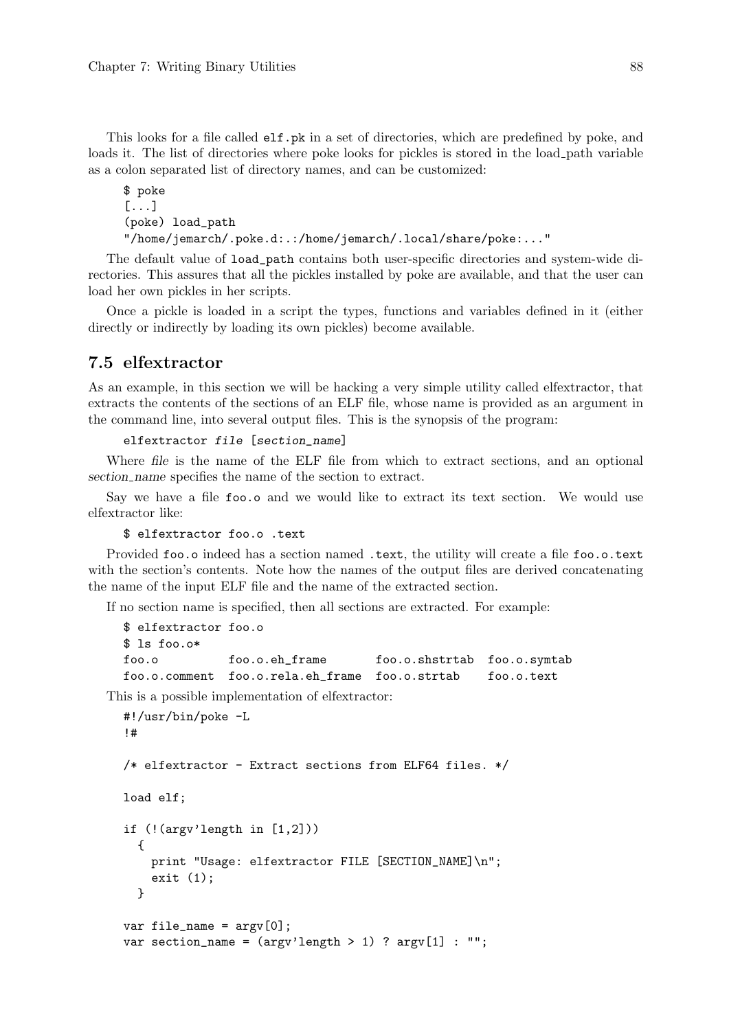This looks for a file called `elf.pk` in a set of directories, which are predefined by poke, and loads it. The list of directories where poke looks for pickles is stored in the load_path variable as a colon separated list of directory names, and can be customized:

```
$ poke
[...]
(poke) load_path
"/home/jemarch/.poke.d:.:/home/jemarch/.local/share/poke:..."
```

The default value of `load_path` contains both user-specific directories and system-wide directories. This assures that all the pickles installed by poke are available, and that the user can load her own pickles in her scripts.

Once a pickle is loaded in a script the types, functions and variables defined in it (either directly or indirectly by loading its own pickles) become available.

## 7.5 elfextractor

As an example, in this section we will be hacking a very simple utility called elfextractor, that extracts the contents of the sections of an ELF file, whose name is provided as an argument in the command line, into several output files. This is the synopsis of the program:

```
elfextractor file [section_name]
```

Where *file* is the name of the ELF file from which to extract sections, and an optional *section_name* specifies the name of the section to extract.

Say we have a file `foo.o` and we would like to extract its text section. We would use elfextractor like:

```
$ elfextractor foo.o .text
```

Provided `foo.o` indeed has a section named `.text`, the utility will create a file `foo.o.text` with the section's contents. Note how the names of the output files are derived concatenating the name of the input ELF file and the name of the extracted section.

If no section name is specified, then all sections are extracted. For example:

```
$ elfextractor foo.o
$ ls foo.o*
foo.o          foo.o.eh_frame       foo.o.shstrtab  foo.o.symtab
foo.o.comment  foo.o.rela.eh_frame  foo.o.strtab    foo.o.text
```

This is a possible implementation of elfextractor:

```
#!/usr/bin/poke -L
!#

/* elfextractor - Extract sections from ELF64 files. */

load elf;

if (!(argv'length in [1,2]))
  {
    print "Usage: elfextractor FILE [SECTION_NAME]\n";
    exit (1);
  }

var file_name = argv[0];
var section_name = (argv'length > 1) ? argv[1] : "";
```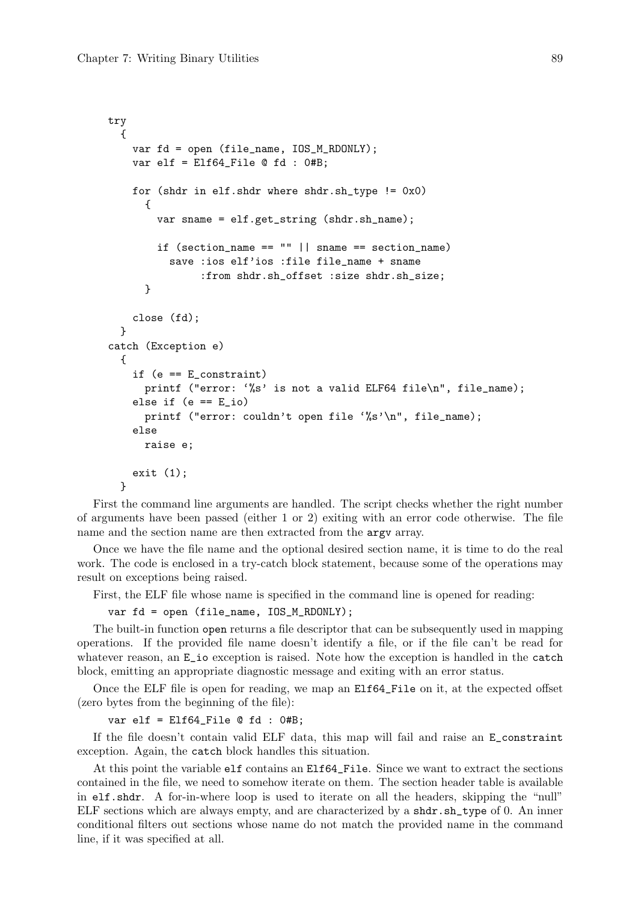```
try
  {
    var fd = open (file_name, IOS_M_RDONLY);
    var elf = Elf64_File @ fd : 0#B;

    for (shdr in elf.shdr where shdr.sh_type != 0x0)
      {
        var sname = elf.get_string (shdr.sh_name);

        if (section_name == "" || sname == section_name)
          save :ios elf'ios :file file_name + sname
               :from shdr.sh_offset :size shdr.sh_size;
      }

    close (fd);
  }
catch (Exception e)
  {
    if (e == E_constraint)
      printf ("error: '%s' is not a valid ELF64 file\n", file_name);
    else if (e == E_io)
      printf ("error: couldn't open file '%s'\n", file_name);
    else
      raise e;

    exit (1);
  }
```

First the command line arguments are handled. The script checks whether the right number of arguments have been passed (either 1 or 2) exiting with an error code otherwise. The file name and the section name are then extracted from the `argv` array.

Once we have the file name and the optional desired section name, it is time to do the real work. The code is enclosed in a try-catch block statement, because some of the operations may result on exceptions being raised.

First, the ELF file whose name is specified in the command line is opened for reading:

```
var fd = open (file_name, IOS_M_RDONLY);
```

The built-in function `open` returns a file descriptor that can be subsequently used in mapping operations. If the provided file name doesn't identify a file, or if the file can't be read for whatever reason, an `E_io` exception is raised. Note how the exception is handled in the `catch` block, emitting an appropriate diagnostic message and exiting with an error status.

Once the ELF file is open for reading, we map an `Elf64_File` on it, at the expected offset (zero bytes from the beginning of the file):

```
var elf = Elf64_File @ fd : 0#B;
```

If the file doesn't contain valid ELF data, this map will fail and raise an `E_constraint` exception. Again, the `catch` block handles this situation.

At this point the variable `elf` contains an `Elf64_File`. Since we want to extract the sections contained in the file, we need to somehow iterate on them. The section header table is available in `elf.shdr`. A for-in-where loop is used to iterate on all the headers, skipping the "null" ELF sections which are always empty, and are characterized by a `shdr.sh_type` of 0. An inner conditional filters out sections whose name do not match the provided name in the command line, if it was specified at all.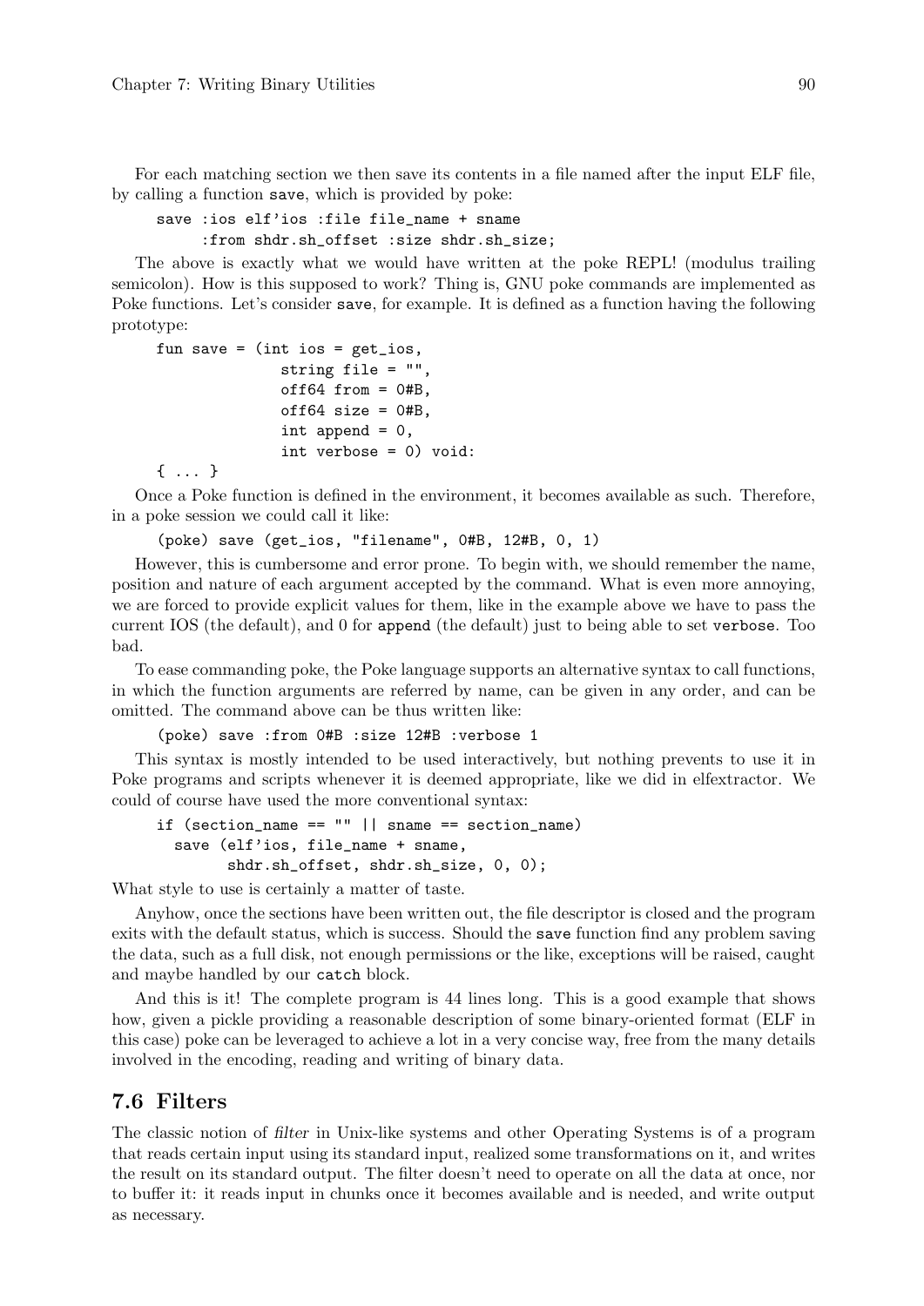For each matching section we then save its contents in a file named after the input ELF file, by calling a function `save`, which is provided by poke:

```
save :ios elf'ios :file file_name + sname
     :from shdr.sh_offset :size shdr.sh_size;
```

The above is exactly what we would have written at the poke REPL! (modulus trailing semicolon). How is this supposed to work? Thing is, GNU poke commands are implemented as Poke functions. Let's consider `save`, for example. It is defined as a function having the following prototype:

```
fun save = (int ios = get_ios,
            string file = "",
            off64 from = 0#B,
            off64 size = 0#B,
            int append = 0,
            int verbose = 0) void:
{ ... }
```

Once a Poke function is defined in the environment, it becomes available as such. Therefore, in a poke session we could call it like:

```
(poke) save (get_ios, "filename", 0#B, 12#B, 0, 1)
```

However, this is cumbersome and error prone. To begin with, we should remember the name, position and nature of each argument accepted by the command. What is even more annoying, we are forced to provide explicit values for them, like in the example above we have to pass the current IOS (the default), and 0 for `append` (the default) just to being able to set `verbose`. Too bad.

To ease commanding poke, the Poke language supports an alternative syntax to call functions, in which the function arguments are referred by name, can be given in any order, and can be omitted. The command above can be thus written like:

```
(poke) save :from 0#B :size 12#B :verbose 1
```

This syntax is mostly intended to be used interactively, but nothing prevents to use it in Poke programs and scripts whenever it is deemed appropriate, like we did in elfextractor. We could of course have used the more conventional syntax:

```
if (section_name == "" || sname == section_name)
  save (elf'ios, file_name + sname,
        shdr.sh_offset, shdr.sh_size, 0, 0);
```

What style to use is certainly a matter of taste.

Anyhow, once the sections have been written out, the file descriptor is closed and the program exits with the default status, which is success. Should the `save` function find any problem saving the data, such as a full disk, not enough permissions or the like, exceptions will be raised, caught and maybe handled by our `catch` block.

And this is it! The complete program is 44 lines long. This is a good example that shows how, given a pickle providing a reasonable description of some binary-oriented format (ELF in this case) poke can be leveraged to achieve a lot in a very concise way, free from the many details involved in the encoding, reading and writing of binary data.

## 7.6 Filters

The classic notion of *filter* in Unix-like systems and other Operating Systems is of a program that reads certain input using its standard input, realized some transformations on it, and writes the result on its standard output. The filter doesn't need to operate on all the data at once, nor to buffer it: it reads input in chunks once it becomes available and is needed, and write output as necessary.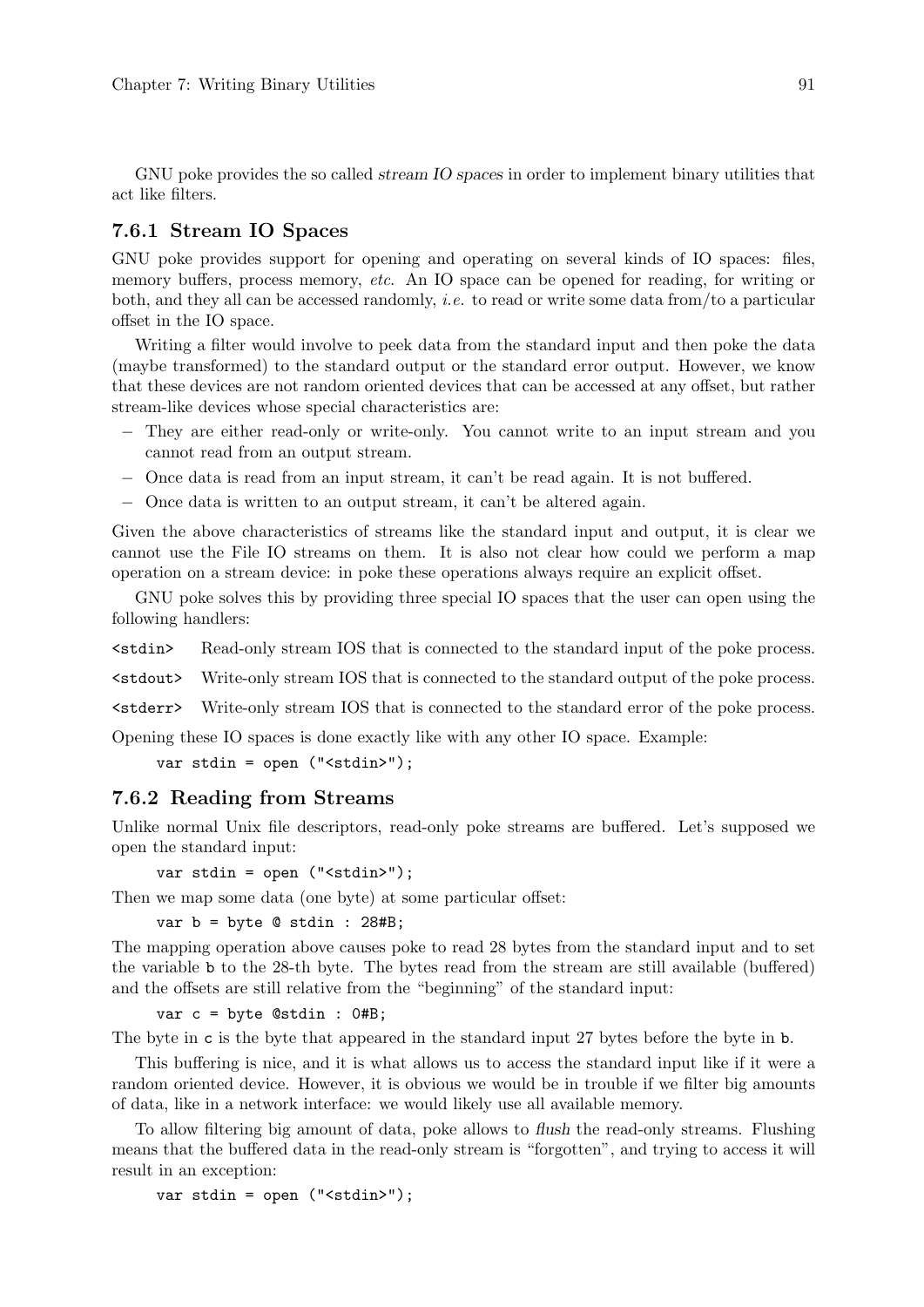GNU poke provides the so called *stream IO spaces* in order to implement binary utilities that act like filters.

### 7.6.1 Stream IO Spaces

GNU poke provides support for opening and operating on several kinds of IO spaces: files, memory buffers, process memory, *etc.* An IO space can be opened for reading, for writing or both, and they all can be accessed randomly, *i.e.* to read or write some data from/to a particular offset in the IO space.

Writing a filter would involve to peek data from the standard input and then poke the data (maybe transformed) to the standard output or the standard error output. However, we know that these devices are not random oriented devices that can be accessed at any offset, but rather stream-like devices whose special characteristics are:

- They are either read-only or write-only. You cannot write to an input stream and you cannot read from an output stream.
- Once data is read from an input stream, it can't be read again. It is not buffered.
- Once data is written to an output stream, it can't be altered again.

Given the above characteristics of streams like the standard input and output, it is clear we cannot use the File IO streams on them. It is also not clear how could we perform a map operation on a stream device: in poke these operations always require an explicit offset.

GNU poke solves this by providing three special IO spaces that the user can open using the following handlers:

`<stdin>` Read-only stream IOS that is connected to the standard input of the poke process.

`<stdout>` Write-only stream IOS that is connected to the standard output of the poke process.

`<stderr>` Write-only stream IOS that is connected to the standard error of the poke process.

Opening these IO spaces is done exactly like with any other IO space. Example:

```
var stdin = open ("<stdin>");
```

### 7.6.2 Reading from Streams

Unlike normal Unix file descriptors, read-only poke streams are buffered. Let's supposed we open the standard input:

```
var stdin = open ("<stdin>");
```

Then we map some data (one byte) at some particular offset:

```
var b = byte @ stdin : 28#B;
```

The mapping operation above causes poke to read 28 bytes from the standard input and to set the variable `b` to the 28-th byte. The bytes read from the stream are still available (buffered) and the offsets are still relative from the "beginning" of the standard input:

```
var c = byte @stdin : 0#B;
```

The byte in `c` is the byte that appeared in the standard input 27 bytes before the byte in `b`.

This buffering is nice, and it is what allows us to access the standard input like if it were a random oriented device. However, it is obvious we would be in trouble if we filter big amounts of data, like in a network interface: we would likely use all available memory.

To allow filtering big amount of data, poke allows to *flush* the read-only streams. Flushing means that the buffered data in the read-only stream is "forgotten", and trying to access it will result in an exception:

```
var stdin = open ("<stdin>");
```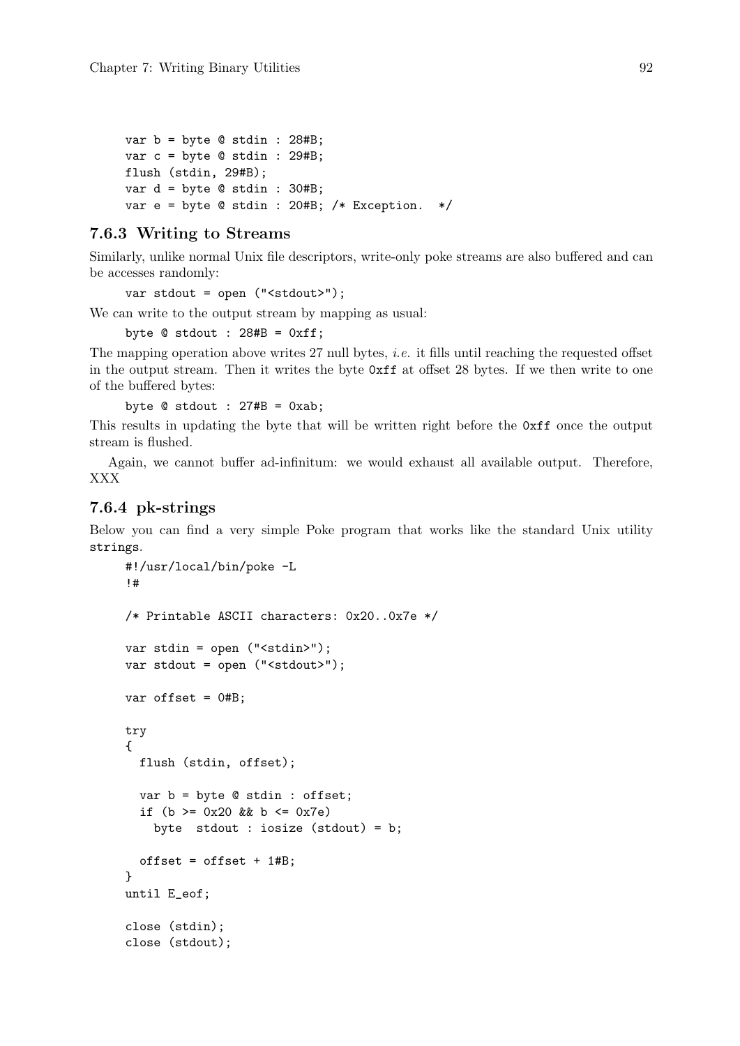```
var b = byte @ stdin : 28#B;
var c = byte @ stdin : 29#B;
flush (stdin, 29#B);
var d = byte @ stdin : 30#B;
var e = byte @ stdin : 20#B; /* Exception.  */
```

### 7.6.3 Writing to Streams

Similarly, unlike normal Unix file descriptors, write-only poke streams are also buffered and can be accesses randomly:

```
var stdout = open ("<stdout>");
```

We can write to the output stream by mapping as usual:

```
byte @ stdout : 28#B = 0xff;
```

The mapping operation above writes 27 null bytes, *i.e.* it fills until reaching the requested offset in the output stream. Then it writes the byte `0xff` at offset 28 bytes. If we then write to one of the buffered bytes:

```
byte @ stdout : 27#B = 0xab;
```

This results in updating the byte that will be written right before the `0xff` once the output stream is flushed.

Again, we cannot buffer ad-infinitum: we would exhaust all available output. Therefore, XXX

### 7.6.4 pk-strings

Below you can find a very simple Poke program that works like the standard Unix utility `strings`.

```
#!/usr/local/bin/poke -L
!#

/* Printable ASCII characters: 0x20..0x7e */

var stdin = open ("<stdin>");
var stdout = open ("<stdout>");

var offset = 0#B;

try
{
  flush (stdin, offset);

  var b = byte @ stdin : offset;
  if (b >= 0x20 && b <= 0x7e)
    byte  stdout : iosize (stdout) = b;

  offset = offset + 1#B;
}
until E_eof;

close (stdin);
close (stdout);
```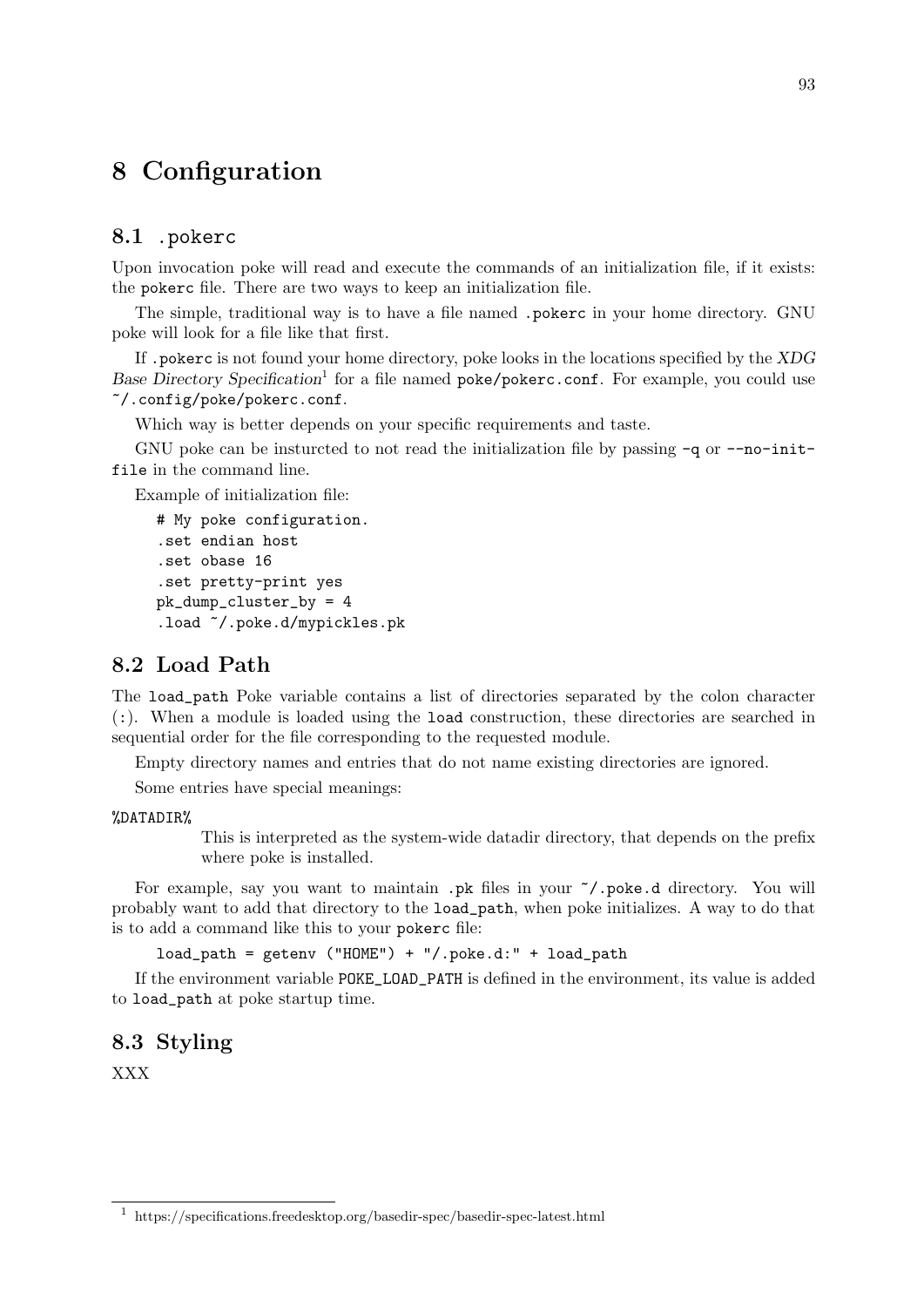# 8 Configuration

## 8.1 .pokerc

Upon invocation poke will read and execute the commands of an initialization file, if it exists: the pokerc file. There are two ways to keep an initialization file.

The simple, traditional way is to have a file named .pokerc in your home directory. GNU poke will look for a file like that first.

If .pokerc is not found your home directory, poke looks in the locations specified by the *XDG Base Directory Specification*[1] for a file named poke/pokerc.conf. For example, you could use ~/.config/poke/pokerc.conf.

Which way is better depends on your specific requirements and taste.

GNU poke can be insturcted to not read the initialization file by passing -q or --no-init-file in the command line.

Example of initialization file:

```
# My poke configuration.
.set endian host
.set obase 16
.set pretty-print yes
pk_dump_cluster_by = 4
.load ~/.poke.d/mypickles.pk
```

## 8.2 Load Path

The load_path Poke variable contains a list of directories separated by the colon character (:). When a module is loaded using the load construction, these directories are searched in sequential order for the file corresponding to the requested module.

Empty directory names and entries that do not name existing directories are ignored.

Some entries have special meanings:

%DATADIR%

This is interpreted as the system-wide datadir directory, that depends on the prefix where poke is installed.

For example, say you want to maintain .pk files in your ~/.poke.d directory. You will probably want to add that directory to the load_path, when poke initializes. A way to do that is to add a command like this to your pokerc file:

```
load_path = getenv ("HOME") + "/.poke.d:" + load_path
```

If the environment variable POKE_LOAD_PATH is defined in the environment, its value is added to load_path at poke startup time.

## 8.3 Styling

XXX

[1] https://specifications.freedesktop.org/basedir-spec/basedir-spec-latest.html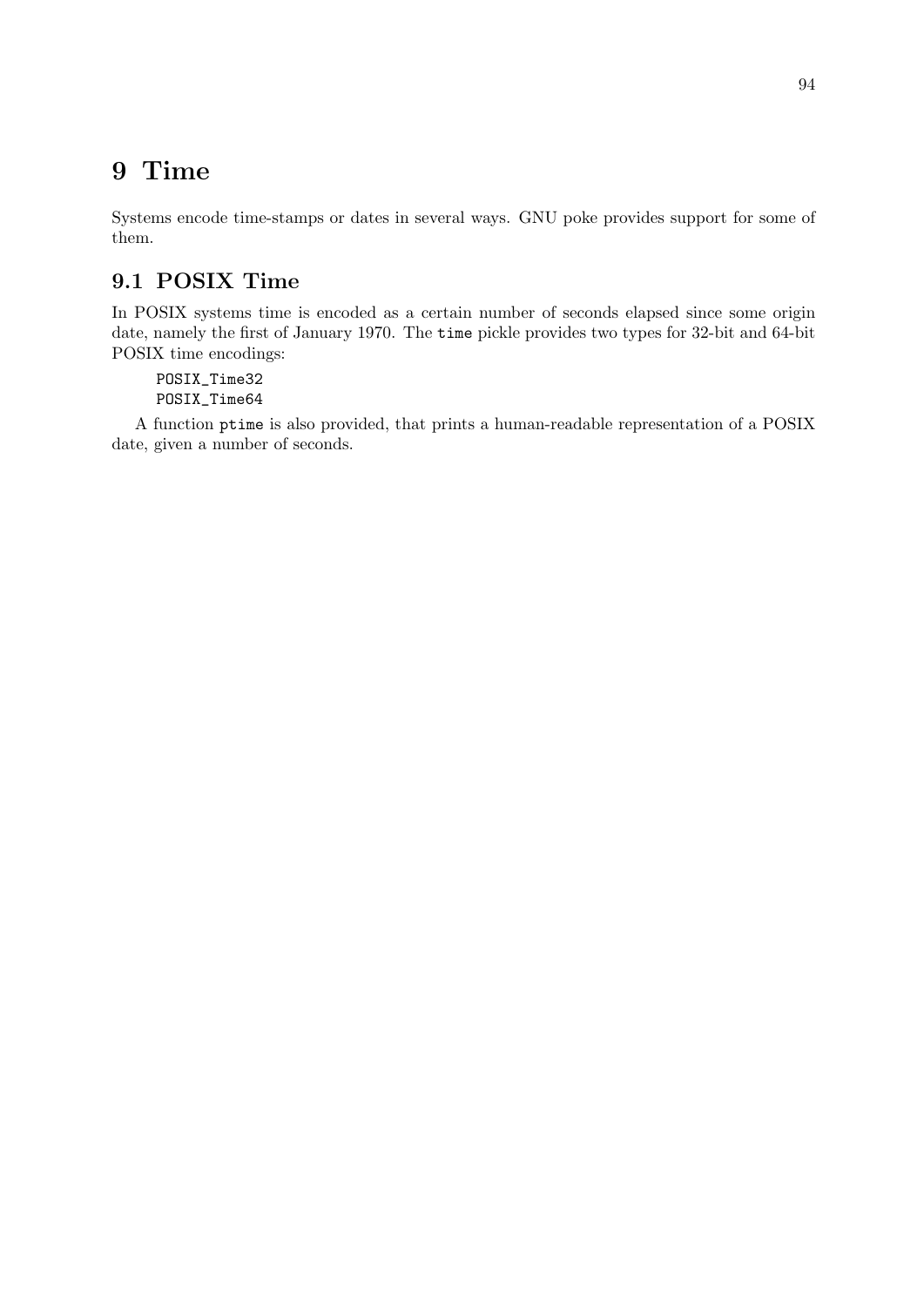# 9 Time

Systems encode time-stamps or dates in several ways. GNU poke provides support for some of them.

## 9.1 POSIX Time

In POSIX systems time is encoded as a certain number of seconds elapsed since some origin date, namely the first of January 1970. The `time` pickle provides two types for 32-bit and 64-bit POSIX time encodings:

```
POSIX_Time32
POSIX_Time64
```

A function `ptime` is also provided, that prints a human-readable representation of a POSIX date, given a number of seconds.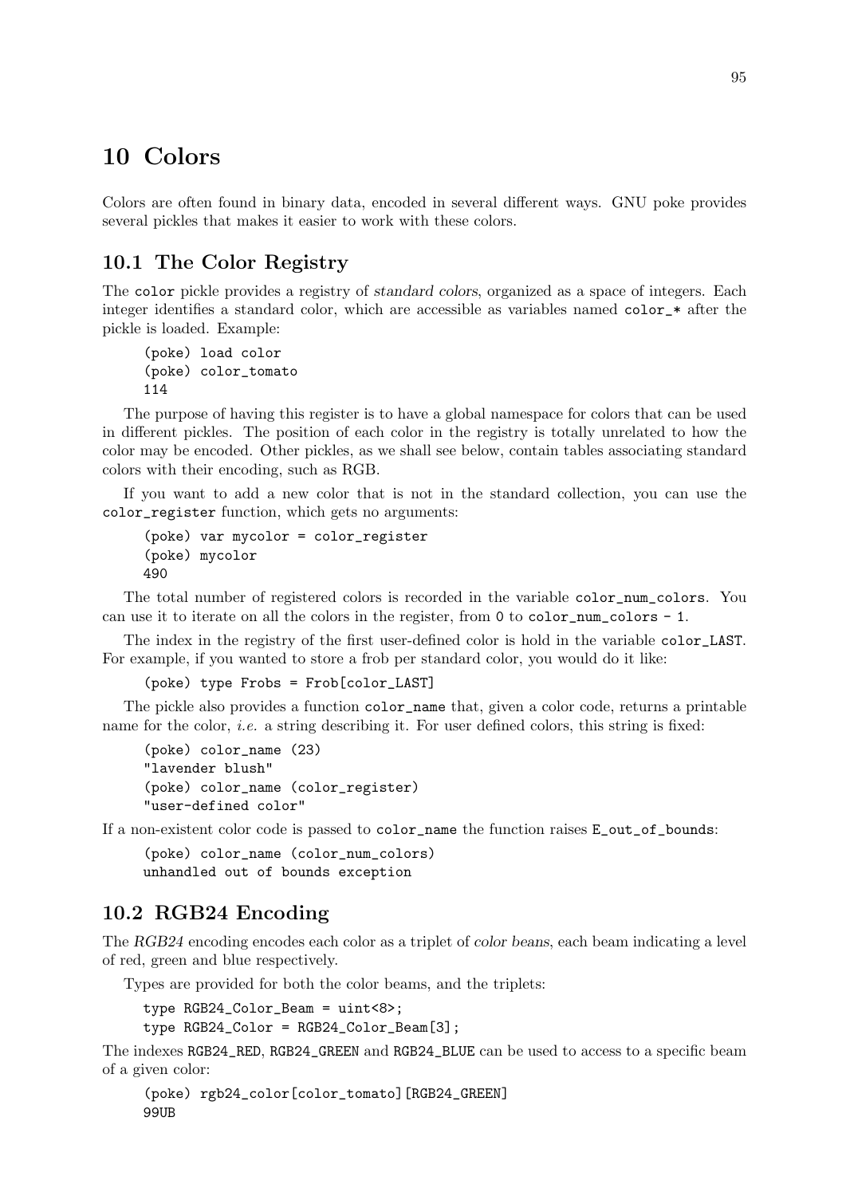# 10 Colors

Colors are often found in binary data, encoded in several different ways. GNU poke provides several pickles that makes it easier to work with these colors.

## 10.1 The Color Registry

The `color` pickle provides a registry of *standard colors*, organized as a space of integers. Each integer identifies a standard color, which are accessible as variables named `color_*` after the pickle is loaded. Example:

```
(poke) load color
(poke) color_tomato
114
```

The purpose of having this register is to have a global namespace for colors that can be used in different pickles. The position of each color in the registry is totally unrelated to how the color may be encoded. Other pickles, as we shall see below, contain tables associating standard colors with their encoding, such as RGB.

If you want to add a new color that is not in the standard collection, you can use the `color_register` function, which gets no arguments:

```
(poke) var mycolor = color_register
(poke) mycolor
490
```

The total number of registered colors is recorded in the variable `color_num_colors`. You can use it to iterate on all the colors in the register, from `0` to `color_num_colors - 1`.

The index in the registry of the first user-defined color is hold in the variable `color_LAST`. For example, if you wanted to store a frob per standard color, you would do it like:

```
(poke) type Frobs = Frob[color_LAST]
```

The pickle also provides a function `color_name` that, given a color code, returns a printable name for the color, *i.e.* a string describing it. For user defined colors, this string is fixed:

```
(poke) color_name (23)
"lavender blush"
(poke) color_name (color_register)
"user-defined color"
```

If a non-existent color code is passed to `color_name` the function raises `E_out_of_bounds`:

```
(poke) color_name (color_num_colors)
unhandled out of bounds exception
```

## 10.2 RGB24 Encoding

The *RGB24* encoding encodes each color as a triplet of *color beans*, each beam indicating a level of red, green and blue respectively.

Types are provided for both the color beams, and the triplets:

```
type RGB24_Color_Beam = uint<8>;
type RGB24_Color = RGB24_Color_Beam[3];
```

The indexes `RGB24_RED`, `RGB24_GREEN` and `RGB24_BLUE` can be used to access to a specific beam of a given color:

```
(poke) rgb24_color[color_tomato][RGB24_GREEN]
99UB
```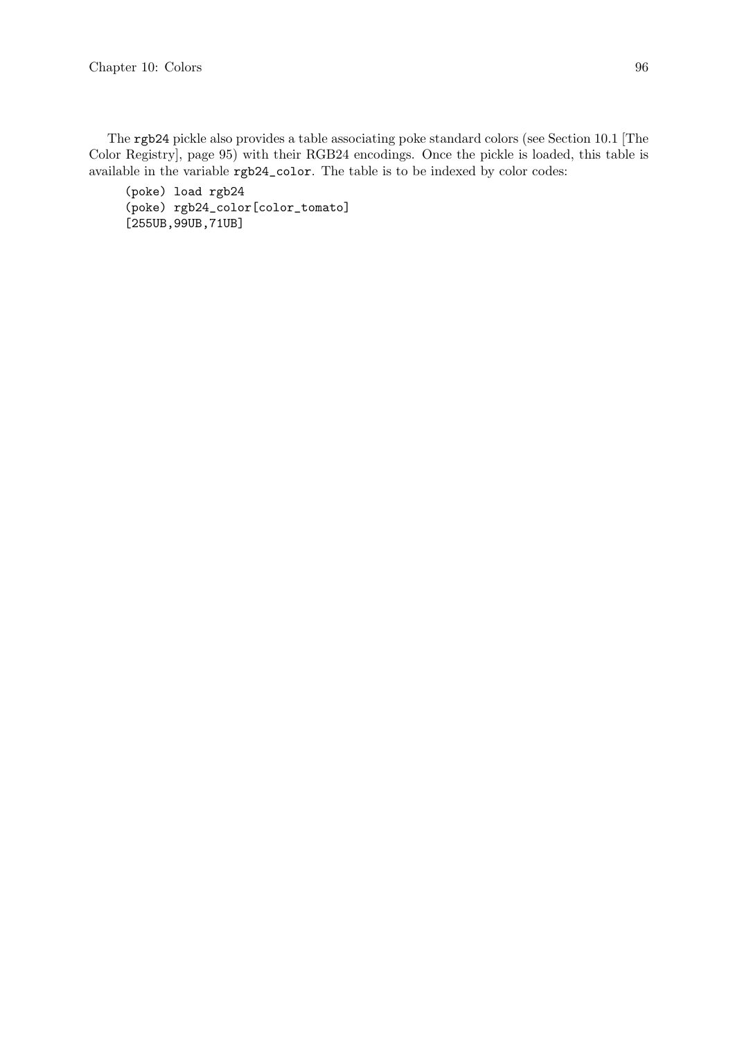The `rgb24` pickle also provides a table associating poke standard colors (see Section 10.1 [The Color Registry], page 95) with their RGB24 encodings. Once the pickle is loaded, this table is available in the variable `rgb24_color`. The table is to be indexed by color codes:

```
(poke) load rgb24
(poke) rgb24_color[color_tomato]
[255UB,99UB,71UB]
```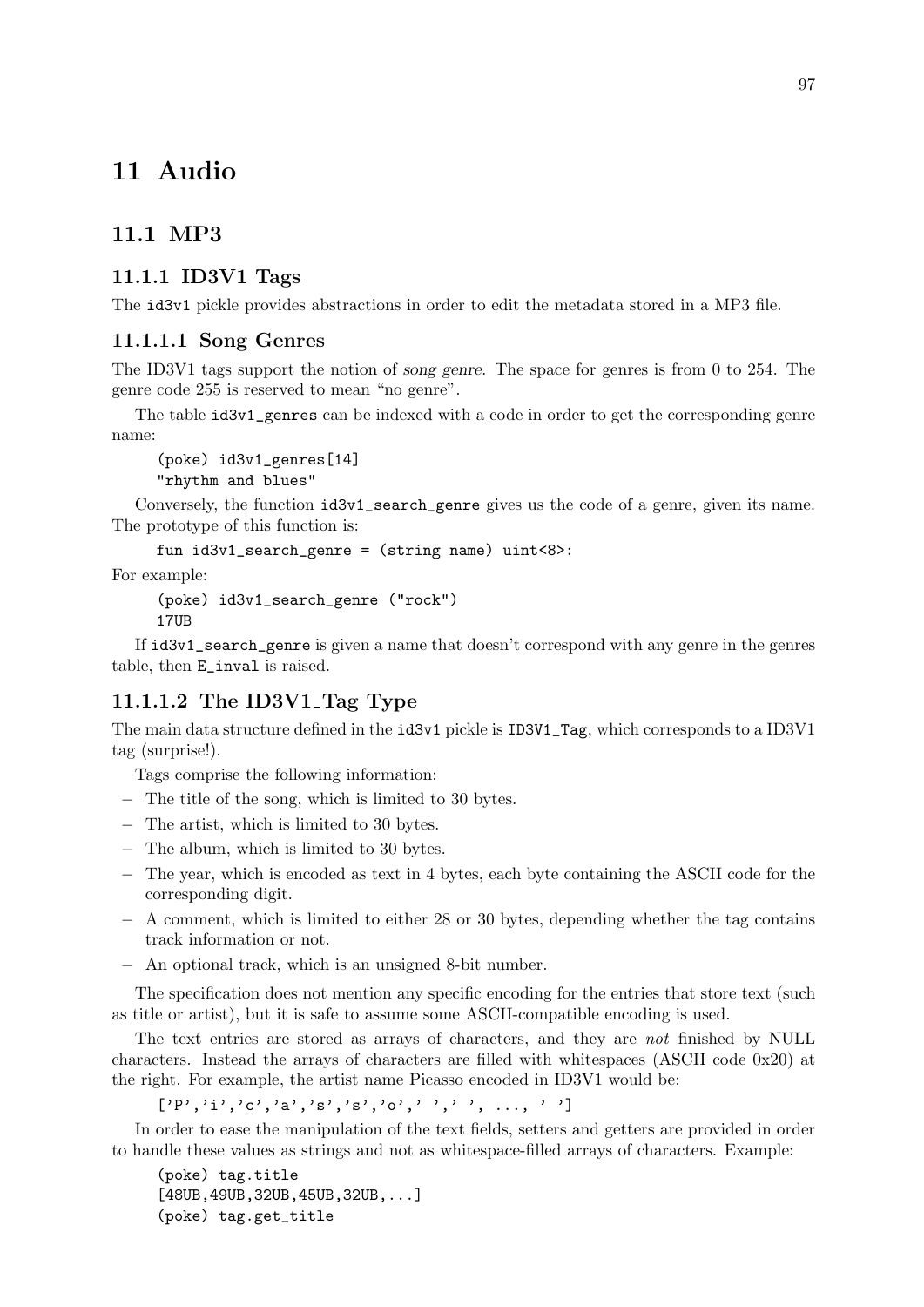# 11 Audio

## 11.1 MP3

### 11.1.1 ID3V1 Tags

The `id3v1` pickle provides abstractions in order to edit the metadata stored in a MP3 file.

#### 11.1.1.1 Song Genres

The ID3V1 tags support the notion of *song genre*. The space for genres is from 0 to 254. The genre code 255 is reserved to mean "no genre".

The table `id3v1_genres` can be indexed with a code in order to get the corresponding genre name:

```
(poke) id3v1_genres[14]
"rhythm and blues"
```

Conversely, the function `id3v1_search_genre` gives us the code of a genre, given its name. The prototype of this function is:

```
fun id3v1_search_genre = (string name) uint<8>:
```

For example:

```
(poke) id3v1_search_genre ("rock")
17UB
```

If `id3v1_search_genre` is given a name that doesn't correspond with any genre in the genres table, then `E_inval` is raised.

#### 11.1.1.2 The ID3V1_Tag Type

The main data structure defined in the `id3v1` pickle is `ID3V1_Tag`, which corresponds to a ID3V1 tag (surprise!).

Tags comprise the following information:

- The title of the song, which is limited to 30 bytes.
- The artist, which is limited to 30 bytes.
- The album, which is limited to 30 bytes.
- The year, which is encoded as text in 4 bytes, each byte containing the ASCII code for the corresponding digit.
- A comment, which is limited to either 28 or 30 bytes, depending whether the tag contains track information or not.
- An optional track, which is an unsigned 8-bit number.

The specification does not mention any specific encoding for the entries that store text (such as title or artist), but it is safe to assume some ASCII-compatible encoding is used.

The text entries are stored as arrays of characters, and they are *not* finished by NULL characters. Instead the arrays of characters are filled with whitespaces (ASCII code 0x20) at the right. For example, the artist name Picasso encoded in ID3V1 would be:

```
['P','i','c','a','s','s','o',' ',' ', ..., ' ']
```

In order to ease the manipulation of the text fields, setters and getters are provided in order to handle these values as strings and not as whitespace-filled arrays of characters. Example:

```
(poke) tag.title
[48UB,49UB,32UB,45UB,32UB,...]
(poke) tag.get_title
```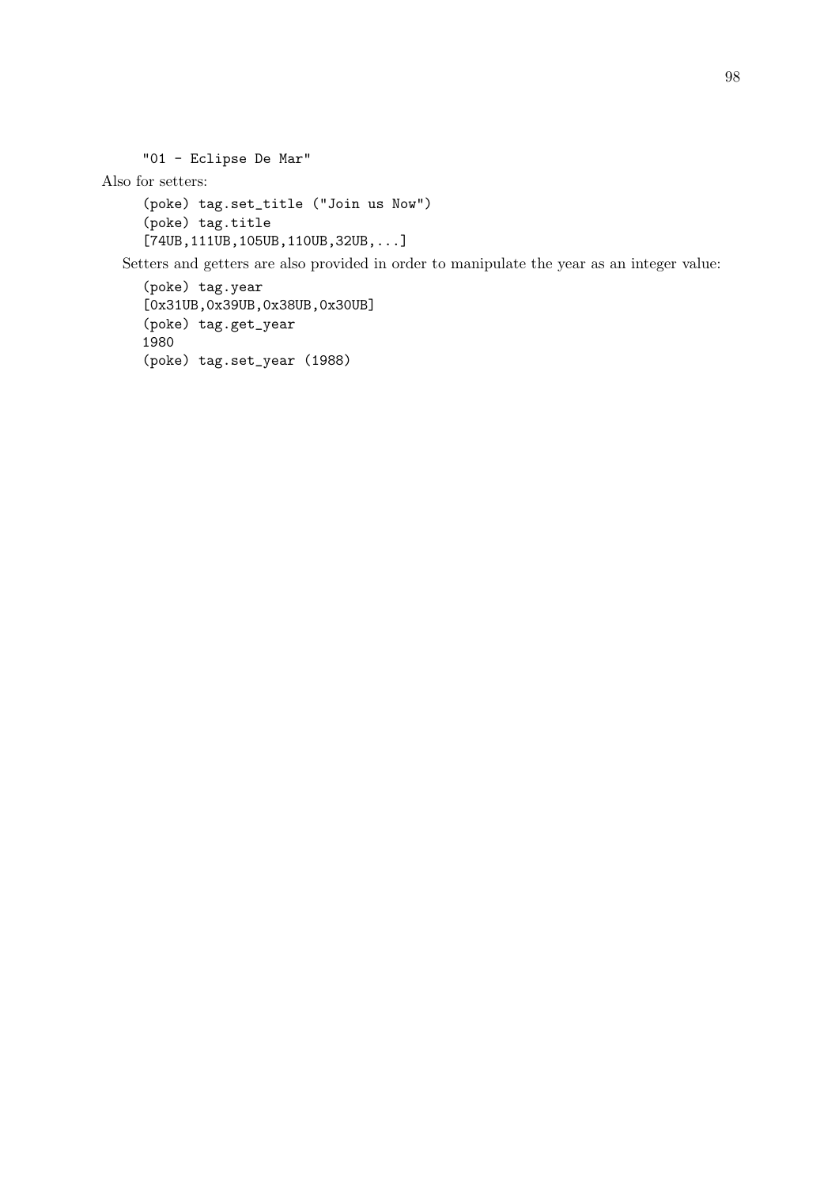```
"01 - Eclipse De Mar"
```

Also for setters:

```
(poke) tag.set_title ("Join us Now")
(poke) tag.title
[74UB,111UB,105UB,110UB,32UB,...]
```

Setters and getters are also provided in order to manipulate the year as an integer value:

```
(poke) tag.year
[0x31UB,0x39UB,0x38UB,0x30UB]
(poke) tag.get_year
1980
(poke) tag.set_year (1988)
```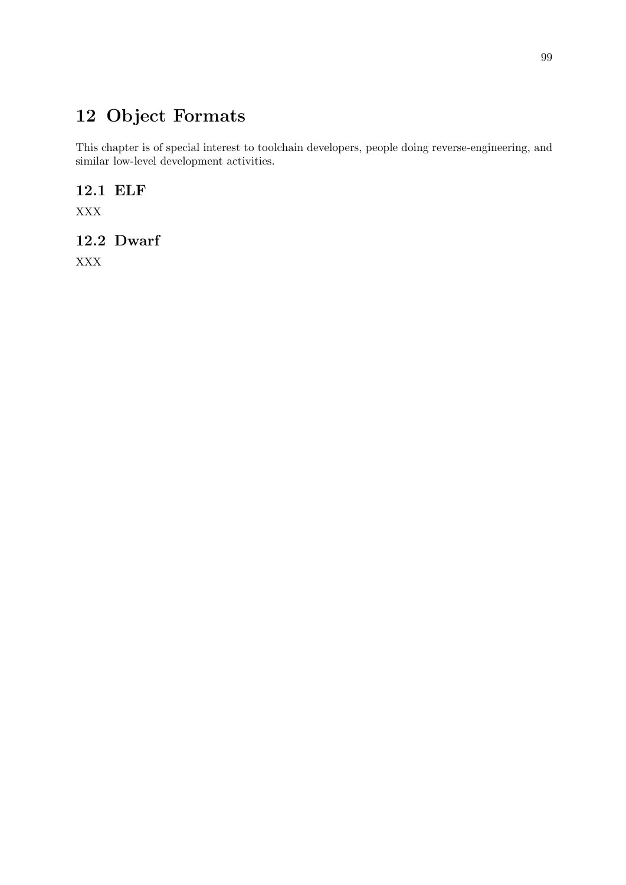# 12 Object Formats

This chapter is of special interest to toolchain developers, people doing reverse-engineering, and similar low-level development activities.

## 12.1 ELF

XXX

## 12.2 Dwarf

XXX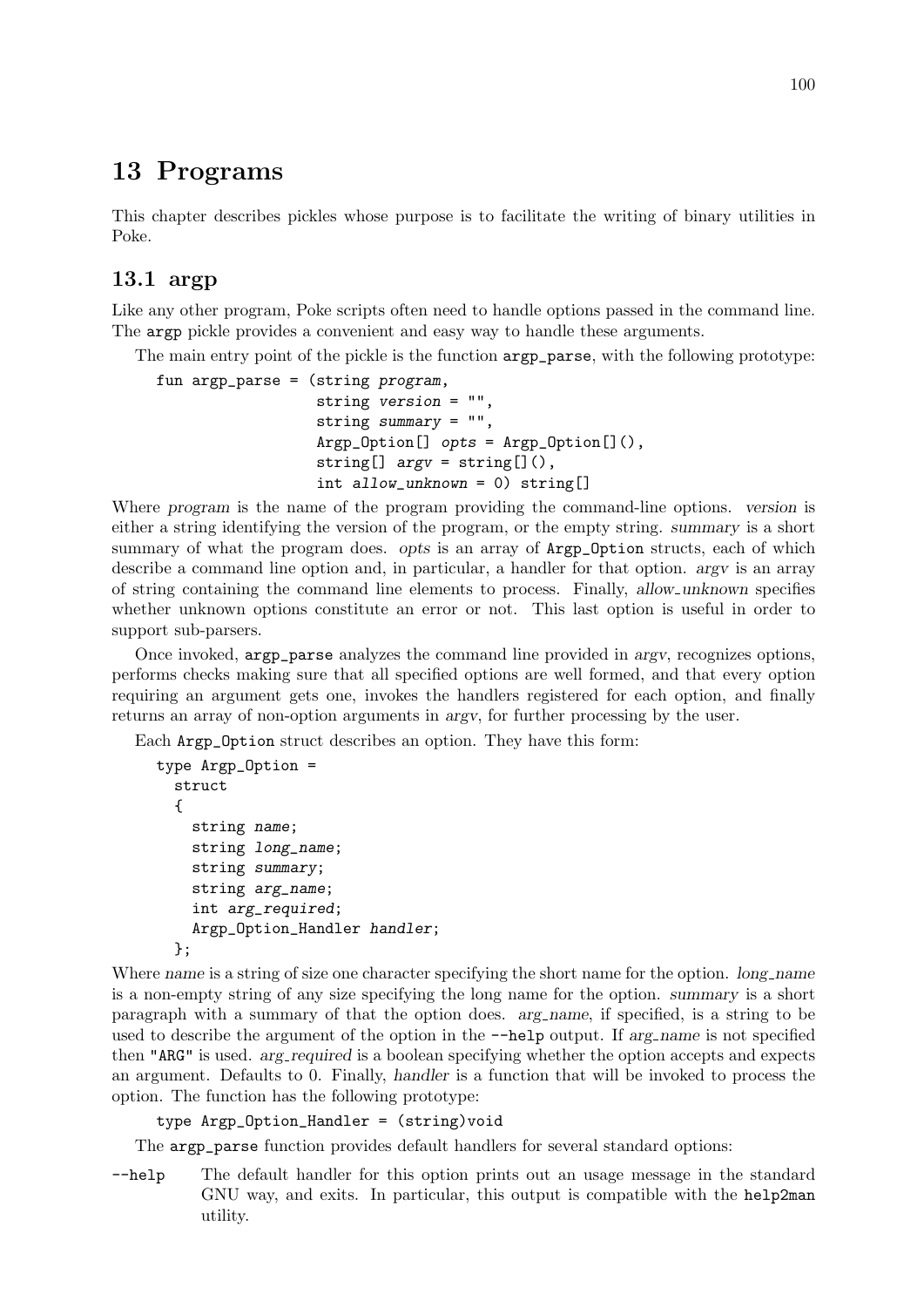# 13 Programs

This chapter describes pickles whose purpose is to facilitate the writing of binary utilities in Poke.

## 13.1 argp

Like any other program, Poke scripts often need to handle options passed in the command line. The argp pickle provides a convenient and easy way to handle these arguments.

The main entry point of the pickle is the function `argp_parse`, with the following prototype:

```
fun argp_parse = (string program,
                  string version = "",
                  string summary = "",
                  Argp_Option[] opts = Argp_Option[](),
                  string[] argv = string[](),
                  int allow_unknown = 0) string[]
```

Where *program* is the name of the program providing the command-line options. *version* is either a string identifying the version of the program, or the empty string. *summary* is a short summary of what the program does. *opts* is an array of `Argp_Option` structs, each of which describe a command line option and, in particular, a handler for that option. *argv* is an array of string containing the command line elements to process. Finally, *allow_unknown* specifies whether unknown options constitute an error or not. This last option is useful in order to support sub-parsers.

Once invoked, `argp_parse` analyzes the command line provided in *argv*, recognizes options, performs checks making sure that all specified options are well formed, and that every option requiring an argument gets one, invokes the handlers registered for each option, and finally returns an array of non-option arguments in *argv*, for further processing by the user.

Each `Argp_Option` struct describes an option. They have this form:

```
type Argp_Option =
  struct
  {
    string name;
    string long_name;
    string summary;
    string arg_name;
    int arg_required;
    Argp_Option_Handler handler;
  };
```

Where *name* is a string of size one character specifying the short name for the option. *long_name* is a non-empty string of any size specifying the long name for the option. *summary* is a short paragraph with a summary of that the option does. *arg_name*, if specified, is a string to be used to describe the argument of the option in the `--help` output. If *arg_name* is not specified then `"ARG"` is used. *arg_required* is a boolean specifying whether the option accepts and expects an argument. Defaults to 0. Finally, *handler* is a function that will be invoked to process the option. The function has the following prototype:

```
type Argp_Option_Handler = (string)void
```

The `argp_parse` function provides default handlers for several standard options:

`--help` The default handler for this option prints out an usage message in the standard GNU way, and exits. In particular, this output is compatible with the `help2man` utility.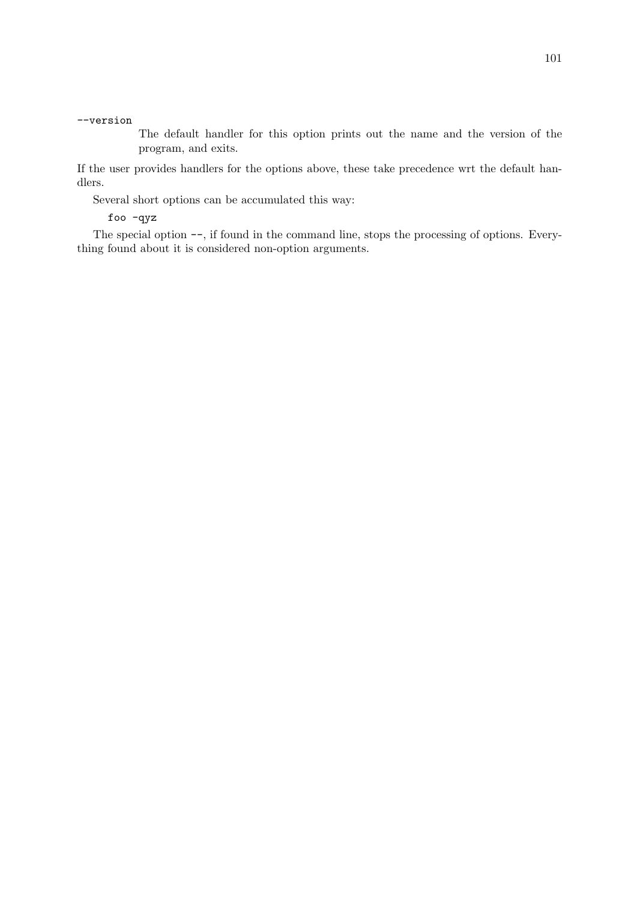`--version`

: The default handler for this option prints out the name and the version of the program, and exits.

If the user provides handlers for the options above, these take precedence wrt the default handlers.

Several short options can be accumulated this way:

```
foo -qyz
```

The special option `--`, if found in the command line, stops the processing of options. Everything found about it is considered non-option arguments.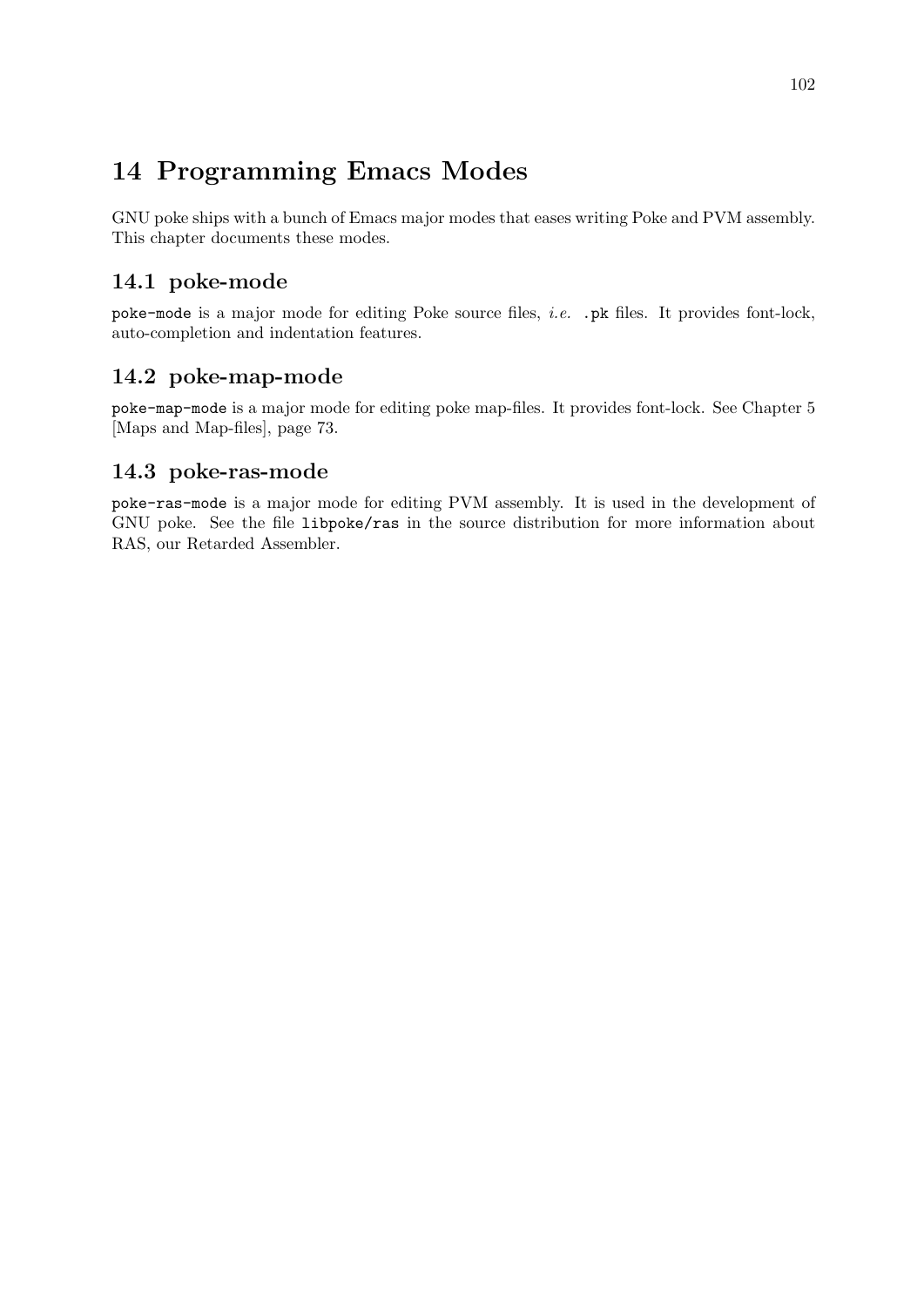# 14 Programming Emacs Modes

GNU poke ships with a bunch of Emacs major modes that eases writing Poke and PVM assembly. This chapter documents these modes.

## 14.1 poke-mode

`poke-mode` is a major mode for editing Poke source files, *i.e.* `.pk` files. It provides font-lock, auto-completion and indentation features.

## 14.2 poke-map-mode

`poke-map-mode` is a major mode for editing poke map-files. It provides font-lock. See Chapter 5 [Maps and Map-files], page 73.

## 14.3 poke-ras-mode

`poke-ras-mode` is a major mode for editing PVM assembly. It is used in the development of GNU poke. See the file `libpoke/ras` in the source distribution for more information about RAS, our Retarded Assembler.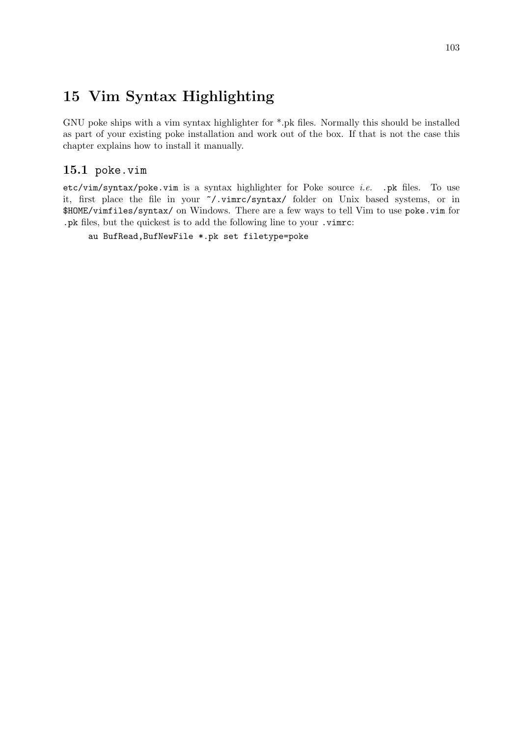# 15 Vim Syntax Highlighting

GNU poke ships with a vim syntax highlighter for *.pk files. Normally this should be installed as part of your existing poke installation and work out of the box. If that is not the case this chapter explains how to install it manually.

## 15.1 poke.vim

`etc/vim/syntax/poke.vim` is a syntax highlighter for Poke source *i.e.* `.pk` files. To use it, first place the file in your `~/.vimrc/syntax/` folder on Unix based systems, or in `$HOME/vimfiles/syntax/` on Windows. There are a few ways to tell Vim to use `poke.vim` for `.pk` files, but the quickest is to add the following line to your `.vimrc`:

```
au BufRead,BufNewFile *.pk set filetype=poke
```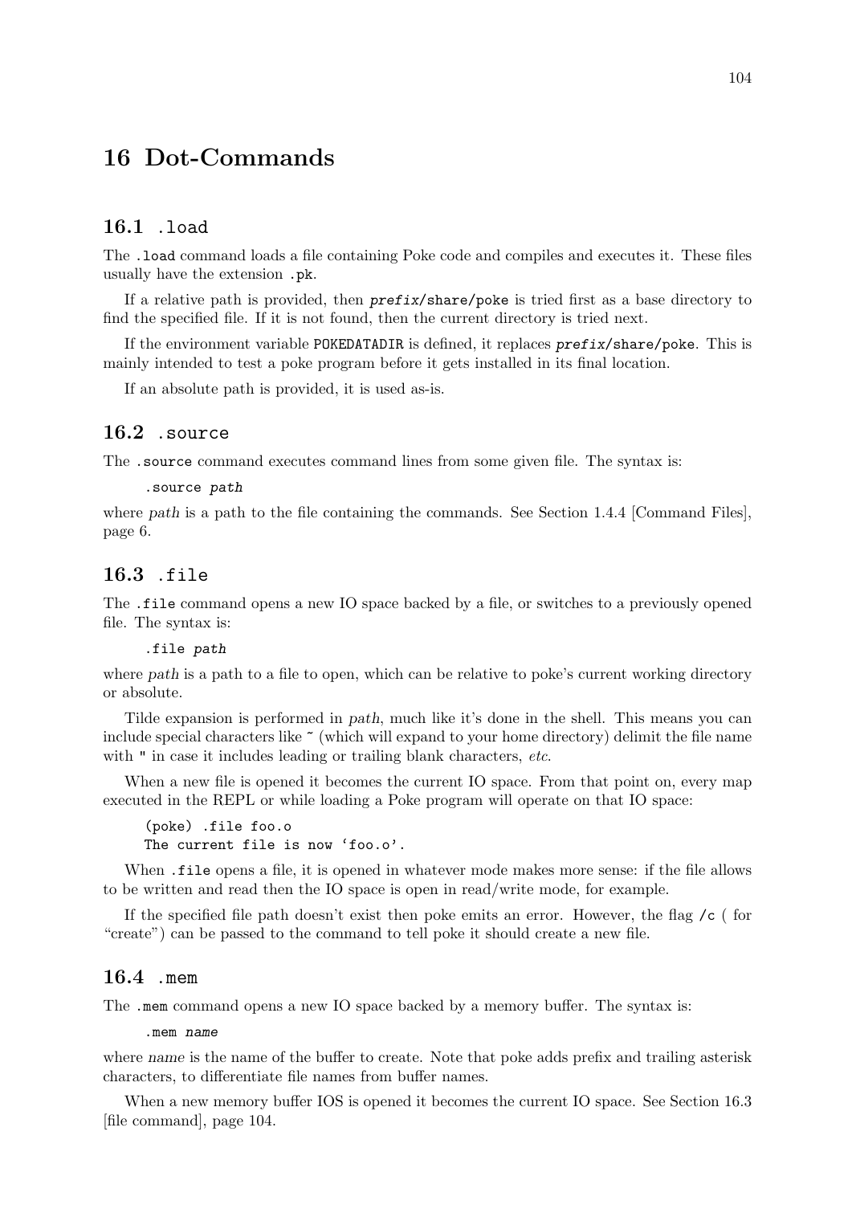# 16 Dot-Commands

## 16.1 `.load`

The `.load` command loads a file containing Poke code and compiles and executes it. These files usually have the extension `.pk`.

If a relative path is provided, then *prefix*`/share/poke` is tried first as a base directory to find the specified file. If it is not found, then the current directory is tried next.

If the environment variable `POKEDATADIR` is defined, it replaces *prefix*`/share/poke`. This is mainly intended to test a poke program before it gets installed in its final location.

If an absolute path is provided, it is used as-is.

## 16.2 `.source`

The `.source` command executes command lines from some given file. The syntax is:

```
.source path
```

where *path* is a path to the file containing the commands. See Section 1.4.4 [Command Files], page 6.

## 16.3 `.file`

The `.file` command opens a new IO space backed by a file, or switches to a previously opened file. The syntax is:

```
.file path
```

where *path* is a path to a file to open, which can be relative to poke's current working directory or absolute.

Tilde expansion is performed in *path*, much like it's done in the shell. This means you can include special characters like `~` (which will expand to your home directory) delimit the file name with `"` in case it includes leading or trailing blank characters, *etc*.

When a new file is opened it becomes the current IO space. From that point on, every map executed in the REPL or while loading a Poke program will operate on that IO space:

```
(poke) .file foo.o
The current file is now 'foo.o'.
```

When `.file` opens a file, it is opened in whatever mode makes more sense: if the file allows to be written and read then the IO space is open in read/write mode, for example.

If the specified file path doesn't exist then poke emits an error. However, the flag `/c` ( for "create") can be passed to the command to tell poke it should create a new file.

## 16.4 `.mem`

The `.mem` command opens a new IO space backed by a memory buffer. The syntax is:

```
.mem name
```

where *name* is the name of the buffer to create. Note that poke adds prefix and trailing asterisk characters, to differentiate file names from buffer names.

When a new memory buffer IOS is opened it becomes the current IO space. See Section 16.3 [file command], page 104.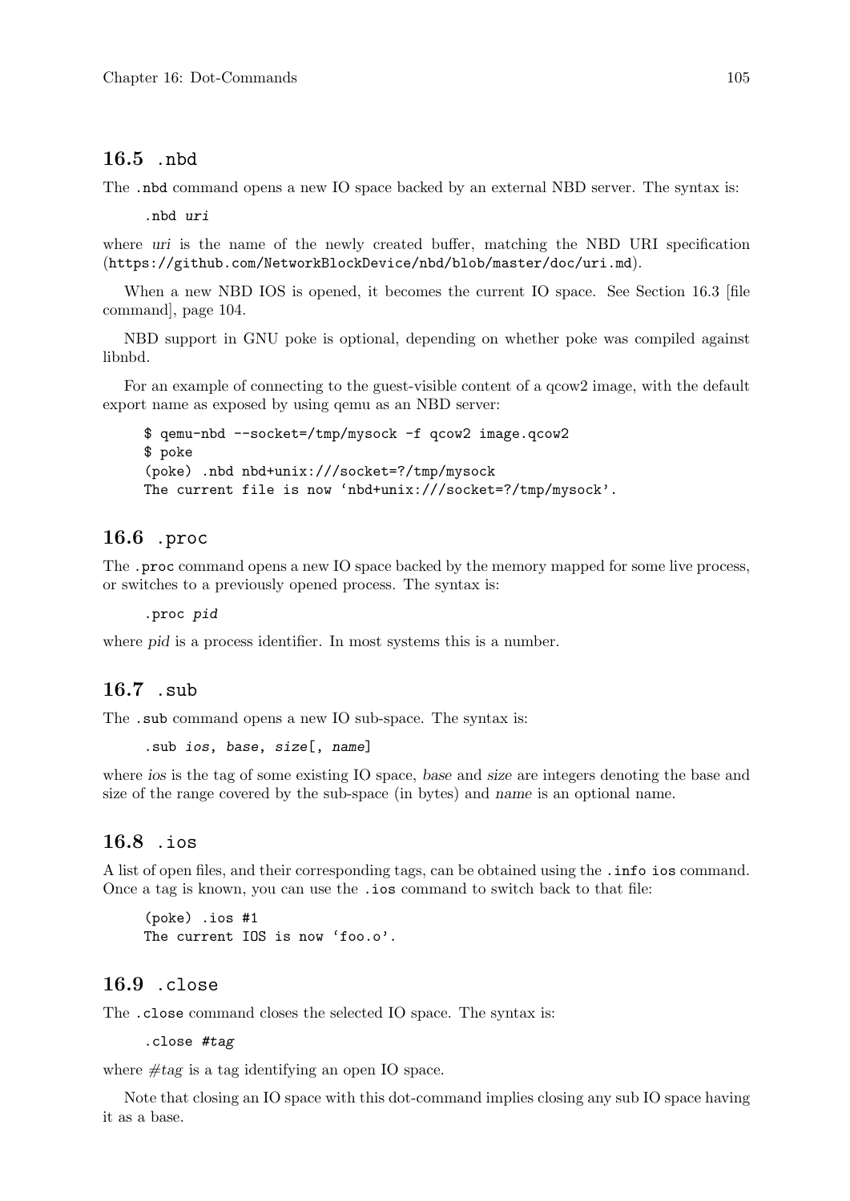## 16.5 .nbd

The `.nbd` command opens a new IO space backed by an external NBD server. The syntax is:

```
.nbd uri
```

where *uri* is the name of the newly created buffer, matching the NBD URI specification (`https://github.com/NetworkBlockDevice/nbd/blob/master/doc/uri.md`).

When a new NBD IOS is opened, it becomes the current IO space. See Section 16.3 [file command], page 104.

NBD support in GNU poke is optional, depending on whether poke was compiled against libnbd.

For an example of connecting to the guest-visible content of a qcow2 image, with the default export name as exposed by using qemu as an NBD server:

```
$ qemu-nbd --socket=/tmp/mysock -f qcow2 image.qcow2
$ poke
(poke) .nbd nbd+unix:///socket=?/tmp/mysock
The current file is now 'nbd+unix:///socket=?/tmp/mysock'.
```

## 16.6 .proc

The `.proc` command opens a new IO space backed by the memory mapped for some live process, or switches to a previously opened process. The syntax is:

```
.proc pid
```

where *pid* is a process identifier. In most systems this is a number.

## 16.7 .sub

The `.sub` command opens a new IO sub-space. The syntax is:

```
.sub ios, base, size[, name]
```

where *ios* is the tag of some existing IO space, *base* and *size* are integers denoting the base and size of the range covered by the sub-space (in bytes) and *name* is an optional name.

## 16.8 .ios

A list of open files, and their corresponding tags, can be obtained using the `.info ios` command. Once a tag is known, you can use the `.ios` command to switch back to that file:

```
(poke) .ios #1
The current IOS is now 'foo.o'.
```

## 16.9 .close

The `.close` command closes the selected IO space. The syntax is:

```
.close #tag
```

where *#tag* is a tag identifying an open IO space.

Note that closing an IO space with this dot-command implies closing any sub IO space having it as a base.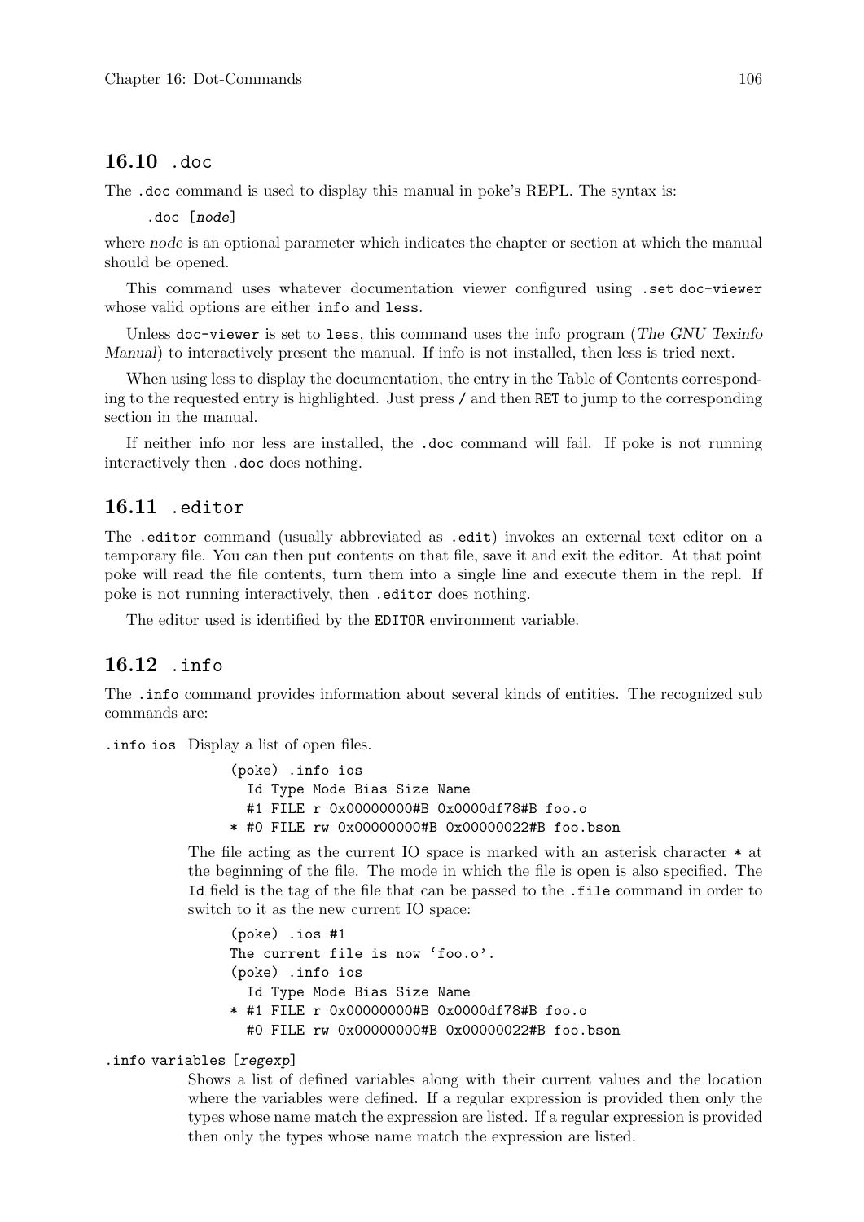## 16.10 `.doc`

The `.doc` command is used to display this manual in poke's REPL. The syntax is:

```
.doc [node]
```

where *node* is an optional parameter which indicates the chapter or section at which the manual should be opened.

This command uses whatever documentation viewer configured using `.set doc-viewer` whose valid options are either `info` and `less`.

Unless `doc-viewer` is set to `less`, this command uses the info program (*The GNU Texinfo Manual*) to interactively present the manual. If info is not installed, then less is tried next.

When using less to display the documentation, the entry in the Table of Contents corresponding to the requested entry is highlighted. Just press `/` and then `RET` to jump to the corresponding section in the manual.

If neither info nor less are installed, the `.doc` command will fail. If poke is not running interactively then `.doc` does nothing.

## 16.11 `.editor`

The `.editor` command (usually abbreviated as `.edit`) invokes an external text editor on a temporary file. You can then put contents on that file, save it and exit the editor. At that point poke will read the file contents, turn them into a single line and execute them in the repl. If poke is not running interactively, then `.editor` does nothing.

The editor used is identified by the `EDITOR` environment variable.

## 16.12 `.info`

The `.info` command provides information about several kinds of entities. The recognized sub commands are:

`.info ios` Display a list of open files.

```
(poke) .info ios
  Id Type Mode Bias Size Name
  #1 FILE r 0x00000000#B 0x0000df78#B foo.o
* #0 FILE rw 0x00000000#B 0x00000022#B foo.bson
```

The file acting as the current IO space is marked with an asterisk character `*` at the beginning of the file. The mode in which the file is open is also specified. The `Id` field is the tag of the file that can be passed to the `.file` command in order to switch to it as the new current IO space:

```
(poke) .ios #1
The current file is now 'foo.o'.
(poke) .info ios
  Id Type Mode Bias Size Name
* #1 FILE r 0x00000000#B 0x0000df78#B foo.o
  #0 FILE rw 0x00000000#B 0x00000022#B foo.bson
```

`.info variables [regexp]`

Shows a list of defined variables along with their current values and the location where the variables were defined. If a regular expression is provided then only the types whose name match the expression are listed. If a regular expression is provided then only the types whose name match the expression are listed.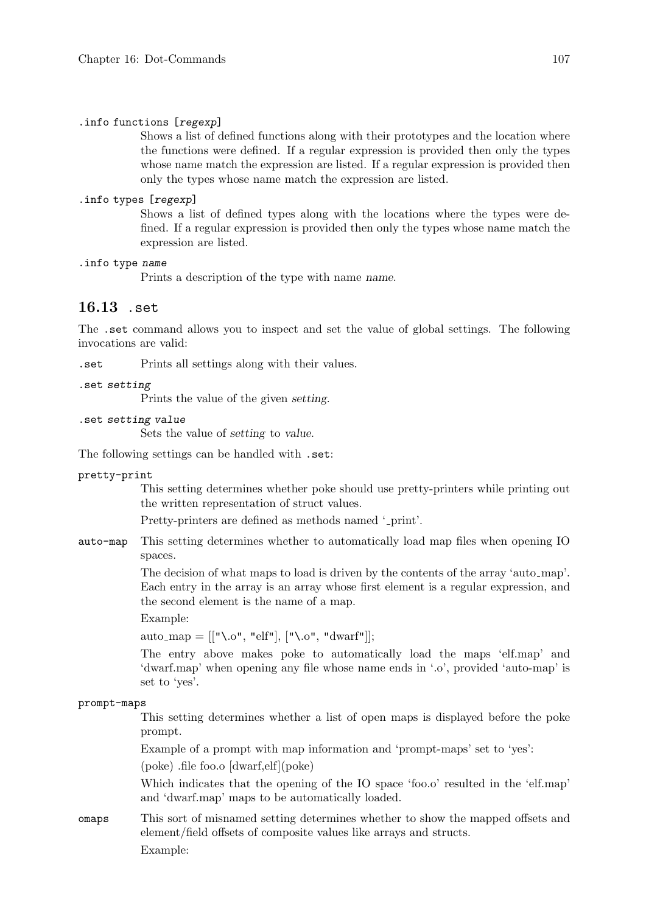`.info functions [regexp]`

Shows a list of defined functions along with their prototypes and the location where the functions were defined. If a regular expression is provided then only the types whose name match the expression are listed. If a regular expression is provided then only the types whose name match the expression are listed.

`.info types [regexp]`

Shows a list of defined types along with the locations where the types were defined. If a regular expression is provided then only the types whose name match the expression are listed.

`.info type name`

Prints a description of the type with name *name*.

## 16.13 .set

The `.set` command allows you to inspect and set the value of global settings. The following invocations are valid:

`.set` Prints all settings along with their values.

`.set setting`

Prints the value of the given *setting*.

`.set setting value`

Sets the value of *setting* to *value*.

The following settings can be handled with `.set`:

`pretty-print`

This setting determines whether poke should use pretty-printers while printing out the written representation of struct values.

Pretty-printers are defined as methods named '_print'.

`auto-map` This setting determines whether to automatically load map files when opening IO spaces.

The decision of what maps to load is driven by the contents of the array 'auto_map'. Each entry in the array is an array whose first element is a regular expression, and the second element is the name of a map.

Example:

auto_map = [["\.o", "elf"], ["\.o", "dwarf"]];

The entry above makes poke to automatically load the maps 'elf.map' and 'dwarf.map' when opening any file whose name ends in '.o', provided 'auto-map' is set to 'yes'.

`prompt-maps`

This setting determines whether a list of open maps is displayed before the poke prompt.

Example of a prompt with map information and 'prompt-maps' set to 'yes':

(poke) .file foo.o [dwarf,elf](poke)

Which indicates that the opening of the IO space 'foo.o' resulted in the 'elf.map' and 'dwarf.map' maps to be automatically loaded.

`omaps` This sort of misnamed setting determines whether to show the mapped offsets and element/field offsets of composite values like arrays and structs.

Example: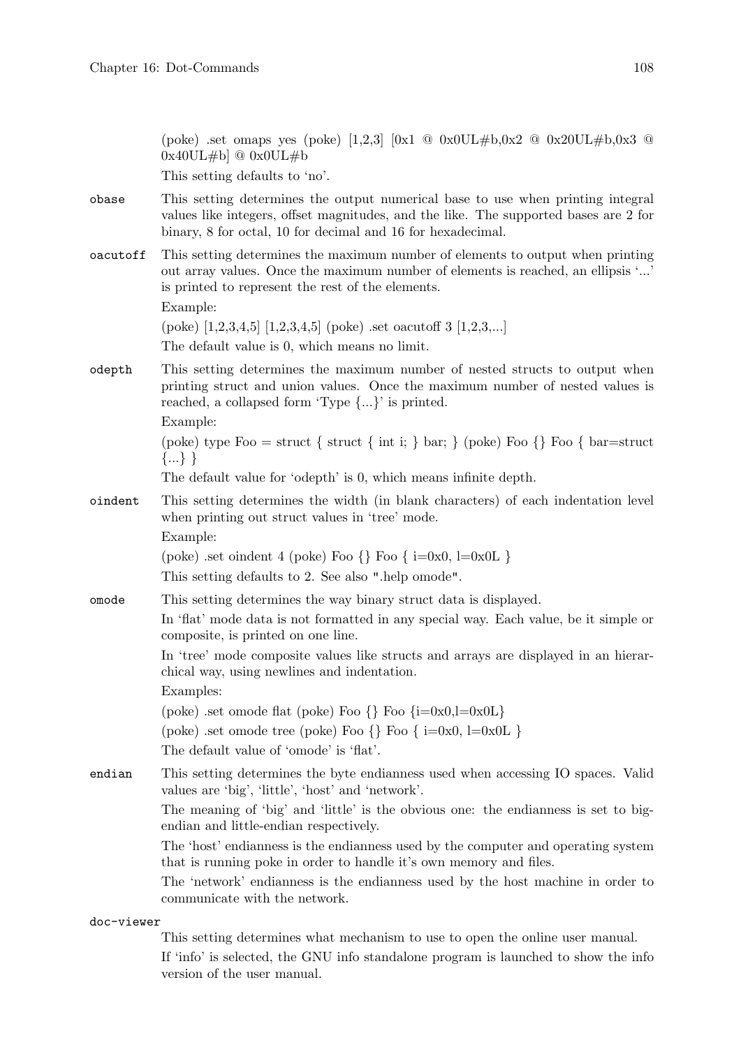(poke) .set omaps yes (poke) [1,2,3] [0x1 @ 0x0UL#b,0x2 @ 0x20UL#b,0x3 @ 0x40UL#b] @ 0x0UL#b

This setting defaults to 'no'.

`obase`
: This setting determines the output numerical base to use when printing integral values like integers, offset magnitudes, and the like. The supported bases are 2 for binary, 8 for octal, 10 for decimal and 16 for hexadecimal.

`oacutoff`
: This setting determines the maximum number of elements to output when printing out array values. Once the maximum number of elements is reached, an ellipsis '...' is printed to represent the rest of the elements.

  Example:

  (poke) [1,2,3,4,5] [1,2,3,4,5] (poke) .set oacutoff 3 [1,2,3,...]

  The default value is 0, which means no limit.

`odepth`
: This setting determines the maximum number of nested structs to output when printing struct and union values. Once the maximum number of nested values is reached, a collapsed form 'Type {...}' is printed.

  Example:

  (poke) type Foo = struct { struct { int i; } bar; } (poke) Foo {} Foo { bar=struct {...} }

  The default value for 'odepth' is 0, which means infinite depth.

`oindent`
: This setting determines the width (in blank characters) of each indentation level when printing out struct values in 'tree' mode.

  Example:

  (poke) .set oindent 4 (poke) Foo {} Foo { i=0x0, l=0x0L }

  This setting defaults to 2. See also ".help omode".

`omode`
: This setting determines the way binary struct data is displayed.

  In 'flat' mode data is not formatted in any special way. Each value, be it simple or composite, is printed on one line.

  In 'tree' mode composite values like structs and arrays are displayed in an hierarchical way, using newlines and indentation.

  Examples:

  (poke) .set omode flat (poke) Foo {} Foo {i=0x0,l=0x0L}

  (poke) .set omode tree (poke) Foo {} Foo { i=0x0, l=0x0L }

  The default value of 'omode' is 'flat'.

`endian`
: This setting determines the byte endianness used when accessing IO spaces. Valid values are 'big', 'little', 'host' and 'network'.

  The meaning of 'big' and 'little' is the obvious one: the endianness is set to big-endian and little-endian respectively.

  The 'host' endianness is the endianness used by the computer and operating system that is running poke in order to handle it's own memory and files.

  The 'network' endianness is the endianness used by the host machine in order to communicate with the network.

`doc-viewer`
: This setting determines what mechanism to use to open the online user manual.

  If 'info' is selected, the GNU info standalone program is launched to show the info version of the user manual.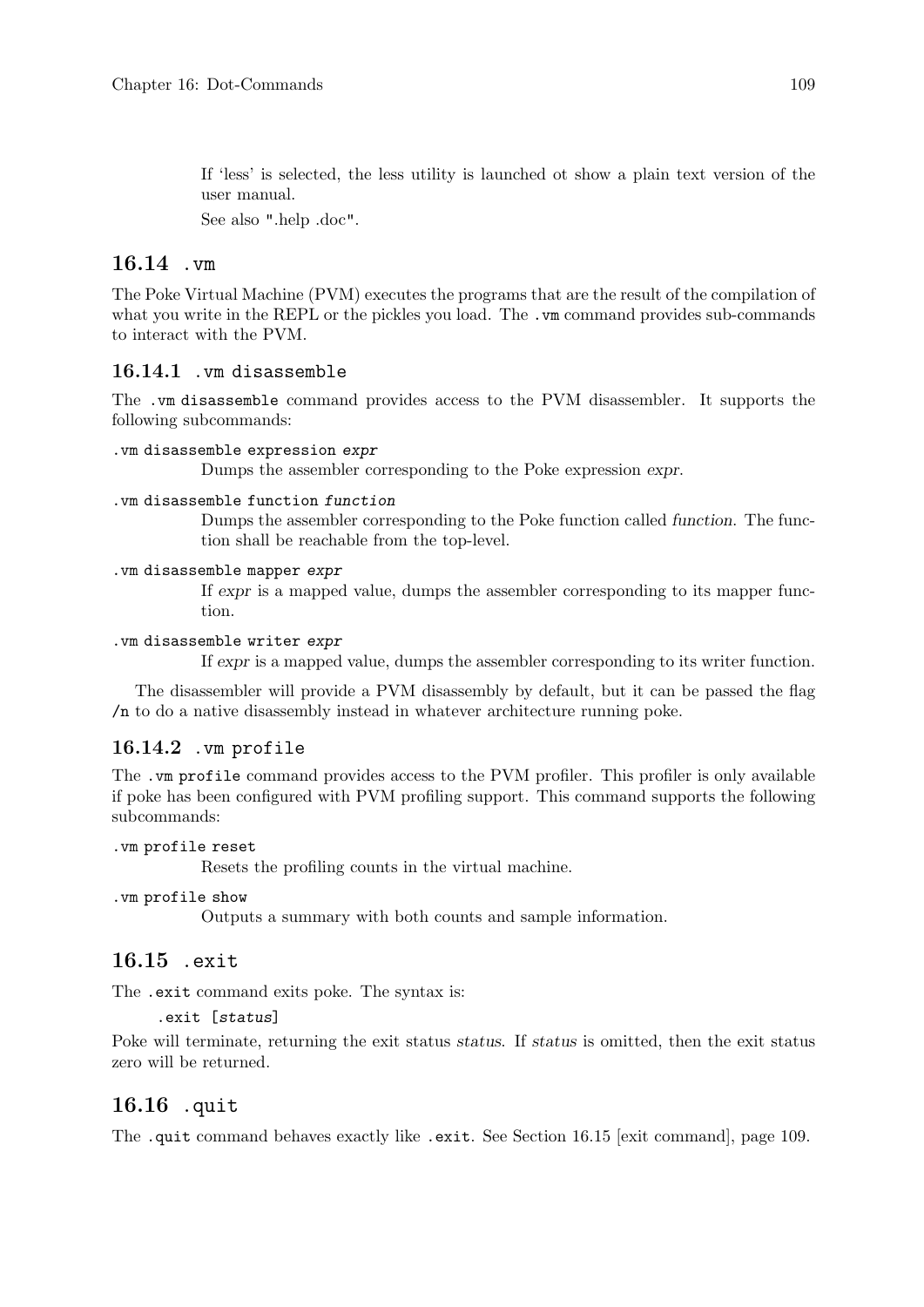If 'less' is selected, the less utility is launched ot show a plain text version of the user manual.

See also ".help .doc".

## 16.14 `.vm`

The Poke Virtual Machine (PVM) executes the programs that are the result of the compilation of what you write in the REPL or the pickles you load. The `.vm` command provides sub-commands to interact with the PVM.

### 16.14.1 `.vm disassemble`

The `.vm disassemble` command provides access to the PVM disassembler. It supports the following subcommands:

`.vm disassemble expression` *expr*
: Dumps the assembler corresponding to the Poke expression *expr*.

`.vm disassemble function` *function*
: Dumps the assembler corresponding to the Poke function called *function*. The function shall be reachable from the top-level.

`.vm disassemble mapper` *expr*
: If *expr* is a mapped value, dumps the assembler corresponding to its mapper function.

`.vm disassemble writer` *expr*
: If *expr* is a mapped value, dumps the assembler corresponding to its writer function.

The disassembler will provide a PVM disassembly by default, but it can be passed the flag `/n` to do a native disassembly instead in whatever architecture running poke.

### 16.14.2 `.vm profile`

The `.vm profile` command provides access to the PVM profiler. This profiler is only available if poke has been configured with PVM profiling support. This command supports the following subcommands:

`.vm profile reset`
: Resets the profiling counts in the virtual machine.

`.vm profile show`
: Outputs a summary with both counts and sample information.

## 16.15 `.exit`

The `.exit` command exits poke. The syntax is:

```
.exit [status]
```

Poke will terminate, returning the exit status *status*. If *status* is omitted, then the exit status zero will be returned.

## 16.16 `.quit`

The `.quit` command behaves exactly like `.exit`. See Section 16.15 [exit command], page 109.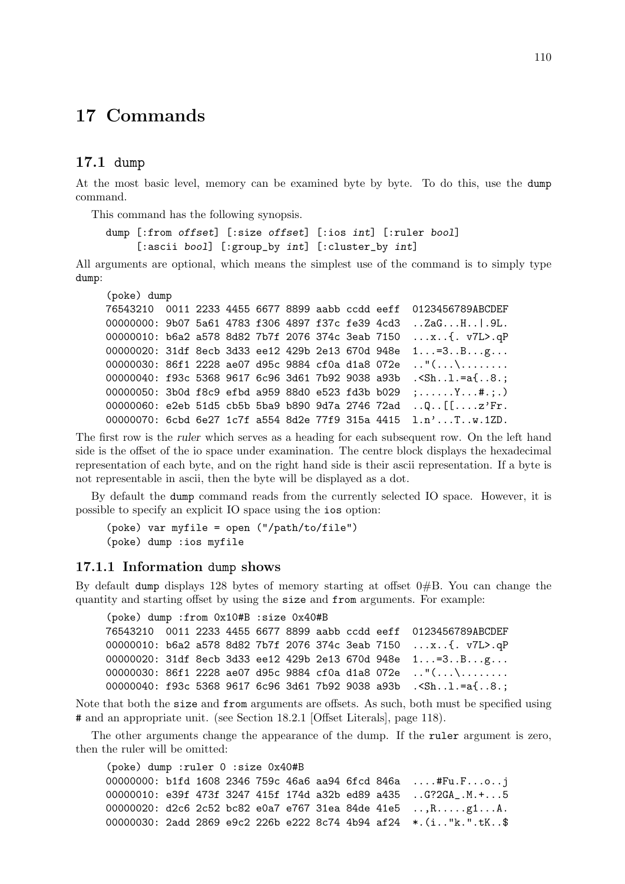# 17 Commands

## 17.1 dump

At the most basic level, memory can be examined byte by byte. To do this, use the `dump` command.

This command has the following synopsis.

```
dump [:from offset] [:size offset] [:ios int] [:ruler bool]
     [:ascii bool] [:group_by int] [:cluster_by int]
```

All arguments are optional, which means the simplest use of the command is to simply type `dump`:

```
(poke) dump
76543210  0011 2233 4455 6677 8899 aabb ccdd eeff  0123456789ABCDEF
00000000: 9b07 5a61 4783 f306 4897 f37c fe39 4cd3  ..ZaG...H..|.9L.
00000010: b6a2 a578 8d82 7b7f 2076 374c 3eab 7150  ...x..{. v7L>.qP
00000020: 31df 8ecb 3d33 ee12 429b 2e13 670d 948e  1...=3..B...g...
00000030: 86f1 2228 ae07 d95c 9884 cf0a d1a8 072e  .."(...\........
00000040: f93c 5368 9617 6c96 3d61 7b92 9038 a93b  .<Sh..l.=a{..8.;
00000050: 3b0d f8c9 efbd a959 88d0 e523 fd3b b029  ;......Y...#.;.)
00000060: e2eb 51d5 cb5b 5ba9 b890 9d7a 2746 72ad  ..Q..[[....z'Fr.
00000070: 6cbd 6e27 1c7f a554 8d2e 77f9 315a 4415  l.n'...T..w.1ZD.
```

The first row is the *ruler* which serves as a heading for each subsequent row. On the left hand side is the offset of the io space under examination. The centre block displays the hexadecimal representation of each byte, and on the right hand side is their ascii representation. If a byte is not representable in ascii, then the byte will be displayed as a dot.

By default the `dump` command reads from the currently selected IO space. However, it is possible to specify an explicit IO space using the `ios` option:

```
(poke) var myfile = open ("/path/to/file")
(poke) dump :ios myfile
```

### 17.1.1 Information dump shows

By default `dump` displays 128 bytes of memory starting at offset 0#B. You can change the quantity and starting offset by using the `size` and `from` arguments. For example:

```
(poke) dump :from 0x10#B :size 0x40#B
76543210  0011 2233 4455 6677 8899 aabb ccdd eeff  0123456789ABCDEF
00000010: b6a2 a578 8d82 7b7f 2076 374c 3eab 7150  ...x..{. v7L>.qP
00000020: 31df 8ecb 3d33 ee12 429b 2e13 670d 948e  1...=3..B...g...
00000030: 86f1 2228 ae07 d95c 9884 cf0a d1a8 072e  .."(...\........
00000040: f93c 5368 9617 6c96 3d61 7b92 9038 a93b  .<Sh..l.=a{..8.;
```

Note that both the `size` and `from` arguments are offsets. As such, both must be specified using `#` and an appropriate unit. (see Section 18.2.1 [Offset Literals], page 118).

The other arguments change the appearance of the dump. If the `ruler` argument is zero, then the ruler will be omitted:

```
(poke) dump :ruler 0 :size 0x40#B
00000000: b1fd 1608 2346 759c 46a6 aa94 6fcd 846a  ....#Fu.F...o..j
00000010: e39f 473f 3247 415f 174d a32b ed89 a435  ..G?2GA_.M.+...5
00000020: d2c6 2c52 bc82 e0a7 e767 31ea 84de 41e5  ..,R.....g1...A.
00000030: 2add 2869 e9c2 226b e222 8c74 4b94 af24  *.(i.."k.".tK..$
```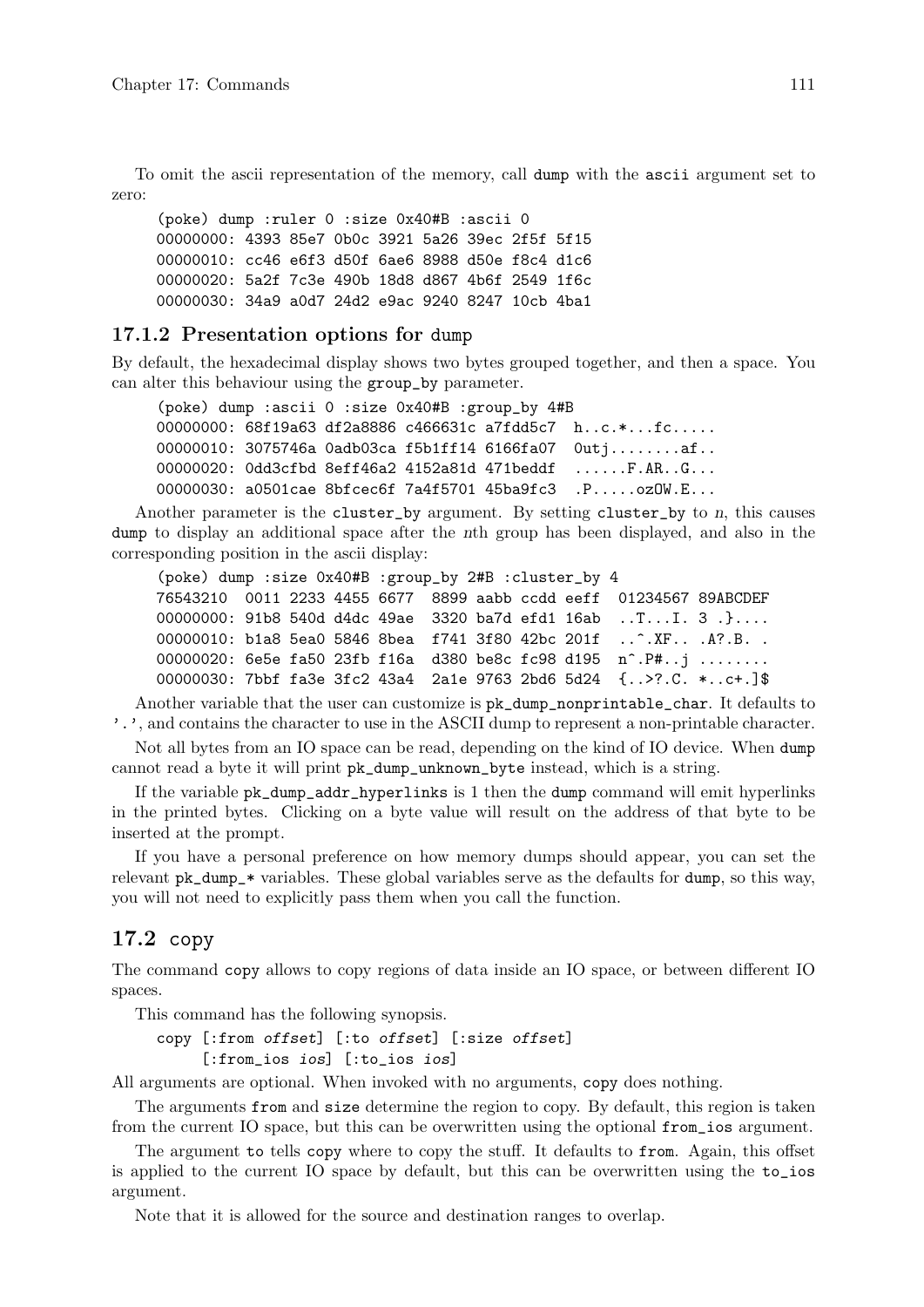To omit the ascii representation of the memory, call `dump` with the `ascii` argument set to zero:

```
(poke) dump :ruler 0 :size 0x40#B :ascii 0
00000000: 4393 85e7 0b0c 3921 5a26 39ec 2f5f 5f15
00000010: cc46 e6f3 d50f 6ae6 8988 d50e f8c4 d1c6
00000020: 5a2f 7c3e 490b 18d8 d867 4b6f 2549 1f6c
00000030: 34a9 a0d7 24d2 e9ac 9240 8247 10cb 4ba1
```

### 17.1.2 Presentation options for `dump`

By default, the hexadecimal display shows two bytes grouped together, and then a space. You can alter this behaviour using the `group_by` parameter.

```
(poke) dump :ascii 0 :size 0x40#B :group_by 4#B
00000000: 68f19a63 df2a8886 c466631c a7fdd5c7  h..c.*...fc.....
00000010: 3075746a 0adb03ca f5b1ff14 6166fa07  0utj........af..
00000020: 0dd3cfbd 8eff46a2 4152a81d 471beddf  ......F.AR..G...
00000030: a0501cae 8bfcec6f 7a4f5701 45ba9fc3  .P.....ozOW.E...
```

Another parameter is the `cluster_by` argument. By setting `cluster_by` to *n*, this causes `dump` to display an additional space after the *n*th group has been displayed, and also in the corresponding position in the ascii display:

```
(poke) dump :size 0x40#B :group_by 2#B :cluster_by 4
76543210  0011 2233 4455 6677  8899 aabb ccdd eeff  01234567 89ABCDEF
00000000: 91b8 540d d4dc 49ae  3320 ba7d efd1 16ab  ..T...I. 3 .}....
00000010: b1a8 5ea0 5846 8bea  f741 3f80 42bc 201f  ..^.XF.. .A?.B. .
00000020: 6e5e fa50 23fb f16a  d380 be8c fc98 d195  n^.P#..j ........
00000030: 7bbf fa3e 3fc2 43a4  2a1e 9763 2bd6 5d24  {..>?.C. *..c+.]$
```

Another variable that the user can customize is `pk_dump_nonprintable_char`. It defaults to `'.'`, and contains the character to use in the ASCII dump to represent a non-printable character.

Not all bytes from an IO space can be read, depending on the kind of IO device. When `dump` cannot read a byte it will print `pk_dump_unknown_byte` instead, which is a string.

If the variable `pk_dump_addr_hyperlinks` is 1 then the `dump` command will emit hyperlinks in the printed bytes. Clicking on a byte value will result on the address of that byte to be inserted at the prompt.

If you have a personal preference on how memory dumps should appear, you can set the relevant `pk_dump_*` variables. These global variables serve as the defaults for `dump`, so this way, you will not need to explicitly pass them when you call the function.

## 17.2 `copy`

The command `copy` allows to copy regions of data inside an IO space, or between different IO spaces.

This command has the following synopsis.

```
copy [:from offset] [:to offset] [:size offset]
     [:from_ios ios] [:to_ios ios]
```

All arguments are optional. When invoked with no arguments, `copy` does nothing.

The arguments `from` and `size` determine the region to copy. By default, this region is taken from the current IO space, but this can be overwritten using the optional `from_ios` argument.

The argument `to` tells `copy` where to copy the stuff. It defaults to `from`. Again, this offset is applied to the current IO space by default, but this can be overwritten using the `to_ios` argument.

Note that it is allowed for the source and destination ranges to overlap.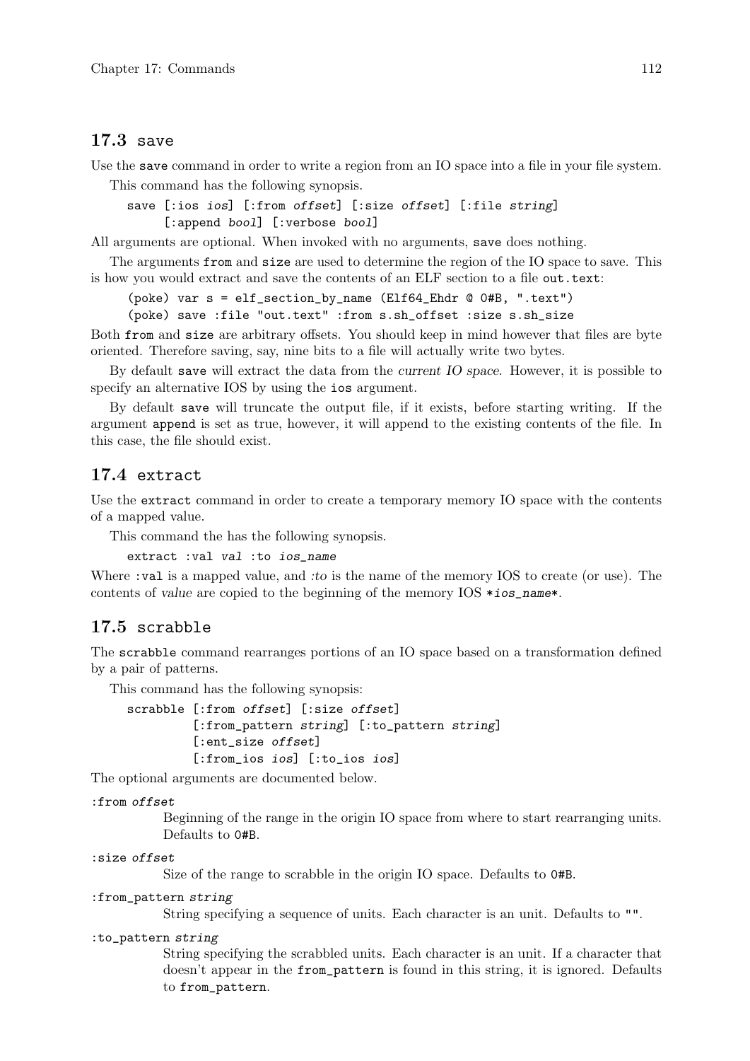## 17.3 save

Use the `save` command in order to write a region from an IO space into a file in your file system.

This command has the following synopsis.

```
save [:ios ios] [:from offset] [:size offset] [:file string]
     [:append bool] [:verbose bool]
```

All arguments are optional. When invoked with no arguments, `save` does nothing.

The arguments `from` and `size` are used to determine the region of the IO space to save. This is how you would extract and save the contents of an ELF section to a file `out.text`:

```
(poke) var s = elf_section_by_name (Elf64_Ehdr @ 0#B, ".text")
(poke) save :file "out.text" :from s.sh_offset :size s.sh_size
```

Both `from` and `size` are arbitrary offsets. You should keep in mind however that files are byte oriented. Therefore saving, say, nine bits to a file will actually write two bytes.

By default `save` will extract the data from the *current IO space*. However, it is possible to specify an alternative IOS by using the `ios` argument.

By default `save` will truncate the output file, if it exists, before starting writing. If the argument `append` is set as true, however, it will append to the existing contents of the file. In this case, the file should exist.

## 17.4 extract

Use the `extract` command in order to create a temporary memory IO space with the contents of a mapped value.

This command the has the following synopsis.

```
extract :val val :to ios_name
```

Where `:val` is a mapped value, and *:to* is the name of the memory IOS to create (or use). The contents of *value* are copied to the beginning of the memory IOS `*ios_name*`.

## 17.5 scrabble

The `scrabble` command rearranges portions of an IO space based on a transformation defined by a pair of patterns.

This command has the following synopsis:

```
scrabble [:from offset] [:size offset]
         [:from_pattern string] [:to_pattern string]
         [:ent_size offset]
         [:from_ios ios] [:to_ios ios]
```

The optional arguments are documented below.

`:from offset`
: Beginning of the range in the origin IO space from where to start rearranging units. Defaults to `0#B`.

`:size offset`
: Size of the range to scrabble in the origin IO space. Defaults to `0#B`.

`:from_pattern string`
: String specifying a sequence of units. Each character is an unit. Defaults to `""`.

`:to_pattern string`
: String specifying the scrabbled units. Each character is an unit. If a character that doesn't appear in the `from_pattern` is found in this string, it is ignored. Defaults to `from_pattern`.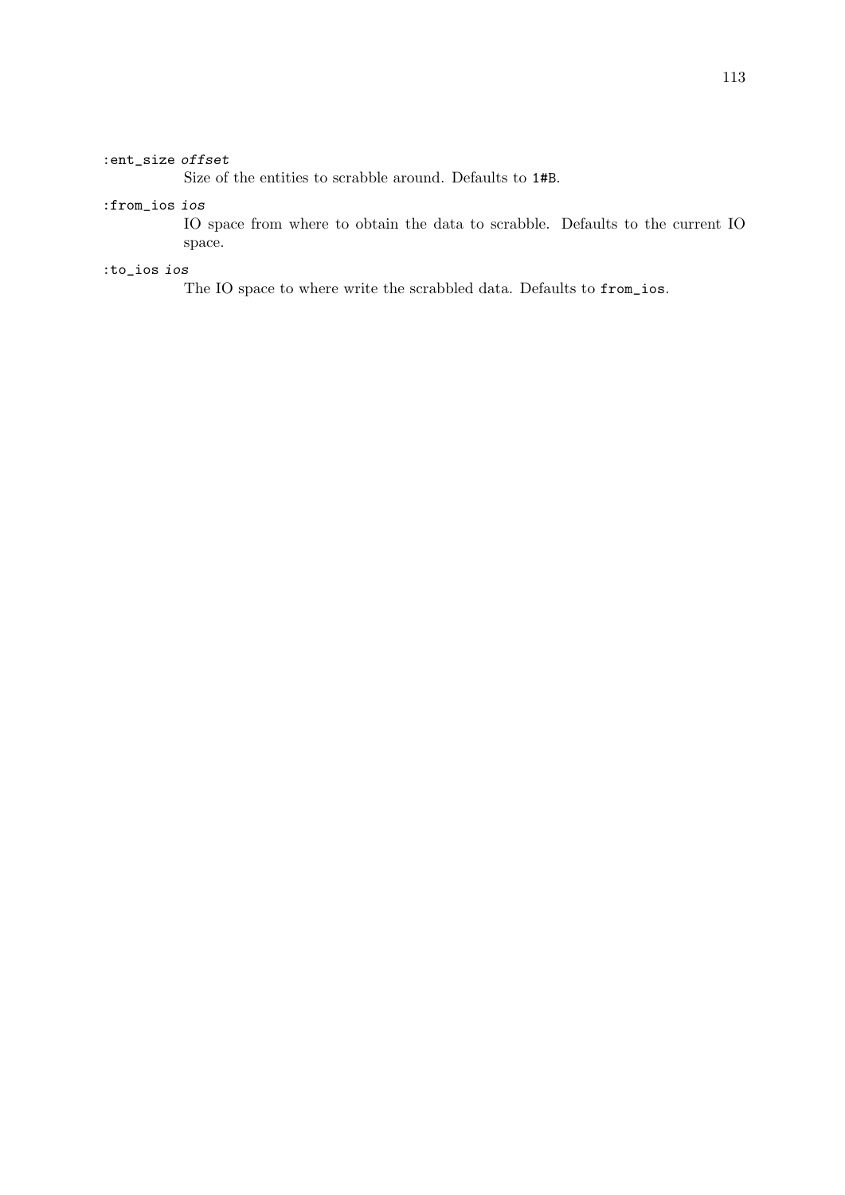`:ent_size` *offset*
: Size of the entities to scrabble around. Defaults to `1#B`.

`:from_ios` *ios*
: IO space from where to obtain the data to scrabble. Defaults to the current IO space.

`:to_ios` *ios*
: The IO space to where write the scrabbled data. Defaults to `from_ios`.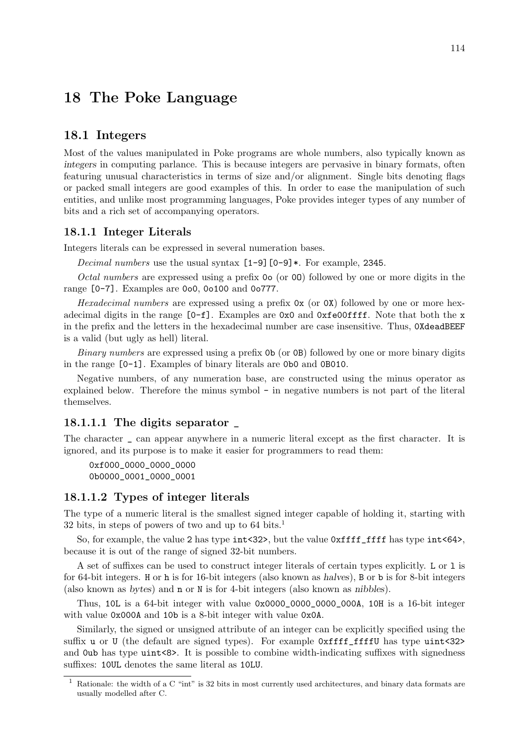# 18 The Poke Language

## 18.1 Integers

Most of the values manipulated in Poke programs are whole numbers, also typically known as *integers* in computing parlance. This is because integers are pervasive in binary formats, often featuring unusual characteristics in terms of size and/or alignment. Single bits denoting flags or packed small integers are good examples of this. In order to ease the manipulation of such entities, and unlike most programming languages, Poke provides integer types of any number of bits and a rich set of accompanying operators.

### 18.1.1 Integer Literals

Integers literals can be expressed in several numeration bases.

*Decimal numbers* use the usual syntax `[1-9][0-9]*`. For example, `2345`.

*Octal numbers* are expressed using a prefix `0o` (or `0O`) followed by one or more digits in the range `[0-7]`. Examples are `0o0`, `0o100` and `0o777`.

*Hexadecimal numbers* are expressed using a prefix `0x` (or `0X`) followed by one or more hexadecimal digits in the range `[0-f]`. Examples are `0x0` and `0xfe00ffff`. Note that both the `x` in the prefix and the letters in the hexadecimal number are case insensitive. Thus, `0XdeadBEEF` is a valid (but ugly as hell) literal.

*Binary numbers* are expressed using a prefix `0b` (or `0B`) followed by one or more binary digits in the range `[0-1]`. Examples of binary literals are `0b0` and `0B010`.

Negative numbers, of any numeration base, are constructed using the minus operator as explained below. Therefore the minus symbol `-` in negative numbers is not part of the literal themselves.

#### 18.1.1.1 The digits separator _

The character `_` can appear anywhere in a numeric literal except as the first character. It is ignored, and its purpose is to make it easier for programmers to read them:

```
0xf000_0000_0000_0000
0b0000_0001_0000_0001
```

#### 18.1.1.2 Types of integer literals

The type of a numeric literal is the smallest signed integer capable of holding it, starting with 32 bits, in steps of powers of two and up to 64 bits.[1]

So, for example, the value `2` has type `int<32>`, but the value `0xffff_ffff` has type `int<64>`, because it is out of the range of signed 32-bit numbers.

A set of suffixes can be used to construct integer literals of certain types explicitly. `L` or `l` is for 64-bit integers. `H` or `h` is for 16-bit integers (also known as *halves*), `B` or `b` is for 8-bit integers (also known as *bytes*) and `n` or `N` is for 4-bit integers (also known as *nibbles*).

Thus, `10L` is a 64-bit integer with value `0x0000_0000_0000_000A`, `10H` is a 16-bit integer with value `0x000A` and `10b` is a 8-bit integer with value `0x0A`.

Similarly, the signed or unsigned attribute of an integer can be explicitly specified using the suffix `u` or `U` (the default are signed types). For example `0xffff_ffffU` has type `uint<32>` and `0ub` has type `uint<8>`. It is possible to combine width-indicating suffixes with signedness suffixes: `10UL` denotes the same literal as `10LU`.

---

[1] Rationale: the width of a C "int" is 32 bits in most currently used architectures, and binary data formats are usually modelled after C.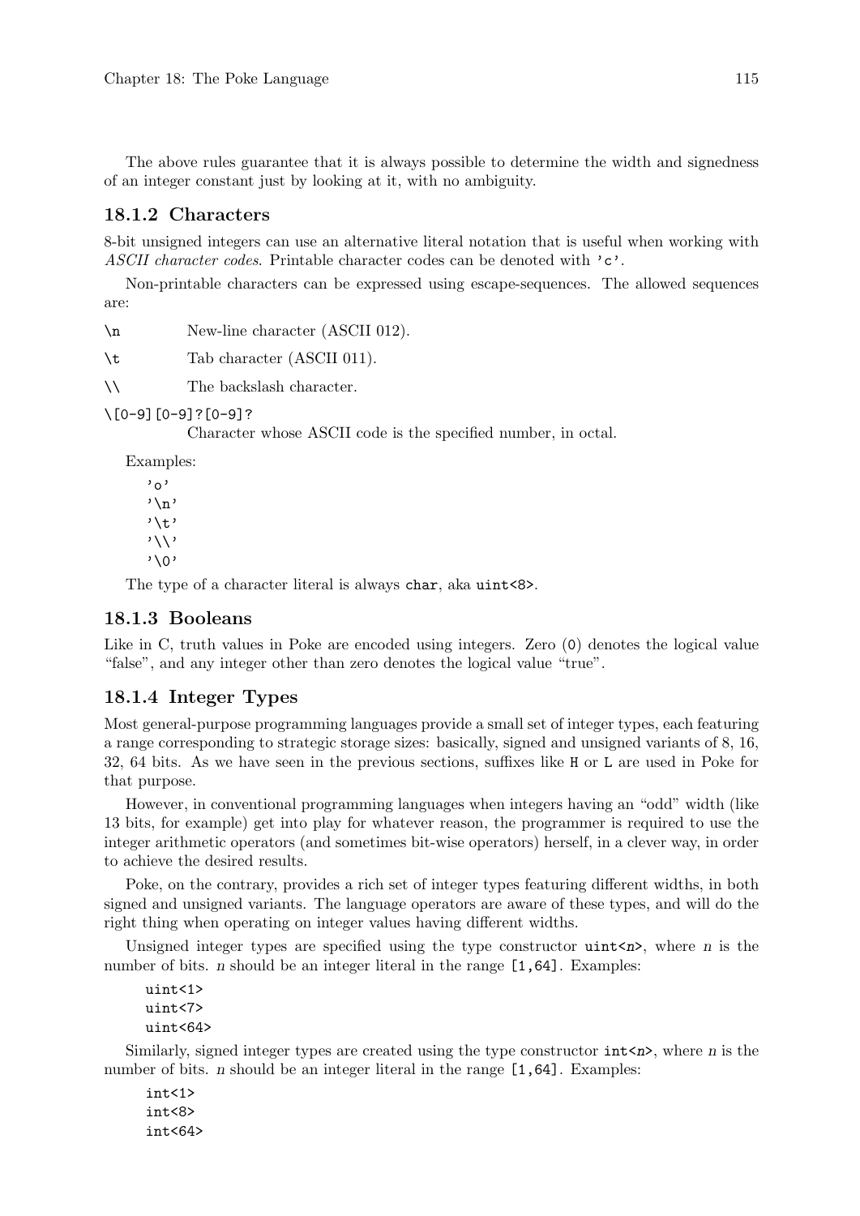The above rules guarantee that it is always possible to determine the width and signedness of an integer constant just by looking at it, with no ambiguity.

### 18.1.2 Characters

8-bit unsigned integers can use an alternative literal notation that is useful when working with *ASCII character codes*. Printable character codes can be denoted with `'c'`.

Non-printable characters can be expressed using escape-sequences. The allowed sequences are:

`\n` New-line character (ASCII 012).

`\t` Tab character (ASCII 011).

`\\` The backslash character.

`\[0-9][0-9]?[0-9]?`
Character whose ASCII code is the specified number, in octal.

Examples:

```
'o'
'\n'
'\t'
'\\'
'\0'
```

The type of a character literal is always `char`, aka `uint<8>`.

### 18.1.3 Booleans

Like in C, truth values in Poke are encoded using integers. Zero (`0`) denotes the logical value "false", and any integer other than zero denotes the logical value "true".

### 18.1.4 Integer Types

Most general-purpose programming languages provide a small set of integer types, each featuring a range corresponding to strategic storage sizes: basically, signed and unsigned variants of 8, 16, 32, 64 bits. As we have seen in the previous sections, suffixes like `H` or `L` are used in Poke for that purpose.

However, in conventional programming languages when integers having an "odd" width (like 13 bits, for example) get into play for whatever reason, the programmer is required to use the integer arithmetic operators (and sometimes bit-wise operators) herself, in a clever way, in order to achieve the desired results.

Poke, on the contrary, provides a rich set of integer types featuring different widths, in both signed and unsigned variants. The language operators are aware of these types, and will do the right thing when operating on integer values having different widths.

Unsigned integer types are specified using the type constructor `uint<n>`, where *n* is the number of bits. *n* should be an integer literal in the range `[1,64]`. Examples:

```
uint<1>
uint<7>
uint<64>
```

Similarly, signed integer types are created using the type constructor `int<n>`, where *n* is the number of bits. *n* should be an integer literal in the range `[1,64]`. Examples:

```
int<1>
int<8>
int<64>
```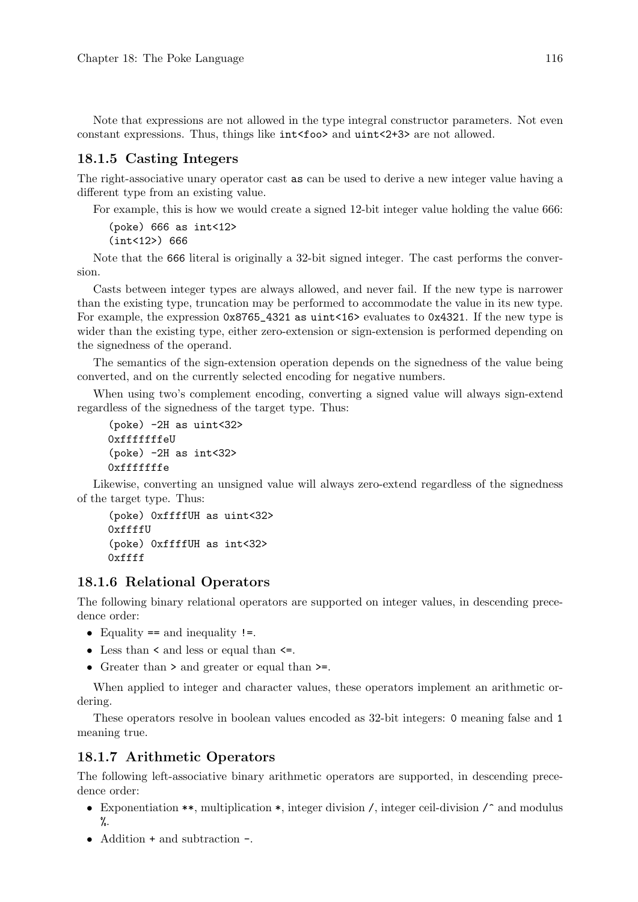Note that expressions are not allowed in the type integral constructor parameters. Not even constant expressions. Thus, things like `int<foo>` and `uint<2+3>` are not allowed.

### 18.1.5 Casting Integers

The right-associative unary operator cast `as` can be used to derive a new integer value having a different type from an existing value.

For example, this is how we would create a signed 12-bit integer value holding the value 666:

```
(poke) 666 as int<12>
(int<12>) 666
```

Note that the `666` literal is originally a 32-bit signed integer. The cast performs the conversion.

Casts between integer types are always allowed, and never fail. If the new type is narrower than the existing type, truncation may be performed to accommodate the value in its new type. For example, the expression `0x8765_4321 as uint<16>` evaluates to `0x4321`. If the new type is wider than the existing type, either zero-extension or sign-extension is performed depending on the signedness of the operand.

The semantics of the sign-extension operation depends on the signedness of the value being converted, and on the currently selected encoding for negative numbers.

When using two's complement encoding, converting a signed value will always sign-extend regardless of the signedness of the target type. Thus:

```
(poke) -2H as uint<32>
0xfffffffeU
(poke) -2H as int<32>
0xfffffffe
```

Likewise, converting an unsigned value will always zero-extend regardless of the signedness of the target type. Thus:

```
(poke) 0xffffUH as uint<32>
0xffffU
(poke) 0xffffUH as int<32>
0xffff
```

### 18.1.6 Relational Operators

The following binary relational operators are supported on integer values, in descending precedence order:

- Equality `==` and inequality `!=`.
- Less than `<` and less or equal than `<=`.
- Greater than `>` and greater or equal than `>=`.

When applied to integer and character values, these operators implement an arithmetic ordering.

These operators resolve in boolean values encoded as 32-bit integers: `0` meaning false and `1` meaning true.

### 18.1.7 Arithmetic Operators

The following left-associative binary arithmetic operators are supported, in descending precedence order:

- Exponentiation `**`, multiplication `*`, integer division `/`, integer ceil-division `/^` and modulus `%`.
- Addition `+` and subtraction `-`.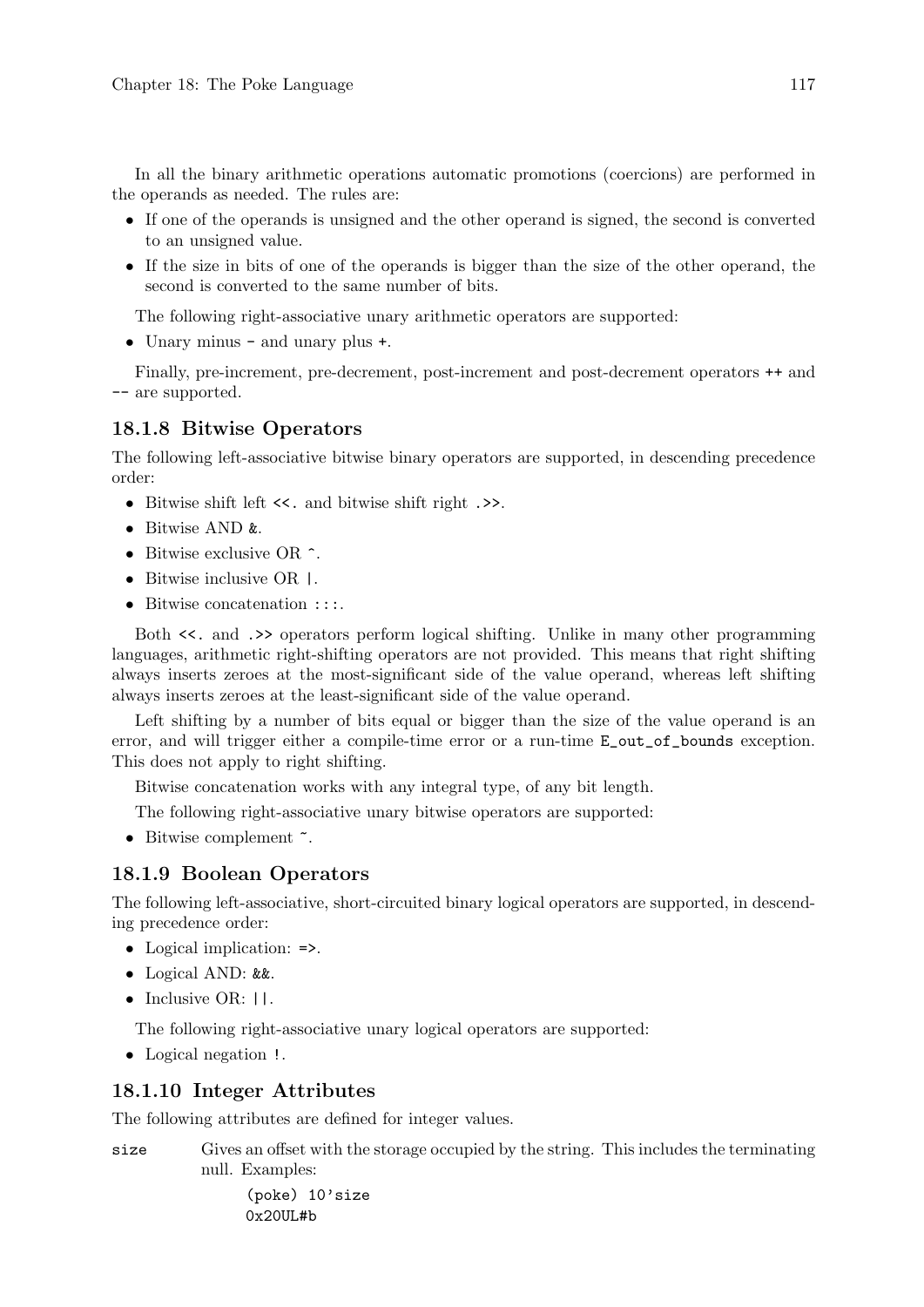In all the binary arithmetic operations automatic promotions (coercions) are performed in the operands as needed. The rules are:

- If one of the operands is unsigned and the other operand is signed, the second is converted to an unsigned value.
- If the size in bits of one of the operands is bigger than the size of the other operand, the second is converted to the same number of bits.

The following right-associative unary arithmetic operators are supported:

- Unary minus `-` and unary plus `+`.

Finally, pre-increment, pre-decrement, post-increment and post-decrement operators `++` and `--` are supported.

### 18.1.8 Bitwise Operators

The following left-associative bitwise binary operators are supported, in descending precedence order:

- Bitwise shift left `<<.` and bitwise shift right `.>>`.
- Bitwise AND `&`.
- Bitwise exclusive OR `^`.
- Bitwise inclusive OR `|`.
- Bitwise concatenation `:::`.

Both `<<.` and `.>>` operators perform logical shifting. Unlike in many other programming languages, arithmetic right-shifting operators are not provided. This means that right shifting always inserts zeroes at the most-significant side of the value operand, whereas left shifting always inserts zeroes at the least-significant side of the value operand.

Left shifting by a number of bits equal or bigger than the size of the value operand is an error, and will trigger either a compile-time error or a run-time `E_out_of_bounds` exception. This does not apply to right shifting.

Bitwise concatenation works with any integral type, of any bit length.

The following right-associative unary bitwise operators are supported:

- Bitwise complement `~`.

### 18.1.9 Boolean Operators

The following left-associative, short-circuited binary logical operators are supported, in descending precedence order:

- Logical implication: `=>`.
- Logical AND: `&&`.
- Inclusive OR: `||`.

The following right-associative unary logical operators are supported:

- Logical negation `!`.

### 18.1.10 Integer Attributes

The following attributes are defined for integer values.

`size` Gives an offset with the storage occupied by the string. This includes the terminating null. Examples:

```
(poke) 10'size
0x20UL#b
```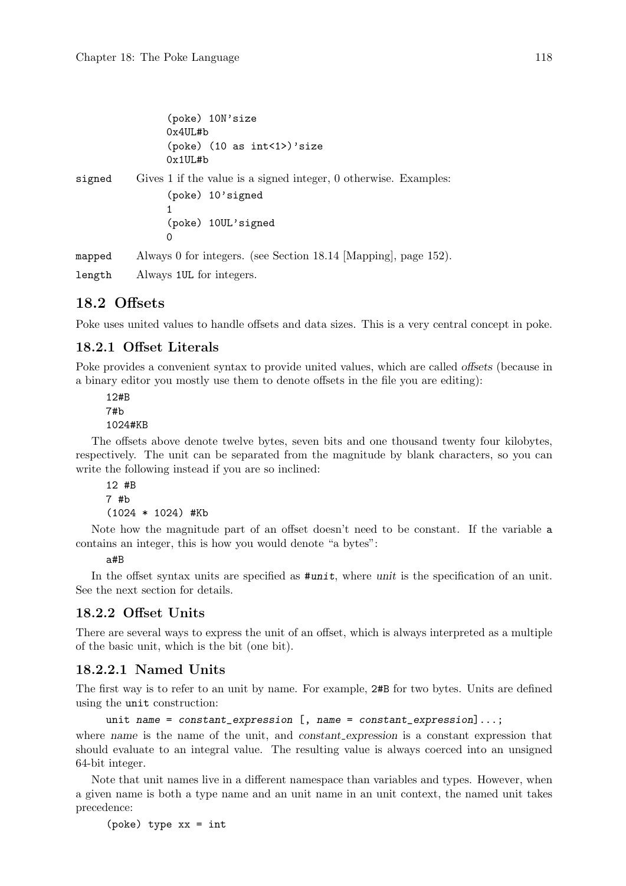```
(poke) 10N'size
0x4UL#b
(poke) (10 as int<1>)'size
0x1UL#b
```

`signed` Gives 1 if the value is a signed integer, 0 otherwise. Examples:

```
(poke) 10'signed
1
(poke) 10UL'signed
0
```

`mapped` Always 0 for integers. (see Section 18.14 [Mapping], page 152).

`length` Always `1UL` for integers.

## 18.2 Offsets

Poke uses united values to handle offsets and data sizes. This is a very central concept in poke.

### 18.2.1 Offset Literals

Poke provides a convenient syntax to provide united values, which are called *offsets* (because in a binary editor you mostly use them to denote offsets in the file you are editing):

```
12#B
7#b
1024#KB
```

The offsets above denote twelve bytes, seven bits and one thousand twenty four kilobytes, respectively. The unit can be separated from the magnitude by blank characters, so you can write the following instead if you are so inclined:

```
12 #B
7 #b
(1024 * 1024) #Kb
```

Note how the magnitude part of an offset doesn't need to be constant. If the variable `a` contains an integer, this is how you would denote "a bytes":

```
a#B
```

In the offset syntax units are specified as `#unit`, where *unit* is the specification of an unit. See the next section for details.

### 18.2.2 Offset Units

There are several ways to express the unit of an offset, which is always interpreted as a multiple of the basic unit, which is the bit (one bit).

#### 18.2.2.1 Named Units

The first way is to refer to an unit by name. For example, `2#B` for two bytes. Units are defined using the `unit` construction:

```
unit name = constant_expression [, name = constant_expression]...;
```

where *name* is the name of the unit, and *constant_expression* is a constant expression that should evaluate to an integral value. The resulting value is always coerced into an unsigned 64-bit integer.

Note that unit names live in a different namespace than variables and types. However, when a given name is both a type name and an unit name in an unit context, the named unit takes precedence:

```
(poke) type xx = int
```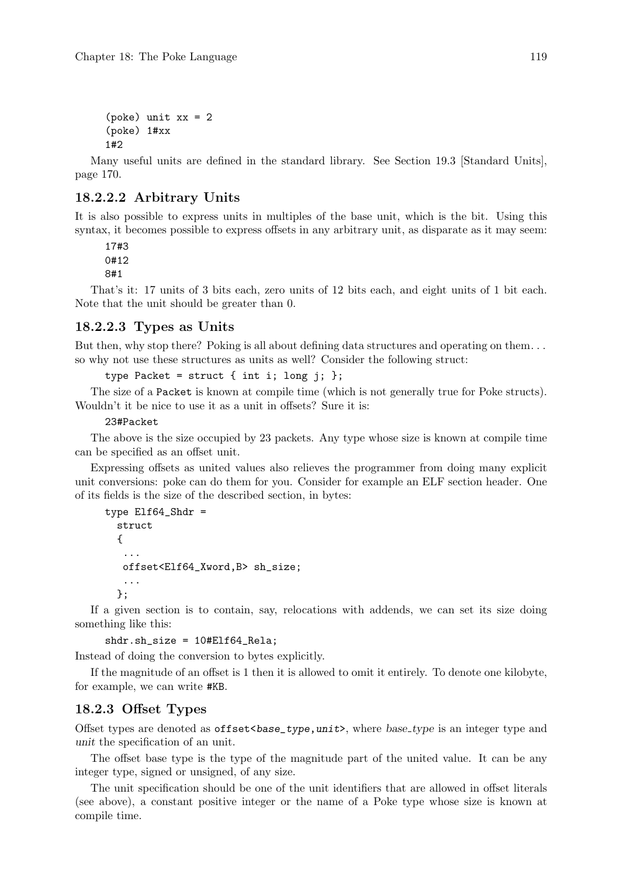```
(poke) unit xx = 2
(poke) 1#xx
1#2
```

Many useful units are defined in the standard library. See Section 19.3 [Standard Units], page 170.

#### 18.2.2.2 Arbitrary Units

It is also possible to express units in multiples of the base unit, which is the bit. Using this syntax, it becomes possible to express offsets in any arbitrary unit, as disparate as it may seem:

```
17#3
0#12
8#1
```

That's it: 17 units of 3 bits each, zero units of 12 bits each, and eight units of 1 bit each. Note that the unit should be greater than 0.

#### 18.2.2.3 Types as Units

But then, why stop there? Poking is all about defining data structures and operating on them... so why not use these structures as units as well? Consider the following struct:

```
type Packet = struct { int i; long j; };
```

The size of a `Packet` is known at compile time (which is not generally true for Poke structs). Wouldn't it be nice to use it as a unit in offsets? Sure it is:

```
23#Packet
```

The above is the size occupied by 23 packets. Any type whose size is known at compile time can be specified as an offset unit.

Expressing offsets as united values also relieves the programmer from doing many explicit unit conversions: poke can do them for you. Consider for example an ELF section header. One of its fields is the size of the described section, in bytes:

```
type Elf64_Shdr =
  struct
  {
   ...
   offset<Elf64_Xword,B> sh_size;
   ...
  };
```

If a given section is to contain, say, relocations with addends, we can set its size doing something like this:

```
shdr.sh_size = 10#Elf64_Rela;
```

Instead of doing the conversion to bytes explicitly.

If the magnitude of an offset is 1 then it is allowed to omit it entirely. To denote one kilobyte, for example, we can write `#KB`.

### 18.2.3 Offset Types

Offset types are denoted as `offset<`*`base_type`*`,`*`unit`*`>`, where *base_type* is an integer type and *unit* the specification of an unit.

The offset base type is the type of the magnitude part of the united value. It can be any integer type, signed or unsigned, of any size.

The unit specification should be one of the unit identifiers that are allowed in offset literals (see above), a constant positive integer or the name of a Poke type whose size is known at compile time.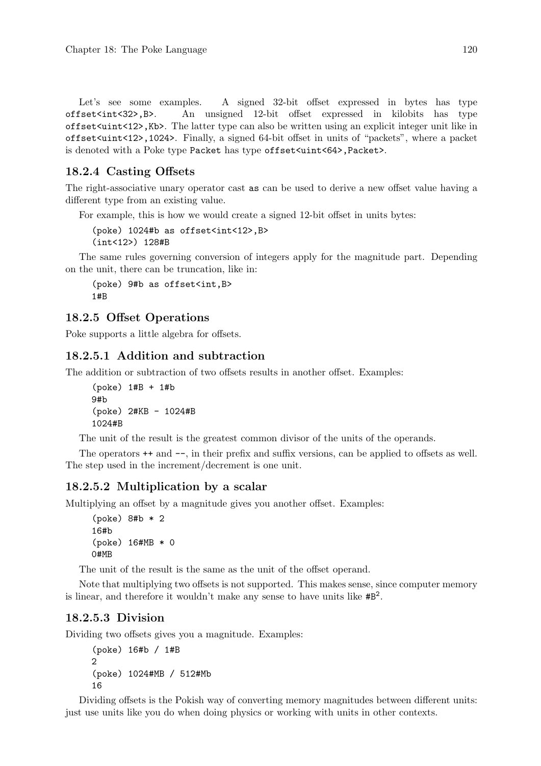Let's see some examples. A signed 32-bit offset expressed in bytes has type `offset<int<32>,B>`. An unsigned 12-bit offset expressed in kilobits has type `offset<uint<12>,Kb>`. The latter type can also be written using an explicit integer unit like in `offset<uint<12>,1024>`. Finally, a signed 64-bit offset in units of "packets", where a packet is denoted with a Poke type `Packet` has type `offset<uint<64>,Packet>`.

### 18.2.4 Casting Offsets

The right-associative unary operator cast `as` can be used to derive a new offset value having a different type from an existing value.

For example, this is how we would create a signed 12-bit offset in units bytes:

```
(poke) 1024#b as offset<int<12>,B>
(int<12>) 128#B
```

The same rules governing conversion of integers apply for the magnitude part. Depending on the unit, there can be truncation, like in:

```
(poke) 9#b as offset<int,B>
1#B
```

### 18.2.5 Offset Operations

Poke supports a little algebra for offsets.

#### 18.2.5.1 Addition and subtraction

The addition or subtraction of two offsets results in another offset. Examples:

```
(poke) 1#B + 1#b
9#b
(poke) 2#KB - 1024#B
1024#B
```

The unit of the result is the greatest common divisor of the units of the operands.

The operators `++` and `--`, in their prefix and suffix versions, can be applied to offsets as well. The step used in the increment/decrement is one unit.

#### 18.2.5.2 Multiplication by a scalar

Multiplying an offset by a magnitude gives you another offset. Examples:

```
(poke) 8#b * 2
16#b
(poke) 16#MB * 0
0#MB
```

The unit of the result is the same as the unit of the offset operand.

Note that multiplying two offsets is not supported. This makes sense, since computer memory is linear, and therefore it wouldn't make any sense to have units like $\#B^2$.

#### 18.2.5.3 Division

Dividing two offsets gives you a magnitude. Examples:

```
(poke) 16#b / 1#B
2
(poke) 1024#MB / 512#Mb
16
```

Dividing offsets is the Pokish way of converting memory magnitudes between different units: just use units like you do when doing physics or working with units in other contexts.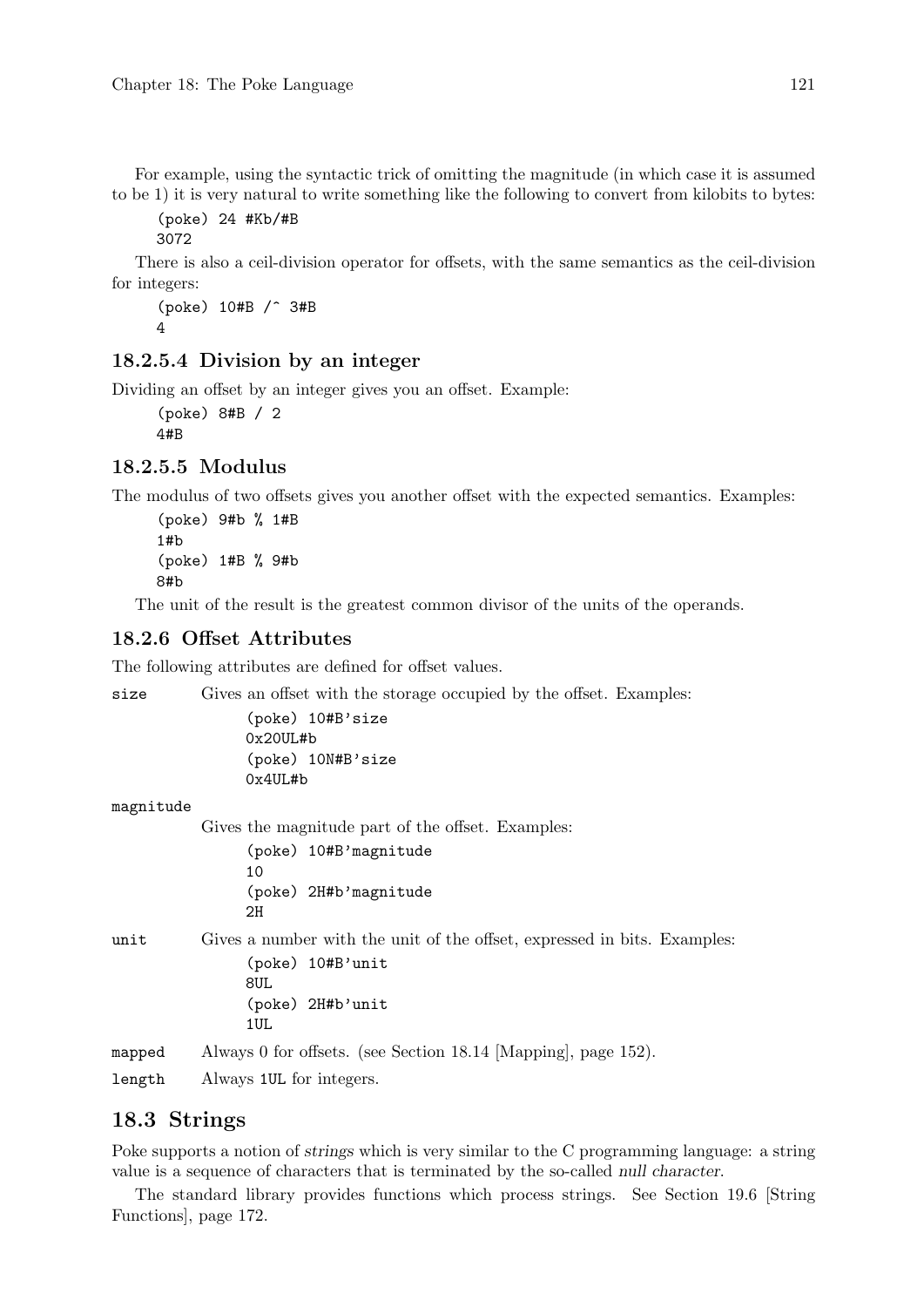For example, using the syntactic trick of omitting the magnitude (in which case it is assumed to be 1) it is very natural to write something like the following to convert from kilobits to bytes:

```
(poke) 24 #Kb/#B
3072
```

There is also a ceil-division operator for offsets, with the same semantics as the ceil-division for integers:

```
(poke) 10#B /^ 3#B
4
```

#### 18.2.5.4 Division by an integer

Dividing an offset by an integer gives you an offset. Example:

```
(poke) 8#B / 2
4#B
```

#### 18.2.5.5 Modulus

The modulus of two offsets gives you another offset with the expected semantics. Examples:

```
(poke) 9#b % 1#B
1#b
(poke) 1#B % 9#b
8#b
```

The unit of the result is the greatest common divisor of the units of the operands.

### 18.2.6 Offset Attributes

The following attributes are defined for offset values.

`size` Gives an offset with the storage occupied by the offset. Examples:

```
(poke) 10#B'size
0x20UL#b
(poke) 10N#B'size
0x4UL#b
```

`magnitude` Gives the magnitude part of the offset. Examples:

```
(poke) 10#B'magnitude
10
(poke) 2H#b'magnitude
2H
```

`unit` Gives a number with the unit of the offset, expressed in bits. Examples:

```
(poke) 10#B'unit
8UL
(poke) 2H#b'unit
1UL
```

`mapped` Always 0 for offsets. (see Section 18.14 [Mapping], page 152).

`length` Always `1UL` for integers.

## 18.3 Strings

Poke supports a notion of *strings* which is very similar to the C programming language: a string value is a sequence of characters that is terminated by the so-called *null character*.

The standard library provides functions which process strings. See Section 19.6 [String Functions], page 172.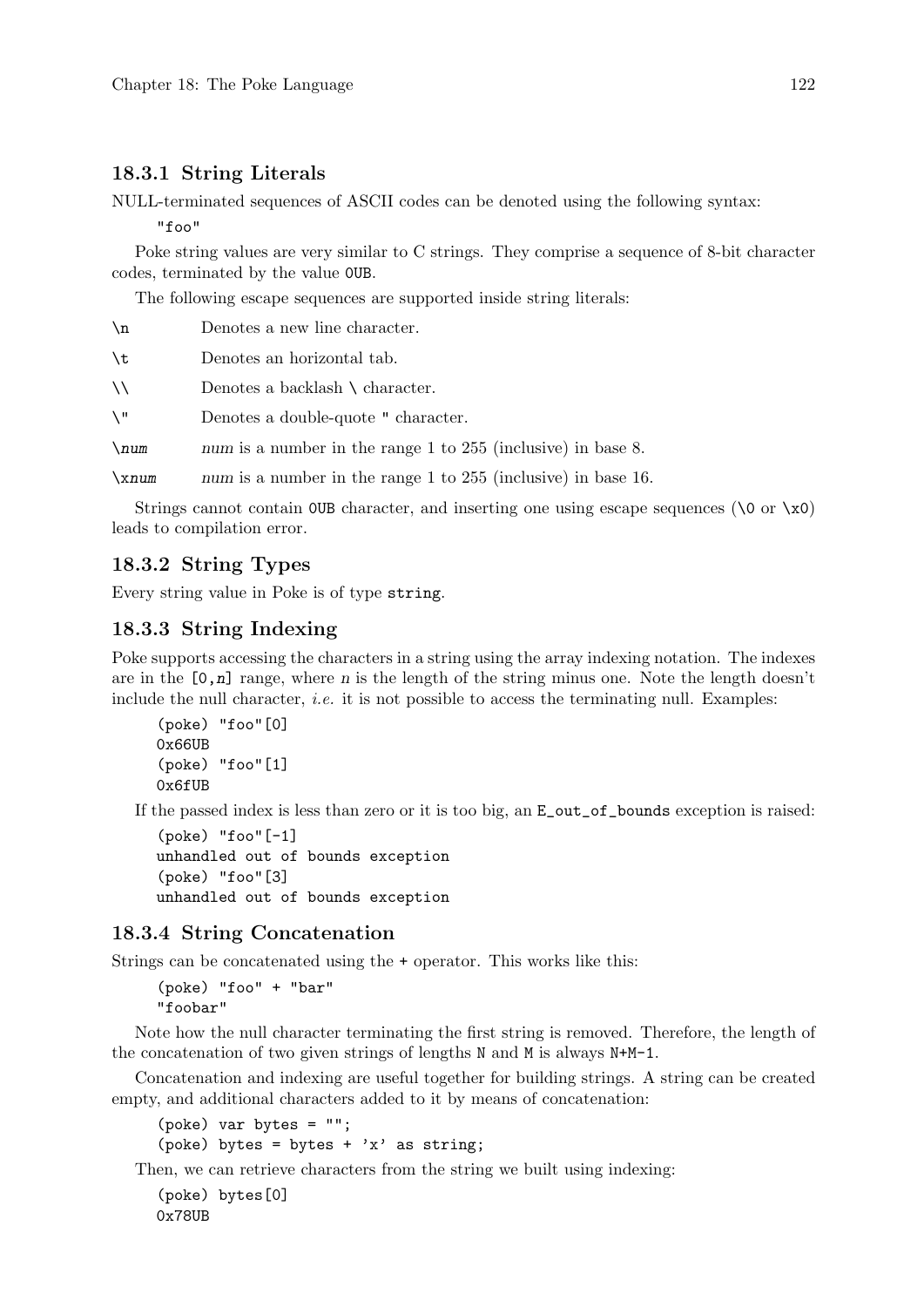### 18.3.1 String Literals

NULL-terminated sequences of ASCII codes can be denoted using the following syntax:

```
"foo"
```

Poke string values are very similar to C strings. They comprise a sequence of 8-bit character codes, terminated by the value `0UB`.

The following escape sequences are supported inside string literals:

`\n` Denotes a new line character.

`\t` Denotes an horizontal tab.

`\\` Denotes a backlash `\` character.

`\"` Denotes a double-quote `"` character.

`\num` *num* is a number in the range 1 to 255 (inclusive) in base 8.

`\xnum` *num* is a number in the range 1 to 255 (inclusive) in base 16.

Strings cannot contain `0UB` character, and inserting one using escape sequences (`\0` or `\x0`) leads to compilation error.

### 18.3.2 String Types

Every string value in Poke is of type `string`.

### 18.3.3 String Indexing

Poke supports accessing the characters in a string using the array indexing notation. The indexes are in the `[0,n]` range, where *n* is the length of the string minus one. Note the length doesn't include the null character, *i.e.* it is not possible to access the terminating null. Examples:

```
(poke) "foo"[0]
0x66UB
(poke) "foo"[1]
0x6fUB
```

If the passed index is less than zero or it is too big, an `E_out_of_bounds` exception is raised:

```
(poke) "foo"[-1]
unhandled out of bounds exception
(poke) "foo"[3]
unhandled out of bounds exception
```

### 18.3.4 String Concatenation

Strings can be concatenated using the `+` operator. This works like this:

```
(poke) "foo" + "bar"
"foobar"
```

Note how the null character terminating the first string is removed. Therefore, the length of the concatenation of two given strings of lengths `N` and `M` is always `N+M-1`.

Concatenation and indexing are useful together for building strings. A string can be created empty, and additional characters added to it by means of concatenation:

```
(poke) var bytes = "";
(poke) bytes = bytes + 'x' as string;
```

Then, we can retrieve characters from the string we built using indexing:

```
(poke) bytes[0]
0x78UB
```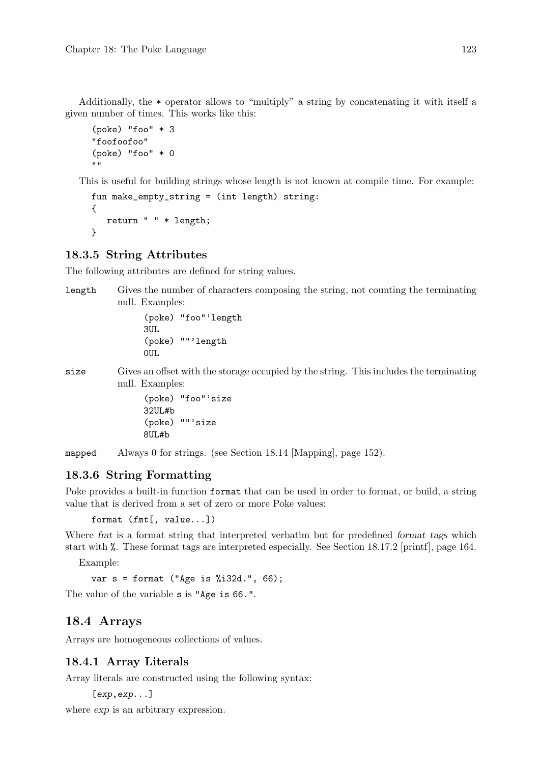Additionally, the `*` operator allows to "multiply" a string by concatenating it with itself a given number of times. This works like this:

```
(poke) "foo" * 3
"foofoofoo"
(poke) "foo" * 0
""
```

This is useful for building strings whose length is not known at compile time. For example:

```
fun make_empty_string = (int length) string:
{
   return " " * length;
}
```

### 18.3.5 String Attributes

The following attributes are defined for string values.

`length` Gives the number of characters composing the string, not counting the terminating null. Examples:

```
(poke) "foo"'length
3UL
(poke) ""'length
0UL
```

`size` Gives an offset with the storage occupied by the string. This includes the terminating null. Examples:

```
(poke) "foo"'size
32UL#b
(poke) ""'size
8UL#b
```

`mapped` Always 0 for strings. (see Section 18.14 [Mapping], page 152).

### 18.3.6 String Formatting

Poke provides a built-in function `format` that can be used in order to format, or build, a string value that is derived from a set of zero or more Poke values:

```
format (fmt[, value...])
```

Where *fmt* is a format string that interpreted verbatim but for predefined *format tags* which start with `%`. These format tags are interpreted especially. See Section 18.17.2 [printf], page 164.

Example:

```
var s = format ("Age is %i32d.", 66);
```

The value of the variable `s` is `"Age is 66."`.

## 18.4 Arrays

Arrays are homogeneous collections of values.

### 18.4.1 Array Literals

Array literals are constructed using the following syntax:

```
[exp,exp...]
```

where *exp* is an arbitrary expression.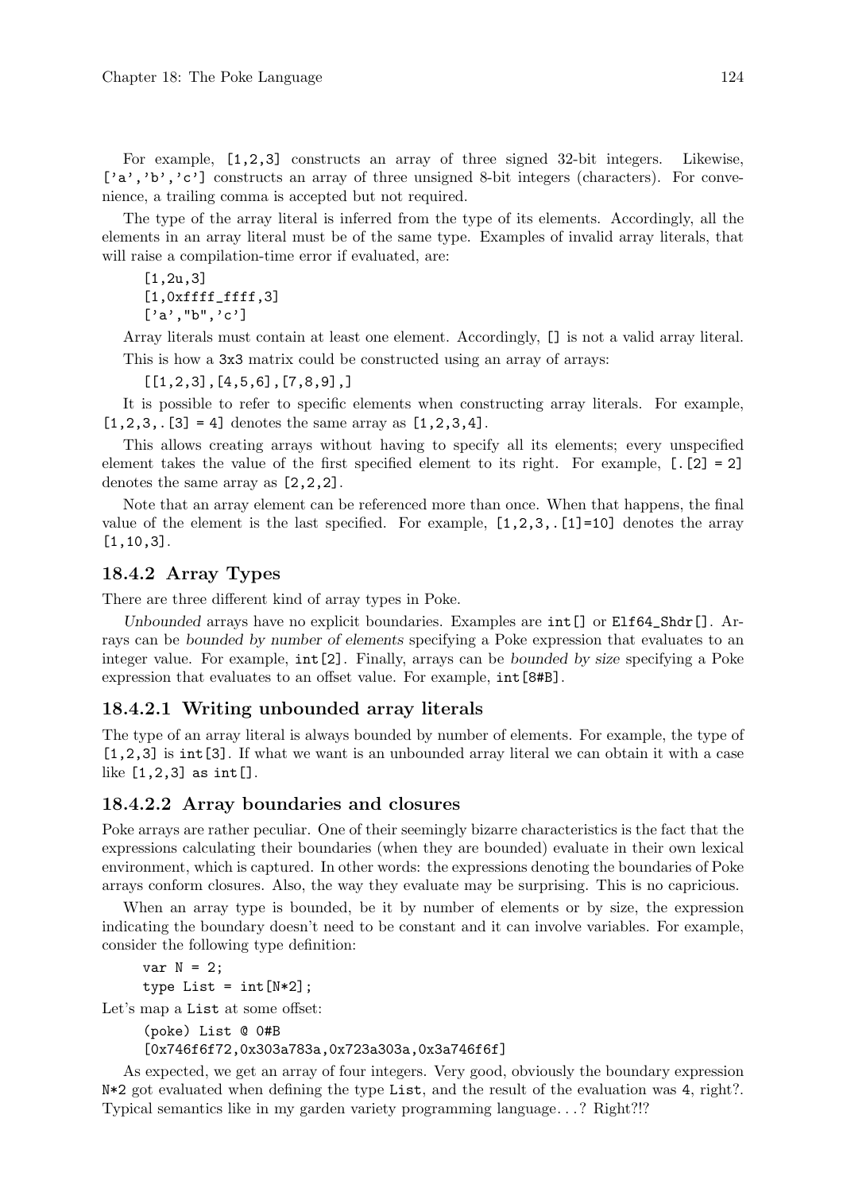For example, `[1,2,3]` constructs an array of three signed 32-bit integers. Likewise, `['a','b','c']` constructs an array of three unsigned 8-bit integers (characters). For convenience, a trailing comma is accepted but not required.

The type of the array literal is inferred from the type of its elements. Accordingly, all the elements in an array literal must be of the same type. Examples of invalid array literals, that will raise a compilation-time error if evaluated, are:

```
[1,2u,3]
[1,0xffff_ffff,3]
['a',"b",'c']
```

Array literals must contain at least one element. Accordingly, `[]` is not a valid array literal.

This is how a 3x3 matrix could be constructed using an array of arrays:

```
[[1,2,3],[4,5,6],[7,8,9],]
```

It is possible to refer to specific elements when constructing array literals. For example, `[1,2,3,.[3] = 4]` denotes the same array as `[1,2,3,4]`.

This allows creating arrays without having to specify all its elements; every unspecified element takes the value of the first specified element to its right. For example, `[.[2] = 2]` denotes the same array as `[2,2,2]`.

Note that an array element can be referenced more than once. When that happens, the final value of the element is the last specified. For example, `[1,2,3,.[1]=10]` denotes the array `[1,10,3]`.

## 18.4.2 Array Types

There are three different kind of array types in Poke.

*Unbounded* arrays have no explicit boundaries. Examples are `int[]` or `Elf64_Shdr[]`. Arrays can be *bounded by number of elements* specifying a Poke expression that evaluates to an integer value. For example, `int[2]`. Finally, arrays can be *bounded by size* specifying a Poke expression that evaluates to an offset value. For example, `int[8#B]`.

### 18.4.2.1 Writing unbounded array literals

The type of an array literal is always bounded by number of elements. For example, the type of `[1,2,3]` is `int[3]`. If what we want is an unbounded array literal we can obtain it with a case like `[1,2,3] as int[]`.

### 18.4.2.2 Array boundaries and closures

Poke arrays are rather peculiar. One of their seemingly bizarre characteristics is the fact that the expressions calculating their boundaries (when they are bounded) evaluate in their own lexical environment, which is captured. In other words: the expressions denoting the boundaries of Poke arrays conform closures. Also, the way they evaluate may be surprising. This is no capricious.

When an array type is bounded, be it by number of elements or by size, the expression indicating the boundary doesn't need to be constant and it can involve variables. For example, consider the following type definition:

```
var N = 2;
type List = int[N*2];
```

Let's map a `List` at some offset:

```
(poke) List @ 0#B
[0x746f6f72,0x303a783a,0x723a303a,0x3a746f6f]
```

As expected, we get an array of four integers. Very good, obviously the boundary expression `N*2` got evaluated when defining the type `List`, and the result of the evaluation was `4`, right?. Typical semantics like in my garden variety programming language. . . ? Right?!?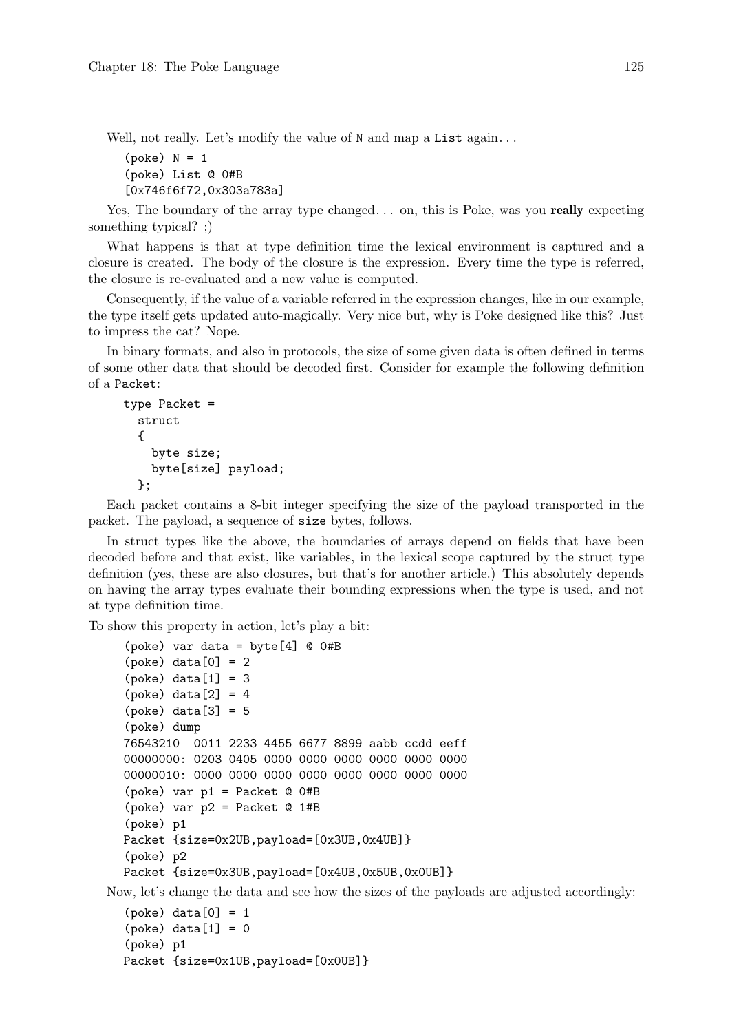Well, not really. Let's modify the value of N and map a List again...

```
(poke) N = 1
(poke) List @ 0#B
[0x746f6f72,0x303a783a]
```

Yes, The boundary of the array type changed... on, this is Poke, was you **really** expecting something typical? ;)

What happens is that at type definition time the lexical environment is captured and a closure is created. The body of the closure is the expression. Every time the type is referred, the closure is re-evaluated and a new value is computed.

Consequently, if the value of a variable referred in the expression changes, like in our example, the type itself gets updated auto-magically. Very nice but, why is Poke designed like this? Just to impress the cat? Nope.

In binary formats, and also in protocols, the size of some given data is often defined in terms of some other data that should be decoded first. Consider for example the following definition of a Packet:

```
type Packet =
  struct
  {
    byte size;
    byte[size] payload;
  };
```

Each packet contains a 8-bit integer specifying the size of the payload transported in the packet. The payload, a sequence of size bytes, follows.

In struct types like the above, the boundaries of arrays depend on fields that have been decoded before and that exist, like variables, in the lexical scope captured by the struct type definition (yes, these are also closures, but that's for another article.) This absolutely depends on having the array types evaluate their bounding expressions when the type is used, and not at type definition time.

To show this property in action, let's play a bit:

```
(poke) var data = byte[4] @ 0#B
(poke) data[0] = 2
(poke) data[1] = 3
(poke) data[2] = 4
(poke) data[3] = 5
(poke) dump
76543210  0011 2233 4455 6677 8899 aabb ccdd eeff
00000000: 0203 0405 0000 0000 0000 0000 0000 0000
00000010: 0000 0000 0000 0000 0000 0000 0000 0000
(poke) var p1 = Packet @ 0#B
(poke) var p2 = Packet @ 1#B
(poke) p1
Packet {size=0x2UB,payload=[0x3UB,0x4UB]}
(poke) p2
Packet {size=0x3UB,payload=[0x4UB,0x5UB,0x0UB]}
```

Now, let's change the data and see how the sizes of the payloads are adjusted accordingly:

```
(poke) data[0] = 1
(poke) data[1] = 0
(poke) p1
Packet {size=0x1UB,payload=[0x0UB]}
```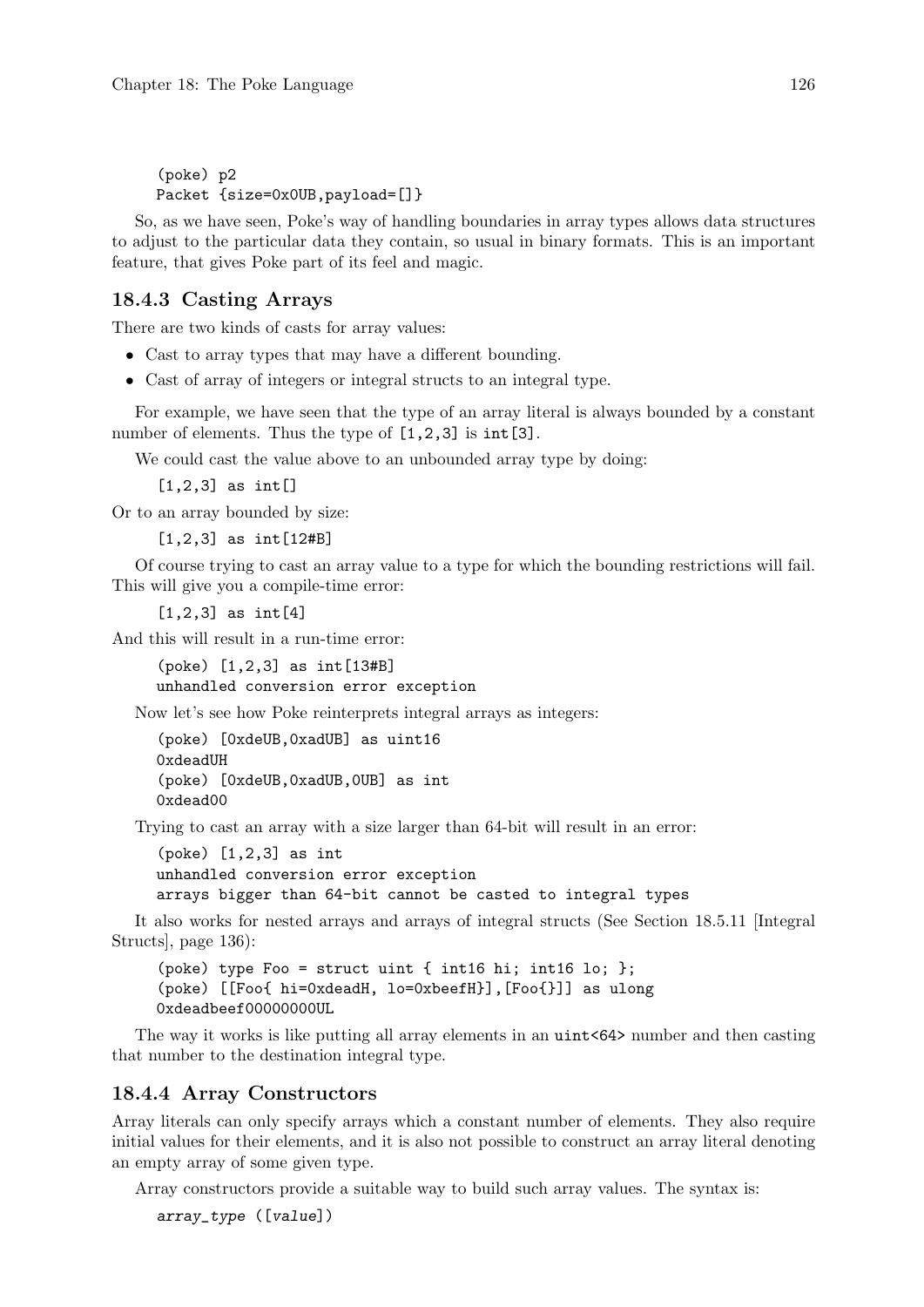```
(poke) p2
Packet {size=0x0UB,payload=[]}
```

So, as we have seen, Poke's way of handling boundaries in array types allows data structures to adjust to the particular data they contain, so usual in binary formats. This is an important feature, that gives Poke part of its feel and magic.

### 18.4.3 Casting Arrays

There are two kinds of casts for array values:

- Cast to array types that may have a different bounding.
- Cast of array of integers or integral structs to an integral type.

For example, we have seen that the type of an array literal is always bounded by a constant number of elements. Thus the type of `[1,2,3]` is `int[3]`.

We could cast the value above to an unbounded array type by doing:

```
[1,2,3] as int[]
```

Or to an array bounded by size:

```
[1,2,3] as int[12#B]
```

Of course trying to cast an array value to a type for which the bounding restrictions will fail. This will give you a compile-time error:

```
[1,2,3] as int[4]
```

And this will result in a run-time error:

```
(poke) [1,2,3] as int[13#B]
unhandled conversion error exception
```

Now let's see how Poke reinterprets integral arrays as integers:

```
(poke) [0xdeUB,0xadUB] as uint16
0xdeadUH
(poke) [0xdeUB,0xadUB,0UB] as int
0xdead00
```

Trying to cast an array with a size larger than 64-bit will result in an error:

```
(poke) [1,2,3] as int
unhandled conversion error exception
arrays bigger than 64-bit cannot be casted to integral types
```

It also works for nested arrays and arrays of integral structs (See Section 18.5.11 [Integral Structs], page 136):

```
(poke) type Foo = struct uint { int16 hi; int16 lo; };
(poke) [[Foo{ hi=0xdeadH, lo=0xbeefH}],[Foo{}]] as ulong
0xdeadbeef00000000UL
```

The way it works is like putting all array elements in an `uint<64>` number and then casting that number to the destination integral type.

### 18.4.4 Array Constructors

Array literals can only specify arrays which a constant number of elements. They also require initial values for their elements, and it is also not possible to construct an array literal denoting an empty array of some given type.

Array constructors provide a suitable way to build such array values. The syntax is:

```
array_type ([value])
```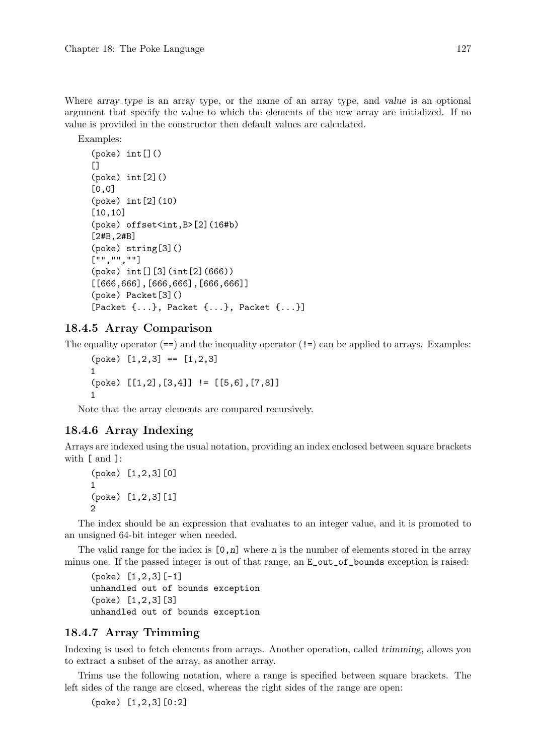Where *array_type* is an array type, or the name of an array type, and *value* is an optional argument that specify the value to which the elements of the new array are initialized. If no value is provided in the constructor then default values are calculated.

Examples:

```
(poke) int[]()
[]
(poke) int[2]()
[0,0]
(poke) int[2](10)
[10,10]
(poke) offset<int,B>[2](16#b)
[2#B,2#B]
(poke) string[3]()
["","",""]
(poke) int[][3](int[2](666))
[[666,666],[666,666],[666,666]]
(poke) Packet[3]()
[Packet {...}, Packet {...}, Packet {...}]
```

### 18.4.5 Array Comparison

The equality operator (`==`) and the inequality operator (`!=`) can be applied to arrays. Examples:

```
(poke) [1,2,3] == [1,2,3]
1
(poke) [[1,2],[3,4]] != [[5,6],[7,8]]
1
```

Note that the array elements are compared recursively.

### 18.4.6 Array Indexing

Arrays are indexed using the usual notation, providing an index enclosed between square brackets with `[` and `]`:

```
(poke) [1,2,3][0]
1
(poke) [1,2,3][1]
2
```

The index should be an expression that evaluates to an integer value, and it is promoted to an unsigned 64-bit integer when needed.

The valid range for the index is `[0,n]` where *n* is the number of elements stored in the array minus one. If the passed integer is out of that range, an `E_out_of_bounds` exception is raised:

```
(poke) [1,2,3][-1]
unhandled out of bounds exception
(poke) [1,2,3][3]
unhandled out of bounds exception
```

### 18.4.7 Array Trimming

Indexing is used to fetch elements from arrays. Another operation, called *trimming*, allows you to extract a subset of the array, as another array.

Trims use the following notation, where a range is specified between square brackets. The left sides of the range are closed, whereas the right sides of the range are open:

```
(poke) [1,2,3][0:2]
```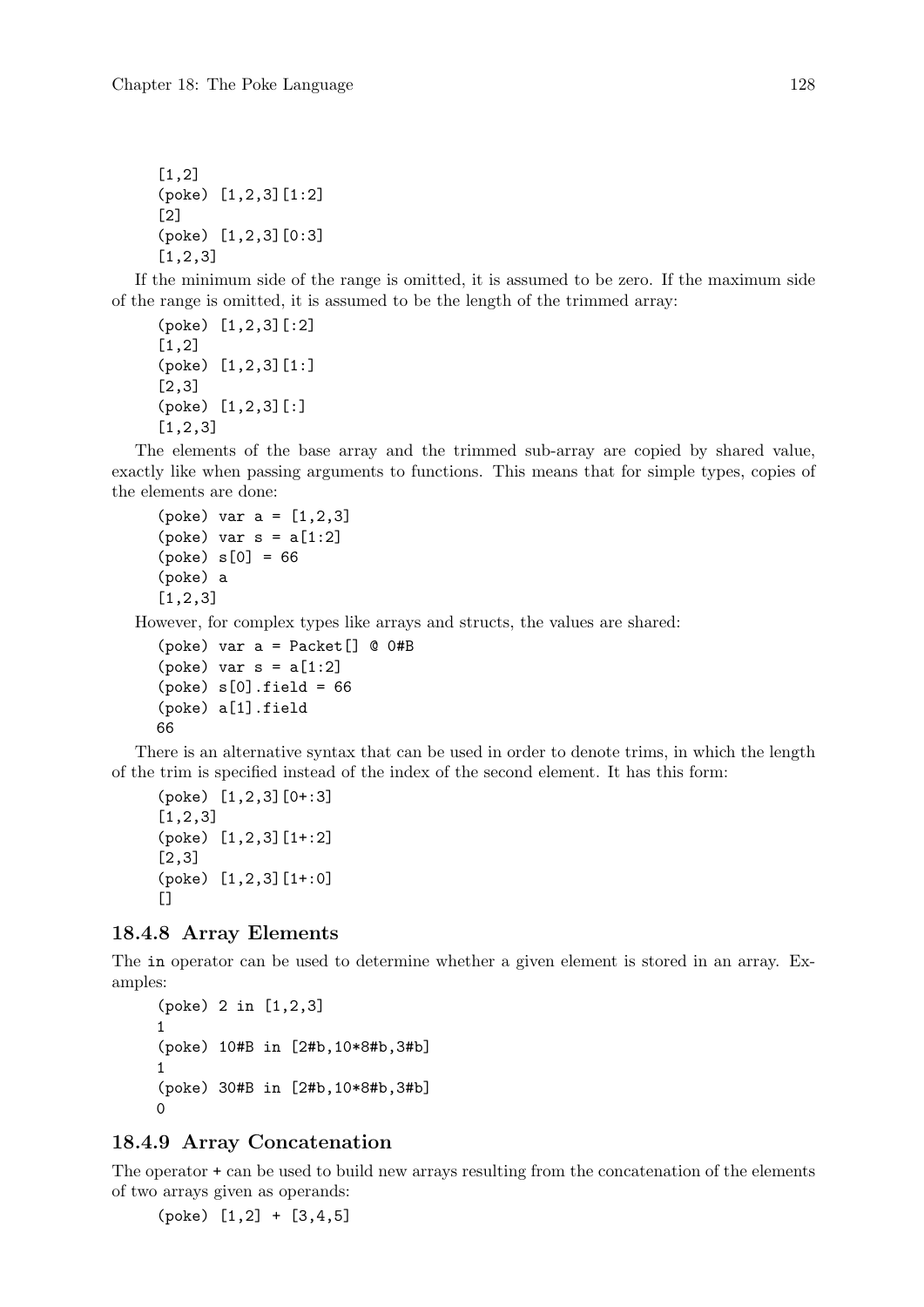```
[1,2]
(poke) [1,2,3][1:2]
[2]
(poke) [1,2,3][0:3]
[1,2,3]
```

If the minimum side of the range is omitted, it is assumed to be zero. If the maximum side of the range is omitted, it is assumed to be the length of the trimmed array:

```
(poke) [1,2,3][:2]
[1,2]
(poke) [1,2,3][1:]
[2,3]
(poke) [1,2,3][:]
[1,2,3]
```

The elements of the base array and the trimmed sub-array are copied by shared value, exactly like when passing arguments to functions. This means that for simple types, copies of the elements are done:

```
(poke) var a = [1,2,3]
(poke) var s = a[1:2]
(poke) s[0] = 66
(poke) a
[1,2,3]
```

However, for complex types like arrays and structs, the values are shared:

```
(poke) var a = Packet[] @ 0#B
(poke) var s = a[1:2]
(poke) s[0].field = 66
(poke) a[1].field
66
```

There is an alternative syntax that can be used in order to denote trims, in which the length of the trim is specified instead of the index of the second element. It has this form:

```
(poke) [1,2,3][0+:3]
[1,2,3]
(poke) [1,2,3][1+:2]
[2,3]
(poke) [1,2,3][1+:0]
[]
```

### 18.4.8 Array Elements

The `in` operator can be used to determine whether a given element is stored in an array. Examples:

```
(poke) 2 in [1,2,3]
1
(poke) 10#B in [2#b,10*8#b,3#b]
1
(poke) 30#B in [2#b,10*8#b,3#b]
0
```

### 18.4.9 Array Concatenation

The operator `+` can be used to build new arrays resulting from the concatenation of the elements of two arrays given as operands:

```
(poke) [1,2] + [3,4,5]
```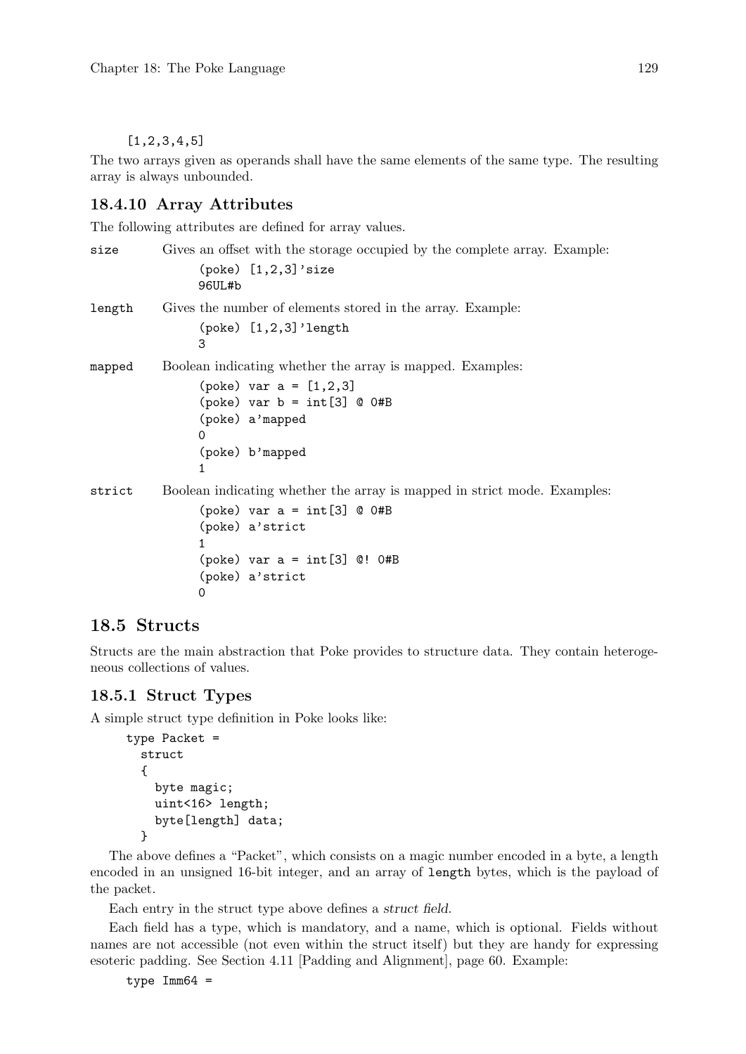```
[1,2,3,4,5]
```

The two arrays given as operands shall have the same elements of the same type. The resulting array is always unbounded.

### 18.4.10 Array Attributes

The following attributes are defined for array values.

`size`
: Gives an offset with the storage occupied by the complete array. Example:

```
(poke) [1,2,3]'size
96UL#b
```

`length`
: Gives the number of elements stored in the array. Example:

```
(poke) [1,2,3]'length
3
```

`mapped`
: Boolean indicating whether the array is mapped. Examples:

```
(poke) var a = [1,2,3]
(poke) var b = int[3] @ 0#B
(poke) a'mapped
0
(poke) b'mapped
1
```

`strict`
: Boolean indicating whether the array is mapped in strict mode. Examples:

```
(poke) var a = int[3] @ 0#B
(poke) a'strict
1
(poke) var a = int[3] @! 0#B
(poke) a'strict
0
```

## 18.5 Structs

Structs are the main abstraction that Poke provides to structure data. They contain heterogeneous collections of values.

### 18.5.1 Struct Types

A simple struct type definition in Poke looks like:

```
type Packet =
  struct
  {
    byte magic;
    uint<16> length;
    byte[length] data;
  }
```

The above defines a "Packet", which consists on a magic number encoded in a byte, a length encoded in an unsigned 16-bit integer, and an array of `length` bytes, which is the payload of the packet.

Each entry in the struct type above defines a *struct field*.

Each field has a type, which is mandatory, and a name, which is optional. Fields without names are not accessible (not even within the struct itself) but they are handy for expressing esoteric padding. See Section 4.11 [Padding and Alignment], page 60. Example:

```
type Imm64 =
```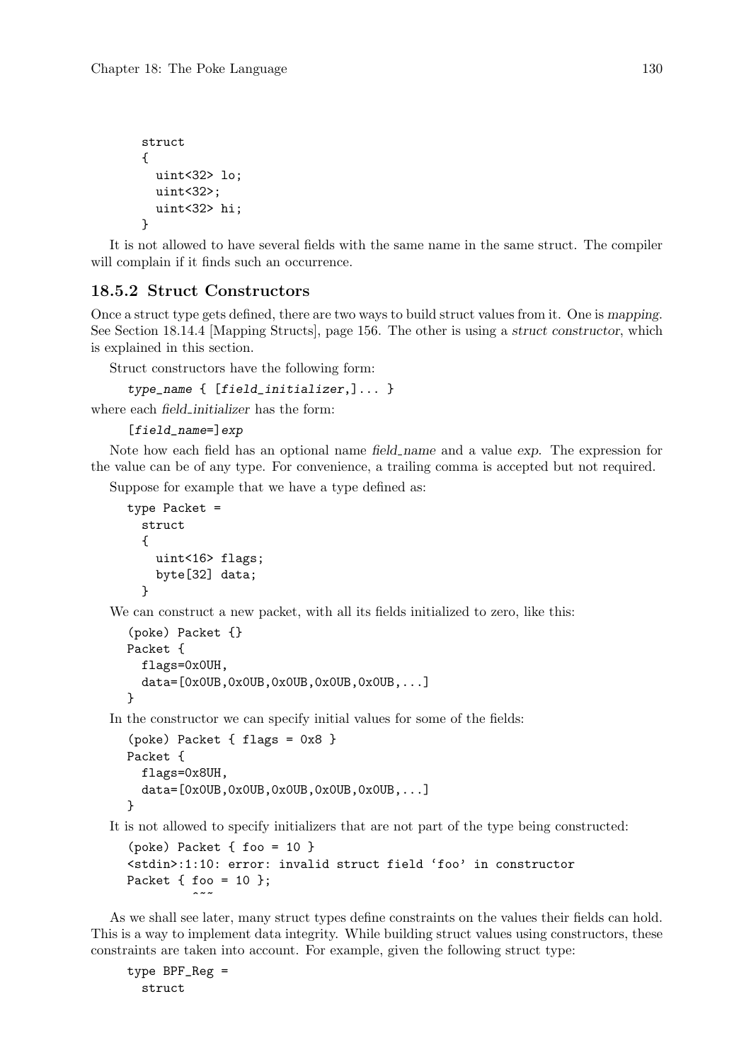```
struct
{
  uint<32> lo;
  uint<32>;
  uint<32> hi;
}
```

It is not allowed to have several fields with the same name in the same struct. The compiler will complain if it finds such an occurrence.

### 18.5.2 Struct Constructors

Once a struct type gets defined, there are two ways to build struct values from it. One is *mapping*. See Section 18.14.4 [Mapping Structs], page 156. The other is using a *struct constructor*, which is explained in this section.

Struct constructors have the following form:

```
type_name { [field_initializer,]... }
```

where each *field_initializer* has the form:

```
[field_name=]exp
```

Note how each field has an optional name *field_name* and a value *exp*. The expression for the value can be of any type. For convenience, a trailing comma is accepted but not required.

Suppose for example that we have a type defined as:

```
type Packet =
  struct
  {
    uint<16> flags;
    byte[32] data;
  }
```

We can construct a new packet, with all its fields initialized to zero, like this:

```
(poke) Packet {}
Packet {
  flags=0x0UH,
  data=[0x0UB,0x0UB,0x0UB,0x0UB,0x0UB,...]
}
```

In the constructor we can specify initial values for some of the fields:

```
(poke) Packet { flags = 0x8 }
Packet {
  flags=0x8UH,
  data=[0x0UB,0x0UB,0x0UB,0x0UB,0x0UB,...]
}
```

It is not allowed to specify initializers that are not part of the type being constructed:

```
(poke) Packet { foo = 10 }
<stdin>:1:10: error: invalid struct field 'foo' in constructor
Packet { foo = 10 };
         ^~~
```

As we shall see later, many struct types define constraints on the values their fields can hold. This is a way to implement data integrity. While building struct values using constructors, these constraints are taken into account. For example, given the following struct type:

```
type BPF_Reg =
  struct
```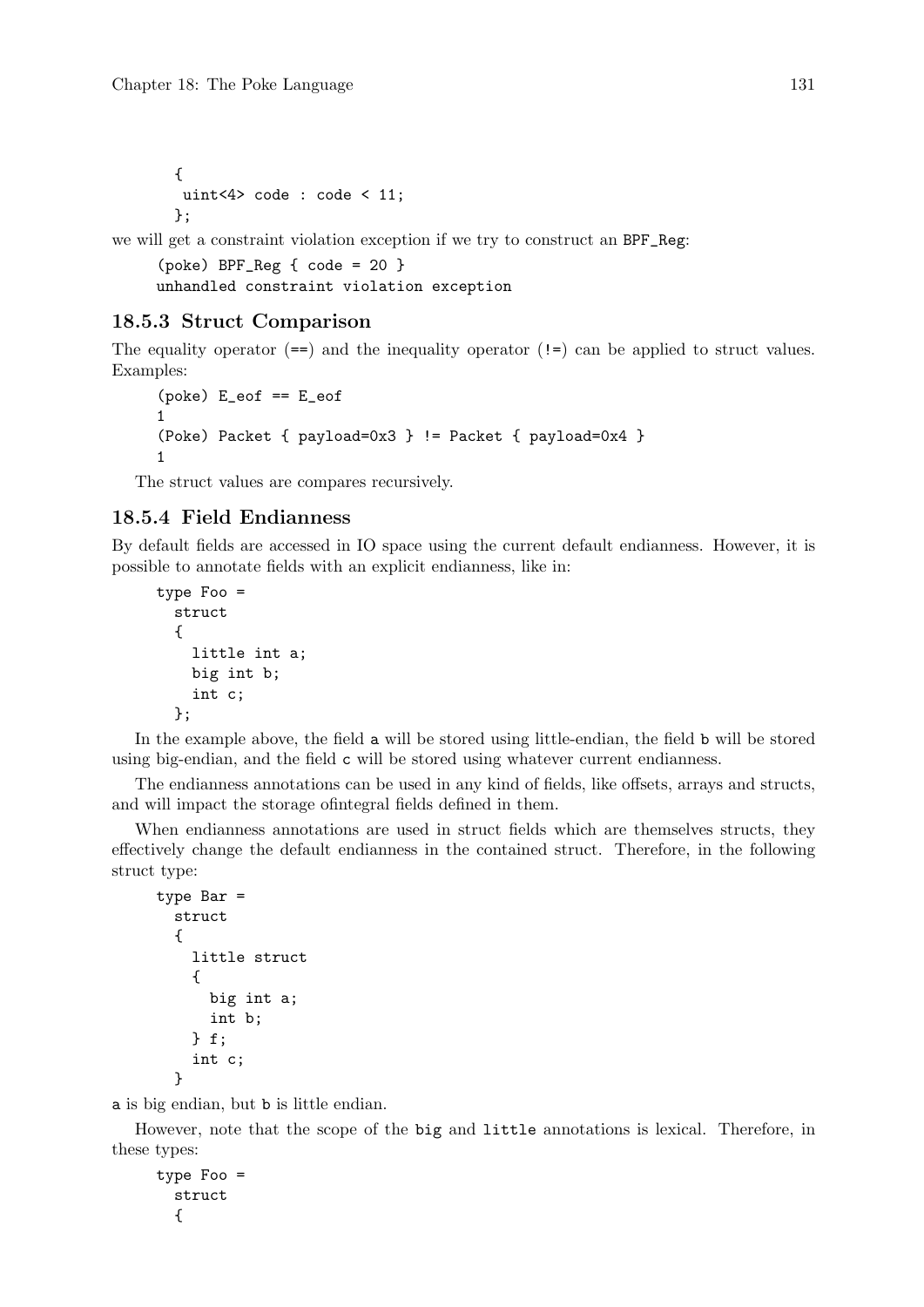```
{
 uint<4> code : code < 11;
};
```

we will get a constraint violation exception if we try to construct an `BPF_Reg`:

```
(poke) BPF_Reg { code = 20 }
unhandled constraint violation exception
```

### 18.5.3 Struct Comparison

The equality operator (`==`) and the inequality operator (`!=`) can be applied to struct values. Examples:

```
(poke) E_eof == E_eof
1
(Poke) Packet { payload=0x3 } != Packet { payload=0x4 }
1
```

The struct values are compares recursively.

### 18.5.4 Field Endianness

By default fields are accessed in IO space using the current default endianness. However, it is possible to annotate fields with an explicit endianness, like in:

```
type Foo =
  struct
  {
    little int a;
    big int b;
    int c;
  };
```

In the example above, the field `a` will be stored using little-endian, the field `b` will be stored using big-endian, and the field `c` will be stored using whatever current endianness.

The endianness annotations can be used in any kind of fields, like offsets, arrays and structs, and will impact the storage ofintegral fields defined in them.

When endianness annotations are used in struct fields which are themselves structs, they effectively change the default endianness in the contained struct. Therefore, in the following struct type:

```
type Bar =
  struct
  {
    little struct
    {
      big int a;
      int b;
    } f;
    int c;
  }
```

`a` is big endian, but `b` is little endian.

However, note that the scope of the `big` and `little` annotations is lexical. Therefore, in these types:

```
type Foo =
  struct
  {
```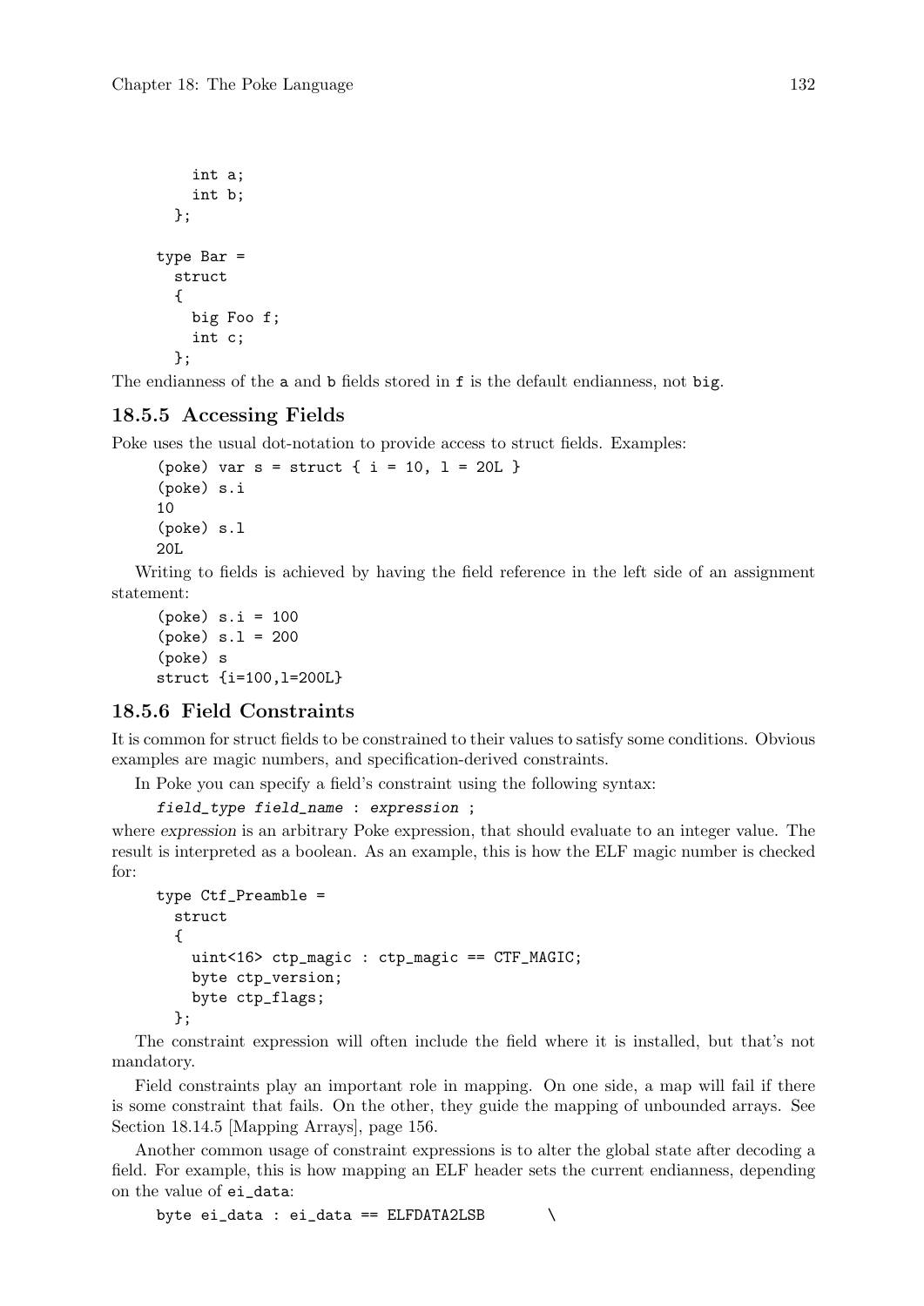```
    int a;
    int b;
  };

type Bar =
  struct
  {
    big Foo f;
    int c;
  };
```

The endianness of the `a` and `b` fields stored in `f` is the default endianness, not `big`.

### 18.5.5 Accessing Fields

Poke uses the usual dot-notation to provide access to struct fields. Examples:

```
(poke) var s = struct { i = 10, l = 20L }
(poke) s.i
10
(poke) s.l
20L
```

Writing to fields is achieved by having the field reference in the left side of an assignment statement:

```
(poke) s.i = 100
(poke) s.l = 200
(poke) s
struct {i=100,l=200L}
```

### 18.5.6 Field Constraints

It is common for struct fields to be constrained to their values to satisfy some conditions. Obvious examples are magic numbers, and specification-derived constraints.

In Poke you can specify a field's constraint using the following syntax:

```
field_type field_name : expression ;
```

where *expression* is an arbitrary Poke expression, that should evaluate to an integer value. The result is interpreted as a boolean. As an example, this is how the ELF magic number is checked for:

```
type Ctf_Preamble =
  struct
  {
    uint<16> ctp_magic : ctp_magic == CTF_MAGIC;
    byte ctp_version;
    byte ctp_flags;
  };
```

The constraint expression will often include the field where it is installed, but that's not mandatory.

Field constraints play an important role in mapping. On one side, a map will fail if there is some constraint that fails. On the other, they guide the mapping of unbounded arrays. See Section 18.14.5 [Mapping Arrays], page 156.

Another common usage of constraint expressions is to alter the global state after decoding a field. For example, this is how mapping an ELF header sets the current endianness, depending on the value of `ei_data`:

```
byte ei_data : ei_data == ELFDATA2LSB       \
```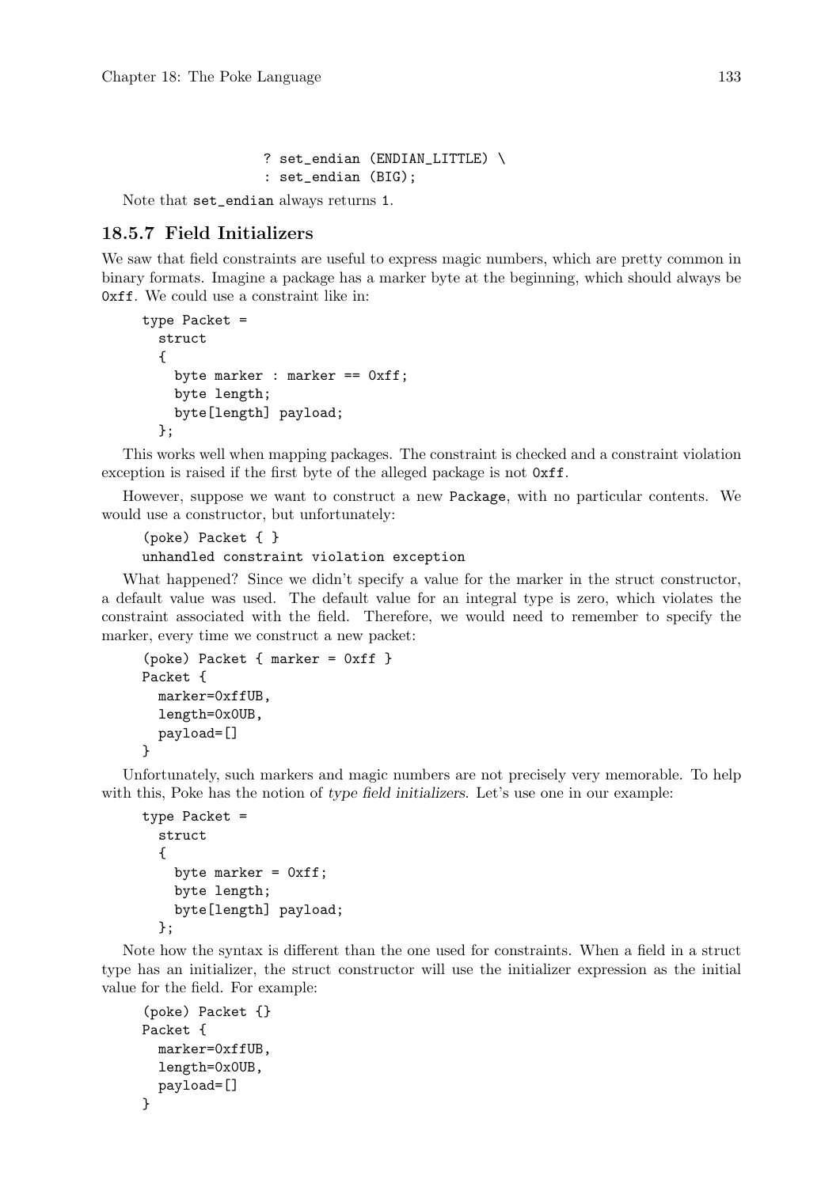```
            ? set_endian (ENDIAN_LITTLE) \
            : set_endian (BIG);
```

Note that `set_endian` always returns 1.

### 18.5.7 Field Initializers

We saw that field constraints are useful to express magic numbers, which are pretty common in binary formats. Imagine a package has a marker byte at the beginning, which should always be `0xff`. We could use a constraint like in:

```
type Packet =
  struct
  {
    byte marker : marker == 0xff;
    byte length;
    byte[length] payload;
  };
```

This works well when mapping packages. The constraint is checked and a constraint violation exception is raised if the first byte of the alleged package is not `0xff`.

However, suppose we want to construct a new `Package`, with no particular contents. We would use a constructor, but unfortunately:

```
(poke) Packet { }
unhandled constraint violation exception
```

What happened? Since we didn't specify a value for the marker in the struct constructor, a default value was used. The default value for an integral type is zero, which violates the constraint associated with the field. Therefore, we would need to remember to specify the marker, every time we construct a new packet:

```
(poke) Packet { marker = 0xff }
Packet {
  marker=0xffUB,
  length=0x0UB,
  payload=[]
}
```

Unfortunately, such markers and magic numbers are not precisely very memorable. To help with this, Poke has the notion of *type field initializers*. Let's use one in our example:

```
type Packet =
  struct
  {
    byte marker = 0xff;
    byte length;
    byte[length] payload;
  };
```

Note how the syntax is different than the one used for constraints. When a field in a struct type has an initializer, the struct constructor will use the initializer expression as the initial value for the field. For example:

```
(poke) Packet {}
Packet {
  marker=0xffUB,
  length=0x0UB,
  payload=[]
}
```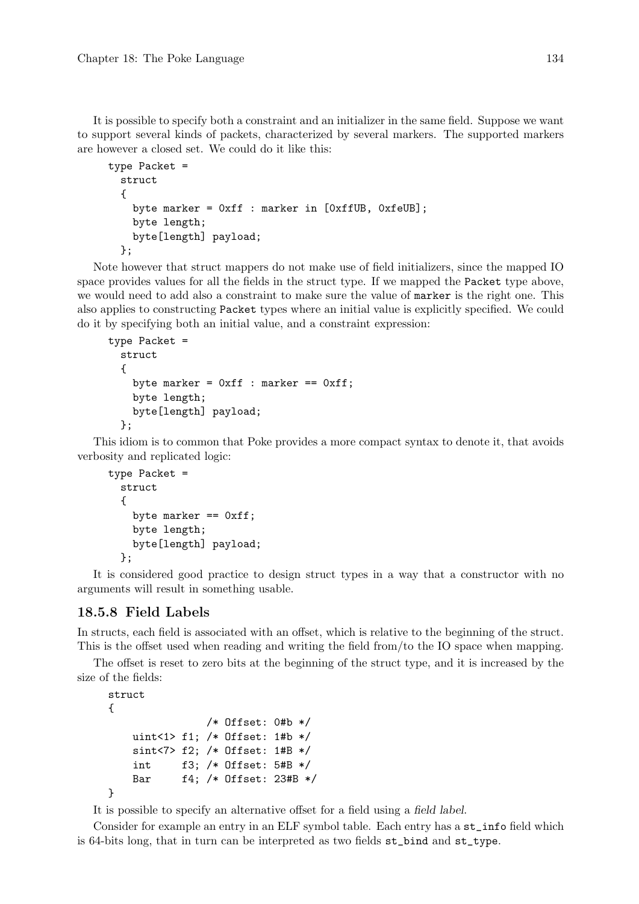It is possible to specify both a constraint and an initializer in the same field. Suppose we want to support several kinds of packets, characterized by several markers. The supported markers are however a closed set. We could do it like this:

```
type Packet =
  struct
  {
    byte marker = 0xff : marker in [0xffUB, 0xfeUB];
    byte length;
    byte[length] payload;
  };
```

Note however that struct mappers do not make use of field initializers, since the mapped IO space provides values for all the fields in the struct type. If we mapped the `Packet` type above, we would need to add also a constraint to make sure the value of `marker` is the right one. This also applies to constructing `Packet` types where an initial value is explicitly specified. We could do it by specifying both an initial value, and a constraint expression:

```
type Packet =
  struct
  {
    byte marker = 0xff : marker == 0xff;
    byte length;
    byte[length] payload;
  };
```

This idiom is to common that Poke provides a more compact syntax to denote it, that avoids verbosity and replicated logic:

```
type Packet =
  struct
  {
    byte marker == 0xff;
    byte length;
    byte[length] payload;
  };
```

It is considered good practice to design struct types in a way that a constructor with no arguments will result in something usable.

### 18.5.8 Field Labels

In structs, each field is associated with an offset, which is relative to the beginning of the struct. This is the offset used when reading and writing the field from/to the IO space when mapping.

The offset is reset to zero bits at the beginning of the struct type, and it is increased by the size of the fields:

```
struct
{
               /* Offset: 0#b */
   uint<1> f1; /* Offset: 1#b */
   sint<7> f2; /* Offset: 1#B */
   int     f3; /* Offset: 5#B */
   Bar     f4; /* Offset: 23#B */
}
```

It is possible to specify an alternative offset for a field using a *field label*.

Consider for example an entry in an ELF symbol table. Each entry has a `st_info` field which is 64-bits long, that in turn can be interpreted as two fields `st_bind` and `st_type`.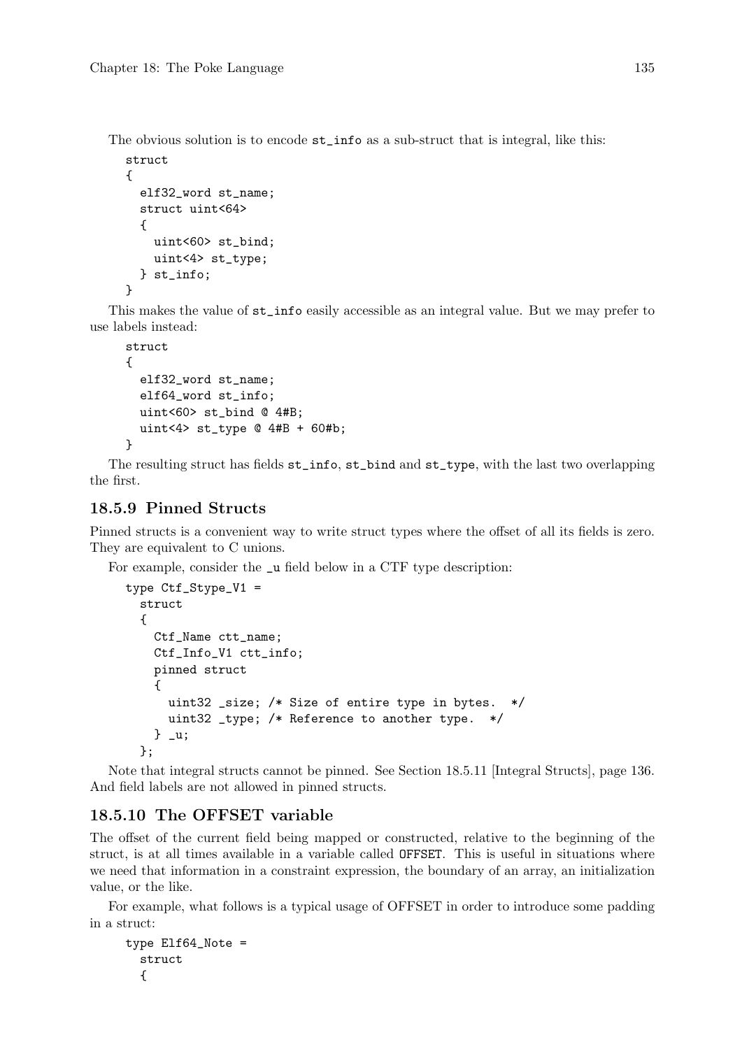The obvious solution is to encode `st_info` as a sub-struct that is integral, like this:

```
struct
{
  elf32_word st_name;
  struct uint<64>
  {
    uint<60> st_bind;
    uint<4> st_type;
  } st_info;
}
```

This makes the value of `st_info` easily accessible as an integral value. But we may prefer to use labels instead:

```
struct
{
  elf32_word st_name;
  elf64_word st_info;
  uint<60> st_bind @ 4#B;
  uint<4> st_type @ 4#B + 60#b;
}
```

The resulting struct has fields `st_info`, `st_bind` and `st_type`, with the last two overlapping the first.

### 18.5.9 Pinned Structs

Pinned structs is a convenient way to write struct types where the offset of all its fields is zero. They are equivalent to C unions.

For example, consider the `_u` field below in a CTF type description:

```
type Ctf_Stype_V1 =
  struct
  {
    Ctf_Name ctt_name;
    Ctf_Info_V1 ctt_info;
    pinned struct
    {
      uint32 _size; /* Size of entire type in bytes.  */
      uint32 _type; /* Reference to another type.  */
    } _u;
  };
```

Note that integral structs cannot be pinned. See Section 18.5.11 [Integral Structs], page 136. And field labels are not allowed in pinned structs.

### 18.5.10 The OFFSET variable

The offset of the current field being mapped or constructed, relative to the beginning of the struct, is at all times available in a variable called `OFFSET`. This is useful in situations where we need that information in a constraint expression, the boundary of an array, an initialization value, or the like.

For example, what follows is a typical usage of OFFSET in order to introduce some padding in a struct:

```
type Elf64_Note =
  struct
  {
```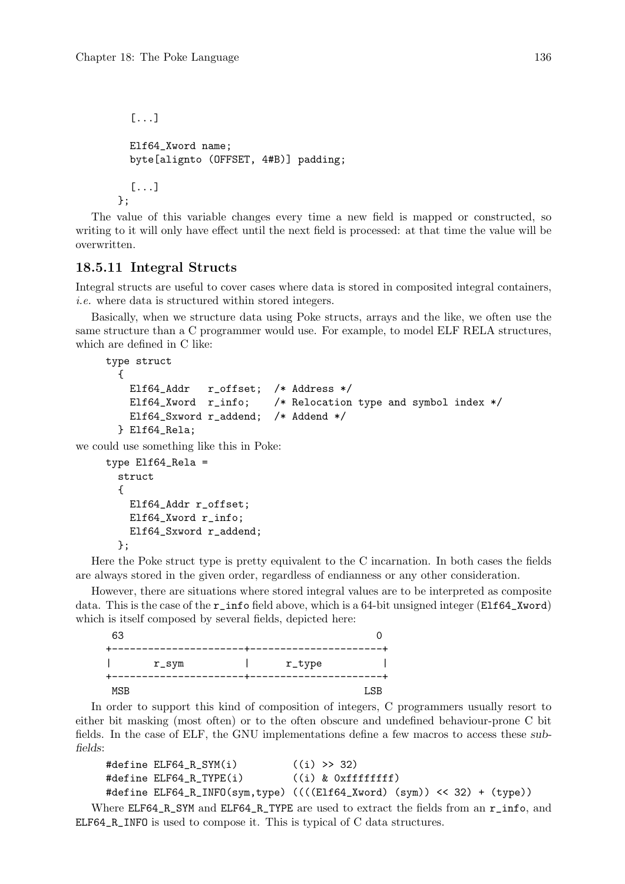```
  [...]

  Elf64_Xword name;
  byte[alignto (OFFSET, 4#B)] padding;

  [...]
};
```

The value of this variable changes every time a new field is mapped or constructed, so writing to it will only have effect until the next field is processed: at that time the value will be overwritten.

### 18.5.11 Integral Structs

Integral structs are useful to cover cases where data is stored in composited integral containers, *i.e.* where data is structured within stored integers.

Basically, when we structure data using Poke structs, arrays and the like, we often use the same structure than a C programmer would use. For example, to model ELF RELA structures, which are defined in C like:

```
type struct
  {
    Elf64_Addr   r_offset;  /* Address */
    Elf64_Xword  r_info;    /* Relocation type and symbol index */
    Elf64_Sxword r_addend;  /* Addend */
  } Elf64_Rela;
```

we could use something like this in Poke:

```
type Elf64_Rela =
  struct
  {
    Elf64_Addr r_offset;
    Elf64_Xword r_info;
    Elf64_Sxword r_addend;
  };
```

Here the Poke struct type is pretty equivalent to the C incarnation. In both cases the fields are always stored in the given order, regardless of endianness or any other consideration.

However, there are situations where stored integral values are to be interpreted as composite data. This is the case of the `r_info` field above, which is a 64-bit unsigned integer (`Elf64_Xword`) which is itself composed by several fields, depicted here:

```
 63                                          0
+----------------------+----------------------+
|       r_sym          |      r_type          |
+----------------------+----------------------+
 MSB                                        LSB
```

In order to support this kind of composition of integers, C programmers usually resort to either bit masking (most often) or to the often obscure and undefined behaviour-prone C bit fields. In the case of ELF, the GNU implementations define a few macros to access these *subfields*:

```
#define ELF64_R_SYM(i)         ((i) >> 32)
#define ELF64_R_TYPE(i)        ((i) & 0xffffffff)
#define ELF64_R_INFO(sym,type) ((((Elf64_Xword) (sym)) << 32) + (type))
```

Where `ELF64_R_SYM` and `ELF64_R_TYPE` are used to extract the fields from an `r_info`, and `ELF64_R_INFO` is used to compose it. This is typical of C data structures.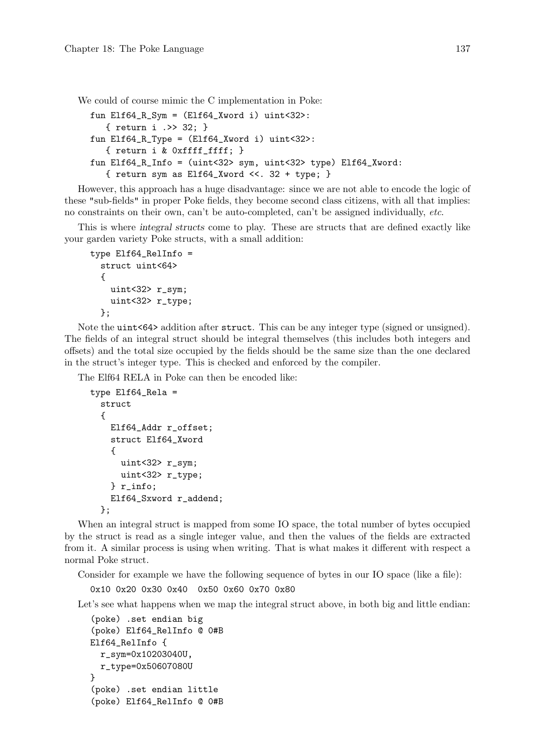We could of course mimic the C implementation in Poke:

```
fun Elf64_R_Sym = (Elf64_Xword i) uint<32>:
   { return i .>> 32; }
fun Elf64_R_Type = (Elf64_Xword i) uint<32>:
   { return i & 0xffff_ffff; }
fun Elf64_R_Info = (uint<32> sym, uint<32> type) Elf64_Xword:
   { return sym as Elf64_Xword <<. 32 + type; }
```

However, this approach has a huge disadvantage: since we are not able to encode the logic of these "sub-fields" in proper Poke fields, they become second class citizens, with all that implies: no constraints on their own, can't be auto-completed, can't be assigned individually, *etc*.

This is where *integral structs* come to play. These are structs that are defined exactly like your garden variety Poke structs, with a small addition:

```
type Elf64_RelInfo =
  struct uint<64>
  {
    uint<32> r_sym;
    uint<32> r_type;
  };
```

Note the `uint<64>` addition after `struct`. This can be any integer type (signed or unsigned). The fields of an integral struct should be integral themselves (this includes both integers and offsets) and the total size occupied by the fields should be the same size than the one declared in the struct's integer type. This is checked and enforced by the compiler.

The Elf64 RELA in Poke can then be encoded like:

```
type Elf64_Rela =
  struct
  {
    Elf64_Addr r_offset;
    struct Elf64_Xword
    {
      uint<32> r_sym;
      uint<32> r_type;
    } r_info;
    Elf64_Sxword r_addend;
  };
```

When an integral struct is mapped from some IO space, the total number of bytes occupied by the struct is read as a single integer value, and then the values of the fields are extracted from it. A similar process is using when writing. That is what makes it different with respect a normal Poke struct.

Consider for example we have the following sequence of bytes in our IO space (like a file):

```
0x10 0x20 0x30 0x40  0x50 0x60 0x70 0x80
```

Let's see what happens when we map the integral struct above, in both big and little endian:

```
(poke) .set endian big
(poke) Elf64_RelInfo @ 0#B
Elf64_RelInfo {
  r_sym=0x10203040U,
  r_type=0x50607080U
}
(poke) .set endian little
(poke) Elf64_RelInfo @ 0#B
```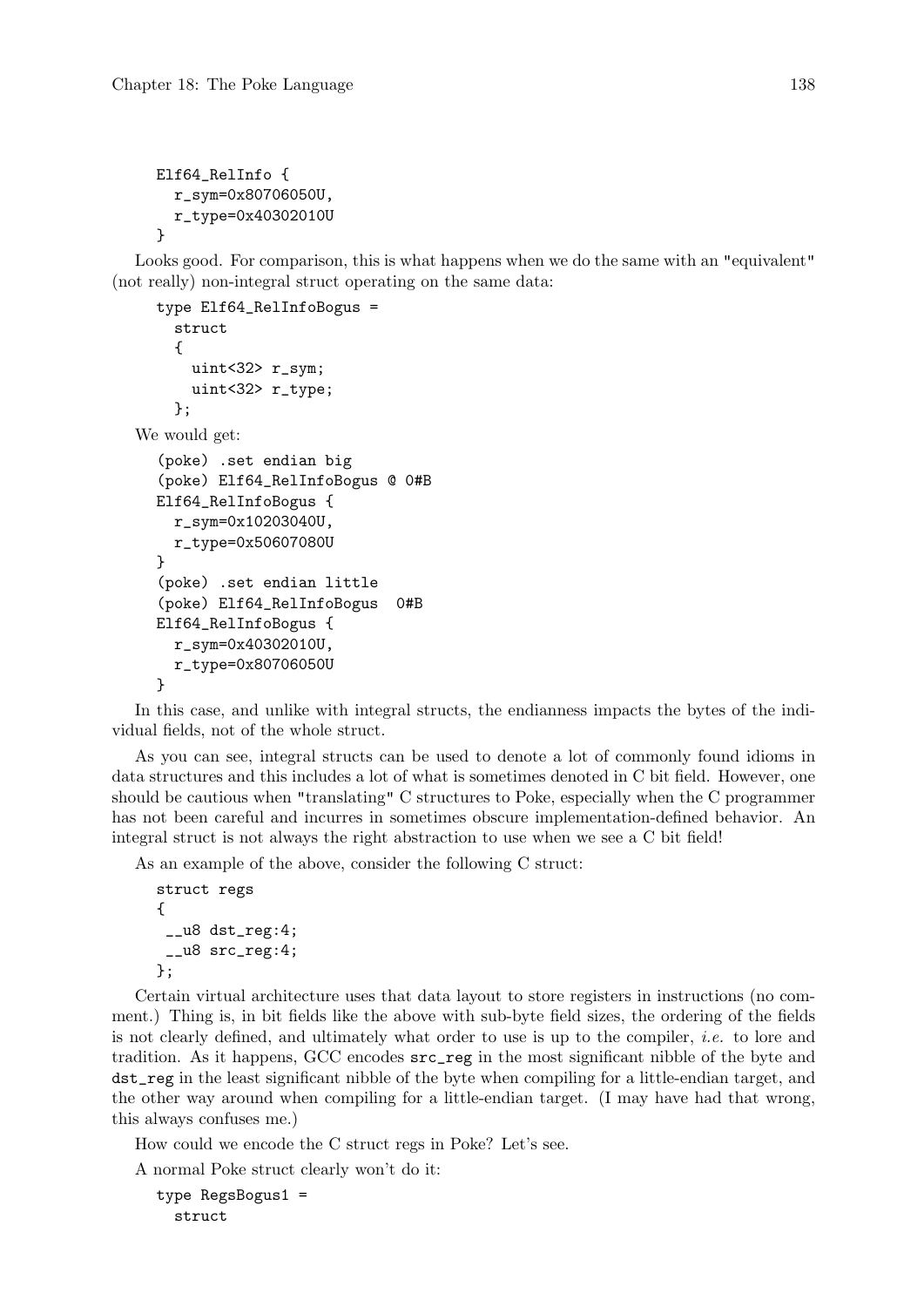```
Elf64_RelInfo {
  r_sym=0x80706050U,
  r_type=0x40302010U
}
```

Looks good. For comparison, this is what happens when we do the same with an "equivalent" (not really) non-integral struct operating on the same data:

```
type Elf64_RelInfoBogus =
  struct
  {
    uint<32> r_sym;
    uint<32> r_type;
  };
```

We would get:

```
(poke) .set endian big
(poke) Elf64_RelInfoBogus @ 0#B
Elf64_RelInfoBogus {
  r_sym=0x10203040U,
  r_type=0x50607080U
}
(poke) .set endian little
(poke) Elf64_RelInfoBogus  0#B
Elf64_RelInfoBogus {
  r_sym=0x40302010U,
  r_type=0x80706050U
}
```

In this case, and unlike with integral structs, the endianness impacts the bytes of the individual fields, not of the whole struct.

As you can see, integral structs can be used to denote a lot of commonly found idioms in data structures and this includes a lot of what is sometimes denoted in C bit field. However, one should be cautious when "translating" C structures to Poke, especially when the C programmer has not been careful and incurres in sometimes obscure implementation-defined behavior. An integral struct is not always the right abstraction to use when we see a C bit field!

As an example of the above, consider the following C struct:

```
struct regs
{
 __u8 dst_reg:4;
 __u8 src_reg:4;
};
```

Certain virtual architecture uses that data layout to store registers in instructions (no comment.) Thing is, in bit fields like the above with sub-byte field sizes, the ordering of the fields is not clearly defined, and ultimately what order to use is up to the compiler, *i.e.* to lore and tradition. As it happens, GCC encodes `src_reg` in the most significant nibble of the byte and `dst_reg` in the least significant nibble of the byte when compiling for a little-endian target, and the other way around when compiling for a little-endian target. (I may have had that wrong, this always confuses me.)

How could we encode the C struct regs in Poke? Let's see.

A normal Poke struct clearly won't do it:

```
type RegsBogus1 =
  struct
```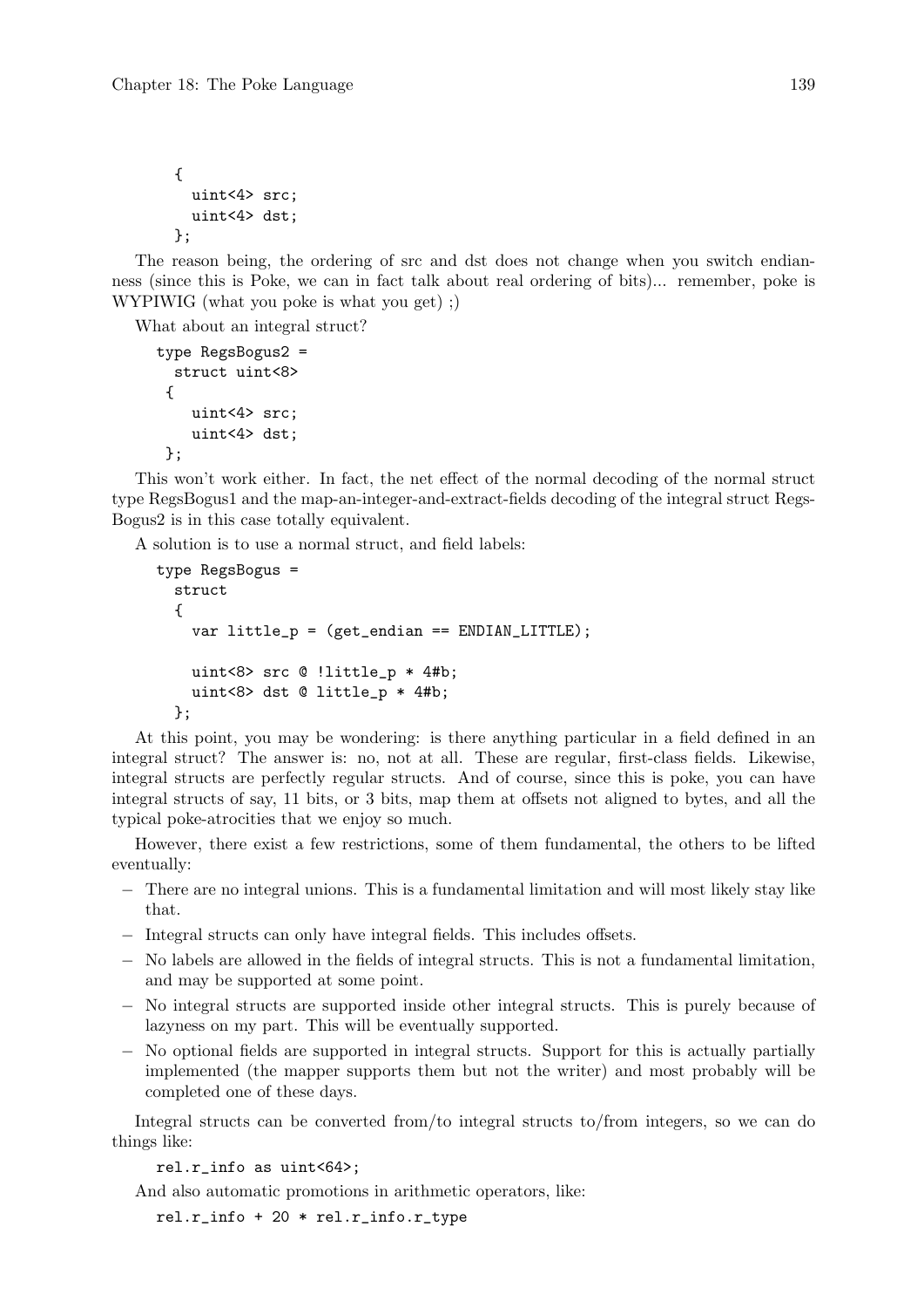```
{
  uint<4> src;
  uint<4> dst;
};
```

The reason being, the ordering of src and dst does not change when you switch endianness (since this is Poke, we can in fact talk about real ordering of bits)... remember, poke is WYPIWIG (what you poke is what you get) ;)

What about an integral struct?

```
type RegsBogus2 =
  struct uint<8>
 {
    uint<4> src;
    uint<4> dst;
 };
```

This won't work either. In fact, the net effect of the normal decoding of the normal struct type RegsBogus1 and the map-an-integer-and-extract-fields decoding of the integral struct RegsBogus2 is in this case totally equivalent.

A solution is to use a normal struct, and field labels:

```
type RegsBogus =
  struct
  {
    var little_p = (get_endian == ENDIAN_LITTLE);

    uint<8> src @ !little_p * 4#b;
    uint<8> dst @ little_p * 4#b;
  };
```

At this point, you may be wondering: is there anything particular in a field defined in an integral struct? The answer is: no, not at all. These are regular, first-class fields. Likewise, integral structs are perfectly regular structs. And of course, since this is poke, you can have integral structs of say, 11 bits, or 3 bits, map them at offsets not aligned to bytes, and all the typical poke-atrocities that we enjoy so much.

However, there exist a few restrictions, some of them fundamental, the others to be lifted eventually:

- There are no integral unions. This is a fundamental limitation and will most likely stay like that.
- Integral structs can only have integral fields. This includes offsets.
- No labels are allowed in the fields of integral structs. This is not a fundamental limitation, and may be supported at some point.
- No integral structs are supported inside other integral structs. This is purely because of lazyness on my part. This will be eventually supported.
- No optional fields are supported in integral structs. Support for this is actually partially implemented (the mapper supports them but not the writer) and most probably will be completed one of these days.

Integral structs can be converted from/to integral structs to/from integers, so we can do things like:

```
rel.r_info as uint<64>;
```

And also automatic promotions in arithmetic operators, like:

```
rel.r_info + 20 * rel.r_info.r_type
```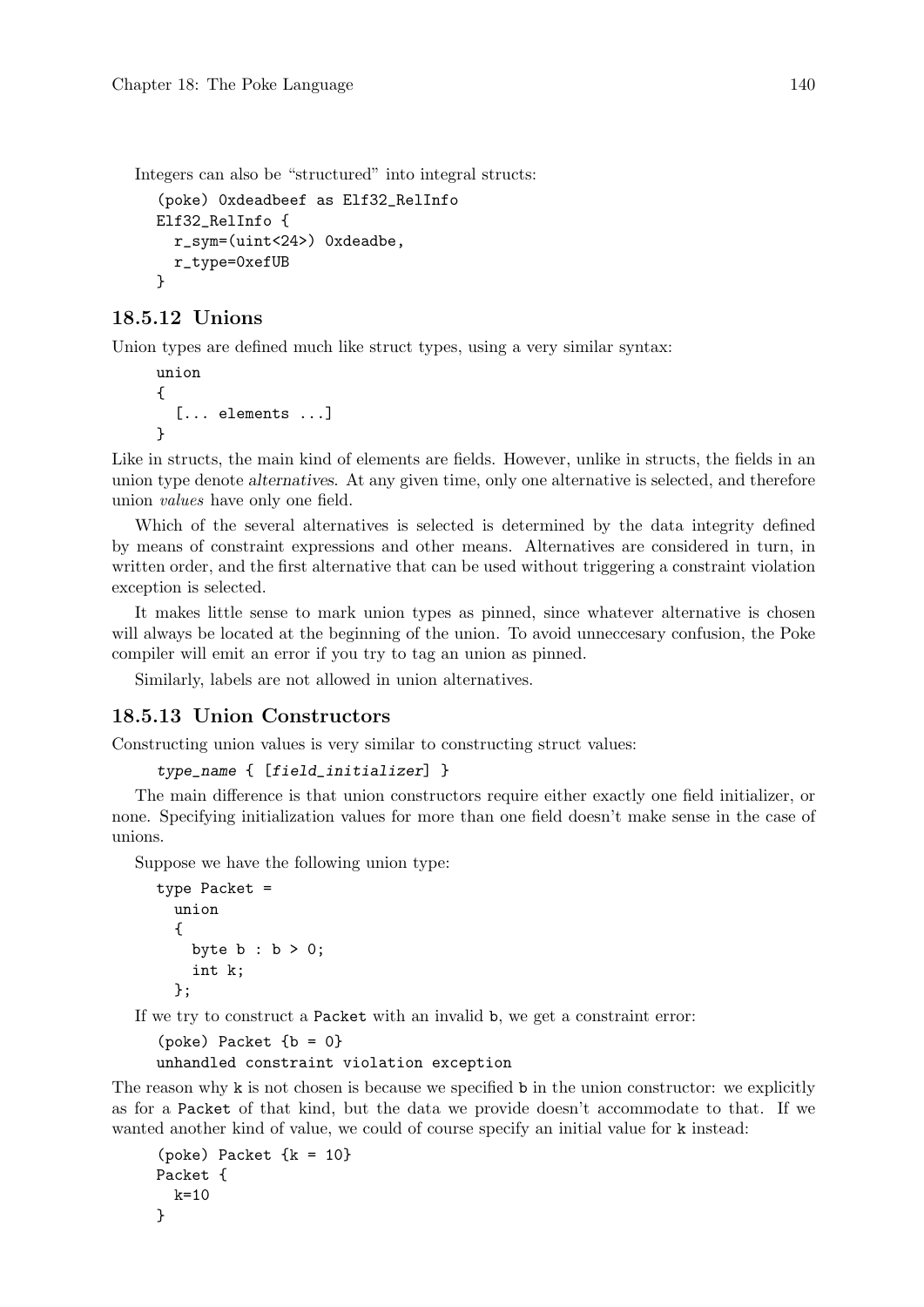Integers can also be "structured" into integral structs:

```
(poke) 0xdeadbeef as Elf32_RelInfo
Elf32_RelInfo {
  r_sym=(uint<24>) 0xdeadbe,
  r_type=0xefUB
}
```

### 18.5.12 Unions

Union types are defined much like struct types, using a very similar syntax:

```
union
{
  [... elements ...]
}
```

Like in structs, the main kind of elements are fields. However, unlike in structs, the fields in an union type denote *alternatives*. At any given time, only one alternative is selected, and therefore union *values* have only one field.

Which of the several alternatives is selected is determined by the data integrity defined by means of constraint expressions and other means. Alternatives are considered in turn, in written order, and the first alternative that can be used without triggering a constraint violation exception is selected.

It makes little sense to mark union types as pinned, since whatever alternative is chosen will always be located at the beginning of the union. To avoid unneccesary confusion, the Poke compiler will emit an error if you try to tag an union as pinned.

Similarly, labels are not allowed in union alternatives.

### 18.5.13 Union Constructors

Constructing union values is very similar to constructing struct values:

```
type_name { [field_initializer] }
```

The main difference is that union constructors require either exactly one field initializer, or none. Specifying initialization values for more than one field doesn't make sense in the case of unions.

Suppose we have the following union type:

```
type Packet =
  union
  {
    byte b : b > 0;
    int k;
  };
```

If we try to construct a Packet with an invalid b, we get a constraint error:

```
(poke) Packet {b = 0}
unhandled constraint violation exception
```

The reason why k is not chosen is because we specified b in the union constructor: we explicitly as for a Packet of that kind, but the data we provide doesn't accommodate to that. If we wanted another kind of value, we could of course specify an initial value for k instead:

```
(poke) Packet {k = 10}
Packet {
  k=10
}
```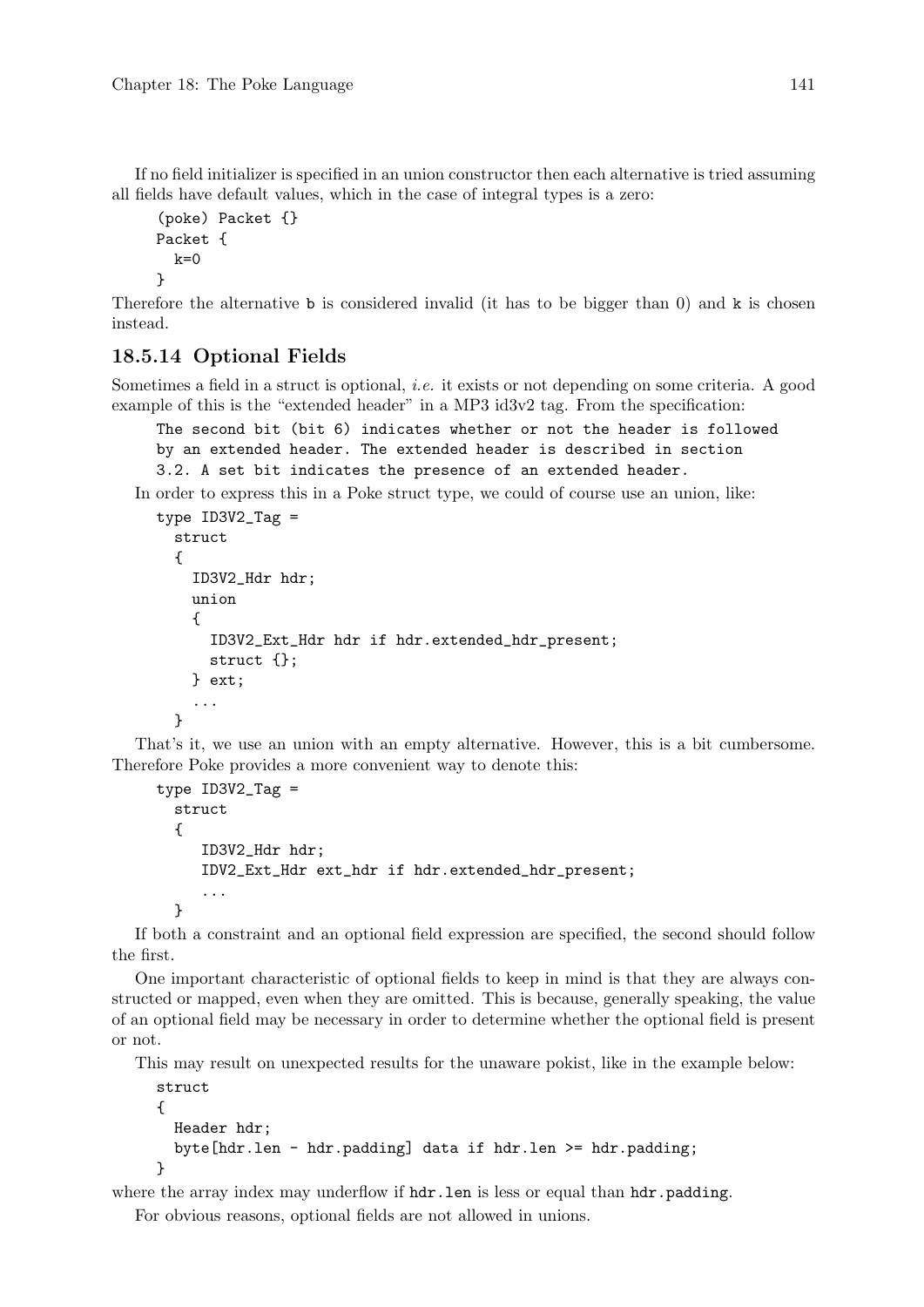If no field initializer is specified in an union constructor then each alternative is tried assuming all fields have default values, which in the case of integral types is a zero:

```
(poke) Packet {}
Packet {
  k=0
}
```

Therefore the alternative `b` is considered invalid (it has to be bigger than 0) and `k` is chosen instead.

### 18.5.14 Optional Fields

Sometimes a field in a struct is optional, *i.e.* it exists or not depending on some criteria. A good example of this is the "extended header" in a MP3 id3v2 tag. From the specification:

```
The second bit (bit 6) indicates whether or not the header is followed
by an extended header. The extended header is described in section
3.2. A set bit indicates the presence of an extended header.
```

In order to express this in a Poke struct type, we could of course use an union, like:

```
type ID3V2_Tag =
  struct
  {
    ID3V2_Hdr hdr;
    union
    {
      ID3V2_Ext_Hdr hdr if hdr.extended_hdr_present;
      struct {};
    } ext;
    ...
  }
```

That's it, we use an union with an empty alternative. However, this is a bit cumbersome. Therefore Poke provides a more convenient way to denote this:

```
type ID3V2_Tag =
  struct
  {
     ID3V2_Hdr hdr;
     IDV2_Ext_Hdr ext_hdr if hdr.extended_hdr_present;
     ...
  }
```

If both a constraint and an optional field expression are specified, the second should follow the first.

One important characteristic of optional fields to keep in mind is that they are always constructed or mapped, even when they are omitted. This is because, generally speaking, the value of an optional field may be necessary in order to determine whether the optional field is present or not.

This may result on unexpected results for the unaware pokist, like in the example below:

```
struct
{
  Header hdr;
  byte[hdr.len - hdr.padding] data if hdr.len >= hdr.padding;
}
```

where the array index may underflow if `hdr.len` is less or equal than `hdr.padding`.

For obvious reasons, optional fields are not allowed in unions.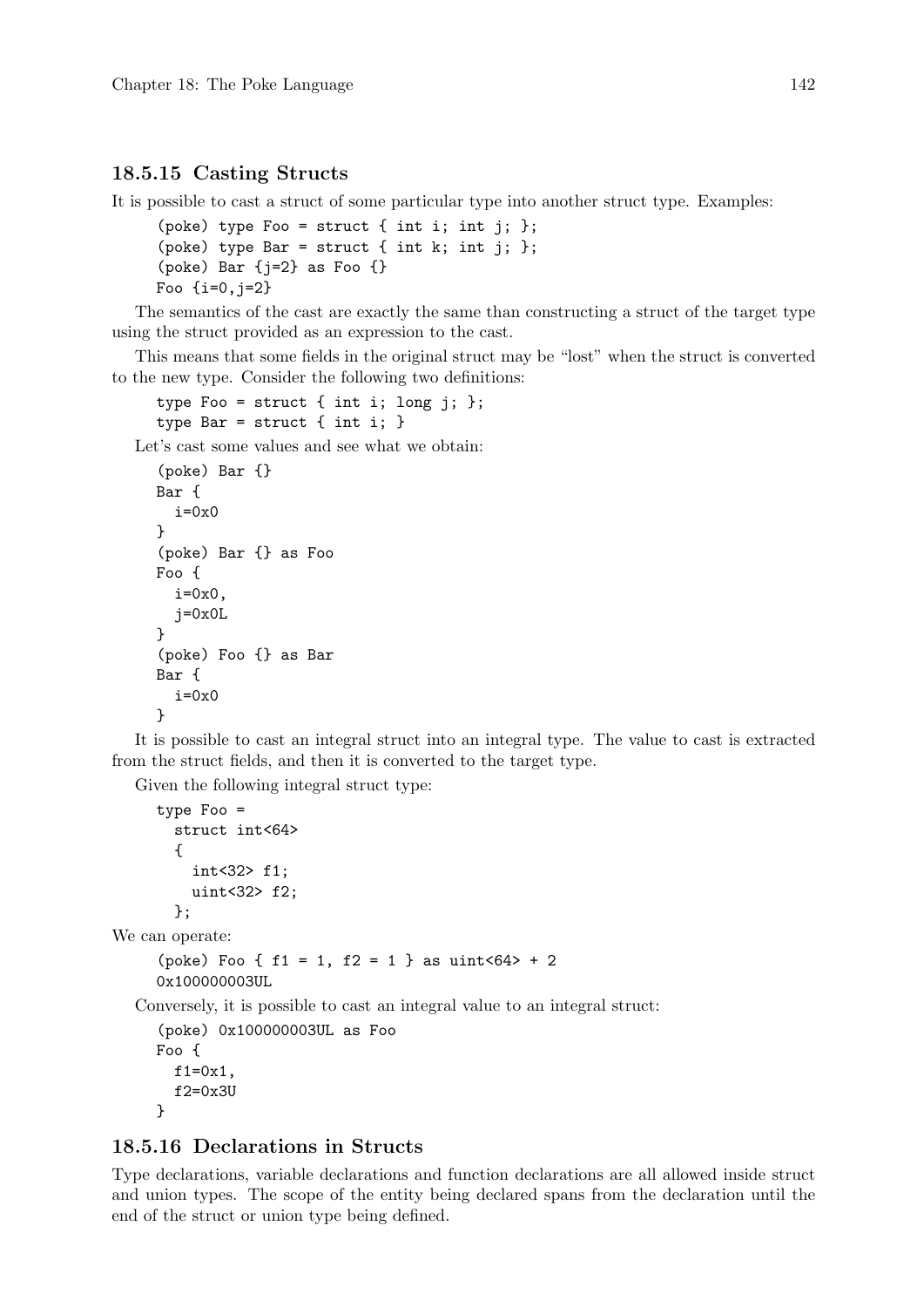### 18.5.15 Casting Structs

It is possible to cast a struct of some particular type into another struct type. Examples:

```
(poke) type Foo = struct { int i; int j; };
(poke) type Bar = struct { int k; int j; };
(poke) Bar {j=2} as Foo {}
Foo {i=0,j=2}
```

The semantics of the cast are exactly the same than constructing a struct of the target type using the struct provided as an expression to the cast.

This means that some fields in the original struct may be "lost" when the struct is converted to the new type. Consider the following two definitions:

```
type Foo = struct { int i; long j; };
type Bar = struct { int i; }
```

Let's cast some values and see what we obtain:

```
(poke) Bar {}
Bar {
  i=0x0
}
(poke) Bar {} as Foo
Foo {
  i=0x0,
  j=0x0L
}
(poke) Foo {} as Bar
Bar {
  i=0x0
}
```

It is possible to cast an integral struct into an integral type. The value to cast is extracted from the struct fields, and then it is converted to the target type.

Given the following integral struct type:

```
type Foo =
  struct int<64>
  {
    int<32> f1;
    uint<32> f2;
  };
```

We can operate:

```
(poke) Foo { f1 = 1, f2 = 1 } as uint<64> + 2
0x100000003UL
```

Conversely, it is possible to cast an integral value to an integral struct:

```
(poke) 0x100000003UL as Foo
Foo {
  f1=0x1,
  f2=0x3U
}
```

### 18.5.16 Declarations in Structs

Type declarations, variable declarations and function declarations are all allowed inside struct and union types. The scope of the entity being declared spans from the declaration until the end of the struct or union type being defined.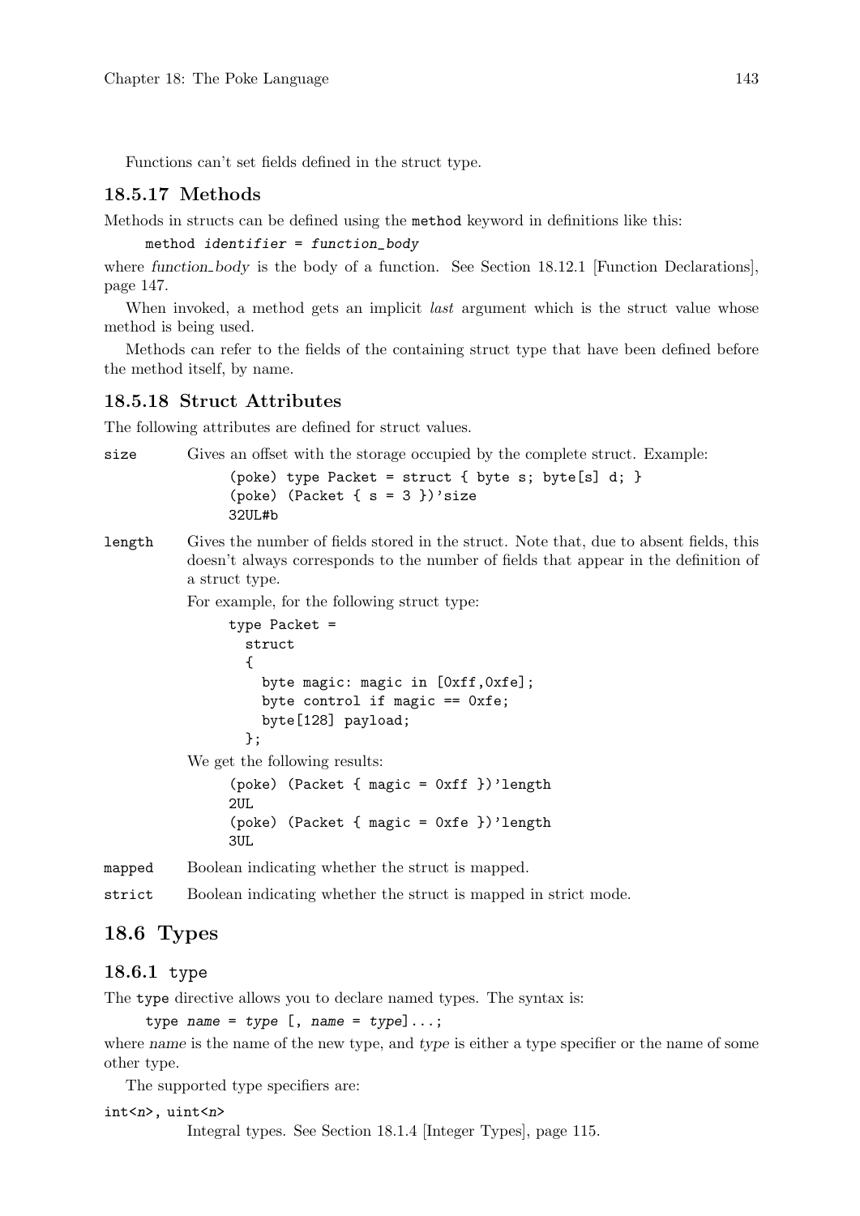Functions can't set fields defined in the struct type.

### 18.5.17 Methods

Methods in structs can be defined using the `method` keyword in definitions like this:

```
method identifier = function_body
```

where *function_body* is the body of a function. See Section 18.12.1 [Function Declarations], page 147.

When invoked, a method gets an implicit *last* argument which is the struct value whose method is being used.

Methods can refer to the fields of the containing struct type that have been defined before the method itself, by name.

### 18.5.18 Struct Attributes

The following attributes are defined for struct values.

`size`
: Gives an offset with the storage occupied by the complete struct. Example:

```
(poke) type Packet = struct { byte s; byte[s] d; }
(poke) (Packet { s = 3 })'size
32UL#b
```

`length`
: Gives the number of fields stored in the struct. Note that, due to absent fields, this doesn't always corresponds to the number of fields that appear in the definition of a struct type.

For example, for the following struct type:

```
type Packet =
  struct
  {
    byte magic: magic in [0xff,0xfe];
    byte control if magic == 0xfe;
    byte[128] payload;
  };
```

We get the following results:

```
(poke) (Packet { magic = 0xff })'length
2UL
(poke) (Packet { magic = 0xfe })'length
3UL
```

`mapped`
: Boolean indicating whether the struct is mapped.

`strict`
: Boolean indicating whether the struct is mapped in strict mode.

## 18.6 Types

### 18.6.1 type

The `type` directive allows you to declare named types. The syntax is:

```
type name = type [, name = type]...;
```

where *name* is the name of the new type, and *type* is either a type specifier or the name of some other type.

The supported type specifiers are:

`int<n>, uint<n>`
: Integral types. See Section 18.1.4 [Integer Types], page 115.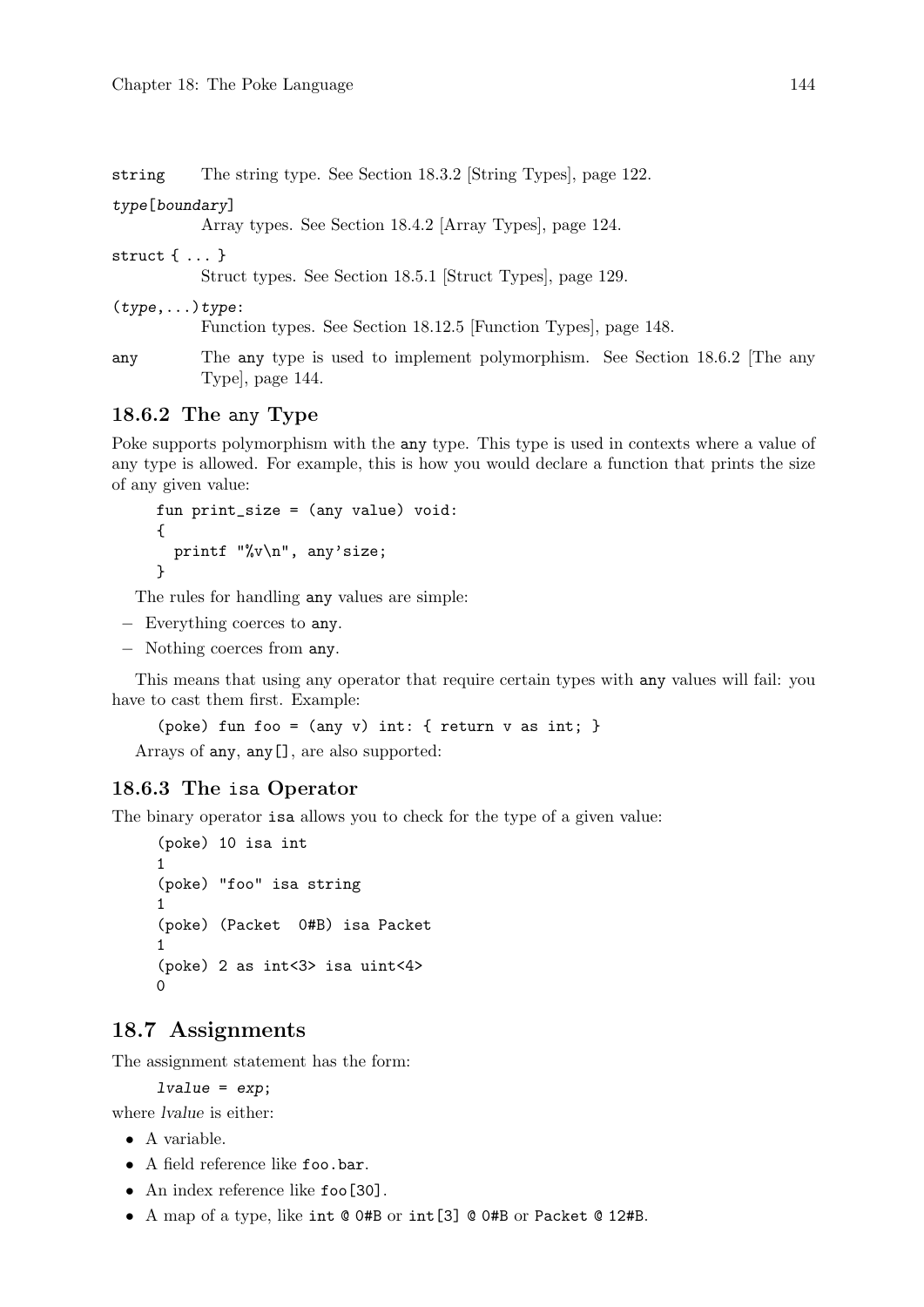`string` The string type. See Section 18.3.2 [String Types], page 122.

`type[boundary]`
Array types. See Section 18.4.2 [Array Types], page 124.

`struct { ... }`
Struct types. See Section 18.5.1 [Struct Types], page 129.

`(type,...)type:`
Function types. See Section 18.12.5 [Function Types], page 148.

`any` The `any` type is used to implement polymorphism. See Section 18.6.2 [The any Type], page 144.

### 18.6.2 The any Type

Poke supports polymorphism with the `any` type. This type is used in contexts where a value of any type is allowed. For example, this is how you would declare a function that prints the size of any given value:

```
fun print_size = (any value) void:
{
  printf "%v\n", any'size;
}
```

The rules for handling `any` values are simple:

- Everything coerces to `any`.
- Nothing coerces from `any`.

This means that using any operator that require certain types with `any` values will fail: you have to cast them first. Example:

```
(poke) fun foo = (any v) int: { return v as int; }
```

Arrays of `any`, `any[]`, are also supported:

### 18.6.3 The isa Operator

The binary operator `isa` allows you to check for the type of a given value:

```
(poke) 10 isa int
1
(poke) "foo" isa string
1
(poke) (Packet  0#B) isa Packet
1
(poke) 2 as int<3> isa uint<4>
0
```

## 18.7 Assignments

The assignment statement has the form:

```
lvalue = exp;
```

where *lvalue* is either:

- A variable.
- A field reference like `foo.bar`.
- An index reference like `foo[30]`.
- A map of a type, like `int @ 0#B` or `int[3] @ 0#B` or `Packet @ 12#B`.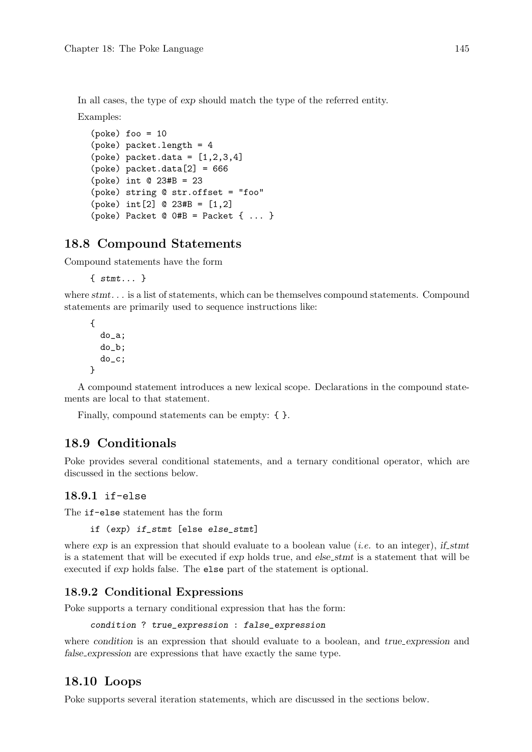In all cases, the type of *exp* should match the type of the referred entity.

Examples:

```
(poke) foo = 10
(poke) packet.length = 4
(poke) packet.data = [1,2,3,4]
(poke) packet.data[2] = 666
(poke) int @ 23#B = 23
(poke) string @ str.offset = "foo"
(poke) int[2] @ 23#B = [1,2]
(poke) Packet @ 0#B = Packet { ... }
```

## 18.8 Compound Statements

Compound statements have the form

```
{ stmt... }
```

where *stmt*... is a list of statements, which can be themselves compound statements. Compound statements are primarily used to sequence instructions like:

```
{
  do_a;
  do_b;
  do_c;
}
```

A compound statement introduces a new lexical scope. Declarations in the compound statements are local to that statement.

Finally, compound statements can be empty: `{ }`.

## 18.9 Conditionals

Poke provides several conditional statements, and a ternary conditional operator, which are discussed in the sections below.

### 18.9.1 if-else

The `if-else` statement has the form

```
if (exp) if_stmt [else else_stmt]
```

where *exp* is an expression that should evaluate to a boolean value (*i.e.* to an integer), *if_stmt* is a statement that will be executed if *exp* holds true, and *else_stmt* is a statement that will be executed if *exp* holds false. The `else` part of the statement is optional.

### 18.9.2 Conditional Expressions

Poke supports a ternary conditional expression that has the form:

```
condition ? true_expression : false_expression
```

where *condition* is an expression that should evaluate to a boolean, and *true_expression* and *false_expression* are expressions that have exactly the same type.

## 18.10 Loops

Poke supports several iteration statements, which are discussed in the sections below.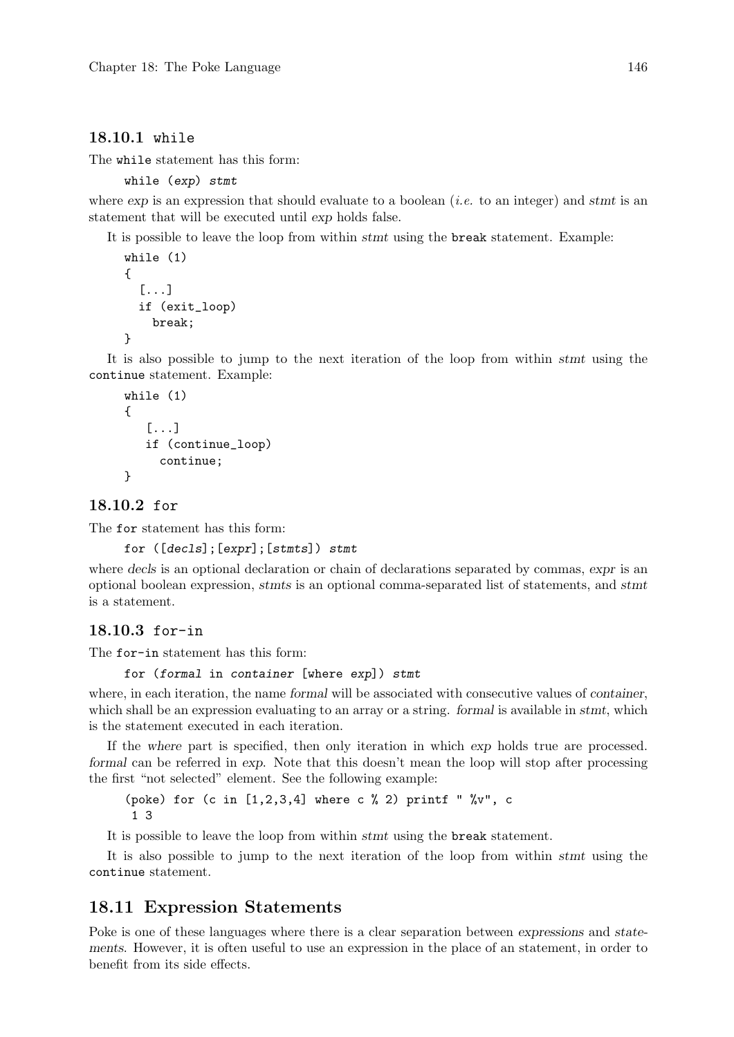### 18.10.1 `while`

The `while` statement has this form:

```
while (exp) stmt
```

where *exp* is an expression that should evaluate to a boolean (*i.e.* to an integer) and *stmt* is an statement that will be executed until *exp* holds false.

It is possible to leave the loop from within *stmt* using the `break` statement. Example:

```
while (1)
{
  [...]
  if (exit_loop)
    break;
}
```

It is also possible to jump to the next iteration of the loop from within *stmt* using the `continue` statement. Example:

```
while (1)
{
   [...]
   if (continue_loop)
     continue;
}
```

### 18.10.2 `for`

The `for` statement has this form:

```
for ([decls];[expr];[stmts]) stmt
```

where *decls* is an optional declaration or chain of declarations separated by commas, *expr* is an optional boolean expression, *stmts* is an optional comma-separated list of statements, and *stmt* is a statement.

### 18.10.3 `for-in`

The `for-in` statement has this form:

```
for (formal in container [where exp]) stmt
```

where, in each iteration, the name *formal* will be associated with consecutive values of *container*, which shall be an expression evaluating to an array or a string. *formal* is available in *stmt*, which is the statement executed in each iteration.

If the *where* part is specified, then only iteration in which *exp* holds true are processed. *formal* can be referred in *exp*. Note that this doesn't mean the loop will stop after processing the first "not selected" element. See the following example:

```
(poke) for (c in [1,2,3,4] where c % 2) printf " %v", c
 1 3
```

It is possible to leave the loop from within *stmt* using the `break` statement.

It is also possible to jump to the next iteration of the loop from within *stmt* using the `continue` statement.

## 18.11 Expression Statements

Poke is one of these languages where there is a clear separation between *expressions* and *statements*. However, it is often useful to use an expression in the place of an statement, in order to benefit from its side effects.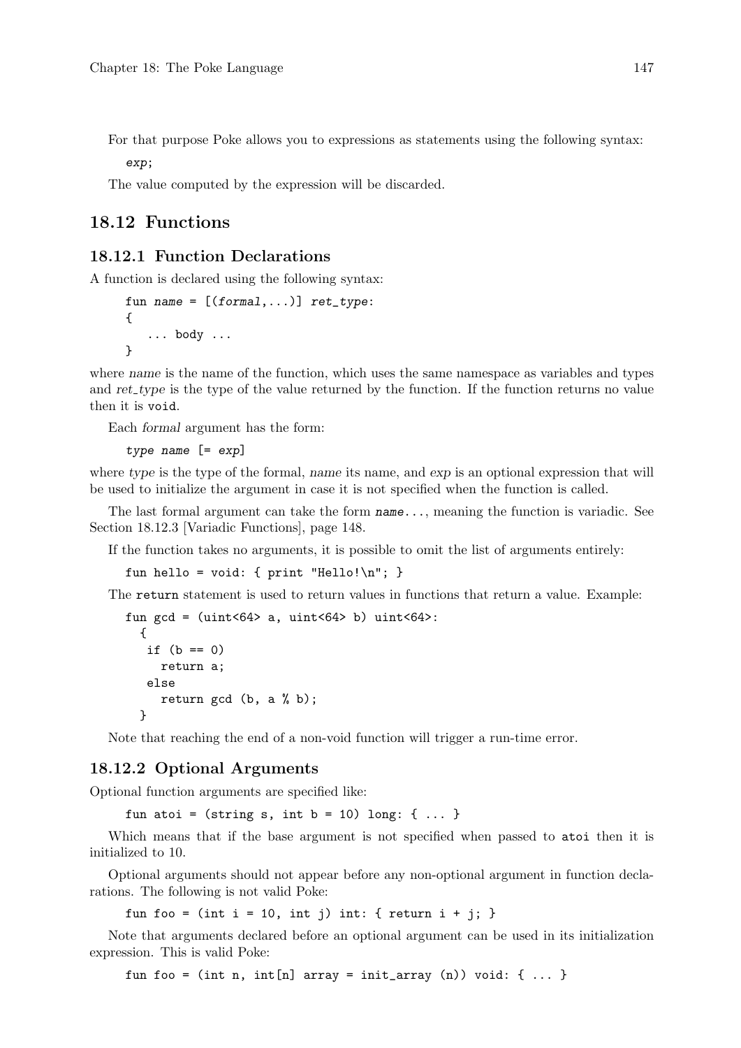For that purpose Poke allows you to expressions as statements using the following syntax:

```
exp;
```

The value computed by the expression will be discarded.

## 18.12 Functions

### 18.12.1 Function Declarations

A function is declared using the following syntax:

```
fun name = [(formal,...)] ret_type:
{
   ... body ...
}
```

where *name* is the name of the function, which uses the same namespace as variables and types and *ret_type* is the type of the value returned by the function. If the function returns no value then it is `void`.

Each *formal* argument has the form:

```
type name [= exp]
```

where *type* is the type of the formal, *name* its name, and *exp* is an optional expression that will be used to initialize the argument in case it is not specified when the function is called.

The last formal argument can take the form `name...`, meaning the function is variadic. See Section 18.12.3 [Variadic Functions], page 148.

If the function takes no arguments, it is possible to omit the list of arguments entirely:

```
fun hello = void: { print "Hello!\n"; }
```

The `return` statement is used to return values in functions that return a value. Example:

```
fun gcd = (uint<64> a, uint<64> b) uint<64>:
  {
   if (b == 0)
     return a;
   else
     return gcd (b, a % b);
  }
```

Note that reaching the end of a non-void function will trigger a run-time error.

### 18.12.2 Optional Arguments

Optional function arguments are specified like:

```
fun atoi = (string s, int b = 10) long: { ... }
```

Which means that if the base argument is not specified when passed to `atoi` then it is initialized to 10.

Optional arguments should not appear before any non-optional argument in function declarations. The following is not valid Poke:

```
fun foo = (int i = 10, int j) int: { return i + j; }
```

Note that arguments declared before an optional argument can be used in its initialization expression. This is valid Poke:

```
fun foo = (int n, int[n] array = init_array (n)) void: { ... }
```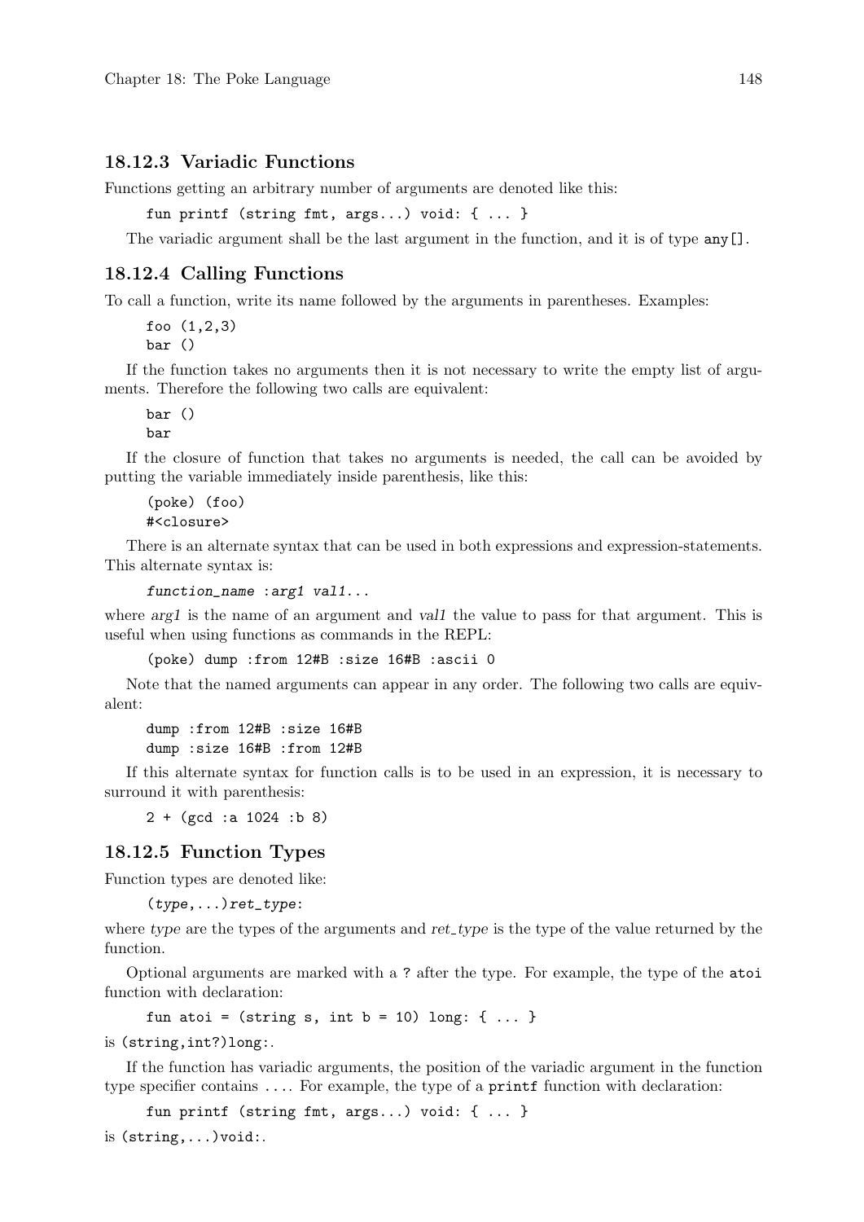### 18.12.3 Variadic Functions

Functions getting an arbitrary number of arguments are denoted like this:

```
fun printf (string fmt, args...) void: { ... }
```

The variadic argument shall be the last argument in the function, and it is of type `any[]`.

### 18.12.4 Calling Functions

To call a function, write its name followed by the arguments in parentheses. Examples:

```
foo (1,2,3)
bar ()
```

If the function takes no arguments then it is not necessary to write the empty list of arguments. Therefore the following two calls are equivalent:

```
bar ()
bar
```

If the closure of function that takes no arguments is needed, the call can be avoided by putting the variable immediately inside parenthesis, like this:

```
(poke) (foo)
#<closure>
```

There is an alternate syntax that can be used in both expressions and expression-statements. This alternate syntax is:

```
function_name :arg1 val1...
```

where *arg1* is the name of an argument and *val1* the value to pass for that argument. This is useful when using functions as commands in the REPL:

```
(poke) dump :from 12#B :size 16#B :ascii 0
```

Note that the named arguments can appear in any order. The following two calls are equivalent:

```
dump :from 12#B :size 16#B
dump :size 16#B :from 12#B
```

If this alternate syntax for function calls is to be used in an expression, it is necessary to surround it with parenthesis:

```
2 + (gcd :a 1024 :b 8)
```

### 18.12.5 Function Types

Function types are denoted like:

```
(type,...)ret_type:
```

where *type* are the types of the arguments and *ret_type* is the type of the value returned by the function.

Optional arguments are marked with a `?` after the type. For example, the type of the `atoi` function with declaration:

```
fun atoi = (string s, int b = 10) long: { ... }
```

is `(string,int?)long:`.

If the function has variadic arguments, the position of the variadic argument in the function type specifier contains `...`. For example, the type of a `printf` function with declaration:

```
fun printf (string fmt, args...) void: { ... }
```

is `(string,...)void:`.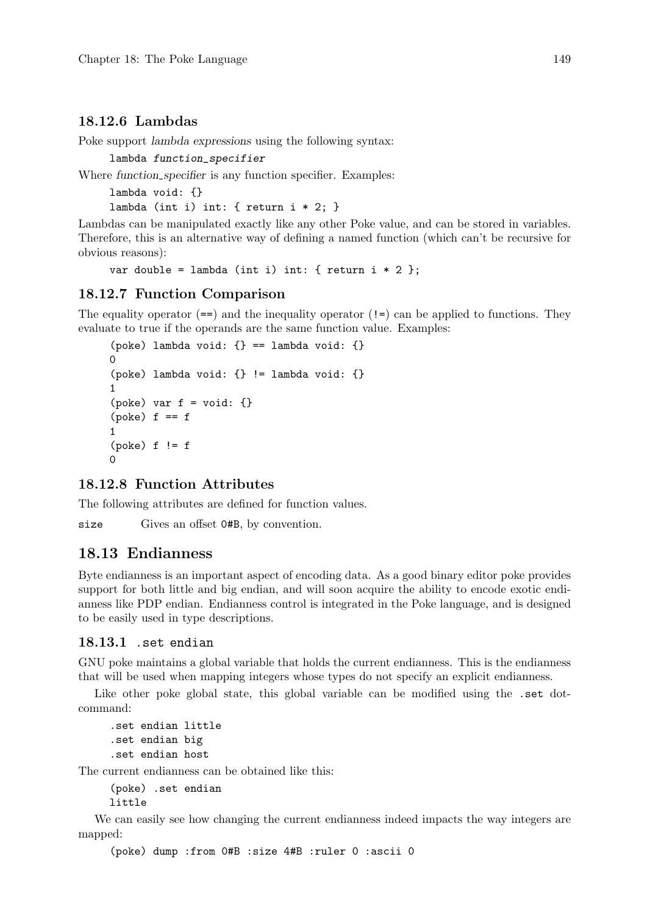### 18.12.6 Lambdas

Poke support *lambda expressions* using the following syntax:

```
lambda function_specifier
```

Where *function_specifier* is any function specifier. Examples:

```
lambda void: {}
lambda (int i) int: { return i * 2; }
```

Lambdas can be manipulated exactly like any other Poke value, and can be stored in variables. Therefore, this is an alternative way of defining a named function (which can't be recursive for obvious reasons):

```
var double = lambda (int i) int: { return i * 2 };
```

### 18.12.7 Function Comparison

The equality operator (`==`) and the inequality operator (`!=`) can be applied to functions. They evaluate to true if the operands are the same function value. Examples:

```
(poke) lambda void: {} == lambda void: {}
0
(poke) lambda void: {} != lambda void: {}
1
(poke) var f = void: {}
(poke) f == f
1
(poke) f != f
0
```

### 18.12.8 Function Attributes

The following attributes are defined for function values.

`size` Gives an offset `0#B`, by convention.

## 18.13 Endianness

Byte endianness is an important aspect of encoding data. As a good binary editor poke provides support for both little and big endian, and will soon acquire the ability to encode exotic endianness like PDP endian. Endianness control is integrated in the Poke language, and is designed to be easily used in type descriptions.

### 18.13.1 `.set endian`

GNU poke maintains a global variable that holds the current endianness. This is the endianness that will be used when mapping integers whose types do not specify an explicit endianness.

Like other poke global state, this global variable can be modified using the `.set` dot-command:

```
.set endian little
.set endian big
.set endian host
```

The current endianness can be obtained like this:

```
(poke) .set endian
little
```

We can easily see how changing the current endianness indeed impacts the way integers are mapped:

```
(poke) dump :from 0#B :size 4#B :ruler 0 :ascii 0
```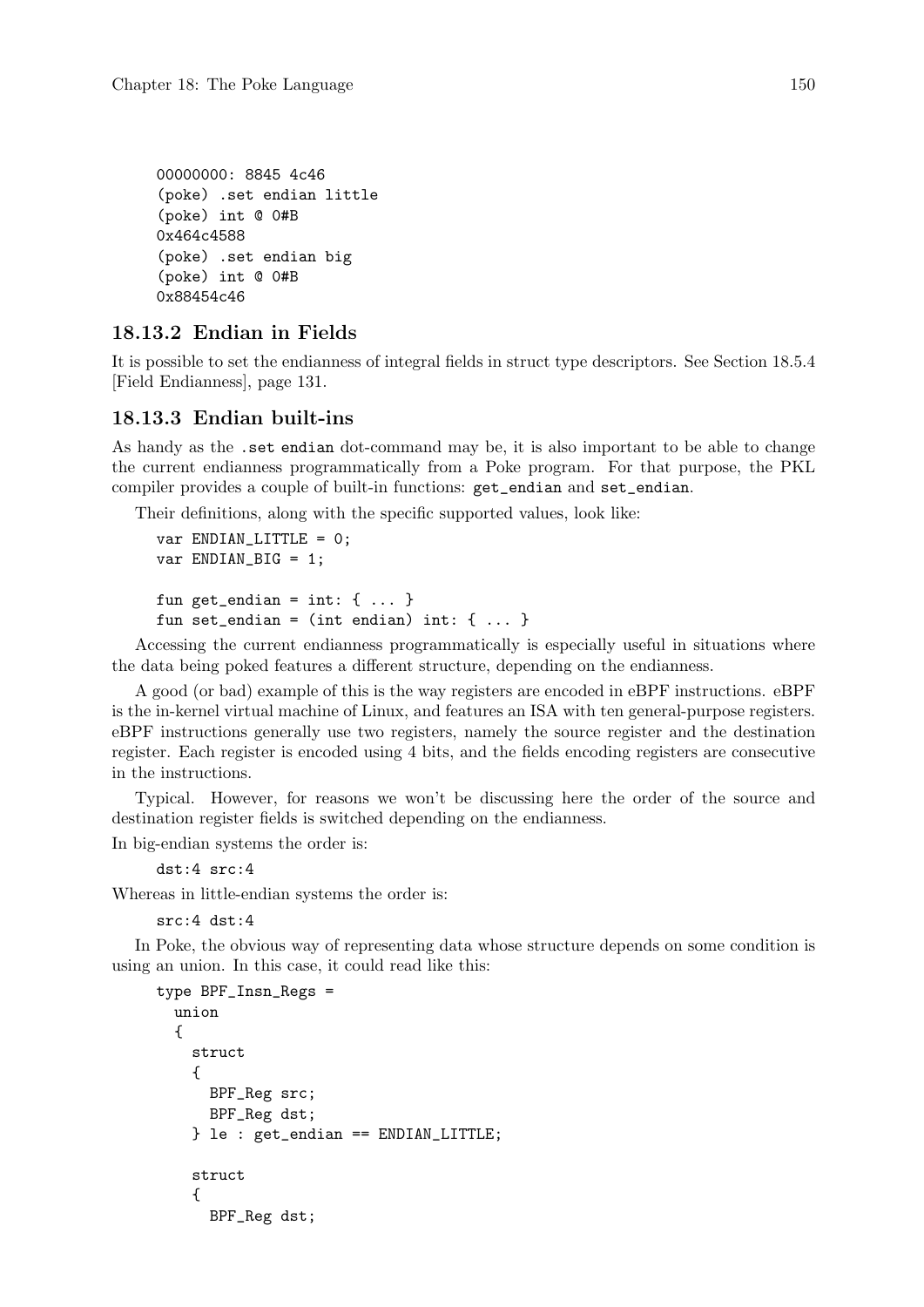```
00000000: 8845 4c46
(poke) .set endian little
(poke) int @ 0#B
0x464c4588
(poke) .set endian big
(poke) int @ 0#B
0x88454c46
```

### 18.13.2 Endian in Fields

It is possible to set the endianness of integral fields in struct type descriptors. See Section 18.5.4 [Field Endianness], page 131.

### 18.13.3 Endian built-ins

As handy as the `.set endian` dot-command may be, it is also important to be able to change the current endianness programmatically from a Poke program. For that purpose, the PKL compiler provides a couple of built-in functions: `get_endian` and `set_endian`.

Their definitions, along with the specific supported values, look like:

```
var ENDIAN_LITTLE = 0;
var ENDIAN_BIG = 1;

fun get_endian = int: { ... }
fun set_endian = (int endian) int: { ... }
```

Accessing the current endianness programmatically is especially useful in situations where the data being poked features a different structure, depending on the endianness.

A good (or bad) example of this is the way registers are encoded in eBPF instructions. eBPF is the in-kernel virtual machine of Linux, and features an ISA with ten general-purpose registers. eBPF instructions generally use two registers, namely the source register and the destination register. Each register is encoded using 4 bits, and the fields encoding registers are consecutive in the instructions.

Typical. However, for reasons we won't be discussing here the order of the source and destination register fields is switched depending on the endianness.

In big-endian systems the order is:

```
dst:4 src:4
```

Whereas in little-endian systems the order is:

```
src:4 dst:4
```

In Poke, the obvious way of representing data whose structure depends on some condition is using an union. In this case, it could read like this:

```
type BPF_Insn_Regs =
  union
  {
    struct
    {
      BPF_Reg src;
      BPF_Reg dst;
    } le : get_endian == ENDIAN_LITTLE;

    struct
    {
      BPF_Reg dst;
```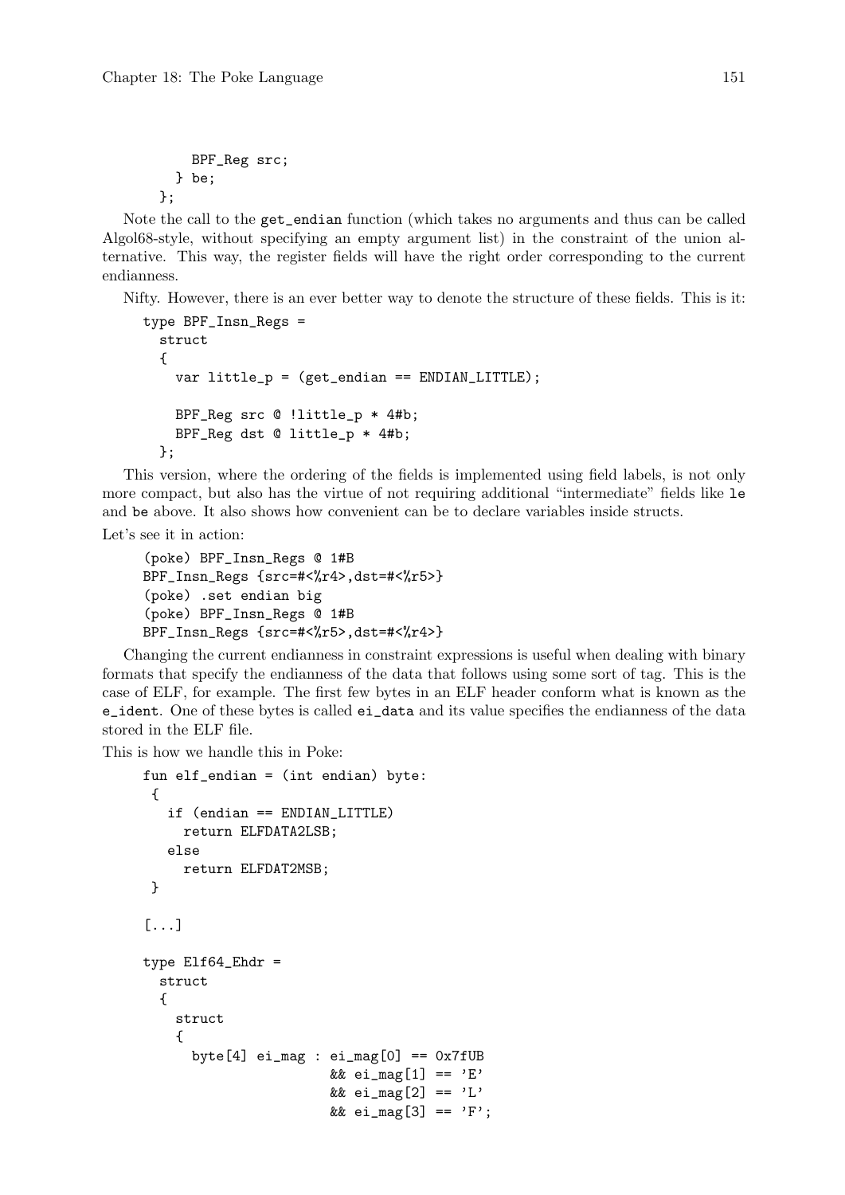```
        BPF_Reg src;
      } be;
    };
```

Note the call to the `get_endian` function (which takes no arguments and thus can be called Algol68-style, without specifying an empty argument list) in the constraint of the union alternative. This way, the register fields will have the right order corresponding to the current endianness.

Nifty. However, there is an ever better way to denote the structure of these fields. This is it:

```
type BPF_Insn_Regs =
  struct
  {
    var little_p = (get_endian == ENDIAN_LITTLE);

    BPF_Reg src @ !little_p * 4#b;
    BPF_Reg dst @ little_p * 4#b;
  };
```

This version, where the ordering of the fields is implemented using field labels, is not only more compact, but also has the virtue of not requiring additional "intermediate" fields like `le` and `be` above. It also shows how convenient can be to declare variables inside structs.

Let's see it in action:

```
(poke) BPF_Insn_Regs @ 1#B
BPF_Insn_Regs {src=#<%r4>,dst=#<%r5>}
(poke) .set endian big
(poke) BPF_Insn_Regs @ 1#B
BPF_Insn_Regs {src=#<%r5>,dst=#<%r4>}
```

Changing the current endianness in constraint expressions is useful when dealing with binary formats that specify the endianness of the data that follows using some sort of tag. This is the case of ELF, for example. The first few bytes in an ELF header conform what is known as the `e_ident`. One of these bytes is called `ei_data` and its value specifies the endianness of the data stored in the ELF file.

This is how we handle this in Poke:

```
fun elf_endian = (int endian) byte:
 {
   if (endian == ENDIAN_LITTLE)
     return ELFDATA2LSB;
   else
     return ELFDAT2MSB;
 }

[...]

type Elf64_Ehdr =
  struct
  {
    struct
    {
      byte[4] ei_mag : ei_mag[0] == 0x7fUB
                       && ei_mag[1] == 'E'
                       && ei_mag[2] == 'L'
                       && ei_mag[3] == 'F';
```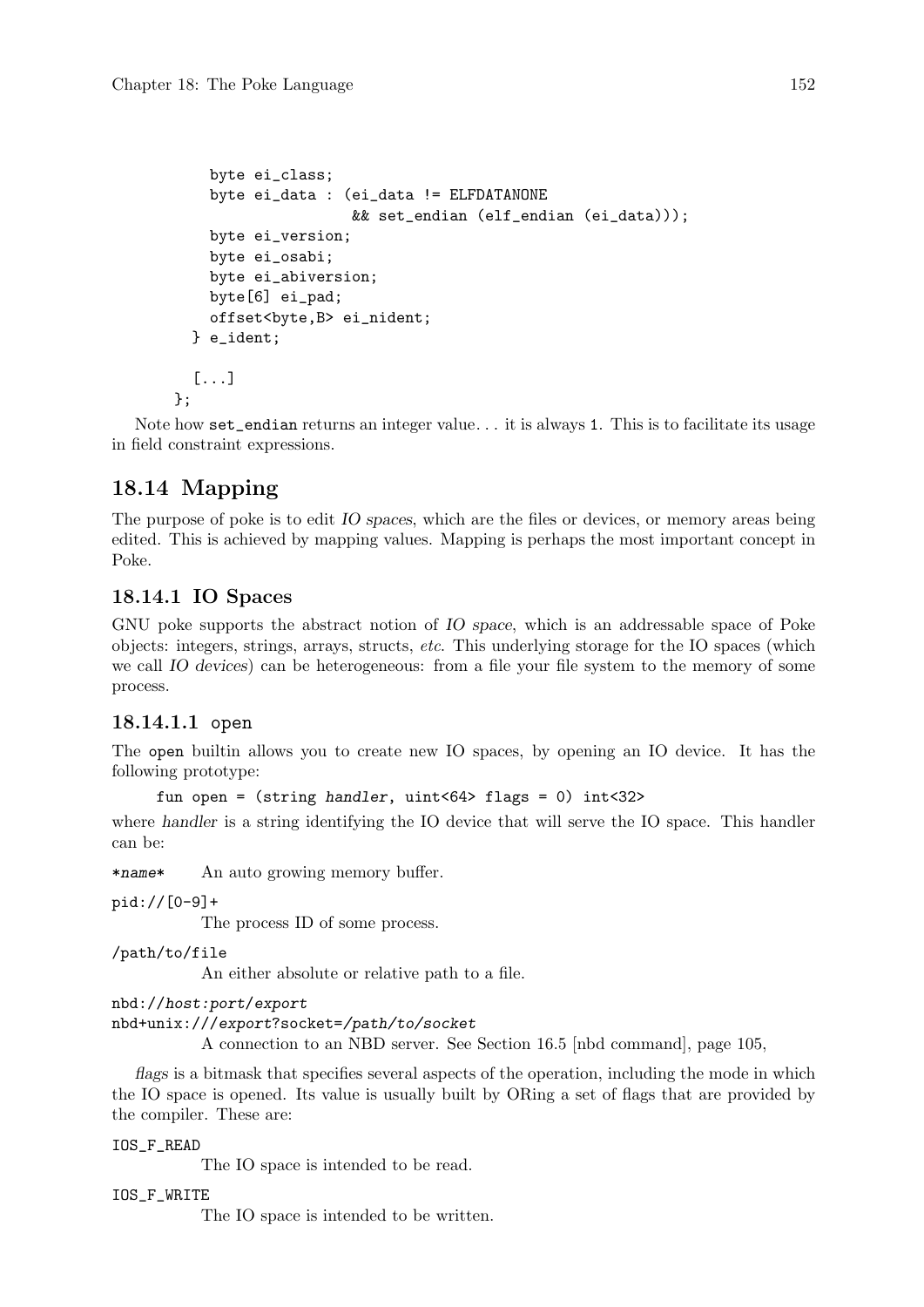```
    byte ei_class;
    byte ei_data : (ei_data != ELFDATANONE
                    && set_endian (elf_endian (ei_data)));
    byte ei_version;
    byte ei_osabi;
    byte ei_abiversion;
    byte[6] ei_pad;
    offset<byte,B> ei_nident;
  } e_ident;

  [...]
};
```

Note how `set_endian` returns an integer value... it is always `1`. This is to facilitate its usage in field constraint expressions.

## 18.14 Mapping

The purpose of poke is to edit *IO spaces*, which are the files or devices, or memory areas being edited. This is achieved by mapping values. Mapping is perhaps the most important concept in Poke.

### 18.14.1 IO Spaces

GNU poke supports the abstract notion of *IO space*, which is an addressable space of Poke objects: integers, strings, arrays, structs, *etc.* This underlying storage for the IO spaces (which we call *IO devices*) can be heterogeneous: from a file your file system to the memory of some process.

#### 18.14.1.1 open

The `open` builtin allows you to create new IO spaces, by opening an IO device. It has the following prototype:

```
fun open = (string handler, uint<64> flags = 0) int<32>
```

where *handler* is a string identifying the IO device that will serve the IO space. This handler can be:

`*name*`
: An auto growing memory buffer.

`pid://[0-9]+`
: The process ID of some process.

`/path/to/file`
: An either absolute or relative path to a file.

`nbd://host:port/export`
`nbd+unix:///export?socket=/path/to/socket`
: A connection to an NBD server. See Section 16.5 [nbd command], page 105,

*flags* is a bitmask that specifies several aspects of the operation, including the mode in which the IO space is opened. Its value is usually built by ORing a set of flags that are provided by the compiler. These are:

`IOS_F_READ`
: The IO space is intended to be read.

`IOS_F_WRITE`
: The IO space is intended to be written.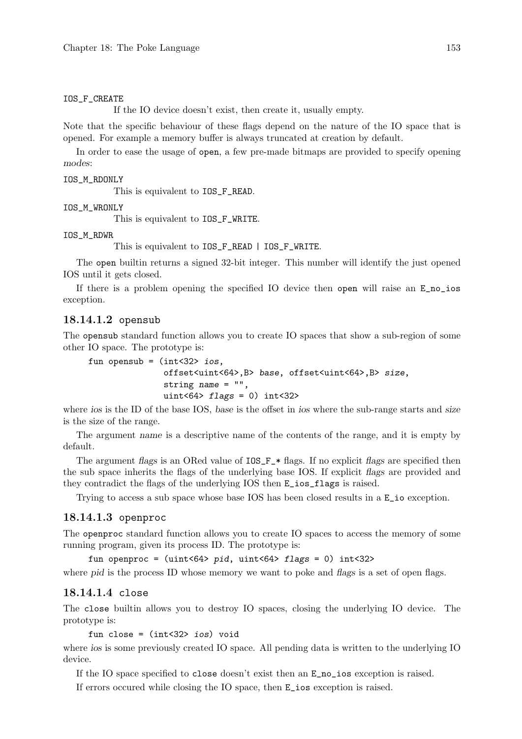`IOS_F_CREATE`
: If the IO device doesn't exist, then create it, usually empty.

Note that the specific behaviour of these flags depend on the nature of the IO space that is opened. For example a memory buffer is always truncated at creation by default.

In order to ease the usage of `open`, a few pre-made bitmaps are provided to specify opening *modes*:

`IOS_M_RDONLY`
: This is equivalent to `IOS_F_READ`.

`IOS_M_WRONLY`
: This is equivalent to `IOS_F_WRITE`.

`IOS_M_RDWR`
: This is equivalent to `IOS_F_READ | IOS_F_WRITE`.

The `open` builtin returns a signed 32-bit integer. This number will identify the just opened IOS until it gets closed.

If there is a problem opening the specified IO device then `open` will raise an `E_no_ios` exception.

#### 18.14.1.2 `opensub`

The `opensub` standard function allows you to create IO spaces that show a sub-region of some other IO space. The prototype is:

```
fun opensub = (int<32> ios,
               offset<uint<64>,B> base, offset<uint<64>,B> size,
               string name = "",
               uint<64> flags = 0) int<32>
```

where *ios* is the ID of the base IOS, *base* is the offset in *ios* where the sub-range starts and *size* is the size of the range.

The argument *name* is a descriptive name of the contents of the range, and it is empty by default.

The argument *flags* is an ORed value of `IOS_F_*` flags. If no explicit *flags* are specified then the sub space inherits the flags of the underlying base IOS. If explicit *flags* are provided and they contradict the flags of the underlying IOS then `E_ios_flags` is raised.

Trying to access a sub space whose base IOS has been closed results in a `E_io` exception.

#### 18.14.1.3 `openproc`

The `openproc` standard function allows you to create IO spaces to access the memory of some running program, given its process ID. The prototype is:

```
fun openproc = (uint<64> pid, uint<64> flags = 0) int<32>
```

where *pid* is the process ID whose memory we want to poke and *flags* is a set of open flags.

#### 18.14.1.4 `close`

The `close` builtin allows you to destroy IO spaces, closing the underlying IO device. The prototype is:

```
fun close = (int<32> ios) void
```

where *ios* is some previously created IO space. All pending data is written to the underlying IO device.

If the IO space specified to `close` doesn't exist then an `E_no_ios` exception is raised.

If errors occured while closing the IO space, then `E_ios` exception is raised.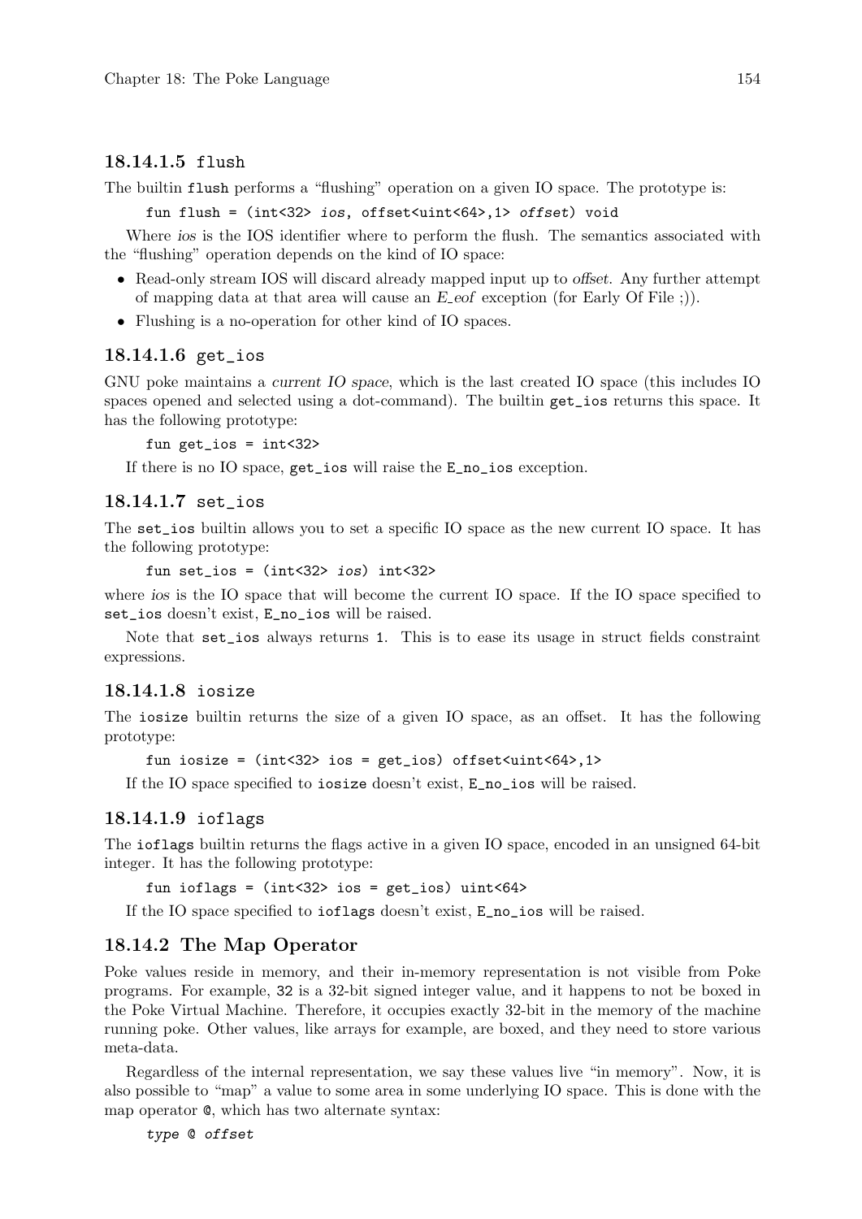#### 18.14.1.5 flush

The builtin `flush` performs a "flushing" operation on a given IO space. The prototype is:

```
fun flush = (int<32> ios, offset<uint<64>,1> offset) void
```

Where *ios* is the IOS identifier where to perform the flush. The semantics associated with the "flushing" operation depends on the kind of IO space:

- Read-only stream IOS will discard already mapped input up to *offset*. Any further attempt of mapping data at that area will cause an *E_eof* exception (for Early Of File ;)).
- Flushing is a no-operation for other kind of IO spaces.

#### 18.14.1.6 get_ios

GNU poke maintains a *current IO space*, which is the last created IO space (this includes IO spaces opened and selected using a dot-command). The builtin `get_ios` returns this space. It has the following prototype:

```
fun get_ios = int<32>
```

If there is no IO space, `get_ios` will raise the `E_no_ios` exception.

#### 18.14.1.7 set_ios

The `set_ios` builtin allows you to set a specific IO space as the new current IO space. It has the following prototype:

```
fun set_ios = (int<32> ios) int<32>
```

where *ios* is the IO space that will become the current IO space. If the IO space specified to `set_ios` doesn't exist, `E_no_ios` will be raised.

Note that `set_ios` always returns `1`. This is to ease its usage in struct fields constraint expressions.

#### 18.14.1.8 iosize

The `iosize` builtin returns the size of a given IO space, as an offset. It has the following prototype:

```
fun iosize = (int<32> ios = get_ios) offset<uint<64>,1>
```

If the IO space specified to `iosize` doesn't exist, `E_no_ios` will be raised.

#### 18.14.1.9 ioflags

The `ioflags` builtin returns the flags active in a given IO space, encoded in an unsigned 64-bit integer. It has the following prototype:

```
fun ioflags = (int<32> ios = get_ios) uint<64>
```

If the IO space specified to `ioflags` doesn't exist, `E_no_ios` will be raised.

### 18.14.2 The Map Operator

Poke values reside in memory, and their in-memory representation is not visible from Poke programs. For example, `32` is a 32-bit signed integer value, and it happens to not be boxed in the Poke Virtual Machine. Therefore, it occupies exactly 32-bit in the memory of the machine running poke. Other values, like arrays for example, are boxed, and they need to store various meta-data.

Regardless of the internal representation, we say these values live "in memory". Now, it is also possible to "map" a value to some area in some underlying IO space. This is done with the map operator `@`, which has two alternate syntax:

```
type @ offset
```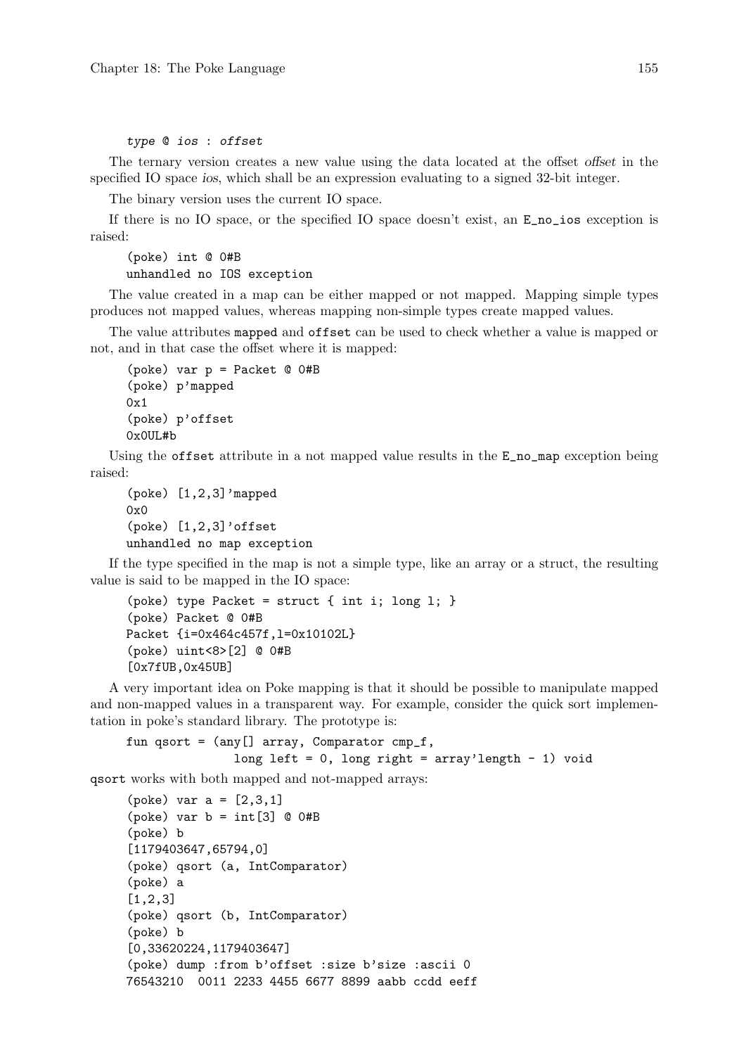```
type @ ios : offset
```

The ternary version creates a new value using the data located at the offset *offset* in the specified IO space *ios*, which shall be an expression evaluating to a signed 32-bit integer.

The binary version uses the current IO space.

If there is no IO space, or the specified IO space doesn't exist, an `E_no_ios` exception is raised:

```
(poke) int @ 0#B
unhandled no IOS exception
```

The value created in a map can be either mapped or not mapped. Mapping simple types produces not mapped values, whereas mapping non-simple types create mapped values.

The value attributes `mapped` and `offset` can be used to check whether a value is mapped or not, and in that case the offset where it is mapped:

```
(poke) var p = Packet @ 0#B
(poke) p'mapped
0x1
(poke) p'offset
0x0UL#b
```

Using the `offset` attribute in a not mapped value results in the `E_no_map` exception being raised:

```
(poke) [1,2,3]'mapped
0x0
(poke) [1,2,3]'offset
unhandled no map exception
```

If the type specified in the map is not a simple type, like an array or a struct, the resulting value is said to be mapped in the IO space:

```
(poke) type Packet = struct { int i; long l; }
(poke) Packet @ 0#B
Packet {i=0x464c457f,l=0x10102L}
(poke) uint<8>[2] @ 0#B
[0x7fUB,0x45UB]
```

A very important idea on Poke mapping is that it should be possible to manipulate mapped and non-mapped values in a transparent way. For example, consider the quick sort implementation in poke's standard library. The prototype is:

```
fun qsort = (any[] array, Comparator cmp_f,
                long left = 0, long right = array'length - 1) void
```

`qsort` works with both mapped and not-mapped arrays:

```
(poke) var a = [2,3,1]
(poke) var b = int[3] @ 0#B
(poke) b
[1179403647,65794,0]
(poke) qsort (a, IntComparator)
(poke) a
[1,2,3]
(poke) qsort (b, IntComparator)
(poke) b
[0,33620224,1179403647]
(poke) dump :from b'offset :size b'size :ascii 0
76543210  0011 2233 4455 6677 8899 aabb ccdd eeff
```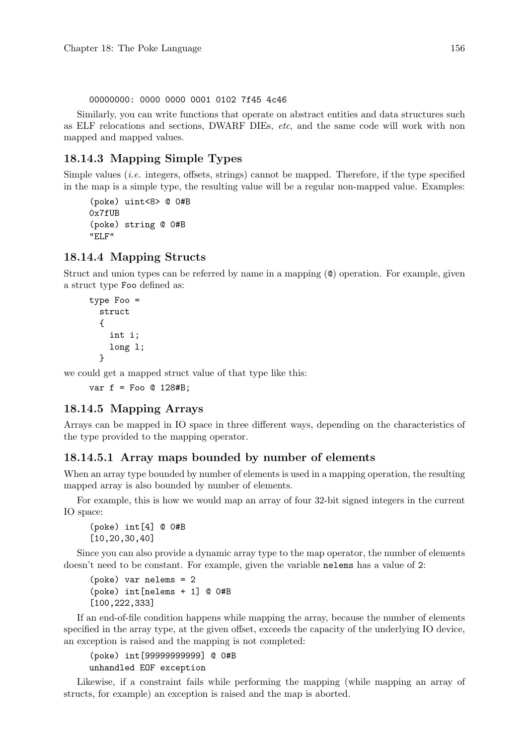```
00000000: 0000 0000 0001 0102 7f45 4c46
```

Similarly, you can write functions that operate on abstract entities and data structures such as ELF relocations and sections, DWARF DIEs, *etc*, and the same code will work with non mapped and mapped values.

### 18.14.3 Mapping Simple Types

Simple values (*i.e.* integers, offsets, strings) cannot be mapped. Therefore, if the type specified in the map is a simple type, the resulting value will be a regular non-mapped value. Examples:

```
(poke) uint<8> @ 0#B
0x7fUB
(poke) string @ 0#B
"ELF"
```

### 18.14.4 Mapping Structs

Struct and union types can be referred by name in a mapping (`@`) operation. For example, given a struct type `Foo` defined as:

```
type Foo =
  struct
  {
    int i;
    long l;
  }
```

we could get a mapped struct value of that type like this:

```
var f = Foo @ 128#B;
```

### 18.14.5 Mapping Arrays

Arrays can be mapped in IO space in three different ways, depending on the characteristics of the type provided to the mapping operator.

#### 18.14.5.1 Array maps bounded by number of elements

When an array type bounded by number of elements is used in a mapping operation, the resulting mapped array is also bounded by number of elements.

For example, this is how we would map an array of four 32-bit signed integers in the current IO space:

```
(poke) int[4] @ 0#B
[10,20,30,40]
```

Since you can also provide a dynamic array type to the map operator, the number of elements doesn't need to be constant. For example, given the variable `nelems` has a value of `2`:

```
(poke) var nelems = 2
(poke) int[nelems + 1] @ 0#B
[100,222,333]
```

If an end-of-file condition happens while mapping the array, because the number of elements specified in the array type, at the given offset, exceeds the capacity of the underlying IO device, an exception is raised and the mapping is not completed:

```
(poke) int[99999999999] @ 0#B
unhandled EOF exception
```

Likewise, if a constraint fails while performing the mapping (while mapping an array of structs, for example) an exception is raised and the map is aborted.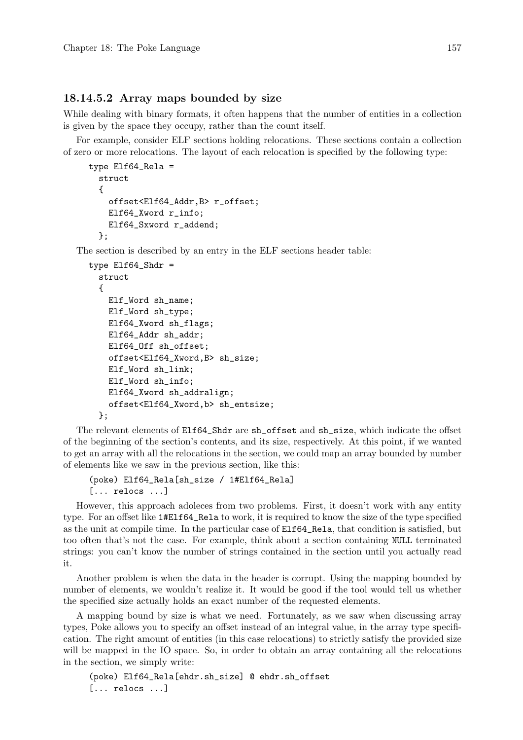#### 18.14.5.2 Array maps bounded by size

While dealing with binary formats, it often happens that the number of entities in a collection is given by the space they occupy, rather than the count itself.

For example, consider ELF sections holding relocations. These sections contain a collection of zero or more relocations. The layout of each relocation is specified by the following type:

```
type Elf64_Rela =
  struct
  {
    offset<Elf64_Addr,B> r_offset;
    Elf64_Xword r_info;
    Elf64_Sxword r_addend;
  };
```

The section is described by an entry in the ELF sections header table:

```
type Elf64_Shdr =
  struct
  {
    Elf_Word sh_name;
    Elf_Word sh_type;
    Elf64_Xword sh_flags;
    Elf64_Addr sh_addr;
    Elf64_Off sh_offset;
    offset<Elf64_Xword,B> sh_size;
    Elf_Word sh_link;
    Elf_Word sh_info;
    Elf64_Xword sh_addralign;
    offset<Elf64_Xword,b> sh_entsize;
  };
```

The relevant elements of `Elf64_Shdr` are `sh_offset` and `sh_size`, which indicate the offset of the beginning of the section's contents, and its size, respectively. At this point, if we wanted to get an array with all the relocations in the section, we could map an array bounded by number of elements like we saw in the previous section, like this:

```
(poke) Elf64_Rela[sh_size / 1#Elf64_Rela]
[... relocs ...]
```

However, this approach adoleces from two problems. First, it doesn't work with any entity type. For an offset like `1#Elf64_Rela` to work, it is required to know the size of the type specified as the unit at compile time. In the particular case of `Elf64_Rela`, that condition is satisfied, but too often that's not the case. For example, think about a section containing `NULL` terminated strings: you can't know the number of strings contained in the section until you actually read it.

Another problem is when the data in the header is corrupt. Using the mapping bounded by number of elements, we wouldn't realize it. It would be good if the tool would tell us whether the specified size actually holds an exact number of the requested elements.

A mapping bound by size is what we need. Fortunately, as we saw when discussing array types, Poke allows you to specify an offset instead of an integral value, in the array type specification. The right amount of entities (in this case relocations) to strictly satisfy the provided size will be mapped in the IO space. So, in order to obtain an array containing all the relocations in the section, we simply write:

```
(poke) Elf64_Rela[ehdr.sh_size] @ ehdr.sh_offset
[... relocs ...]
```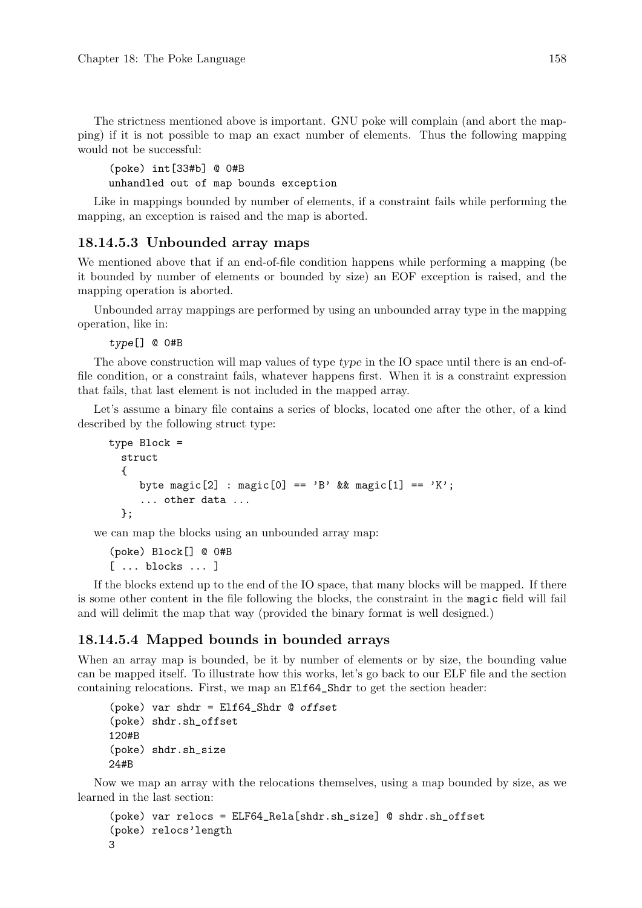The strictness mentioned above is important. GNU poke will complain (and abort the mapping) if it is not possible to map an exact number of elements. Thus the following mapping would not be successful:

```
(poke) int[33#b] @ 0#B
unhandled out of map bounds exception
```

Like in mappings bounded by number of elements, if a constraint fails while performing the mapping, an exception is raised and the map is aborted.

### 18.14.5.3 Unbounded array maps

We mentioned above that if an end-of-file condition happens while performing a mapping (be it bounded by number of elements or bounded by size) an EOF exception is raised, and the mapping operation is aborted.

Unbounded array mappings are performed by using an unbounded array type in the mapping operation, like in:

```
type[] @ 0#B
```

The above construction will map values of type *type* in the IO space until there is an end-of-file condition, or a constraint fails, whatever happens first. When it is a constraint expression that fails, that last element is not included in the mapped array.

Let's assume a binary file contains a series of blocks, located one after the other, of a kind described by the following struct type:

```
type Block =
  struct
  {
     byte magic[2] : magic[0] == 'B' && magic[1] == 'K';
     ... other data ...
  };
```

we can map the blocks using an unbounded array map:

```
(poke) Block[] @ 0#B
[ ... blocks ... ]
```

If the blocks extend up to the end of the IO space, that many blocks will be mapped. If there is some other content in the file following the blocks, the constraint in the `magic` field will fail and will delimit the map that way (provided the binary format is well designed.)

### 18.14.5.4 Mapped bounds in bounded arrays

When an array map is bounded, be it by number of elements or by size, the bounding value can be mapped itself. To illustrate how this works, let's go back to our ELF file and the section containing relocations. First, we map an `Elf64_Shdr` to get the section header:

```
(poke) var shdr = Elf64_Shdr @ offset
(poke) shdr.sh_offset
120#B
(poke) shdr.sh_size
24#B
```

Now we map an array with the relocations themselves, using a map bounded by size, as we learned in the last section:

```
(poke) var relocs = ELF64_Rela[shdr.sh_size] @ shdr.sh_offset
(poke) relocs'length
3
```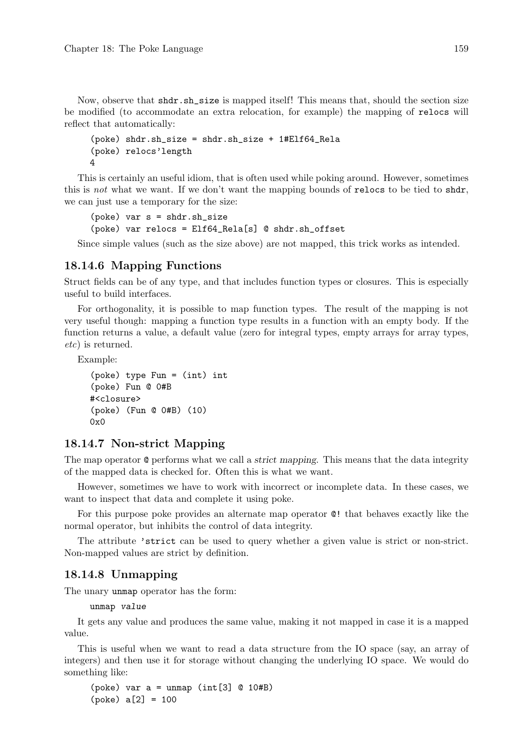Now, observe that `shdr.sh_size` is mapped itself! This means that, should the section size be modified (to accommodate an extra relocation, for example) the mapping of `relocs` will reflect that automatically:

```
(poke) shdr.sh_size = shdr.sh_size + 1#Elf64_Rela
(poke) relocs'length
4
```

This is certainly an useful idiom, that is often used while poking around. However, sometimes this is *not* what we want. If we don't want the mapping bounds of `relocs` to be tied to `shdr`, we can just use a temporary for the size:

```
(poke) var s = shdr.sh_size
(poke) var relocs = Elf64_Rela[s] @ shdr.sh_offset
```

Since simple values (such as the size above) are not mapped, this trick works as intended.

### 18.14.6 Mapping Functions

Struct fields can be of any type, and that includes function types or closures. This is especially useful to build interfaces.

For orthogonality, it is possible to map function types. The result of the mapping is not very useful though: mapping a function type results in a function with an empty body. If the function returns a value, a default value (zero for integral types, empty arrays for array types, *etc*) is returned.

Example:

```
(poke) type Fun = (int) int
(poke) Fun @ 0#B
#<closure>
(poke) (Fun @ 0#B) (10)
0x0
```

### 18.14.7 Non-strict Mapping

The map operator `@` performs what we call a *strict mapping*. This means that the data integrity of the mapped data is checked for. Often this is what we want.

However, sometimes we have to work with incorrect or incomplete data. In these cases, we want to inspect that data and complete it using poke.

For this purpose poke provides an alternate map operator `@!` that behaves exactly like the normal operator, but inhibits the control of data integrity.

The attribute `'strict` can be used to query whether a given value is strict or non-strict. Non-mapped values are strict by definition.

### 18.14.8 Unmapping

The unary `unmap` operator has the form:

```
unmap value
```

It gets any value and produces the same value, making it not mapped in case it is a mapped value.

This is useful when we want to read a data structure from the IO space (say, an array of integers) and then use it for storage without changing the underlying IO space. We would do something like:

```
(poke) var a = unmap (int[3] @ 10#B)
(poke) a[2] = 100
```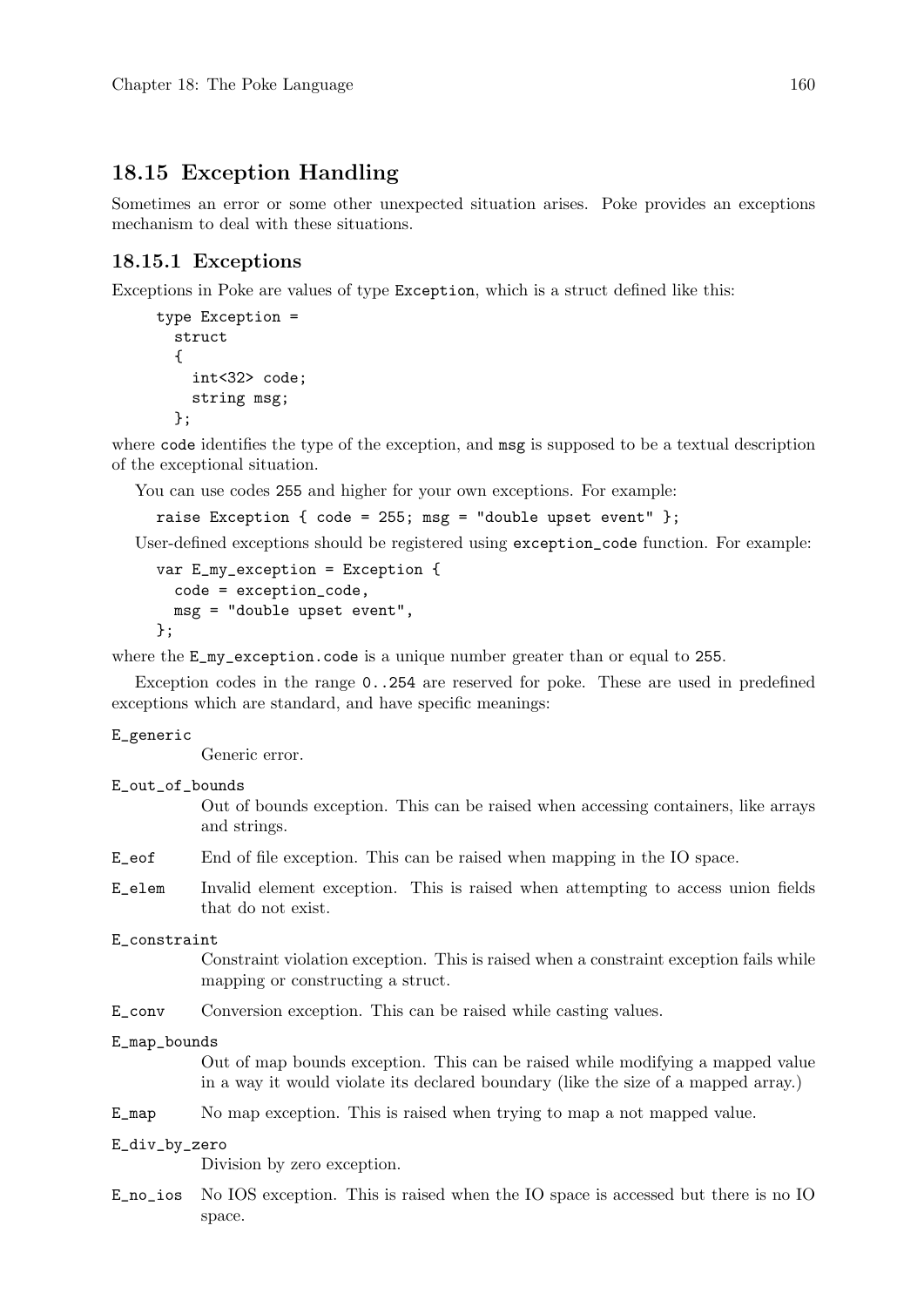## 18.15 Exception Handling

Sometimes an error or some other unexpected situation arises. Poke provides an exceptions mechanism to deal with these situations.

### 18.15.1 Exceptions

Exceptions in Poke are values of type `Exception`, which is a struct defined like this:

```
type Exception =
  struct
  {
    int<32> code;
    string msg;
  };
```

where `code` identifies the type of the exception, and `msg` is supposed to be a textual description of the exceptional situation.

You can use codes `255` and higher for your own exceptions. For example:

```
raise Exception { code = 255; msg = "double upset event" };
```

User-defined exceptions should be registered using `exception_code` function. For example:

```
var E_my_exception = Exception {
  code = exception_code,
  msg = "double upset event",
};
```

where the `E_my_exception.code` is a unique number greater than or equal to `255`.

Exception codes in the range `0..254` are reserved for poke. These are used in predefined exceptions which are standard, and have specific meanings:

`E_generic`
: Generic error.

`E_out_of_bounds`
: Out of bounds exception. This can be raised when accessing containers, like arrays and strings.

`E_eof`
: End of file exception. This can be raised when mapping in the IO space.

`E_elem`
: Invalid element exception. This is raised when attempting to access union fields that do not exist.

`E_constraint`
: Constraint violation exception. This is raised when a constraint exception fails while mapping or constructing a struct.

`E_conv`
: Conversion exception. This can be raised while casting values.

`E_map_bounds`
: Out of map bounds exception. This can be raised while modifying a mapped value in a way it would violate its declared boundary (like the size of a mapped array.)

`E_map`
: No map exception. This is raised when trying to map a not mapped value.

`E_div_by_zero`
: Division by zero exception.

`E_no_ios`
: No IOS exception. This is raised when the IO space is accessed but there is no IO space.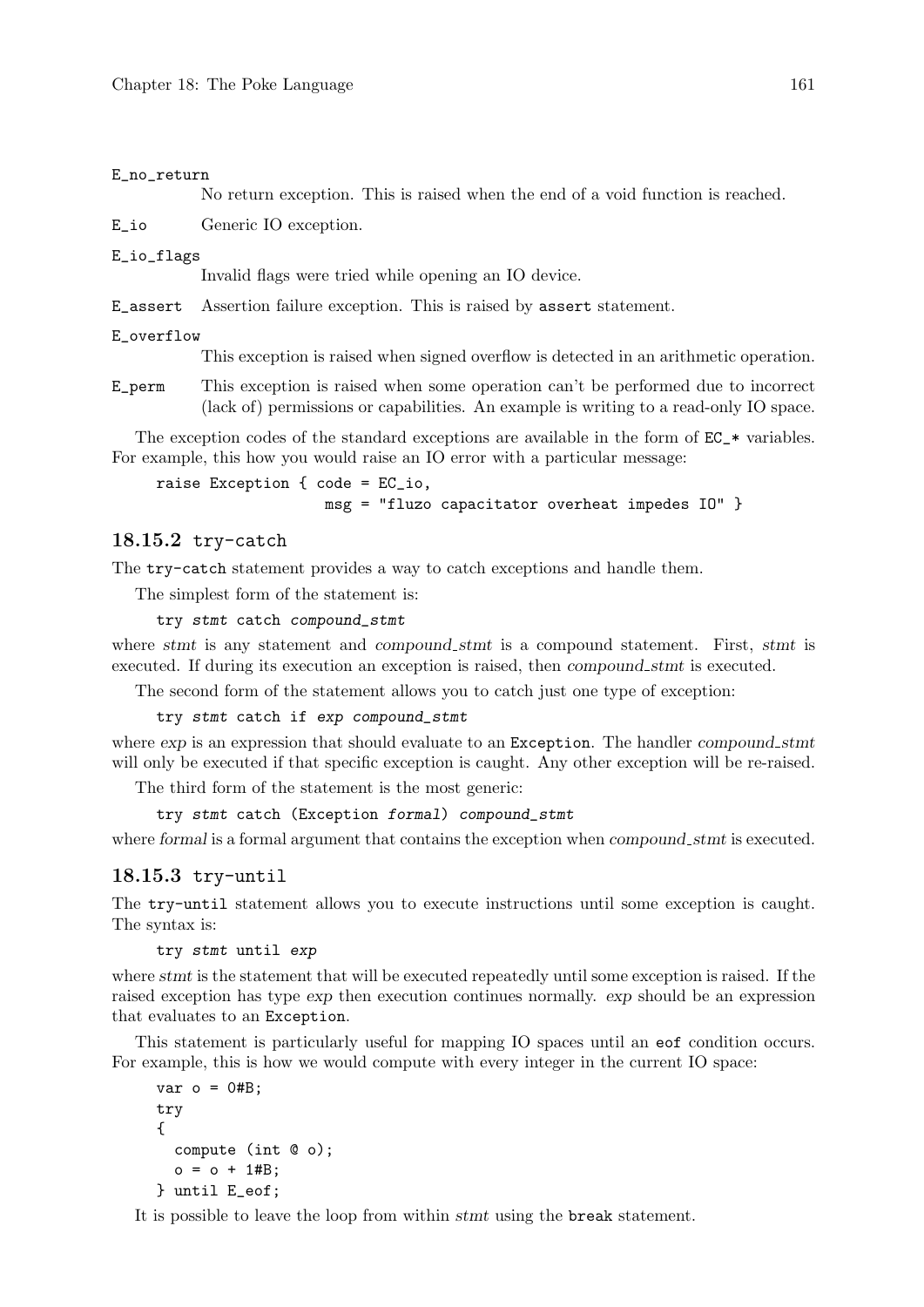`E_no_return`
: No return exception. This is raised when the end of a void function is reached.

`E_io`
: Generic IO exception.

`E_io_flags`
: Invalid flags were tried while opening an IO device.

`E_assert`
: Assertion failure exception. This is raised by `assert` statement.

`E_overflow`
: This exception is raised when signed overflow is detected in an arithmetic operation.

`E_perm`
: This exception is raised when some operation can't be performed due to incorrect (lack of) permissions or capabilities. An example is writing to a read-only IO space.

The exception codes of the standard exceptions are available in the form of `EC_*` variables. For example, this how you would raise an IO error with a particular message:

```
raise Exception { code = EC_io,
                  msg = "fluzo capacitator overheat impedes IO" }
```

### 18.15.2 try-catch

The `try-catch` statement provides a way to catch exceptions and handle them.

The simplest form of the statement is:

```
try stmt catch compound_stmt
```

where *stmt* is any statement and *compound_stmt* is a compound statement. First, *stmt* is executed. If during its execution an exception is raised, then *compound_stmt* is executed.

The second form of the statement allows you to catch just one type of exception:

```
try stmt catch if exp compound_stmt
```

where *exp* is an expression that should evaluate to an `Exception`. The handler *compound_stmt* will only be executed if that specific exception is caught. Any other exception will be re-raised.

The third form of the statement is the most generic:

```
try stmt catch (Exception formal) compound_stmt
```

where *formal* is a formal argument that contains the exception when *compound_stmt* is executed.

### 18.15.3 try-until

The `try-until` statement allows you to execute instructions until some exception is caught. The syntax is:

```
try stmt until exp
```

where *stmt* is the statement that will be executed repeatedly until some exception is raised. If the raised exception has type *exp* then execution continues normally. *exp* should be an expression that evaluates to an `Exception`.

This statement is particularly useful for mapping IO spaces until an `eof` condition occurs. For example, this is how we would compute with every integer in the current IO space:

```
var o = 0#B;
try
{
  compute (int @ o);
  o = o + 1#B;
} until E_eof;
```

It is possible to leave the loop from within *stmt* using the `break` statement.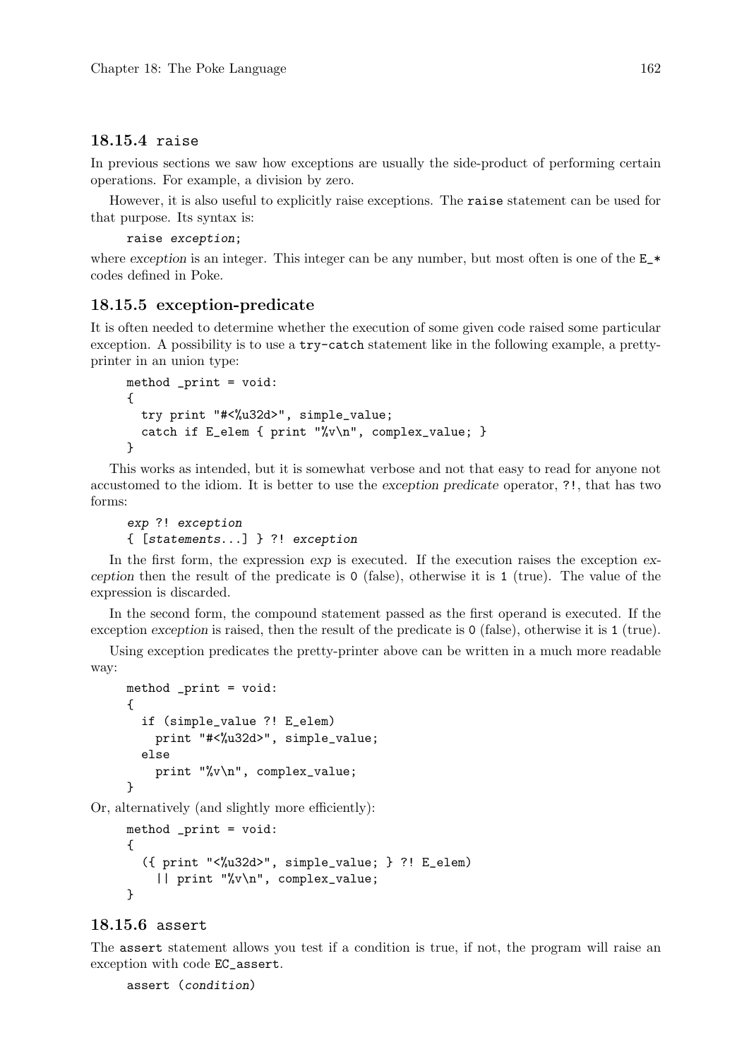### 18.15.4 `raise`

In previous sections we saw how exceptions are usually the side-product of performing certain operations. For example, a division by zero.

However, it is also useful to explicitly raise exceptions. The `raise` statement can be used for that purpose. Its syntax is:

```
raise exception;
```

where *exception* is an integer. This integer can be any number, but most often is one of the `E_*` codes defined in Poke.

### 18.15.5 exception-predicate

It is often needed to determine whether the execution of some given code raised some particular exception. A possibility is to use a `try-catch` statement like in the following example, a pretty-printer in an union type:

```
method _print = void:
{
  try print "#<%u32d>", simple_value;
  catch if E_elem { print "%v\n", complex_value; }
}
```

This works as intended, but it is somewhat verbose and not that easy to read for anyone not accustomed to the idiom. It is better to use the *exception predicate* operator, `?!`, that has two forms:

```
exp ?! exception
{ [statements...] } ?! exception
```

In the first form, the expression *exp* is executed. If the execution raises the exception *exception* then the result of the predicate is `0` (false), otherwise it is `1` (true). The value of the expression is discarded.

In the second form, the compound statement passed as the first operand is executed. If the exception *exception* is raised, then the result of the predicate is `0` (false), otherwise it is `1` (true).

Using exception predicates the pretty-printer above can be written in a much more readable way:

```
method _print = void:
{
  if (simple_value ?! E_elem)
    print "#<%u32d>", simple_value;
  else
    print "%v\n", complex_value;
}
```

Or, alternatively (and slightly more efficiently):

```
method _print = void:
{
  ({ print "<%u32d>", simple_value; } ?! E_elem)
    || print "%v\n", complex_value;
}
```

### 18.15.6 `assert`

The `assert` statement allows you test if a condition is true, if not, the program will raise an exception with code `EC_assert`.

```
assert (condition)
```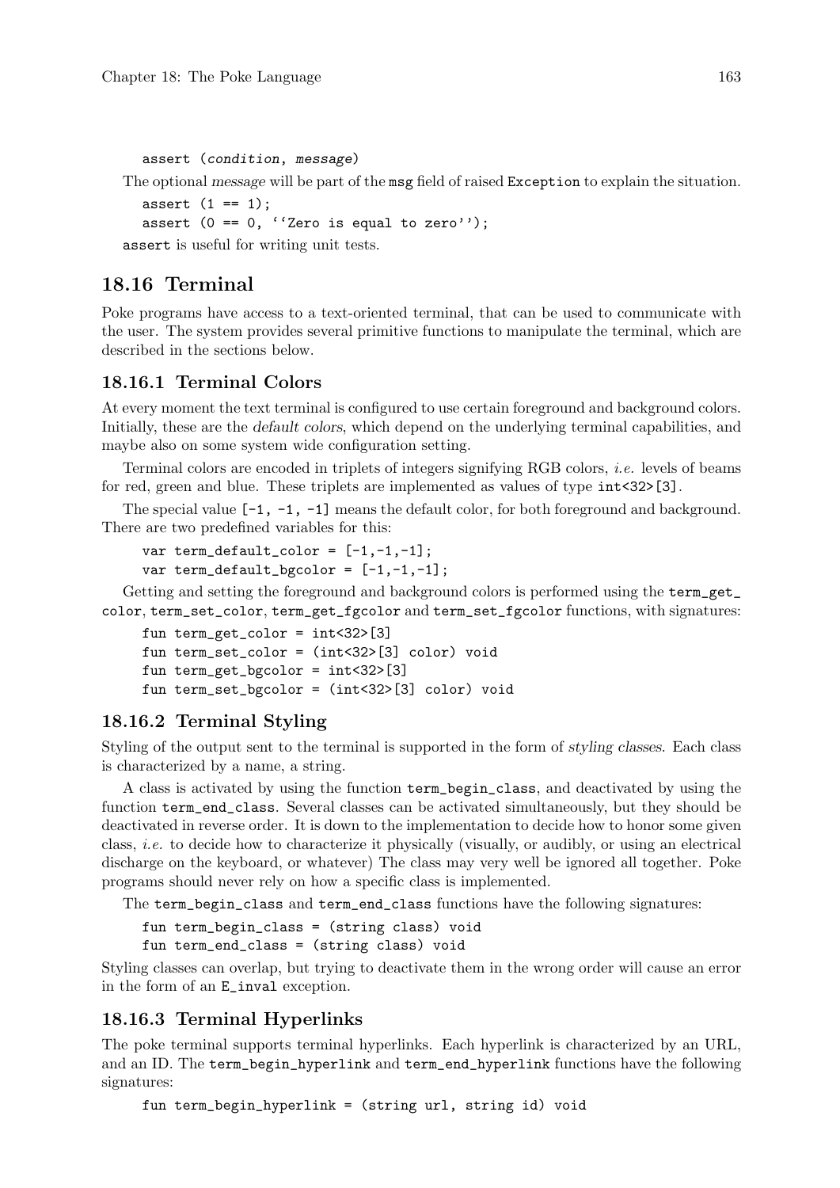```
assert (condition, message)
```

The optional *message* will be part of the msg field of raised Exception to explain the situation.

```
assert (1 == 1);
assert (0 == 0, ''Zero is equal to zero'');
```

assert is useful for writing unit tests.

## 18.16 Terminal

Poke programs have access to a text-oriented terminal, that can be used to communicate with the user. The system provides several primitive functions to manipulate the terminal, which are described in the sections below.

### 18.16.1 Terminal Colors

At every moment the text terminal is configured to use certain foreground and background colors. Initially, these are the *default colors*, which depend on the underlying terminal capabilities, and maybe also on some system wide configuration setting.

Terminal colors are encoded in triplets of integers signifying RGB colors, *i.e.* levels of beams for red, green and blue. These triplets are implemented as values of type `int<32>[3]`.

The special value `[-1, -1, -1]` means the default color, for both foreground and background. There are two predefined variables for this:

```
var term_default_color = [-1,-1,-1];
var term_default_bgcolor = [-1,-1,-1];
```

Getting and setting the foreground and background colors is performed using the `term_get_color`, `term_set_color`, `term_get_fgcolor` and `term_set_fgcolor` functions, with signatures:

```
fun term_get_color = int<32>[3]
fun term_set_color = (int<32>[3] color) void
fun term_get_bgcolor = int<32>[3]
fun term_set_bgcolor = (int<32>[3] color) void
```

### 18.16.2 Terminal Styling

Styling of the output sent to the terminal is supported in the form of *styling classes*. Each class is characterized by a name, a string.

A class is activated by using the function `term_begin_class`, and deactivated by using the function `term_end_class`. Several classes can be activated simultaneously, but they should be deactivated in reverse order. It is down to the implementation to decide how to honor some given class, *i.e.* to decide how to characterize it physically (visually, or audibly, or using an electrical discharge on the keyboard, or whatever) The class may very well be ignored all together. Poke programs should never rely on how a specific class is implemented.

The `term_begin_class` and `term_end_class` functions have the following signatures:

```
fun term_begin_class = (string class) void
fun term_end_class = (string class) void
```

Styling classes can overlap, but trying to deactivate them in the wrong order will cause an error in the form of an `E_inval` exception.

### 18.16.3 Terminal Hyperlinks

The poke terminal supports terminal hyperlinks. Each hyperlink is characterized by an URL, and an ID. The `term_begin_hyperlink` and `term_end_hyperlink` functions have the following signatures:

```
fun term_begin_hyperlink = (string url, string id) void
```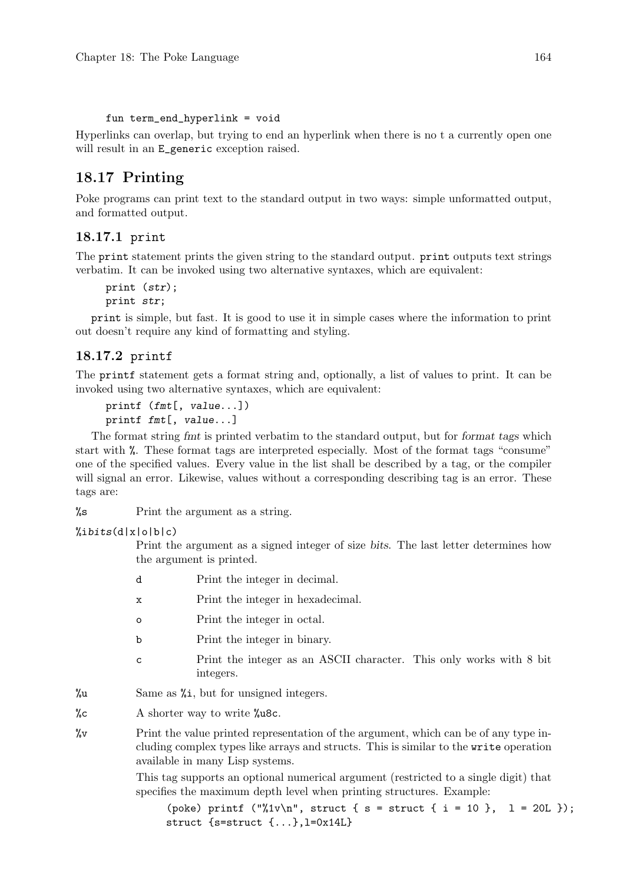```
fun term_end_hyperlink = void
```

Hyperlinks can overlap, but trying to end an hyperlink when there is no t a currently open one will result in an `E_generic` exception raised.

## 18.17 Printing

Poke programs can print text to the standard output in two ways: simple unformatted output, and formatted output.

### 18.17.1 print

The `print` statement prints the given string to the standard output. `print` outputs text strings verbatim. It can be invoked using two alternative syntaxes, which are equivalent:

```
print (str);
print str;
```

`print` is simple, but fast. It is good to use it in simple cases where the information to print out doesn't require any kind of formatting and styling.

### 18.17.2 printf

The `printf` statement gets a format string and, optionally, a list of values to print. It can be invoked using two alternative syntaxes, which are equivalent:

```
printf (fmt[, value...])
printf fmt[, value...]
```

The format string *fmt* is printed verbatim to the standard output, but for *format tags* which start with `%`. These format tags are interpreted especially. Most of the format tags "consume" one of the specified values. Every value in the list shall be described by a tag, or the compiler will signal an error. Likewise, values without a corresponding describing tag is an error. These tags are:

`%s` Print the argument as a string.

`%ibits(d|x|o|b|c)`
Print the argument as a signed integer of size *bits*. The last letter determines how the argument is printed.

- `d` Print the integer in decimal.
- `x` Print the integer in hexadecimal.
- `o` Print the integer in octal.
- `b` Print the integer in binary.
- `c` Print the integer as an ASCII character. This only works with 8 bit integers.

`%u` Same as `%i`, but for unsigned integers.

`%c` A shorter way to write `%u8c`.

`%v` Print the value printed representation of the argument, which can be of any type including complex types like arrays and structs. This is similar to the `write` operation available in many Lisp systems.

This tag supports an optional numerical argument (restricted to a single digit) that specifies the maximum depth level when printing structures. Example:

```
(poke) printf ("%1v\n", struct { s = struct { i = 10 },  l = 20L });
struct {s=struct {...},l=0x14L}
```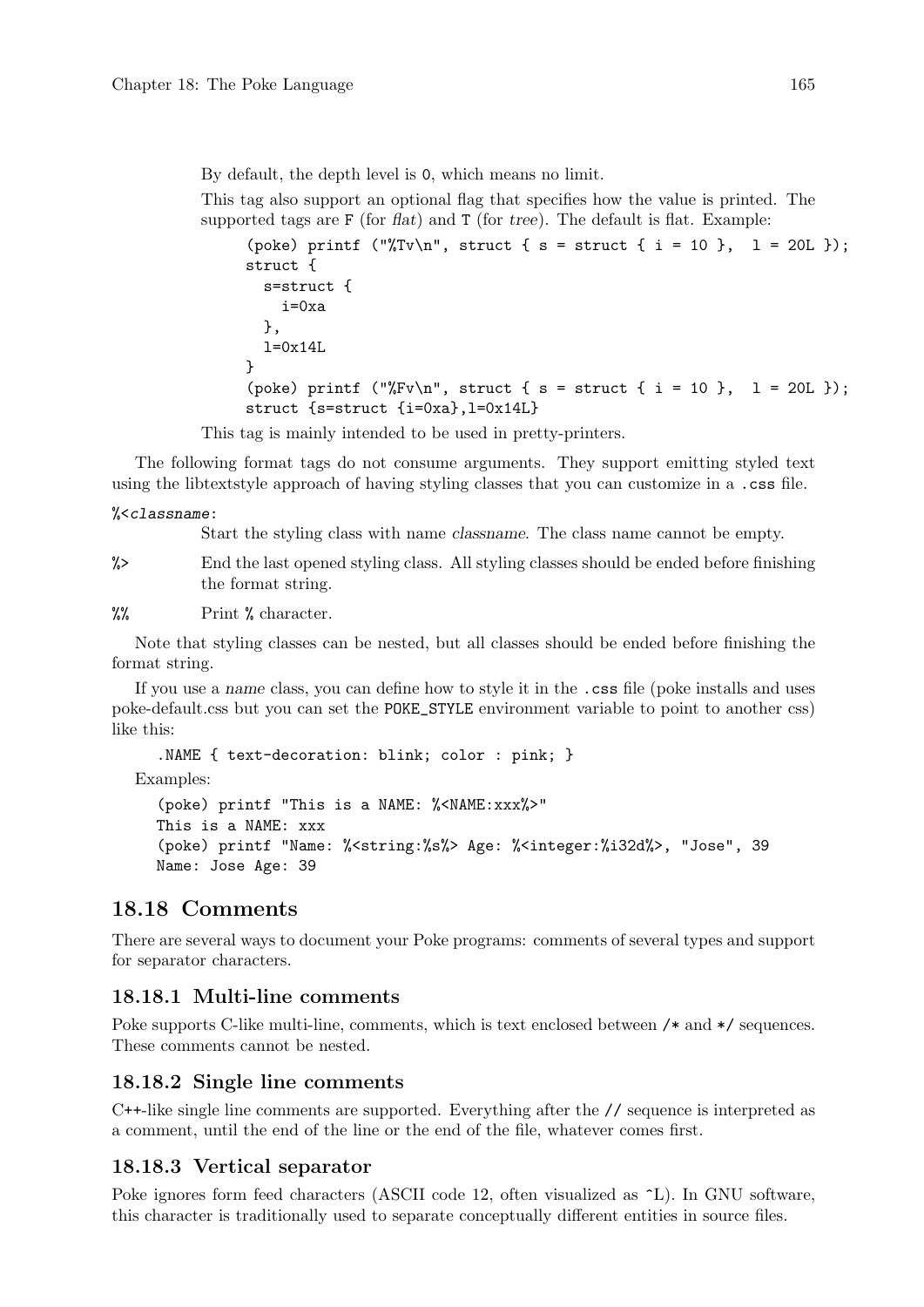By default, the depth level is `0`, which means no limit.

This tag also support an optional flag that specifies how the value is printed. The supported tags are `F` (for *flat*) and `T` (for *tree*). The default is flat. Example:

```
(poke) printf ("%Tv\n", struct { s = struct { i = 10 },  l = 20L });
struct {
  s=struct {
    i=0xa
  },
  l=0x14L
}
(poke) printf ("%Fv\n", struct { s = struct { i = 10 },  l = 20L });
struct {s=struct {i=0xa},l=0x14L}
```

This tag is mainly intended to be used in pretty-printers.

The following format tags do not consume arguments. They support emitting styled text using the libtextstyle approach of having styling classes that you can customize in a `.css` file.

`%<classname:`
: Start the styling class with name *classname*. The class name cannot be empty.

`%>`
: End the last opened styling class. All styling classes should be ended before finishing the format string.

`%%`
: Print `%` character.

Note that styling classes can be nested, but all classes should be ended before finishing the format string.

If you use a *name* class, you can define how to style it in the `.css` file (poke installs and uses poke-default.css but you can set the `POKE_STYLE` environment variable to point to another css) like this:

```
.NAME { text-decoration: blink; color : pink; }
```

Examples:

```
(poke) printf "This is a NAME: %<NAME:xxx%>"
This is a NAME: xxx
(poke) printf "Name: %<string:%s%> Age: %<integer:%i32d%>, "Jose", 39
Name: Jose Age: 39
```

## 18.18 Comments

There are several ways to document your Poke programs: comments of several types and support for separator characters.

### 18.18.1 Multi-line comments

Poke supports C-like multi-line, comments, which is text enclosed between `/*` and `*/` sequences. These comments cannot be nested.

### 18.18.2 Single line comments

C++-like single line comments are supported. Everything after the `//` sequence is interpreted as a comment, until the end of the line or the end of the file, whatever comes first.

### 18.18.3 Vertical separator

Poke ignores form feed characters (ASCII code 12, often visualized as ^L). In GNU software, this character is traditionally used to separate conceptually different entities in source files.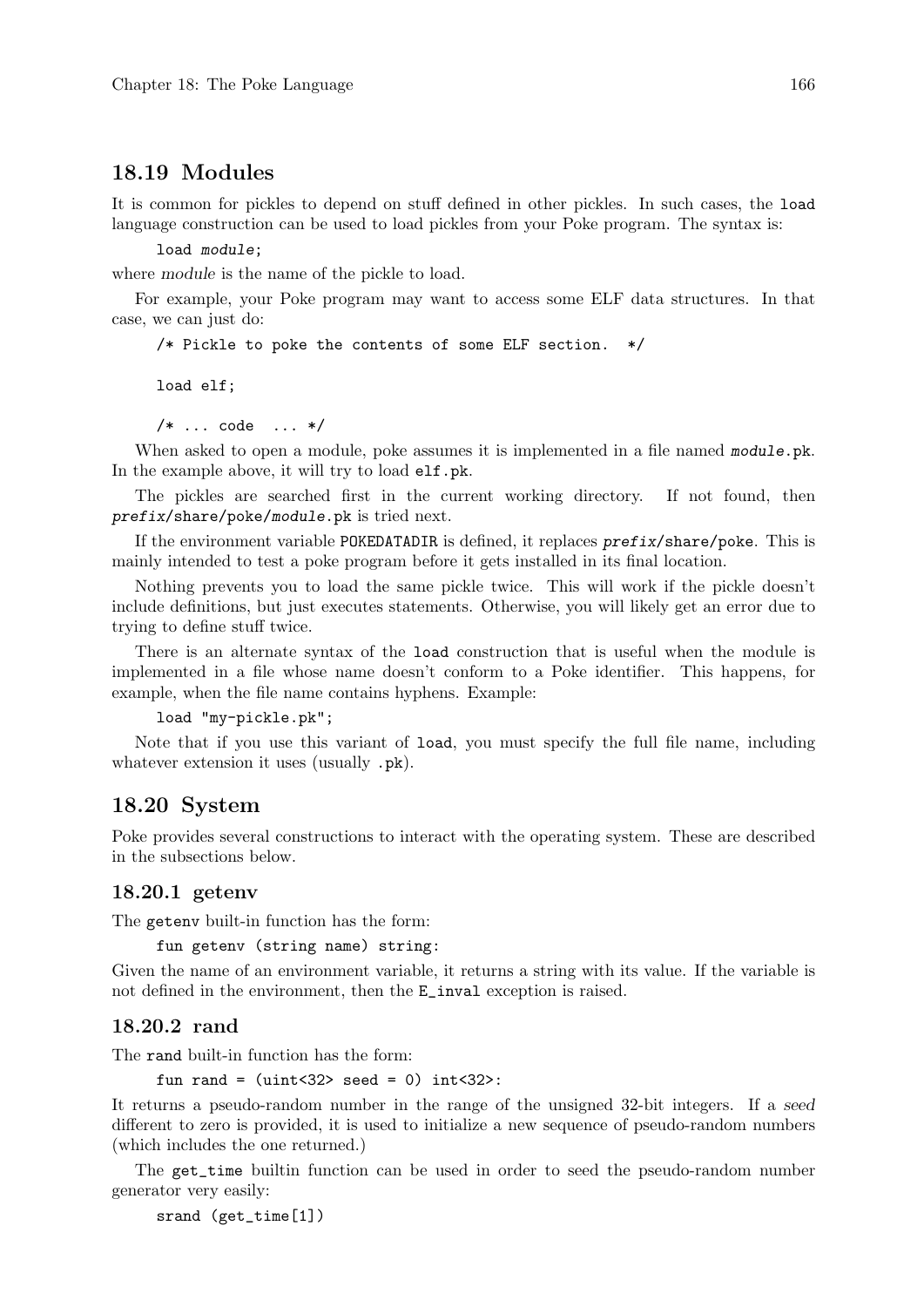## 18.19 Modules

It is common for pickles to depend on stuff defined in other pickles. In such cases, the `load` language construction can be used to load pickles from your Poke program. The syntax is:

```
load module;
```

where *module* is the name of the pickle to load.

For example, your Poke program may want to access some ELF data structures. In that case, we can just do:

```
/* Pickle to poke the contents of some ELF section.  */

load elf;

/* ... code  ... */
```

When asked to open a module, poke assumes it is implemented in a file named `module.pk`. In the example above, it will try to load `elf.pk`.

The pickles are searched first in the current working directory. If not found, then `prefix/share/poke/module.pk` is tried next.

If the environment variable `POKEDATADIR` is defined, it replaces `prefix/share/poke`. This is mainly intended to test a poke program before it gets installed in its final location.

Nothing prevents you to load the same pickle twice. This will work if the pickle doesn't include definitions, but just executes statements. Otherwise, you will likely get an error due to trying to define stuff twice.

There is an alternate syntax of the `load` construction that is useful when the module is implemented in a file whose name doesn't conform to a Poke identifier. This happens, for example, when the file name contains hyphens. Example:

```
load "my-pickle.pk";
```

Note that if you use this variant of `load`, you must specify the full file name, including whatever extension it uses (usually `.pk`).

## 18.20 System

Poke provides several constructions to interact with the operating system. These are described in the subsections below.

### 18.20.1 getenv

The `getenv` built-in function has the form:

```
fun getenv (string name) string:
```

Given the name of an environment variable, it returns a string with its value. If the variable is not defined in the environment, then the `E_inval` exception is raised.

### 18.20.2 rand

The `rand` built-in function has the form:

```
fun rand = (uint<32> seed = 0) int<32>:
```

It returns a pseudo-random number in the range of the unsigned 32-bit integers. If a *seed* different to zero is provided, it is used to initialize a new sequence of pseudo-random numbers (which includes the one returned.)

The `get_time` builtin function can be used in order to seed the pseudo-random number generator very easily:

```
srand (get_time[1])
```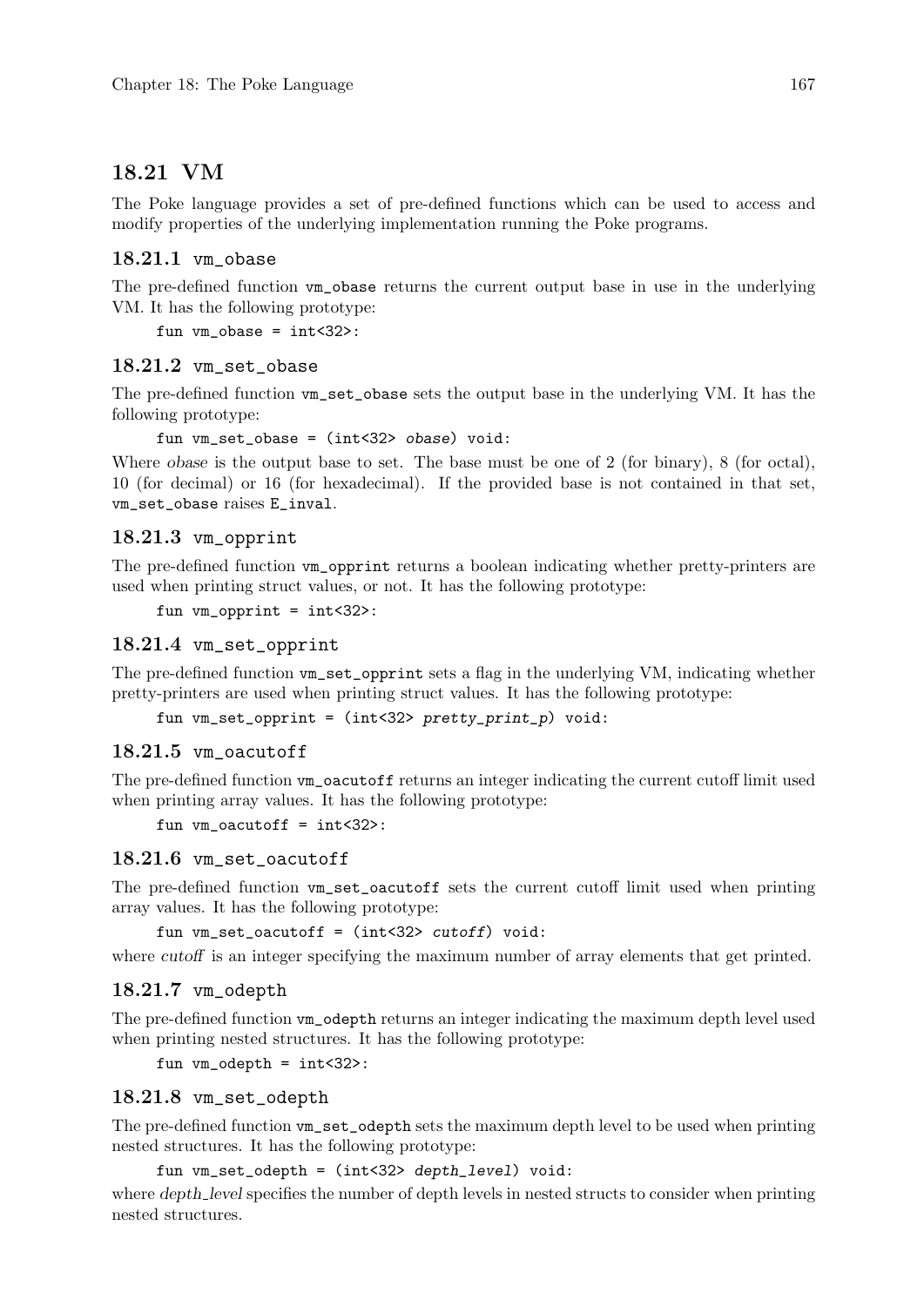## 18.21 VM

The Poke language provides a set of pre-defined functions which can be used to access and modify properties of the underlying implementation running the Poke programs.

### 18.21.1 vm_obase

The pre-defined function `vm_obase` returns the current output base in use in the underlying VM. It has the following prototype:

```
fun vm_obase = int<32>:
```

### 18.21.2 vm_set_obase

The pre-defined function `vm_set_obase` sets the output base in the underlying VM. It has the following prototype:

```
fun vm_set_obase = (int<32> obase) void:
```

Where *obase* is the output base to set. The base must be one of 2 (for binary), 8 (for octal), 10 (for decimal) or 16 (for hexadecimal). If the provided base is not contained in that set, `vm_set_obase` raises `E_inval`.

### 18.21.3 vm_opprint

The pre-defined function `vm_opprint` returns a boolean indicating whether pretty-printers are used when printing struct values, or not. It has the following prototype:

```
fun vm_opprint = int<32>:
```

### 18.21.4 vm_set_opprint

The pre-defined function `vm_set_opprint` sets a flag in the underlying VM, indicating whether pretty-printers are used when printing struct values. It has the following prototype:

```
fun vm_set_opprint = (int<32> pretty_print_p) void:
```

### 18.21.5 vm_oacutoff

The pre-defined function `vm_oacutoff` returns an integer indicating the current cutoff limit used when printing array values. It has the following prototype:

```
fun vm_oacutoff = int<32>:
```

### 18.21.6 vm_set_oacutoff

The pre-defined function `vm_set_oacutoff` sets the current cutoff limit used when printing array values. It has the following prototype:

```
fun vm_set_oacutoff = (int<32> cutoff) void:
```

where *cutoff* is an integer specifying the maximum number of array elements that get printed.

### 18.21.7 vm_odepth

The pre-defined function `vm_odepth` returns an integer indicating the maximum depth level used when printing nested structures. It has the following prototype:

```
fun vm_odepth = int<32>:
```

### 18.21.8 vm_set_odepth

The pre-defined function `vm_set_odepth` sets the maximum depth level to be used when printing nested structures. It has the following prototype:

```
fun vm_set_odepth = (int<32> depth_level) void:
```

where *depth_level* specifies the number of depth levels in nested structs to consider when printing nested structures.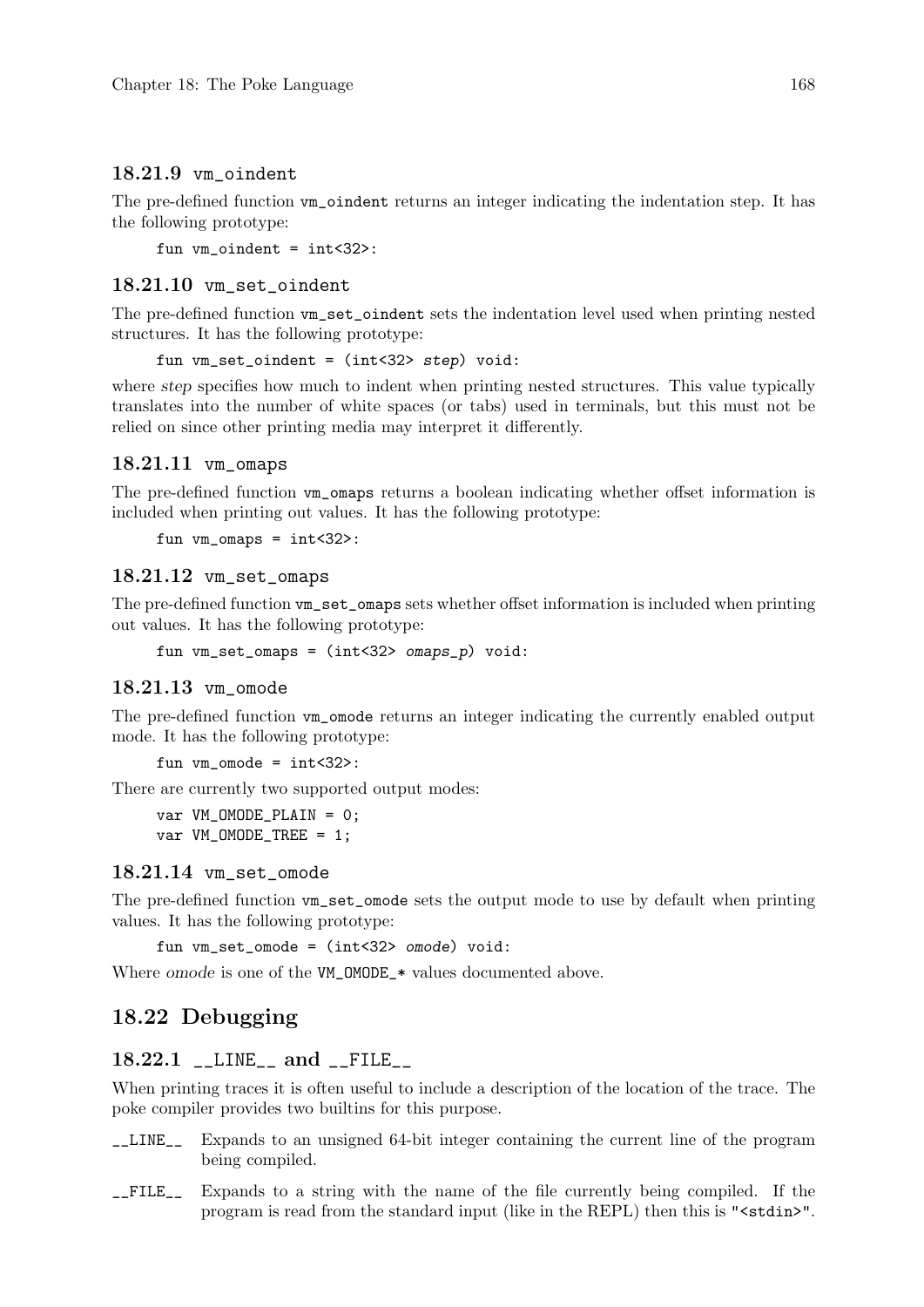### 18.21.9 vm_oindent

The pre-defined function `vm_oindent` returns an integer indicating the indentation step. It has the following prototype:

```
fun vm_oindent = int<32>:
```

### 18.21.10 vm_set_oindent

The pre-defined function `vm_set_oindent` sets the indentation level used when printing nested structures. It has the following prototype:

```
fun vm_set_oindent = (int<32> step) void:
```

where *step* specifies how much to indent when printing nested structures. This value typically translates into the number of white spaces (or tabs) used in terminals, but this must not be relied on since other printing media may interpret it differently.

### 18.21.11 vm_omaps

The pre-defined function `vm_omaps` returns a boolean indicating whether offset information is included when printing out values. It has the following prototype:

```
fun vm_omaps = int<32>:
```

### 18.21.12 vm_set_omaps

The pre-defined function `vm_set_omaps` sets whether offset information is included when printing out values. It has the following prototype:

```
fun vm_set_omaps = (int<32> omaps_p) void:
```

### 18.21.13 vm_omode

The pre-defined function `vm_omode` returns an integer indicating the currently enabled output mode. It has the following prototype:

```
fun vm_omode = int<32>:
```

There are currently two supported output modes:

```
var VM_OMODE_PLAIN = 0;
var VM_OMODE_TREE = 1;
```

### 18.21.14 vm_set_omode

The pre-defined function `vm_set_omode` sets the output mode to use by default when printing values. It has the following prototype:

```
fun vm_set_omode = (int<32> omode) void:
```

Where *omode* is one of the `VM_OMODE_*` values documented above.

## 18.22 Debugging

### 18.22.1 __LINE__ and __FILE__

When printing traces it is often useful to include a description of the location of the trace. The poke compiler provides two builtins for this purpose.

`__LINE__` Expands to an unsigned 64-bit integer containing the current line of the program being compiled.

`__FILE__` Expands to a string with the name of the file currently being compiled. If the program is read from the standard input (like in the REPL) then this is `"<stdin>"`.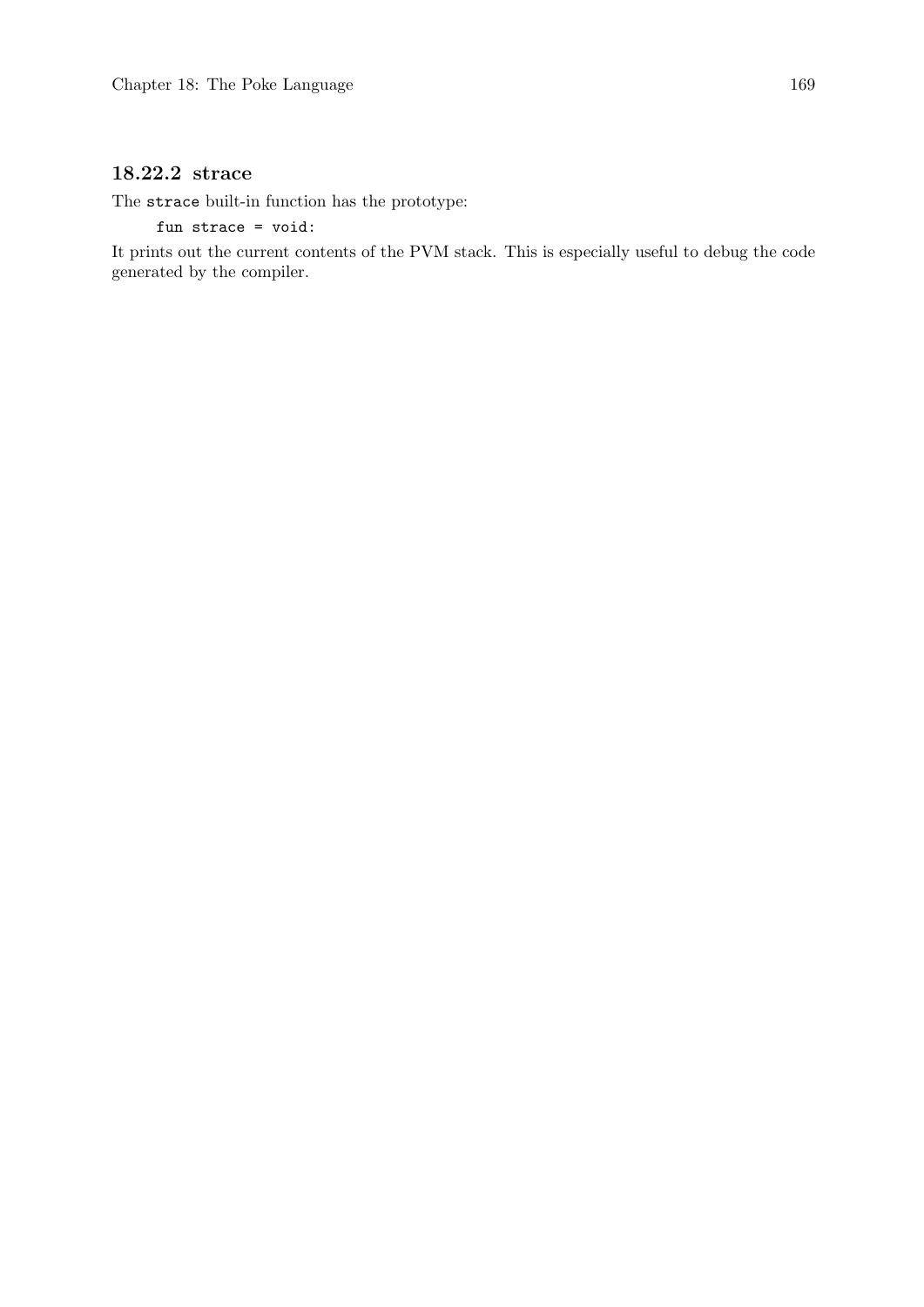### 18.22.2 strace

The `strace` built-in function has the prototype:

```
fun strace = void:
```

It prints out the current contents of the PVM stack. This is especially useful to debug the code generated by the compiler.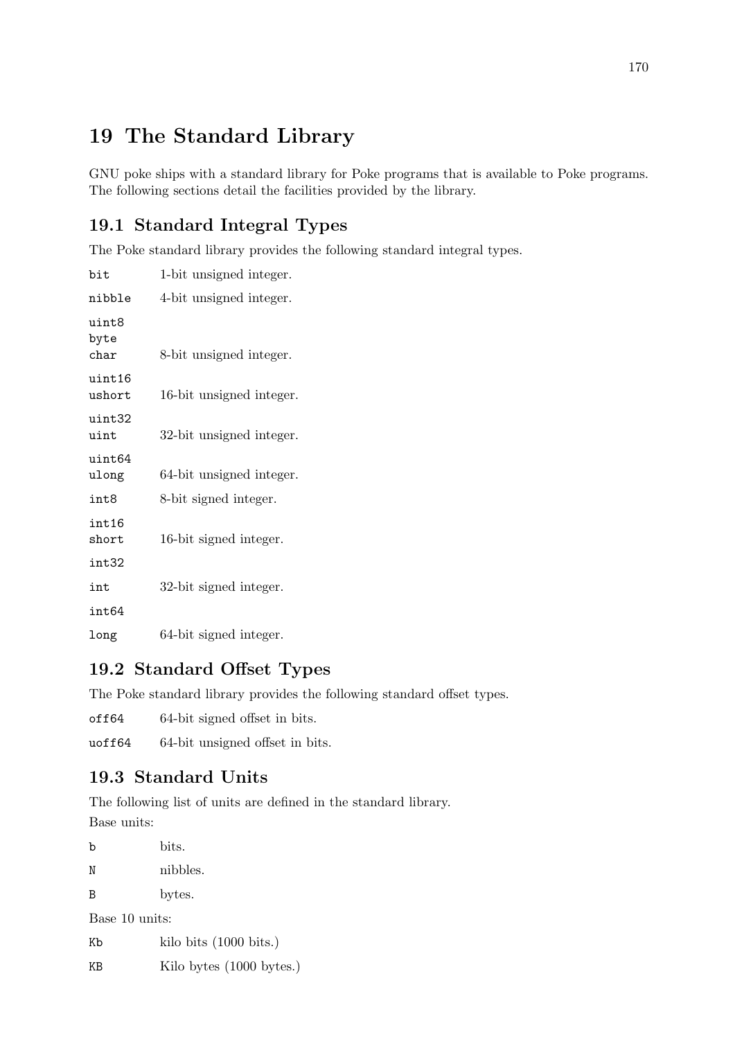# 19 The Standard Library

GNU poke ships with a standard library for Poke programs that is available to Poke programs. The following sections detail the facilities provided by the library.

## 19.1 Standard Integral Types

The Poke standard library provides the following standard integral types.

`bit`
: 1-bit unsigned integer.

`nibble`
: 4-bit unsigned integer.

`uint8`
`byte`
`char`
: 8-bit unsigned integer.

`uint16`
`ushort`
: 16-bit unsigned integer.

`uint32`
`uint`
: 32-bit unsigned integer.

`uint64`
`ulong`
: 64-bit unsigned integer.

`int8`
: 8-bit signed integer.

`int16`
`short`
: 16-bit signed integer.

`int32`

`int`
: 32-bit signed integer.

`int64`

`long`
: 64-bit signed integer.

## 19.2 Standard Offset Types

The Poke standard library provides the following standard offset types.

`off64`
: 64-bit signed offset in bits.

`uoff64`
: 64-bit unsigned offset in bits.

## 19.3 Standard Units

The following list of units are defined in the standard library.

Base units:

`b`
: bits.

`N`
: nibbles.

`B`
: bytes.

Base 10 units:

`Kb`
: kilo bits (1000 bits.)

`KB`
: Kilo bytes (1000 bytes.)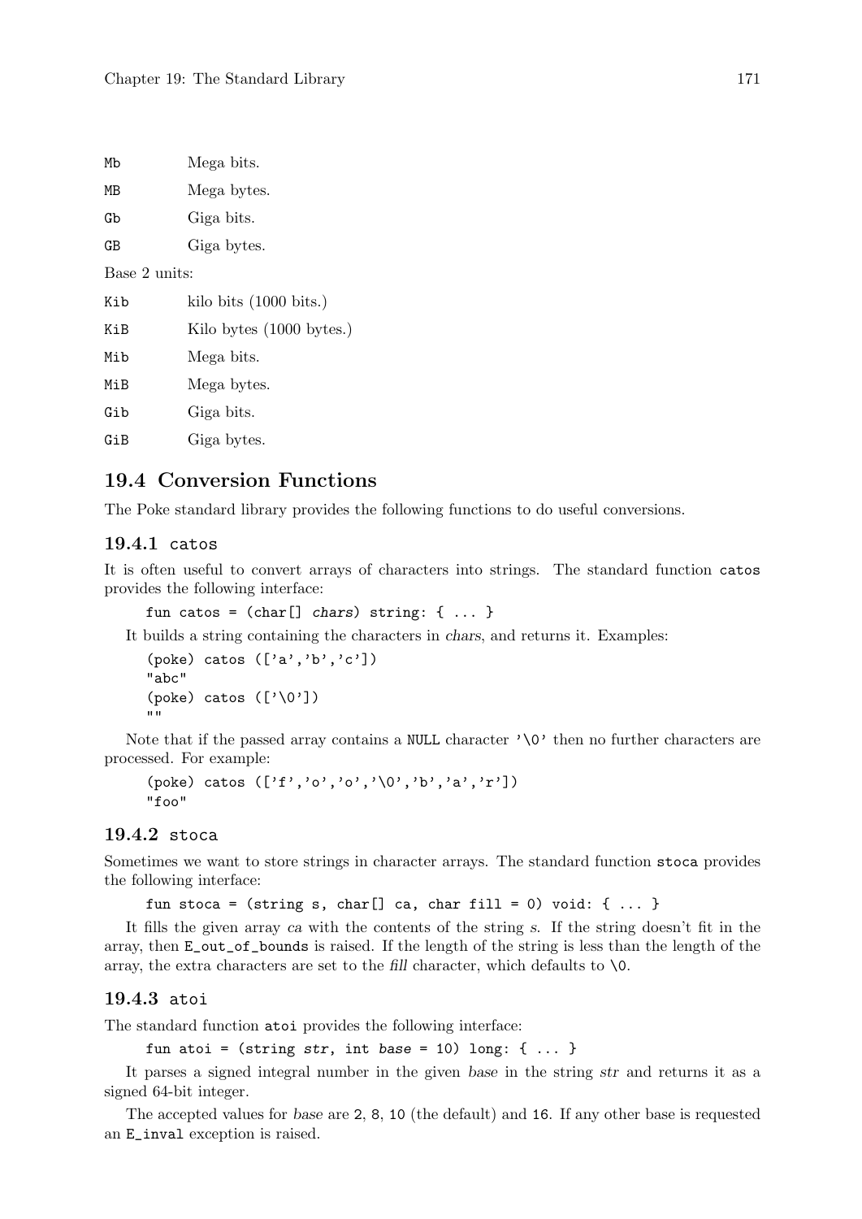Mb Mega bits.

MB Mega bytes.

Gb Giga bits.

GB Giga bytes.

Base 2 units:

Kib kilo bits (1000 bits.)

KiB Kilo bytes (1000 bytes.)

Mib Mega bits.

MiB Mega bytes.

Gib Giga bits.

GiB Giga bytes.

## 19.4 Conversion Functions

The Poke standard library provides the following functions to do useful conversions.

### 19.4.1 catos

It is often useful to convert arrays of characters into strings. The standard function `catos` provides the following interface:

```
fun catos = (char[] chars) string: { ... }
```

It builds a string containing the characters in *chars*, and returns it. Examples:

```
(poke) catos (['a','b','c'])
"abc"
(poke) catos (['\0'])
""
```

Note that if the passed array contains a `NULL` character `'\0'` then no further characters are processed. For example:

```
(poke) catos (['f','o','o','\0','b','a','r'])
"foo"
```

### 19.4.2 stoca

Sometimes we want to store strings in character arrays. The standard function `stoca` provides the following interface:

```
fun stoca = (string s, char[] ca, char fill = 0) void: { ... }
```

It fills the given array *ca* with the contents of the string *s*. If the string doesn't fit in the array, then `E_out_of_bounds` is raised. If the length of the string is less than the length of the array, the extra characters are set to the *fill* character, which defaults to `\0`.

### 19.4.3 atoi

The standard function `atoi` provides the following interface:

```
fun atoi = (string str, int base = 10) long: { ... }
```

It parses a signed integral number in the given *base* in the string *str* and returns it as a signed 64-bit integer.

The accepted values for *base* are `2`, `8`, `10` (the default) and `16`. If any other base is requested an `E_inval` exception is raised.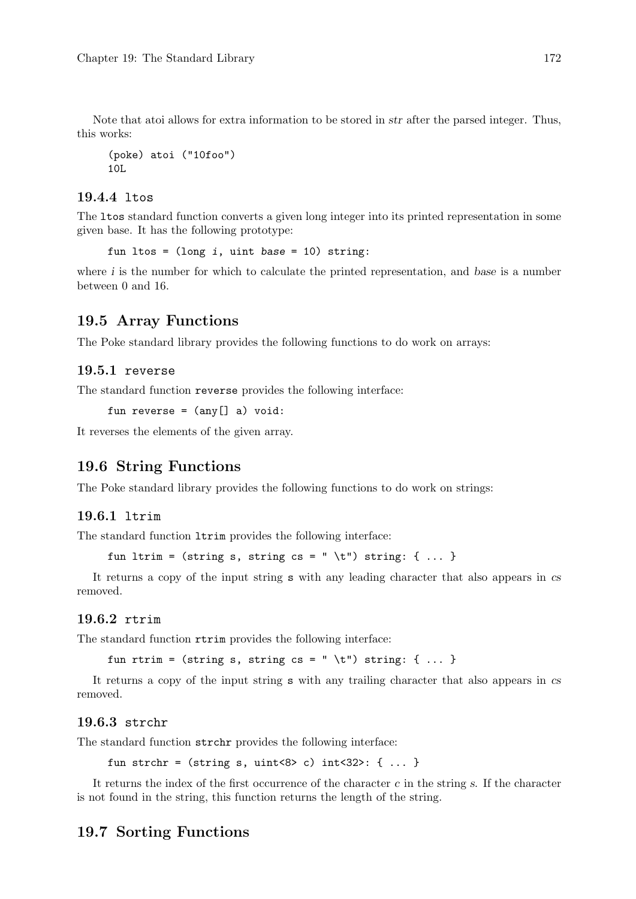Note that atoi allows for extra information to be stored in *str* after the parsed integer. Thus, this works:

```
(poke) atoi ("10foo")
10L
```

### 19.4.4 ltos

The `ltos` standard function converts a given long integer into its printed representation in some given base. It has the following prototype:

```
fun ltos = (long i, uint base = 10) string:
```

where *i* is the number for which to calculate the printed representation, and *base* is a number between 0 and 16.

## 19.5 Array Functions

The Poke standard library provides the following functions to do work on arrays:

### 19.5.1 reverse

The standard function `reverse` provides the following interface:

```
fun reverse = (any[] a) void:
```

It reverses the elements of the given array.

## 19.6 String Functions

The Poke standard library provides the following functions to do work on strings:

### 19.6.1 ltrim

The standard function `ltrim` provides the following interface:

```
fun ltrim = (string s, string cs = " \t") string: { ... }
```

It returns a copy of the input string `s` with any leading character that also appears in *cs* removed.

### 19.6.2 rtrim

The standard function `rtrim` provides the following interface:

```
fun rtrim = (string s, string cs = " \t") string: { ... }
```

It returns a copy of the input string `s` with any trailing character that also appears in *cs* removed.

### 19.6.3 strchr

The standard function `strchr` provides the following interface:

```
fun strchr = (string s, uint<8> c) int<32>: { ... }
```

It returns the index of the first occurrence of the character *c* in the string *s*. If the character is not found in the string, this function returns the length of the string.

## 19.7 Sorting Functions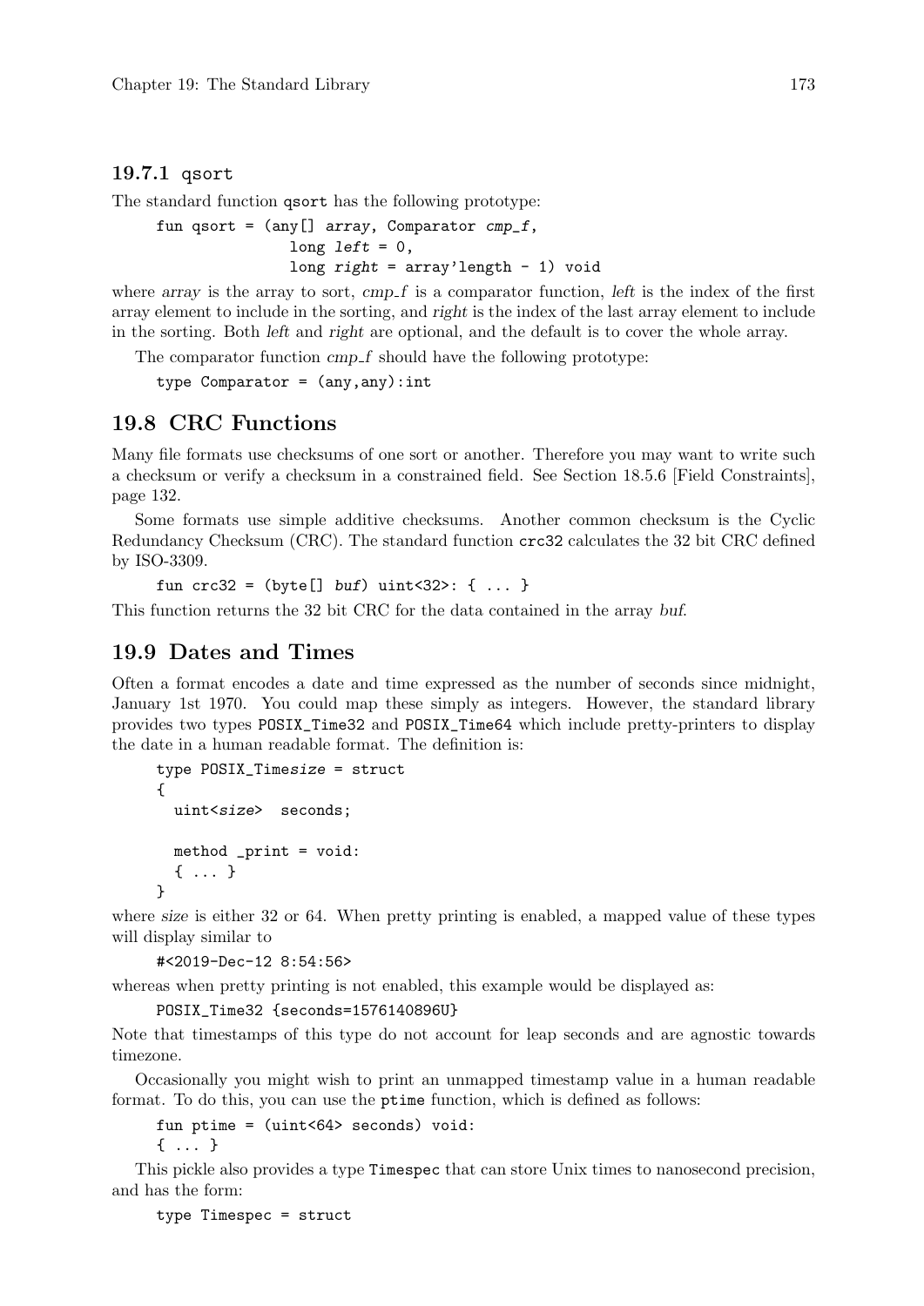### 19.7.1 qsort

The standard function `qsort` has the following prototype:

```
fun qsort = (any[] array, Comparator cmp_f,
             long left = 0,
             long right = array'length - 1) void
```

where *array* is the array to sort, *cmp_f* is a comparator function, *left* is the index of the first array element to include in the sorting, and *right* is the index of the last array element to include in the sorting. Both *left* and *right* are optional, and the default is to cover the whole array.

The comparator function *cmp_f* should have the following prototype:

```
type Comparator = (any,any):int
```

## 19.8 CRC Functions

Many file formats use checksums of one sort or another. Therefore you may want to write such a checksum or verify a checksum in a constrained field. See Section 18.5.6 [Field Constraints], page 132.

Some formats use simple additive checksums. Another common checksum is the Cyclic Redundancy Checksum (CRC). The standard function `crc32` calculates the 32 bit CRC defined by ISO-3309.

```
fun crc32 = (byte[] buf) uint<32>: { ... }
```

This function returns the 32 bit CRC for the data contained in the array *buf*.

## 19.9 Dates and Times

Often a format encodes a date and time expressed as the number of seconds since midnight, January 1st 1970. You could map these simply as integers. However, the standard library provides two types `POSIX_Time32` and `POSIX_Time64` which include pretty-printers to display the date in a human readable format. The definition is:

```
type POSIX_Timesize = struct
{
  uint<size>  seconds;

  method _print = void:
  { ... }
}
```

where *size* is either 32 or 64. When pretty printing is enabled, a mapped value of these types will display similar to

```
#<2019-Dec-12 8:54:56>
```

whereas when pretty printing is not enabled, this example would be displayed as:

```
POSIX_Time32 {seconds=1576140896U}
```

Note that timestamps of this type do not account for leap seconds and are agnostic towards timezone.

Occasionally you might wish to print an unmapped timestamp value in a human readable format. To do this, you can use the `ptime` function, which is defined as follows:

```
fun ptime = (uint<64> seconds) void:
{ ... }
```

This pickle also provides a type `Timespec` that can store Unix times to nanosecond precision, and has the form:

```
type Timespec = struct
```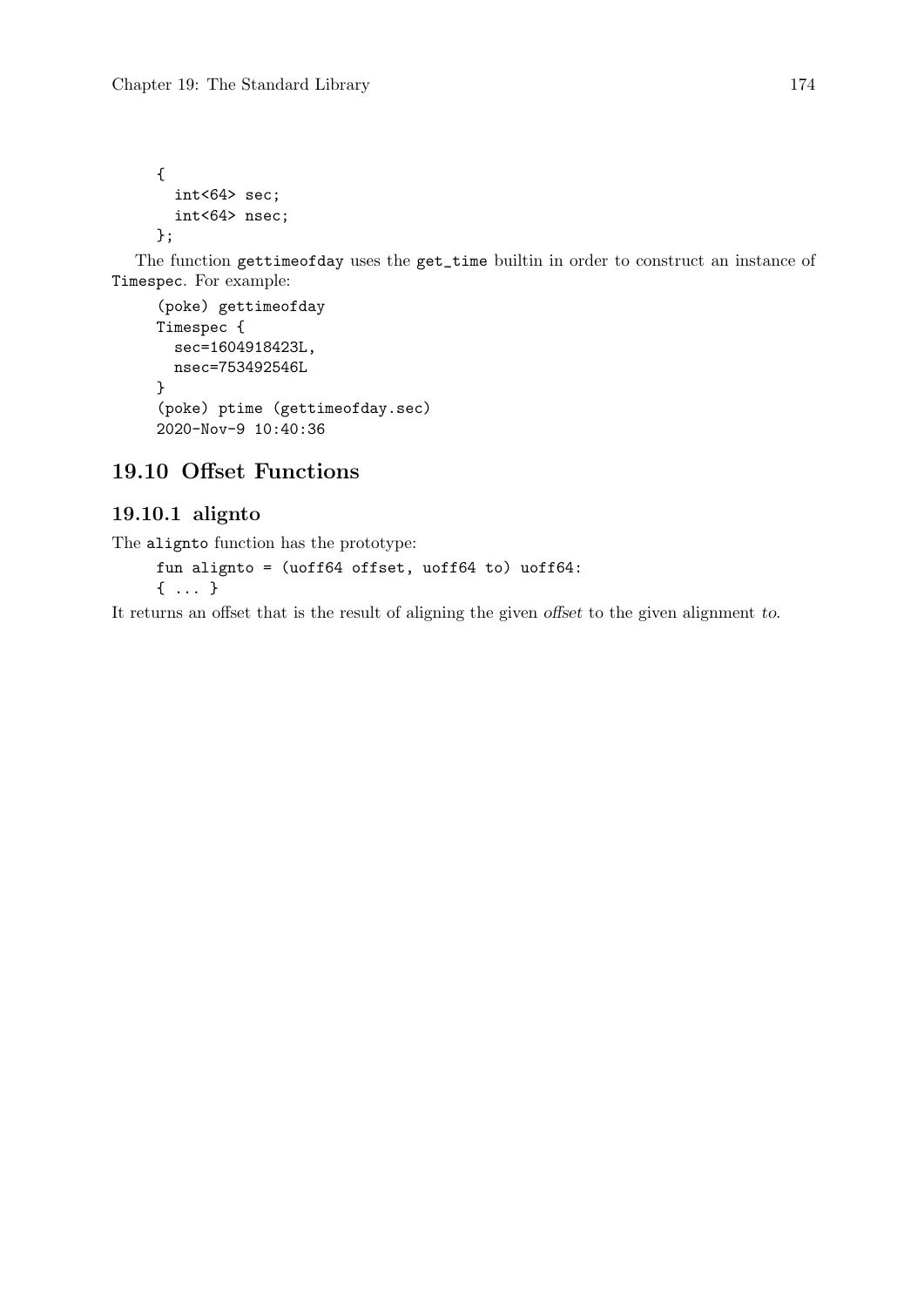```
{
  int<64> sec;
  int<64> nsec;
};
```

The function `gettimeofday` uses the `get_time` builtin in order to construct an instance of `Timespec`. For example:

```
(poke) gettimeofday
Timespec {
  sec=1604918423L,
  nsec=753492546L
}
(poke) ptime (gettimeofday.sec)
2020-Nov-9 10:40:36
```

## 19.10 Offset Functions

### 19.10.1 alignto

The `alignto` function has the prototype:

```
fun alignto = (uoff64 offset, uoff64 to) uoff64:
{ ... }
```

It returns an offset that is the result of aligning the given *offset* to the given alignment *to*.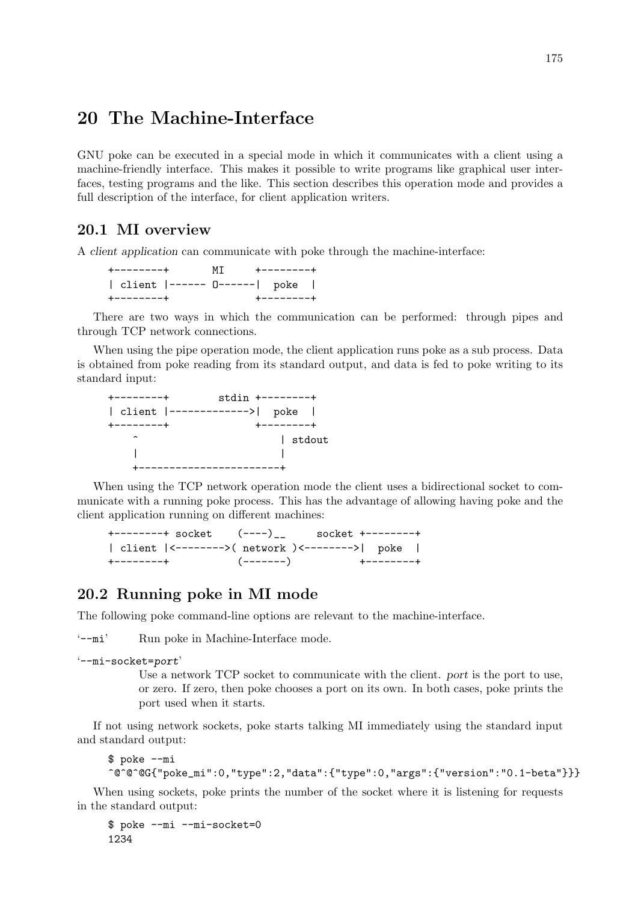# 20 The Machine-Interface

GNU poke can be executed in a special mode in which it communicates with a client using a machine-friendly interface. This makes it possible to write programs like graphical user interfaces, testing programs and the like. This section describes this operation mode and provides a full description of the interface, for client application writers.

## 20.1 MI overview

A *client application* can communicate with poke through the machine-interface:

```
+--------+       MI     +--------+
| client |------ O------|  poke  |
+--------+              +--------+
```

There are two ways in which the communication can be performed: through pipes and through TCP network connections.

When using the pipe operation mode, the client application runs poke as a sub process. Data is obtained from poke reading from its standard output, and data is fed to poke writing to its standard input:

```
+--------+        stdin +--------+
| client |------------->|  poke  |
+--------+              +--------+
    ^                       | stdout
    |                       |
    +-----------------------+
```

When using the TCP network operation mode the client uses a bidirectional socket to communicate with a running poke process. This has the advantage of allowing having poke and the client application running on different machines:

```
+--------+ socket    (----)__     socket +--------+
| client |<-------->( network )<-------->|  poke  |
+--------+           (-------)           +--------+
```

## 20.2 Running poke in MI mode

The following poke command-line options are relevant to the machine-interface.

'`--mi`'
: Run poke in Machine-Interface mode.

'`--mi-socket=`*port*'
: Use a network TCP socket to communicate with the client. *port* is the port to use, or zero. If zero, then poke chooses a port on its own. In both cases, poke prints the port used when it starts.

If not using network sockets, poke starts talking MI immediately using the standard input and standard output:

```
$ poke --mi
^@^@^@G{"poke_mi":0,"type":2,"data":{"type":0,"args":{"version":"0.1-beta"}}}
```

When using sockets, poke prints the number of the socket where it is listening for requests in the standard output:

```
$ poke --mi --mi-socket=0
1234
```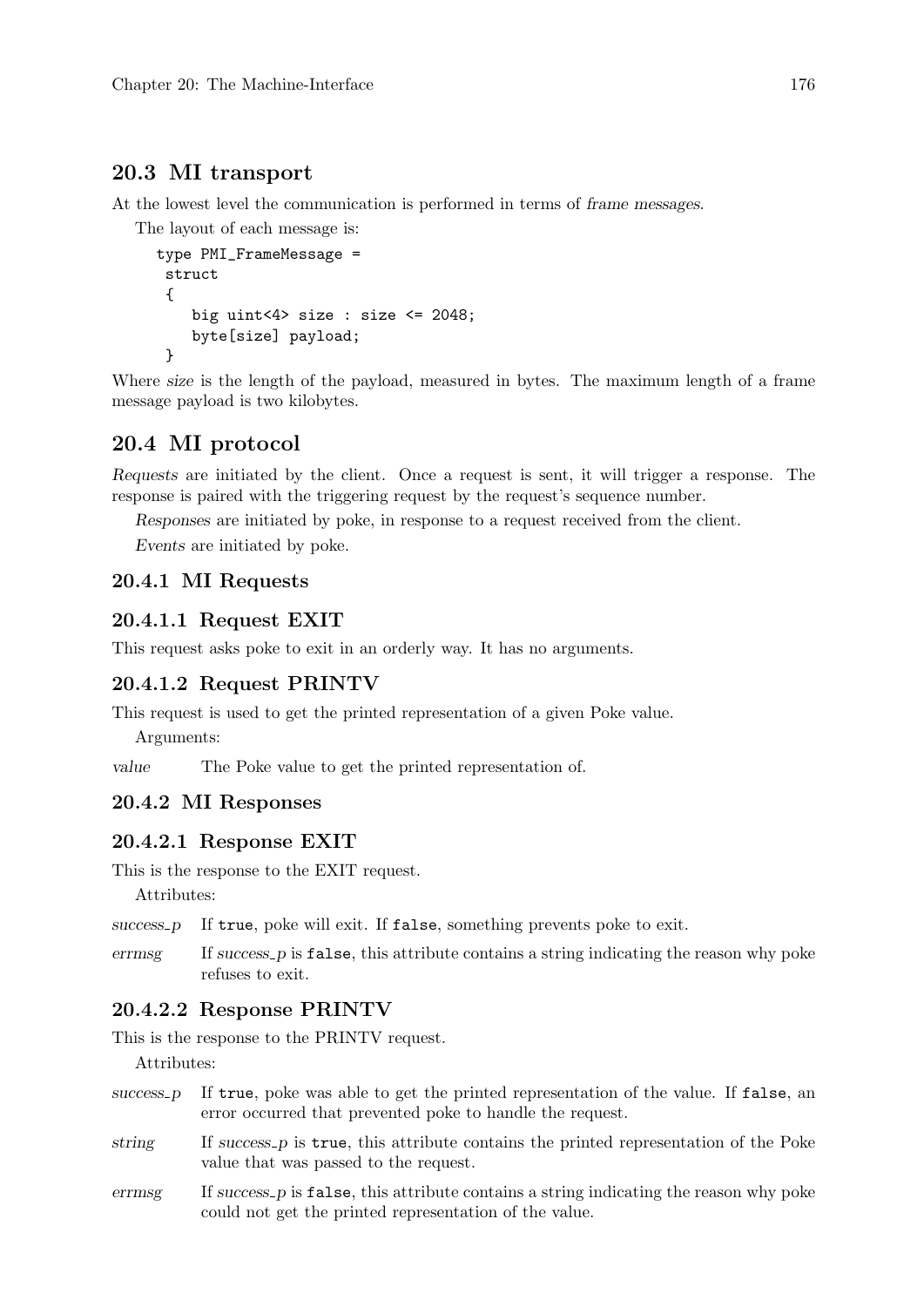## 20.3 MI transport

At the lowest level the communication is performed in terms of *frame messages*.

The layout of each message is:

```
type PMI_FrameMessage =
 struct
 {
    big uint<4> size : size <= 2048;
    byte[size] payload;
 }
```

Where *size* is the length of the payload, measured in bytes. The maximum length of a frame message payload is two kilobytes.

## 20.4 MI protocol

*Requests* are initiated by the client. Once a request is sent, it will trigger a response. The response is paired with the triggering request by the request's sequence number.

*Responses* are initiated by poke, in response to a request received from the client.

*Events* are initiated by poke.

### 20.4.1 MI Requests

#### 20.4.1.1 Request EXIT

This request asks poke to exit in an orderly way. It has no arguments.

#### 20.4.1.2 Request PRINTV

This request is used to get the printed representation of a given Poke value.

Arguments:

*value* The Poke value to get the printed representation of.

### 20.4.2 MI Responses

#### 20.4.2.1 Response EXIT

This is the response to the EXIT request.

Attributes:

*success_p* If `true`, poke will exit. If `false`, something prevents poke to exit.

*errmsg* If *success_p* is `false`, this attribute contains a string indicating the reason why poke refuses to exit.

#### 20.4.2.2 Response PRINTV

This is the response to the PRINTV request.

Attributes:

*success_p* If `true`, poke was able to get the printed representation of the value. If `false`, an error occurred that prevented poke to handle the request.

*string* If *success_p* is `true`, this attribute contains the printed representation of the Poke value that was passed to the request.

*errmsg* If *success_p* is `false`, this attribute contains a string indicating the reason why poke could not get the printed representation of the value.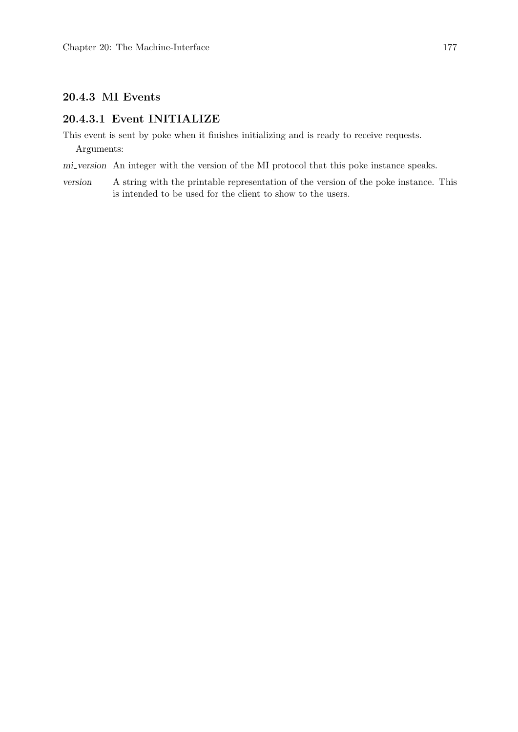### 20.4.3 MI Events

#### 20.4.3.1 Event INITIALIZE

This event is sent by poke when it finishes initializing and is ready to receive requests.

Arguments:

*mi_version* An integer with the version of the MI protocol that this poke instance speaks.

*version* A string with the printable representation of the version of the poke instance. This is intended to be used for the client to show to the users.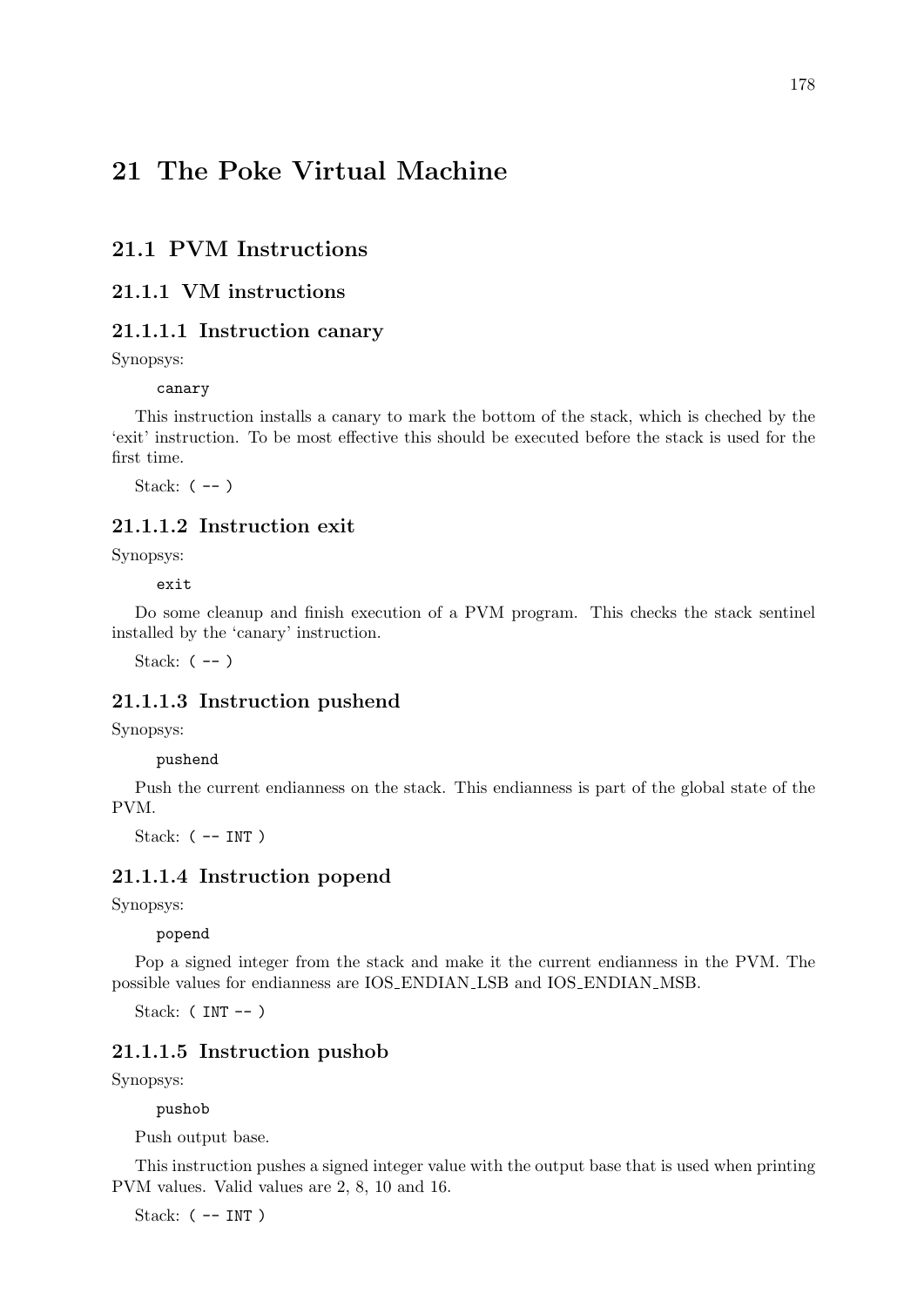# 21 The Poke Virtual Machine

## 21.1 PVM Instructions

### 21.1.1 VM instructions

#### 21.1.1.1 Instruction canary

Synopsys:

```
canary
```

This instruction installs a canary to mark the bottom of the stack, which is cheched by the 'exit' instruction. To be most effective this should be executed before the stack is used for the first time.

Stack: `( -- )`

#### 21.1.1.2 Instruction exit

Synopsys:

```
exit
```

Do some cleanup and finish execution of a PVM program. This checks the stack sentinel installed by the 'canary' instruction.

Stack: `( -- )`

#### 21.1.1.3 Instruction pushend

Synopsys:

```
pushend
```

Push the current endianness on the stack. This endianness is part of the global state of the PVM.

Stack: `( -- INT )`

#### 21.1.1.4 Instruction popend

Synopsys:

```
popend
```

Pop a signed integer from the stack and make it the current endianness in the PVM. The possible values for endianness are IOS_ENDIAN_LSB and IOS_ENDIAN_MSB.

Stack: `( INT -- )`

#### 21.1.1.5 Instruction pushob

Synopsys:

```
pushob
```

Push output base.

This instruction pushes a signed integer value with the output base that is used when printing PVM values. Valid values are 2, 8, 10 and 16.

Stack: `( -- INT )`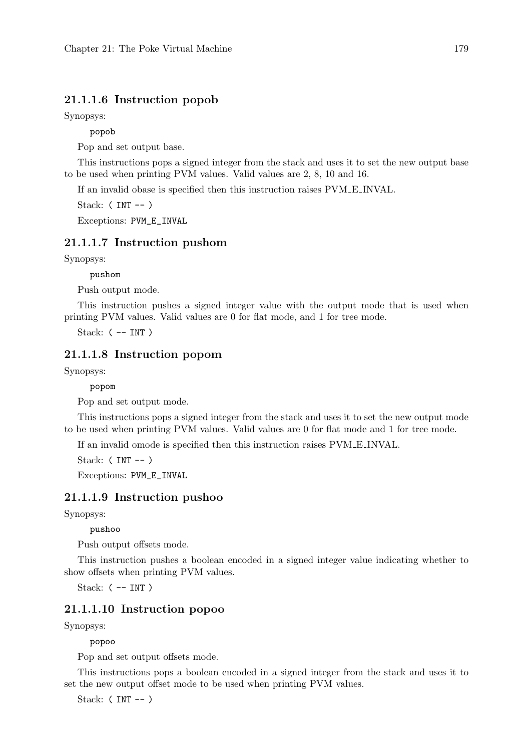#### 21.1.1.6 Instruction popob

Synopsys:

```
popob
```

Pop and set output base.

This instructions pops a signed integer from the stack and uses it to set the new output base to be used when printing PVM values. Valid values are 2, 8, 10 and 16.

If an invalid obase is specified then this instruction raises PVM_E_INVAL.

Stack: `( INT -- )`

Exceptions: `PVM_E_INVAL`

#### 21.1.1.7 Instruction pushom

Synopsys:

```
pushom
```

Push output mode.

This instruction pushes a signed integer value with the output mode that is used when printing PVM values. Valid values are 0 for flat mode, and 1 for tree mode.

Stack: `( -- INT )`

#### 21.1.1.8 Instruction popom

Synopsys:

```
popom
```

Pop and set output mode.

This instructions pops a signed integer from the stack and uses it to set the new output mode to be used when printing PVM values. Valid values are 0 for flat mode and 1 for tree mode.

If an invalid omode is specified then this instruction raises PVM_E_INVAL.

Stack: `( INT -- )`

Exceptions: `PVM_E_INVAL`

#### 21.1.1.9 Instruction pushoo

Synopsys:

```
pushoo
```

Push output offsets mode.

This instruction pushes a boolean encoded in a signed integer value indicating whether to show offsets when printing PVM values.

Stack: `( -- INT )`

#### 21.1.1.10 Instruction popoo

Synopsys:

```
popoo
```

Pop and set output offsets mode.

This instructions pops a boolean encoded in a signed integer from the stack and uses it to set the new output offset mode to be used when printing PVM values.

Stack: `( INT -- )`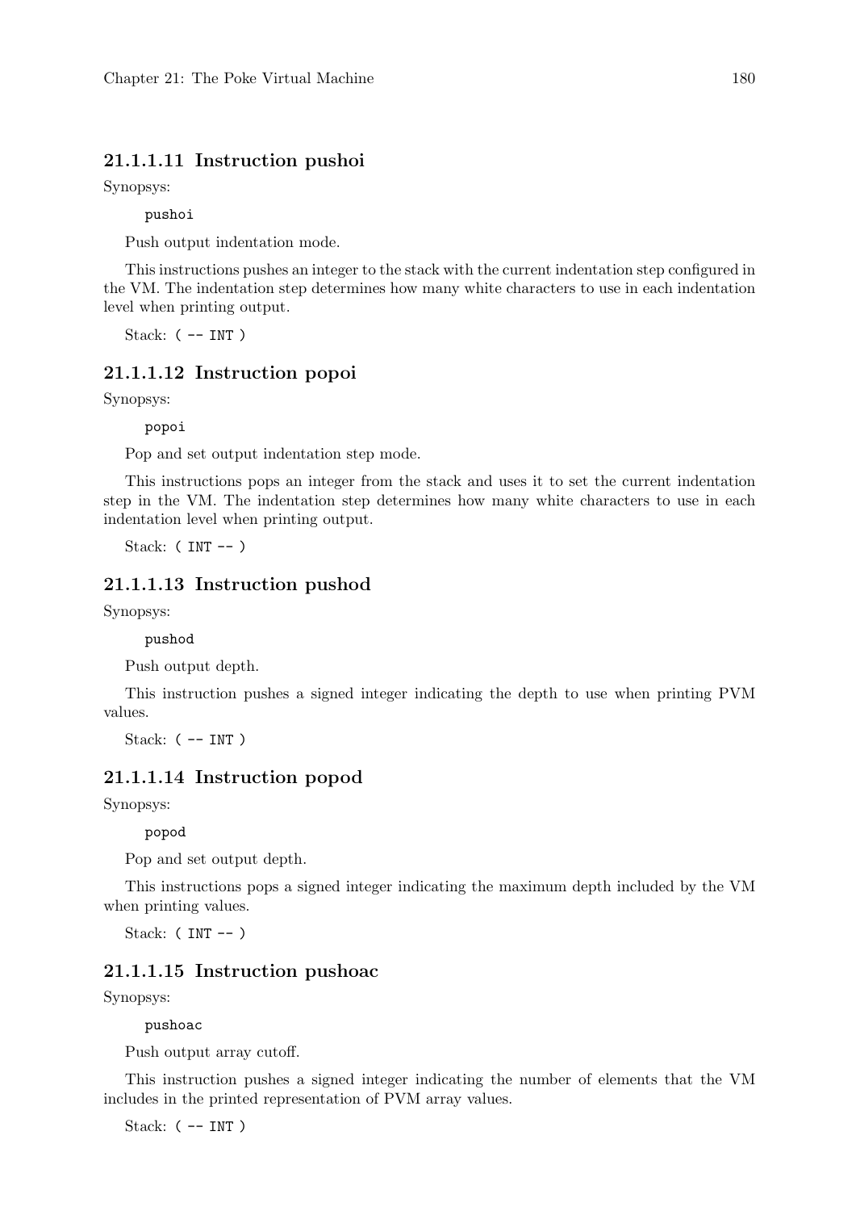#### 21.1.1.11 Instruction pushoi

Synopsys:

```
pushoi
```

Push output indentation mode.

This instructions pushes an integer to the stack with the current indentation step configured in the VM. The indentation step determines how many white characters to use in each indentation level when printing output.

Stack: `( -- INT )`

#### 21.1.1.12 Instruction popoi

Synopsys:

```
popoi
```

Pop and set output indentation step mode.

This instructions pops an integer from the stack and uses it to set the current indentation step in the VM. The indentation step determines how many white characters to use in each indentation level when printing output.

Stack: `( INT -- )`

#### 21.1.1.13 Instruction pushod

Synopsys:

```
pushod
```

Push output depth.

This instruction pushes a signed integer indicating the depth to use when printing PVM values.

Stack: `( -- INT )`

#### 21.1.1.14 Instruction popod

Synopsys:

```
popod
```

Pop and set output depth.

This instructions pops a signed integer indicating the maximum depth included by the VM when printing values.

Stack: `( INT -- )`

#### 21.1.1.15 Instruction pushoac

Synopsys:

```
pushoac
```

Push output array cutoff.

This instruction pushes a signed integer indicating the number of elements that the VM includes in the printed representation of PVM array values.

Stack: `( -- INT )`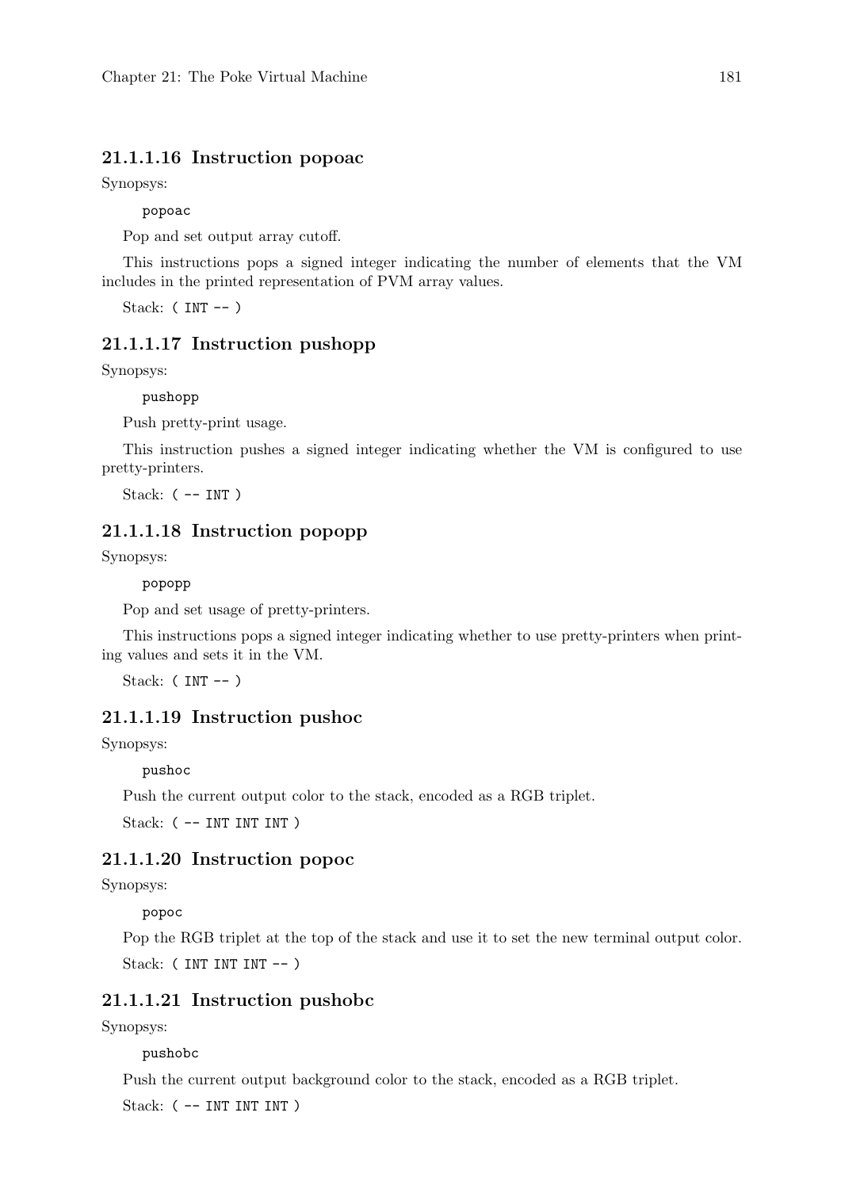#### 21.1.1.16 Instruction popoac

Synopsys:

```
popoac
```

Pop and set output array cutoff.

This instructions pops a signed integer indicating the number of elements that the VM includes in the printed representation of PVM array values.

Stack: `( INT -- )`

#### 21.1.1.17 Instruction pushopp

Synopsys:

```
pushopp
```

Push pretty-print usage.

This instruction pushes a signed integer indicating whether the VM is configured to use pretty-printers.

Stack: `( -- INT )`

#### 21.1.1.18 Instruction popopp

Synopsys:

```
popopp
```

Pop and set usage of pretty-printers.

This instructions pops a signed integer indicating whether to use pretty-printers when printing values and sets it in the VM.

Stack: `( INT -- )`

#### 21.1.1.19 Instruction pushoc

Synopsys:

```
pushoc
```

Push the current output color to the stack, encoded as a RGB triplet.

Stack: `( -- INT INT INT )`

#### 21.1.1.20 Instruction popoc

Synopsys:

```
popoc
```

Pop the RGB triplet at the top of the stack and use it to set the new terminal output color.

Stack: `( INT INT INT -- )`

#### 21.1.1.21 Instruction pushobc

Synopsys:

```
pushobc
```

Push the current output background color to the stack, encoded as a RGB triplet.

Stack: `( -- INT INT INT )`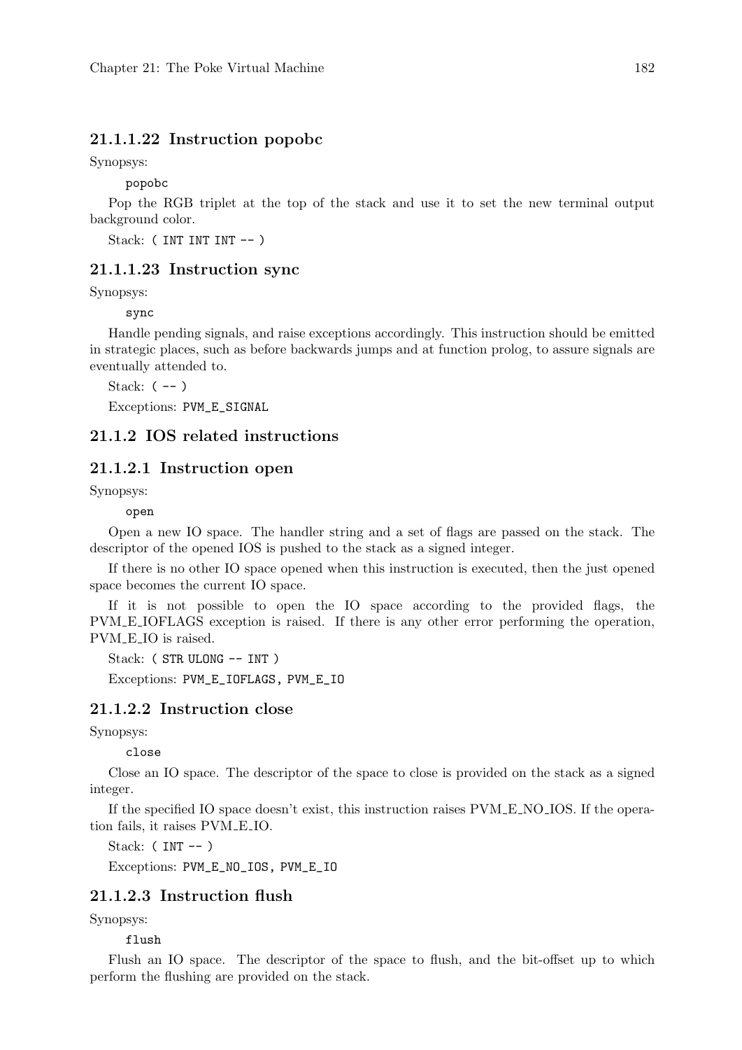#### 21.1.1.22 Instruction popobc

Synopsys:

```
popobc
```

Pop the RGB triplet at the top of the stack and use it to set the new terminal output background color.

Stack: `( INT INT INT -- )`

#### 21.1.1.23 Instruction sync

Synopsys:

```
sync
```

Handle pending signals, and raise exceptions accordingly. This instruction should be emitted in strategic places, such as before backwards jumps and at function prolog, to assure signals are eventually attended to.

Stack: `( -- )`

Exceptions: `PVM_E_SIGNAL`

### 21.1.2 IOS related instructions

#### 21.1.2.1 Instruction open

Synopsys:

```
open
```

Open a new IO space. The handler string and a set of flags are passed on the stack. The descriptor of the opened IOS is pushed to the stack as a signed integer.

If there is no other IO space opened when this instruction is executed, then the just opened space becomes the current IO space.

If it is not possible to open the IO space according to the provided flags, the PVM_E_IOFLAGS exception is raised. If there is any other error performing the operation, PVM_E_IO is raised.

Stack: `( STR ULONG -- INT )`

Exceptions: `PVM_E_IOFLAGS, PVM_E_IO`

#### 21.1.2.2 Instruction close

Synopsys:

```
close
```

Close an IO space. The descriptor of the space to close is provided on the stack as a signed integer.

If the specified IO space doesn't exist, this instruction raises PVM_E_NO_IOS. If the operation fails, it raises PVM_E_IO.

Stack: `( INT -- )`

Exceptions: `PVM_E_NO_IOS, PVM_E_IO`

#### 21.1.2.3 Instruction flush

Synopsys:

```
flush
```

Flush an IO space. The descriptor of the space to flush, and the bit-offset up to which perform the flushing are provided on the stack.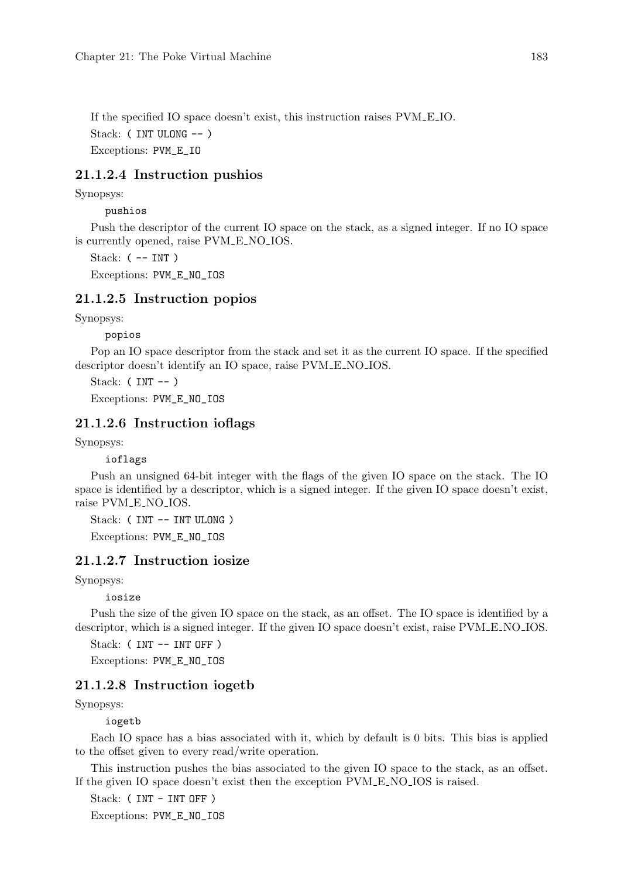If the specified IO space doesn't exist, this instruction raises PVM_E_IO.

Stack: `( INT ULONG -- )`

Exceptions: `PVM_E_IO`

### 21.1.2.4 Instruction pushios

Synopsys:

```
pushios
```

Push the descriptor of the current IO space on the stack, as a signed integer. If no IO space is currently opened, raise PVM_E_NO_IOS.

Stack: `( -- INT )`

Exceptions: `PVM_E_NO_IOS`

### 21.1.2.5 Instruction popios

Synopsys:

```
popios
```

Pop an IO space descriptor from the stack and set it as the current IO space. If the specified descriptor doesn't identify an IO space, raise PVM_E_NO_IOS.

Stack: `( INT -- )`

Exceptions: `PVM_E_NO_IOS`

### 21.1.2.6 Instruction ioflags

Synopsys:

```
ioflags
```

Push an unsigned 64-bit integer with the flags of the given IO space on the stack. The IO space is identified by a descriptor, which is a signed integer. If the given IO space doesn't exist, raise PVM_E_NO_IOS.

Stack: `( INT -- INT ULONG )`

Exceptions: `PVM_E_NO_IOS`

### 21.1.2.7 Instruction iosize

Synopsys:

```
iosize
```

Push the size of the given IO space on the stack, as an offset. The IO space is identified by a descriptor, which is a signed integer. If the given IO space doesn't exist, raise PVM_E_NO_IOS.

Stack: `( INT -- INT OFF )`

Exceptions: `PVM_E_NO_IOS`

### 21.1.2.8 Instruction iogetb

Synopsys:

```
iogetb
```

Each IO space has a bias associated with it, which by default is 0 bits. This bias is applied to the offset given to every read/write operation.

This instruction pushes the bias associated to the given IO space to the stack, as an offset. If the given IO space doesn't exist then the exception PVM_E_NO_IOS is raised.

Stack: `( INT - INT OFF )`

Exceptions: `PVM_E_NO_IOS`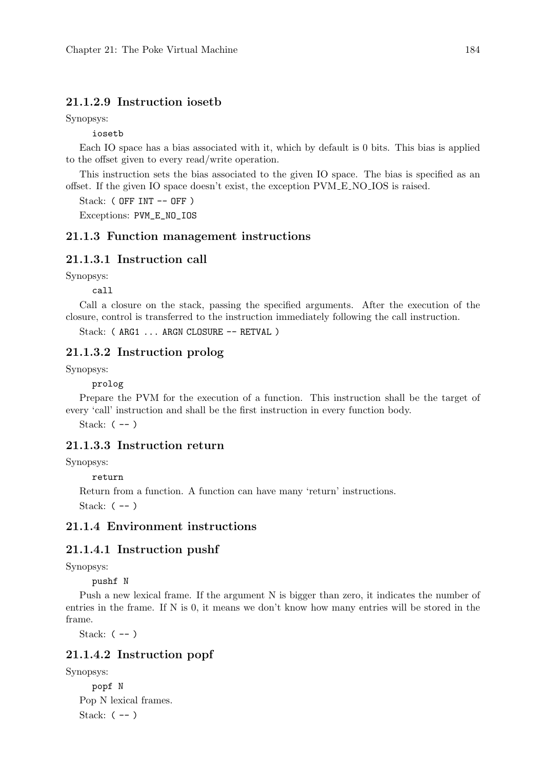#### 21.1.2.9 Instruction iosetb

Synopsys:

```
iosetb
```

Each IO space has a bias associated with it, which by default is 0 bits. This bias is applied to the offset given to every read/write operation.

This instruction sets the bias associated to the given IO space. The bias is specified as an offset. If the given IO space doesn't exist, the exception PVM_E_NO_IOS is raised.

Stack: `( OFF INT -- OFF )`

Exceptions: `PVM_E_NO_IOS`

### 21.1.3 Function management instructions

#### 21.1.3.1 Instruction call

Synopsys:

```
call
```

Call a closure on the stack, passing the specified arguments. After the execution of the closure, control is transferred to the instruction immediately following the call instruction.

Stack: `( ARG1 ... ARGN CLOSURE -- RETVAL )`

#### 21.1.3.2 Instruction prolog

Synopsys:

```
prolog
```

Prepare the PVM for the execution of a function. This instruction shall be the target of every 'call' instruction and shall be the first instruction in every function body.

Stack: `( -- )`

#### 21.1.3.3 Instruction return

Synopsys:

```
return
```

Return from a function. A function can have many 'return' instructions.

Stack: `( -- )`

### 21.1.4 Environment instructions

#### 21.1.4.1 Instruction pushf

Synopsys:

```
pushf N
```

Push a new lexical frame. If the argument N is bigger than zero, it indicates the number of entries in the frame. If N is 0, it means we don't know how many entries will be stored in the frame.

Stack: `( -- )`

#### 21.1.4.2 Instruction popf

Synopsys:

```
popf N
```

Pop N lexical frames.

Stack: `( -- )`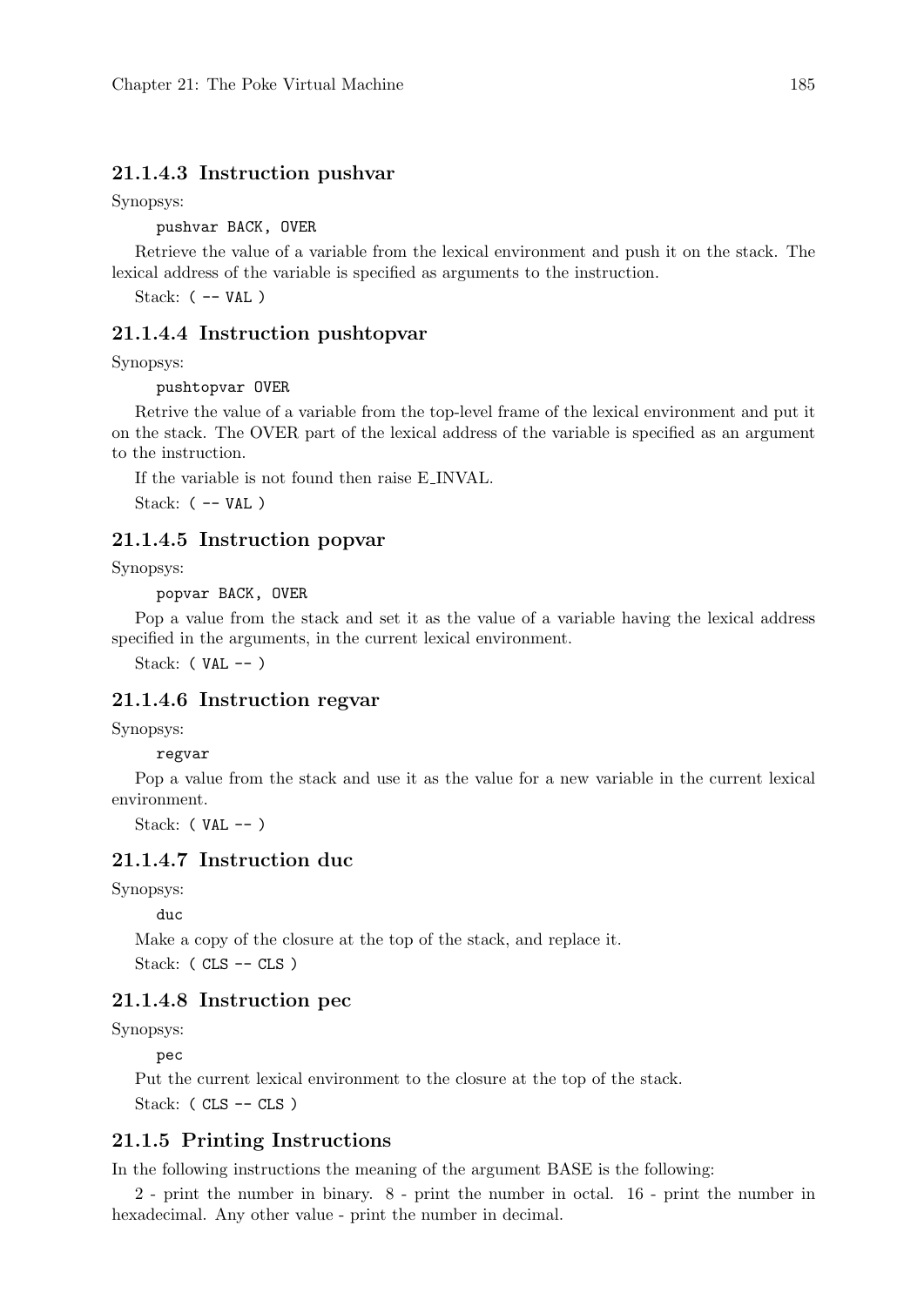#### 21.1.4.3 Instruction pushvar

Synopsys:

```
pushvar BACK, OVER
```

Retrieve the value of a variable from the lexical environment and push it on the stack. The lexical address of the variable is specified as arguments to the instruction.

Stack: `( -- VAL )`

#### 21.1.4.4 Instruction pushtopvar

Synopsys:

```
pushtopvar OVER
```

Retrive the value of a variable from the top-level frame of the lexical environment and put it on the stack. The OVER part of the lexical address of the variable is specified as an argument to the instruction.

If the variable is not found then raise E_INVAL.

Stack: `( -- VAL )`

#### 21.1.4.5 Instruction popvar

Synopsys:

```
popvar BACK, OVER
```

Pop a value from the stack and set it as the value of a variable having the lexical address specified in the arguments, in the current lexical environment.

Stack: `( VAL -- )`

#### 21.1.4.6 Instruction regvar

Synopsys:

```
regvar
```

Pop a value from the stack and use it as the value for a new variable in the current lexical environment.

Stack: `( VAL -- )`

#### 21.1.4.7 Instruction duc

Synopsys:

```
duc
```

Make a copy of the closure at the top of the stack, and replace it.

Stack: `( CLS -- CLS )`

#### 21.1.4.8 Instruction pec

Synopsys:

```
pec
```

Put the current lexical environment to the closure at the top of the stack.

Stack: `( CLS -- CLS )`

### 21.1.5 Printing Instructions

In the following instructions the meaning of the argument BASE is the following:

2 - print the number in binary. 8 - print the number in octal. 16 - print the number in hexadecimal. Any other value - print the number in decimal.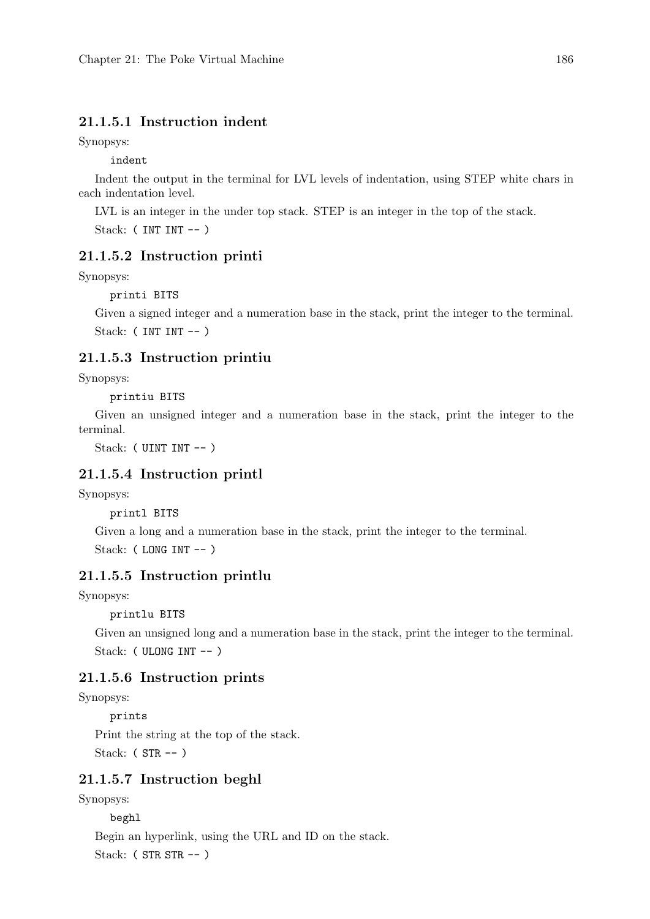#### 21.1.5.1 Instruction indent

Synopsys:

```
indent
```

Indent the output in the terminal for LVL levels of indentation, using STEP white chars in each indentation level.

LVL is an integer in the under top stack. STEP is an integer in the top of the stack.

Stack: `( INT INT -- )`

#### 21.1.5.2 Instruction printi

Synopsys:

```
printi BITS
```

Given a signed integer and a numeration base in the stack, print the integer to the terminal.

Stack: `( INT INT -- )`

#### 21.1.5.3 Instruction printiu

Synopsys:

```
printiu BITS
```

Given an unsigned integer and a numeration base in the stack, print the integer to the terminal.

Stack: `( UINT INT -- )`

#### 21.1.5.4 Instruction printl

Synopsys:

```
printl BITS
```

Given a long and a numeration base in the stack, print the integer to the terminal.

Stack: `( LONG INT -- )`

#### 21.1.5.5 Instruction printlu

Synopsys:

```
printlu BITS
```

Given an unsigned long and a numeration base in the stack, print the integer to the terminal.

Stack: `( ULONG INT -- )`

#### 21.1.5.6 Instruction prints

Synopsys:

```
prints
```

Print the string at the top of the stack.

Stack: `( STR -- )`

#### 21.1.5.7 Instruction beghl

Synopsys:

```
beghl
```

Begin an hyperlink, using the URL and ID on the stack.

Stack: `( STR STR -- )`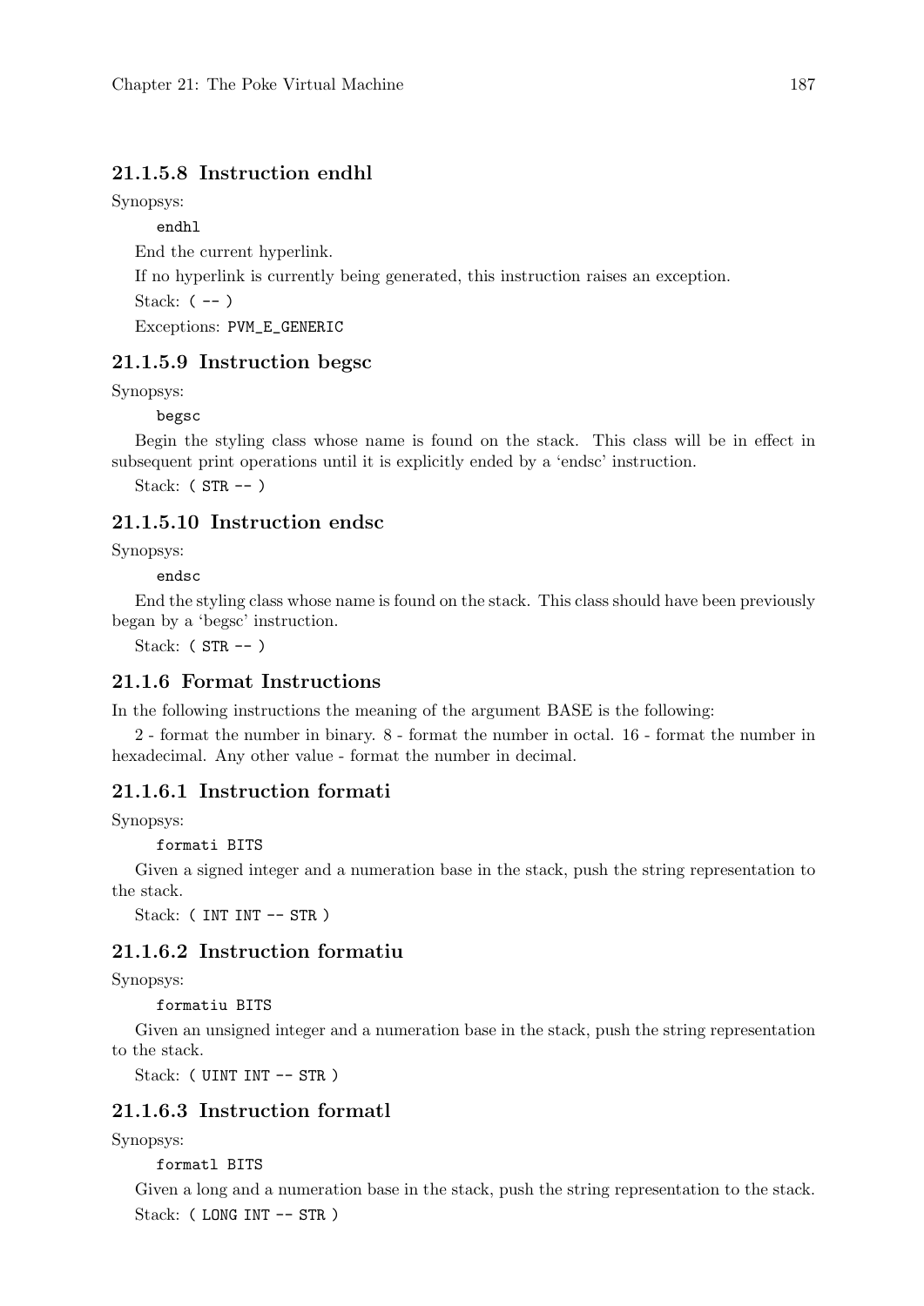#### 21.1.5.8 Instruction endhl

Synopsys:

```
endhl
```

End the current hyperlink.

If no hyperlink is currently being generated, this instruction raises an exception.

Stack: `( -- )`

Exceptions: `PVM_E_GENERIC`

#### 21.1.5.9 Instruction begsc

Synopsys:

```
begsc
```

Begin the styling class whose name is found on the stack. This class will be in effect in subsequent print operations until it is explicitly ended by a 'endsc' instruction.

Stack: `( STR -- )`

#### 21.1.5.10 Instruction endsc

Synopsys:

```
endsc
```

End the styling class whose name is found on the stack. This class should have been previously began by a 'begsc' instruction.

Stack: `( STR -- )`

### 21.1.6 Format Instructions

In the following instructions the meaning of the argument BASE is the following:

2 - format the number in binary. 8 - format the number in octal. 16 - format the number in hexadecimal. Any other value - format the number in decimal.

#### 21.1.6.1 Instruction formati

Synopsys:

```
formati BITS
```

Given a signed integer and a numeration base in the stack, push the string representation to the stack.

Stack: `( INT INT -- STR )`

#### 21.1.6.2 Instruction formatiu

Synopsys:

```
formatiu BITS
```

Given an unsigned integer and a numeration base in the stack, push the string representation to the stack.

Stack: `( UINT INT -- STR )`

#### 21.1.6.3 Instruction formatl

Synopsys:

```
formatl BITS
```

Given a long and a numeration base in the stack, push the string representation to the stack.

Stack: `( LONG INT -- STR )`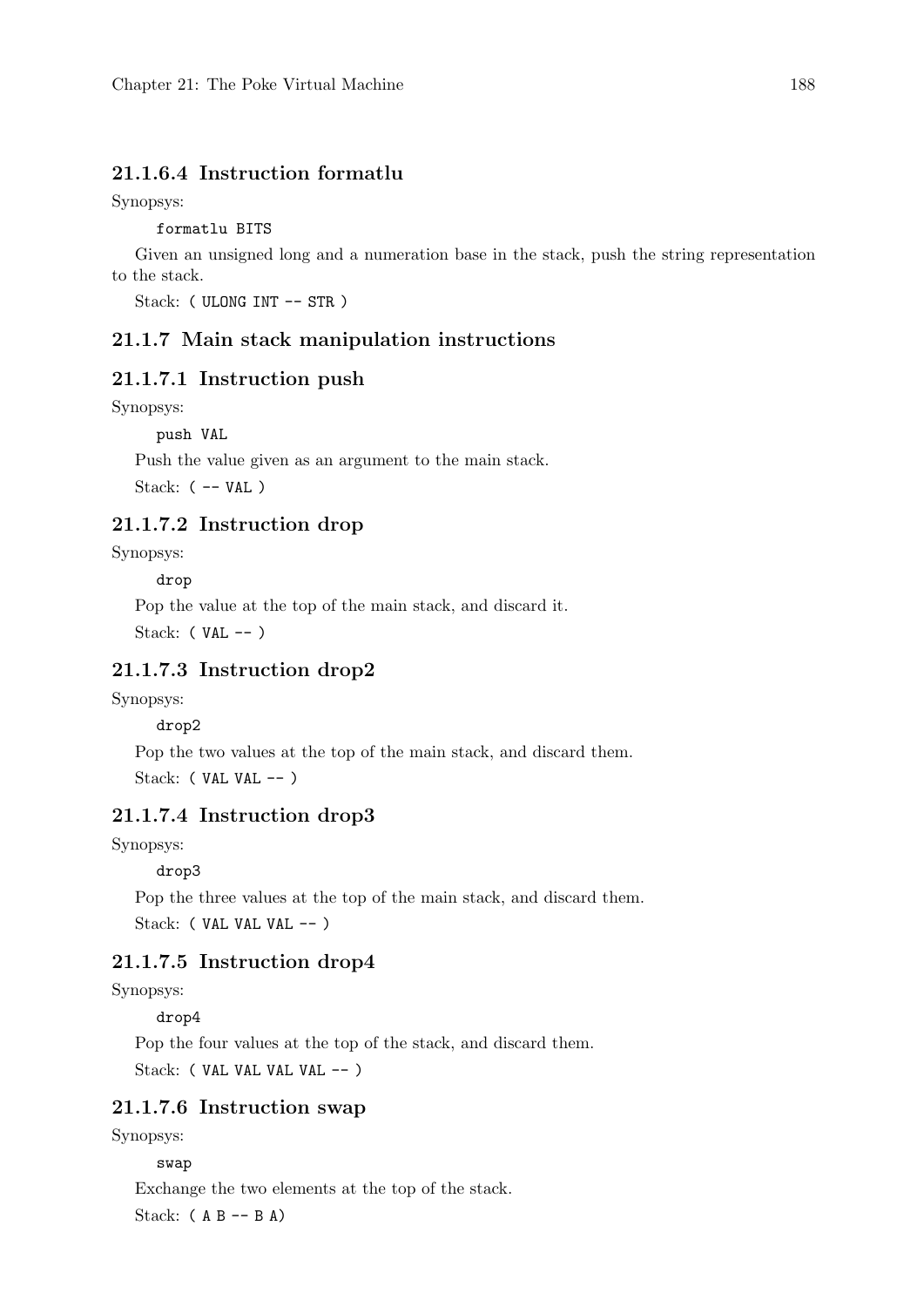#### 21.1.6.4 Instruction formatlu

Synopsys:

```
formatlu BITS
```

Given an unsigned long and a numeration base in the stack, push the string representation to the stack.

Stack: `( ULONG INT -- STR )`

### 21.1.7 Main stack manipulation instructions

#### 21.1.7.1 Instruction push

Synopsys:

```
push VAL
```

Push the value given as an argument to the main stack.

Stack: `( -- VAL )`

#### 21.1.7.2 Instruction drop

Synopsys:

```
drop
```

Pop the value at the top of the main stack, and discard it.

Stack: `( VAL -- )`

#### 21.1.7.3 Instruction drop2

Synopsys:

```
drop2
```

Pop the two values at the top of the main stack, and discard them.

Stack: `( VAL VAL -- )`

#### 21.1.7.4 Instruction drop3

Synopsys:

```
drop3
```

Pop the three values at the top of the main stack, and discard them.

Stack: `( VAL VAL VAL -- )`

#### 21.1.7.5 Instruction drop4

Synopsys:

```
drop4
```

Pop the four values at the top of the stack, and discard them.

Stack: `( VAL VAL VAL VAL -- )`

#### 21.1.7.6 Instruction swap

Synopsys:

```
swap
```

Exchange the two elements at the top of the stack.

Stack: `( A B -- B A)`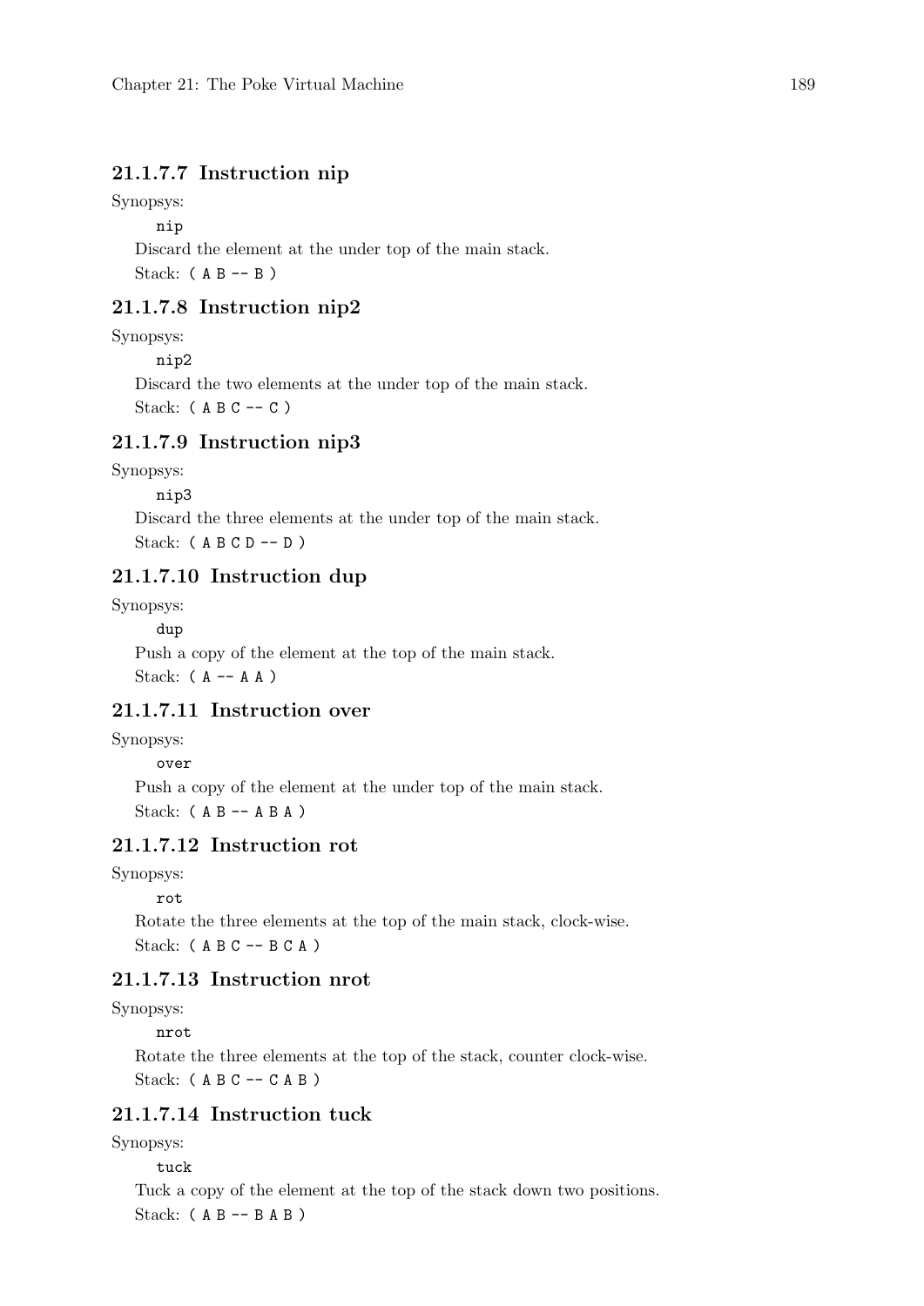#### 21.1.7.7 Instruction nip

Synopsys:

```
nip
```

Discard the element at the under top of the main stack.

Stack: `( A B -- B )`

#### 21.1.7.8 Instruction nip2

Synopsys:

```
nip2
```

Discard the two elements at the under top of the main stack.

Stack: `( A B C -- C )`

#### 21.1.7.9 Instruction nip3

Synopsys:

```
nip3
```

Discard the three elements at the under top of the main stack.

Stack: `( A B C D -- D )`

#### 21.1.7.10 Instruction dup

Synopsys:

```
dup
```

Push a copy of the element at the top of the main stack.

Stack: `( A -- A A )`

#### 21.1.7.11 Instruction over

Synopsys:

```
over
```

Push a copy of the element at the under top of the main stack.

Stack: `( A B -- A B A )`

#### 21.1.7.12 Instruction rot

Synopsys:

```
rot
```

Rotate the three elements at the top of the main stack, clock-wise.

Stack: `( A B C -- B C A )`

#### 21.1.7.13 Instruction nrot

Synopsys:

```
nrot
```

Rotate the three elements at the top of the stack, counter clock-wise.

Stack: `( A B C -- C A B )`

#### 21.1.7.14 Instruction tuck

Synopsys:

```
tuck
```

Tuck a copy of the element at the top of the stack down two positions.

Stack: `( A B -- B A B )`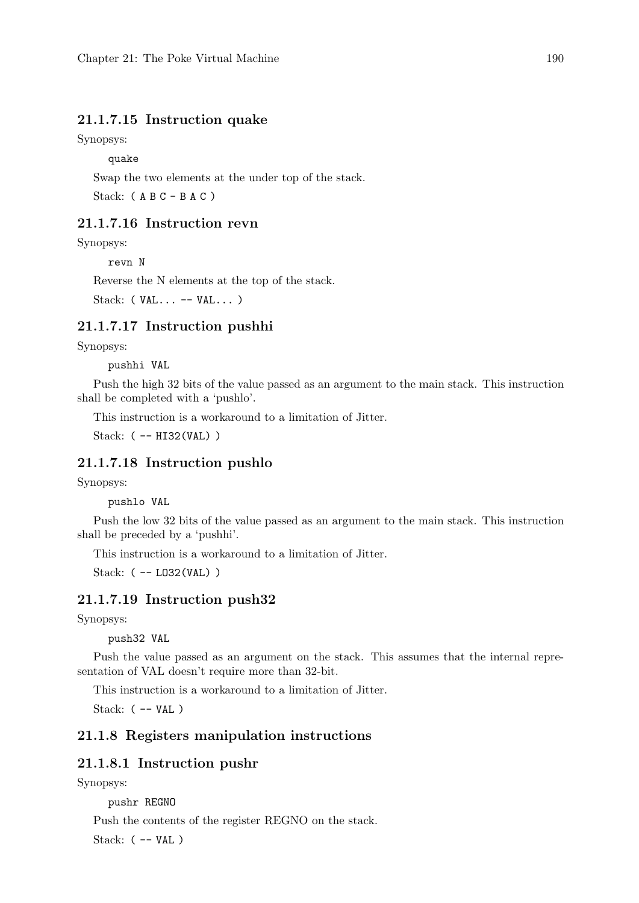#### 21.1.7.15 Instruction quake

Synopsys:

```
quake
```

Swap the two elements at the under top of the stack.

Stack: `( A B C - B A C )`

#### 21.1.7.16 Instruction revn

Synopsys:

```
revn N
```

Reverse the N elements at the top of the stack.

Stack: `( VAL... -- VAL... )`

#### 21.1.7.17 Instruction pushhi

Synopsys:

```
pushhi VAL
```

Push the high 32 bits of the value passed as an argument to the main stack. This instruction shall be completed with a 'pushlo'.

This instruction is a workaround to a limitation of Jitter.

Stack: `( -- HI32(VAL) )`

#### 21.1.7.18 Instruction pushlo

Synopsys:

```
pushlo VAL
```

Push the low 32 bits of the value passed as an argument to the main stack. This instruction shall be preceded by a 'pushhi'.

This instruction is a workaround to a limitation of Jitter.

Stack: `( -- LO32(VAL) )`

#### 21.1.7.19 Instruction push32

Synopsys:

```
push32 VAL
```

Push the value passed as an argument on the stack. This assumes that the internal representation of VAL doesn't require more than 32-bit.

This instruction is a workaround to a limitation of Jitter.

Stack: `( -- VAL )`

### 21.1.8 Registers manipulation instructions

#### 21.1.8.1 Instruction pushr

Synopsys:

```
pushr REGNO
```

Push the contents of the register REGNO on the stack.

Stack: `( -- VAL )`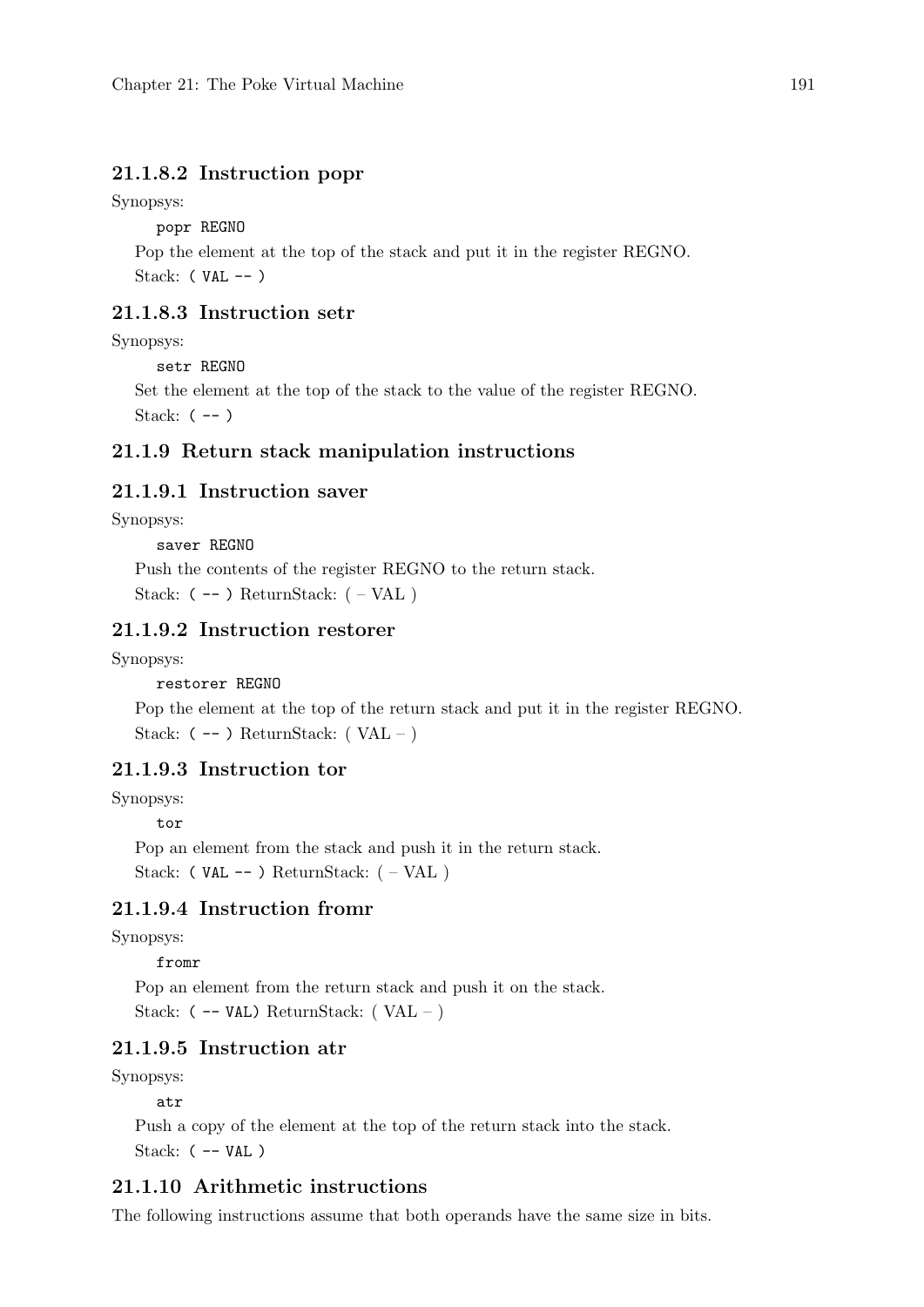#### 21.1.8.2 Instruction popr

Synopsys:

```
popr REGNO
```

Pop the element at the top of the stack and put it in the register REGNO.

Stack: `( VAL -- )`

#### 21.1.8.3 Instruction setr

Synopsys:

```
setr REGNO
```

Set the element at the top of the stack to the value of the register REGNO.

Stack: `( -- )`

### 21.1.9 Return stack manipulation instructions

#### 21.1.9.1 Instruction saver

Synopsys:

```
saver REGNO
```

Push the contents of the register REGNO to the return stack.

Stack: `( -- )` ReturnStack: ( – VAL )

#### 21.1.9.2 Instruction restorer

Synopsys:

```
restorer REGNO
```

Pop the element at the top of the return stack and put it in the register REGNO.

Stack: `( -- )` ReturnStack: ( VAL – )

#### 21.1.9.3 Instruction tor

Synopsys:

```
tor
```

Pop an element from the stack and push it in the return stack.

Stack: `( VAL -- )` ReturnStack: ( – VAL )

#### 21.1.9.4 Instruction fromr

Synopsys:

```
fromr
```

Pop an element from the return stack and push it on the stack.

Stack: `( -- VAL)` ReturnStack: ( VAL – )

#### 21.1.9.5 Instruction atr

Synopsys:

```
atr
```

Push a copy of the element at the top of the return stack into the stack.

Stack: `( -- VAL )`

### 21.1.10 Arithmetic instructions

The following instructions assume that both operands have the same size in bits.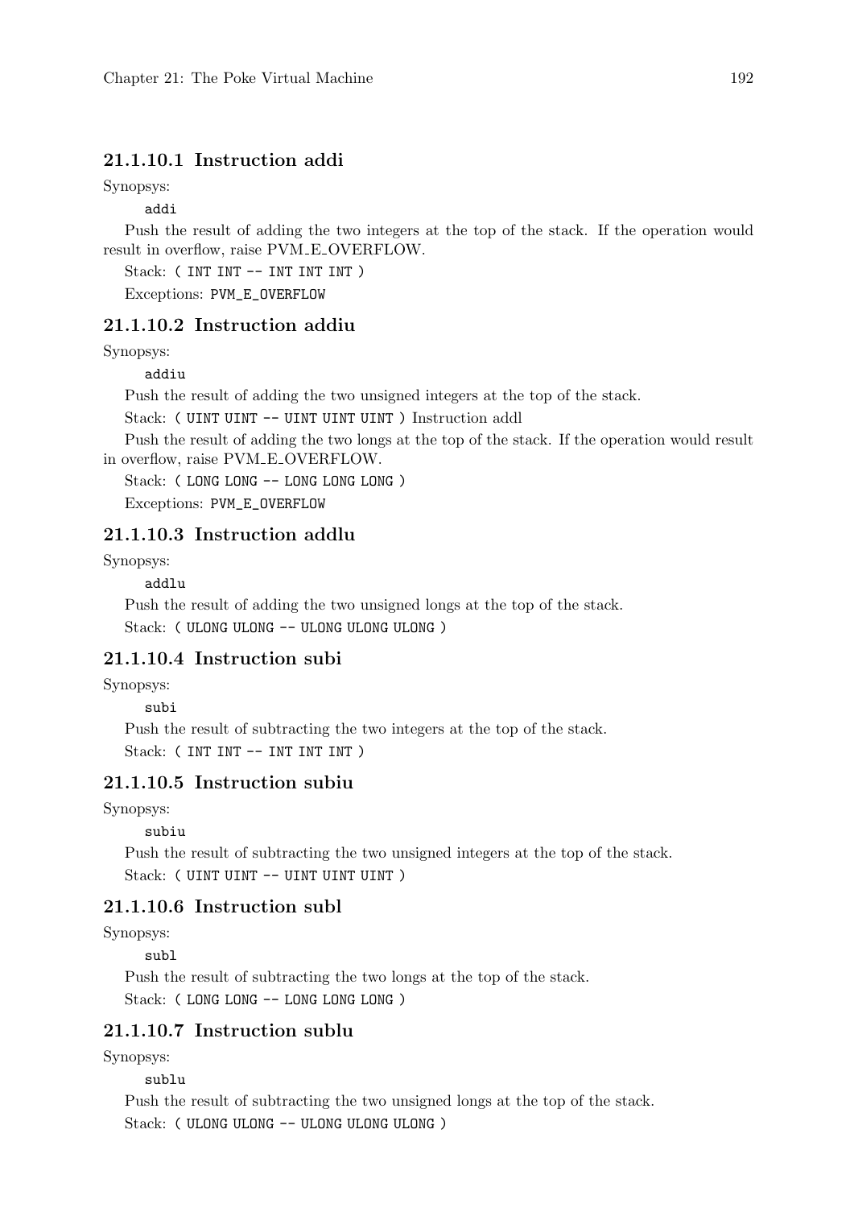#### 21.1.10.1 Instruction addi

Synopsys:

```
addi
```

Push the result of adding the two integers at the top of the stack. If the operation would result in overflow, raise PVM_E_OVERFLOW.

Stack: `( INT INT -- INT INT INT )`

Exceptions: `PVM_E_OVERFLOW`

#### 21.1.10.2 Instruction addiu

Synopsys:

```
addiu
```

Push the result of adding the two unsigned integers at the top of the stack.

Stack: `( UINT UINT -- UINT UINT UINT )` Instruction addl

Push the result of adding the two longs at the top of the stack. If the operation would result in overflow, raise PVM_E_OVERFLOW.

Stack: `( LONG LONG -- LONG LONG LONG )`

Exceptions: `PVM_E_OVERFLOW`

#### 21.1.10.3 Instruction addlu

Synopsys:

```
addlu
```

Push the result of adding the two unsigned longs at the top of the stack.

Stack: `( ULONG ULONG -- ULONG ULONG ULONG )`

#### 21.1.10.4 Instruction subi

Synopsys:

```
subi
```

Push the result of subtracting the two integers at the top of the stack.

Stack: `( INT INT -- INT INT INT )`

#### 21.1.10.5 Instruction subiu

Synopsys:

```
subiu
```

Push the result of subtracting the two unsigned integers at the top of the stack.

Stack: `( UINT UINT -- UINT UINT UINT )`

#### 21.1.10.6 Instruction subl

Synopsys:

```
subl
```

Push the result of subtracting the two longs at the top of the stack.

Stack: `( LONG LONG -- LONG LONG LONG )`

#### 21.1.10.7 Instruction sublu

Synopsys:

```
sublu
```

Push the result of subtracting the two unsigned longs at the top of the stack.

Stack: `( ULONG ULONG -- ULONG ULONG ULONG )`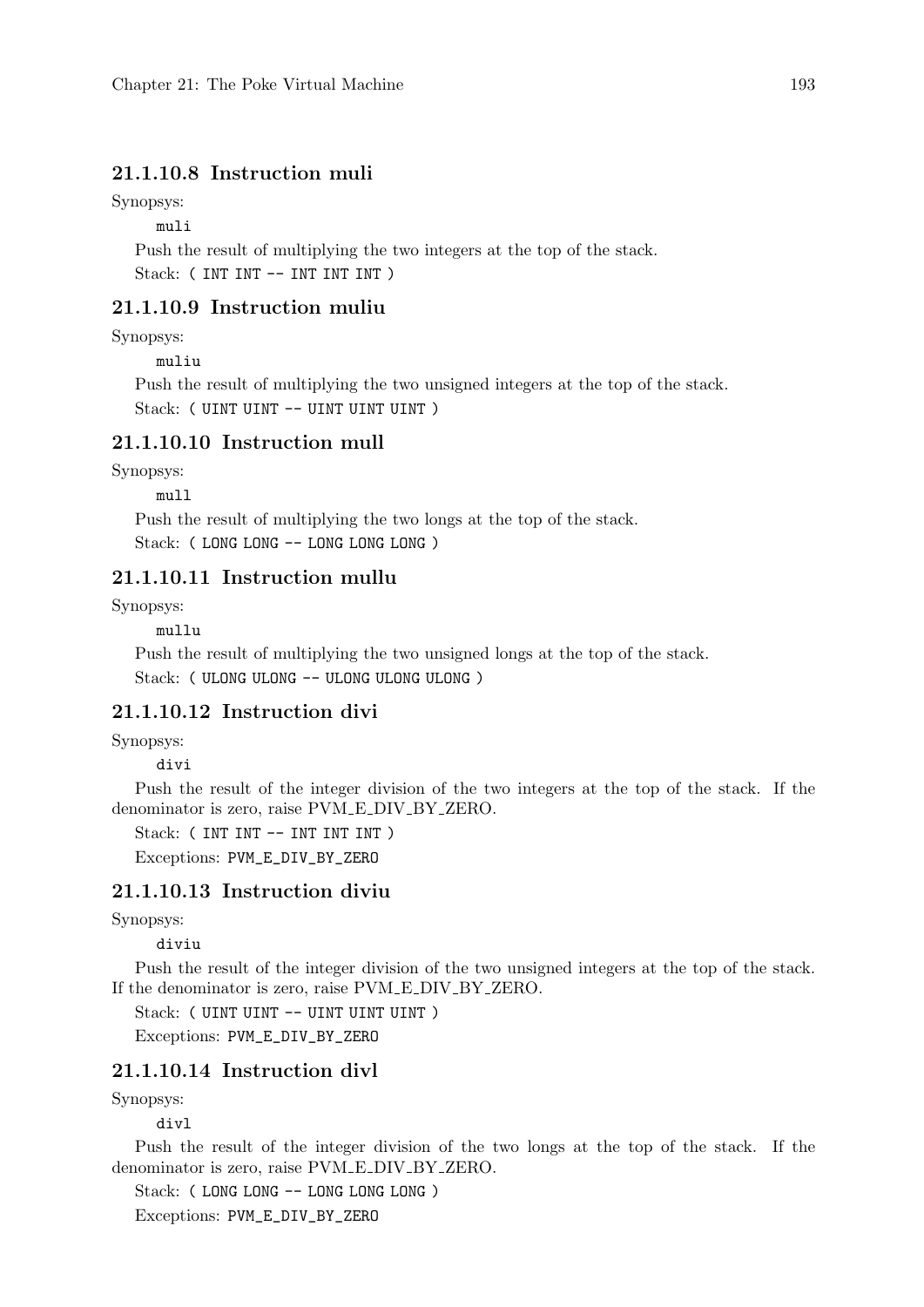#### 21.1.10.8 Instruction muli

Synopsys:

```
muli
```

Push the result of multiplying the two integers at the top of the stack.

Stack: `( INT INT -- INT INT INT )`

#### 21.1.10.9 Instruction muliu

Synopsys:

```
muliu
```

Push the result of multiplying the two unsigned integers at the top of the stack.

Stack: `( UINT UINT -- UINT UINT UINT )`

#### 21.1.10.10 Instruction mull

Synopsys:

```
mull
```

Push the result of multiplying the two longs at the top of the stack.

Stack: `( LONG LONG -- LONG LONG LONG )`

#### 21.1.10.11 Instruction mullu

Synopsys:

```
mullu
```

Push the result of multiplying the two unsigned longs at the top of the stack.

Stack: `( ULONG ULONG -- ULONG ULONG ULONG )`

#### 21.1.10.12 Instruction divi

Synopsys:

```
divi
```

Push the result of the integer division of the two integers at the top of the stack. If the denominator is zero, raise PVM_E_DIV_BY_ZERO.

Stack: `( INT INT -- INT INT INT )`

Exceptions: `PVM_E_DIV_BY_ZERO`

#### 21.1.10.13 Instruction diviu

Synopsys:

```
diviu
```

Push the result of the integer division of the two unsigned integers at the top of the stack. If the denominator is zero, raise PVM_E_DIV_BY_ZERO.

Stack: `( UINT UINT -- UINT UINT UINT )`

Exceptions: `PVM_E_DIV_BY_ZERO`

#### 21.1.10.14 Instruction divl

Synopsys:

```
divl
```

Push the result of the integer division of the two longs at the top of the stack. If the denominator is zero, raise PVM_E_DIV_BY_ZERO.

Stack: `( LONG LONG -- LONG LONG LONG )`

Exceptions: `PVM_E_DIV_BY_ZERO`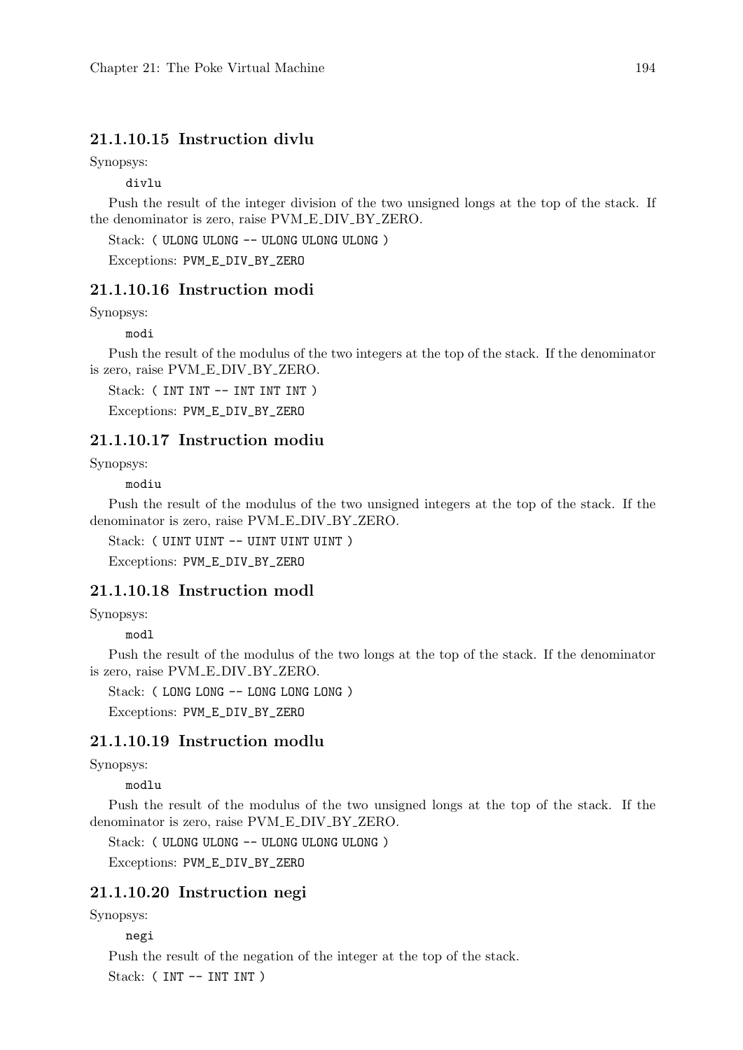#### 21.1.10.15 Instruction divlu

Synopsys:

```
divlu
```

Push the result of the integer division of the two unsigned longs at the top of the stack. If the denominator is zero, raise PVM_E_DIV_BY_ZERO.

Stack: `( ULONG ULONG -- ULONG ULONG ULONG )`

Exceptions: `PVM_E_DIV_BY_ZERO`

#### 21.1.10.16 Instruction modi

Synopsys:

```
modi
```

Push the result of the modulus of the two integers at the top of the stack. If the denominator is zero, raise PVM_E_DIV_BY_ZERO.

Stack: `( INT INT -- INT INT INT )`

Exceptions: `PVM_E_DIV_BY_ZERO`

#### 21.1.10.17 Instruction modiu

Synopsys:

```
modiu
```

Push the result of the modulus of the two unsigned integers at the top of the stack. If the denominator is zero, raise PVM_E_DIV_BY_ZERO.

Stack: `( UINT UINT -- UINT UINT UINT )`

Exceptions: `PVM_E_DIV_BY_ZERO`

#### 21.1.10.18 Instruction modl

Synopsys:

```
modl
```

Push the result of the modulus of the two longs at the top of the stack. If the denominator is zero, raise PVM_E_DIV_BY_ZERO.

Stack: `( LONG LONG -- LONG LONG LONG )`

Exceptions: `PVM_E_DIV_BY_ZERO`

#### 21.1.10.19 Instruction modlu

Synopsys:

```
modlu
```

Push the result of the modulus of the two unsigned longs at the top of the stack. If the denominator is zero, raise PVM_E_DIV_BY_ZERO.

Stack: `( ULONG ULONG -- ULONG ULONG ULONG )`

Exceptions: `PVM_E_DIV_BY_ZERO`

#### 21.1.10.20 Instruction negi

Synopsys:

```
negi
```

Push the result of the negation of the integer at the top of the stack.

Stack: `( INT -- INT INT )`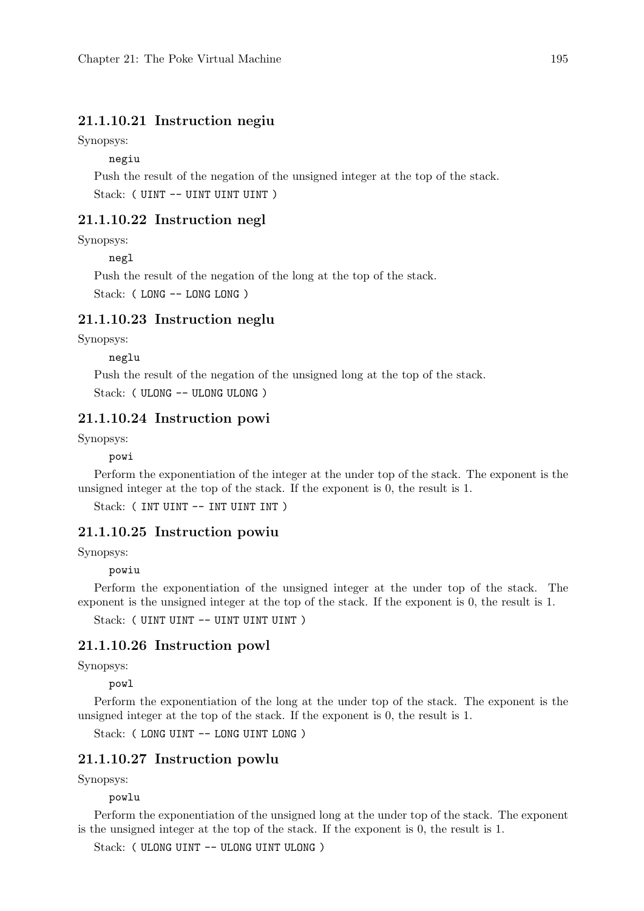#### 21.1.10.21 Instruction negiu

Synopsys:

```
negiu
```

Push the result of the negation of the unsigned integer at the top of the stack.

Stack: `( UINT -- UINT UINT UINT )`

#### 21.1.10.22 Instruction negl

Synopsys:

```
negl
```

Push the result of the negation of the long at the top of the stack.

Stack: `( LONG -- LONG LONG )`

#### 21.1.10.23 Instruction neglu

Synopsys:

```
neglu
```

Push the result of the negation of the unsigned long at the top of the stack.

Stack: `( ULONG -- ULONG ULONG )`

#### 21.1.10.24 Instruction powi

Synopsys:

```
powi
```

Perform the exponentiation of the integer at the under top of the stack. The exponent is the unsigned integer at the top of the stack. If the exponent is 0, the result is 1.

Stack: `( INT UINT -- INT UINT INT )`

#### 21.1.10.25 Instruction powiu

Synopsys:

```
powiu
```

Perform the exponentiation of the unsigned integer at the under top of the stack. The exponent is the unsigned integer at the top of the stack. If the exponent is 0, the result is 1.

Stack: `( UINT UINT -- UINT UINT UINT )`

#### 21.1.10.26 Instruction powl

Synopsys:

```
powl
```

Perform the exponentiation of the long at the under top of the stack. The exponent is the unsigned integer at the top of the stack. If the exponent is 0, the result is 1.

Stack: `( LONG UINT -- LONG UINT LONG )`

#### 21.1.10.27 Instruction powlu

Synopsys:

```
powlu
```

Perform the exponentiation of the unsigned long at the under top of the stack. The exponent is the unsigned integer at the top of the stack. If the exponent is 0, the result is 1.

Stack: `( ULONG UINT -- ULONG UINT ULONG )`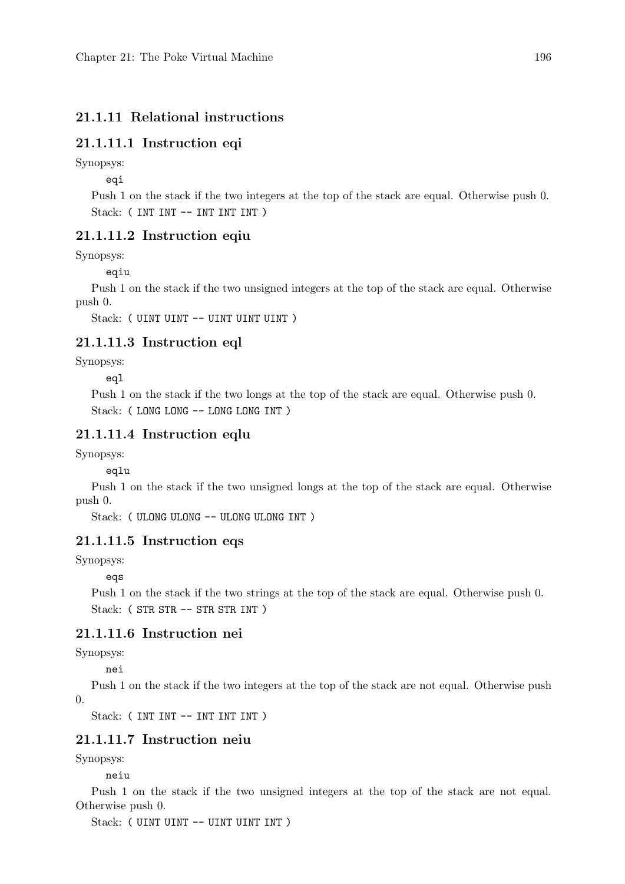### 21.1.11 Relational instructions

#### 21.1.11.1 Instruction eqi

Synopsys:

```
eqi
```

Push 1 on the stack if the two integers at the top of the stack are equal. Otherwise push 0.

Stack: `( INT INT -- INT INT INT )`

#### 21.1.11.2 Instruction eqiu

Synopsys:

```
eqiu
```

Push 1 on the stack if the two unsigned integers at the top of the stack are equal. Otherwise push 0.

Stack: `( UINT UINT -- UINT UINT UINT )`

#### 21.1.11.3 Instruction eql

Synopsys:

```
eql
```

Push 1 on the stack if the two longs at the top of the stack are equal. Otherwise push 0.

Stack: `( LONG LONG -- LONG LONG INT )`

#### 21.1.11.4 Instruction eqlu

Synopsys:

```
eqlu
```

Push 1 on the stack if the two unsigned longs at the top of the stack are equal. Otherwise push 0.

Stack: `( ULONG ULONG -- ULONG ULONG INT )`

#### 21.1.11.5 Instruction eqs

Synopsys:

```
eqs
```

Push 1 on the stack if the two strings at the top of the stack are equal. Otherwise push 0.

Stack: `( STR STR -- STR STR INT )`

#### 21.1.11.6 Instruction nei

Synopsys:

```
nei
```

Push 1 on the stack if the two integers at the top of the stack are not equal. Otherwise push 0.

Stack: `( INT INT -- INT INT INT )`

#### 21.1.11.7 Instruction neiu

Synopsys:

```
neiu
```

Push 1 on the stack if the two unsigned integers at the top of the stack are not equal. Otherwise push 0.

Stack: `( UINT UINT -- UINT UINT INT )`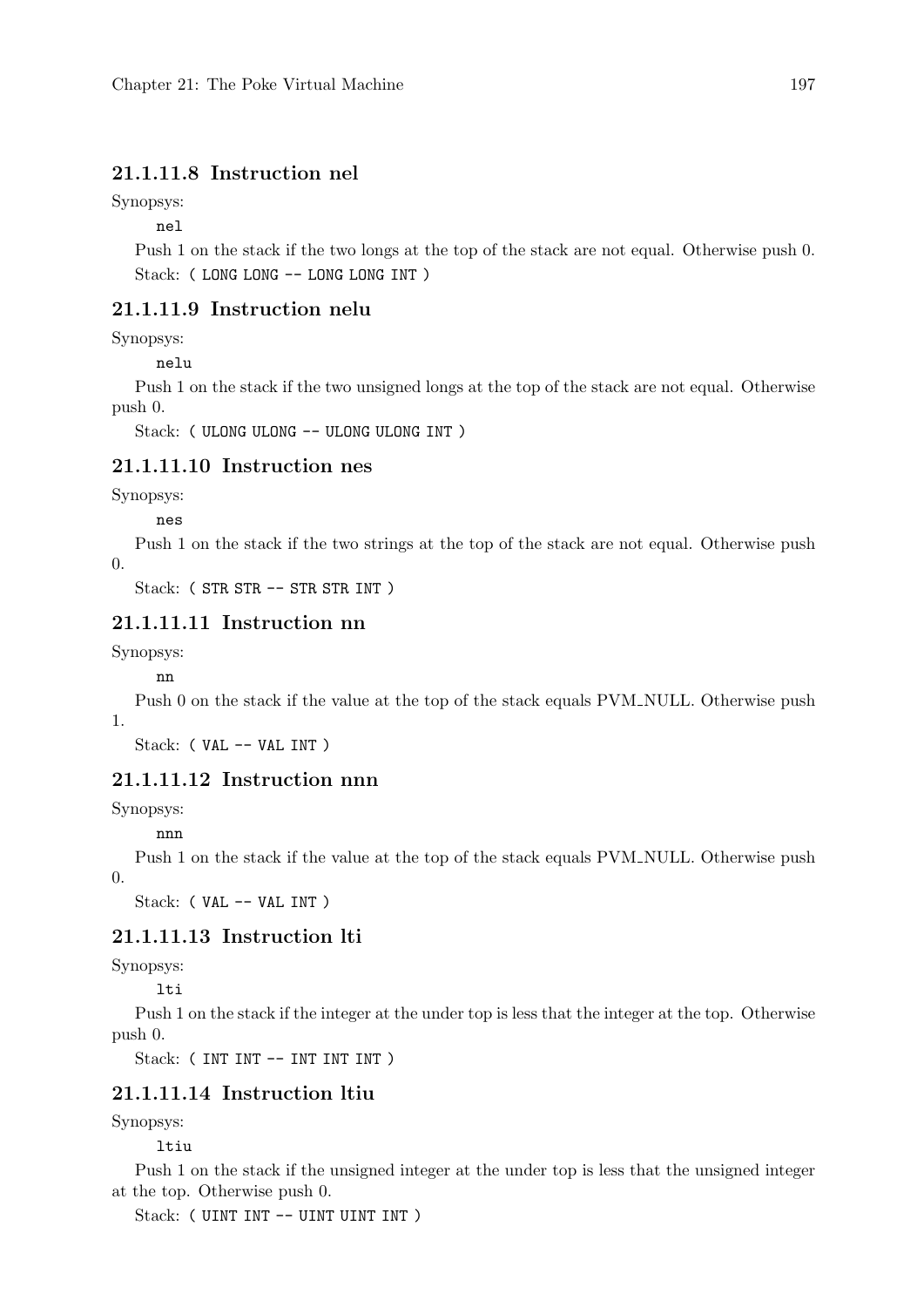#### 21.1.11.8 Instruction nel

Synopsys:

```
nel
```

Push 1 on the stack if the two longs at the top of the stack are not equal. Otherwise push 0.

Stack: `( LONG LONG -- LONG LONG INT )`

#### 21.1.11.9 Instruction nelu

Synopsys:

```
nelu
```

Push 1 on the stack if the two unsigned longs at the top of the stack are not equal. Otherwise push 0.

Stack: `( ULONG ULONG -- ULONG ULONG INT )`

#### 21.1.11.10 Instruction nes

Synopsys:

```
nes
```

Push 1 on the stack if the two strings at the top of the stack are not equal. Otherwise push 0.

Stack: `( STR STR -- STR STR INT )`

#### 21.1.11.11 Instruction nn

Synopsys:

```
nn
```

Push 0 on the stack if the value at the top of the stack equals PVM_NULL. Otherwise push 1.

Stack: `( VAL -- VAL INT )`

#### 21.1.11.12 Instruction nnn

Synopsys:

```
nnn
```

Push 1 on the stack if the value at the top of the stack equals PVM_NULL. Otherwise push 0.

Stack: `( VAL -- VAL INT )`

#### 21.1.11.13 Instruction lti

Synopsys:

```
lti
```

Push 1 on the stack if the integer at the under top is less that the integer at the top. Otherwise push 0.

Stack: `( INT INT -- INT INT INT )`

#### 21.1.11.14 Instruction ltiu

Synopsys:

```
ltiu
```

Push 1 on the stack if the unsigned integer at the under top is less that the unsigned integer at the top. Otherwise push 0.

Stack: `( UINT INT -- UINT UINT INT )`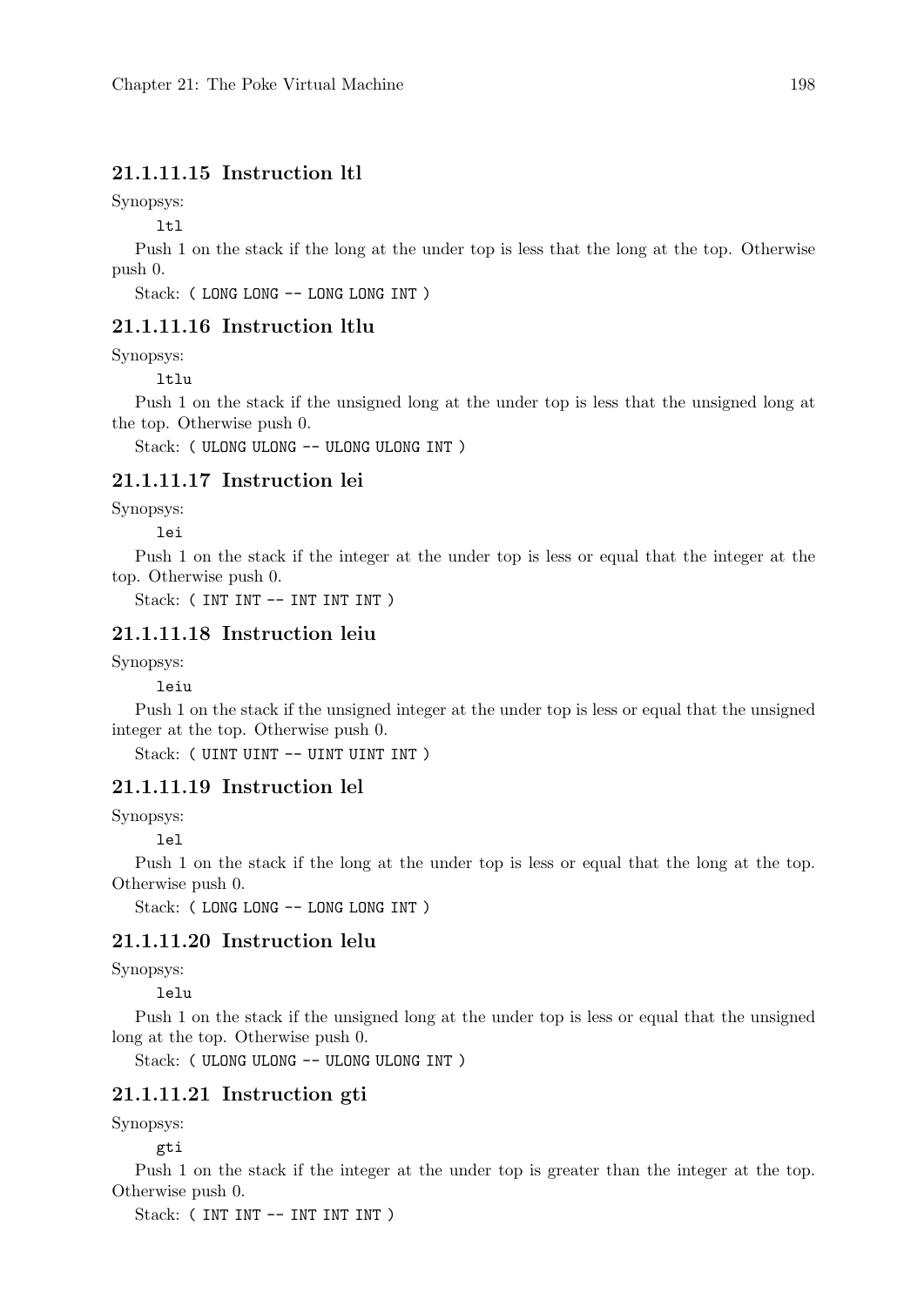#### 21.1.11.15 Instruction ltl

Synopsys:

```
ltl
```

Push 1 on the stack if the long at the under top is less that the long at the top. Otherwise push 0.

Stack: `( LONG LONG -- LONG LONG INT )`

#### 21.1.11.16 Instruction ltlu

Synopsys:

```
ltlu
```

Push 1 on the stack if the unsigned long at the under top is less that the unsigned long at the top. Otherwise push 0.

Stack: `( ULONG ULONG -- ULONG ULONG INT )`

#### 21.1.11.17 Instruction lei

Synopsys:

```
lei
```

Push 1 on the stack if the integer at the under top is less or equal that the integer at the top. Otherwise push 0.

Stack: `( INT INT -- INT INT INT )`

#### 21.1.11.18 Instruction leiu

Synopsys:

```
leiu
```

Push 1 on the stack if the unsigned integer at the under top is less or equal that the unsigned integer at the top. Otherwise push 0.

Stack: `( UINT UINT -- UINT UINT INT )`

#### 21.1.11.19 Instruction lel

Synopsys:

```
lel
```

Push 1 on the stack if the long at the under top is less or equal that the long at the top. Otherwise push 0.

Stack: `( LONG LONG -- LONG LONG INT )`

#### 21.1.11.20 Instruction lelu

Synopsys:

```
lelu
```

Push 1 on the stack if the unsigned long at the under top is less or equal that the unsigned long at the top. Otherwise push 0.

Stack: `( ULONG ULONG -- ULONG ULONG INT )`

#### 21.1.11.21 Instruction gti

Synopsys:

```
gti
```

Push 1 on the stack if the integer at the under top is greater than the integer at the top. Otherwise push 0.

Stack: `( INT INT -- INT INT INT )`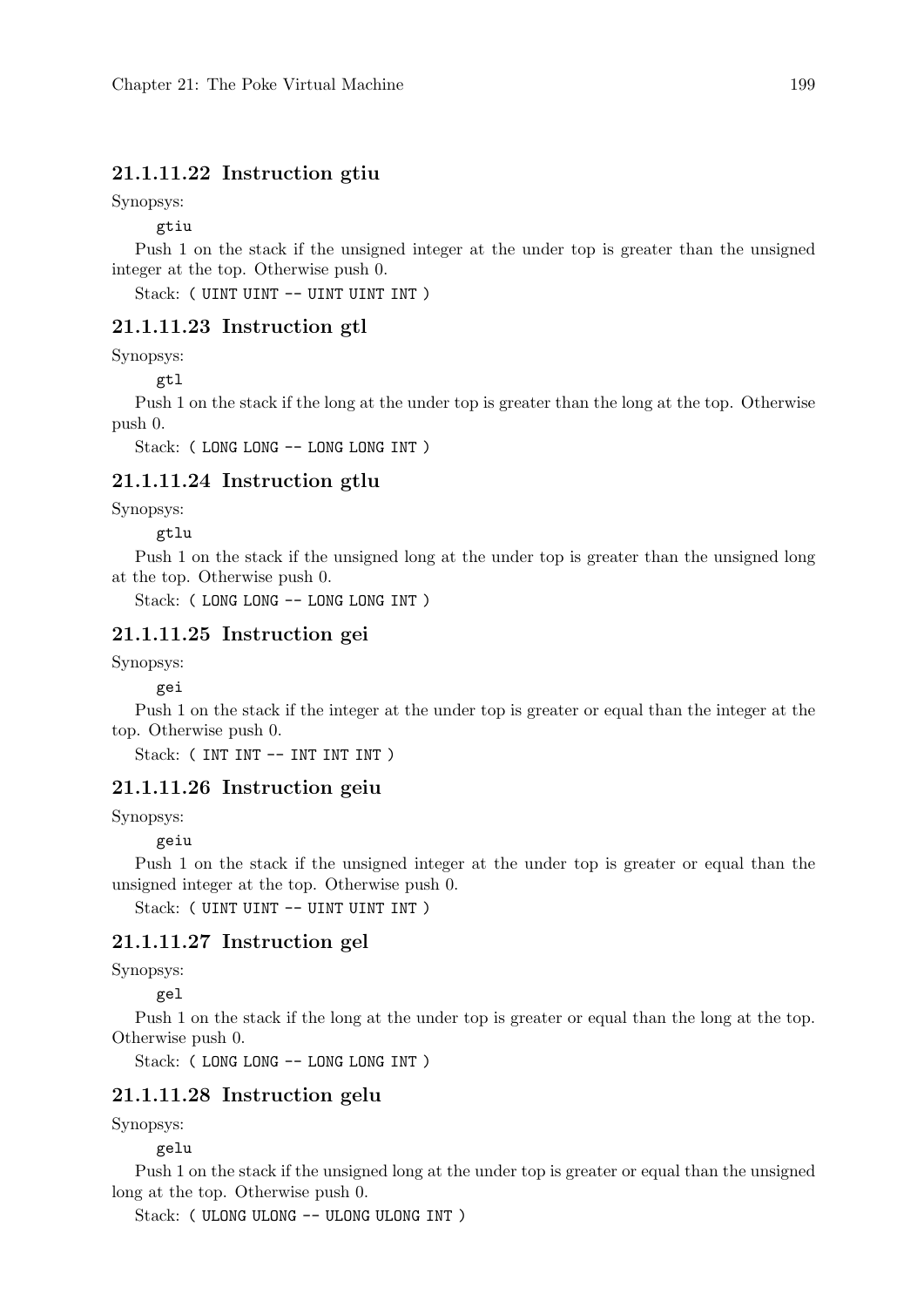#### 21.1.11.22 Instruction gtiu

Synopsys:

```
gtiu
```

Push 1 on the stack if the unsigned integer at the under top is greater than the unsigned integer at the top. Otherwise push 0.

Stack: `( UINT UINT -- UINT UINT INT )`

#### 21.1.11.23 Instruction gtl

Synopsys:

```
gtl
```

Push 1 on the stack if the long at the under top is greater than the long at the top. Otherwise push 0.

Stack: `( LONG LONG -- LONG LONG INT )`

#### 21.1.11.24 Instruction gtlu

Synopsys:

```
gtlu
```

Push 1 on the stack if the unsigned long at the under top is greater than the unsigned long at the top. Otherwise push 0.

Stack: `( LONG LONG -- LONG LONG INT )`

#### 21.1.11.25 Instruction gei

Synopsys:

```
gei
```

Push 1 on the stack if the integer at the under top is greater or equal than the integer at the top. Otherwise push 0.

Stack: `( INT INT -- INT INT INT )`

#### 21.1.11.26 Instruction geiu

Synopsys:

```
geiu
```

Push 1 on the stack if the unsigned integer at the under top is greater or equal than the unsigned integer at the top. Otherwise push 0.

Stack: `( UINT UINT -- UINT UINT INT )`

#### 21.1.11.27 Instruction gel

Synopsys:

```
gel
```

Push 1 on the stack if the long at the under top is greater or equal than the long at the top. Otherwise push 0.

Stack: `( LONG LONG -- LONG LONG INT )`

#### 21.1.11.28 Instruction gelu

Synopsys:

```
gelu
```

Push 1 on the stack if the unsigned long at the under top is greater or equal than the unsigned long at the top. Otherwise push 0.

Stack: `( ULONG ULONG -- ULONG ULONG INT )`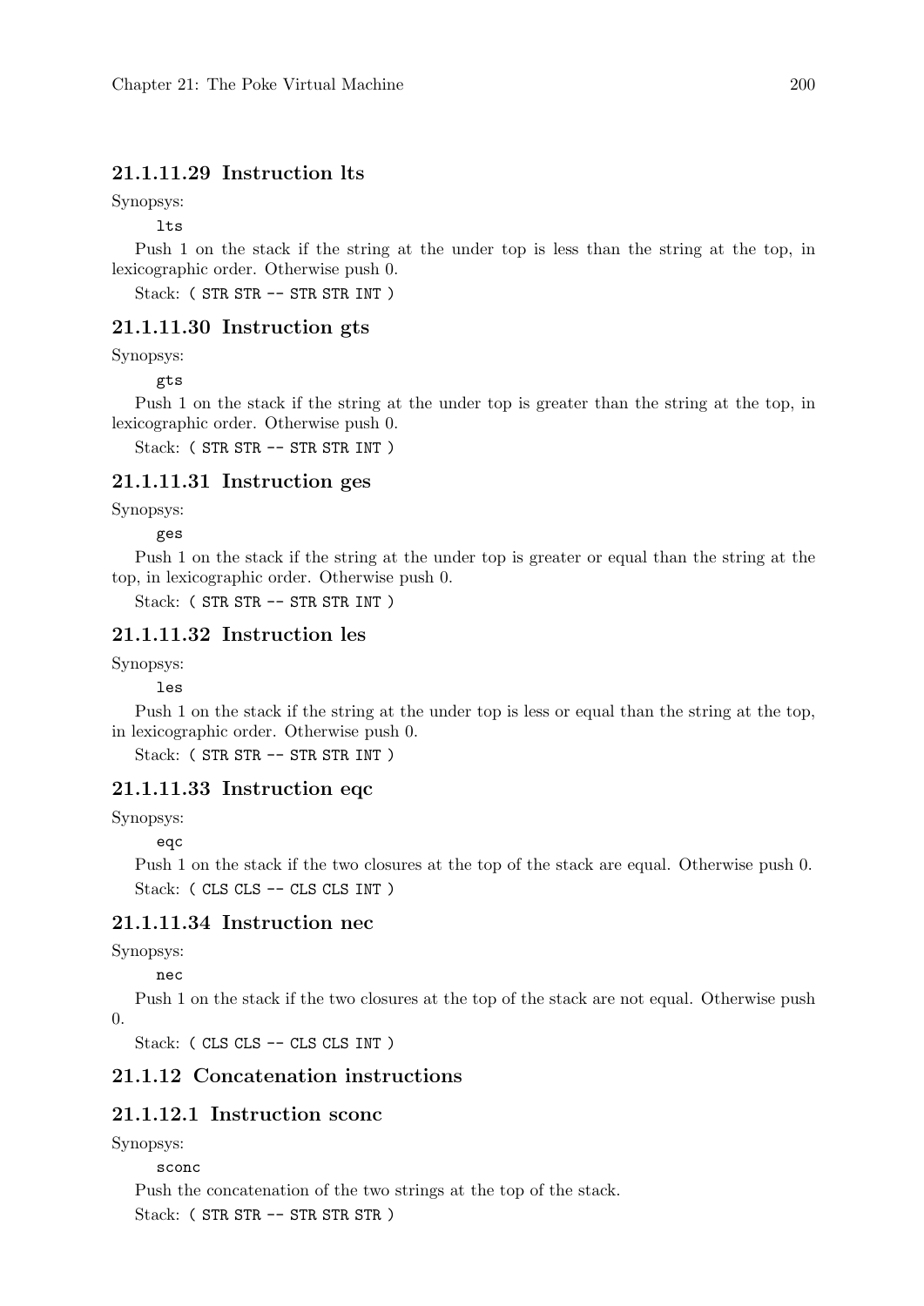#### 21.1.11.29 Instruction lts

Synopsys:

```
lts
```

Push 1 on the stack if the string at the under top is less than the string at the top, in lexicographic order. Otherwise push 0.

Stack: `( STR STR -- STR STR INT )`

#### 21.1.11.30 Instruction gts

Synopsys:

```
gts
```

Push 1 on the stack if the string at the under top is greater than the string at the top, in lexicographic order. Otherwise push 0.

Stack: `( STR STR -- STR STR INT )`

#### 21.1.11.31 Instruction ges

Synopsys:

```
ges
```

Push 1 on the stack if the string at the under top is greater or equal than the string at the top, in lexicographic order. Otherwise push 0.

Stack: `( STR STR -- STR STR INT )`

#### 21.1.11.32 Instruction les

Synopsys:

```
les
```

Push 1 on the stack if the string at the under top is less or equal than the string at the top, in lexicographic order. Otherwise push 0.

Stack: `( STR STR -- STR STR INT )`

#### 21.1.11.33 Instruction eqc

Synopsys:

```
eqc
```

Push 1 on the stack if the two closures at the top of the stack are equal. Otherwise push 0.

Stack: `( CLS CLS -- CLS CLS INT )`

#### 21.1.11.34 Instruction nec

Synopsys:

```
nec
```

Push 1 on the stack if the two closures at the top of the stack are not equal. Otherwise push 0.

Stack: `( CLS CLS -- CLS CLS INT )`

### 21.1.12 Concatenation instructions

#### 21.1.12.1 Instruction sconc

Synopsys:

```
sconc
```

Push the concatenation of the two strings at the top of the stack.

Stack: `( STR STR -- STR STR STR )`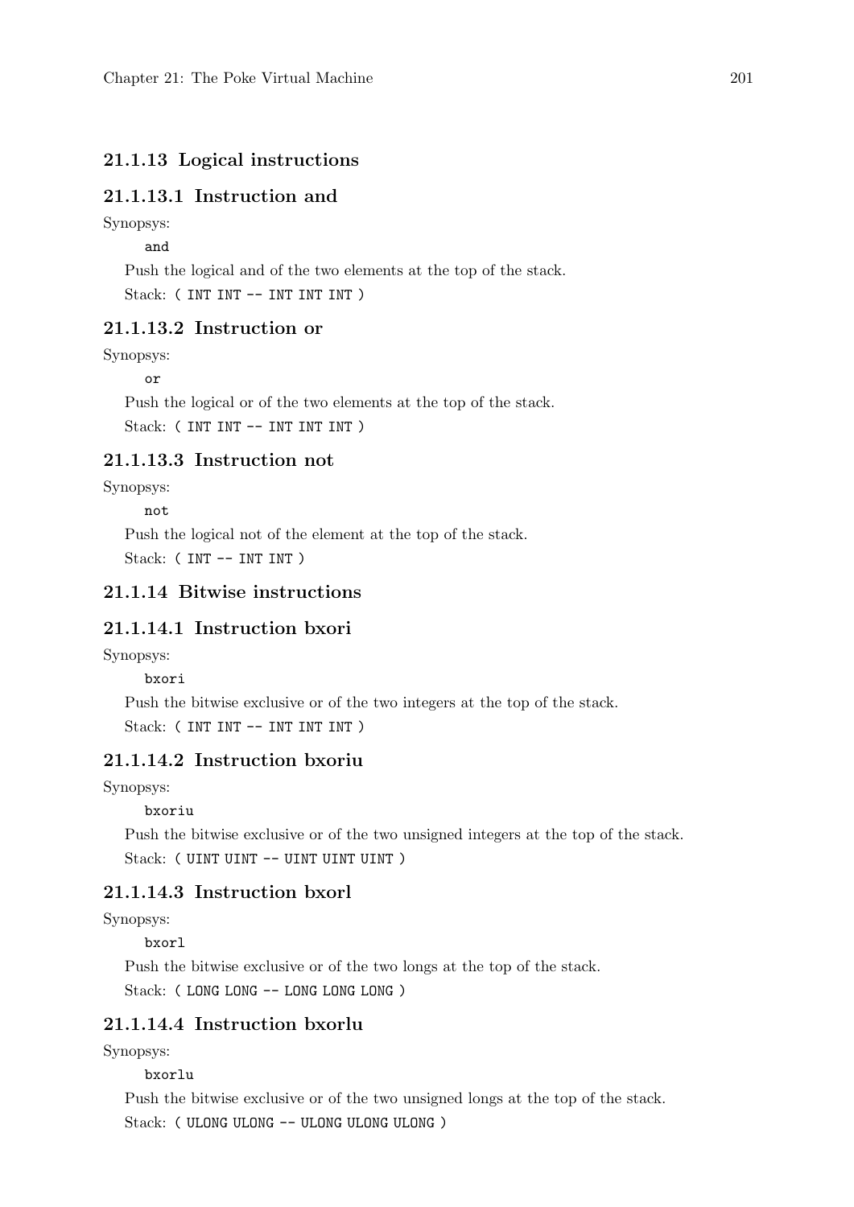### 21.1.13 Logical instructions

#### 21.1.13.1 Instruction and

Synopsys:

```
and
```

Push the logical and of the two elements at the top of the stack.

Stack: `( INT INT -- INT INT INT )`

#### 21.1.13.2 Instruction or

Synopsys:

```
or
```

Push the logical or of the two elements at the top of the stack.

Stack: `( INT INT -- INT INT INT )`

#### 21.1.13.3 Instruction not

Synopsys:

```
not
```

Push the logical not of the element at the top of the stack.

Stack: `( INT -- INT INT )`

### 21.1.14 Bitwise instructions

#### 21.1.14.1 Instruction bxori

Synopsys:

```
bxori
```

Push the bitwise exclusive or of the two integers at the top of the stack.

Stack: `( INT INT -- INT INT INT )`

#### 21.1.14.2 Instruction bxoriu

Synopsys:

```
bxoriu
```

Push the bitwise exclusive or of the two unsigned integers at the top of the stack.

Stack: `( UINT UINT -- UINT UINT UINT )`

#### 21.1.14.3 Instruction bxorl

Synopsys:

```
bxorl
```

Push the bitwise exclusive or of the two longs at the top of the stack.

Stack: `( LONG LONG -- LONG LONG LONG )`

#### 21.1.14.4 Instruction bxorlu

Synopsys:

```
bxorlu
```

Push the bitwise exclusive or of the two unsigned longs at the top of the stack.

Stack: `( ULONG ULONG -- ULONG ULONG ULONG )`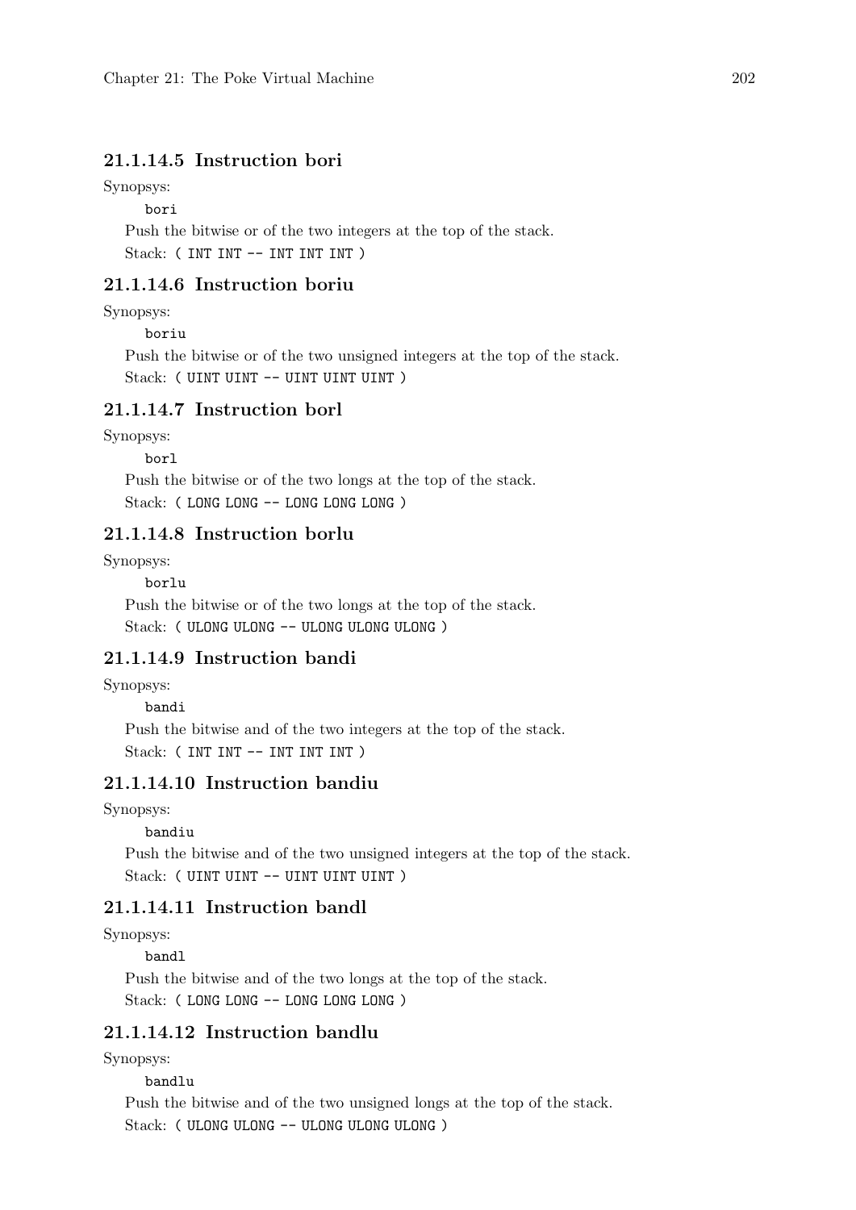#### 21.1.14.5 Instruction bori

Synopsys:

```
bori
```

Push the bitwise or of the two integers at the top of the stack.

Stack: `( INT INT -- INT INT INT )`

#### 21.1.14.6 Instruction boriu

Synopsys:

```
boriu
```

Push the bitwise or of the two unsigned integers at the top of the stack.

Stack: `( UINT UINT -- UINT UINT UINT )`

#### 21.1.14.7 Instruction borl

Synopsys:

```
borl
```

Push the bitwise or of the two longs at the top of the stack.

Stack: `( LONG LONG -- LONG LONG LONG )`

#### 21.1.14.8 Instruction borlu

Synopsys:

```
borlu
```

Push the bitwise or of the two longs at the top of the stack.

Stack: `( ULONG ULONG -- ULONG ULONG ULONG )`

#### 21.1.14.9 Instruction bandi

Synopsys:

```
bandi
```

Push the bitwise and of the two integers at the top of the stack.

Stack: `( INT INT -- INT INT INT )`

#### 21.1.14.10 Instruction bandiu

Synopsys:

```
bandiu
```

Push the bitwise and of the two unsigned integers at the top of the stack.

Stack: `( UINT UINT -- UINT UINT UINT )`

#### 21.1.14.11 Instruction bandl

Synopsys:

```
bandl
```

Push the bitwise and of the two longs at the top of the stack.

Stack: `( LONG LONG -- LONG LONG LONG )`

#### 21.1.14.12 Instruction bandlu

Synopsys:

```
bandlu
```

Push the bitwise and of the two unsigned longs at the top of the stack.

Stack: `( ULONG ULONG -- ULONG ULONG ULONG )`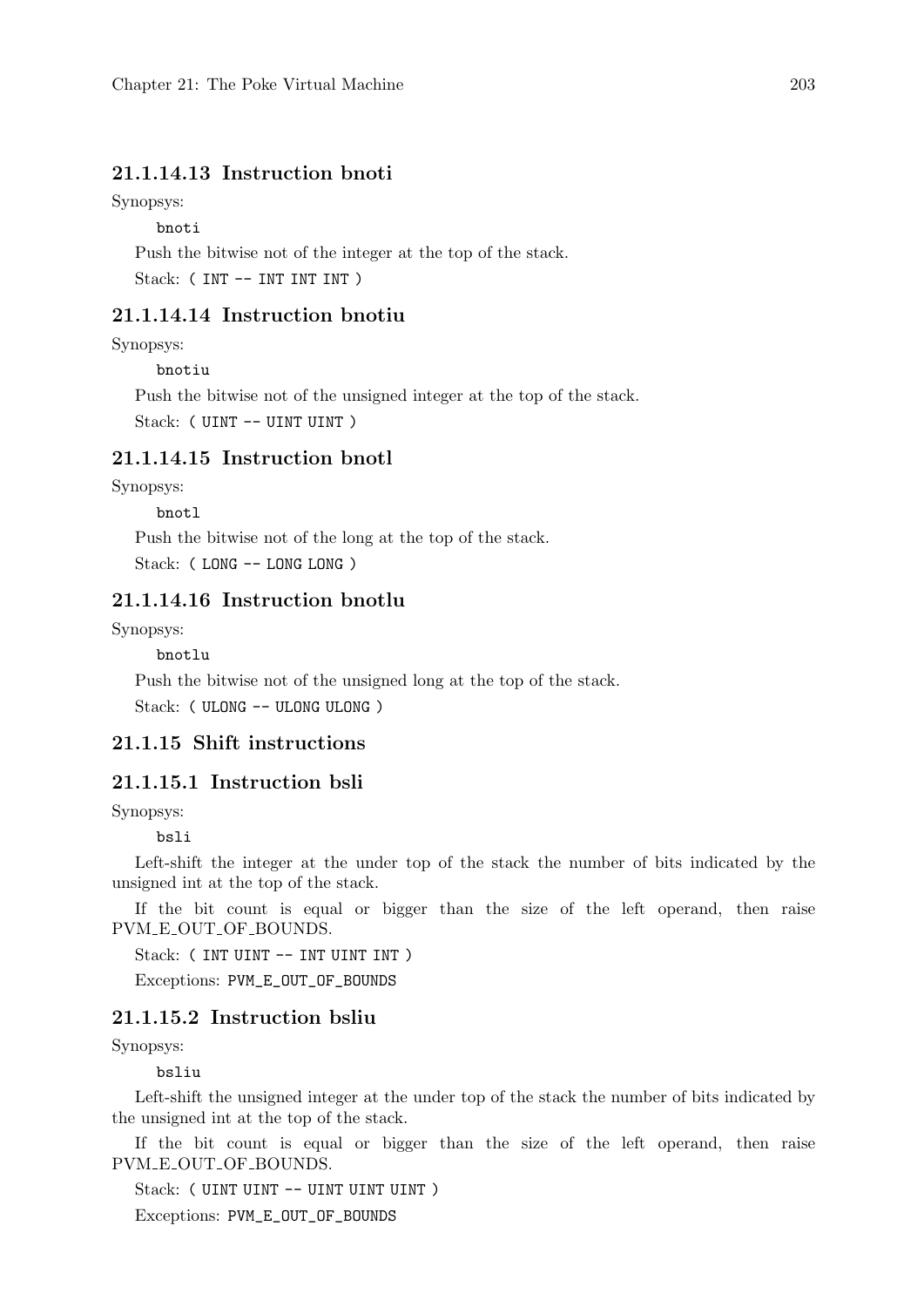#### 21.1.14.13 Instruction bnoti

Synopsys:

```
bnoti
```

Push the bitwise not of the integer at the top of the stack.

Stack: `( INT -- INT INT INT )`

#### 21.1.14.14 Instruction bnotiu

Synopsys:

```
bnotiu
```

Push the bitwise not of the unsigned integer at the top of the stack.

Stack: `( UINT -- UINT UINT )`

#### 21.1.14.15 Instruction bnotl

Synopsys:

```
bnotl
```

Push the bitwise not of the long at the top of the stack.

Stack: `( LONG -- LONG LONG )`

#### 21.1.14.16 Instruction bnotlu

Synopsys:

```
bnotlu
```

Push the bitwise not of the unsigned long at the top of the stack.

Stack: `( ULONG -- ULONG ULONG )`

### 21.1.15 Shift instructions

#### 21.1.15.1 Instruction bsli

Synopsys:

```
bsli
```

Left-shift the integer at the under top of the stack the number of bits indicated by the unsigned int at the top of the stack.

If the bit count is equal or bigger than the size of the left operand, then raise PVM_E_OUT_OF_BOUNDS.

Stack: `( INT UINT -- INT UINT INT )`

Exceptions: `PVM_E_OUT_OF_BOUNDS`

#### 21.1.15.2 Instruction bsliu

Synopsys:

```
bsliu
```

Left-shift the unsigned integer at the under top of the stack the number of bits indicated by the unsigned int at the top of the stack.

If the bit count is equal or bigger than the size of the left operand, then raise PVM_E_OUT_OF_BOUNDS.

Stack: `( UINT UINT -- UINT UINT UINT )`

Exceptions: `PVM_E_OUT_OF_BOUNDS`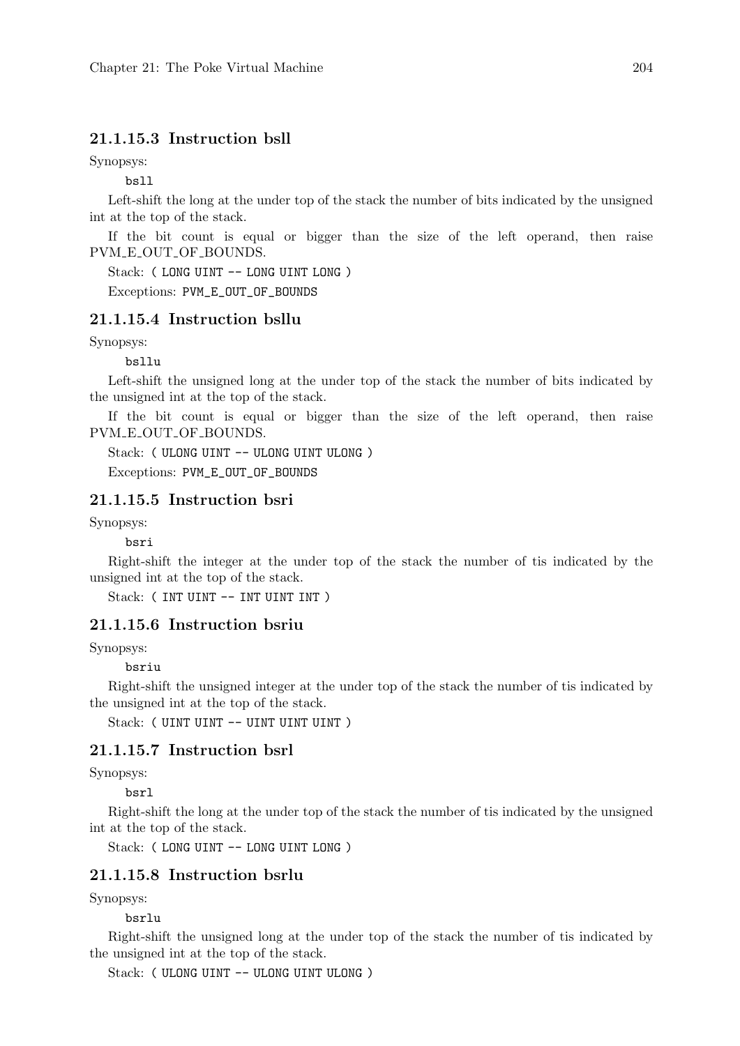#### 21.1.15.3 Instruction bsll

Synopsys:

```
bsll
```

Left-shift the long at the under top of the stack the number of bits indicated by the unsigned int at the top of the stack.

If the bit count is equal or bigger than the size of the left operand, then raise PVM_E_OUT_OF_BOUNDS.

Stack: `( LONG UINT -- LONG UINT LONG )`

Exceptions: `PVM_E_OUT_OF_BOUNDS`

#### 21.1.15.4 Instruction bsllu

Synopsys:

```
bsllu
```

Left-shift the unsigned long at the under top of the stack the number of bits indicated by the unsigned int at the top of the stack.

If the bit count is equal or bigger than the size of the left operand, then raise PVM_E_OUT_OF_BOUNDS.

Stack: `( ULONG UINT -- ULONG UINT ULONG )`

Exceptions: `PVM_E_OUT_OF_BOUNDS`

#### 21.1.15.5 Instruction bsri

Synopsys:

```
bsri
```

Right-shift the integer at the under top of the stack the number of tis indicated by the unsigned int at the top of the stack.

Stack: `( INT UINT -- INT UINT INT )`

#### 21.1.15.6 Instruction bsriu

Synopsys:

```
bsriu
```

Right-shift the unsigned integer at the under top of the stack the number of tis indicated by the unsigned int at the top of the stack.

Stack: `( UINT UINT -- UINT UINT UINT )`

#### 21.1.15.7 Instruction bsrl

Synopsys:

```
bsrl
```

Right-shift the long at the under top of the stack the number of tis indicated by the unsigned int at the top of the stack.

Stack: `( LONG UINT -- LONG UINT LONG )`

#### 21.1.15.8 Instruction bsrlu

Synopsys:

```
bsrlu
```

Right-shift the unsigned long at the under top of the stack the number of tis indicated by the unsigned int at the top of the stack.

Stack: `( ULONG UINT -- ULONG UINT ULONG )`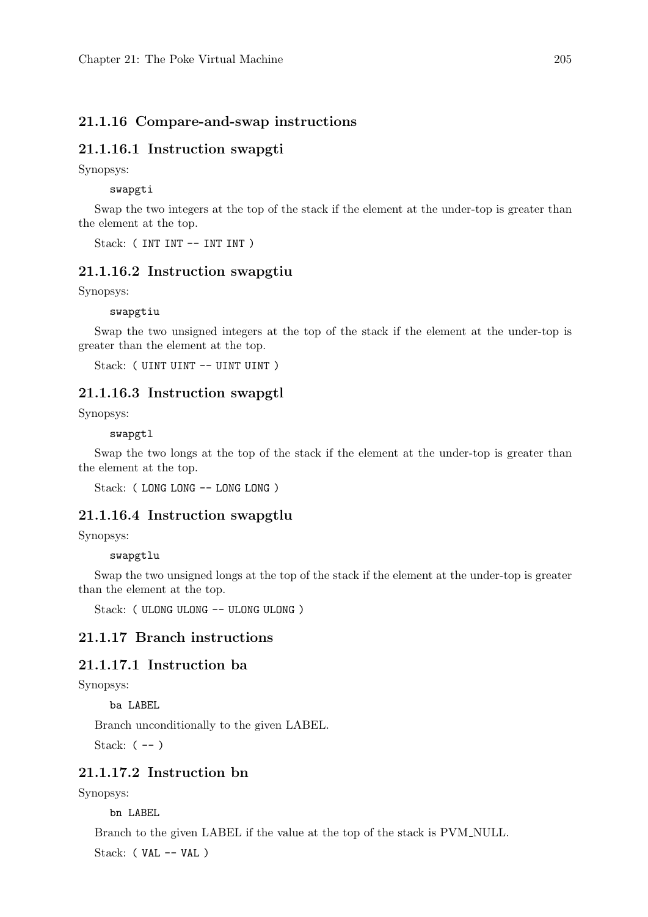### 21.1.16 Compare-and-swap instructions

#### 21.1.16.1 Instruction swapgti

Synopsys:

```
swapgti
```

Swap the two integers at the top of the stack if the element at the under-top is greater than the element at the top.

Stack: `( INT INT -- INT INT )`

#### 21.1.16.2 Instruction swapgtiu

Synopsys:

```
swapgtiu
```

Swap the two unsigned integers at the top of the stack if the element at the under-top is greater than the element at the top.

Stack: `( UINT UINT -- UINT UINT )`

#### 21.1.16.3 Instruction swapgtl

Synopsys:

```
swapgtl
```

Swap the two longs at the top of the stack if the element at the under-top is greater than the element at the top.

Stack: `( LONG LONG -- LONG LONG )`

#### 21.1.16.4 Instruction swapgtlu

Synopsys:

```
swapgtlu
```

Swap the two unsigned longs at the top of the stack if the element at the under-top is greater than the element at the top.

Stack: `( ULONG ULONG -- ULONG ULONG )`

### 21.1.17 Branch instructions

#### 21.1.17.1 Instruction ba

Synopsys:

```
ba LABEL
```

Branch unconditionally to the given LABEL.

Stack: `( -- )`

#### 21.1.17.2 Instruction bn

Synopsys:

```
bn LABEL
```

Branch to the given LABEL if the value at the top of the stack is PVM_NULL.

Stack: `( VAL -- VAL )`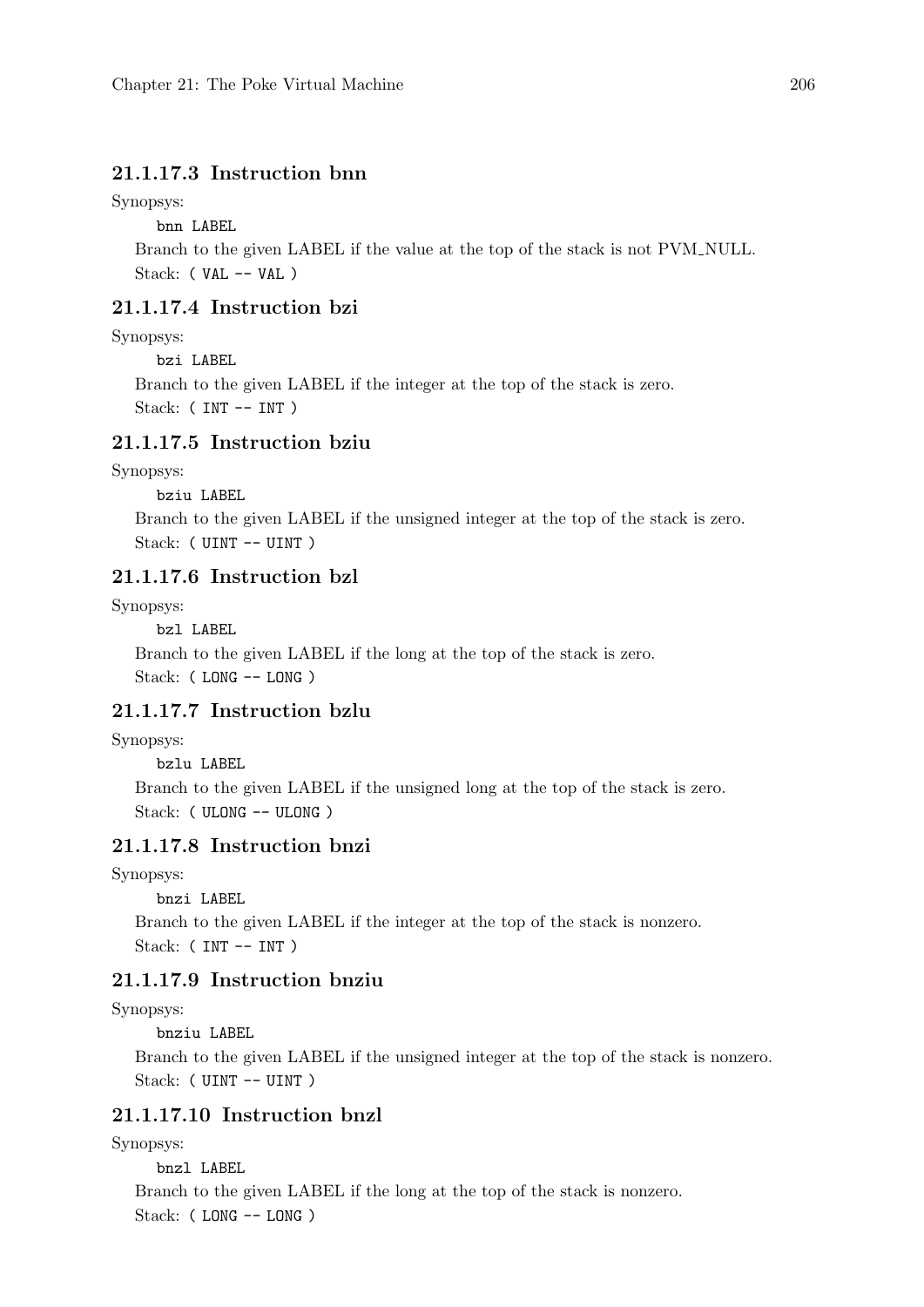#### 21.1.17.3 Instruction bnn

Synopsys:

```
bnn LABEL
```

Branch to the given LABEL if the value at the top of the stack is not PVM_NULL.

Stack: `( VAL -- VAL )`

#### 21.1.17.4 Instruction bzi

Synopsys:

```
bzi LABEL
```

Branch to the given LABEL if the integer at the top of the stack is zero.

Stack: `( INT -- INT )`

#### 21.1.17.5 Instruction bziu

Synopsys:

```
bziu LABEL
```

Branch to the given LABEL if the unsigned integer at the top of the stack is zero.

Stack: `( UINT -- UINT )`

#### 21.1.17.6 Instruction bzl

Synopsys:

```
bzl LABEL
```

Branch to the given LABEL if the long at the top of the stack is zero.

Stack: `( LONG -- LONG )`

#### 21.1.17.7 Instruction bzlu

Synopsys:

```
bzlu LABEL
```

Branch to the given LABEL if the unsigned long at the top of the stack is zero.

Stack: `( ULONG -- ULONG )`

#### 21.1.17.8 Instruction bnzi

Synopsys:

```
bnzi LABEL
```

Branch to the given LABEL if the integer at the top of the stack is nonzero.

Stack: `( INT -- INT )`

#### 21.1.17.9 Instruction bnziu

Synopsys:

```
bnziu LABEL
```

Branch to the given LABEL if the unsigned integer at the top of the stack is nonzero.

Stack: `( UINT -- UINT )`

#### 21.1.17.10 Instruction bnzl

Synopsys:

```
bnzl LABEL
```

Branch to the given LABEL if the long at the top of the stack is nonzero.

Stack: `( LONG -- LONG )`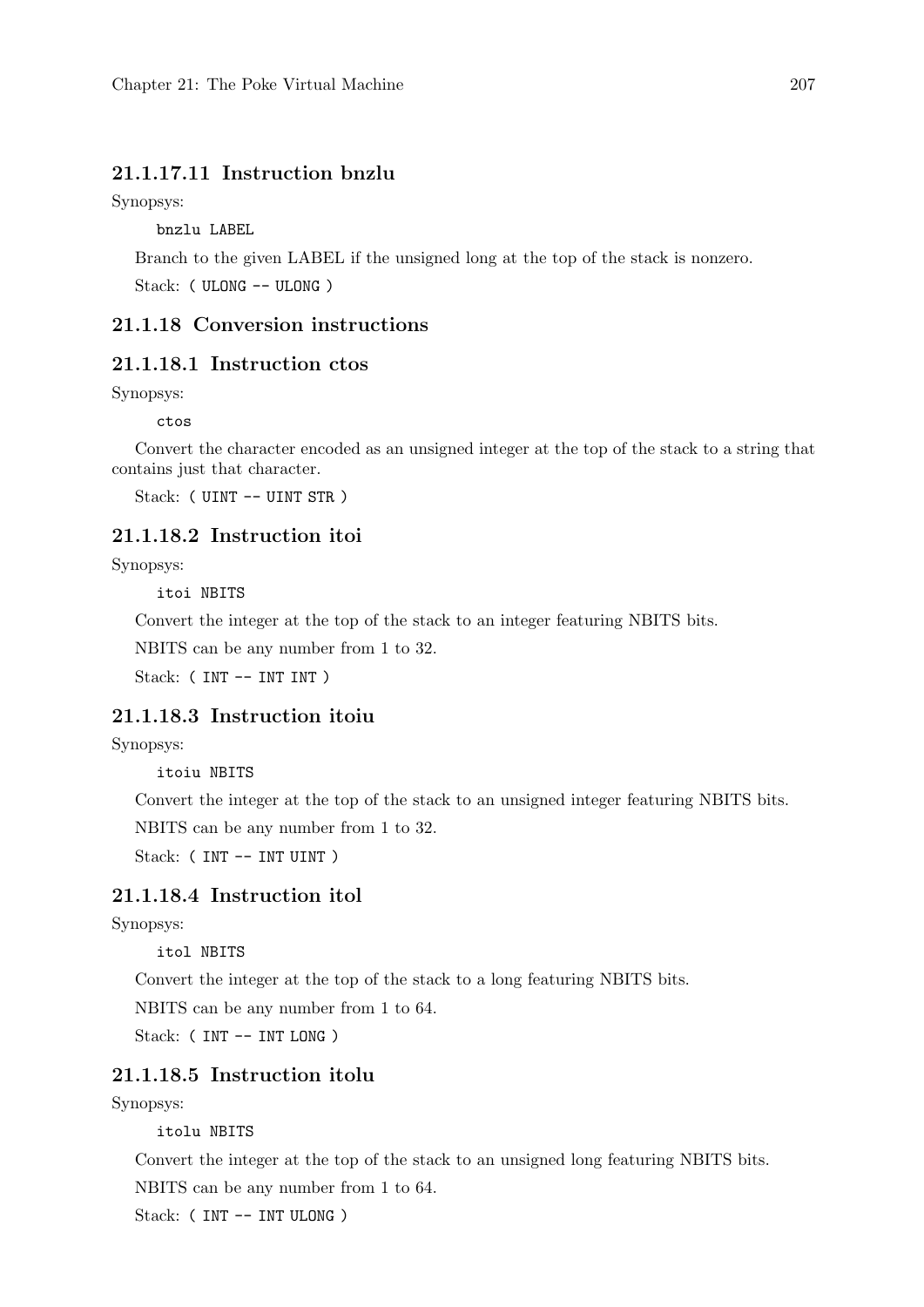#### 21.1.17.11 Instruction bnzlu

Synopsys:

```
bnzlu LABEL
```

Branch to the given LABEL if the unsigned long at the top of the stack is nonzero.

Stack: `( ULONG -- ULONG )`

### 21.1.18 Conversion instructions

#### 21.1.18.1 Instruction ctos

Synopsys:

```
ctos
```

Convert the character encoded as an unsigned integer at the top of the stack to a string that contains just that character.

Stack: `( UINT -- UINT STR )`

#### 21.1.18.2 Instruction itoi

Synopsys:

```
itoi NBITS
```

Convert the integer at the top of the stack to an integer featuring NBITS bits.

NBITS can be any number from 1 to 32.

Stack: `( INT -- INT INT )`

#### 21.1.18.3 Instruction itoiu

Synopsys:

```
itoiu NBITS
```

Convert the integer at the top of the stack to an unsigned integer featuring NBITS bits.

NBITS can be any number from 1 to 32.

Stack: `( INT -- INT UINT )`

#### 21.1.18.4 Instruction itol

Synopsys:

```
itol NBITS
```

Convert the integer at the top of the stack to a long featuring NBITS bits.

NBITS can be any number from 1 to 64.

Stack: `( INT -- INT LONG )`

#### 21.1.18.5 Instruction itolu

Synopsys:

```
itolu NBITS
```

Convert the integer at the top of the stack to an unsigned long featuring NBITS bits.

NBITS can be any number from 1 to 64.

Stack: `( INT -- INT ULONG )`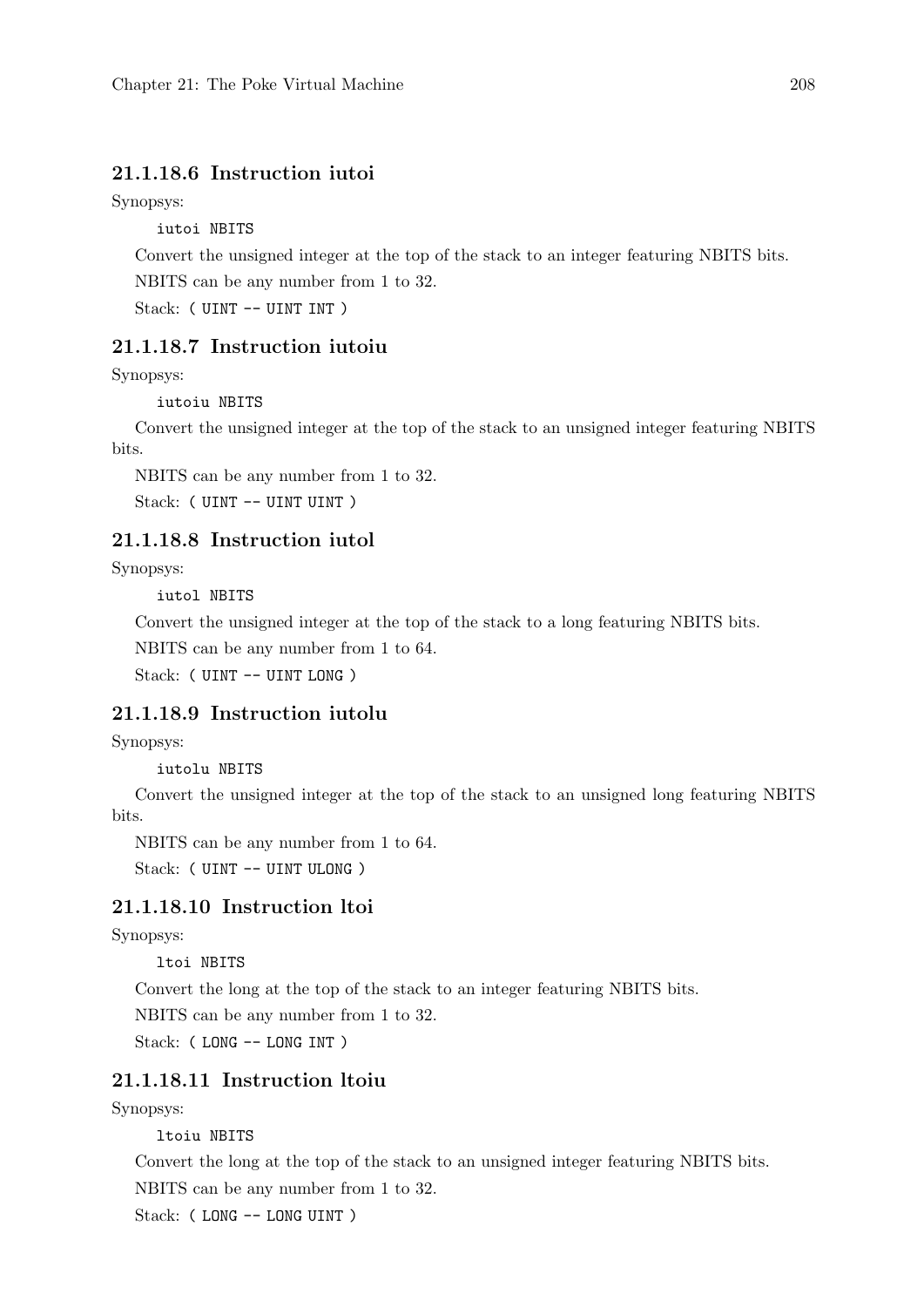#### 21.1.18.6 Instruction iutoi

Synopsys:

```
iutoi NBITS
```

Convert the unsigned integer at the top of the stack to an integer featuring NBITS bits.

NBITS can be any number from 1 to 32.

Stack: `( UINT -- UINT INT )`

#### 21.1.18.7 Instruction iutoiu

Synopsys:

```
iutoiu NBITS
```

Convert the unsigned integer at the top of the stack to an unsigned integer featuring NBITS bits.

NBITS can be any number from 1 to 32.

Stack: `( UINT -- UINT UINT )`

#### 21.1.18.8 Instruction iutol

Synopsys:

```
iutol NBITS
```

Convert the unsigned integer at the top of the stack to a long featuring NBITS bits.

NBITS can be any number from 1 to 64.

Stack: `( UINT -- UINT LONG )`

#### 21.1.18.9 Instruction iutolu

Synopsys:

```
iutolu NBITS
```

Convert the unsigned integer at the top of the stack to an unsigned long featuring NBITS bits.

NBITS can be any number from 1 to 64.

Stack: `( UINT -- UINT ULONG )`

#### 21.1.18.10 Instruction ltoi

Synopsys:

```
ltoi NBITS
```

Convert the long at the top of the stack to an integer featuring NBITS bits.

NBITS can be any number from 1 to 32.

Stack: `( LONG -- LONG INT )`

#### 21.1.18.11 Instruction ltoiu

Synopsys:

```
ltoiu NBITS
```

Convert the long at the top of the stack to an unsigned integer featuring NBITS bits.

NBITS can be any number from 1 to 32.

Stack: `( LONG -- LONG UINT )`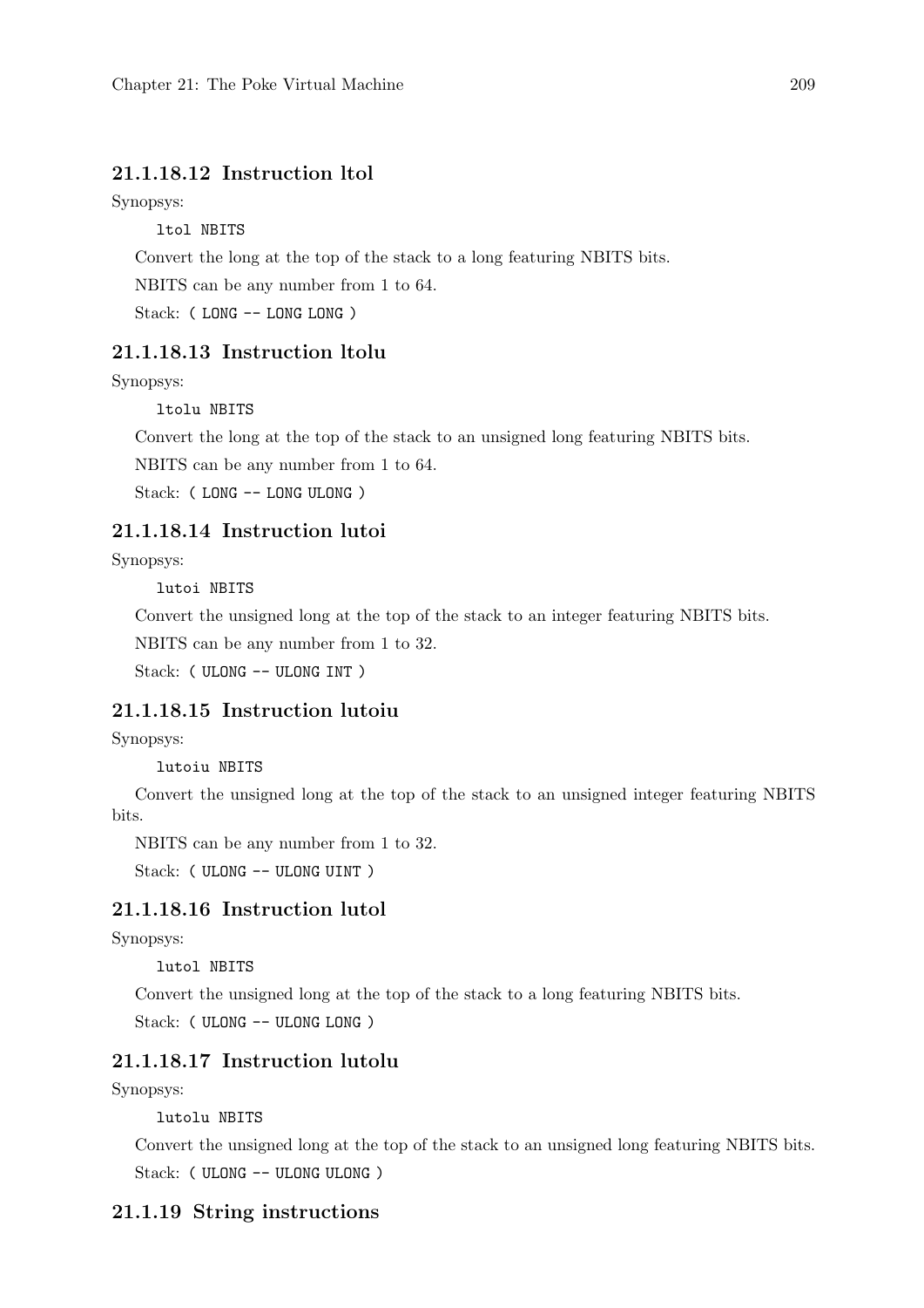#### 21.1.18.12 Instruction ltol

Synopsys:

```
ltol NBITS
```

Convert the long at the top of the stack to a long featuring NBITS bits.

NBITS can be any number from 1 to 64.

Stack: `( LONG -- LONG LONG )`

#### 21.1.18.13 Instruction ltolu

Synopsys:

```
ltolu NBITS
```

Convert the long at the top of the stack to an unsigned long featuring NBITS bits.

NBITS can be any number from 1 to 64.

Stack: `( LONG -- LONG ULONG )`

#### 21.1.18.14 Instruction lutoi

Synopsys:

```
lutoi NBITS
```

Convert the unsigned long at the top of the stack to an integer featuring NBITS bits.

NBITS can be any number from 1 to 32.

Stack: `( ULONG -- ULONG INT )`

#### 21.1.18.15 Instruction lutoiu

Synopsys:

```
lutoiu NBITS
```

Convert the unsigned long at the top of the stack to an unsigned integer featuring NBITS bits.

NBITS can be any number from 1 to 32.

Stack: `( ULONG -- ULONG UINT )`

#### 21.1.18.16 Instruction lutol

Synopsys:

```
lutol NBITS
```

Convert the unsigned long at the top of the stack to a long featuring NBITS bits.

Stack: `( ULONG -- ULONG LONG )`

#### 21.1.18.17 Instruction lutolu

Synopsys:

```
lutolu NBITS
```

Convert the unsigned long at the top of the stack to an unsigned long featuring NBITS bits.

Stack: `( ULONG -- ULONG ULONG )`

### 21.1.19 String instructions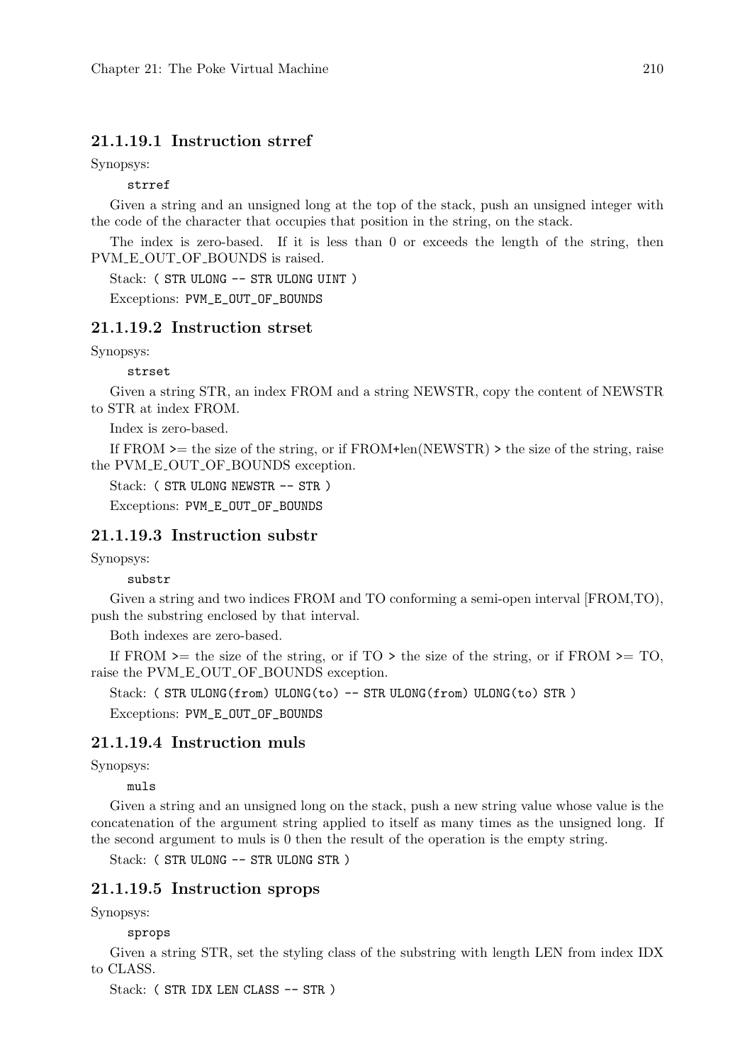#### 21.1.19.1 Instruction strref

Synopsys:

```
strref
```

Given a string and an unsigned long at the top of the stack, push an unsigned integer with the code of the character that occupies that position in the string, on the stack.

The index is zero-based. If it is less than 0 or exceeds the length of the string, then PVM_E_OUT_OF_BOUNDS is raised.

Stack: `( STR ULONG -- STR ULONG UINT )`

Exceptions: `PVM_E_OUT_OF_BOUNDS`

#### 21.1.19.2 Instruction strset

Synopsys:

```
strset
```

Given a string STR, an index FROM and a string NEWSTR, copy the content of NEWSTR to STR at index FROM.

Index is zero-based.

If FROM >= the size of the string, or if FROM+len(NEWSTR) > the size of the string, raise the PVM_E_OUT_OF_BOUNDS exception.

Stack: `( STR ULONG NEWSTR -- STR )`

Exceptions: `PVM_E_OUT_OF_BOUNDS`

#### 21.1.19.3 Instruction substr

Synopsys:

```
substr
```

Given a string and two indices FROM and TO conforming a semi-open interval [FROM,TO), push the substring enclosed by that interval.

Both indexes are zero-based.

If FROM >= the size of the string, or if TO > the size of the string, or if FROM >= TO, raise the PVM_E_OUT_OF_BOUNDS exception.

Stack: `( STR ULONG(from) ULONG(to) -- STR ULONG(from) ULONG(to) STR )`

Exceptions: `PVM_E_OUT_OF_BOUNDS`

#### 21.1.19.4 Instruction muls

Synopsys:

```
muls
```

Given a string and an unsigned long on the stack, push a new string value whose value is the concatenation of the argument string applied to itself as many times as the unsigned long. If the second argument to muls is 0 then the result of the operation is the empty string.

Stack: `( STR ULONG -- STR ULONG STR )`

#### 21.1.19.5 Instruction sprops

Synopsys:

```
sprops
```

Given a string STR, set the styling class of the substring with length LEN from index IDX to CLASS.

Stack: `( STR IDX LEN CLASS -- STR )`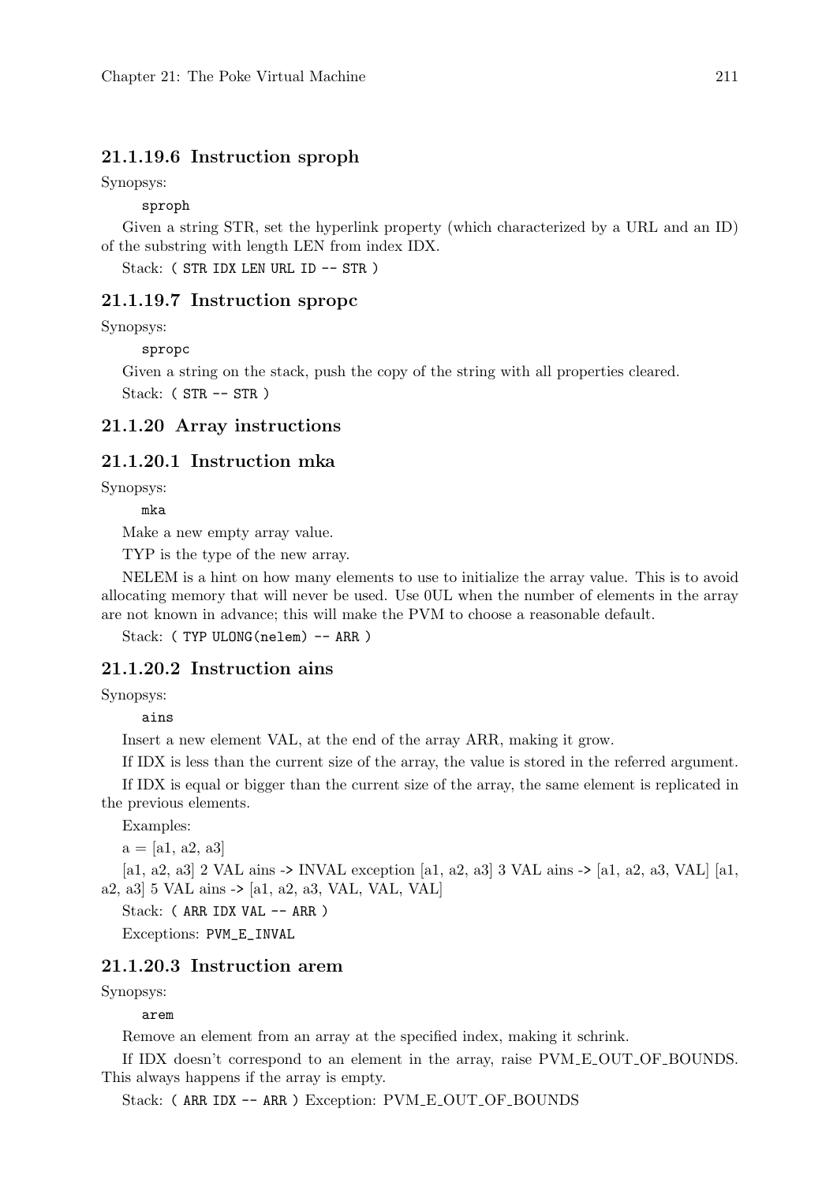#### 21.1.19.6 Instruction sproph

Synopsys:

```
sproph
```

Given a string STR, set the hyperlink property (which characterized by a URL and an ID) of the substring with length LEN from index IDX.

Stack: `( STR IDX LEN URL ID -- STR )`

#### 21.1.19.7 Instruction spropc

Synopsys:

```
spropc
```

Given a string on the stack, push the copy of the string with all properties cleared.

Stack: `( STR -- STR )`

### 21.1.20 Array instructions

#### 21.1.20.1 Instruction mka

Synopsys:

```
mka
```

Make a new empty array value.

TYP is the type of the new array.

NELEM is a hint on how many elements to use to initialize the array value. This is to avoid allocating memory that will never be used. Use 0UL when the number of elements in the array are not known in advance; this will make the PVM to choose a reasonable default.

Stack: `( TYP ULONG(nelem) -- ARR )`

#### 21.1.20.2 Instruction ains

Synopsys:

```
ains
```

Insert a new element VAL, at the end of the array ARR, making it grow.

If IDX is less than the current size of the array, the value is stored in the referred argument.

If IDX is equal or bigger than the current size of the array, the same element is replicated in the previous elements.

Examples:

a = [a1, a2, a3]

[a1, a2, a3] 2 VAL ains -> INVAL exception [a1, a2, a3] 3 VAL ains -> [a1, a2, a3, VAL] [a1, a2, a3] 5 VAL ains -> [a1, a2, a3, VAL, VAL, VAL]

Stack: `( ARR IDX VAL -- ARR )`

Exceptions: `PVM_E_INVAL`

#### 21.1.20.3 Instruction arem

Synopsys:

```
arem
```

Remove an element from an array at the specified index, making it schrink.

If IDX doesn't correspond to an element in the array, raise PVM_E_OUT_OF_BOUNDS. This always happens if the array is empty.

Stack: `( ARR IDX -- ARR )` Exception: PVM_E_OUT_OF_BOUNDS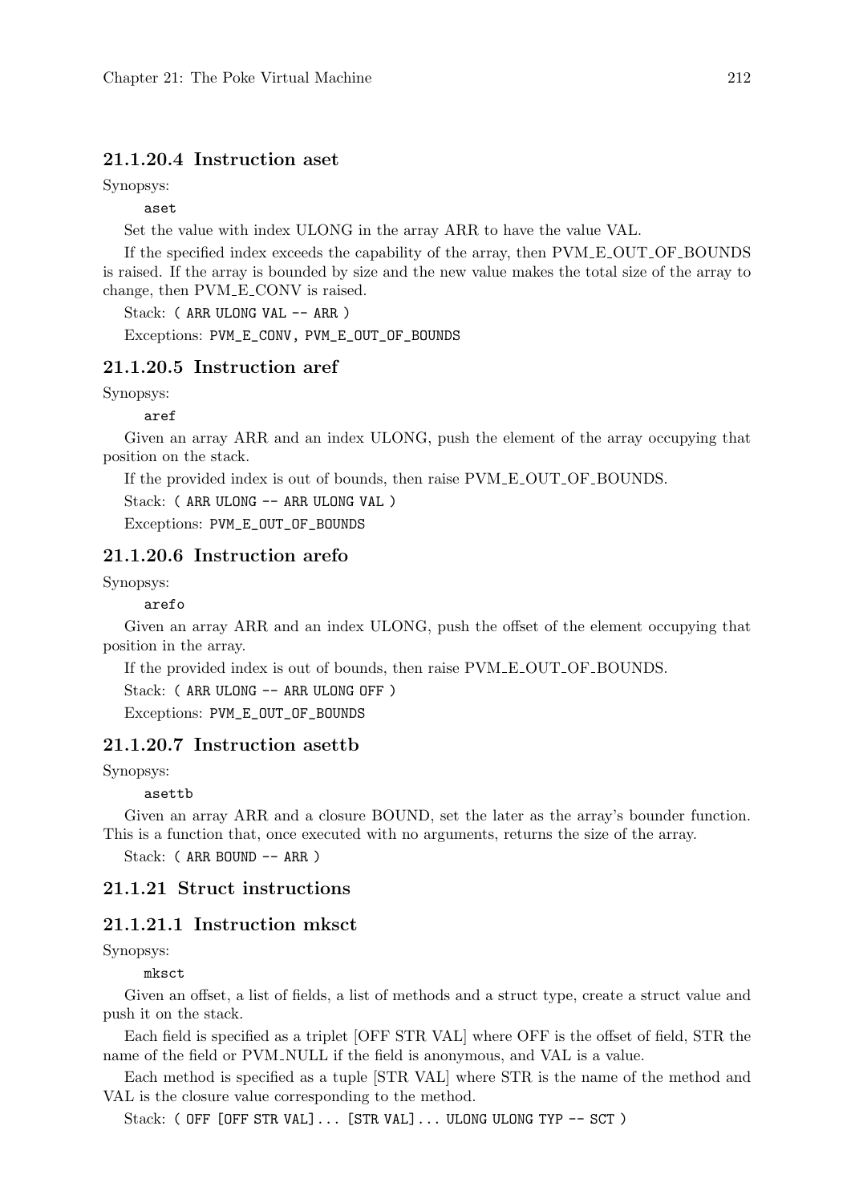#### 21.1.20.4 Instruction aset

Synopsys:

```
aset
```

Set the value with index ULONG in the array ARR to have the value VAL.

If the specified index exceeds the capability of the array, then PVM_E_OUT_OF_BOUNDS is raised. If the array is bounded by size and the new value makes the total size of the array to change, then PVM_E_CONV is raised.

Stack: `( ARR ULONG VAL -- ARR )`

Exceptions: `PVM_E_CONV, PVM_E_OUT_OF_BOUNDS`

#### 21.1.20.5 Instruction aref

Synopsys:

```
aref
```

Given an array ARR and an index ULONG, push the element of the array occupying that position on the stack.

If the provided index is out of bounds, then raise PVM_E_OUT_OF_BOUNDS.

Stack: `( ARR ULONG -- ARR ULONG VAL )`

Exceptions: `PVM_E_OUT_OF_BOUNDS`

#### 21.1.20.6 Instruction arefo

Synopsys:

```
arefo
```

Given an array ARR and an index ULONG, push the offset of the element occupying that position in the array.

If the provided index is out of bounds, then raise PVM_E_OUT_OF_BOUNDS.

Stack: `( ARR ULONG -- ARR ULONG OFF )`

Exceptions: `PVM_E_OUT_OF_BOUNDS`

#### 21.1.20.7 Instruction asettb

Synopsys:

```
asettb
```

Given an array ARR and a closure BOUND, set the later as the array's bounder function. This is a function that, once executed with no arguments, returns the size of the array.

Stack: `( ARR BOUND -- ARR )`

### 21.1.21 Struct instructions

#### 21.1.21.1 Instruction mksct

Synopsys:

```
mksct
```

Given an offset, a list of fields, a list of methods and a struct type, create a struct value and push it on the stack.

Each field is specified as a triplet [OFF STR VAL] where OFF is the offset of field, STR the name of the field or PVM_NULL if the field is anonymous, and VAL is a value.

Each method is specified as a tuple [STR VAL] where STR is the name of the method and VAL is the closure value corresponding to the method.

Stack: `( OFF [OFF STR VAL]... [STR VAL]... ULONG ULONG TYP -- SCT )`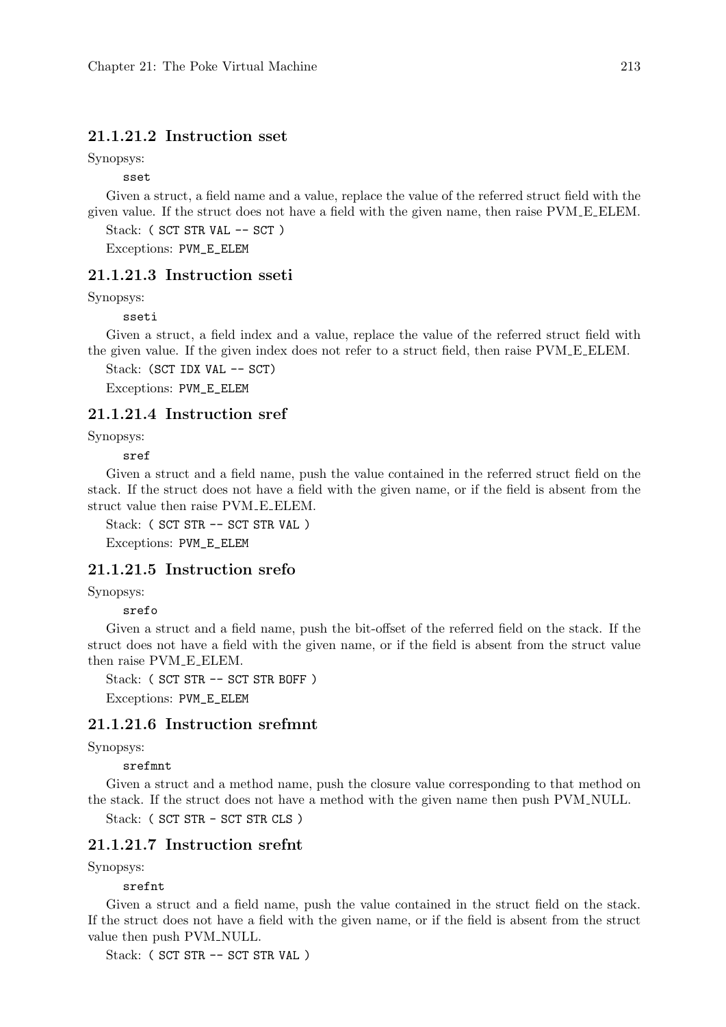#### 21.1.21.2 Instruction sset

Synopsys:

```
sset
```

Given a struct, a field name and a value, replace the value of the referred struct field with the given value. If the struct does not have a field with the given name, then raise PVM_E_ELEM.

Stack: `( SCT STR VAL -- SCT )`

Exceptions: `PVM_E_ELEM`

#### 21.1.21.3 Instruction sseti

Synopsys:

```
sseti
```

Given a struct, a field index and a value, replace the value of the referred struct field with the given value. If the given index does not refer to a struct field, then raise PVM_E_ELEM.

Stack: `(SCT IDX VAL -- SCT)`

Exceptions: `PVM_E_ELEM`

#### 21.1.21.4 Instruction sref

Synopsys:

```
sref
```

Given a struct and a field name, push the value contained in the referred struct field on the stack. If the struct does not have a field with the given name, or if the field is absent from the struct value then raise PVM_E_ELEM.

Stack: `( SCT STR -- SCT STR VAL )`

Exceptions: `PVM_E_ELEM`

#### 21.1.21.5 Instruction srefo

Synopsys:

```
srefo
```

Given a struct and a field name, push the bit-offset of the referred field on the stack. If the struct does not have a field with the given name, or if the field is absent from the struct value then raise PVM_E_ELEM.

Stack: `( SCT STR -- SCT STR BOFF )`

Exceptions: `PVM_E_ELEM`

#### 21.1.21.6 Instruction srefmnt

Synopsys:

```
srefmnt
```

Given a struct and a method name, push the closure value corresponding to that method on the stack. If the struct does not have a method with the given name then push PVM_NULL.

Stack: `( SCT STR - SCT STR CLS )`

#### 21.1.21.7 Instruction srefnt

Synopsys:

```
srefnt
```

Given a struct and a field name, push the value contained in the struct field on the stack. If the struct does not have a field with the given name, or if the field is absent from the struct value then push PVM_NULL.

Stack: `( SCT STR -- SCT STR VAL )`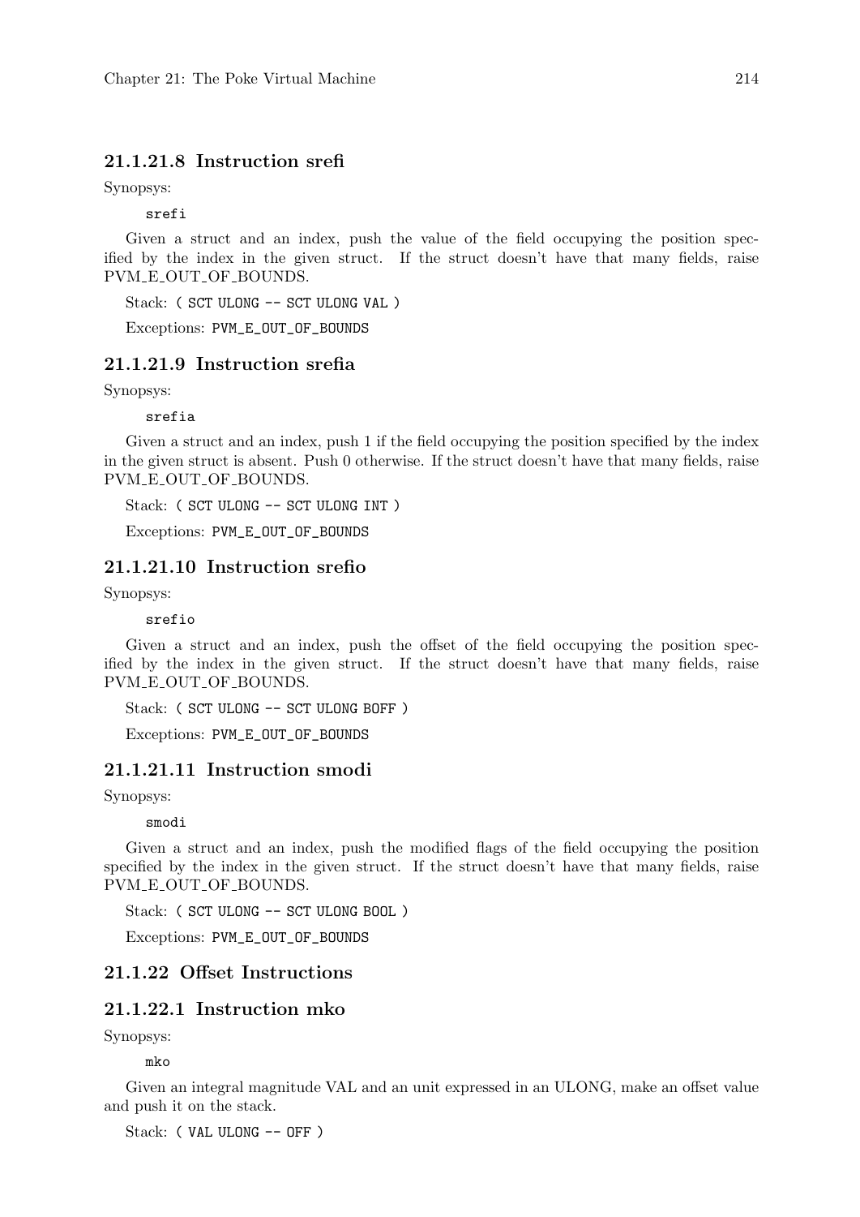#### 21.1.21.8 Instruction srefi

Synopsys:

```
srefi
```

Given a struct and an index, push the value of the field occupying the position specified by the index in the given struct. If the struct doesn't have that many fields, raise PVM_E_OUT_OF_BOUNDS.

Stack: `( SCT ULONG -- SCT ULONG VAL )`

Exceptions: `PVM_E_OUT_OF_BOUNDS`

#### 21.1.21.9 Instruction srefia

Synopsys:

```
srefia
```

Given a struct and an index, push 1 if the field occupying the position specified by the index in the given struct is absent. Push 0 otherwise. If the struct doesn't have that many fields, raise PVM_E_OUT_OF_BOUNDS.

Stack: `( SCT ULONG -- SCT ULONG INT )`

Exceptions: `PVM_E_OUT_OF_BOUNDS`

#### 21.1.21.10 Instruction srefio

Synopsys:

```
srefio
```

Given a struct and an index, push the offset of the field occupying the position specified by the index in the given struct. If the struct doesn't have that many fields, raise PVM_E_OUT_OF_BOUNDS.

Stack: `( SCT ULONG -- SCT ULONG BOFF )`

Exceptions: `PVM_E_OUT_OF_BOUNDS`

#### 21.1.21.11 Instruction smodi

Synopsys:

```
smodi
```

Given a struct and an index, push the modified flags of the field occupying the position specified by the index in the given struct. If the struct doesn't have that many fields, raise PVM_E_OUT_OF_BOUNDS.

Stack: `( SCT ULONG -- SCT ULONG BOOL )`

Exceptions: `PVM_E_OUT_OF_BOUNDS`

### 21.1.22 Offset Instructions

#### 21.1.22.1 Instruction mko

Synopsys:

```
mko
```

Given an integral magnitude VAL and an unit expressed in an ULONG, make an offset value and push it on the stack.

Stack: `( VAL ULONG -- OFF )`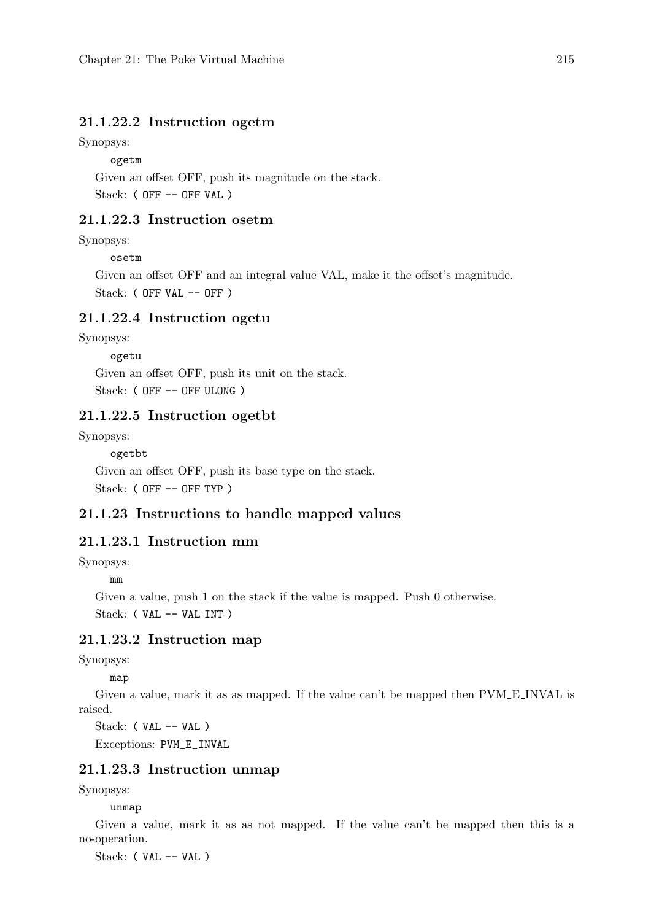#### 21.1.22.2 Instruction ogetm

Synopsys:

```
ogetm
```

Given an offset OFF, push its magnitude on the stack.

Stack: `( OFF -- OFF VAL )`

#### 21.1.22.3 Instruction osetm

Synopsys:

```
osetm
```

Given an offset OFF and an integral value VAL, make it the offset's magnitude.

Stack: `( OFF VAL -- OFF )`

#### 21.1.22.4 Instruction ogetu

Synopsys:

```
ogetu
```

Given an offset OFF, push its unit on the stack.

Stack: `( OFF -- OFF ULONG )`

#### 21.1.22.5 Instruction ogetbt

Synopsys:

```
ogetbt
```

Given an offset OFF, push its base type on the stack.

Stack: `( OFF -- OFF TYP )`

### 21.1.23 Instructions to handle mapped values

#### 21.1.23.1 Instruction mm

Synopsys:

```
mm
```

Given a value, push 1 on the stack if the value is mapped. Push 0 otherwise.

Stack: `( VAL -- VAL INT )`

#### 21.1.23.2 Instruction map

Synopsys:

```
map
```

Given a value, mark it as as mapped. If the value can't be mapped then PVM_E_INVAL is raised.

Stack: `( VAL -- VAL )`

Exceptions: `PVM_E_INVAL`

#### 21.1.23.3 Instruction unmap

Synopsys:

```
unmap
```

Given a value, mark it as as not mapped. If the value can't be mapped then this is a no-operation.

Stack: `( VAL -- VAL )`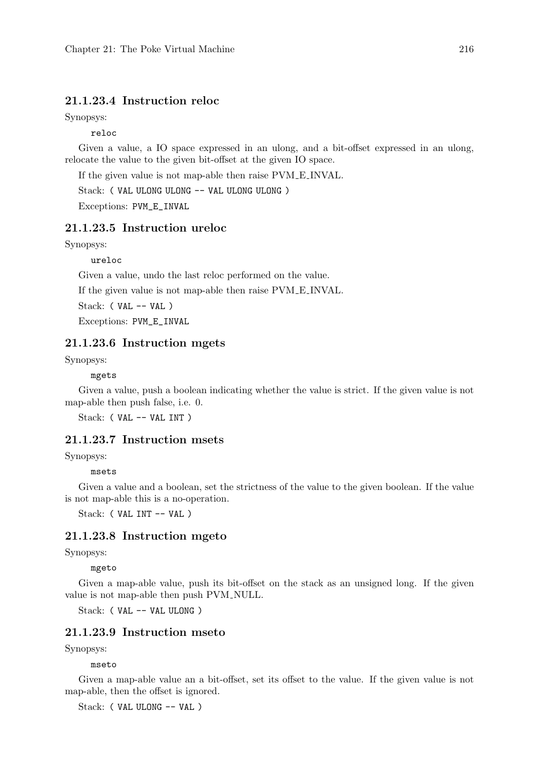#### 21.1.23.4 Instruction reloc

Synopsys:

```
reloc
```

Given a value, a IO space expressed in an ulong, and a bit-offset expressed in an ulong, relocate the value to the given bit-offset at the given IO space.

If the given value is not map-able then raise PVM_E_INVAL.

Stack: `( VAL ULONG ULONG -- VAL ULONG ULONG )`

Exceptions: `PVM_E_INVAL`

#### 21.1.23.5 Instruction ureloc

Synopsys:

```
ureloc
```

Given a value, undo the last reloc performed on the value.

If the given value is not map-able then raise PVM_E_INVAL.

Stack: `( VAL -- VAL )`

Exceptions: `PVM_E_INVAL`

#### 21.1.23.6 Instruction mgets

Synopsys:

```
mgets
```

Given a value, push a boolean indicating whether the value is strict. If the given value is not map-able then push false, i.e. 0.

Stack: `( VAL -- VAL INT )`

#### 21.1.23.7 Instruction msets

Synopsys:

```
msets
```

Given a value and a boolean, set the strictness of the value to the given boolean. If the value is not map-able this is a no-operation.

Stack: `( VAL INT -- VAL )`

#### 21.1.23.8 Instruction mgeto

Synopsys:

```
mgeto
```

Given a map-able value, push its bit-offset on the stack as an unsigned long. If the given value is not map-able then push PVM_NULL.

Stack: `( VAL -- VAL ULONG )`

#### 21.1.23.9 Instruction mseto

Synopsys:

```
mseto
```

Given a map-able value an a bit-offset, set its offset to the value. If the given value is not map-able, then the offset is ignored.

Stack: `( VAL ULONG -- VAL )`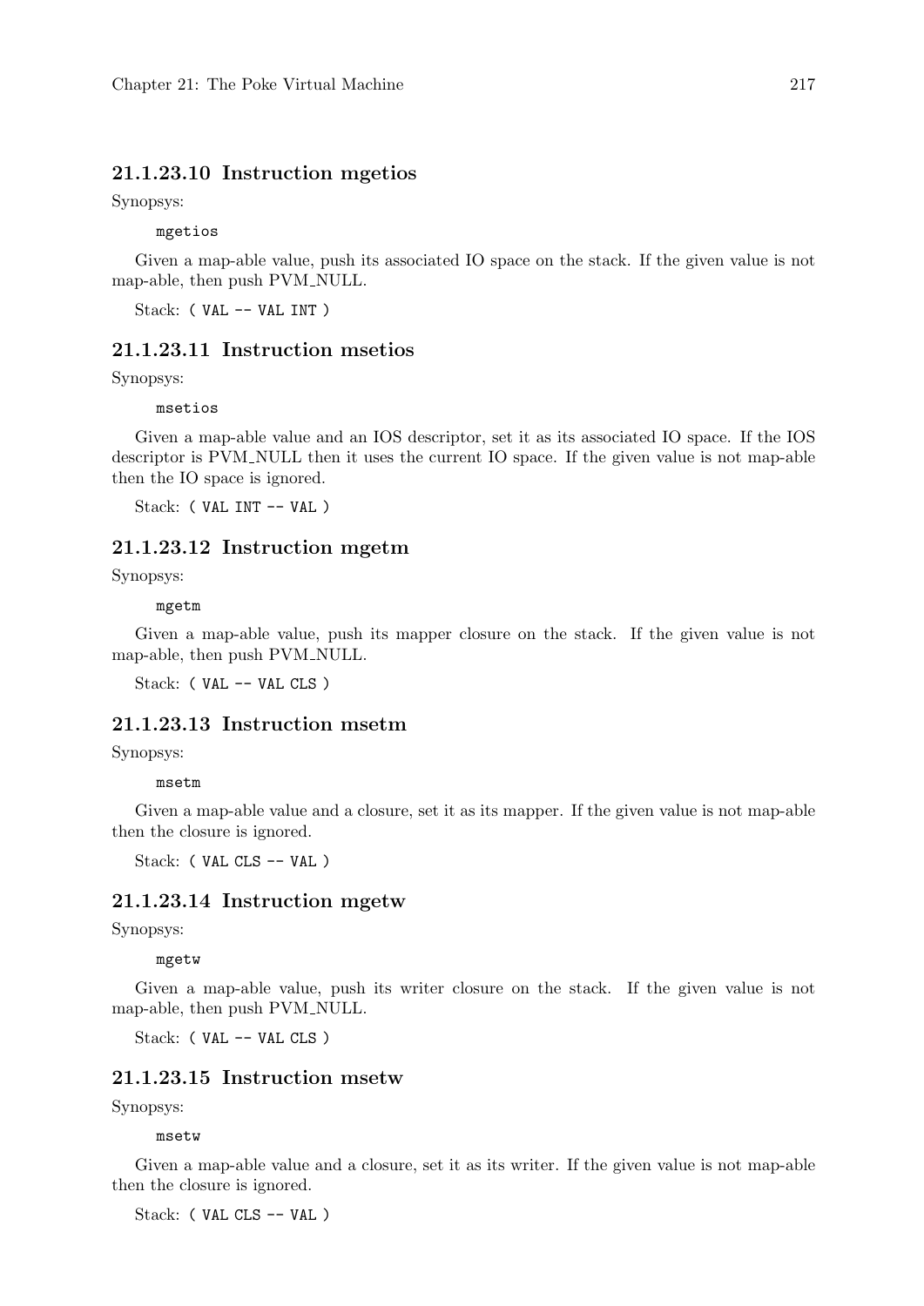#### 21.1.23.10 Instruction mgetios

Synopsys:

```
mgetios
```

Given a map-able value, push its associated IO space on the stack. If the given value is not map-able, then push PVM_NULL.

Stack: `( VAL -- VAL INT )`

#### 21.1.23.11 Instruction msetios

Synopsys:

```
msetios
```

Given a map-able value and an IOS descriptor, set it as its associated IO space. If the IOS descriptor is PVM_NULL then it uses the current IO space. If the given value is not map-able then the IO space is ignored.

Stack: `( VAL INT -- VAL )`

#### 21.1.23.12 Instruction mgetm

Synopsys:

```
mgetm
```

Given a map-able value, push its mapper closure on the stack. If the given value is not map-able, then push PVM_NULL.

Stack: `( VAL -- VAL CLS )`

#### 21.1.23.13 Instruction msetm

Synopsys:

```
msetm
```

Given a map-able value and a closure, set it as its mapper. If the given value is not map-able then the closure is ignored.

Stack: `( VAL CLS -- VAL )`

#### 21.1.23.14 Instruction mgetw

Synopsys:

```
mgetw
```

Given a map-able value, push its writer closure on the stack. If the given value is not map-able, then push PVM_NULL.

Stack: `( VAL -- VAL CLS )`

#### 21.1.23.15 Instruction msetw

Synopsys:

```
msetw
```

Given a map-able value and a closure, set it as its writer. If the given value is not map-able then the closure is ignored.

Stack: `( VAL CLS -- VAL )`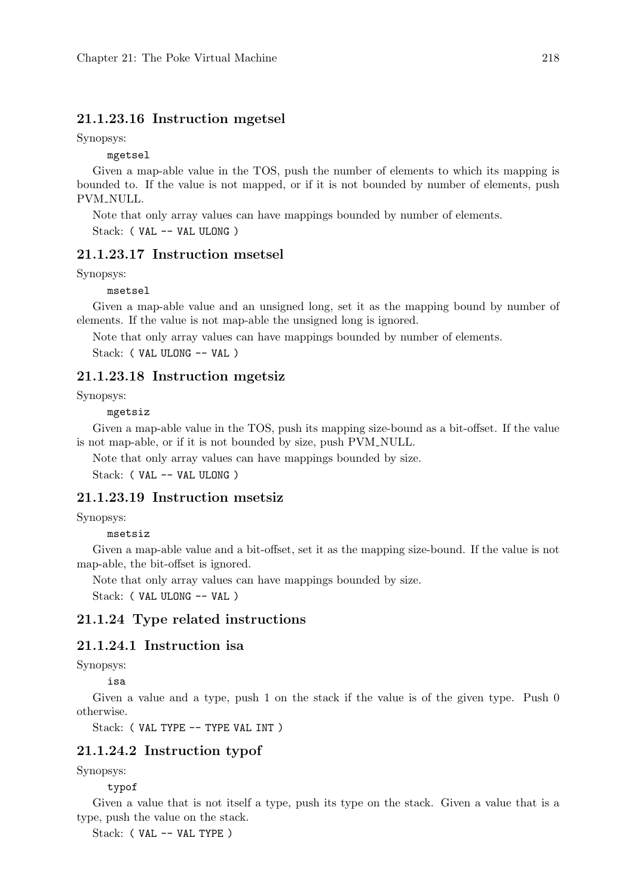#### 21.1.23.16 Instruction mgetsel

Synopsys:

```
mgetsel
```

Given a map-able value in the TOS, push the number of elements to which its mapping is bounded to. If the value is not mapped, or if it is not bounded by number of elements, push PVM_NULL.

Note that only array values can have mappings bounded by number of elements.

Stack: `( VAL -- VAL ULONG )`

#### 21.1.23.17 Instruction msetsel

Synopsys:

```
msetsel
```

Given a map-able value and an unsigned long, set it as the mapping bound by number of elements. If the value is not map-able the unsigned long is ignored.

Note that only array values can have mappings bounded by number of elements.

Stack: `( VAL ULONG -- VAL )`

#### 21.1.23.18 Instruction mgetsiz

Synopsys:

```
mgetsiz
```

Given a map-able value in the TOS, push its mapping size-bound as a bit-offset. If the value is not map-able, or if it is not bounded by size, push PVM_NULL.

Note that only array values can have mappings bounded by size.

Stack: `( VAL -- VAL ULONG )`

#### 21.1.23.19 Instruction msetsiz

Synopsys:

```
msetsiz
```

Given a map-able value and a bit-offset, set it as the mapping size-bound. If the value is not map-able, the bit-offset is ignored.

Note that only array values can have mappings bounded by size.

Stack: `( VAL ULONG -- VAL )`

### 21.1.24 Type related instructions

#### 21.1.24.1 Instruction isa

Synopsys:

```
isa
```

Given a value and a type, push 1 on the stack if the value is of the given type. Push 0 otherwise.

Stack: `( VAL TYPE -- TYPE VAL INT )`

#### 21.1.24.2 Instruction typof

Synopsys:

```
typof
```

Given a value that is not itself a type, push its type on the stack. Given a value that is a type, push the value on the stack.

Stack: `( VAL -- VAL TYPE )`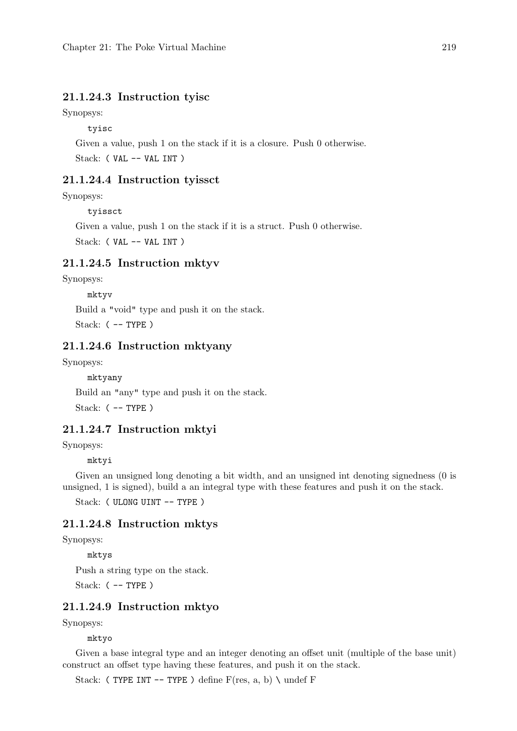#### 21.1.24.3 Instruction tyisc

Synopsys:

```
tyisc
```

Given a value, push 1 on the stack if it is a closure. Push 0 otherwise.

Stack: `( VAL -- VAL INT )`

#### 21.1.24.4 Instruction tyissct

Synopsys:

```
tyissct
```

Given a value, push 1 on the stack if it is a struct. Push 0 otherwise.

Stack: `( VAL -- VAL INT )`

#### 21.1.24.5 Instruction mktyv

Synopsys:

```
mktyv
```

Build a "void" type and push it on the stack.

Stack: `( -- TYPE )`

#### 21.1.24.6 Instruction mktyany

Synopsys:

```
mktyany
```

Build an "any" type and push it on the stack.

Stack: `( -- TYPE )`

#### 21.1.24.7 Instruction mktyi

Synopsys:

```
mktyi
```

Given an unsigned long denoting a bit width, and an unsigned int denoting signedness (0 is unsigned, 1 is signed), build a an integral type with these features and push it on the stack.

Stack: `( ULONG UINT -- TYPE )`

#### 21.1.24.8 Instruction mktys

Synopsys:

```
mktys
```

Push a string type on the stack.

Stack: `( -- TYPE )`

#### 21.1.24.9 Instruction mktyo

Synopsys:

```
mktyo
```

Given a base integral type and an integer denoting an offset unit (multiple of the base unit) construct an offset type having these features, and push it on the stack.

Stack: `( TYPE INT -- TYPE )` define F(res, a, b) \ undef F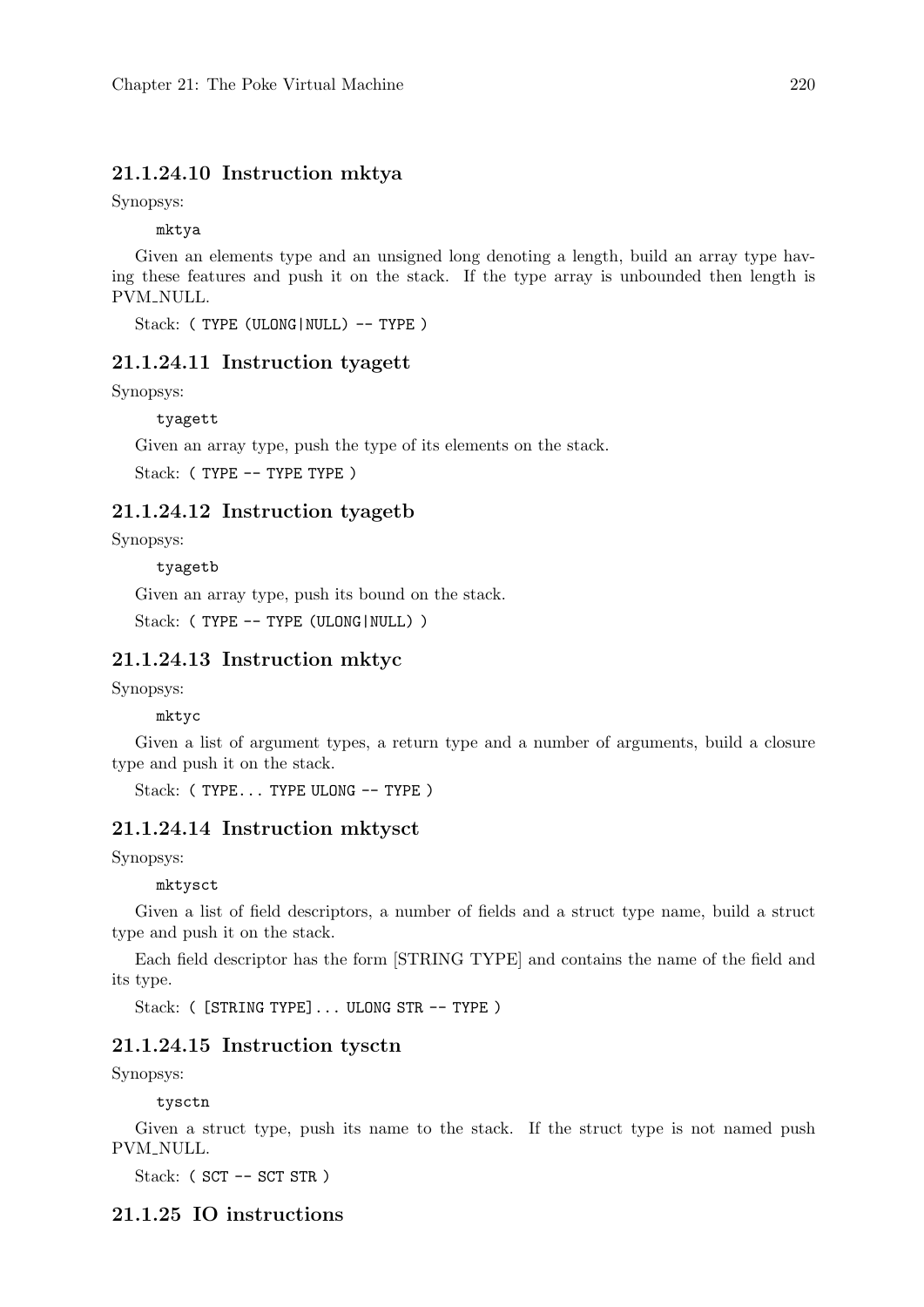#### 21.1.24.10 Instruction mktya

Synopsys:

```
mktya
```

Given an elements type and an unsigned long denoting a length, build an array type having these features and push it on the stack. If the type array is unbounded then length is PVM_NULL.

Stack: `( TYPE (ULONG|NULL) -- TYPE )`

#### 21.1.24.11 Instruction tyagett

Synopsys:

```
tyagett
```

Given an array type, push the type of its elements on the stack.

Stack: `( TYPE -- TYPE TYPE )`

#### 21.1.24.12 Instruction tyagetb

Synopsys:

```
tyagetb
```

Given an array type, push its bound on the stack.

Stack: `( TYPE -- TYPE (ULONG|NULL) )`

#### 21.1.24.13 Instruction mktyc

Synopsys:

```
mktyc
```

Given a list of argument types, a return type and a number of arguments, build a closure type and push it on the stack.

Stack: `( TYPE... TYPE ULONG -- TYPE )`

#### 21.1.24.14 Instruction mktysct

Synopsys:

```
mktysct
```

Given a list of field descriptors, a number of fields and a struct type name, build a struct type and push it on the stack.

Each field descriptor has the form [STRING TYPE] and contains the name of the field and its type.

Stack: `( [STRING TYPE]... ULONG STR -- TYPE )`

#### 21.1.24.15 Instruction tysctn

Synopsys:

```
tysctn
```

Given a struct type, push its name to the stack. If the struct type is not named push PVM_NULL.

Stack: `( SCT -- SCT STR )`

### 21.1.25 IO instructions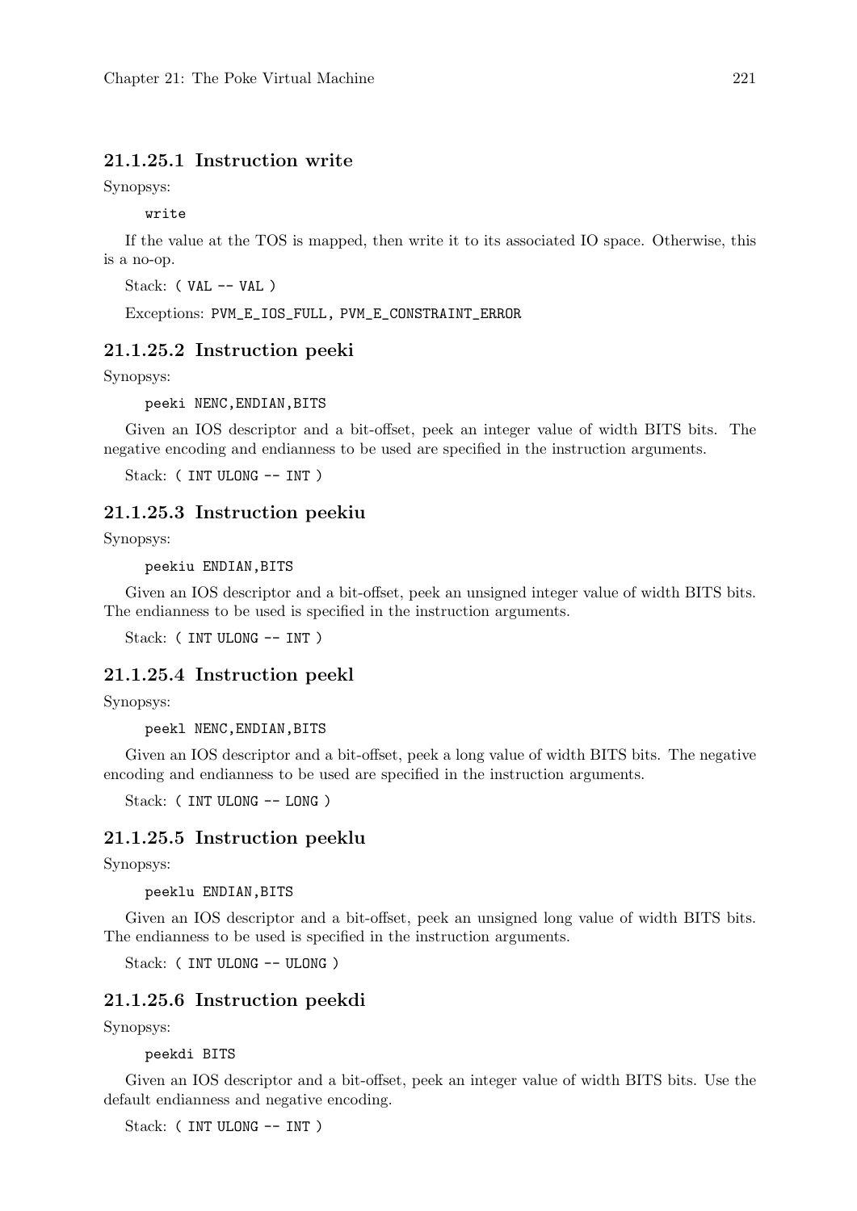#### 21.1.25.1 Instruction write

Synopsys:

```
write
```

If the value at the TOS is mapped, then write it to its associated IO space. Otherwise, this is a no-op.

Stack: `( VAL -- VAL )`

Exceptions: `PVM_E_IOS_FULL, PVM_E_CONSTRAINT_ERROR`

#### 21.1.25.2 Instruction peeki

Synopsys:

```
peeki NENC,ENDIAN,BITS
```

Given an IOS descriptor and a bit-offset, peek an integer value of width BITS bits. The negative encoding and endianness to be used are specified in the instruction arguments.

Stack: `( INT ULONG -- INT )`

#### 21.1.25.3 Instruction peekiu

Synopsys:

```
peekiu ENDIAN,BITS
```

Given an IOS descriptor and a bit-offset, peek an unsigned integer value of width BITS bits. The endianness to be used is specified in the instruction arguments.

Stack: `( INT ULONG -- INT )`

#### 21.1.25.4 Instruction peekl

Synopsys:

```
peekl NENC,ENDIAN,BITS
```

Given an IOS descriptor and a bit-offset, peek a long value of width BITS bits. The negative encoding and endianness to be used are specified in the instruction arguments.

Stack: `( INT ULONG -- LONG )`

#### 21.1.25.5 Instruction peeklu

Synopsys:

```
peeklu ENDIAN,BITS
```

Given an IOS descriptor and a bit-offset, peek an unsigned long value of width BITS bits. The endianness to be used is specified in the instruction arguments.

Stack: `( INT ULONG -- ULONG )`

#### 21.1.25.6 Instruction peekdi

Synopsys:

```
peekdi BITS
```

Given an IOS descriptor and a bit-offset, peek an integer value of width BITS bits. Use the default endianness and negative encoding.

Stack: `( INT ULONG -- INT )`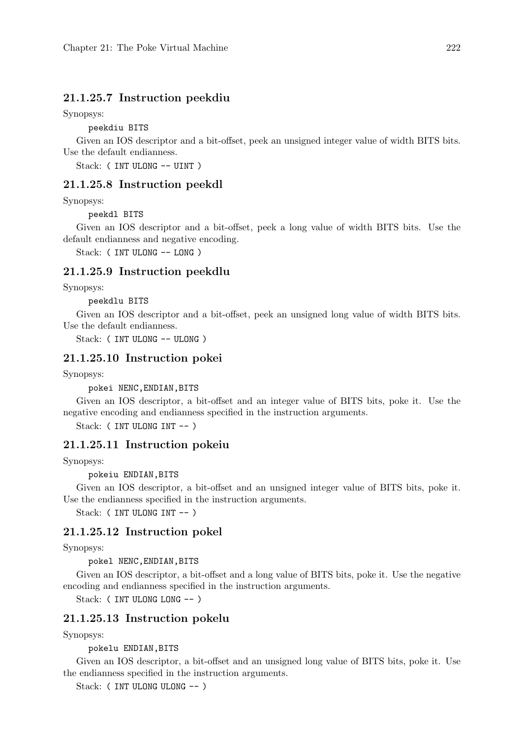#### 21.1.25.7 Instruction peekdiu

Synopsys:

```
peekdiu BITS
```

Given an IOS descriptor and a bit-offset, peek an unsigned integer value of width BITS bits. Use the default endianness.

Stack: `( INT ULONG -- UINT )`

#### 21.1.25.8 Instruction peekdl

Synopsys:

```
peekdl BITS
```

Given an IOS descriptor and a bit-offset, peek a long value of width BITS bits. Use the default endianness and negative encoding.

Stack: `( INT ULONG -- LONG )`

#### 21.1.25.9 Instruction peekdlu

Synopsys:

```
peekdlu BITS
```

Given an IOS descriptor and a bit-offset, peek an unsigned long value of width BITS bits. Use the default endianness.

Stack: `( INT ULONG -- ULONG )`

#### 21.1.25.10 Instruction pokei

Synopsys:

```
pokei NENC,ENDIAN,BITS
```

Given an IOS descriptor, a bit-offset and an integer value of BITS bits, poke it. Use the negative encoding and endianness specified in the instruction arguments.

Stack: `( INT ULONG INT -- )`

#### 21.1.25.11 Instruction pokeiu

Synopsys:

```
pokeiu ENDIAN,BITS
```

Given an IOS descriptor, a bit-offset and an unsigned integer value of BITS bits, poke it. Use the endianness specified in the instruction arguments.

Stack: `( INT ULONG INT -- )`

#### 21.1.25.12 Instruction pokel

Synopsys:

```
pokel NENC,ENDIAN,BITS
```

Given an IOS descriptor, a bit-offset and a long value of BITS bits, poke it. Use the negative encoding and endianness specified in the instruction arguments.

Stack: `( INT ULONG LONG -- )`

#### 21.1.25.13 Instruction pokelu

Synopsys:

```
pokelu ENDIAN,BITS
```

Given an IOS descriptor, a bit-offset and an unsigned long value of BITS bits, poke it. Use the endianness specified in the instruction arguments.

Stack: `( INT ULONG ULONG -- )`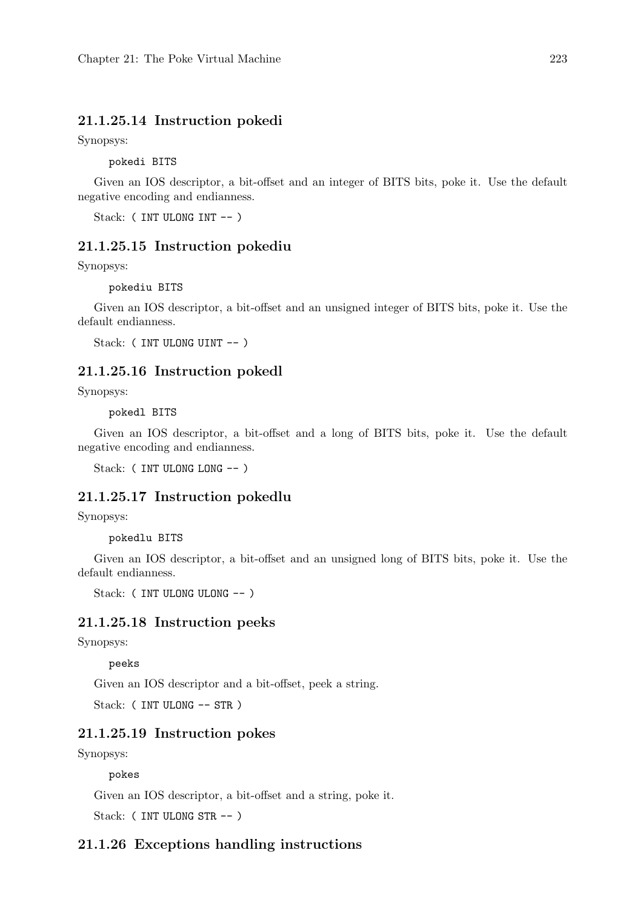#### 21.1.25.14 Instruction pokedi

Synopsys:

```
pokedi BITS
```

Given an IOS descriptor, a bit-offset and an integer of BITS bits, poke it. Use the default negative encoding and endianness.

Stack: `( INT ULONG INT -- )`

#### 21.1.25.15 Instruction pokediu

Synopsys:

```
pokediu BITS
```

Given an IOS descriptor, a bit-offset and an unsigned integer of BITS bits, poke it. Use the default endianness.

Stack: `( INT ULONG UINT -- )`

#### 21.1.25.16 Instruction pokedl

Synopsys:

```
pokedl BITS
```

Given an IOS descriptor, a bit-offset and a long of BITS bits, poke it. Use the default negative encoding and endianness.

Stack: `( INT ULONG LONG -- )`

#### 21.1.25.17 Instruction pokedlu

Synopsys:

```
pokedlu BITS
```

Given an IOS descriptor, a bit-offset and an unsigned long of BITS bits, poke it. Use the default endianness.

Stack: `( INT ULONG ULONG -- )`

#### 21.1.25.18 Instruction peeks

Synopsys:

```
peeks
```

Given an IOS descriptor and a bit-offset, peek a string.

Stack: `( INT ULONG -- STR )`

#### 21.1.25.19 Instruction pokes

Synopsys:

```
pokes
```

Given an IOS descriptor, a bit-offset and a string, poke it.

Stack: `( INT ULONG STR -- )`

### 21.1.26 Exceptions handling instructions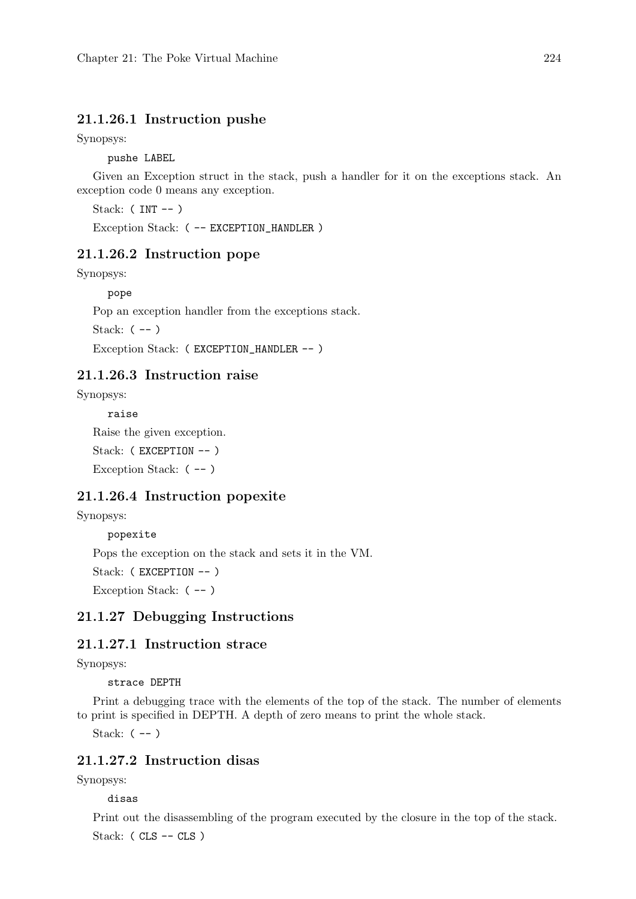#### 21.1.26.1 Instruction pushe

Synopsys:

```
pushe LABEL
```

Given an Exception struct in the stack, push a handler for it on the exceptions stack. An exception code 0 means any exception.

Stack: `( INT -- )`

Exception Stack: `( -- EXCEPTION_HANDLER )`

#### 21.1.26.2 Instruction pope

Synopsys:

```
pope
```

Pop an exception handler from the exceptions stack.

Stack: `( -- )`

Exception Stack: `( EXCEPTION_HANDLER -- )`

#### 21.1.26.3 Instruction raise

Synopsys:

```
raise
```

Raise the given exception.

Stack: `( EXCEPTION -- )`

Exception Stack: `( -- )`

#### 21.1.26.4 Instruction popexite

Synopsys:

```
popexite
```

Pops the exception on the stack and sets it in the VM.

Stack: `( EXCEPTION -- )`

Exception Stack: `( -- )`

### 21.1.27 Debugging Instructions

#### 21.1.27.1 Instruction strace

Synopsys:

```
strace DEPTH
```

Print a debugging trace with the elements of the top of the stack. The number of elements to print is specified in DEPTH. A depth of zero means to print the whole stack.

Stack: `( -- )`

#### 21.1.27.2 Instruction disas

Synopsys:

```
disas
```

Print out the disassembling of the program executed by the closure in the top of the stack.

Stack: `( CLS -- CLS )`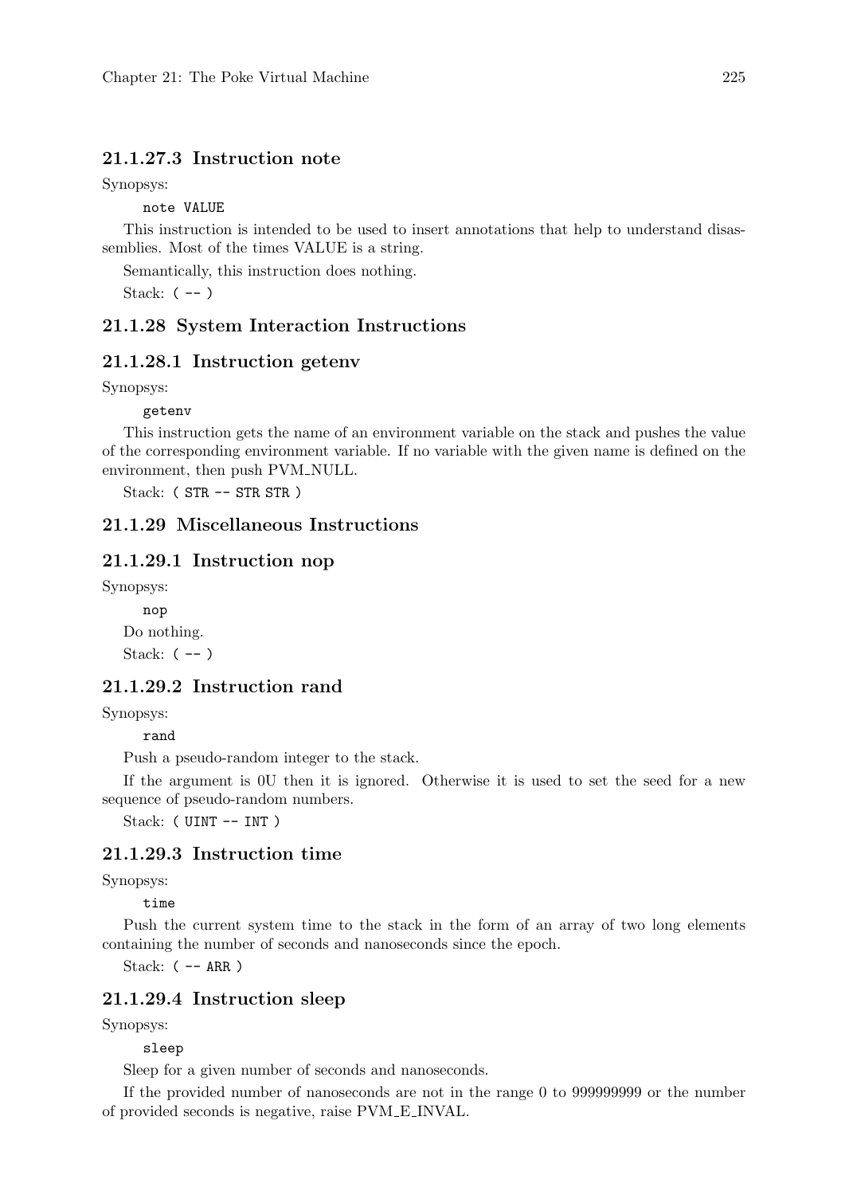#### 21.1.27.3 Instruction note

Synopsys:

```
note VALUE
```

This instruction is intended to be used to insert annotations that help to understand disassemblies. Most of the times VALUE is a string.

Semantically, this instruction does nothing.

Stack: `( -- )`

### 21.1.28 System Interaction Instructions

#### 21.1.28.1 Instruction getenv

Synopsys:

```
getenv
```

This instruction gets the name of an environment variable on the stack and pushes the value of the corresponding environment variable. If no variable with the given name is defined on the environment, then push PVM_NULL.

Stack: `( STR -- STR STR )`

### 21.1.29 Miscellaneous Instructions

#### 21.1.29.1 Instruction nop

Synopsys:

```
nop
```

Do nothing.

Stack: `( -- )`

#### 21.1.29.2 Instruction rand

Synopsys:

```
rand
```

Push a pseudo-random integer to the stack.

If the argument is 0U then it is ignored. Otherwise it is used to set the seed for a new sequence of pseudo-random numbers.

Stack: `( UINT -- INT )`

#### 21.1.29.3 Instruction time

Synopsys:

```
time
```

Push the current system time to the stack in the form of an array of two long elements containing the number of seconds and nanoseconds since the epoch.

Stack: `( -- ARR )`

#### 21.1.29.4 Instruction sleep

Synopsys:

```
sleep
```

Sleep for a given number of seconds and nanoseconds.

If the provided number of nanoseconds are not in the range 0 to 999999999 or the number of provided seconds is negative, raise PVM_E_INVAL.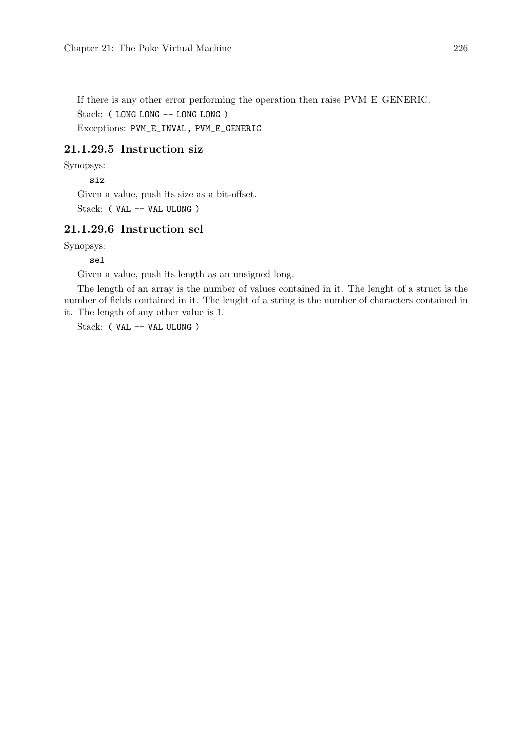If there is any other error performing the operation then raise PVM_E_GENERIC.

Stack: `( LONG LONG -- LONG LONG )`

Exceptions: `PVM_E_INVAL, PVM_E_GENERIC`

#### 21.1.29.5 Instruction siz

Synopsys:

```
siz
```

Given a value, push its size as a bit-offset.

Stack: `( VAL -- VAL ULONG )`

#### 21.1.29.6 Instruction sel

Synopsys:

```
sel
```

Given a value, push its length as an unsigned long.

The length of an array is the number of values contained in it. The lenght of a struct is the number of fields contained in it. The lenght of a string is the number of characters contained in it. The length of any other value is 1.

Stack: `( VAL -- VAL ULONG )`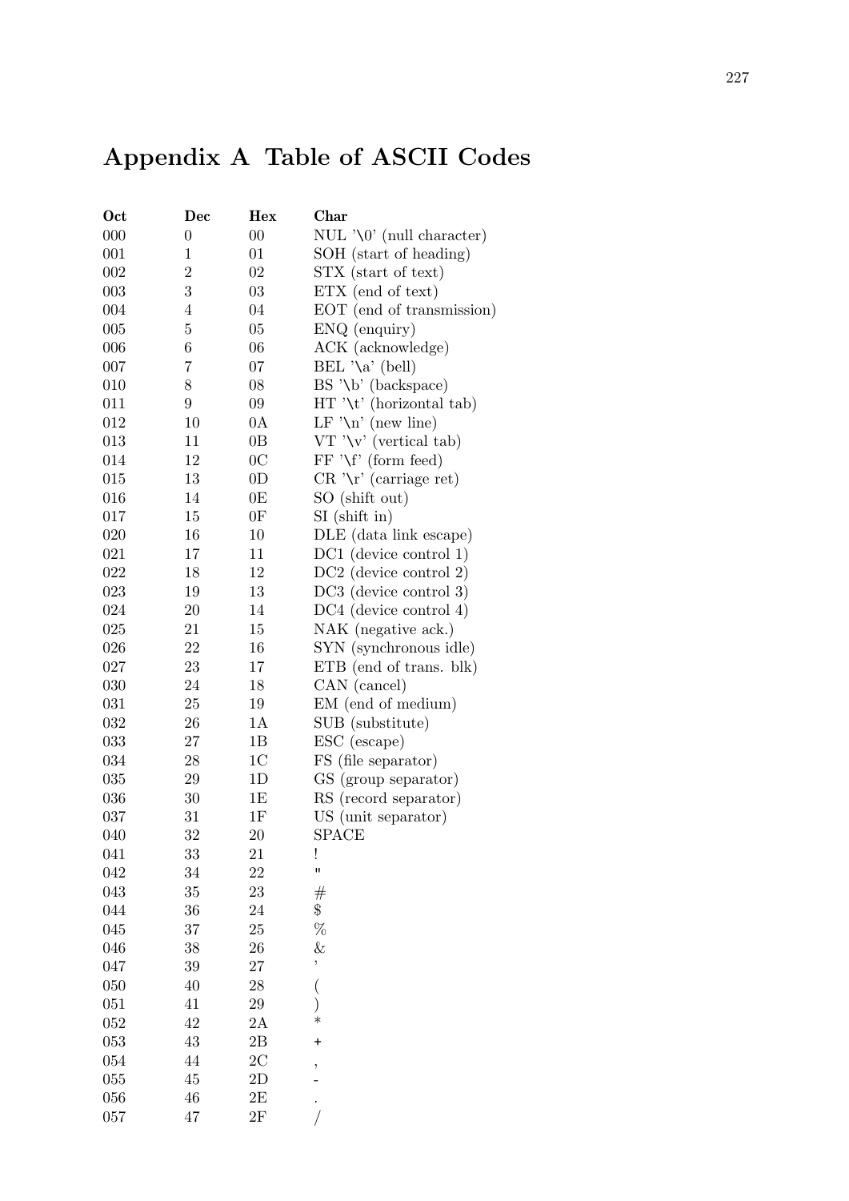# Appendix A Table of ASCII Codes

| Oct | Dec | Hex | Char |
|---|---|---|---|
| 000 | 0 | 00 | NUL '\0' (null character) |
| 001 | 1 | 01 | SOH (start of heading) |
| 002 | 2 | 02 | STX (start of text) |
| 003 | 3 | 03 | ETX (end of text) |
| 004 | 4 | 04 | EOT (end of transmission) |
| 005 | 5 | 05 | ENQ (enquiry) |
| 006 | 6 | 06 | ACK (acknowledge) |
| 007 | 7 | 07 | BEL '\a' (bell) |
| 010 | 8 | 08 | BS '\b' (backspace) |
| 011 | 9 | 09 | HT '\t' (horizontal tab) |
| 012 | 10 | 0A | LF '\n' (new line) |
| 013 | 11 | 0B | VT '\v' (vertical tab) |
| 014 | 12 | 0C | FF '\f' (form feed) |
| 015 | 13 | 0D | CR '\r' (carriage ret) |
| 016 | 14 | 0E | SO (shift out) |
| 017 | 15 | 0F | SI (shift in) |
| 020 | 16 | 10 | DLE (data link escape) |
| 021 | 17 | 11 | DC1 (device control 1) |
| 022 | 18 | 12 | DC2 (device control 2) |
| 023 | 19 | 13 | DC3 (device control 3) |
| 024 | 20 | 14 | DC4 (device control 4) |
| 025 | 21 | 15 | NAK (negative ack.) |
| 026 | 22 | 16 | SYN (synchronous idle) |
| 027 | 23 | 17 | ETB (end of trans. blk) |
| 030 | 24 | 18 | CAN (cancel) |
| 031 | 25 | 19 | EM (end of medium) |
| 032 | 26 | 1A | SUB (substitute) |
| 033 | 27 | 1B | ESC (escape) |
| 034 | 28 | 1C | FS (file separator) |
| 035 | 29 | 1D | GS (group separator) |
| 036 | 30 | 1E | RS (record separator) |
| 037 | 31 | 1F | US (unit separator) |
| 040 | 32 | 20 | SPACE |
| 041 | 33 | 21 | ! |
| 042 | 34 | 22 | " |
| 043 | 35 | 23 | # |
| 044 | 36 | 24 | $ |
| 045 | 37 | 25 | % |
| 046 | 38 | 26 | & |
| 047 | 39 | 27 | ' |
| 050 | 40 | 28 | ( |
| 051 | 41 | 29 | ) |
| 052 | 42 | 2A | * |
| 053 | 43 | 2B | + |
| 054 | 44 | 2C | , |
| 055 | 45 | 2D | - |
| 056 | 46 | 2E | . |
| 057 | 47 | 2F | / |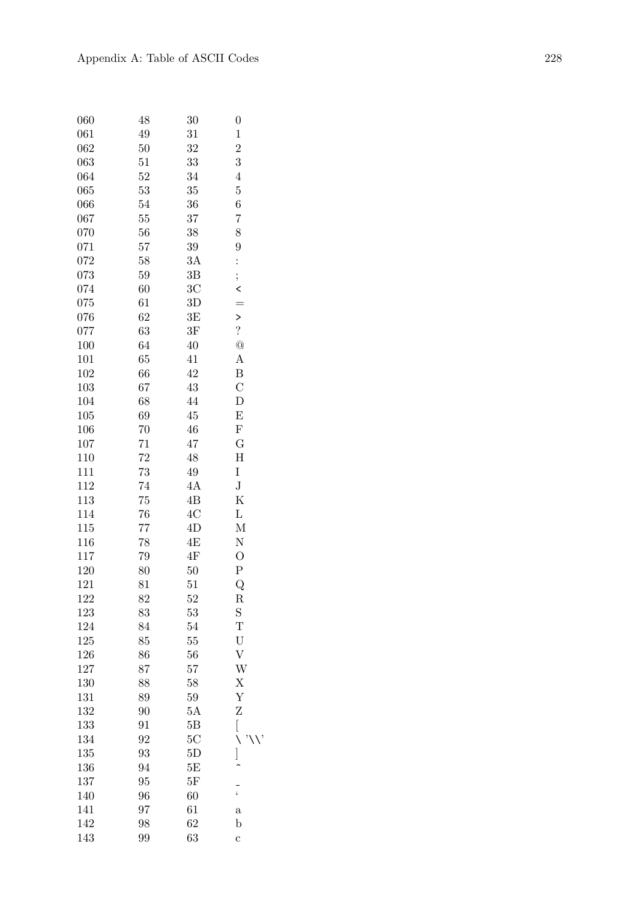| | | | |
|---|---|---|---|
| 060 | 48 | 30 | 0 |
| 061 | 49 | 31 | 1 |
| 062 | 50 | 32 | 2 |
| 063 | 51 | 33 | 3 |
| 064 | 52 | 34 | 4 |
| 065 | 53 | 35 | 5 |
| 066 | 54 | 36 | 6 |
| 067 | 55 | 37 | 7 |
| 070 | 56 | 38 | 8 |
| 071 | 57 | 39 | 9 |
| 072 | 58 | 3A | : |
| 073 | 59 | 3B | ; |
| 074 | 60 | 3C | < |
| 075 | 61 | 3D | = |
| 076 | 62 | 3E | > |
| 077 | 63 | 3F | ? |
| 100 | 64 | 40 | @ |
| 101 | 65 | 41 | A |
| 102 | 66 | 42 | B |
| 103 | 67 | 43 | C |
| 104 | 68 | 44 | D |
| 105 | 69 | 45 | E |
| 106 | 70 | 46 | F |
| 107 | 71 | 47 | G |
| 110 | 72 | 48 | H |
| 111 | 73 | 49 | I |
| 112 | 74 | 4A | J |
| 113 | 75 | 4B | K |
| 114 | 76 | 4C | L |
| 115 | 77 | 4D | M |
| 116 | 78 | 4E | N |
| 117 | 79 | 4F | O |
| 120 | 80 | 50 | P |
| 121 | 81 | 51 | Q |
| 122 | 82 | 52 | R |
| 123 | 83 | 53 | S |
| 124 | 84 | 54 | T |
| 125 | 85 | 55 | U |
| 126 | 86 | 56 | V |
| 127 | 87 | 57 | W |
| 130 | 88 | 58 | X |
| 131 | 89 | 59 | Y |
| 132 | 90 | 5A | Z |
| 133 | 91 | 5B | [ |
| 134 | 92 | 5C | \ '\\' |
| 135 | 93 | 5D | ] |
| 136 | 94 | 5E | ^ |
| 137 | 95 | 5F | _ |
| 140 | 96 | 60 | ` |
| 141 | 97 | 61 | a |
| 142 | 98 | 62 | b |
| 143 | 99 | 63 | c |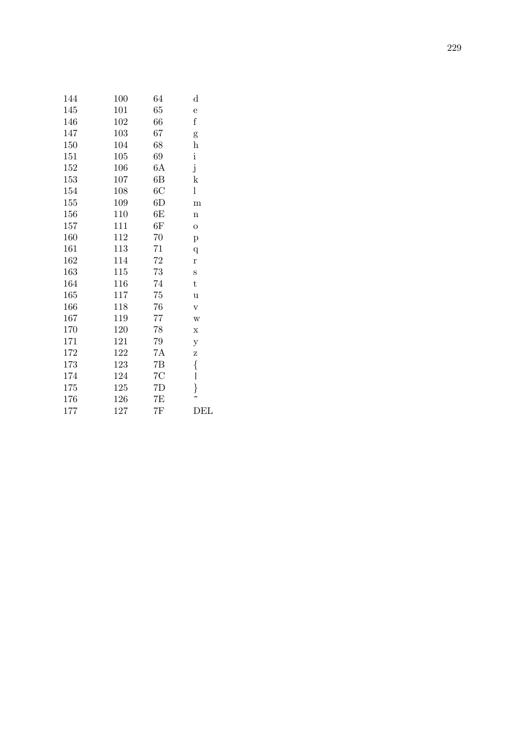| | | | |
|---|---|---|---|
| 144 | 100 | 64 | d |
| 145 | 101 | 65 | e |
| 146 | 102 | 66 | f |
| 147 | 103 | 67 | g |
| 150 | 104 | 68 | h |
| 151 | 105 | 69 | i |
| 152 | 106 | 6A | j |
| 153 | 107 | 6B | k |
| 154 | 108 | 6C | l |
| 155 | 109 | 6D | m |
| 156 | 110 | 6E | n |
| 157 | 111 | 6F | o |
| 160 | 112 | 70 | p |
| 161 | 113 | 71 | q |
| 162 | 114 | 72 | r |
| 163 | 115 | 73 | s |
| 164 | 116 | 74 | t |
| 165 | 117 | 75 | u |
| 166 | 118 | 76 | v |
| 167 | 119 | 77 | w |
| 170 | 120 | 78 | x |
| 171 | 121 | 79 | y |
| 172 | 122 | 7A | z |
| 173 | 123 | 7B | { |
| 174 | 124 | 7C | \| |
| 175 | 125 | 7D | } |
| 176 | 126 | 7E | ~ |
| 177 | 127 | 7F | DEL |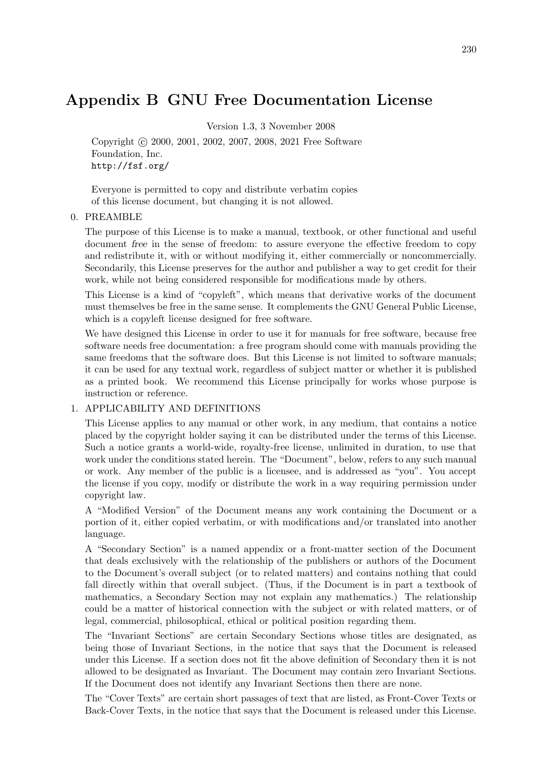# Appendix B GNU Free Documentation License

Version 1.3, 3 November 2008

Copyright © 2000, 2001, 2002, 2007, 2008, 2021 Free Software Foundation, Inc.
http://fsf.org/

Everyone is permitted to copy and distribute verbatim copies of this license document, but changing it is not allowed.

0. PREAMBLE

   The purpose of this License is to make a manual, textbook, or other functional and useful document *free* in the sense of freedom: to assure everyone the effective freedom to copy and redistribute it, with or without modifying it, either commercially or noncommercially. Secondarily, this License preserves for the author and publisher a way to get credit for their work, while not being considered responsible for modifications made by others.

   This License is a kind of "copyleft", which means that derivative works of the document must themselves be free in the same sense. It complements the GNU General Public License, which is a copyleft license designed for free software.

   We have designed this License in order to use it for manuals for free software, because free software needs free documentation: a free program should come with manuals providing the same freedoms that the software does. But this License is not limited to software manuals; it can be used for any textual work, regardless of subject matter or whether it is published as a printed book. We recommend this License principally for works whose purpose is instruction or reference.

1. APPLICABILITY AND DEFINITIONS

   This License applies to any manual or other work, in any medium, that contains a notice placed by the copyright holder saying it can be distributed under the terms of this License. Such a notice grants a world-wide, royalty-free license, unlimited in duration, to use that work under the conditions stated herein. The "Document", below, refers to any such manual or work. Any member of the public is a licensee, and is addressed as "you". You accept the license if you copy, modify or distribute the work in a way requiring permission under copyright law.

   A "Modified Version" of the Document means any work containing the Document or a portion of it, either copied verbatim, or with modifications and/or translated into another language.

   A "Secondary Section" is a named appendix or a front-matter section of the Document that deals exclusively with the relationship of the publishers or authors of the Document to the Document's overall subject (or to related matters) and contains nothing that could fall directly within that overall subject. (Thus, if the Document is in part a textbook of mathematics, a Secondary Section may not explain any mathematics.) The relationship could be a matter of historical connection with the subject or with related matters, or of legal, commercial, philosophical, ethical or political position regarding them.

   The "Invariant Sections" are certain Secondary Sections whose titles are designated, as being those of Invariant Sections, in the notice that says that the Document is released under this License. If a section does not fit the above definition of Secondary then it is not allowed to be designated as Invariant. The Document may contain zero Invariant Sections. If the Document does not identify any Invariant Sections then there are none.

   The "Cover Texts" are certain short passages of text that are listed, as Front-Cover Texts or Back-Cover Texts, in the notice that says that the Document is released under this License.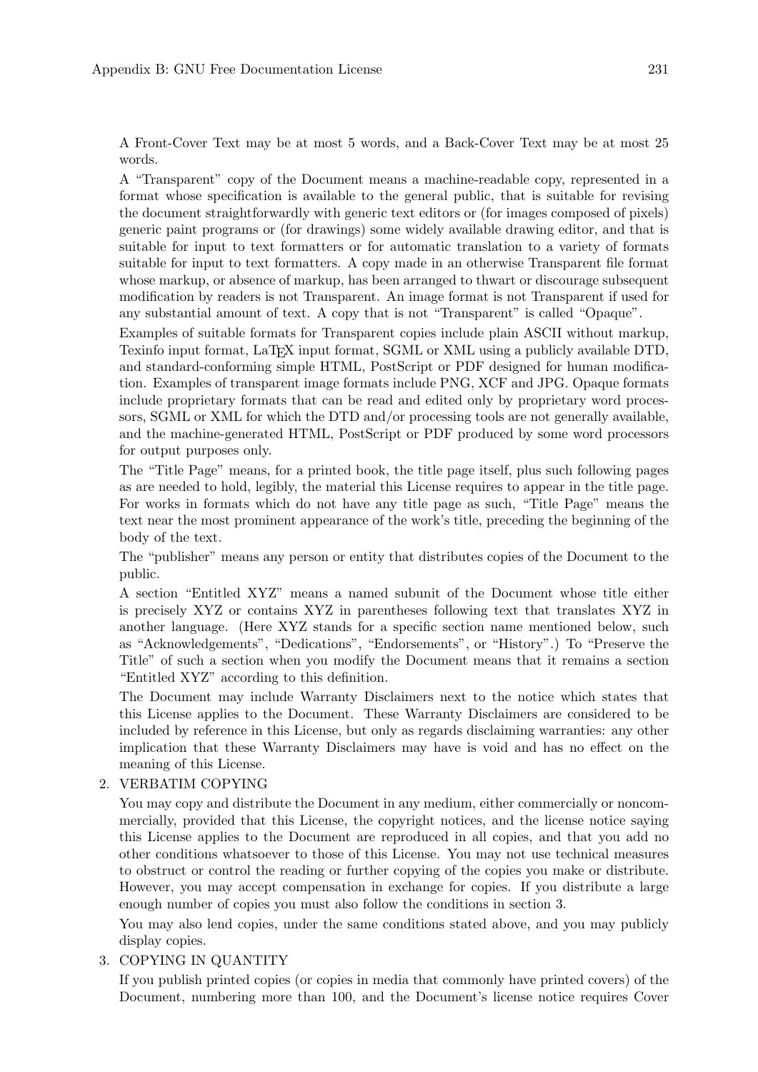A Front-Cover Text may be at most 5 words, and a Back-Cover Text may be at most 25 words.

A "Transparent" copy of the Document means a machine-readable copy, represented in a format whose specification is available to the general public, that is suitable for revising the document straightforwardly with generic text editors or (for images composed of pixels) generic paint programs or (for drawings) some widely available drawing editor, and that is suitable for input to text formatters or for automatic translation to a variety of formats suitable for input to text formatters. A copy made in an otherwise Transparent file format whose markup, or absence of markup, has been arranged to thwart or discourage subsequent modification by readers is not Transparent. An image format is not Transparent if used for any substantial amount of text. A copy that is not "Transparent" is called "Opaque".

Examples of suitable formats for Transparent copies include plain ASCII without markup, Texinfo input format, LaTeX input format, SGML or XML using a publicly available DTD, and standard-conforming simple HTML, PostScript or PDF designed for human modification. Examples of transparent image formats include PNG, XCF and JPG. Opaque formats include proprietary formats that can be read and edited only by proprietary word processors, SGML or XML for which the DTD and/or processing tools are not generally available, and the machine-generated HTML, PostScript or PDF produced by some word processors for output purposes only.

The "Title Page" means, for a printed book, the title page itself, plus such following pages as are needed to hold, legibly, the material this License requires to appear in the title page. For works in formats which do not have any title page as such, "Title Page" means the text near the most prominent appearance of the work's title, preceding the beginning of the body of the text.

The "publisher" means any person or entity that distributes copies of the Document to the public.

A section "Entitled XYZ" means a named subunit of the Document whose title either is precisely XYZ or contains XYZ in parentheses following text that translates XYZ in another language. (Here XYZ stands for a specific section name mentioned below, such as "Acknowledgements", "Dedications", "Endorsements", or "History".) To "Preserve the Title" of such a section when you modify the Document means that it remains a section "Entitled XYZ" according to this definition.

The Document may include Warranty Disclaimers next to the notice which states that this License applies to the Document. These Warranty Disclaimers are considered to be included by reference in this License, but only as regards disclaiming warranties: any other implication that these Warranty Disclaimers may have is void and has no effect on the meaning of this License.

2. VERBATIM COPYING

   You may copy and distribute the Document in any medium, either commercially or noncommercially, provided that this License, the copyright notices, and the license notice saying this License applies to the Document are reproduced in all copies, and that you add no other conditions whatsoever to those of this License. You may not use technical measures to obstruct or control the reading or further copying of the copies you make or distribute. However, you may accept compensation in exchange for copies. If you distribute a large enough number of copies you must also follow the conditions in section 3.

   You may also lend copies, under the same conditions stated above, and you may publicly display copies.

3. COPYING IN QUANTITY

   If you publish printed copies (or copies in media that commonly have printed covers) of the Document, numbering more than 100, and the Document's license notice requires Cover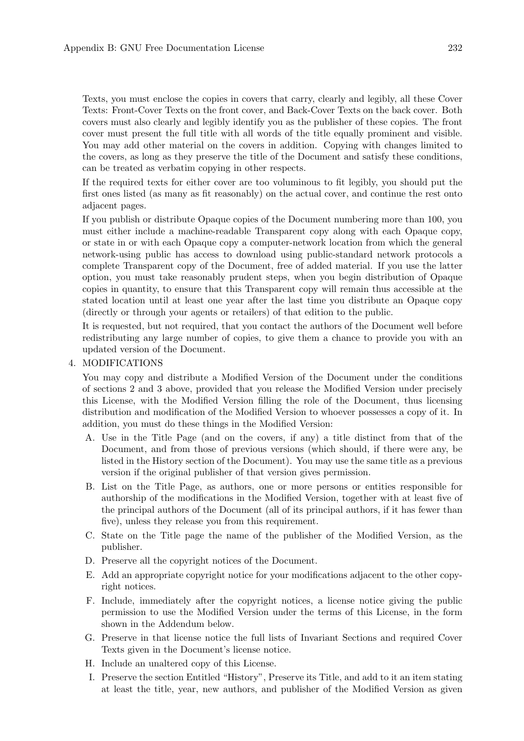Texts, you must enclose the copies in covers that carry, clearly and legibly, all these Cover Texts: Front-Cover Texts on the front cover, and Back-Cover Texts on the back cover. Both covers must also clearly and legibly identify you as the publisher of these copies. The front cover must present the full title with all words of the title equally prominent and visible. You may add other material on the covers in addition. Copying with changes limited to the covers, as long as they preserve the title of the Document and satisfy these conditions, can be treated as verbatim copying in other respects.

If the required texts for either cover are too voluminous to fit legibly, you should put the first ones listed (as many as fit reasonably) on the actual cover, and continue the rest onto adjacent pages.

If you publish or distribute Opaque copies of the Document numbering more than 100, you must either include a machine-readable Transparent copy along with each Opaque copy, or state in or with each Opaque copy a computer-network location from which the general network-using public has access to download using public-standard network protocols a complete Transparent copy of the Document, free of added material. If you use the latter option, you must take reasonably prudent steps, when you begin distribution of Opaque copies in quantity, to ensure that this Transparent copy will remain thus accessible at the stated location until at least one year after the last time you distribute an Opaque copy (directly or through your agents or retailers) of that edition to the public.

It is requested, but not required, that you contact the authors of the Document well before redistributing any large number of copies, to give them a chance to provide you with an updated version of the Document.

4. MODIFICATIONS

   You may copy and distribute a Modified Version of the Document under the conditions of sections 2 and 3 above, provided that you release the Modified Version under precisely this License, with the Modified Version filling the role of the Document, thus licensing distribution and modification of the Modified Version to whoever possesses a copy of it. In addition, you must do these things in the Modified Version:

   A. Use in the Title Page (and on the covers, if any) a title distinct from that of the Document, and from those of previous versions (which should, if there were any, be listed in the History section of the Document). You may use the same title as a previous version if the original publisher of that version gives permission.

   B. List on the Title Page, as authors, one or more persons or entities responsible for authorship of the modifications in the Modified Version, together with at least five of the principal authors of the Document (all of its principal authors, if it has fewer than five), unless they release you from this requirement.

   C. State on the Title page the name of the publisher of the Modified Version, as the publisher.

   D. Preserve all the copyright notices of the Document.

   E. Add an appropriate copyright notice for your modifications adjacent to the other copyright notices.

   F. Include, immediately after the copyright notices, a license notice giving the public permission to use the Modified Version under the terms of this License, in the form shown in the Addendum below.

   G. Preserve in that license notice the full lists of Invariant Sections and required Cover Texts given in the Document's license notice.

   H. Include an unaltered copy of this License.

   I. Preserve the section Entitled "History", Preserve its Title, and add to it an item stating at least the title, year, new authors, and publisher of the Modified Version as given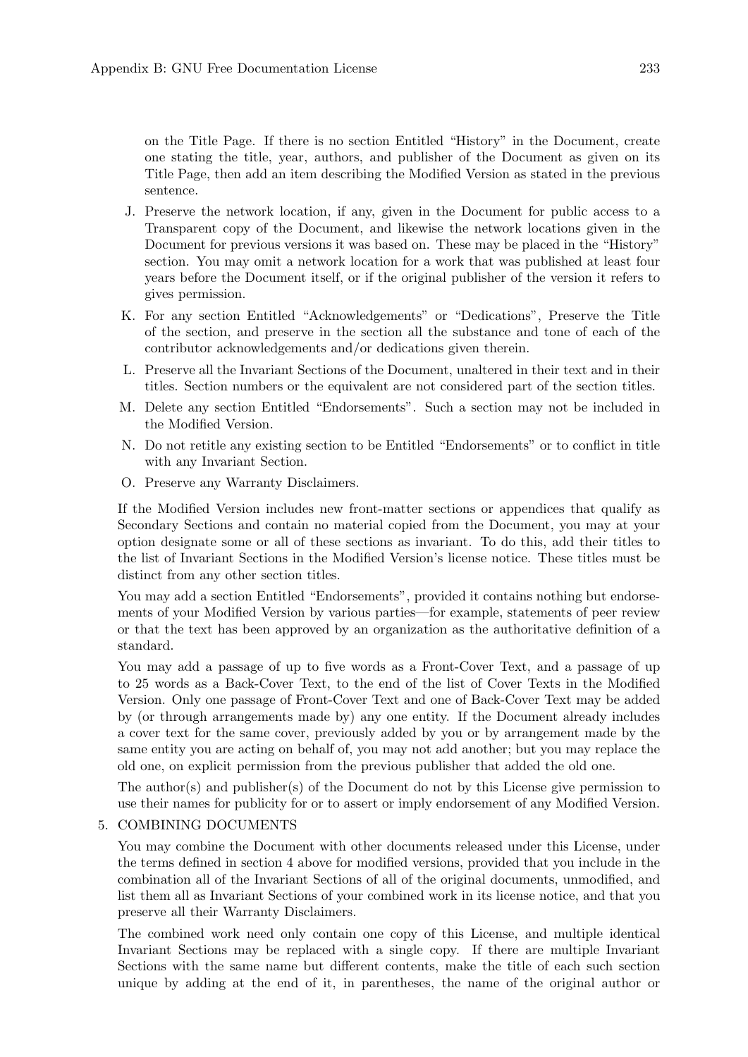on the Title Page. If there is no section Entitled "History" in the Document, create one stating the title, year, authors, and publisher of the Document as given on its Title Page, then add an item describing the Modified Version as stated in the previous sentence.

J. Preserve the network location, if any, given in the Document for public access to a Transparent copy of the Document, and likewise the network locations given in the Document for previous versions it was based on. These may be placed in the "History" section. You may omit a network location for a work that was published at least four years before the Document itself, or if the original publisher of the version it refers to gives permission.

K. For any section Entitled "Acknowledgements" or "Dedications", Preserve the Title of the section, and preserve in the section all the substance and tone of each of the contributor acknowledgements and/or dedications given therein.

L. Preserve all the Invariant Sections of the Document, unaltered in their text and in their titles. Section numbers or the equivalent are not considered part of the section titles.

M. Delete any section Entitled "Endorsements". Such a section may not be included in the Modified Version.

N. Do not retitle any existing section to be Entitled "Endorsements" or to conflict in title with any Invariant Section.

O. Preserve any Warranty Disclaimers.

If the Modified Version includes new front-matter sections or appendices that qualify as Secondary Sections and contain no material copied from the Document, you may at your option designate some or all of these sections as invariant. To do this, add their titles to the list of Invariant Sections in the Modified Version's license notice. These titles must be distinct from any other section titles.

You may add a section Entitled "Endorsements", provided it contains nothing but endorsements of your Modified Version by various parties—for example, statements of peer review or that the text has been approved by an organization as the authoritative definition of a standard.

You may add a passage of up to five words as a Front-Cover Text, and a passage of up to 25 words as a Back-Cover Text, to the end of the list of Cover Texts in the Modified Version. Only one passage of Front-Cover Text and one of Back-Cover Text may be added by (or through arrangements made by) any one entity. If the Document already includes a cover text for the same cover, previously added by you or by arrangement made by the same entity you are acting on behalf of, you may not add another; but you may replace the old one, on explicit permission from the previous publisher that added the old one.

The author(s) and publisher(s) of the Document do not by this License give permission to use their names for publicity for or to assert or imply endorsement of any Modified Version.

5. COMBINING DOCUMENTS

You may combine the Document with other documents released under this License, under the terms defined in section 4 above for modified versions, provided that you include in the combination all of the Invariant Sections of all of the original documents, unmodified, and list them all as Invariant Sections of your combined work in its license notice, and that you preserve all their Warranty Disclaimers.

The combined work need only contain one copy of this License, and multiple identical Invariant Sections may be replaced with a single copy. If there are multiple Invariant Sections with the same name but different contents, make the title of each such section unique by adding at the end of it, in parentheses, the name of the original author or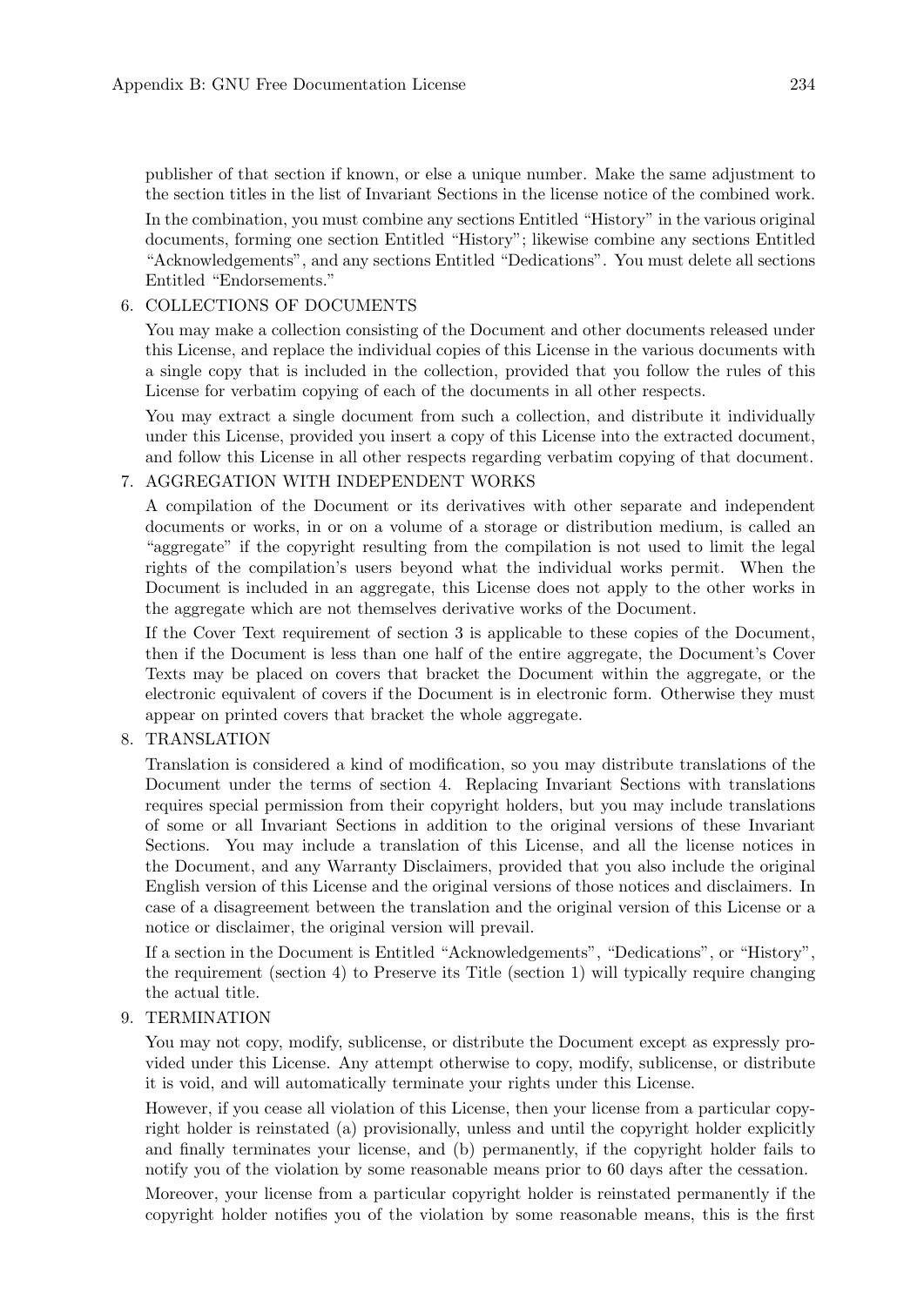publisher of that section if known, or else a unique number. Make the same adjustment to the section titles in the list of Invariant Sections in the license notice of the combined work.

In the combination, you must combine any sections Entitled "History" in the various original documents, forming one section Entitled "History"; likewise combine any sections Entitled "Acknowledgements", and any sections Entitled "Dedications". You must delete all sections Entitled "Endorsements."

6. COLLECTIONS OF DOCUMENTS

   You may make a collection consisting of the Document and other documents released under this License, and replace the individual copies of this License in the various documents with a single copy that is included in the collection, provided that you follow the rules of this License for verbatim copying of each of the documents in all other respects.

   You may extract a single document from such a collection, and distribute it individually under this License, provided you insert a copy of this License into the extracted document, and follow this License in all other respects regarding verbatim copying of that document.

7. AGGREGATION WITH INDEPENDENT WORKS

   A compilation of the Document or its derivatives with other separate and independent documents or works, in or on a volume of a storage or distribution medium, is called an "aggregate" if the copyright resulting from the compilation is not used to limit the legal rights of the compilation's users beyond what the individual works permit. When the Document is included in an aggregate, this License does not apply to the other works in the aggregate which are not themselves derivative works of the Document.

   If the Cover Text requirement of section 3 is applicable to these copies of the Document, then if the Document is less than one half of the entire aggregate, the Document's Cover Texts may be placed on covers that bracket the Document within the aggregate, or the electronic equivalent of covers if the Document is in electronic form. Otherwise they must appear on printed covers that bracket the whole aggregate.

8. TRANSLATION

   Translation is considered a kind of modification, so you may distribute translations of the Document under the terms of section 4. Replacing Invariant Sections with translations requires special permission from their copyright holders, but you may include translations of some or all Invariant Sections in addition to the original versions of these Invariant Sections. You may include a translation of this License, and all the license notices in the Document, and any Warranty Disclaimers, provided that you also include the original English version of this License and the original versions of those notices and disclaimers. In case of a disagreement between the translation and the original version of this License or a notice or disclaimer, the original version will prevail.

   If a section in the Document is Entitled "Acknowledgements", "Dedications", or "History", the requirement (section 4) to Preserve its Title (section 1) will typically require changing the actual title.

9. TERMINATION

   You may not copy, modify, sublicense, or distribute the Document except as expressly provided under this License. Any attempt otherwise to copy, modify, sublicense, or distribute it is void, and will automatically terminate your rights under this License.

   However, if you cease all violation of this License, then your license from a particular copyright holder is reinstated (a) provisionally, unless and until the copyright holder explicitly and finally terminates your license, and (b) permanently, if the copyright holder fails to notify you of the violation by some reasonable means prior to 60 days after the cessation.

   Moreover, your license from a particular copyright holder is reinstated permanently if the copyright holder notifies you of the violation by some reasonable means, this is the first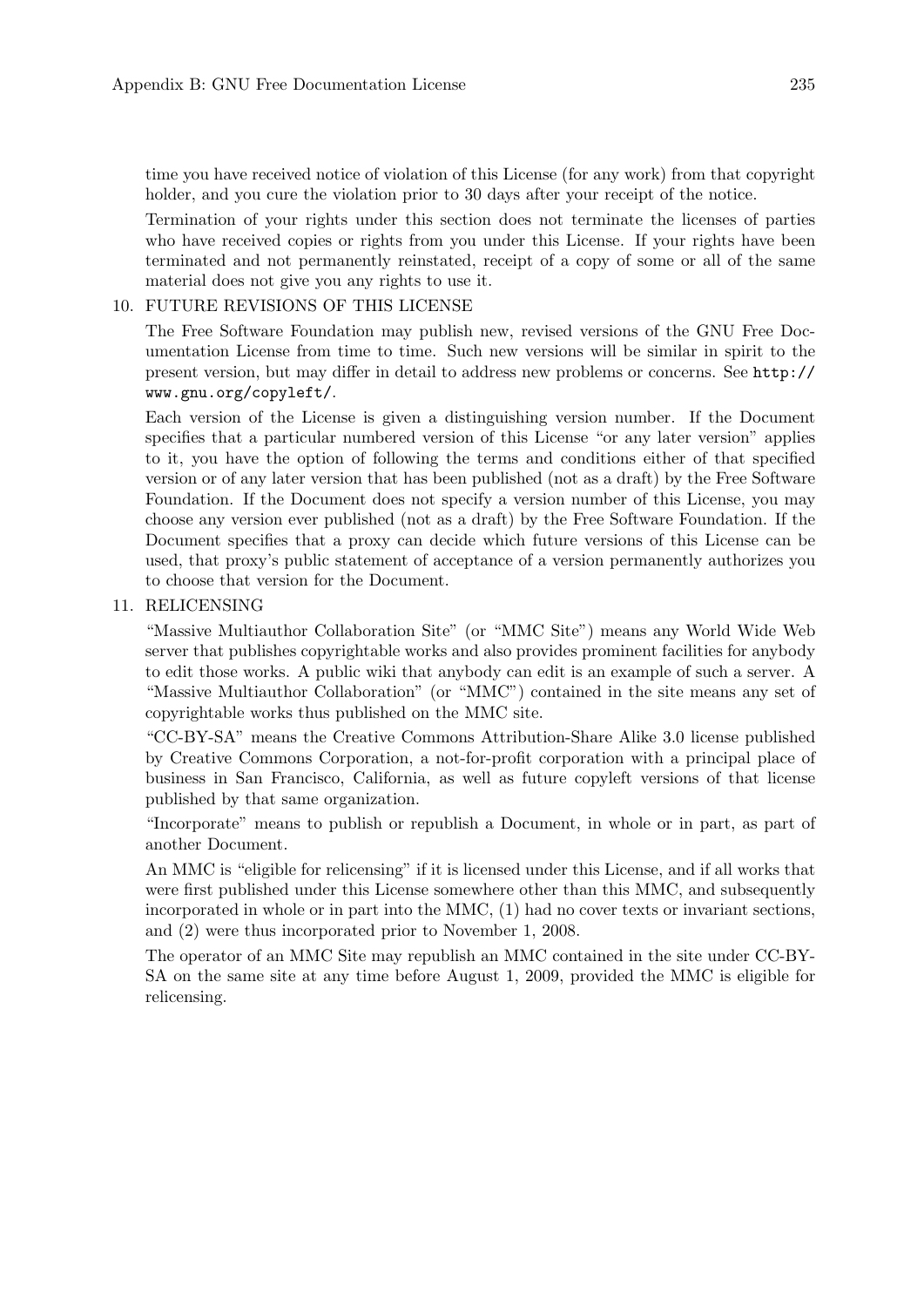time you have received notice of violation of this License (for any work) from that copyright holder, and you cure the violation prior to 30 days after your receipt of the notice.

Termination of your rights under this section does not terminate the licenses of parties who have received copies or rights from you under this License. If your rights have been terminated and not permanently reinstated, receipt of a copy of some or all of the same material does not give you any rights to use it.

10. FUTURE REVISIONS OF THIS LICENSE

    The Free Software Foundation may publish new, revised versions of the GNU Free Documentation License from time to time. Such new versions will be similar in spirit to the present version, but may differ in detail to address new problems or concerns. See `http://www.gnu.org/copyleft/`.

    Each version of the License is given a distinguishing version number. If the Document specifies that a particular numbered version of this License "or any later version" applies to it, you have the option of following the terms and conditions either of that specified version or of any later version that has been published (not as a draft) by the Free Software Foundation. If the Document does not specify a version number of this License, you may choose any version ever published (not as a draft) by the Free Software Foundation. If the Document specifies that a proxy can decide which future versions of this License can be used, that proxy's public statement of acceptance of a version permanently authorizes you to choose that version for the Document.

11. RELICENSING

    "Massive Multiauthor Collaboration Site" (or "MMC Site") means any World Wide Web server that publishes copyrightable works and also provides prominent facilities for anybody to edit those works. A public wiki that anybody can edit is an example of such a server. A "Massive Multiauthor Collaboration" (or "MMC") contained in the site means any set of copyrightable works thus published on the MMC site.

    "CC-BY-SA" means the Creative Commons Attribution-Share Alike 3.0 license published by Creative Commons Corporation, a not-for-profit corporation with a principal place of business in San Francisco, California, as well as future copyleft versions of that license published by that same organization.

    "Incorporate" means to publish or republish a Document, in whole or in part, as part of another Document.

    An MMC is "eligible for relicensing" if it is licensed under this License, and if all works that were first published under this License somewhere other than this MMC, and subsequently incorporated in whole or in part into the MMC, (1) had no cover texts or invariant sections, and (2) were thus incorporated prior to November 1, 2008.

    The operator of an MMC Site may republish an MMC contained in the site under CC-BY-SA on the same site at any time before August 1, 2009, provided the MMC is eligible for relicensing.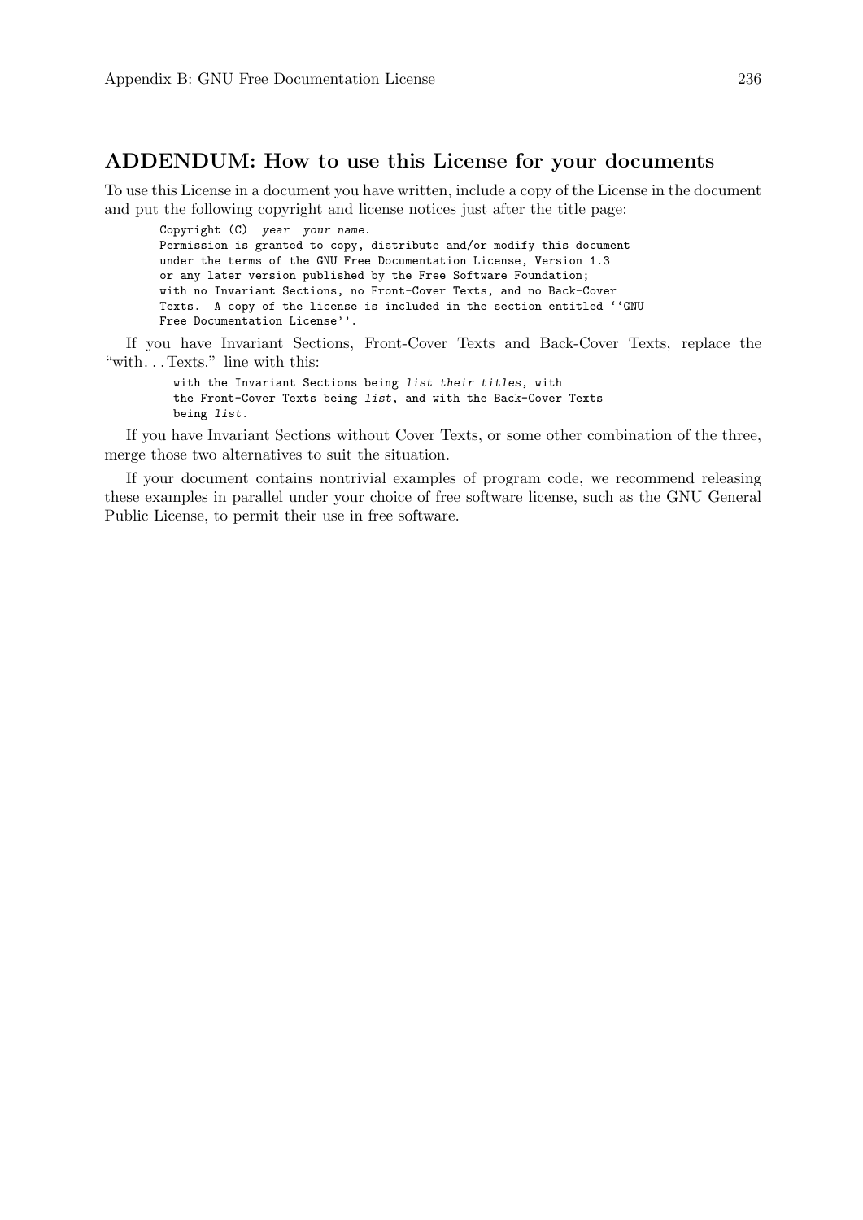## ADDENDUM: How to use this License for your documents

To use this License in a document you have written, include a copy of the License in the document and put the following copyright and license notices just after the title page:

```
Copyright (C)  year  your name.
Permission is granted to copy, distribute and/or modify this document
under the terms of the GNU Free Documentation License, Version 1.3
or any later version published by the Free Software Foundation;
with no Invariant Sections, no Front-Cover Texts, and no Back-Cover
Texts.  A copy of the license is included in the section entitled ``GNU
Free Documentation License''.
```

If you have Invariant Sections, Front-Cover Texts and Back-Cover Texts, replace the "with. . . Texts." line with this:

```
with the Invariant Sections being list their titles, with
the Front-Cover Texts being list, and with the Back-Cover Texts
being list.
```

If you have Invariant Sections without Cover Texts, or some other combination of the three, merge those two alternatives to suit the situation.

If your document contains nontrivial examples of program code, we recommend releasing these examples in parallel under your choice of free software license, such as the GNU General Public License, to permit their use in free software.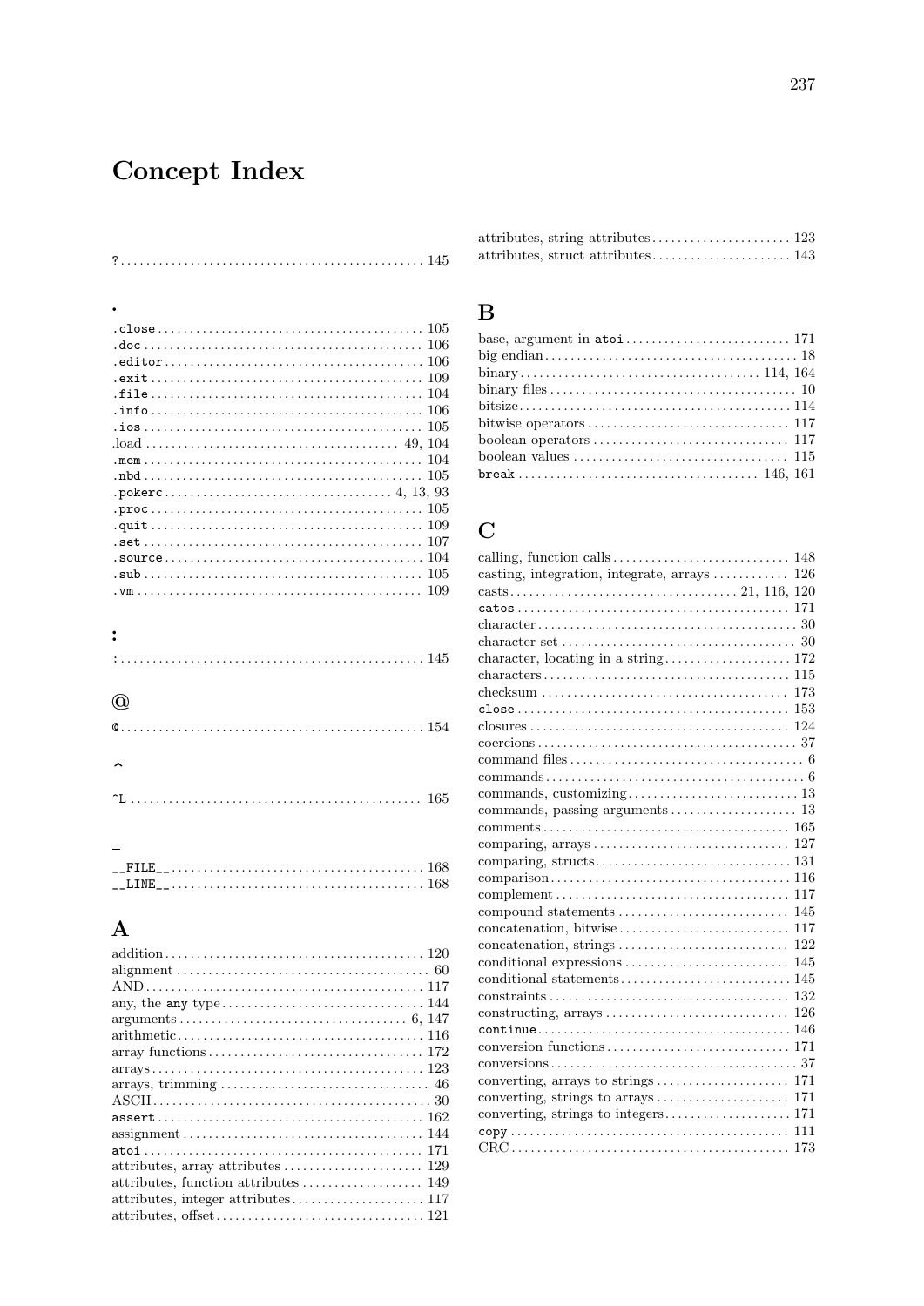# Concept Index

?................................................ 145

## .

.close ........................................ 105
.doc ........................................ 106
.editor ........................................ 106
.exit ........................................ 109
.file ........................................ 104
.info ........................................ 106
.ios ........................................ 105
.load ........................................ 49, 104
.mem ........................................ 104
.nbd ........................................ 105
.pokerc ........................................ 4, 13, 93
.proc ........................................ 105
.quit ........................................ 109
.set ........................................ 107
.source ........................................ 104
.sub ........................................ 105
.vm ........................................ 109

## :

: ................................................ 145

## @

@ ................................................ 154

## ^

^L ................................................ 165

## _

__FILE__ ........................................ 168
__LINE__ ........................................ 168

## A

addition ........................................ 120
alignment ........................................ 60
AND ........................................ 117
any, the any type ........................................ 144
arguments ........................................ 6, 147
arithmetic ........................................ 116
array functions ........................................ 172
arrays ........................................ 123
arrays, trimming ........................................ 46
ASCII ........................................ 30
assert ........................................ 162
assignment ........................................ 144
atoi ........................................ 171
attributes, array attributes ........................................ 129
attributes, function attributes ........................................ 149
attributes, integer attributes ........................................ 117
attributes, offset ........................................ 121
attributes, string attributes ........................................ 123
attributes, struct attributes ........................................ 143

## B

base, argument in atoi ........................................ 171
big endian ........................................ 18
binary ........................................ 114, 164
binary files ........................................ 10
bitsize ........................................ 114
bitwise operators ........................................ 117
boolean operators ........................................ 117
boolean values ........................................ 115
break ........................................ 146, 161

## C

calling, function calls ........................................ 148
casting, integration, integrate, arrays ........................................ 126
casts ........................................ 21, 116, 120
catos ........................................ 171
character ........................................ 30
character set ........................................ 30
character, locating in a string ........................................ 172
characters ........................................ 115
checksum ........................................ 173
close ........................................ 153
closures ........................................ 124
coercions ........................................ 37
command files ........................................ 6
commands ........................................ 6
commands, customizing ........................................ 13
commands, passing arguments ........................................ 13
comments ........................................ 165
comparing, arrays ........................................ 127
comparing, structs ........................................ 131
comparison ........................................ 116
complement ........................................ 117
compound statements ........................................ 145
concatenation, bitwise ........................................ 117
concatenation, strings ........................................ 122
conditional expressions ........................................ 145
conditional statements ........................................ 145
constraints ........................................ 132
constructing, arrays ........................................ 126
continue ........................................ 146
conversion functions ........................................ 171
conversions ........................................ 37
converting, arrays to strings ........................................ 171
converting, strings to arrays ........................................ 171
converting, strings to integers ........................................ 171
copy ........................................ 111
CRC ........................................ 173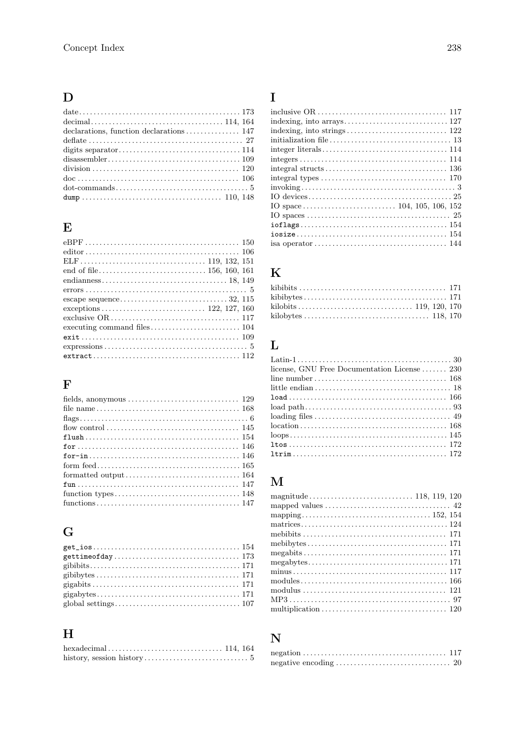## D

date ........................................ 173
decimal ........................................ 114, 164
declarations, function declarations ........................................ 147
deflate ........................................ 27
digits separator ........................................ 114
disassembler ........................................ 109
division ........................................ 120
doc ........................................ 106
dot-commands ........................................ 5
`dump` ........................................ 110, 148

## E

eBPF ........................................ 150
editor ........................................ 106
ELF ........................................ 119, 132, 151
end of file ........................................ 156, 160, 161
endianness ........................................ 18, 149
errors ........................................ 5
escape sequence ........................................ 32, 115
exceptions ........................................ 122, 127, 160
exclusive OR ........................................ 117
executing command files ........................................ 104
`exit` ........................................ 109
expressions ........................................ 5
`extract` ........................................ 112

## F

fields, anonymous ........................................ 129
file name ........................................ 168
flags ........................................ 6
flow control ........................................ 145
`flush` ........................................ 154
`for` ........................................ 146
`for-in` ........................................ 146
form feed ........................................ 165
formatted output ........................................ 164
`fun` ........................................ 147
function types ........................................ 148
functions ........................................ 147

## G

`get_ios` ........................................ 154
`gettimeofday` ........................................ 173
gibibits ........................................ 171
gibibytes ........................................ 171
gigabits ........................................ 171
gigabytes ........................................ 171
global settings ........................................ 107

## H

hexadecimal ........................................ 114, 164
history, session history ........................................ 5

## I

inclusive OR ........................................ 117
indexing, into arrays ........................................ 127
indexing, into strings ........................................ 122
initialization file ........................................ 13
integer literals ........................................ 114
integers ........................................ 114
integral structs ........................................ 136
integral types ........................................ 170
invoking ........................................ 3
IO devices ........................................ 25
IO space ........................................ 104, 105, 106, 152
IO spaces ........................................ 25
`ioflags` ........................................ 154
`iosize` ........................................ 154
isa operator ........................................ 144

## K

kibibits ........................................ 171
kibibytes ........................................ 171
kilobits ........................................ 119, 120, 170
kilobytes ........................................ 118, 170

## L

Latin-1 ........................................ 30
license, GNU Free Documentation License ........................................ 230
line number ........................................ 168
little endian ........................................ 18
`load` ........................................ 166
load path ........................................ 93
loading files ........................................ 49
location ........................................ 168
loops ........................................ 145
`ltos` ........................................ 172
`ltrim` ........................................ 172

## M

magnitude ........................................ 118, 119, 120
mapped values ........................................ 42
mapping ........................................ 152, 154
matrices ........................................ 124
mebibits ........................................ 171
mebibytes ........................................ 171
megabits ........................................ 171
megabytes ........................................ 171
minus ........................................ 117
modules ........................................ 166
modulus ........................................ 121
MP3 ........................................ 97
multiplication ........................................ 120

## N

negation ........................................ 117
negative encoding ........................................ 20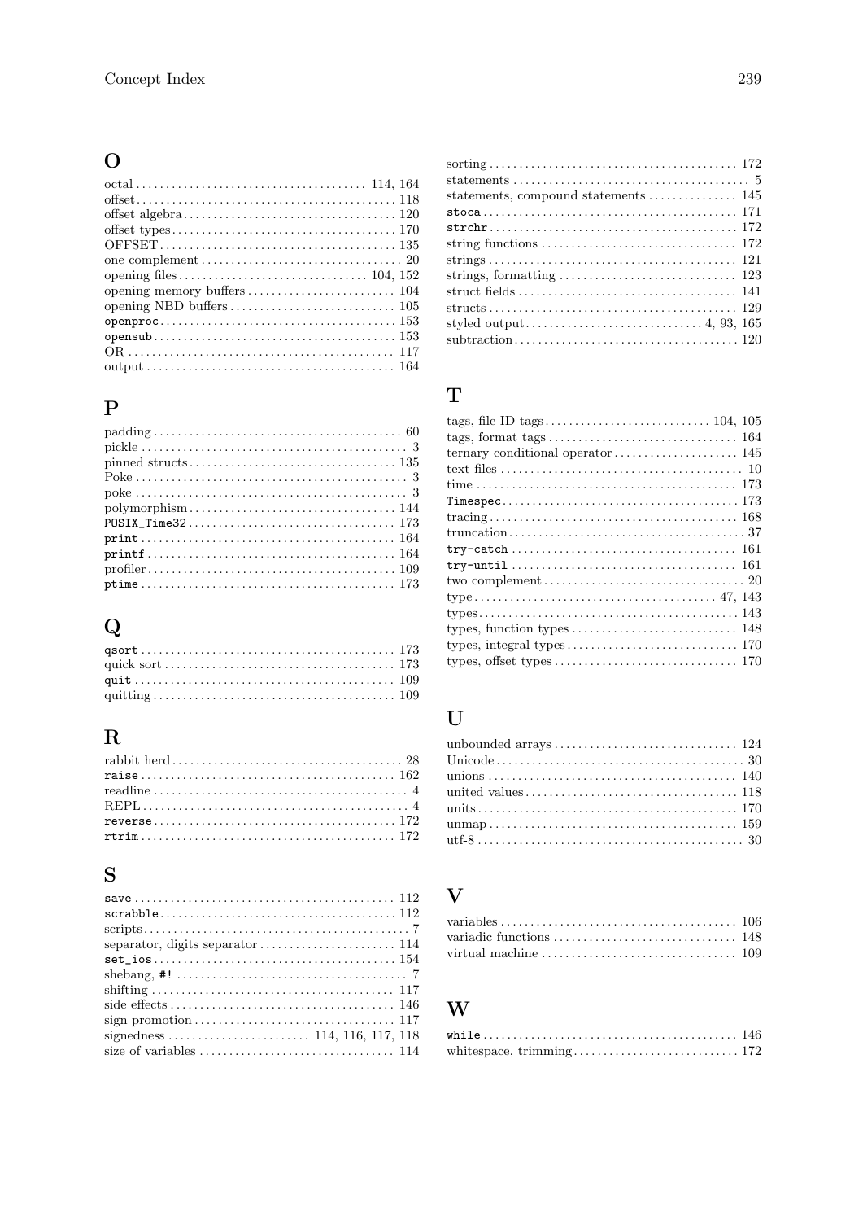## O

octal . . . . . . . . . . 114, 164
offset . . . . . . . . . . 118
offset algebra . . . . . . . . . . 120
offset types . . . . . . . . . . 170
OFFSET . . . . . . . . . . 135
one complement . . . . . . . . . . 20
opening files . . . . . . . . . . 104, 152
opening memory buffers . . . . . . . . . . 104
opening NBD buffers . . . . . . . . . . 105
`openproc` . . . . . . . . . . 153
`opensub` . . . . . . . . . . 153
OR . . . . . . . . . . 117
output . . . . . . . . . . 164

## P

padding . . . . . . . . . . 60
pickle . . . . . . . . . . 3
pinned structs . . . . . . . . . . 135
Poke . . . . . . . . . . 3
poke . . . . . . . . . . 3
polymorphism . . . . . . . . . . 144
`POSIX_Time32` . . . . . . . . . . 173
`print` . . . . . . . . . . 164
`printf` . . . . . . . . . . 164
profiler . . . . . . . . . . 109
`ptime` . . . . . . . . . . 173

## Q

`qsort` . . . . . . . . . . 173
quick sort . . . . . . . . . . 173
`quit` . . . . . . . . . . 109
quitting . . . . . . . . . . 109

## R

rabbit herd . . . . . . . . . . 28
`raise` . . . . . . . . . . 162
readline . . . . . . . . . . 4
REPL . . . . . . . . . . 4
`reverse` . . . . . . . . . . 172
`rtrim` . . . . . . . . . . 172

## S

`save` . . . . . . . . . . 112
`scrabble` . . . . . . . . . . 112
scripts . . . . . . . . . . 7
separator, digits separator . . . . . . . . . . 114
`set_ios` . . . . . . . . . . 154
shebang, `#!` . . . . . . . . . . 7
shifting . . . . . . . . . . 117
side effects . . . . . . . . . . 146
sign promotion . . . . . . . . . . 117
signedness . . . . . . . . . . 114, 116, 117, 118
size of variables . . . . . . . . . . 114
sorting . . . . . . . . . . 172
statements . . . . . . . . . . 5
statements, compound statements . . . . . . . . . . 145
`stoca` . . . . . . . . . . 171
`strchr` . . . . . . . . . . 172
string functions . . . . . . . . . . 172
strings . . . . . . . . . . 121
strings, formatting . . . . . . . . . . 123
struct fields . . . . . . . . . . 141
structs . . . . . . . . . . 129
styled output . . . . . . . . . . 4, 93, 165
subtraction . . . . . . . . . . 120

## T

tags, file ID tags . . . . . . . . . . 104, 105
tags, format tags . . . . . . . . . . 164
ternary conditional operator . . . . . . . . . . 145
text files . . . . . . . . . . 10
time . . . . . . . . . . 173
`Timespec` . . . . . . . . . . 173
tracing . . . . . . . . . . 168
truncation . . . . . . . . . . 37
`try-catch` . . . . . . . . . . 161
`try-until` . . . . . . . . . . 161
two complement . . . . . . . . . . 20
type . . . . . . . . . . 47, 143
types . . . . . . . . . . 143
types, function types . . . . . . . . . . 148
types, integral types . . . . . . . . . . 170
types, offset types . . . . . . . . . . 170

## U

unbounded arrays . . . . . . . . . . 124
Unicode . . . . . . . . . . 30
unions . . . . . . . . . . 140
united values . . . . . . . . . . 118
units . . . . . . . . . . 170
unmap . . . . . . . . . . 159
utf-8 . . . . . . . . . . 30

## V

variables . . . . . . . . . . 106
variadic functions . . . . . . . . . . 148
virtual machine . . . . . . . . . . 109

## W

`while` . . . . . . . . . . 146
whitespace, trimming . . . . . . . . . . 172